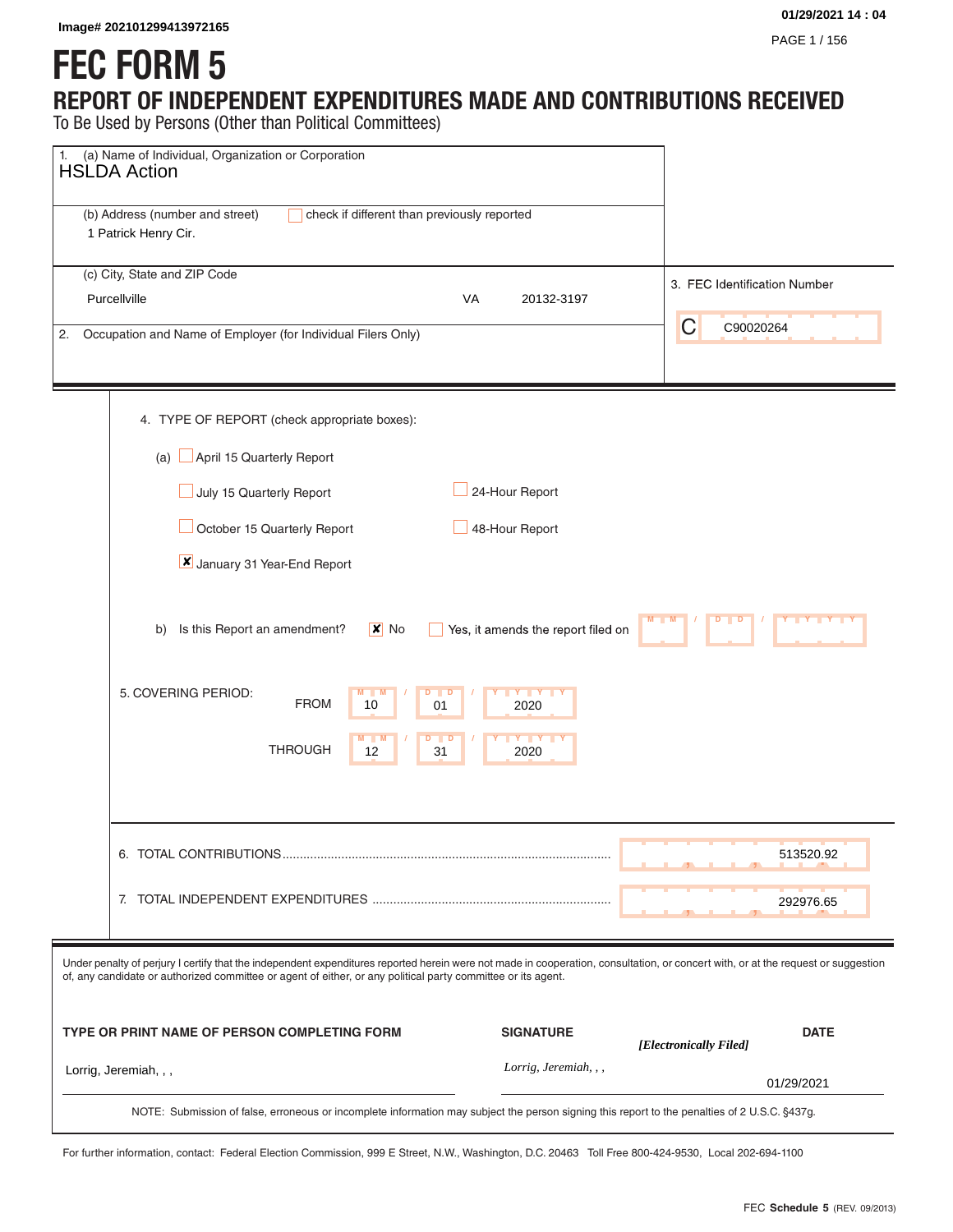Image# 202101299413972165

01/29/2021 14 : 04

# FEC FORM 5

## REPORT OF INDEPENDENT EXPENDITURES MADE AND CONTRIBUTIONS RECEIVED

To Be Used by Persons (Other than Political Committees)

1. (a) Name of Individual, Organization or Corporation
HSLDA Action

(b) Address (number and street) ☐ check if different than previously reported
1 Patrick Henry Cir.

(c) City, State and ZIP Code
Purcellville VA 20132-3197

2. Occupation and Name of Employer (for Individual Filers Only)

3. FEC Identification Number
C C90020264

4. TYPE OF REPORT (check appropriate boxes):

(a)
- ☐ April 15 Quarterly Report
- ☐ July 15 Quarterly Report
- ☐ October 15 Quarterly Report
- ☒ January 31 Year-End Report
- ☐ 24-Hour Report
- ☐ 48-Hour Report

b) Is this Report an amendment? ☒ No ☐ Yes, it amends the report filed on __ / __ / ____

5. COVERING PERIOD:
FROM 10 / 01 / 2020
THROUGH 12 / 31 / 2020

6. TOTAL CONTRIBUTIONS ........ 513520.92

7. TOTAL INDEPENDENT EXPENDITURES ........ 292976.65

Under penalty of perjury I certify that the independent expenditures reported herein were not made in cooperation, consultation, or concert with, or at the request or suggestion of, any candidate or authorized committee or agent of either, or any political party committee or its agent.

| TYPE OR PRINT NAME OF PERSON COMPLETING FORM | SIGNATURE | DATE |
|---|---|---|
| Lorrig, Jeremiah, , , | *Lorrig, Jeremiah, , ,* *[Electronically Filed]* | 01/29/2021 |

NOTE: Submission of false, erroneous or incomplete information may subject the person signing this report to the penalties of 2 U.S.C. §437g.

For further information, contact: Federal Election Commission, 999 E Street, N.W., Washington, D.C. 20463 Toll Free 800-424-9530, Local 202-694-1100

FEC **Schedule 5** (REV. 09/2013)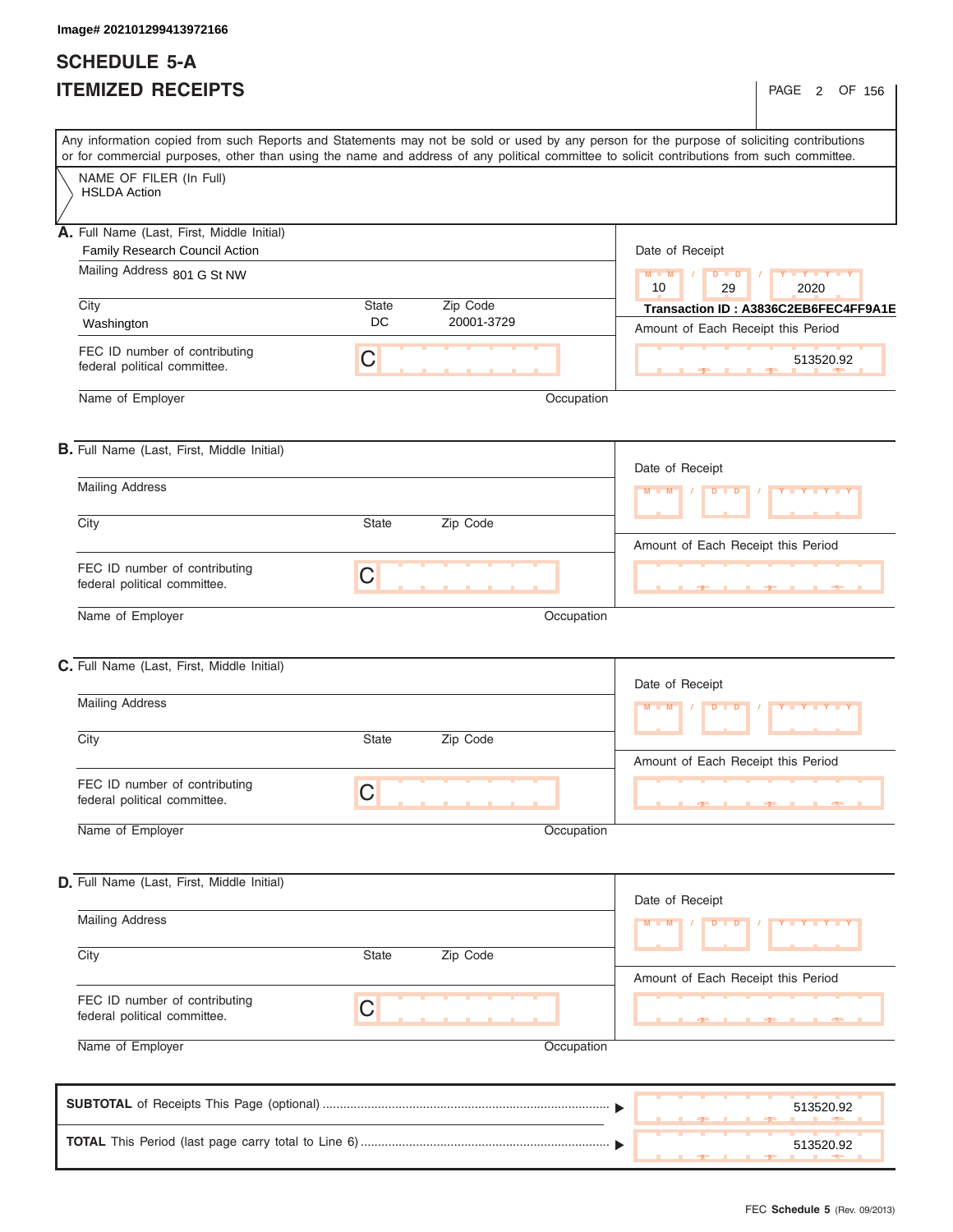Image# 202101299413972166

# SCHEDULE 5-A
# ITEMIZED RECEIPTS

Any information copied from such Reports and Statements may not be sold or used by any person for the purpose of soliciting contributions or for commercial purposes, other than using the name and address of any political committee to solicit contributions from such committee.

NAME OF FILER (In Full)
HSLDA Action

**A.** Full Name (Last, First, Middle Initial)
Family Research Council Action

Mailing Address 801 G St NW

| City | State | Zip Code |
|---|---|---|
| Washington | DC | 20001-3729 |

FEC ID number of contributing federal political committee. C

Name of Employer

Occupation

Date of Receipt: 10 / 29 / 2020

Transaction ID : A3836C2EB6FEC4FF9A1E

Amount of Each Receipt this Period: 513520.92

**B.** Full Name (Last, First, Middle Initial)

Mailing Address

City | State | Zip Code

FEC ID number of contributing federal political committee. C

Name of Employer

Occupation

Date of Receipt

Amount of Each Receipt this Period

**C.** Full Name (Last, First, Middle Initial)

Mailing Address

City | State | Zip Code

FEC ID number of contributing federal political committee. C

Name of Employer

Occupation

Date of Receipt

Amount of Each Receipt this Period

**D.** Full Name (Last, First, Middle Initial)

Mailing Address

City | State | Zip Code

FEC ID number of contributing federal political committee. C

Name of Employer

Occupation

Date of Receipt

Amount of Each Receipt this Period

| | |
|---|---|
| **SUBTOTAL** of Receipts This Page (optional) | 513520.92 |
| **TOTAL** This Period (last page carry total to Line 6) | 513520.92 |

FEC **Schedule 5** (Rev. 09/2013)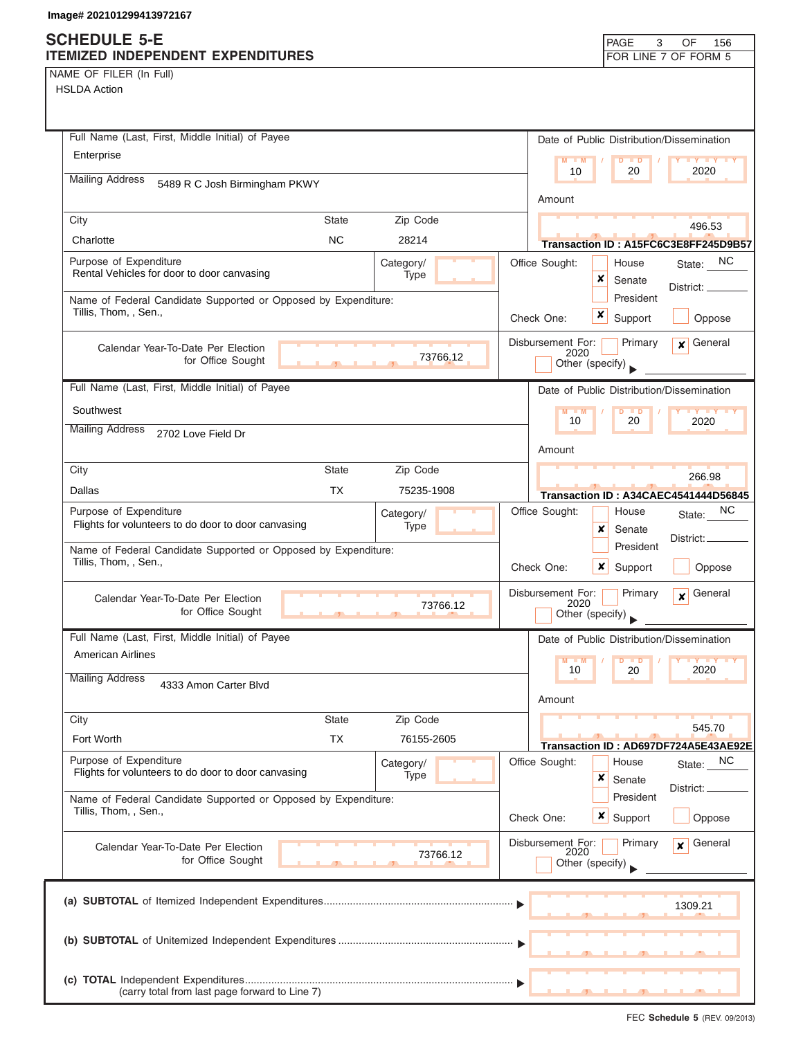Image# 202101299413972167

# SCHEDULE 5-E
## ITEMIZED INDEPENDENT EXPENDITURES

PAGE 3 OF 156
FOR LINE 7 OF FORM 5

NAME OF FILER (In Full)
HSLDA Action

---

**Full Name (Last, First, Middle Initial) of Payee:** Enterprise

**Mailing Address:** 5489 R C Josh Birmingham PKWY

| City | State | Zip Code |
|---|---|---|
| Charlotte | NC | 28214 |

**Date of Public Distribution/Dissemination:** 10 / 20 / 2020

**Amount:** 496.53

**Transaction ID : A15FC6C3E8FF245D9B57**

**Purpose of Expenditure:** Rental Vehicles for door to door canvasing

**Category/Type:**

**Office Sought:** [ ] House [x] Senate [ ] President — State: NC District:

**Name of Federal Candidate Supported or Opposed by Expenditure:** Tillis, Thom, , Sen.,

**Check One:** [x] Support [ ] Oppose

**Calendar Year-To-Date Per Election for Office Sought:** 73766.12

**Disbursement For:** [ ] Primary [x] General 2020 [ ] Other (specify)

---

**Full Name (Last, First, Middle Initial) of Payee:** Southwest

**Mailing Address:** 2702 Love Field Dr

| City | State | Zip Code |
|---|---|---|
| Dallas | TX | 75235-1908 |

**Date of Public Distribution/Dissemination:** 10 / 20 / 2020

**Amount:** 266.98

**Transaction ID : A34CAEC4541444D56845**

**Purpose of Expenditure:** Flights for volunteers to do door to door canvasing

**Category/Type:**

**Office Sought:** [ ] House [x] Senate [ ] President — State: NC District:

**Name of Federal Candidate Supported or Opposed by Expenditure:** Tillis, Thom, , Sen.,

**Check One:** [x] Support [ ] Oppose

**Calendar Year-To-Date Per Election for Office Sought:** 73766.12

**Disbursement For:** [ ] Primary [x] General 2020 [ ] Other (specify)

---

**Full Name (Last, First, Middle Initial) of Payee:** American Airlines

**Mailing Address:** 4333 Amon Carter Blvd

| City | State | Zip Code |
|---|---|---|
| Fort Worth | TX | 76155-2605 |

**Date of Public Distribution/Dissemination:** 10 / 20 / 2020

**Amount:** 545.70

**Transaction ID : AD697DF724A5E43AE92E**

**Purpose of Expenditure:** Flights for volunteers to do door to door canvasing

**Category/Type:**

**Office Sought:** [ ] House [x] Senate [ ] President — State: NC District:

**Name of Federal Candidate Supported or Opposed by Expenditure:** Tillis, Thom, , Sen.,

**Check One:** [x] Support [ ] Oppose

**Calendar Year-To-Date Per Election for Office Sought:** 73766.12

**Disbursement For:** [ ] Primary [x] General 2020 [ ] Other (specify)

---

(a) **SUBTOTAL** of Itemized Independent Expenditures ▶ 1309.21

(b) **SUBTOTAL** of Unitemized Independent Expenditures ▶

(c) **TOTAL** Independent Expenditures ▶
(carry total from last page forward to Line 7)

FEC **Schedule 5** (REV. 09/2013)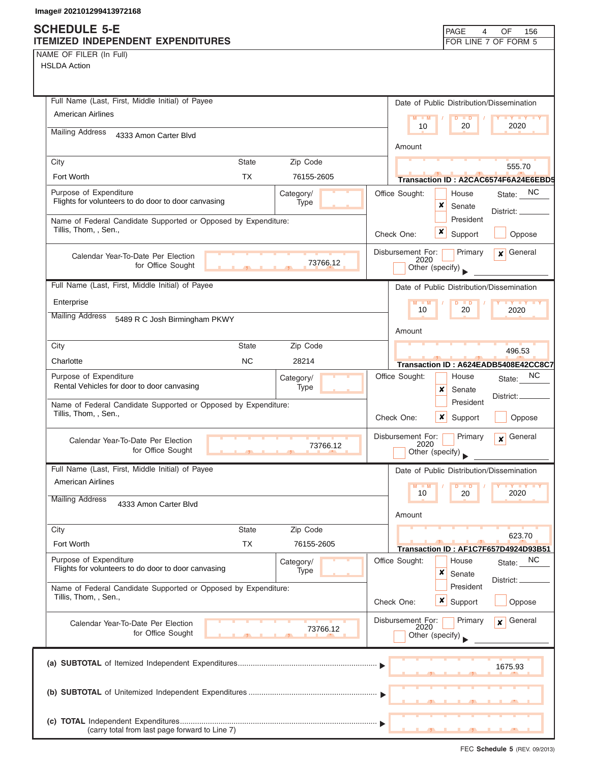Image# 202101299413972168

# SCHEDULE 5-E
## ITEMIZED INDEPENDENT EXPENDITURES

FOR LINE 7 OF FORM 5

NAME OF FILER (In Full)
HSLDA Action

---

**Full Name (Last, First, Middle Initial) of Payee:** American Airlines

**Mailing Address:** 4333 Amon Carter Blvd

**City:** Fort Worth **State:** TX **Zip Code:** 76155-2605

**Date of Public Distribution/Dissemination:** 10 / 20 / 2020

**Amount:** 555.70

**Transaction ID :** A2CAC6574F6A24E6EBD5

**Purpose of Expenditure:** Flights for volunteers to do door to door canvasing

**Category/Type:**

**Office Sought:** [ ] House [x] Senate [ ] President **State:** NC **District:**

**Name of Federal Candidate Supported or Opposed by Expenditure:** Tillis, Thom, , Sen.,

**Check One:** [x] Support [ ] Oppose

**Calendar Year-To-Date Per Election for Office Sought:** 73766.12

**Disbursement For:** [ ] Primary [x] General 2020 [ ] Other (specify)

---

**Full Name (Last, First, Middle Initial) of Payee:** Enterprise

**Mailing Address:** 5489 R C Josh Birmingham PKWY

**City:** Charlotte **State:** NC **Zip Code:** 28214

**Date of Public Distribution/Dissemination:** 10 / 20 / 2020

**Amount:** 496.53

**Transaction ID :** A624EADB5408E42CC8C7

**Purpose of Expenditure:** Rental Vehicles for door to door canvasing

**Category/Type:**

**Office Sought:** [ ] House [x] Senate [ ] President **State:** NC **District:**

**Name of Federal Candidate Supported or Opposed by Expenditure:** Tillis, Thom, , Sen.,

**Check One:** [x] Support [ ] Oppose

**Calendar Year-To-Date Per Election for Office Sought:** 73766.12

**Disbursement For:** [ ] Primary [x] General 2020 [ ] Other (specify)

---

**Full Name (Last, First, Middle Initial) of Payee:** American Airlines

**Mailing Address:** 4333 Amon Carter Blvd

**City:** Fort Worth **State:** TX **Zip Code:** 76155-2605

**Date of Public Distribution/Dissemination:** 10 / 20 / 2020

**Amount:** 623.70

**Transaction ID :** AF1C7F657D4924D93B51

**Purpose of Expenditure:** Flights for volunteers to do door to door canvasing

**Category/Type:**

**Office Sought:** [ ] House [x] Senate [ ] President **State:** NC **District:**

**Name of Federal Candidate Supported or Opposed by Expenditure:** Tillis, Thom, , Sen.,

**Check One:** [x] Support [ ] Oppose

**Calendar Year-To-Date Per Election for Office Sought:** 73766.12

**Disbursement For:** [ ] Primary [x] General 2020 [ ] Other (specify)

---

**(a) SUBTOTAL** of Itemized Independent Expenditures ▶ 1675.93

**(b) SUBTOTAL** of Unitemized Independent Expenditures ▶

**(c) TOTAL** Independent Expenditures ▶
(carry total from last page forward to Line 7)

FEC Schedule 5 (REV. 09/2013)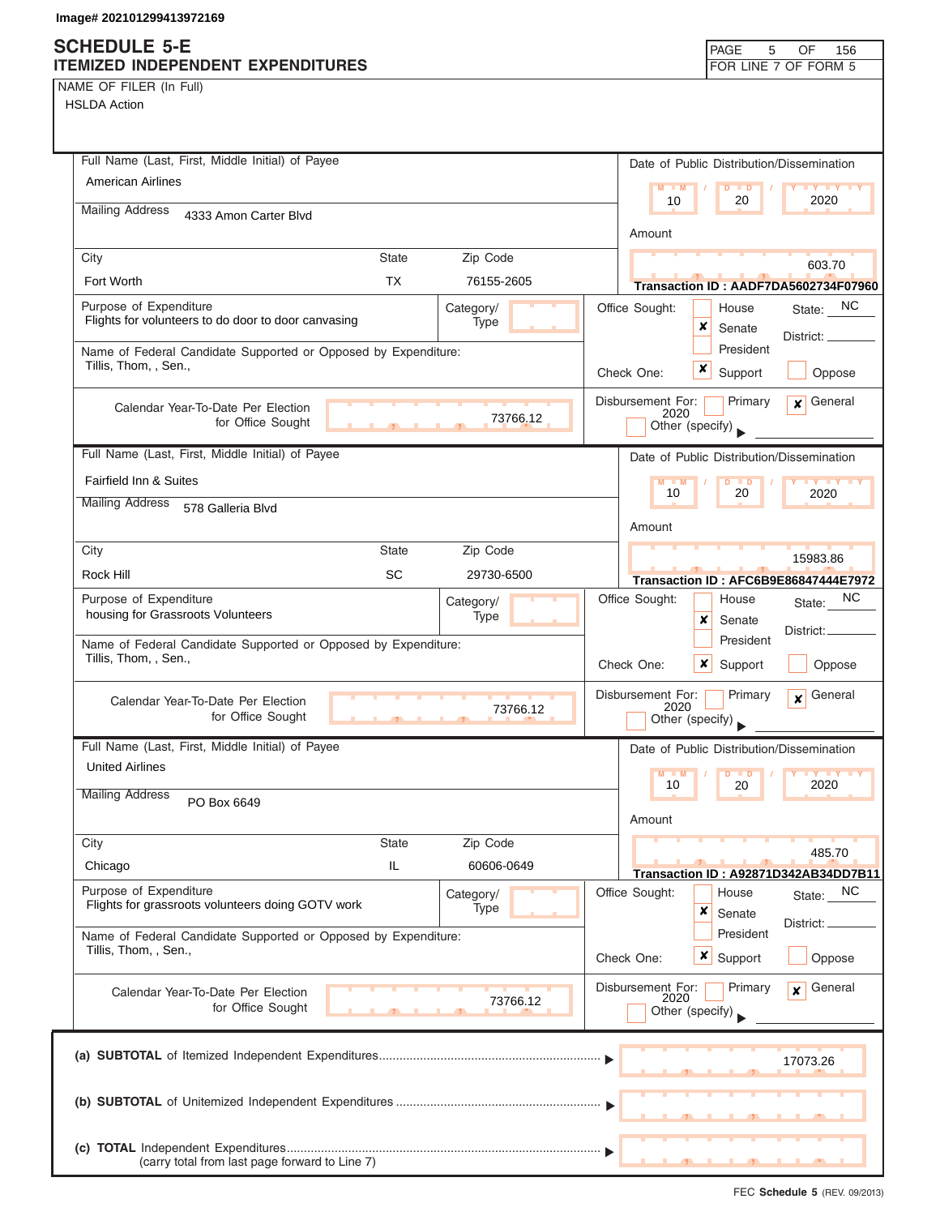Image# 202101299413972169

# SCHEDULE 5-E
## ITEMIZED INDEPENDENT EXPENDITURES

PAGE 5 OF 156
FOR LINE 7 OF FORM 5

NAME OF FILER (In Full)
HSLDA Action

---

**Full Name (Last, First, Middle Initial) of Payee:** American Airlines

**Mailing Address:** 4333 Amon Carter Blvd

**City:** Fort Worth **State:** TX **Zip Code:** 76155-2605

**Date of Public Distribution/Dissemination:** 10 / 20 / 2020

**Amount:** 603.70

**Transaction ID : AADF7DA5602734F07960**

**Purpose of Expenditure:** Flights for volunteers to do door to door canvasing

**Category/Type:**

**Office Sought:** ☐ House ☒ Senate ☐ President — State: NC District:

**Name of Federal Candidate Supported or Opposed by Expenditure:** Tillis, Thom, , Sen.,

**Check One:** ☒ Support ☐ Oppose

**Calendar Year-To-Date Per Election for Office Sought:** 73766.12

**Disbursement For:** ☐ Primary ☒ General 2020 ☐ Other (specify)

---

**Full Name (Last, First, Middle Initial) of Payee:** Fairfield Inn & Suites

**Mailing Address:** 578 Galleria Blvd

**City:** Rock Hill **State:** SC **Zip Code:** 29730-6500

**Date of Public Distribution/Dissemination:** 10 / 20 / 2020

**Amount:** 15983.86

**Transaction ID : AFC6B9E86847444E7972**

**Purpose of Expenditure:** housing for Grassroots Volunteers

**Category/Type:**

**Office Sought:** ☐ House ☒ Senate ☐ President — State: NC District:

**Name of Federal Candidate Supported or Opposed by Expenditure:** Tillis, Thom, , Sen.,

**Check One:** ☒ Support ☐ Oppose

**Calendar Year-To-Date Per Election for Office Sought:** 73766.12

**Disbursement For:** ☐ Primary ☒ General 2020 ☐ Other (specify)

---

**Full Name (Last, First, Middle Initial) of Payee:** United Airlines

**Mailing Address:** PO Box 6649

**City:** Chicago **State:** IL **Zip Code:** 60606-0649

**Date of Public Distribution/Dissemination:** 10 / 20 / 2020

**Amount:** 485.70

**Transaction ID : A92871D342AB34DD7B11**

**Purpose of Expenditure:** Flights for grassroots volunteers doing GOTV work

**Category/Type:**

**Office Sought:** ☐ House ☒ Senate ☐ President — State: NC District:

**Name of Federal Candidate Supported or Opposed by Expenditure:** Tillis, Thom, , Sen.,

**Check One:** ☒ Support ☐ Oppose

**Calendar Year-To-Date Per Election for Office Sought:** 73766.12

**Disbursement For:** ☐ Primary ☒ General 2020 ☐ Other (specify)

---

| | |
|---|---|
| (a) **SUBTOTAL** of Itemized Independent Expenditures | 17073.26 |
| (b) **SUBTOTAL** of Unitemized Independent Expenditures | |
| (c) **TOTAL** Independent Expenditures (carry total from last page forward to Line 7) | |

FEC **Schedule 5** (REV. 09/2013)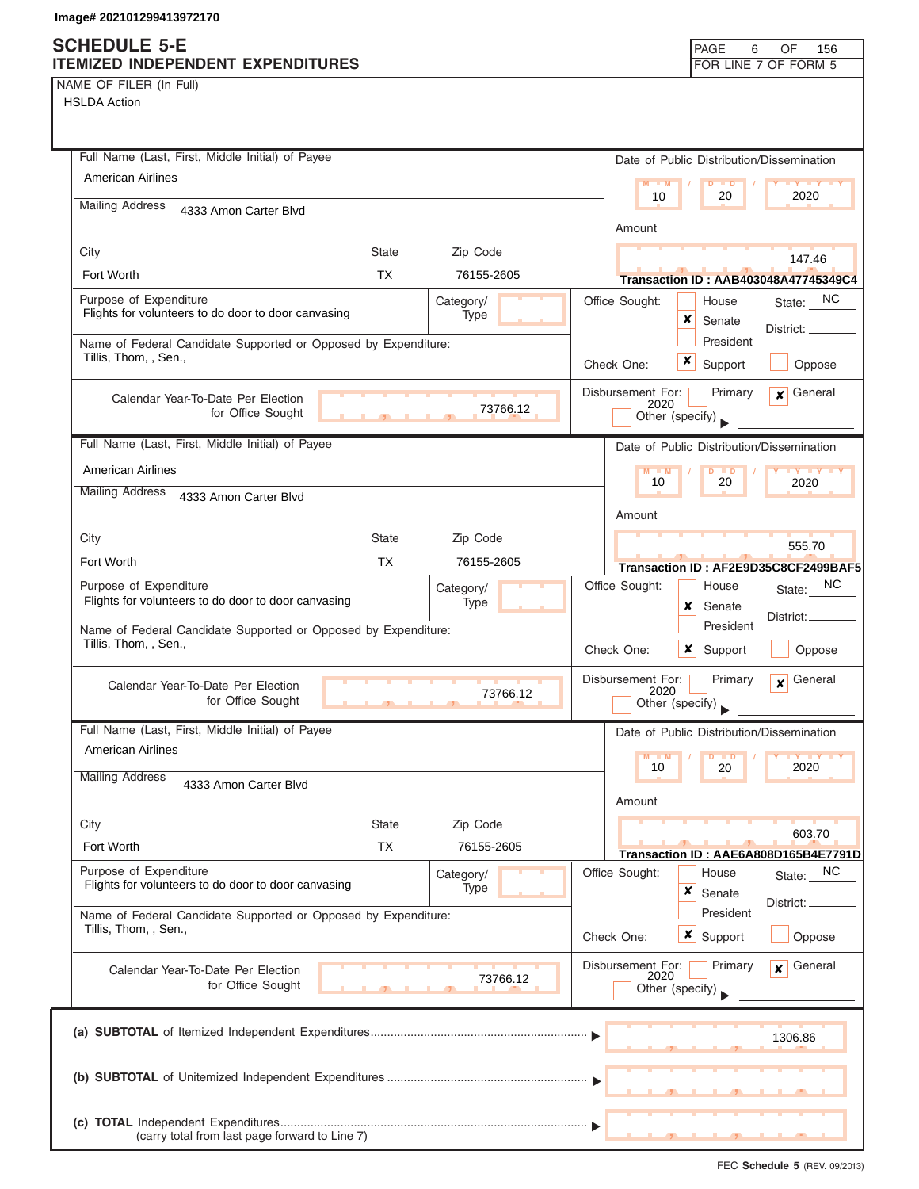Image# 202101299413972170

# SCHEDULE 5-E
## ITEMIZED INDEPENDENT EXPENDITURES

PAGE 6 OF 156
FOR LINE 7 OF FORM 5

NAME OF FILER (In Full)
HSLDA Action

---

**Full Name (Last, First, Middle Initial) of Payee:** American Airlines
**Mailing Address:** 4333 Amon Carter Blvd
**City:** Fort Worth | **State:** TX | **Zip Code:** 76155-2605

**Date of Public Distribution/Dissemination:** 10 / 20 / 2020
**Amount:** 147.46
**Transaction ID : AAB403048A47745349C4**

**Purpose of Expenditure:** Flights for volunteers to do door to door canvasing
**Category/Type:**

**Office Sought:** [ ] House [x] Senate [ ] President
**State:** NC **District:**

**Name of Federal Candidate Supported or Opposed by Expenditure:** Tillis, Thom, , Sen.,
**Check One:** [x] Support [ ] Oppose

**Calendar Year-To-Date Per Election for Office Sought:** 73766.12
**Disbursement For:** [ ] Primary [x] General 2020 [ ] Other (specify)

---

**Full Name (Last, First, Middle Initial) of Payee:** American Airlines
**Mailing Address:** 4333 Amon Carter Blvd
**City:** Fort Worth | **State:** TX | **Zip Code:** 76155-2605

**Date of Public Distribution/Dissemination:** 10 / 20 / 2020
**Amount:** 555.70
**Transaction ID : AF2E9D35C8CF2499BAF5**

**Purpose of Expenditure:** Flights for volunteers to do door to door canvasing
**Category/Type:**

**Office Sought:** [ ] House [x] Senate [ ] President
**State:** NC **District:**

**Name of Federal Candidate Supported or Opposed by Expenditure:** Tillis, Thom, , Sen.,
**Check One:** [x] Support [ ] Oppose

**Calendar Year-To-Date Per Election for Office Sought:** 73766.12
**Disbursement For:** [ ] Primary [x] General 2020 [ ] Other (specify)

---

**Full Name (Last, First, Middle Initial) of Payee:** American Airlines
**Mailing Address:** 4333 Amon Carter Blvd
**City:** Fort Worth | **State:** TX | **Zip Code:** 76155-2605

**Date of Public Distribution/Dissemination:** 10 / 20 / 2020
**Amount:** 603.70
**Transaction ID : AAE6A808D165B4E7791D**

**Purpose of Expenditure:** Flights for volunteers to do door to door canvasing
**Category/Type:**

**Office Sought:** [ ] House [x] Senate [ ] President
**State:** NC **District:**

**Name of Federal Candidate Supported or Opposed by Expenditure:** Tillis, Thom, , Sen.,
**Check One:** [x] Support [ ] Oppose

**Calendar Year-To-Date Per Election for Office Sought:** 73766.12
**Disbursement For:** [ ] Primary [x] General 2020 [ ] Other (specify)

---

| | |
|---|---|
| (a) **SUBTOTAL** of Itemized Independent Expenditures | 1306.86 |
| (b) **SUBTOTAL** of Unitemized Independent Expenditures | |
| (c) **TOTAL** Independent Expenditures (carry total from last page forward to Line 7) | |

FEC **Schedule 5** (REV. 09/2013)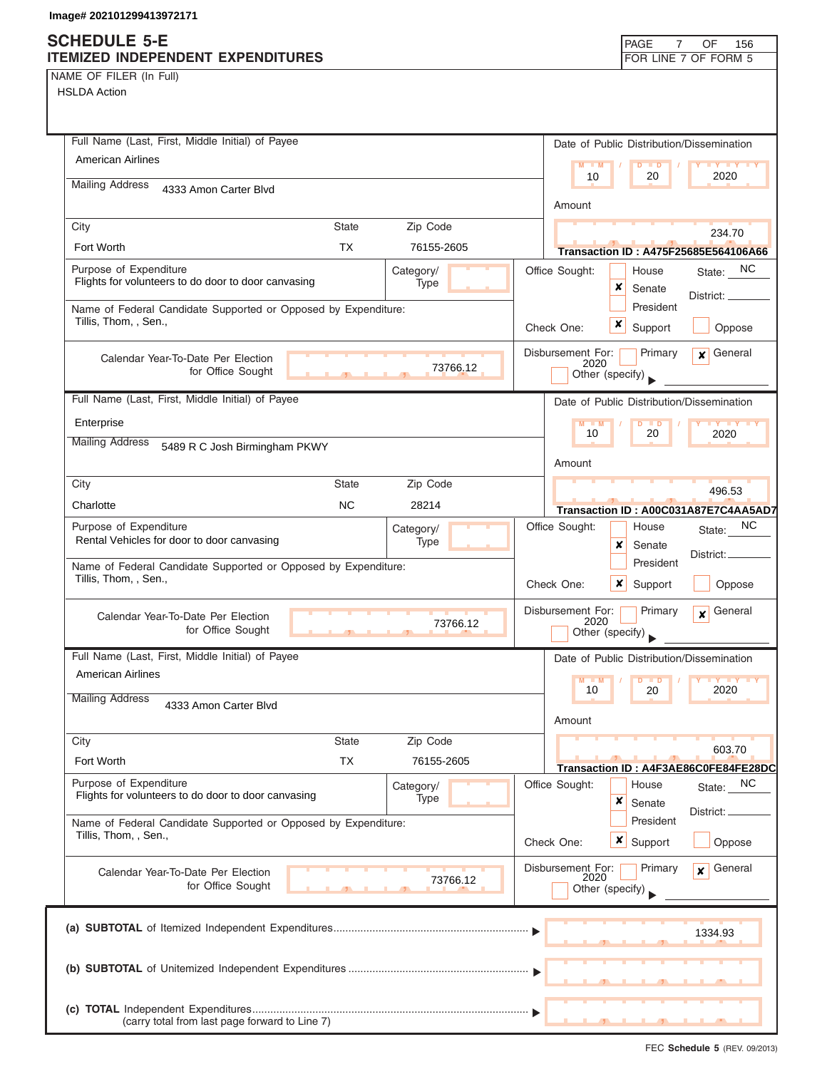Image# 202101299413972171

# SCHEDULE 5-E
## ITEMIZED INDEPENDENT EXPENDITURES

PAGE 7 OF 156
FOR LINE 7 OF FORM 5

NAME OF FILER (In Full)
HSLDA Action

---

**Full Name (Last, First, Middle Initial) of Payee:** American Airlines

**Mailing Address:** 4333 Amon Carter Blvd

| City | State | Zip Code |
|---|---|---|
| Fort Worth | TX | 76155-2605 |

**Date of Public Distribution/Dissemination:** 10 / 20 / 2020

**Amount:** 234.70

**Transaction ID : A475F25685E564106A66**

**Purpose of Expenditure:** Flights for volunteers to do door to door canvasing

**Category/Type:**

**Office Sought:** [ ] House [x] Senate [ ] President — State: NC District:

**Name of Federal Candidate Supported or Opposed by Expenditure:** Tillis, Thom, , Sen.,

**Check One:** [x] Support [ ] Oppose

**Calendar Year-To-Date Per Election for Office Sought:** 73766.12

**Disbursement For:** [ ] Primary [x] General 2020 [ ] Other (specify)

---

**Full Name (Last, First, Middle Initial) of Payee:** Enterprise

**Mailing Address:** 5489 R C Josh Birmingham PKWY

| City | State | Zip Code |
|---|---|---|
| Charlotte | NC | 28214 |

**Date of Public Distribution/Dissemination:** 10 / 20 / 2020

**Amount:** 496.53

**Transaction ID : A00C031A87E7C4AA5AD7**

**Purpose of Expenditure:** Rental Vehicles for door to door canvasing

**Category/Type:**

**Office Sought:** [ ] House [x] Senate [ ] President — State: NC District:

**Name of Federal Candidate Supported or Opposed by Expenditure:** Tillis, Thom, , Sen.,

**Check One:** [x] Support [ ] Oppose

**Calendar Year-To-Date Per Election for Office Sought:** 73766.12

**Disbursement For:** [ ] Primary [x] General 2020 [ ] Other (specify)

---

**Full Name (Last, First, Middle Initial) of Payee:** American Airlines

**Mailing Address:** 4333 Amon Carter Blvd

| City | State | Zip Code |
|---|---|---|
| Fort Worth | TX | 76155-2605 |

**Date of Public Distribution/Dissemination:** 10 / 20 / 2020

**Amount:** 603.70

**Transaction ID : A4F3AE86C0FE84FE28DC**

**Purpose of Expenditure:** Flights for volunteers to do door to door canvasing

**Category/Type:**

**Office Sought:** [ ] House [x] Senate [ ] President — State: NC District:

**Name of Federal Candidate Supported or Opposed by Expenditure:** Tillis, Thom, , Sen.,

**Check One:** [x] Support [ ] Oppose

**Calendar Year-To-Date Per Election for Office Sought:** 73766.12

**Disbursement For:** [ ] Primary [x] General 2020 [ ] Other (specify)

---

| | |
|---|---|
| (a) **SUBTOTAL** of Itemized Independent Expenditures | 1334.93 |
| (b) **SUBTOTAL** of Unitemized Independent Expenditures | |
| (c) **TOTAL** Independent Expenditures (carry total from last page forward to Line 7) | |

FEC **Schedule 5** (REV. 09/2013)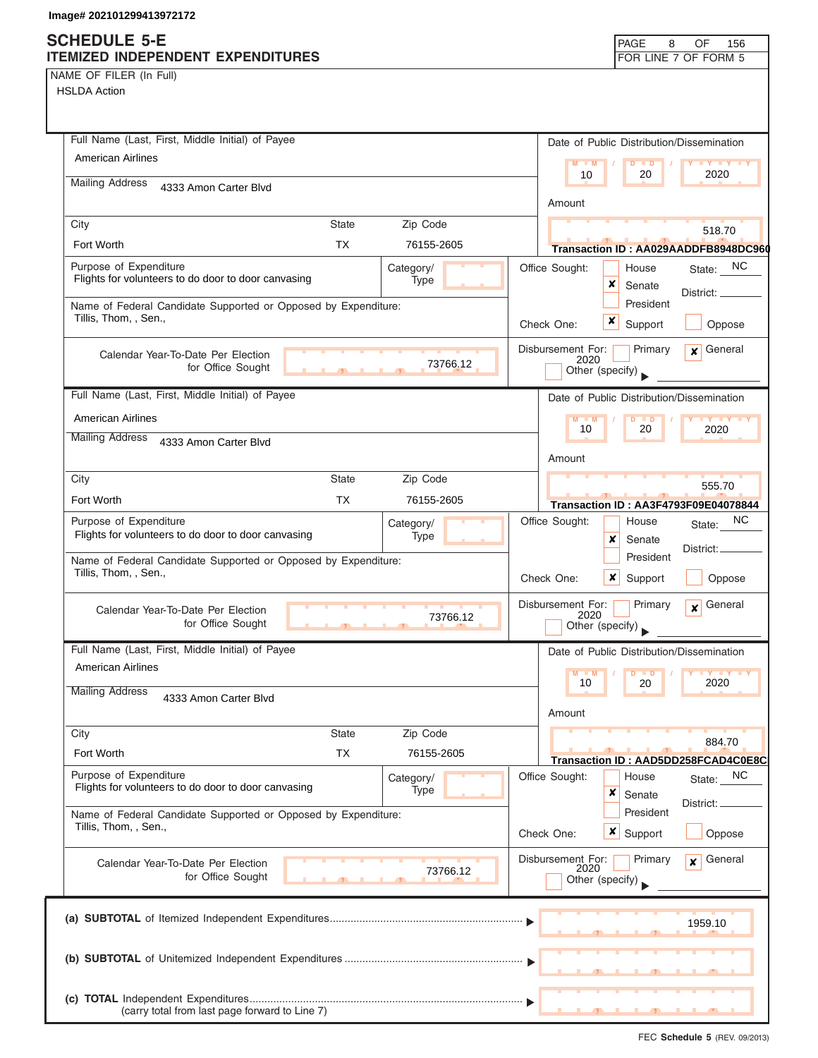Image# 202101299413972172

# SCHEDULE 5-E
## ITEMIZED INDEPENDENT EXPENDITURES

PAGE 8 OF 156
FOR LINE 7 OF FORM 5

NAME OF FILER (In Full)
HSLDA Action

---

**Full Name (Last, First, Middle Initial) of Payee:** American Airlines
**Mailing Address:** 4333 Amon Carter Blvd
**City:** Fort Worth **State:** TX **Zip Code:** 76155-2605

**Date of Public Distribution/Dissemination:** 10 / 20 / 2020
**Amount:** 518.70
**Transaction ID : AA029AADDFB8948DC960**

**Purpose of Expenditure:** Flights for volunteers to do door to door canvasing
**Category/Type:**

**Office Sought:** [ ] House [x] Senate [ ] President — State: NC District:

**Name of Federal Candidate Supported or Opposed by Expenditure:** Tillis, Thom, , Sen.,

**Check One:** [x] Support [ ] Oppose

**Calendar Year-To-Date Per Election for Office Sought:** 73766.12

**Disbursement For:** [ ] Primary [x] General 2020 [ ] Other (specify)

---

**Full Name (Last, First, Middle Initial) of Payee:** American Airlines
**Mailing Address:** 4333 Amon Carter Blvd
**City:** Fort Worth **State:** TX **Zip Code:** 76155-2605

**Date of Public Distribution/Dissemination:** 10 / 20 / 2020
**Amount:** 555.70
**Transaction ID : AA3F4793F09E04078844**

**Purpose of Expenditure:** Flights for volunteers to do door to door canvasing
**Category/Type:**

**Office Sought:** [ ] House [x] Senate [ ] President — State: NC District:

**Name of Federal Candidate Supported or Opposed by Expenditure:** Tillis, Thom, , Sen.,

**Check One:** [x] Support [ ] Oppose

**Calendar Year-To-Date Per Election for Office Sought:** 73766.12

**Disbursement For:** [ ] Primary [x] General 2020 [ ] Other (specify)

---

**Full Name (Last, First, Middle Initial) of Payee:** American Airlines
**Mailing Address:** 4333 Amon Carter Blvd
**City:** Fort Worth **State:** TX **Zip Code:** 76155-2605

**Date of Public Distribution/Dissemination:** 10 / 20 / 2020
**Amount:** 884.70
**Transaction ID : AAD5DD258FCAD4C0E8C**

**Purpose of Expenditure:** Flights for volunteers to do door to door canvasing
**Category/Type:**

**Office Sought:** [ ] House [x] Senate [ ] President — State: NC District:

**Name of Federal Candidate Supported or Opposed by Expenditure:** Tillis, Thom, , Sen.,

**Check One:** [x] Support [ ] Oppose

**Calendar Year-To-Date Per Election for Office Sought:** 73766.12

**Disbursement For:** [ ] Primary [x] General 2020 [ ] Other (specify)

---

| | |
|---|---|
| (a) **SUBTOTAL** of Itemized Independent Expenditures | 1959.10 |
| (b) **SUBTOTAL** of Unitemized Independent Expenditures | |
| (c) **TOTAL** Independent Expenditures (carry total from last page forward to Line 7) | |

FEC **Schedule 5** (REV. 09/2013)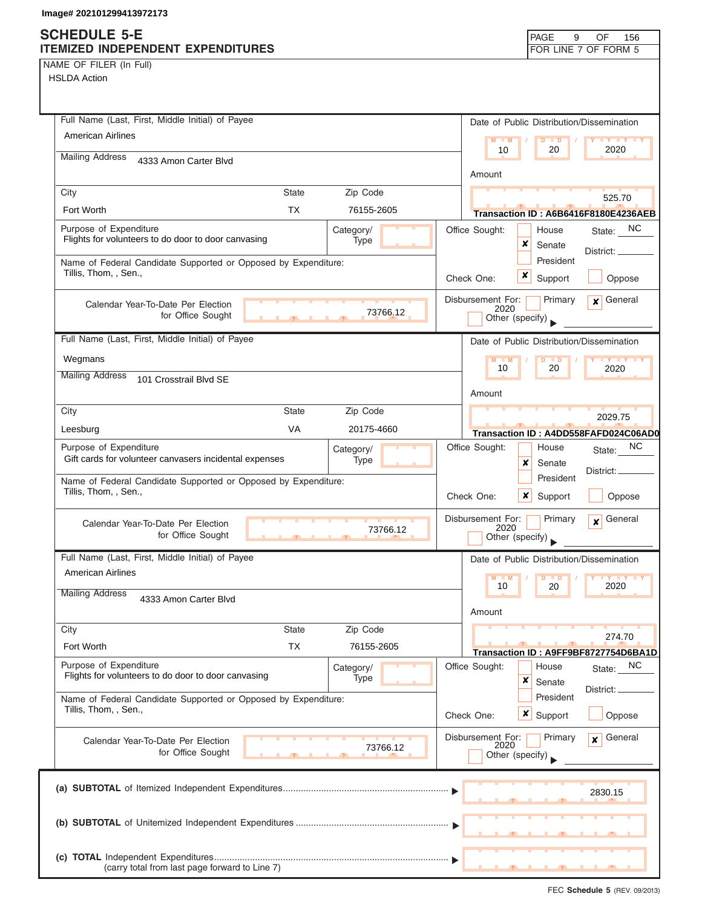Image# 202101299413972173

# SCHEDULE 5-E
## ITEMIZED INDEPENDENT EXPENDITURES

FOR LINE 7 OF FORM 5

NAME OF FILER (In Full)
HSLDA Action

---

**Full Name (Last, First, Middle Initial) of Payee:** American Airlines

**Mailing Address:** 4333 Amon Carter Blvd

**City:** Fort Worth | **State:** TX | **Zip Code:** 76155-2605

**Date of Public Distribution/Dissemination:** 10 / 20 / 2020

**Amount:** 525.70

**Transaction ID : A6B6416F8180E4236AEB**

**Purpose of Expenditure:** Flights for volunteers to do door to door canvasing

**Category/Type:**

**Office Sought:** ☐ House ☒ Senate ☐ President — State: NC District:

**Name of Federal Candidate Supported or Opposed by Expenditure:** Tillis, Thom, , Sen.,

**Check One:** ☒ Support ☐ Oppose

**Calendar Year-To-Date Per Election for Office Sought:** 73766.12

**Disbursement For:** ☐ Primary ☒ General 2020 ☐ Other (specify)

---

**Full Name (Last, First, Middle Initial) of Payee:** Wegmans

**Mailing Address:** 101 Crosstrail Blvd SE

**City:** Leesburg | **State:** VA | **Zip Code:** 20175-4660

**Date of Public Distribution/Dissemination:** 10 / 20 / 2020

**Amount:** 2029.75

**Transaction ID : A4DD558FAFD024C06AD0**

**Purpose of Expenditure:** Gift cards for volunteer canvasers incidental expenses

**Category/Type:**

**Office Sought:** ☐ House ☒ Senate ☐ President — State: NC District:

**Name of Federal Candidate Supported or Opposed by Expenditure:** Tillis, Thom, , Sen.,

**Check One:** ☒ Support ☐ Oppose

**Calendar Year-To-Date Per Election for Office Sought:** 73766.12

**Disbursement For:** ☐ Primary ☒ General 2020 ☐ Other (specify)

---

**Full Name (Last, First, Middle Initial) of Payee:** American Airlines

**Mailing Address:** 4333 Amon Carter Blvd

**City:** Fort Worth | **State:** TX | **Zip Code:** 76155-2605

**Date of Public Distribution/Dissemination:** 10 / 20 / 2020

**Amount:** 274.70

**Transaction ID : A9FF9BF8727754D6BA1D**

**Purpose of Expenditure:** Flights for volunteers to do door to door canvasing

**Category/Type:**

**Office Sought:** ☐ House ☒ Senate ☐ President — State: NC District:

**Name of Federal Candidate Supported or Opposed by Expenditure:** Tillis, Thom, , Sen.,

**Check One:** ☒ Support ☐ Oppose

**Calendar Year-To-Date Per Election for Office Sought:** 73766.12

**Disbursement For:** ☐ Primary ☒ General 2020 ☐ Other (specify)

---

| | |
|---|---|
| (a) **SUBTOTAL** of Itemized Independent Expenditures | 2830.15 |
| (b) **SUBTOTAL** of Unitemized Independent Expenditures | |
| (c) **TOTAL** Independent Expenditures (carry total from last page forward to Line 7) | |

FEC **Schedule 5** (REV. 09/2013)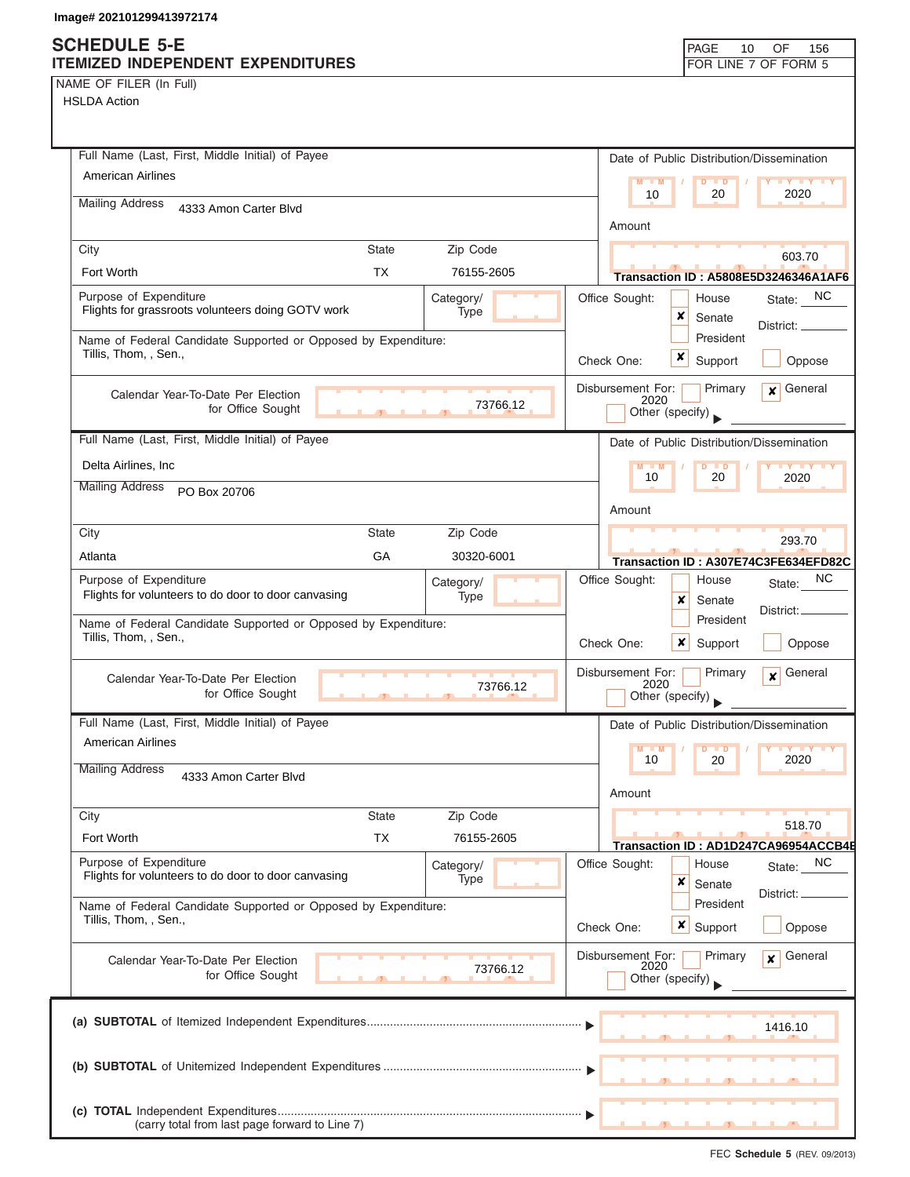Image# 202101299413972174

# SCHEDULE 5-E
## ITEMIZED INDEPENDENT EXPENDITURES

PAGE 10 OF 156
FOR LINE 7 OF FORM 5

NAME OF FILER (In Full)
HSLDA Action

---

**Full Name (Last, First, Middle Initial) of Payee:** American Airlines

**Mailing Address:** 4333 Amon Carter Blvd

| City | State | Zip Code |
|---|---|---|
| Fort Worth | TX | 76155-2605 |

**Date of Public Distribution/Dissemination:** 10 / 20 / 2020

**Amount:** 603.70

**Transaction ID : A5808E5D3246346A1AF6**

**Purpose of Expenditure:** Flights for grassroots volunteers doing GOTV work

**Category/Type:**

**Name of Federal Candidate Supported or Opposed by Expenditure:** Tillis, Thom, , Sen.,

**Office Sought:** [ ] House [x] Senate [ ] President — State: NC District:

**Check One:** [x] Support [ ] Oppose

**Calendar Year-To-Date Per Election for Office Sought:** 73766.12

**Disbursement For:** [ ] Primary [x] General 2020 [ ] Other (specify)

---

**Full Name (Last, First, Middle Initial) of Payee:** Delta Airlines, Inc

**Mailing Address:** PO Box 20706

| City | State | Zip Code |
|---|---|---|
| Atlanta | GA | 30320-6001 |

**Date of Public Distribution/Dissemination:** 10 / 20 / 2020

**Amount:** 293.70

**Transaction ID : A307E74C3FE634EFD82C**

**Purpose of Expenditure:** Flights for volunteers to do door to door canvasing

**Category/Type:**

**Name of Federal Candidate Supported or Opposed by Expenditure:** Tillis, Thom, , Sen.,

**Office Sought:** [ ] House [x] Senate [ ] President — State: NC District:

**Check One:** [x] Support [ ] Oppose

**Calendar Year-To-Date Per Election for Office Sought:** 73766.12

**Disbursement For:** [ ] Primary [x] General 2020 [ ] Other (specify)

---

**Full Name (Last, First, Middle Initial) of Payee:** American Airlines

**Mailing Address:** 4333 Amon Carter Blvd

| City | State | Zip Code |
|---|---|---|
| Fort Worth | TX | 76155-2605 |

**Date of Public Distribution/Dissemination:** 10 / 20 / 2020

**Amount:** 518.70

**Transaction ID : AD1D247CA96954ACCB4E**

**Purpose of Expenditure:** Flights for volunteers to do door to door canvasing

**Category/Type:**

**Name of Federal Candidate Supported or Opposed by Expenditure:** Tillis, Thom, , Sen.,

**Office Sought:** [ ] House [x] Senate [ ] President — State: NC District:

**Check One:** [x] Support [ ] Oppose

**Calendar Year-To-Date Per Election for Office Sought:** 73766.12

**Disbursement For:** [ ] Primary [x] General 2020 [ ] Other (specify)

---

**(a) SUBTOTAL** of Itemized Independent Expenditures ........ 1416.10

**(b) SUBTOTAL** of Unitemized Independent Expenditures ........

**(c) TOTAL** Independent Expenditures ........
(carry total from last page forward to Line 7)

FEC **Schedule 5** (REV. 09/2013)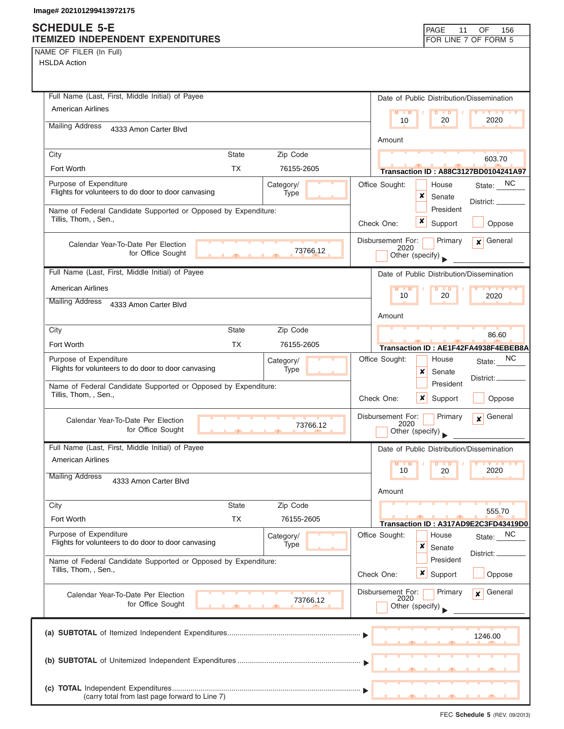Image# 202101299413972175

# SCHEDULE 5-E
## ITEMIZED INDEPENDENT EXPENDITURES

PAGE 11 OF 156
FOR LINE 7 OF FORM 5

NAME OF FILER (In Full)
HSLDA Action

---

**Full Name (Last, First, Middle Initial) of Payee:** American Airlines
**Mailing Address:** 4333 Amon Carter Blvd
**City:** Fort Worth **State:** TX **Zip Code:** 76155-2605
**Date of Public Distribution/Dissemination:** 10 / 20 / 2020
**Amount:** 603.70
**Transaction ID :** A88C3127BD0104241A97
**Purpose of Expenditure:** Flights for volunteers to do door to door canvasing
**Category/Type:**
**Office Sought:** ☐ House ☒ Senate ☐ President — State: NC District:
**Name of Federal Candidate Supported or Opposed by Expenditure:** Tillis, Thom, , Sen.,
**Check One:** ☒ Support ☐ Oppose
**Calendar Year-To-Date Per Election for Office Sought:** 73766.12
**Disbursement For:** ☐ Primary ☒ General 2020 ☐ Other (specify)

---

**Full Name (Last, First, Middle Initial) of Payee:** American Airlines
**Mailing Address:** 4333 Amon Carter Blvd
**City:** Fort Worth **State:** TX **Zip Code:** 76155-2605
**Date of Public Distribution/Dissemination:** 10 / 20 / 2020
**Amount:** 86.60
**Transaction ID :** AE1F42FA4938F4EBEB8A
**Purpose of Expenditure:** Flights for volunteers to do door to door canvasing
**Category/Type:**
**Office Sought:** ☐ House ☒ Senate ☐ President — State: NC District:
**Name of Federal Candidate Supported or Opposed by Expenditure:** Tillis, Thom, , Sen.,
**Check One:** ☒ Support ☐ Oppose
**Calendar Year-To-Date Per Election for Office Sought:** 73766.12
**Disbursement For:** ☐ Primary ☒ General 2020 ☐ Other (specify)

---

**Full Name (Last, First, Middle Initial) of Payee:** American Airlines
**Mailing Address:** 4333 Amon Carter Blvd
**City:** Fort Worth **State:** TX **Zip Code:** 76155-2605
**Date of Public Distribution/Dissemination:** 10 / 20 / 2020
**Amount:** 555.70
**Transaction ID :** A317AD9E2C3FD43419D0
**Purpose of Expenditure:** Flights for volunteers to do door to door canvasing
**Category/Type:**
**Office Sought:** ☐ House ☒ Senate ☐ President — State: NC District:
**Name of Federal Candidate Supported or Opposed by Expenditure:** Tillis, Thom, , Sen.,
**Check One:** ☒ Support ☐ Oppose
**Calendar Year-To-Date Per Election for Office Sought:** 73766.12
**Disbursement For:** ☐ Primary ☒ General 2020 ☐ Other (specify)

---

(a) **SUBTOTAL** of Itemized Independent Expenditures ▶ 1246.00

(b) **SUBTOTAL** of Unitemized Independent Expenditures ▶

(c) **TOTAL** Independent Expenditures ▶
(carry total from last page forward to Line 7)

FEC **Schedule 5** (REV. 09/2013)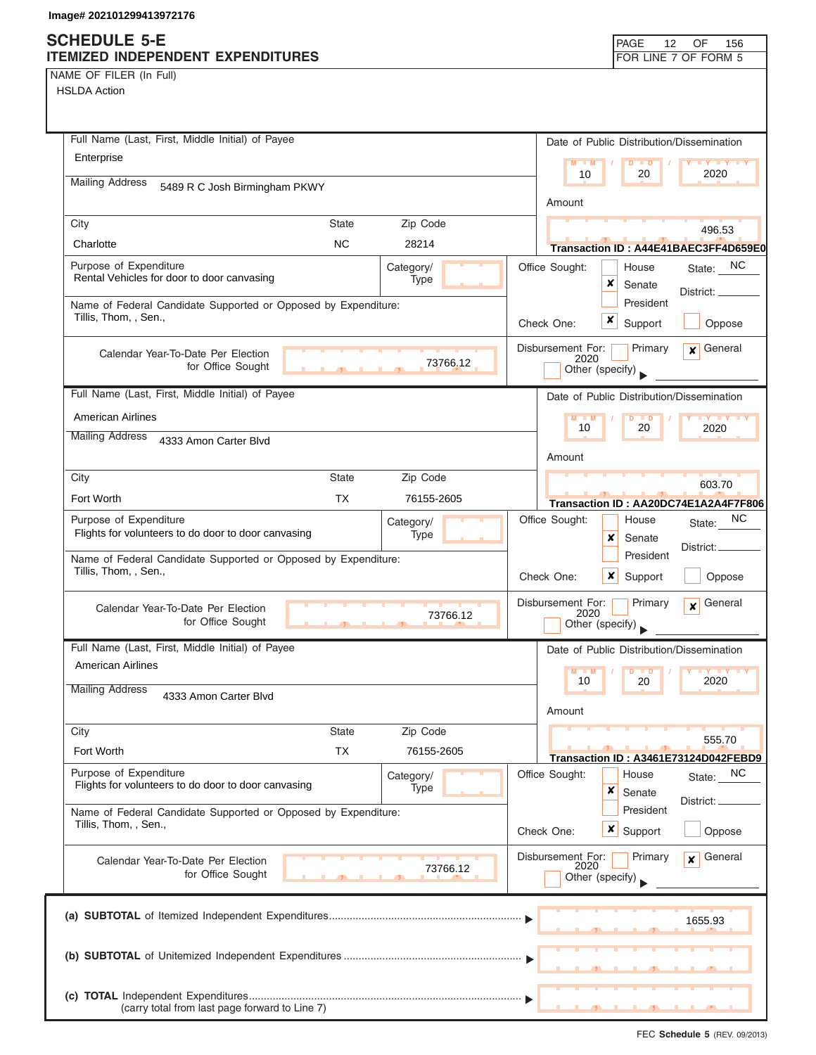Image# 202101299413972176

# SCHEDULE 5-E
## ITEMIZED INDEPENDENT EXPENDITURES

PAGE 12 OF 156
FOR LINE 7 OF FORM 5

NAME OF FILER (In Full)
HSLDA Action

---

**Full Name (Last, First, Middle Initial) of Payee:** Enterprise

**Mailing Address:** 5489 R C Josh Birmingham PKWY

| City | State | Zip Code |
|---|---|---|
| Charlotte | NC | 28214 |

**Date of Public Distribution/Dissemination:** 10 / 20 / 2020

**Amount:** 496.53

Transaction ID : A44E41BAEC3FF4D659E0

**Purpose of Expenditure:** Rental Vehicles for door to door canvasing

**Category/Type:**

**Office Sought:** [ ] House [x] Senate [ ] President — State: NC — District:

**Name of Federal Candidate Supported or Opposed by Expenditure:** Tillis, Thom, , Sen.,

**Check One:** [x] Support [ ] Oppose

**Calendar Year-To-Date Per Election for Office Sought:** 73766.12

**Disbursement For:** [ ] Primary [x] General 2020 [ ] Other (specify)

---

**Full Name (Last, First, Middle Initial) of Payee:** American Airlines

**Mailing Address:** 4333 Amon Carter Blvd

| City | State | Zip Code |
|---|---|---|
| Fort Worth | TX | 76155-2605 |

**Date of Public Distribution/Dissemination:** 10 / 20 / 2020

**Amount:** 603.70

Transaction ID : AA20DC74E1A2A4F7F806

**Purpose of Expenditure:** Flights for volunteers to do door to door canvasing

**Category/Type:**

**Office Sought:** [ ] House [x] Senate [ ] President — State: NC — District:

**Name of Federal Candidate Supported or Opposed by Expenditure:** Tillis, Thom, , Sen.,

**Check One:** [x] Support [ ] Oppose

**Calendar Year-To-Date Per Election for Office Sought:** 73766.12

**Disbursement For:** [ ] Primary [x] General 2020 [ ] Other (specify)

---

**Full Name (Last, First, Middle Initial) of Payee:** American Airlines

**Mailing Address:** 4333 Amon Carter Blvd

| City | State | Zip Code |
|---|---|---|
| Fort Worth | TX | 76155-2605 |

**Date of Public Distribution/Dissemination:** 10 / 20 / 2020

**Amount:** 555.70

Transaction ID : A3461E73124D042FEBD9

**Purpose of Expenditure:** Flights for volunteers to do door to door canvasing

**Category/Type:**

**Office Sought:** [ ] House [x] Senate [ ] President — State: NC — District:

**Name of Federal Candidate Supported or Opposed by Expenditure:** Tillis, Thom, , Sen.,

**Check One:** [x] Support [ ] Oppose

**Calendar Year-To-Date Per Election for Office Sought:** 73766.12

**Disbursement For:** [ ] Primary [x] General 2020 [ ] Other (specify)

---

| | |
|---|---|
| (a) **SUBTOTAL** of Itemized Independent Expenditures | 1655.93 |
| (b) **SUBTOTAL** of Unitemized Independent Expenditures | |
| (c) **TOTAL** Independent Expenditures (carry total from last page forward to Line 7) | |

FEC **Schedule 5** (REV. 09/2013)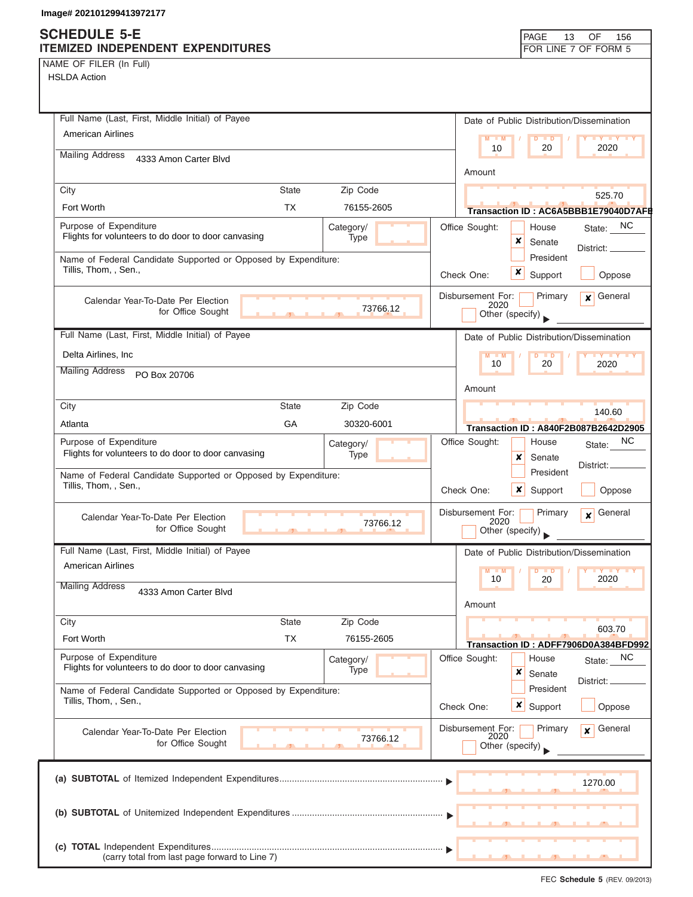Image# 202101299413972177

# SCHEDULE 5-E
## ITEMIZED INDEPENDENT EXPENDITURES

PAGE 13 OF 156
FOR LINE 7 OF FORM 5

NAME OF FILER (In Full)
HSLDA Action

---

**Full Name (Last, First, Middle Initial) of Payee**
American Airlines

**Mailing Address** 4333 Amon Carter Blvd

| City | State | Zip Code |
|---|---|---|
| Fort Worth | TX | 76155-2605 |

**Date of Public Distribution/Dissemination:** 10 / 20 / 2020

**Amount:** 525.70

Transaction ID : AC6A5BBB1E79040D7AFB

**Purpose of Expenditure:** Flights for volunteers to do door to door canvasing

**Category/Type:**

**Office Sought:** [ ] House [x] Senate [ ] President — State: NC District:

**Name of Federal Candidate Supported or Opposed by Expenditure:** Tillis, Thom, , Sen.,

**Check One:** [x] Support [ ] Oppose

**Calendar Year-To-Date Per Election for Office Sought:** 73766.12

**Disbursement For:** [ ] Primary [x] General 2020 [ ] Other (specify)

---

**Full Name (Last, First, Middle Initial) of Payee**
Delta Airlines, Inc

**Mailing Address** PO Box 20706

| City | State | Zip Code |
|---|---|---|
| Atlanta | GA | 30320-6001 |

**Date of Public Distribution/Dissemination:** 10 / 20 / 2020

**Amount:** 140.60

Transaction ID : A840F2B087B2642D2905

**Purpose of Expenditure:** Flights for volunteers to do door to door canvasing

**Category/Type:**

**Office Sought:** [ ] House [x] Senate [ ] President — State: NC District:

**Name of Federal Candidate Supported or Opposed by Expenditure:** Tillis, Thom, , Sen.,

**Check One:** [x] Support [ ] Oppose

**Calendar Year-To-Date Per Election for Office Sought:** 73766.12

**Disbursement For:** [ ] Primary [x] General 2020 [ ] Other (specify)

---

**Full Name (Last, First, Middle Initial) of Payee**
American Airlines

**Mailing Address** 4333 Amon Carter Blvd

| City | State | Zip Code |
|---|---|---|
| Fort Worth | TX | 76155-2605 |

**Date of Public Distribution/Dissemination:** 10 / 20 / 2020

**Amount:** 603.70

Transaction ID : ADFF7906D0A384BFD992

**Purpose of Expenditure:** Flights for volunteers to do door to door canvasing

**Category/Type:**

**Office Sought:** [ ] House [x] Senate [ ] President — State: NC District:

**Name of Federal Candidate Supported or Opposed by Expenditure:** Tillis, Thom, , Sen.,

**Check One:** [x] Support [ ] Oppose

**Calendar Year-To-Date Per Election for Office Sought:** 73766.12

**Disbursement For:** [ ] Primary [x] General 2020 [ ] Other (specify)

---

**(a) SUBTOTAL** of Itemized Independent Expenditures ........ ▶ 1270.00

**(b) SUBTOTAL** of Unitemized Independent Expenditures ........ ▶

**(c) TOTAL** Independent Expenditures ........ ▶
(carry total from last page forward to Line 7)

FEC Schedule 5 (REV. 09/2013)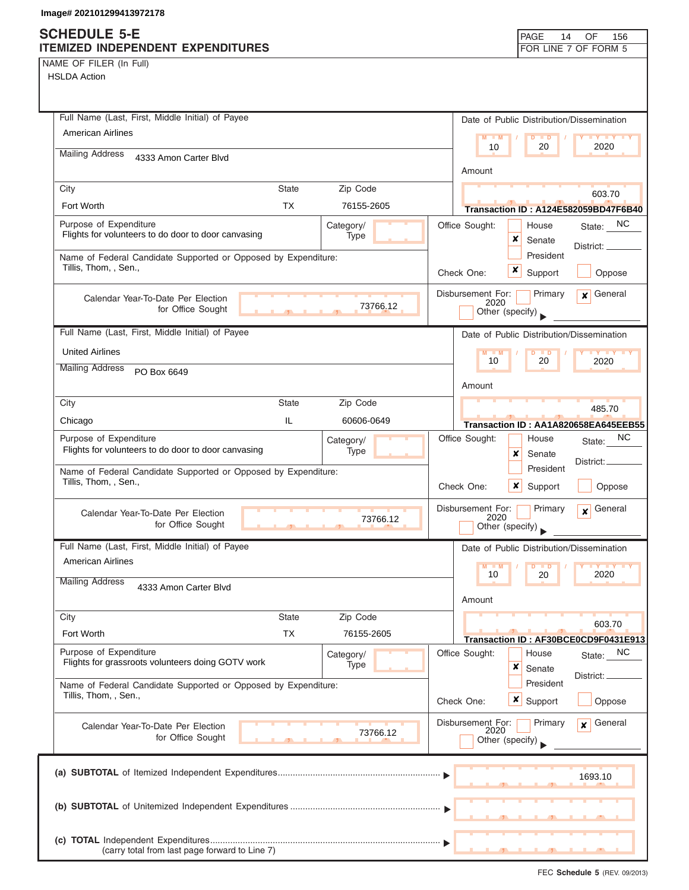Image# 202101299413972178

# SCHEDULE 5-E
## ITEMIZED INDEPENDENT EXPENDITURES

FOR LINE 7 OF FORM 5

NAME OF FILER (In Full)
HSLDA Action

---

**Full Name (Last, First, Middle Initial) of Payee:** American Airlines

**Mailing Address:** 4333 Amon Carter Blvd

**City:** Fort Worth | **State:** TX | **Zip Code:** 76155-2605

**Date of Public Distribution/Dissemination:** 10 / 20 / 2020

**Amount:** 603.70

**Transaction ID : A124E582059BD47F6B40**

**Purpose of Expenditure:** Flights for volunteers to do door to door canvasing

**Category/Type:**

**Office Sought:** [ ] House [x] Senate [ ] President — **State:** NC — **District:**

**Name of Federal Candidate Supported or Opposed by Expenditure:** Tillis, Thom, , Sen.,

**Check One:** [x] Support [ ] Oppose

**Calendar Year-To-Date Per Election for Office Sought:** 73766.12

**Disbursement For:** [ ] Primary [x] General 2020 [ ] Other (specify)

---

**Full Name (Last, First, Middle Initial) of Payee:** United Airlines

**Mailing Address:** PO Box 6649

**City:** Chicago | **State:** IL | **Zip Code:** 60606-0649

**Date of Public Distribution/Dissemination:** 10 / 20 / 2020

**Amount:** 485.70

**Transaction ID : AA1A820658EA645EEB55**

**Purpose of Expenditure:** Flights for volunteers to do door to door canvasing

**Category/Type:**

**Office Sought:** [ ] House [x] Senate [ ] President — **State:** NC — **District:**

**Name of Federal Candidate Supported or Opposed by Expenditure:** Tillis, Thom, , Sen.,

**Check One:** [x] Support [ ] Oppose

**Calendar Year-To-Date Per Election for Office Sought:** 73766.12

**Disbursement For:** [ ] Primary [x] General 2020 [ ] Other (specify)

---

**Full Name (Last, First, Middle Initial) of Payee:** American Airlines

**Mailing Address:** 4333 Amon Carter Blvd

**City:** Fort Worth | **State:** TX | **Zip Code:** 76155-2605

**Date of Public Distribution/Dissemination:** 10 / 20 / 2020

**Amount:** 603.70

**Transaction ID : AF30BCE0CD9F0431E913**

**Purpose of Expenditure:** Flights for grassroots volunteers doing GOTV work

**Category/Type:**

**Office Sought:** [ ] House [x] Senate [ ] President — **State:** NC — **District:**

**Name of Federal Candidate Supported or Opposed by Expenditure:** Tillis, Thom, , Sen.,

**Check One:** [x] Support [ ] Oppose

**Calendar Year-To-Date Per Election for Office Sought:** 73766.12

**Disbursement For:** [ ] Primary [x] General 2020 [ ] Other (specify)

---

(a) **SUBTOTAL** of Itemized Independent Expenditures ▶ 1693.10

(b) **SUBTOTAL** of Unitemized Independent Expenditures ▶

(c) **TOTAL** Independent Expenditures ▶
(carry total from last page forward to Line 7)

FEC **Schedule 5** (REV. 09/2013)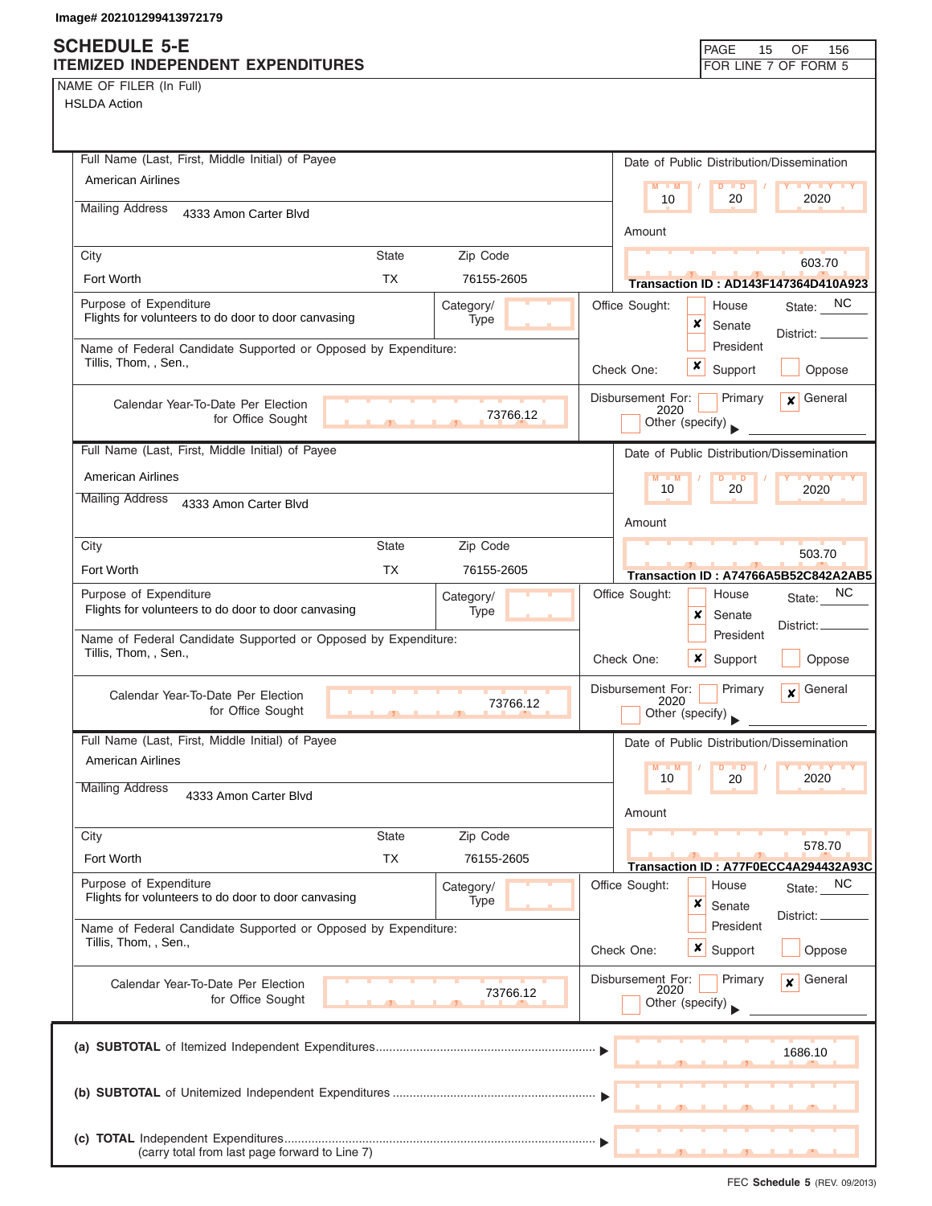Image# 202101299413972179

# SCHEDULE 5-E
## ITEMIZED INDEPENDENT EXPENDITURES

FOR LINE 7 OF FORM 5

NAME OF FILER (In Full)
HSLDA Action

---

**Full Name (Last, First, Middle Initial) of Payee:** American Airlines

**Mailing Address:** 4333 Amon Carter Blvd

| City | State | Zip Code |
|---|---|---|
| Fort Worth | TX | 76155-2605 |

**Date of Public Distribution/Dissemination:** 10 / 20 / 2020

**Amount:** 603.70

**Transaction ID : AD143F147364D410A923**

**Purpose of Expenditure:** Flights for volunteers to do door to door canvasing

**Category/Type:**

**Name of Federal Candidate Supported or Opposed by Expenditure:** Tillis, Thom, , Sen.,

**Office Sought:** [ ] House [x] Senate [ ] President — State: NC District:

**Check One:** [x] Support [ ] Oppose

**Calendar Year-To-Date Per Election for Office Sought:** 73766.12

**Disbursement For:** [ ] Primary [x] General 2020 [ ] Other (specify)

---

**Full Name (Last, First, Middle Initial) of Payee:** American Airlines

**Mailing Address:** 4333 Amon Carter Blvd

| City | State | Zip Code |
|---|---|---|
| Fort Worth | TX | 76155-2605 |

**Date of Public Distribution/Dissemination:** 10 / 20 / 2020

**Amount:** 503.70

**Transaction ID : A74766A5B52C842A2AB5**

**Purpose of Expenditure:** Flights for volunteers to do door to door canvasing

**Category/Type:**

**Name of Federal Candidate Supported or Opposed by Expenditure:** Tillis, Thom, , Sen.,

**Office Sought:** [ ] House [x] Senate [ ] President — State: NC District:

**Check One:** [x] Support [ ] Oppose

**Calendar Year-To-Date Per Election for Office Sought:** 73766.12

**Disbursement For:** [ ] Primary [x] General 2020 [ ] Other (specify)

---

**Full Name (Last, First, Middle Initial) of Payee:** American Airlines

**Mailing Address:** 4333 Amon Carter Blvd

| City | State | Zip Code |
|---|---|---|
| Fort Worth | TX | 76155-2605 |

**Date of Public Distribution/Dissemination:** 10 / 20 / 2020

**Amount:** 578.70

**Transaction ID : A77F0ECC4A294432A93C**

**Purpose of Expenditure:** Flights for volunteers to do door to door canvasing

**Category/Type:**

**Name of Federal Candidate Supported or Opposed by Expenditure:** Tillis, Thom, , Sen.,

**Office Sought:** [ ] House [x] Senate [ ] President — State: NC District:

**Check One:** [x] Support [ ] Oppose

**Calendar Year-To-Date Per Election for Office Sought:** 73766.12

**Disbursement For:** [ ] Primary [x] General 2020 [ ] Other (specify)

---

**(a) SUBTOTAL** of Itemized Independent Expenditures ........ ▶ 1686.10

**(b) SUBTOTAL** of Unitemized Independent Expenditures ........ ▶

**(c) TOTAL** Independent Expenditures ........ ▶
(carry total from last page forward to Line 7)

FEC **Schedule 5** (REV. 09/2013)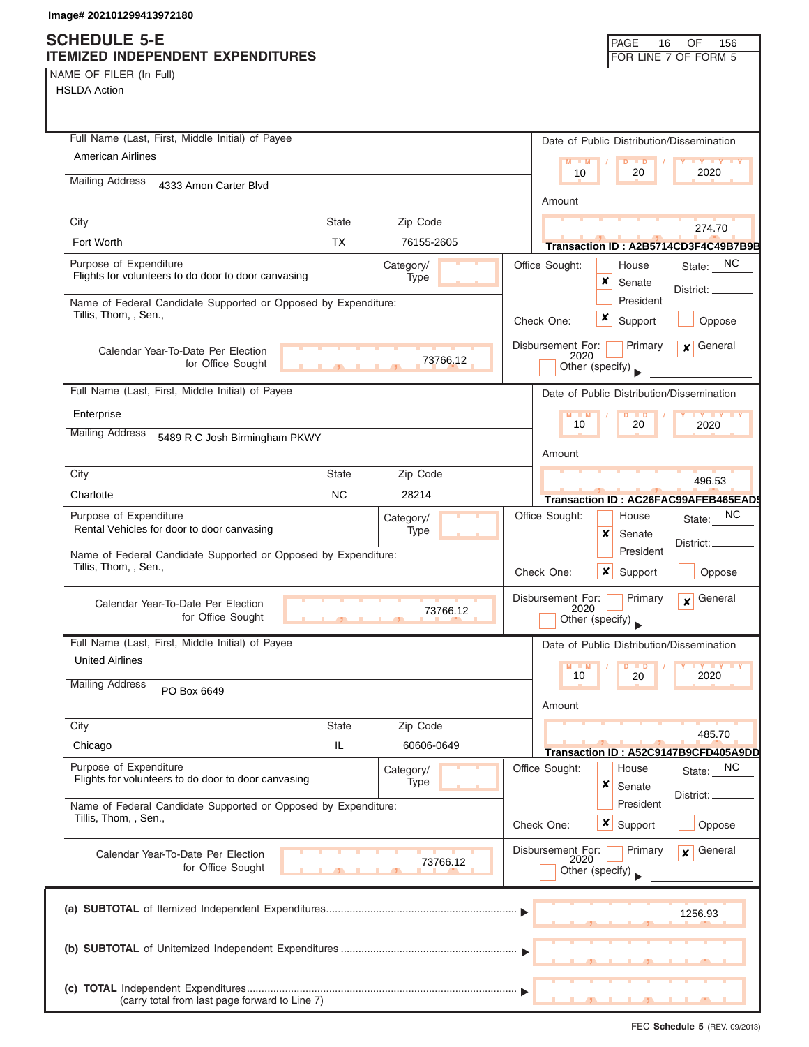Image# 202101299413972180

# SCHEDULE 5-E
## ITEMIZED INDEPENDENT EXPENDITURES

PAGE 16 OF 156
FOR LINE 7 OF FORM 5

NAME OF FILER (In Full)
HSLDA Action

---

**Full Name (Last, First, Middle Initial) of Payee:** American Airlines
**Mailing Address:** 4333 Amon Carter Blvd
**City:** Fort Worth **State:** TX **Zip Code:** 76155-2605
**Date of Public Distribution/Dissemination:** 10 / 20 / 2020
**Amount:** 274.70
**Transaction ID :** A2B5714CD3F4C49B7B9B
**Purpose of Expenditure:** Flights for volunteers to do door to door canvasing
**Category/Type:**
**Office Sought:** Senate **State:** NC **District:**
**Name of Federal Candidate Supported or Opposed by Expenditure:** Tillis, Thom, , Sen.,
**Check One:** Support
**Calendar Year-To-Date Per Election for Office Sought:** 73766.12
**Disbursement For:** General 2020

---

**Full Name (Last, First, Middle Initial) of Payee:** Enterprise
**Mailing Address:** 5489 R C Josh Birmingham PKWY
**City:** Charlotte **State:** NC **Zip Code:** 28214
**Date of Public Distribution/Dissemination:** 10 / 20 / 2020
**Amount:** 496.53
**Transaction ID :** AC26FAC99AFEB465EAD5
**Purpose of Expenditure:** Rental Vehicles for door to door canvasing
**Category/Type:**
**Office Sought:** Senate **State:** NC **District:**
**Name of Federal Candidate Supported or Opposed by Expenditure:** Tillis, Thom, , Sen.,
**Check One:** Support
**Calendar Year-To-Date Per Election for Office Sought:** 73766.12
**Disbursement For:** General 2020

---

**Full Name (Last, First, Middle Initial) of Payee:** United Airlines
**Mailing Address:** PO Box 6649
**City:** Chicago **State:** IL **Zip Code:** 60606-0649
**Date of Public Distribution/Dissemination:** 10 / 20 / 2020
**Amount:** 485.70
**Transaction ID :** A52C9147B9CFD405A9DD
**Purpose of Expenditure:** Flights for volunteers to do door to door canvasing
**Category/Type:**
**Office Sought:** Senate **State:** NC **District:**
**Name of Federal Candidate Supported or Opposed by Expenditure:** Tillis, Thom, , Sen.,
**Check One:** Support
**Calendar Year-To-Date Per Election for Office Sought:** 73766.12
**Disbursement For:** General 2020

---

(a) **SUBTOTAL** of Itemized Independent Expenditures ▶ 1256.93

(b) **SUBTOTAL** of Unitemized Independent Expenditures ▶

(c) **TOTAL** Independent Expenditures ▶
(carry total from last page forward to Line 7)

FEC **Schedule 5** (REV. 09/2013)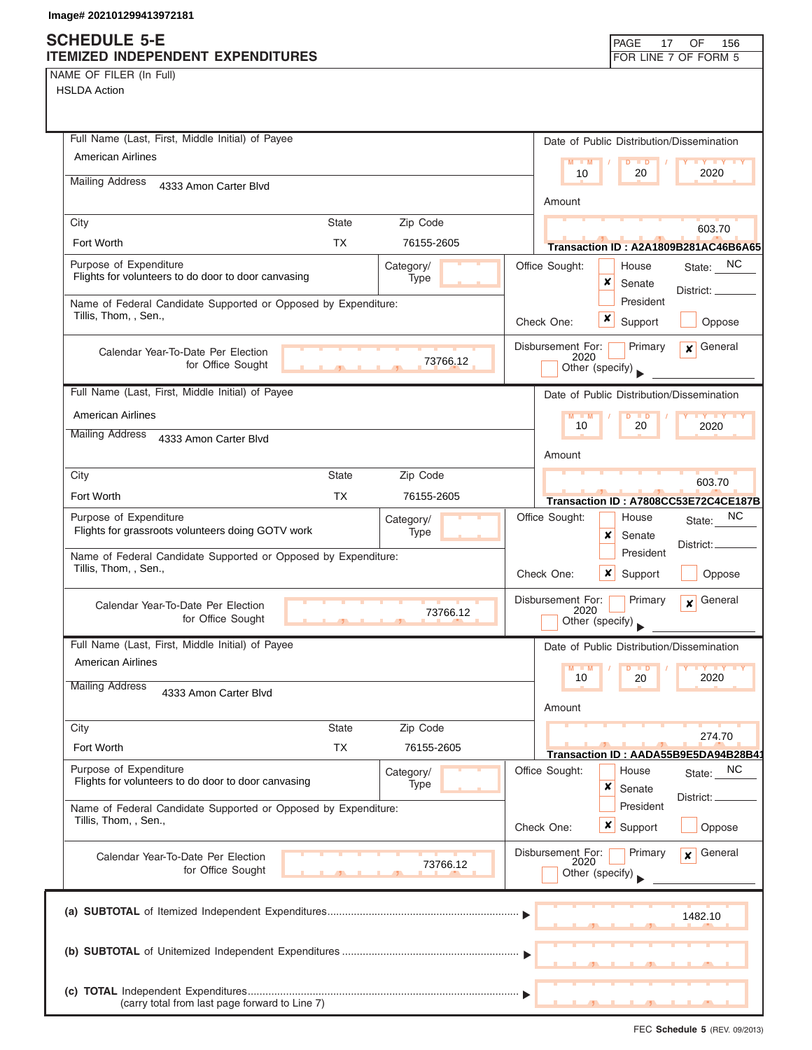Image# 202101299413972181

# SCHEDULE 5-E
## ITEMIZED INDEPENDENT EXPENDITURES

PAGE 17 OF 156
FOR LINE 7 OF FORM 5

NAME OF FILER (In Full)
HSLDA Action

---

Full Name (Last, First, Middle Initial) of Payee: American Airlines

Mailing Address: 4333 Amon Carter Blvd

| City | State | Zip Code |
|---|---|---|
| Fort Worth | TX | 76155-2605 |

Date of Public Distribution/Dissemination: 10 / 20 / 2020

Amount: 603.70

Transaction ID : A2A1809B281AC46B6A65

Purpose of Expenditure: Flights for volunteers to do door to door canvasing

Category/Type:

Office Sought: [ ] House [x] Senate [ ] President — State: NC District:

Name of Federal Candidate Supported or Opposed by Expenditure: Tillis, Thom, , Sen.,

Check One: [x] Support [ ] Oppose

Calendar Year-To-Date Per Election for Office Sought: 73766.12

Disbursement For: [ ] Primary [x] General 2020 [ ] Other (specify)

---

Full Name (Last, First, Middle Initial) of Payee: American Airlines

Mailing Address: 4333 Amon Carter Blvd

| City | State | Zip Code |
|---|---|---|
| Fort Worth | TX | 76155-2605 |

Date of Public Distribution/Dissemination: 10 / 20 / 2020

Amount: 603.70

Transaction ID : A7808CC53E72C4CE187B

Purpose of Expenditure: Flights for grassroots volunteers doing GOTV work

Category/Type:

Office Sought: [ ] House [x] Senate [ ] President — State: NC District:

Name of Federal Candidate Supported or Opposed by Expenditure: Tillis, Thom, , Sen.,

Check One: [x] Support [ ] Oppose

Calendar Year-To-Date Per Election for Office Sought: 73766.12

Disbursement For: [ ] Primary [x] General 2020 [ ] Other (specify)

---

Full Name (Last, First, Middle Initial) of Payee: American Airlines

Mailing Address: 4333 Amon Carter Blvd

| City | State | Zip Code |
|---|---|---|
| Fort Worth | TX | 76155-2605 |

Date of Public Distribution/Dissemination: 10 / 20 / 2020

Amount: 274.70

Transaction ID : AADA55B9E5DA94B28B41

Purpose of Expenditure: Flights for volunteers to do door to door canvasing

Category/Type:

Office Sought: [ ] House [x] Senate [ ] President — State: NC District:

Name of Federal Candidate Supported or Opposed by Expenditure: Tillis, Thom, , Sen.,

Check One: [x] Support [ ] Oppose

Calendar Year-To-Date Per Election for Office Sought: 73766.12

Disbursement For: [ ] Primary [x] General 2020 [ ] Other (specify)

---

(a) **SUBTOTAL** of Itemized Independent Expenditures ▶ 1482.10

(b) **SUBTOTAL** of Unitemized Independent Expenditures ▶

(c) **TOTAL** Independent Expenditures ▶
(carry total from last page forward to Line 7)

FEC **Schedule 5** (REV. 09/2013)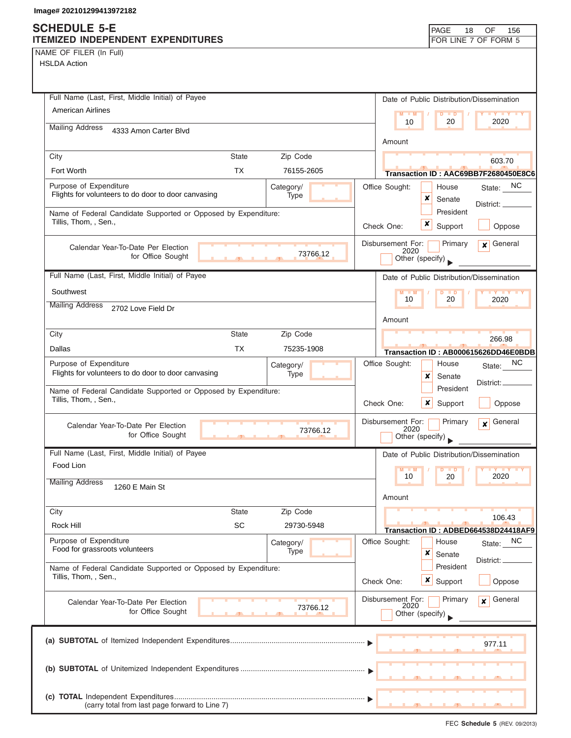Image# 202101299413972182

# SCHEDULE 5-E
## ITEMIZED INDEPENDENT EXPENDITURES

FOR LINE 7 OF FORM 5

NAME OF FILER (In Full)
HSLDA Action

---

**Full Name (Last, First, Middle Initial) of Payee:** American Airlines
**Mailing Address:** 4333 Amon Carter Blvd
**City:** Fort Worth **State:** TX **Zip Code:** 76155-2605

**Date of Public Distribution/Dissemination:** 10 / 20 / 2020
**Amount:** 603.70
**Transaction ID : AAC69BB7F2680450E8C6**

**Purpose of Expenditure:** Flights for volunteers to do door to door canvasing
**Category/Type:**

**Office Sought:** [ ] House [x] Senate [ ] President **State:** NC **District:**

**Name of Federal Candidate Supported or Opposed by Expenditure:** Tillis, Thom, , Sen.,

**Check One:** [x] Support [ ] Oppose

**Calendar Year-To-Date Per Election for Office Sought:** 73766.12

**Disbursement For:** [ ] Primary [x] General 2020 [ ] Other (specify)

---

**Full Name (Last, First, Middle Initial) of Payee:** Southwest
**Mailing Address:** 2702 Love Field Dr
**City:** Dallas **State:** TX **Zip Code:** 75235-1908

**Date of Public Distribution/Dissemination:** 10 / 20 / 2020
**Amount:** 266.98
**Transaction ID : AB000615626DD46E0BDB**

**Purpose of Expenditure:** Flights for volunteers to do door to door canvasing
**Category/Type:**

**Office Sought:** [ ] House [x] Senate [ ] President **State:** NC **District:**

**Name of Federal Candidate Supported or Opposed by Expenditure:** Tillis, Thom, , Sen.,

**Check One:** [x] Support [ ] Oppose

**Calendar Year-To-Date Per Election for Office Sought:** 73766.12

**Disbursement For:** [ ] Primary [x] General 2020 [ ] Other (specify)

---

**Full Name (Last, First, Middle Initial) of Payee:** Food Lion
**Mailing Address:** 1260 E Main St
**City:** Rock Hill **State:** SC **Zip Code:** 29730-5948

**Date of Public Distribution/Dissemination:** 10 / 20 / 2020
**Amount:** 106.43
**Transaction ID : ADBED664538D24418AF9**

**Purpose of Expenditure:** Food for grassroots volunteers
**Category/Type:**

**Office Sought:** [ ] House [x] Senate [ ] President **State:** NC **District:**

**Name of Federal Candidate Supported or Opposed by Expenditure:** Tillis, Thom, , Sen.,

**Check One:** [x] Support [ ] Oppose

**Calendar Year-To-Date Per Election for Office Sought:** 73766.12

**Disbursement For:** [ ] Primary [x] General 2020 [ ] Other (specify)

---

(a) **SUBTOTAL** of Itemized Independent Expenditures ▶ 977.11

(b) **SUBTOTAL** of Unitemized Independent Expenditures ▶

(c) **TOTAL** Independent Expenditures ▶
(carry total from last page forward to Line 7)

FEC **Schedule 5** (REV. 09/2013)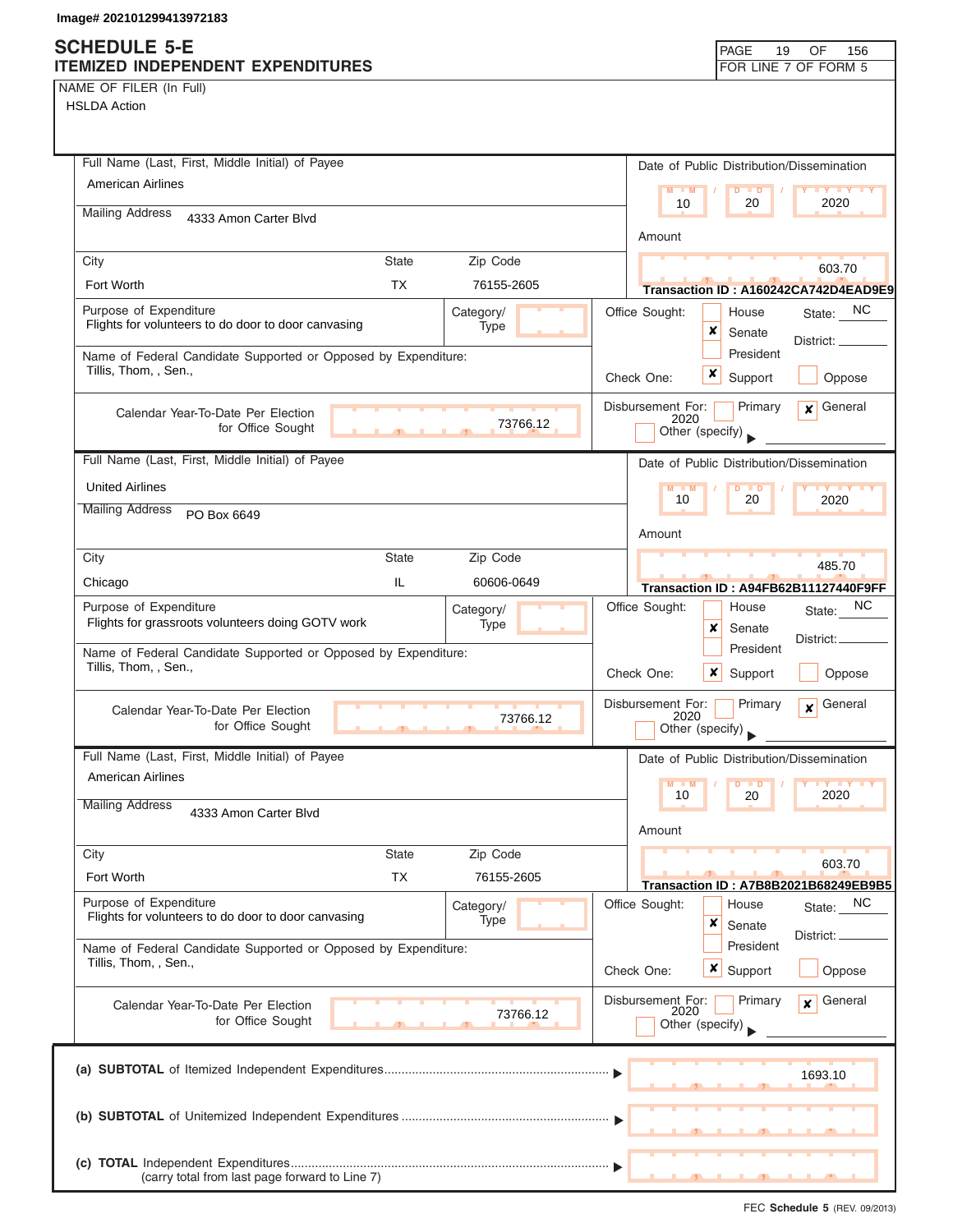Image# 202101299413972183

# SCHEDULE 5-E
## ITEMIZED INDEPENDENT EXPENDITURES

PAGE 19 OF 156
FOR LINE 7 OF FORM 5

NAME OF FILER (In Full)
HSLDA Action

---

**Full Name (Last, First, Middle Initial) of Payee:** American Airlines
**Mailing Address:** 4333 Amon Carter Blvd
**City:** Fort Worth **State:** TX **Zip Code:** 76155-2605
**Date of Public Distribution/Dissemination:** 10 / 20 / 2020
**Amount:** 603.70
**Transaction ID :** A160242CA742D4EAD9E9
**Purpose of Expenditure:** Flights for volunteers to do door to door canvasing
**Category/Type:**
**Office Sought:** ☐ House ☒ Senate ☐ President **State:** NC **District:**
**Name of Federal Candidate Supported or Opposed by Expenditure:** Tillis, Thom, , Sen.,
**Check One:** ☒ Support ☐ Oppose
**Calendar Year-To-Date Per Election for Office Sought:** 73766.12
**Disbursement For:** ☐ Primary ☒ General 2020 ☐ Other (specify)

---

**Full Name (Last, First, Middle Initial) of Payee:** United Airlines
**Mailing Address:** PO Box 6649
**City:** Chicago **State:** IL **Zip Code:** 60606-0649
**Date of Public Distribution/Dissemination:** 10 / 20 / 2020
**Amount:** 485.70
**Transaction ID :** A94FB62B11127440F9FF
**Purpose of Expenditure:** Flights for grassroots volunteers doing GOTV work
**Category/Type:**
**Office Sought:** ☐ House ☒ Senate ☐ President **State:** NC **District:**
**Name of Federal Candidate Supported or Opposed by Expenditure:** Tillis, Thom, , Sen.,
**Check One:** ☒ Support ☐ Oppose
**Calendar Year-To-Date Per Election for Office Sought:** 73766.12
**Disbursement For:** ☐ Primary ☒ General 2020 ☐ Other (specify)

---

**Full Name (Last, First, Middle Initial) of Payee:** American Airlines
**Mailing Address:** 4333 Amon Carter Blvd
**City:** Fort Worth **State:** TX **Zip Code:** 76155-2605
**Date of Public Distribution/Dissemination:** 10 / 20 / 2020
**Amount:** 603.70
**Transaction ID :** A7B8B2021B68249EB9B5
**Purpose of Expenditure:** Flights for volunteers to do door to door canvasing
**Category/Type:**
**Office Sought:** ☐ House ☒ Senate ☐ President **State:** NC **District:**
**Name of Federal Candidate Supported or Opposed by Expenditure:** Tillis, Thom, , Sen.,
**Check One:** ☒ Support ☐ Oppose
**Calendar Year-To-Date Per Election for Office Sought:** 73766.12
**Disbursement For:** ☐ Primary ☒ General 2020 ☐ Other (specify)

---

(a) **SUBTOTAL** of Itemized Independent Expenditures ▶ 1693.10

(b) **SUBTOTAL** of Unitemized Independent Expenditures ▶

(c) **TOTAL** Independent Expenditures ▶
(carry total from last page forward to Line 7)

FEC **Schedule 5** (REV. 09/2013)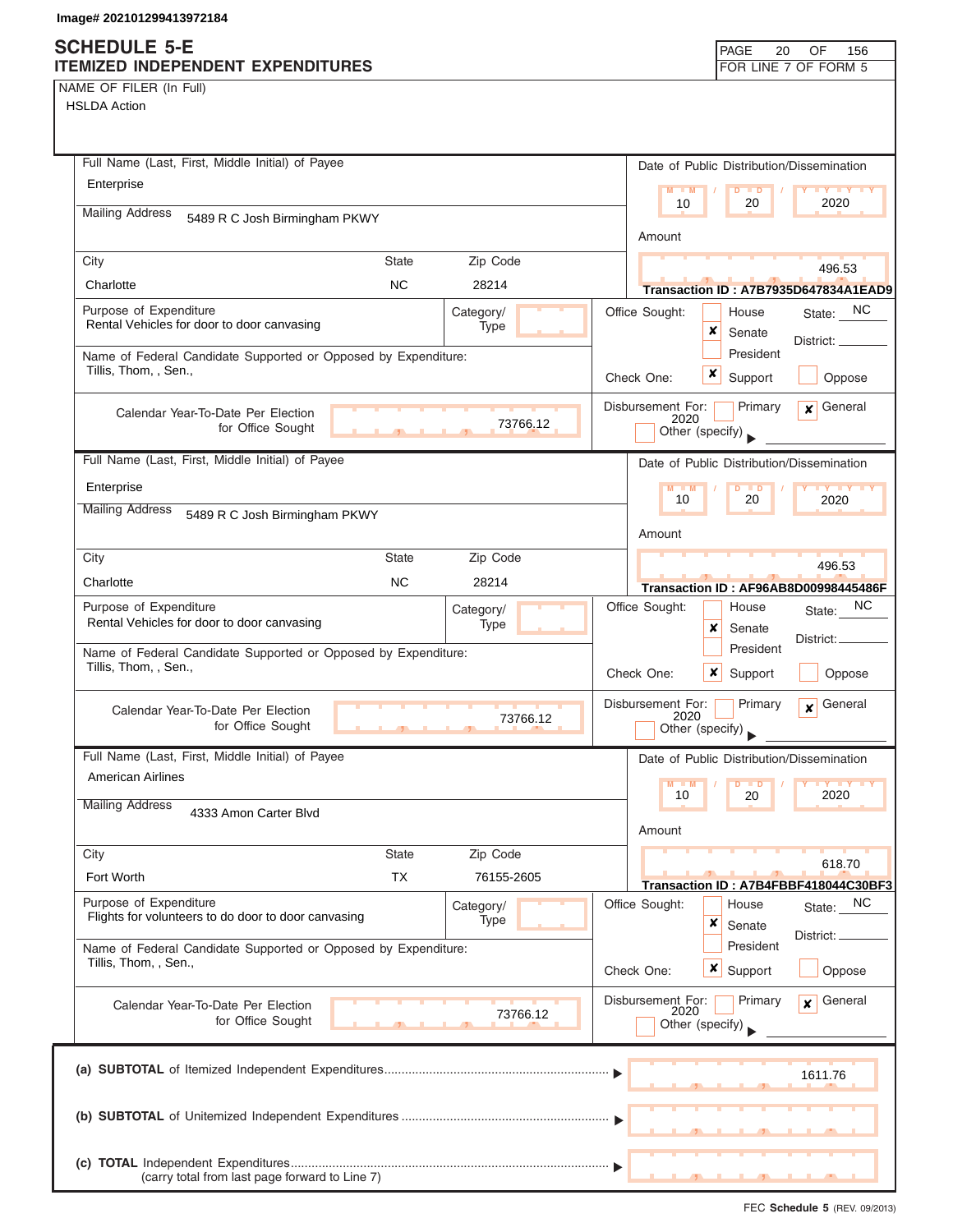Image# 202101299413972184

# SCHEDULE 5-E
## ITEMIZED INDEPENDENT EXPENDITURES

PAGE 20 OF 156
FOR LINE 7 OF FORM 5

NAME OF FILER (In Full)
HSLDA Action

---

**Full Name (Last, First, Middle Initial) of Payee:** Enterprise
**Mailing Address:** 5489 R C Josh Birmingham PKWY
**City:** Charlotte **State:** NC **Zip Code:** 28214

**Date of Public Distribution/Dissemination:** 10 / 20 / 2020
**Amount:** 496.53
**Transaction ID : A7B7935D647834A1EAD9**

**Purpose of Expenditure:** Rental Vehicles for door to door canvasing
**Category/Type:**

**Name of Federal Candidate Supported or Opposed by Expenditure:** Tillis, Thom, , Sen.,

**Office Sought:** ☐ House ☒ Senate ☐ President **State:** NC **District:**
**Check One:** ☒ Support ☐ Oppose

**Calendar Year-To-Date Per Election for Office Sought:** 73766.12
**Disbursement For:** ☐ Primary ☒ General 2020 ☐ Other (specify)

---

**Full Name (Last, First, Middle Initial) of Payee:** Enterprise
**Mailing Address:** 5489 R C Josh Birmingham PKWY
**City:** Charlotte **State:** NC **Zip Code:** 28214

**Date of Public Distribution/Dissemination:** 10 / 20 / 2020
**Amount:** 496.53
**Transaction ID : AF96AB8D00998445486F**

**Purpose of Expenditure:** Rental Vehicles for door to door canvasing
**Category/Type:**

**Name of Federal Candidate Supported or Opposed by Expenditure:** Tillis, Thom, , Sen.,

**Office Sought:** ☐ House ☒ Senate ☐ President **State:** NC **District:**
**Check One:** ☒ Support ☐ Oppose

**Calendar Year-To-Date Per Election for Office Sought:** 73766.12
**Disbursement For:** ☐ Primary ☒ General 2020 ☐ Other (specify)

---

**Full Name (Last, First, Middle Initial) of Payee:** American Airlines
**Mailing Address:** 4333 Amon Carter Blvd
**City:** Fort Worth **State:** TX **Zip Code:** 76155-2605

**Date of Public Distribution/Dissemination:** 10 / 20 / 2020
**Amount:** 618.70
**Transaction ID : A7B4FBBF418044C30BF3**

**Purpose of Expenditure:** Flights for volunteers to do door to door canvasing
**Category/Type:**

**Name of Federal Candidate Supported or Opposed by Expenditure:** Tillis, Thom, , Sen.,

**Office Sought:** ☐ House ☒ Senate ☐ President **State:** NC **District:**
**Check One:** ☒ Support ☐ Oppose

**Calendar Year-To-Date Per Election for Office Sought:** 73766.12
**Disbursement For:** ☐ Primary ☒ General 2020 ☐ Other (specify)

---

**(a) SUBTOTAL** of Itemized Independent Expenditures ▶ 1611.76

**(b) SUBTOTAL** of Unitemized Independent Expenditures ▶

**(c) TOTAL** Independent Expenditures ▶
(carry total from last page forward to Line 7)

FEC **Schedule 5** (REV. 09/2013)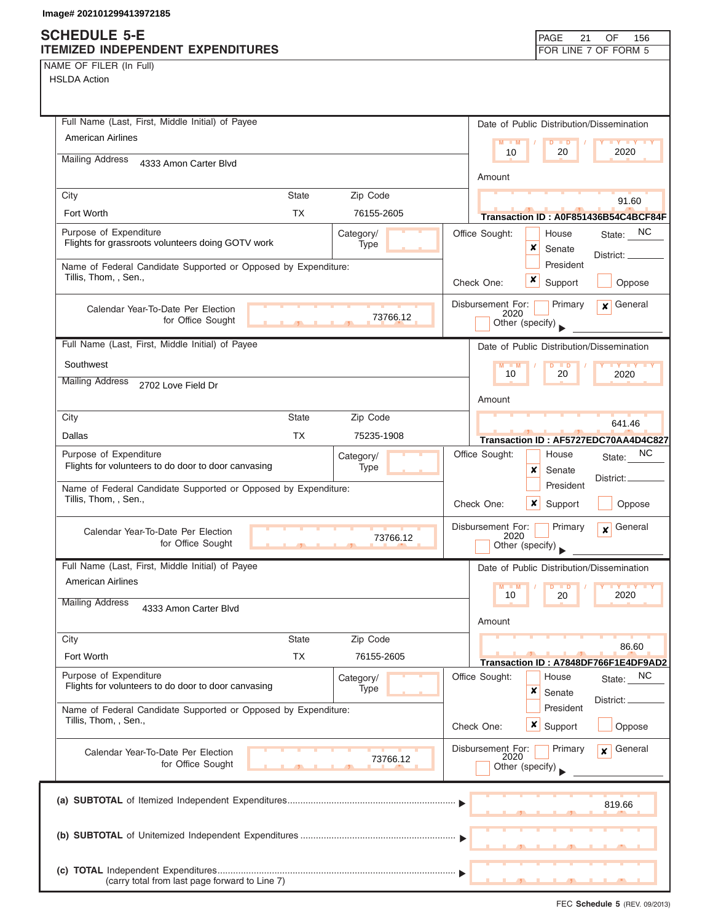Image# 202101299413972185

# SCHEDULE 5-E
## ITEMIZED INDEPENDENT EXPENDITURES

PAGE 21 OF 156
FOR LINE 7 OF FORM 5

NAME OF FILER (In Full)
HSLDA Action

---

**Full Name (Last, First, Middle Initial) of Payee:** American Airlines

**Mailing Address:** 4333 Amon Carter Blvd

**City:** Fort Worth **State:** TX **Zip Code:** 76155-2605

**Date of Public Distribution/Dissemination:** 10 / 20 / 2020

**Amount:** 91.60

**Transaction ID : A0F851436B54C4BCF84F**

**Purpose of Expenditure:** Flights for grassroots volunteers doing GOTV work

**Category/Type:**

**Office Sought:** ☐ House ☒ Senate ☐ President **State:** NC **District:**

**Name of Federal Candidate Supported or Opposed by Expenditure:** Tillis, Thom, , Sen.,

**Check One:** ☒ Support ☐ Oppose

**Calendar Year-To-Date Per Election for Office Sought:** 73766.12

**Disbursement For:** ☐ Primary ☒ General 2020 ☐ Other (specify)

---

**Full Name (Last, First, Middle Initial) of Payee:** Southwest

**Mailing Address:** 2702 Love Field Dr

**City:** Dallas **State:** TX **Zip Code:** 75235-1908

**Date of Public Distribution/Dissemination:** 10 / 20 / 2020

**Amount:** 641.46

**Transaction ID : AF5727EDC70AA4D4C827**

**Purpose of Expenditure:** Flights for volunteers to do door to door canvasing

**Category/Type:**

**Office Sought:** ☐ House ☒ Senate ☐ President **State:** NC **District:**

**Name of Federal Candidate Supported or Opposed by Expenditure:** Tillis, Thom, , Sen.,

**Check One:** ☒ Support ☐ Oppose

**Calendar Year-To-Date Per Election for Office Sought:** 73766.12

**Disbursement For:** ☐ Primary ☒ General 2020 ☐ Other (specify)

---

**Full Name (Last, First, Middle Initial) of Payee:** American Airlines

**Mailing Address:** 4333 Amon Carter Blvd

**City:** Fort Worth **State:** TX **Zip Code:** 76155-2605

**Date of Public Distribution/Dissemination:** 10 / 20 / 2020

**Amount:** 86.60

**Transaction ID : A7848DF766F1E4DF9AD2**

**Purpose of Expenditure:** Flights for volunteers to do door to door canvasing

**Category/Type:**

**Office Sought:** ☐ House ☒ Senate ☐ President **State:** NC **District:**

**Name of Federal Candidate Supported or Opposed by Expenditure:** Tillis, Thom, , Sen.,

**Check One:** ☒ Support ☐ Oppose

**Calendar Year-To-Date Per Election for Office Sought:** 73766.12

**Disbursement For:** ☐ Primary ☒ General 2020 ☐ Other (specify)

---

(a) **SUBTOTAL** of Itemized Independent Expenditures ▶ 819.66

(b) **SUBTOTAL** of Unitemized Independent Expenditures ▶

(c) **TOTAL** Independent Expenditures ▶
(carry total from last page forward to Line 7)

FEC **Schedule 5** (REV. 09/2013)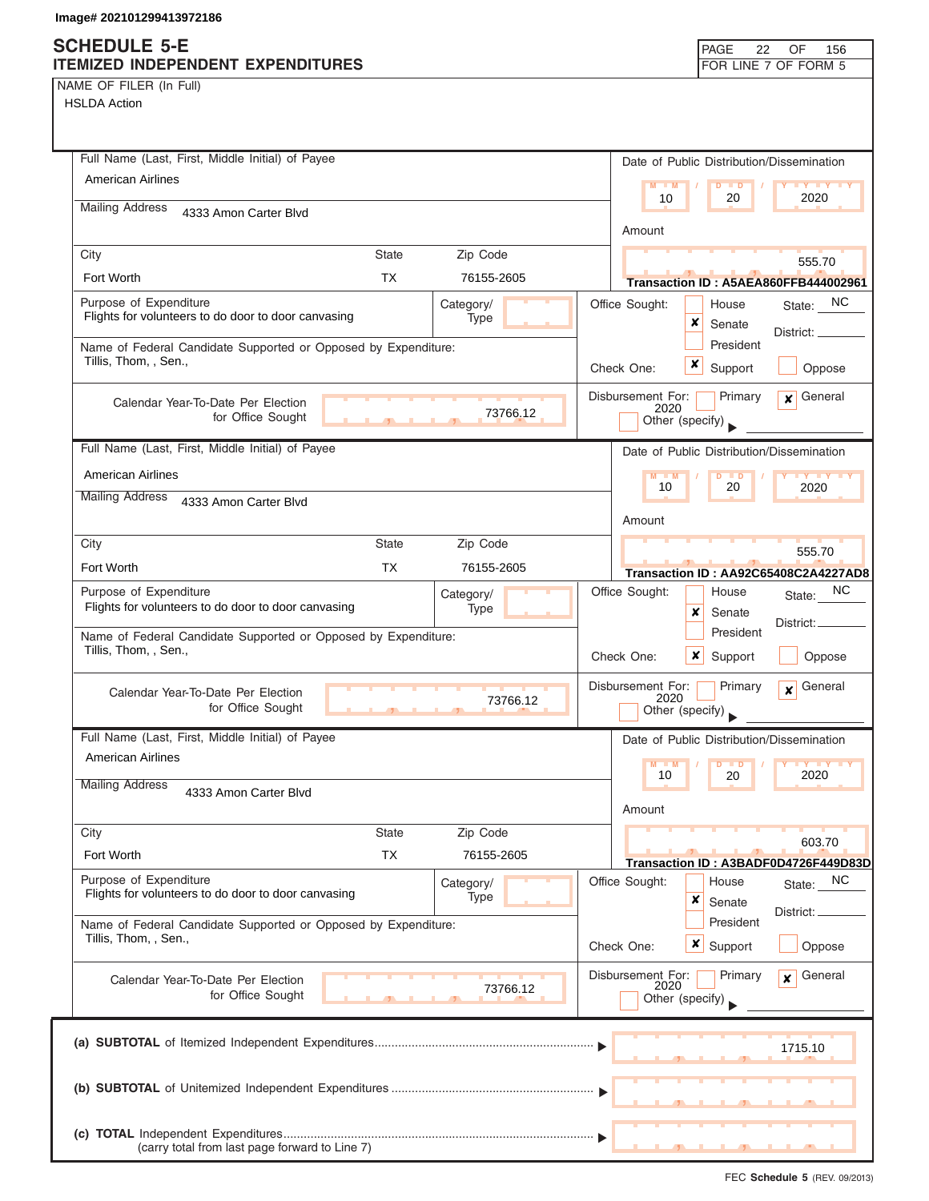Image# 202101299413972186

# SCHEDULE 5-E
## ITEMIZED INDEPENDENT EXPENDITURES

PAGE 22 OF 156
FOR LINE 7 OF FORM 5

NAME OF FILER (In Full)
HSLDA Action

---

**Full Name (Last, First, Middle Initial) of Payee:** American Airlines
**Mailing Address:** 4333 Amon Carter Blvd
**City:** Fort Worth  **State:** TX  **Zip Code:** 76155-2605

**Date of Public Distribution/Dissemination:** 10 / 20 / 2020
**Amount:** 555.70
**Transaction ID : A5AEA860FFB444002961**

**Purpose of Expenditure:** Flights for volunteers to do door to door canvasing
**Category/Type:**

**Name of Federal Candidate Supported or Opposed by Expenditure:** Tillis, Thom, , Sen.,

**Office Sought:** [ ] House [x] Senate [ ] President  **State:** NC  **District:**
**Check One:** [x] Support [ ] Oppose

**Calendar Year-To-Date Per Election for Office Sought:** 73766.12
**Disbursement For:** [ ] Primary [x] General 2020 [ ] Other (specify)

---

**Full Name (Last, First, Middle Initial) of Payee:** American Airlines
**Mailing Address:** 4333 Amon Carter Blvd
**City:** Fort Worth  **State:** TX  **Zip Code:** 76155-2605

**Date of Public Distribution/Dissemination:** 10 / 20 / 2020
**Amount:** 555.70
**Transaction ID : AA92C65408C2A4227AD8**

**Purpose of Expenditure:** Flights for volunteers to do door to door canvasing
**Category/Type:**

**Name of Federal Candidate Supported or Opposed by Expenditure:** Tillis, Thom, , Sen.,

**Office Sought:** [ ] House [x] Senate [ ] President  **State:** NC  **District:**
**Check One:** [x] Support [ ] Oppose

**Calendar Year-To-Date Per Election for Office Sought:** 73766.12
**Disbursement For:** [ ] Primary [x] General 2020 [ ] Other (specify)

---

**Full Name (Last, First, Middle Initial) of Payee:** American Airlines
**Mailing Address:** 4333 Amon Carter Blvd
**City:** Fort Worth  **State:** TX  **Zip Code:** 76155-2605

**Date of Public Distribution/Dissemination:** 10 / 20 / 2020
**Amount:** 603.70
**Transaction ID : A3BADF0D4726F449D83D**

**Purpose of Expenditure:** Flights for volunteers to do door to door canvasing
**Category/Type:**

**Name of Federal Candidate Supported or Opposed by Expenditure:** Tillis, Thom, , Sen.,

**Office Sought:** [ ] House [x] Senate [ ] President  **State:** NC  **District:**
**Check One:** [x] Support [ ] Oppose

**Calendar Year-To-Date Per Election for Office Sought:** 73766.12
**Disbursement For:** [ ] Primary [x] General 2020 [ ] Other (specify)

---

**(a) SUBTOTAL** of Itemized Independent Expenditures ▶ 1715.10

**(b) SUBTOTAL** of Unitemized Independent Expenditures ▶

**(c) TOTAL** Independent Expenditures ▶
(carry total from last page forward to Line 7)

FEC **Schedule 5** (REV. 09/2013)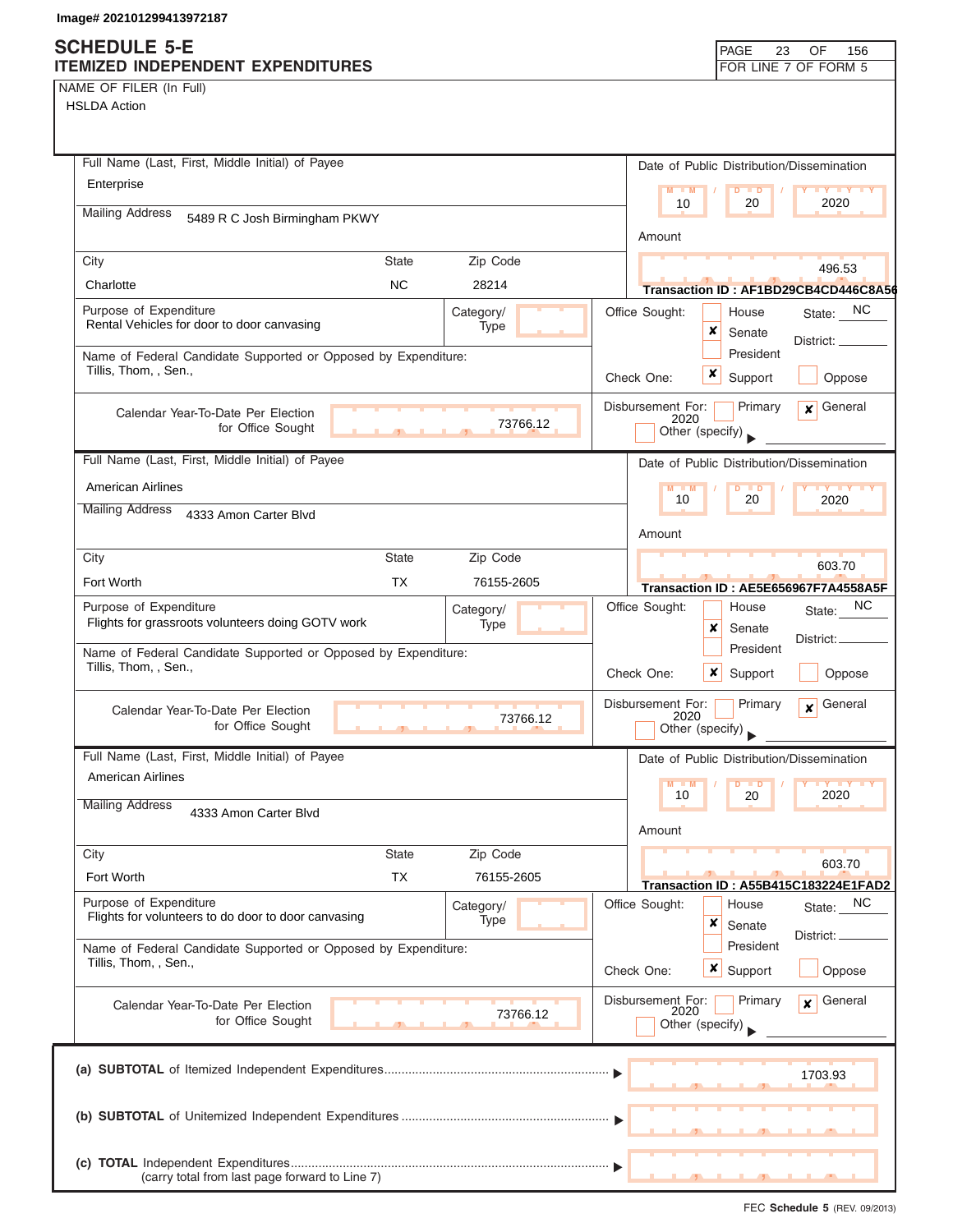Image# 202101299413972187

# SCHEDULE 5-E
## ITEMIZED INDEPENDENT EXPENDITURES

FOR LINE 7 OF FORM 5

NAME OF FILER (In Full)
HSLDA Action

---

**Full Name (Last, First, Middle Initial) of Payee:** Enterprise

**Mailing Address:** 5489 R C Josh Birmingham PKWY

| City | State | Zip Code |
|---|---|---|
| Charlotte | NC | 28214 |

**Date of Public Distribution/Dissemination:** 10 / 20 / 2020

**Amount:** 496.53

**Transaction ID : AF1BD29CB4CD446C8A56**

**Purpose of Expenditure:** Rental Vehicles for door to door canvasing

**Category/Type:**

**Office Sought:** ☐ House ☒ Senate ☐ President — State: NC District:

**Name of Federal Candidate Supported or Opposed by Expenditure:** Tillis, Thom, , Sen.,

**Check One:** ☒ Support ☐ Oppose

**Calendar Year-To-Date Per Election for Office Sought:** 73766.12

**Disbursement For:** ☐ Primary ☒ General 2020 ☐ Other (specify)

---

**Full Name (Last, First, Middle Initial) of Payee:** American Airlines

**Mailing Address:** 4333 Amon Carter Blvd

| City | State | Zip Code |
|---|---|---|
| Fort Worth | TX | 76155-2605 |

**Date of Public Distribution/Dissemination:** 10 / 20 / 2020

**Amount:** 603.70

**Transaction ID : AE5E656967F7A4558A5F**

**Purpose of Expenditure:** Flights for grassroots volunteers doing GOTV work

**Category/Type:**

**Office Sought:** ☐ House ☒ Senate ☐ President — State: NC District:

**Name of Federal Candidate Supported or Opposed by Expenditure:** Tillis, Thom, , Sen.,

**Check One:** ☒ Support ☐ Oppose

**Calendar Year-To-Date Per Election for Office Sought:** 73766.12

**Disbursement For:** ☐ Primary ☒ General 2020 ☐ Other (specify)

---

**Full Name (Last, First, Middle Initial) of Payee:** American Airlines

**Mailing Address:** 4333 Amon Carter Blvd

| City | State | Zip Code |
|---|---|---|
| Fort Worth | TX | 76155-2605 |

**Date of Public Distribution/Dissemination:** 10 / 20 / 2020

**Amount:** 603.70

**Transaction ID : A55B415C183224E1FAD2**

**Purpose of Expenditure:** Flights for volunteers to do door to door canvasing

**Category/Type:**

**Office Sought:** ☐ House ☒ Senate ☐ President — State: NC District:

**Name of Federal Candidate Supported or Opposed by Expenditure:** Tillis, Thom, , Sen.,

**Check One:** ☒ Support ☐ Oppose

**Calendar Year-To-Date Per Election for Office Sought:** 73766.12

**Disbursement For:** ☐ Primary ☒ General 2020 ☐ Other (specify)

---

**(a) SUBTOTAL** of Itemized Independent Expenditures ▶ 1703.93

**(b) SUBTOTAL** of Unitemized Independent Expenditures ▶

**(c) TOTAL** Independent Expenditures ▶
(carry total from last page forward to Line 7)

FEC Schedule 5 (REV. 09/2013)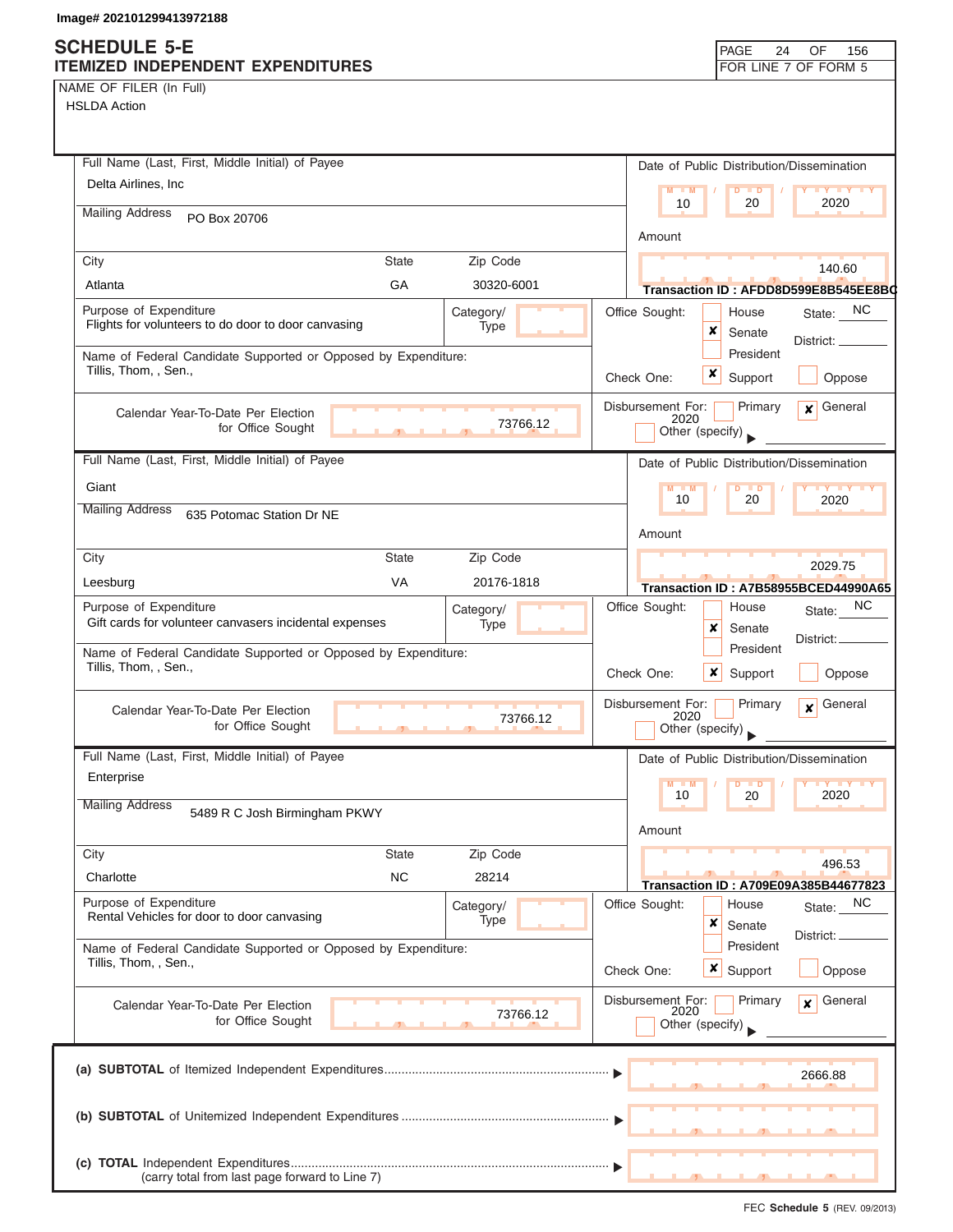Image# 202101299413972188

# SCHEDULE 5-E
## ITEMIZED INDEPENDENT EXPENDITURES

PAGE 24 OF 156
FOR LINE 7 OF FORM 5

NAME OF FILER (In Full)
HSLDA Action

---

**Full Name (Last, First, Middle Initial) of Payee:** Delta Airlines, Inc

**Mailing Address:** PO Box 20706

| City | State | Zip Code |
|---|---|---|
| Atlanta | GA | 30320-6001 |

**Date of Public Distribution/Dissemination:** 10 / 20 / 2020

**Amount:** 140.60

**Transaction ID : AFDD8D599E8B545EE8BC**

**Purpose of Expenditure:** Flights for volunteers to do door to door canvasing

**Category/Type:**

**Office Sought:** [ ] House [x] Senate [ ] President — State: NC District:

**Name of Federal Candidate Supported or Opposed by Expenditure:** Tillis, Thom, , Sen.,

**Check One:** [x] Support [ ] Oppose

**Calendar Year-To-Date Per Election for Office Sought:** 73766.12

**Disbursement For:** [ ] Primary [x] General 2020 [ ] Other (specify)

---

**Full Name (Last, First, Middle Initial) of Payee:** Giant

**Mailing Address:** 635 Potomac Station Dr NE

| City | State | Zip Code |
|---|---|---|
| Leesburg | VA | 20176-1818 |

**Date of Public Distribution/Dissemination:** 10 / 20 / 2020

**Amount:** 2029.75

**Transaction ID : A7B58955BCED44990A65**

**Purpose of Expenditure:** Gift cards for volunteer canvasers incidental expenses

**Category/Type:**

**Office Sought:** [ ] House [x] Senate [ ] President — State: NC District:

**Name of Federal Candidate Supported or Opposed by Expenditure:** Tillis, Thom, , Sen.,

**Check One:** [x] Support [ ] Oppose

**Calendar Year-To-Date Per Election for Office Sought:** 73766.12

**Disbursement For:** [ ] Primary [x] General 2020 [ ] Other (specify)

---

**Full Name (Last, First, Middle Initial) of Payee:** Enterprise

**Mailing Address:** 5489 R C Josh Birmingham PKWY

| City | State | Zip Code |
|---|---|---|
| Charlotte | NC | 28214 |

**Date of Public Distribution/Dissemination:** 10 / 20 / 2020

**Amount:** 496.53

**Transaction ID : A709E09A385B44677823**

**Purpose of Expenditure:** Rental Vehicles for door to door canvasing

**Category/Type:**

**Office Sought:** [ ] House [x] Senate [ ] President — State: NC District:

**Name of Federal Candidate Supported or Opposed by Expenditure:** Tillis, Thom, , Sen.,

**Check One:** [x] Support [ ] Oppose

**Calendar Year-To-Date Per Election for Office Sought:** 73766.12

**Disbursement For:** [ ] Primary [x] General 2020 [ ] Other (specify)

---

**(a) SUBTOTAL** of Itemized Independent Expenditures ▶ 2666.88

**(b) SUBTOTAL** of Unitemized Independent Expenditures ▶

**(c) TOTAL** Independent Expenditures ▶
(carry total from last page forward to Line 7)

FEC **Schedule 5** (REV. 09/2013)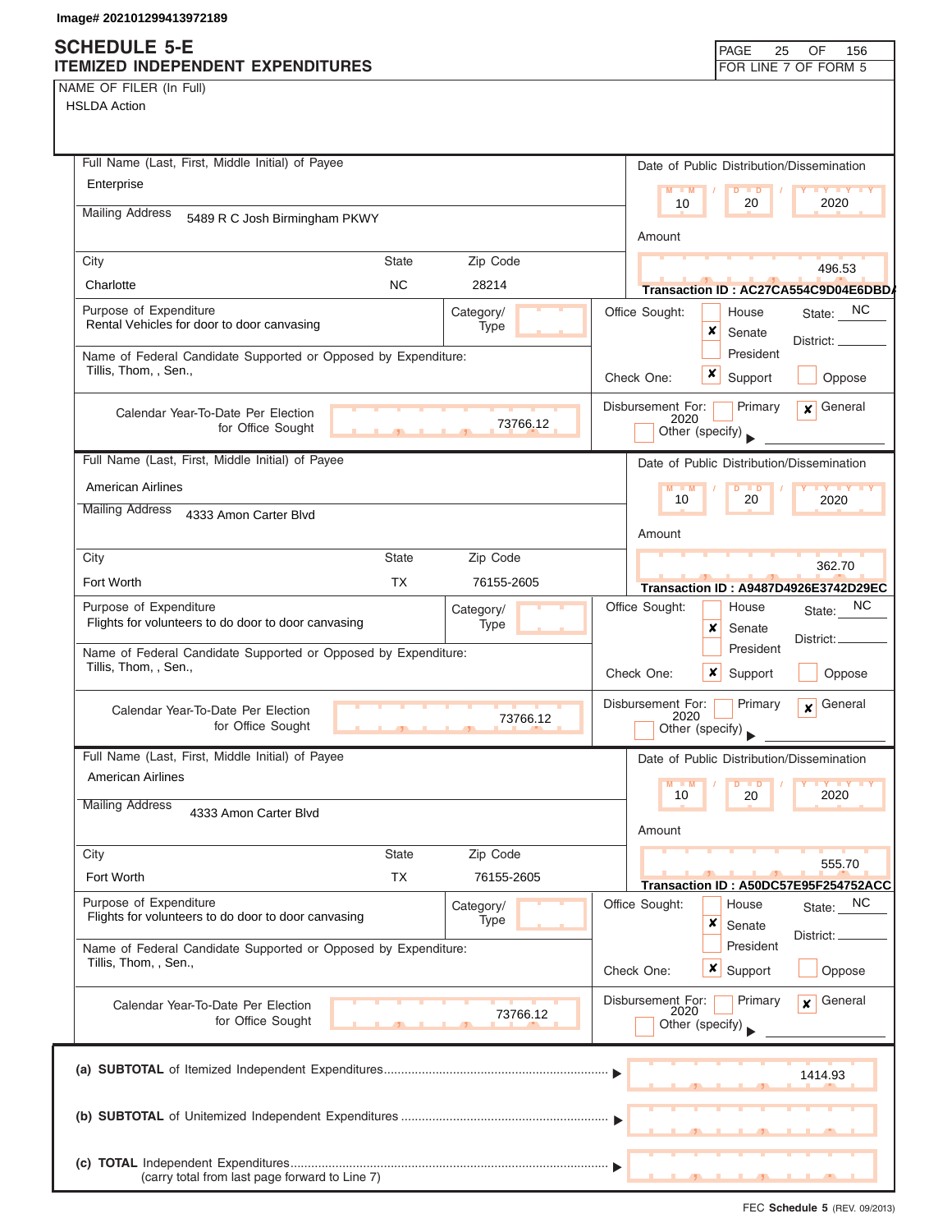Image# 202101299413972189

# SCHEDULE 5-E
## ITEMIZED INDEPENDENT EXPENDITURES

PAGE 25 OF 156
FOR LINE 7 OF FORM 5

NAME OF FILER (In Full)
HSLDA Action

---

**Full Name (Last, First, Middle Initial) of Payee:** Enterprise

**Mailing Address:** 5489 R C Josh Birmingham PKWY

**City:** Charlotte **State:** NC **Zip Code:** 28214

**Date of Public Distribution/Dissemination:** 10 / 20 / 2020

**Amount:** 496.53

**Transaction ID : AC27CA554C9D04E6DBDA**

**Purpose of Expenditure:** Rental Vehicles for door to door canvasing

**Category/Type:**

**Office Sought:** [ ] House [x] Senate [ ] President **State:** NC **District:**

**Name of Federal Candidate Supported or Opposed by Expenditure:** Tillis, Thom, , Sen.,

**Check One:** [x] Support [ ] Oppose

**Calendar Year-To-Date Per Election for Office Sought:** 73766.12

**Disbursement For:** [ ] Primary [x] General 2020 [ ] Other (specify)

---

**Full Name (Last, First, Middle Initial) of Payee:** American Airlines

**Mailing Address:** 4333 Amon Carter Blvd

**City:** Fort Worth **State:** TX **Zip Code:** 76155-2605

**Date of Public Distribution/Dissemination:** 10 / 20 / 2020

**Amount:** 362.70

**Transaction ID : A9487D4926E3742D29EC**

**Purpose of Expenditure:** Flights for volunteers to do door to door canvasing

**Category/Type:**

**Office Sought:** [ ] House [x] Senate [ ] President **State:** NC **District:**

**Name of Federal Candidate Supported or Opposed by Expenditure:** Tillis, Thom, , Sen.,

**Check One:** [x] Support [ ] Oppose

**Calendar Year-To-Date Per Election for Office Sought:** 73766.12

**Disbursement For:** [ ] Primary [x] General 2020 [ ] Other (specify)

---

**Full Name (Last, First, Middle Initial) of Payee:** American Airlines

**Mailing Address:** 4333 Amon Carter Blvd

**City:** Fort Worth **State:** TX **Zip Code:** 76155-2605

**Date of Public Distribution/Dissemination:** 10 / 20 / 2020

**Amount:** 555.70

**Transaction ID : A50DC57E95F254752ACC**

**Purpose of Expenditure:** Flights for volunteers to do door to door canvasing

**Category/Type:**

**Office Sought:** [ ] House [x] Senate [ ] President **State:** NC **District:**

**Name of Federal Candidate Supported or Opposed by Expenditure:** Tillis, Thom, , Sen.,

**Check One:** [x] Support [ ] Oppose

**Calendar Year-To-Date Per Election for Office Sought:** 73766.12

**Disbursement For:** [ ] Primary [x] General 2020 [ ] Other (specify)

---

| | |
|---|---|
| **(a) SUBTOTAL** of Itemized Independent Expenditures | 1414.93 |
| **(b) SUBTOTAL** of Unitemized Independent Expenditures | |
| **(c) TOTAL** Independent Expenditures (carry total from last page forward to Line 7) | |

FEC **Schedule 5** (REV. 09/2013)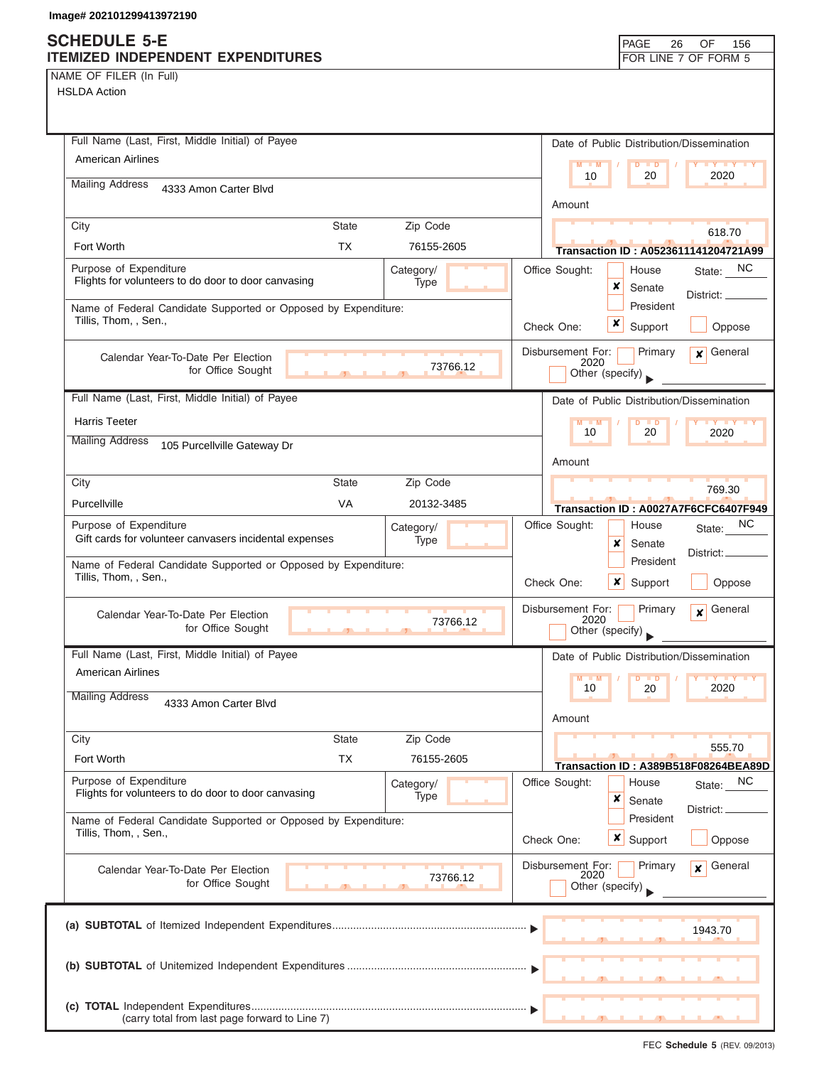Image# 202101299413972190

# SCHEDULE 5-E
## ITEMIZED INDEPENDENT EXPENDITURES

FOR LINE 7 OF FORM 5

NAME OF FILER (In Full)
HSLDA Action

---

**Full Name (Last, First, Middle Initial) of Payee:** American Airlines

**Mailing Address:** 4333 Amon Carter Blvd

**City:** Fort Worth | **State:** TX | **Zip Code:** 76155-2605

**Date of Public Distribution/Dissemination:** 10 / 20 / 2020

**Amount:** 618.70

**Transaction ID : A0523611141204721A99**

**Purpose of Expenditure:** Flights for volunteers to do door to door canvasing

**Category/Type:**

**Office Sought:** [ ] House [x] Senate [ ] President — State: NC — District:

**Name of Federal Candidate Supported or Opposed by Expenditure:** Tillis, Thom, , Sen.,

**Check One:** [x] Support [ ] Oppose

**Calendar Year-To-Date Per Election for Office Sought:** 73766.12

**Disbursement For:** [ ] Primary [x] General 2020 [ ] Other (specify)

---

**Full Name (Last, First, Middle Initial) of Payee:** Harris Teeter

**Mailing Address:** 105 Purcellville Gateway Dr

**City:** Purcellville | **State:** VA | **Zip Code:** 20132-3485

**Date of Public Distribution/Dissemination:** 10 / 20 / 2020

**Amount:** 769.30

**Transaction ID : A0027A7F6CFC6407F949**

**Purpose of Expenditure:** Gift cards for volunteer canvasers incidental expenses

**Category/Type:**

**Office Sought:** [ ] House [x] Senate [ ] President — State: NC — District:

**Name of Federal Candidate Supported or Opposed by Expenditure:** Tillis, Thom, , Sen.,

**Check One:** [x] Support [ ] Oppose

**Calendar Year-To-Date Per Election for Office Sought:** 73766.12

**Disbursement For:** [ ] Primary [x] General 2020 [ ] Other (specify)

---

**Full Name (Last, First, Middle Initial) of Payee:** American Airlines

**Mailing Address:** 4333 Amon Carter Blvd

**City:** Fort Worth | **State:** TX | **Zip Code:** 76155-2605

**Date of Public Distribution/Dissemination:** 10 / 20 / 2020

**Amount:** 555.70

**Transaction ID : A389B518F08264BEA89D**

**Purpose of Expenditure:** Flights for volunteers to do door to door canvasing

**Category/Type:**

**Office Sought:** [ ] House [x] Senate [ ] President — State: NC — District:

**Name of Federal Candidate Supported or Opposed by Expenditure:** Tillis, Thom, , Sen.,

**Check One:** [x] Support [ ] Oppose

**Calendar Year-To-Date Per Election for Office Sought:** 73766.12

**Disbursement For:** [ ] Primary [x] General 2020 [ ] Other (specify)

---

| | |
|---|---|
| (a) **SUBTOTAL** of Itemized Independent Expenditures | 1943.70 |
| (b) **SUBTOTAL** of Unitemized Independent Expenditures | |
| (c) **TOTAL** Independent Expenditures (carry total from last page forward to Line 7) | |

FEC **Schedule 5** (REV. 09/2013)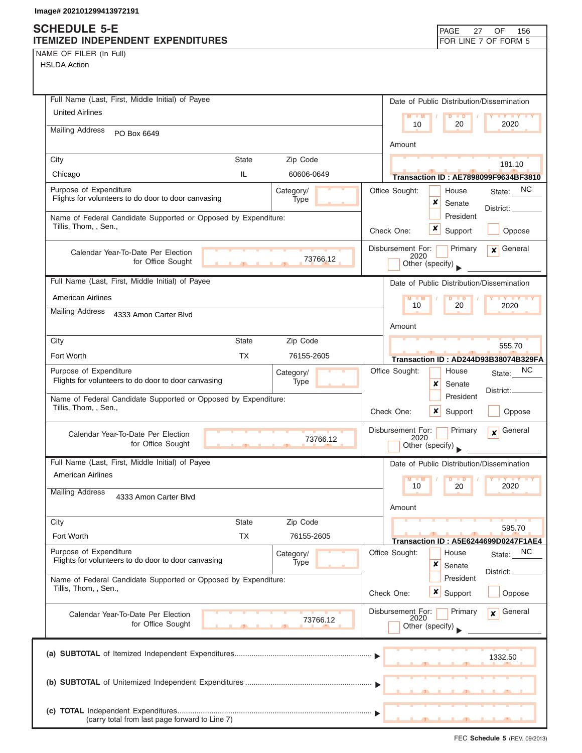Image# 202101299413972191

# SCHEDULE 5-E
## ITEMIZED INDEPENDENT EXPENDITURES

FOR LINE 7 OF FORM 5

NAME OF FILER (In Full)
HSLDA Action

---

**Full Name (Last, First, Middle Initial) of Payee:** United Airlines

**Mailing Address:** PO Box 6649

| City | State | Zip Code |
|---|---|---|
| Chicago | IL | 60606-0649 |

**Date of Public Distribution/Dissemination:** 10 / 20 / 2020

**Amount:** 181.10

**Transaction ID : AE7898099F9634BF3810**

**Purpose of Expenditure:** Flights for volunteers to do door to door canvasing

**Category/Type:**

**Name of Federal Candidate Supported or Opposed by Expenditure:** Tillis, Thom, , Sen.,

**Office Sought:** ☐ House ☒ Senate ☐ President — State: NC District:

**Check One:** ☒ Support ☐ Oppose

**Calendar Year-To-Date Per Election for Office Sought:** 73766.12

**Disbursement For:** ☐ Primary ☒ General 2020 ☐ Other (specify)

---

**Full Name (Last, First, Middle Initial) of Payee:** American Airlines

**Mailing Address:** 4333 Amon Carter Blvd

| City | State | Zip Code |
|---|---|---|
| Fort Worth | TX | 76155-2605 |

**Date of Public Distribution/Dissemination:** 10 / 20 / 2020

**Amount:** 555.70

**Transaction ID : AD244D93B38074B329FA**

**Purpose of Expenditure:** Flights for volunteers to do door to door canvasing

**Category/Type:**

**Name of Federal Candidate Supported or Opposed by Expenditure:** Tillis, Thom, , Sen.,

**Office Sought:** ☐ House ☒ Senate ☐ President — State: NC District:

**Check One:** ☒ Support ☐ Oppose

**Calendar Year-To-Date Per Election for Office Sought:** 73766.12

**Disbursement For:** ☐ Primary ☒ General 2020 ☐ Other (specify)

---

**Full Name (Last, First, Middle Initial) of Payee:** American Airlines

**Mailing Address:** 4333 Amon Carter Blvd

| City | State | Zip Code |
|---|---|---|
| Fort Worth | TX | 76155-2605 |

**Date of Public Distribution/Dissemination:** 10 / 20 / 2020

**Amount:** 595.70

**Transaction ID : A5E6244699D0247F1AE4**

**Purpose of Expenditure:** Flights for volunteers to do door to door canvasing

**Category/Type:**

**Name of Federal Candidate Supported or Opposed by Expenditure:** Tillis, Thom, , Sen.,

**Office Sought:** ☐ House ☒ Senate ☐ President — State: NC District:

**Check One:** ☒ Support ☐ Oppose

**Calendar Year-To-Date Per Election for Office Sought:** 73766.12

**Disbursement For:** ☐ Primary ☒ General 2020 ☐ Other (specify)

---

**(a) SUBTOTAL** of Itemized Independent Expenditures ........ ▶ 1332.50

**(b) SUBTOTAL** of Unitemized Independent Expenditures ........ ▶

**(c) TOTAL** Independent Expenditures ........ ▶
(carry total from last page forward to Line 7)

FEC **Schedule 5** (REV. 09/2013)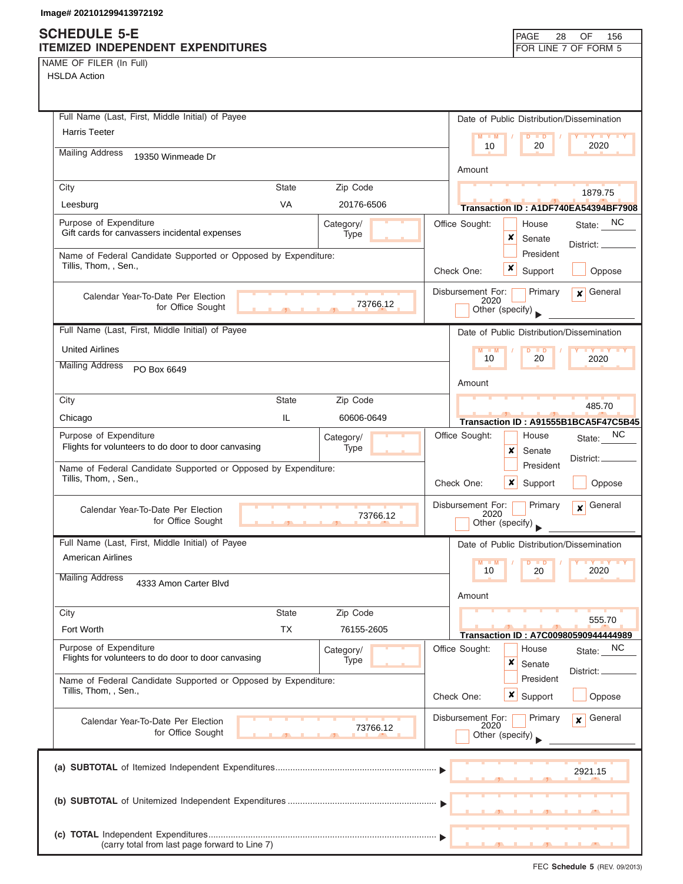Image# 202101299413972192

# SCHEDULE 5-E
## ITEMIZED INDEPENDENT EXPENDITURES

PAGE 28 OF 156
FOR LINE 7 OF FORM 5

NAME OF FILER (In Full)
HSLDA Action

---

**Full Name (Last, First, Middle Initial) of Payee:** Harris Teeter
**Mailing Address:** 19350 Winmeade Dr
**City:** Leesburg **State:** VA **Zip Code:** 20176-6506

**Date of Public Distribution/Dissemination:** 10 / 20 / 2020
**Amount:** 1879.75
**Transaction ID : A1DF740EA54394BF7908**

**Purpose of Expenditure:** Gift cards for canvassers incidental expenses
**Category/Type:**

**Office Sought:** [ ] House [x] Senate [ ] President **State:** NC **District:**

**Name of Federal Candidate Supported or Opposed by Expenditure:** Tillis, Thom, , Sen.,

**Check One:** [x] Support [ ] Oppose

**Calendar Year-To-Date Per Election for Office Sought:** 73766.12

**Disbursement For:** [ ] Primary [x] General 2020 [ ] Other (specify)

---

**Full Name (Last, First, Middle Initial) of Payee:** United Airlines
**Mailing Address:** PO Box 6649
**City:** Chicago **State:** IL **Zip Code:** 60606-0649

**Date of Public Distribution/Dissemination:** 10 / 20 / 2020
**Amount:** 485.70
**Transaction ID : A91555B1BCA5F47C5B45**

**Purpose of Expenditure:** Flights for volunteers to do door to door canvasing
**Category/Type:**

**Office Sought:** [ ] House [x] Senate [ ] President **State:** NC **District:**

**Name of Federal Candidate Supported or Opposed by Expenditure:** Tillis, Thom, , Sen.,

**Check One:** [x] Support [ ] Oppose

**Calendar Year-To-Date Per Election for Office Sought:** 73766.12

**Disbursement For:** [ ] Primary [x] General 2020 [ ] Other (specify)

---

**Full Name (Last, First, Middle Initial) of Payee:** American Airlines
**Mailing Address:** 4333 Amon Carter Blvd
**City:** Fort Worth **State:** TX **Zip Code:** 76155-2605

**Date of Public Distribution/Dissemination:** 10 / 20 / 2020
**Amount:** 555.70
**Transaction ID : A7C00980590944444989**

**Purpose of Expenditure:** Flights for volunteers to do door to door canvasing
**Category/Type:**

**Office Sought:** [ ] House [x] Senate [ ] President **State:** NC **District:**

**Name of Federal Candidate Supported or Opposed by Expenditure:** Tillis, Thom, , Sen.,

**Check One:** [x] Support [ ] Oppose

**Calendar Year-To-Date Per Election for Office Sought:** 73766.12

**Disbursement For:** [ ] Primary [x] General 2020 [ ] Other (specify)

---

(a) **SUBTOTAL** of Itemized Independent Expenditures ........ ▶ 2921.15

(b) **SUBTOTAL** of Unitemized Independent Expenditures ........ ▶

(c) **TOTAL** Independent Expenditures ........ ▶
(carry total from last page forward to Line 7)

FEC **Schedule 5** (REV. 09/2013)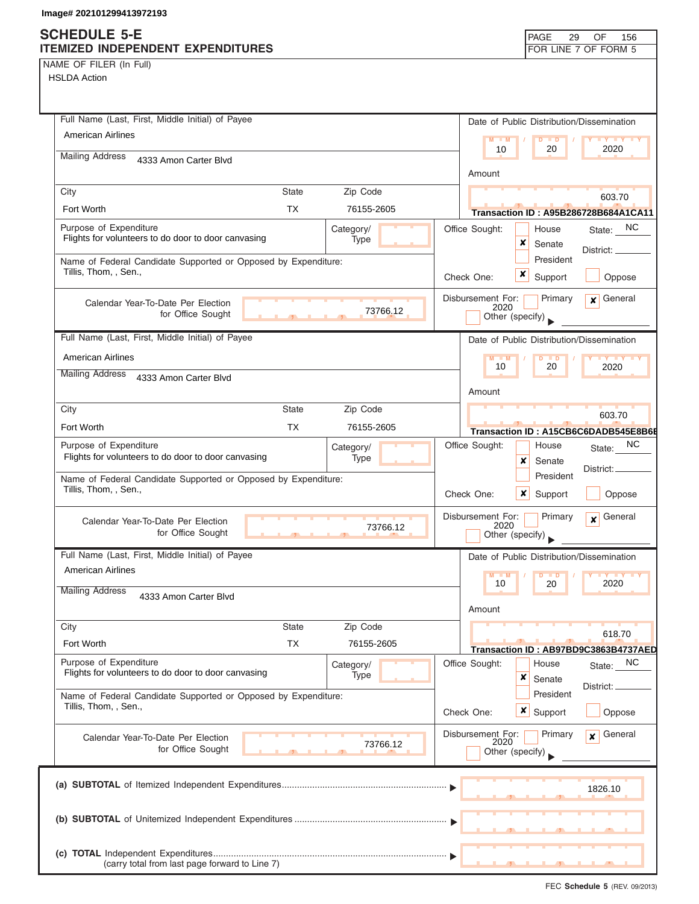Image# 202101299413972193

# SCHEDULE 5-E
## ITEMIZED INDEPENDENT EXPENDITURES

FOR LINE 7 OF FORM 5

NAME OF FILER (In Full)
HSLDA Action

---

**Full Name (Last, First, Middle Initial) of Payee:** American Airlines
**Mailing Address:** 4333 Amon Carter Blvd
**City:** Fort Worth | **State:** TX | **Zip Code:** 76155-2605

**Date of Public Distribution/Dissemination:** 10 / 20 / 2020
**Amount:** 603.70
**Transaction ID : A95B286728B684A1CA11**

**Purpose of Expenditure:** Flights for volunteers to do door to door canvasing
**Category/Type:**

**Office Sought:** ☐ House ☒ Senate ☐ President — State: NC District:
**Check One:** ☒ Support ☐ Oppose

**Name of Federal Candidate Supported or Opposed by Expenditure:** Tillis, Thom, , Sen.,

**Calendar Year-To-Date Per Election for Office Sought:** 73766.12

**Disbursement For:** ☐ Primary ☒ General 2020 ☐ Other (specify)

---

**Full Name (Last, First, Middle Initial) of Payee:** American Airlines
**Mailing Address:** 4333 Amon Carter Blvd
**City:** Fort Worth | **State:** TX | **Zip Code:** 76155-2605

**Date of Public Distribution/Dissemination:** 10 / 20 / 2020
**Amount:** 603.70
**Transaction ID : A15CB6C6DADB545E8B6E**

**Purpose of Expenditure:** Flights for volunteers to do door to door canvasing
**Category/Type:**

**Office Sought:** ☐ House ☒ Senate ☐ President — State: NC District:
**Check One:** ☒ Support ☐ Oppose

**Name of Federal Candidate Supported or Opposed by Expenditure:** Tillis, Thom, , Sen.,

**Calendar Year-To-Date Per Election for Office Sought:** 73766.12

**Disbursement For:** ☐ Primary ☒ General 2020 ☐ Other (specify)

---

**Full Name (Last, First, Middle Initial) of Payee:** American Airlines
**Mailing Address:** 4333 Amon Carter Blvd
**City:** Fort Worth | **State:** TX | **Zip Code:** 76155-2605

**Date of Public Distribution/Dissemination:** 10 / 20 / 2020
**Amount:** 618.70
**Transaction ID : AB97BD9C3863B4737AED**

**Purpose of Expenditure:** Flights for volunteers to do door to door canvasing
**Category/Type:**

**Office Sought:** ☐ House ☒ Senate ☐ President — State: NC District:
**Check One:** ☒ Support ☐ Oppose

**Name of Federal Candidate Supported or Opposed by Expenditure:** Tillis, Thom, , Sen.,

**Calendar Year-To-Date Per Election for Office Sought:** 73766.12

**Disbursement For:** ☐ Primary ☒ General 2020 ☐ Other (specify)

---

(a) **SUBTOTAL** of Itemized Independent Expenditures ▶ 1826.10

(b) **SUBTOTAL** of Unitemized Independent Expenditures ▶

(c) **TOTAL** Independent Expenditures ▶
(carry total from last page forward to Line 7)

FEC **Schedule 5** (REV. 09/2013)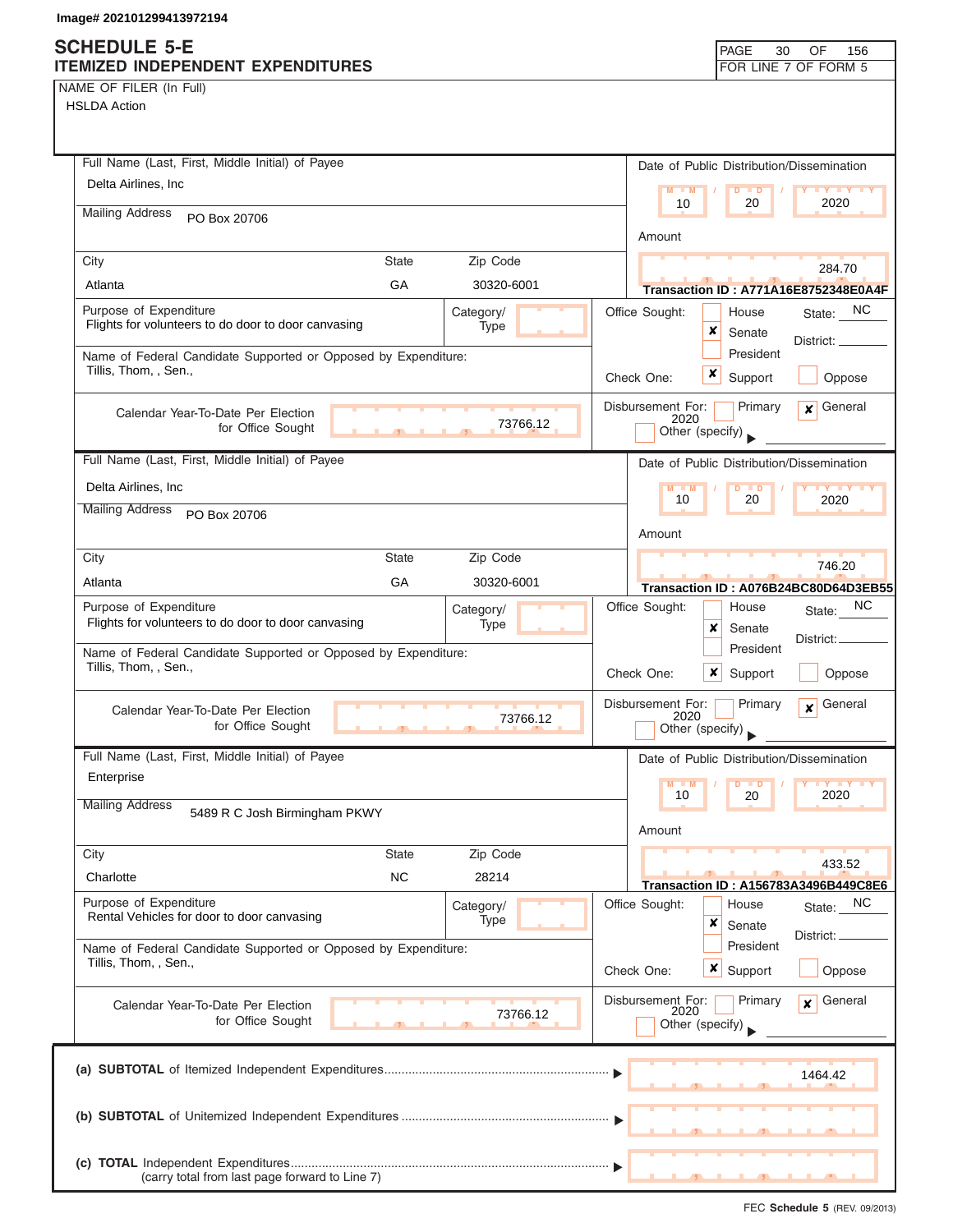Image# 202101299413972194

# SCHEDULE 5-E
## ITEMIZED INDEPENDENT EXPENDITURES

FOR LINE 7 OF FORM 5

NAME OF FILER (In Full)
HSLDA Action

---

**Full Name (Last, First, Middle Initial) of Payee:** Delta Airlines, Inc
**Mailing Address:** PO Box 20706
**City:** Atlanta **State:** GA **Zip Code:** 30320-6001

**Date of Public Distribution/Dissemination:** 10 / 20 / 2020
**Amount:** 284.70
**Transaction ID : A771A16E8752348E0A4F**

**Purpose of Expenditure:** Flights for volunteers to do door to door canvasing
**Category/Type:**

**Office Sought:** ☐ House ☒ Senate ☐ President — State: NC District:
**Check One:** ☒ Support ☐ Oppose

**Name of Federal Candidate Supported or Opposed by Expenditure:** Tillis, Thom, , Sen.,

**Calendar Year-To-Date Per Election for Office Sought:** 73766.12

**Disbursement For:** ☐ Primary ☒ General 2020 ☐ Other (specify)

---

**Full Name (Last, First, Middle Initial) of Payee:** Delta Airlines, Inc
**Mailing Address:** PO Box 20706
**City:** Atlanta **State:** GA **Zip Code:** 30320-6001

**Date of Public Distribution/Dissemination:** 10 / 20 / 2020
**Amount:** 746.20
**Transaction ID : A076B24BC80D64D3EB55**

**Purpose of Expenditure:** Flights for volunteers to do door to door canvasing
**Category/Type:**

**Office Sought:** ☐ House ☒ Senate ☐ President — State: NC District:
**Check One:** ☒ Support ☐ Oppose

**Name of Federal Candidate Supported or Opposed by Expenditure:** Tillis, Thom, , Sen.,

**Calendar Year-To-Date Per Election for Office Sought:** 73766.12

**Disbursement For:** ☐ Primary ☒ General 2020 ☐ Other (specify)

---

**Full Name (Last, First, Middle Initial) of Payee:** Enterprise
**Mailing Address:** 5489 R C Josh Birmingham PKWY
**City:** Charlotte **State:** NC **Zip Code:** 28214

**Date of Public Distribution/Dissemination:** 10 / 20 / 2020
**Amount:** 433.52
**Transaction ID : A156783A3496B449C8E6**

**Purpose of Expenditure:** Rental Vehicles for door to door canvasing
**Category/Type:**

**Office Sought:** ☐ House ☒ Senate ☐ President — State: NC District:
**Check One:** ☒ Support ☐ Oppose

**Name of Federal Candidate Supported or Opposed by Expenditure:** Tillis, Thom, , Sen.,

**Calendar Year-To-Date Per Election for Office Sought:** 73766.12

**Disbursement For:** ☐ Primary ☒ General 2020 ☐ Other (specify)

---

| | |
|---|---|
| (a) **SUBTOTAL** of Itemized Independent Expenditures | 1464.42 |
| (b) **SUBTOTAL** of Unitemized Independent Expenditures | |
| (c) **TOTAL** Independent Expenditures (carry total from last page forward to Line 7) | |

FEC **Schedule 5** (REV. 09/2013)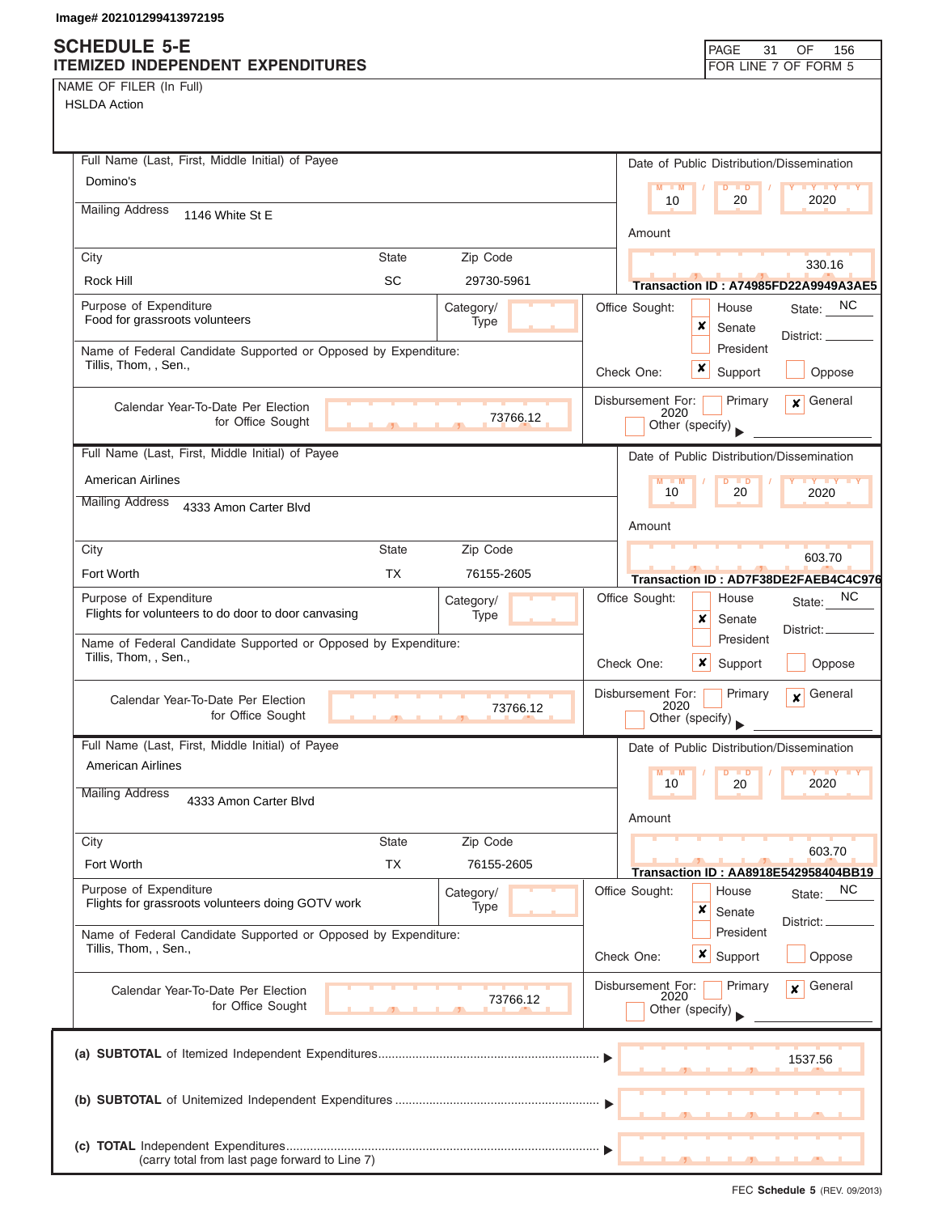Image# 202101299413972195

# SCHEDULE 5-E
## ITEMIZED INDEPENDENT EXPENDITURES

FOR LINE 7 OF FORM 5

NAME OF FILER (In Full)
HSLDA Action

---

**Full Name (Last, First, Middle Initial) of Payee:** Domino's

**Mailing Address:** 1146 White St E

**City:** Rock Hill **State:** SC **Zip Code:** 29730-5961

**Date of Public Distribution/Dissemination:** 10 / 20 / 2020

**Amount:** 330.16

Transaction ID : A74985FD22A9949A3AE5

**Purpose of Expenditure:** Food for grassroots volunteers

**Category/Type:**

**Office Sought:** [ ] House [x] Senate [ ] President **State:** NC **District:**

**Name of Federal Candidate Supported or Opposed by Expenditure:** Tillis, Thom, , Sen.,

**Check One:** [x] Support [ ] Oppose

**Calendar Year-To-Date Per Election for Office Sought:** 73766.12

**Disbursement For:** [ ] Primary [x] General 2020 [ ] Other (specify)

---

**Full Name (Last, First, Middle Initial) of Payee:** American Airlines

**Mailing Address:** 4333 Amon Carter Blvd

**City:** Fort Worth **State:** TX **Zip Code:** 76155-2605

**Date of Public Distribution/Dissemination:** 10 / 20 / 2020

**Amount:** 603.70

Transaction ID : AD7F38DE2FAEB4C4C976

**Purpose of Expenditure:** Flights for volunteers to do door to door canvasing

**Category/Type:**

**Office Sought:** [ ] House [x] Senate [ ] President **State:** NC **District:**

**Name of Federal Candidate Supported or Opposed by Expenditure:** Tillis, Thom, , Sen.,

**Check One:** [x] Support [ ] Oppose

**Calendar Year-To-Date Per Election for Office Sought:** 73766.12

**Disbursement For:** [ ] Primary [x] General 2020 [ ] Other (specify)

---

**Full Name (Last, First, Middle Initial) of Payee:** American Airlines

**Mailing Address:** 4333 Amon Carter Blvd

**City:** Fort Worth **State:** TX **Zip Code:** 76155-2605

**Date of Public Distribution/Dissemination:** 10 / 20 / 2020

**Amount:** 603.70

Transaction ID : AA8918E542958404BB19

**Purpose of Expenditure:** Flights for grassroots volunteers doing GOTV work

**Category/Type:**

**Office Sought:** [ ] House [x] Senate [ ] President **State:** NC **District:**

**Name of Federal Candidate Supported or Opposed by Expenditure:** Tillis, Thom, , Sen.,

**Check One:** [x] Support [ ] Oppose

**Calendar Year-To-Date Per Election for Office Sought:** 73766.12

**Disbursement For:** [ ] Primary [x] General 2020 [ ] Other (specify)

---

**(a) SUBTOTAL** of Itemized Independent Expenditures: 1537.56

**(b) SUBTOTAL** of Unitemized Independent Expenditures:

**(c) TOTAL** Independent Expenditures (carry total from last page forward to Line 7):

FEC **Schedule 5** (REV. 09/2013)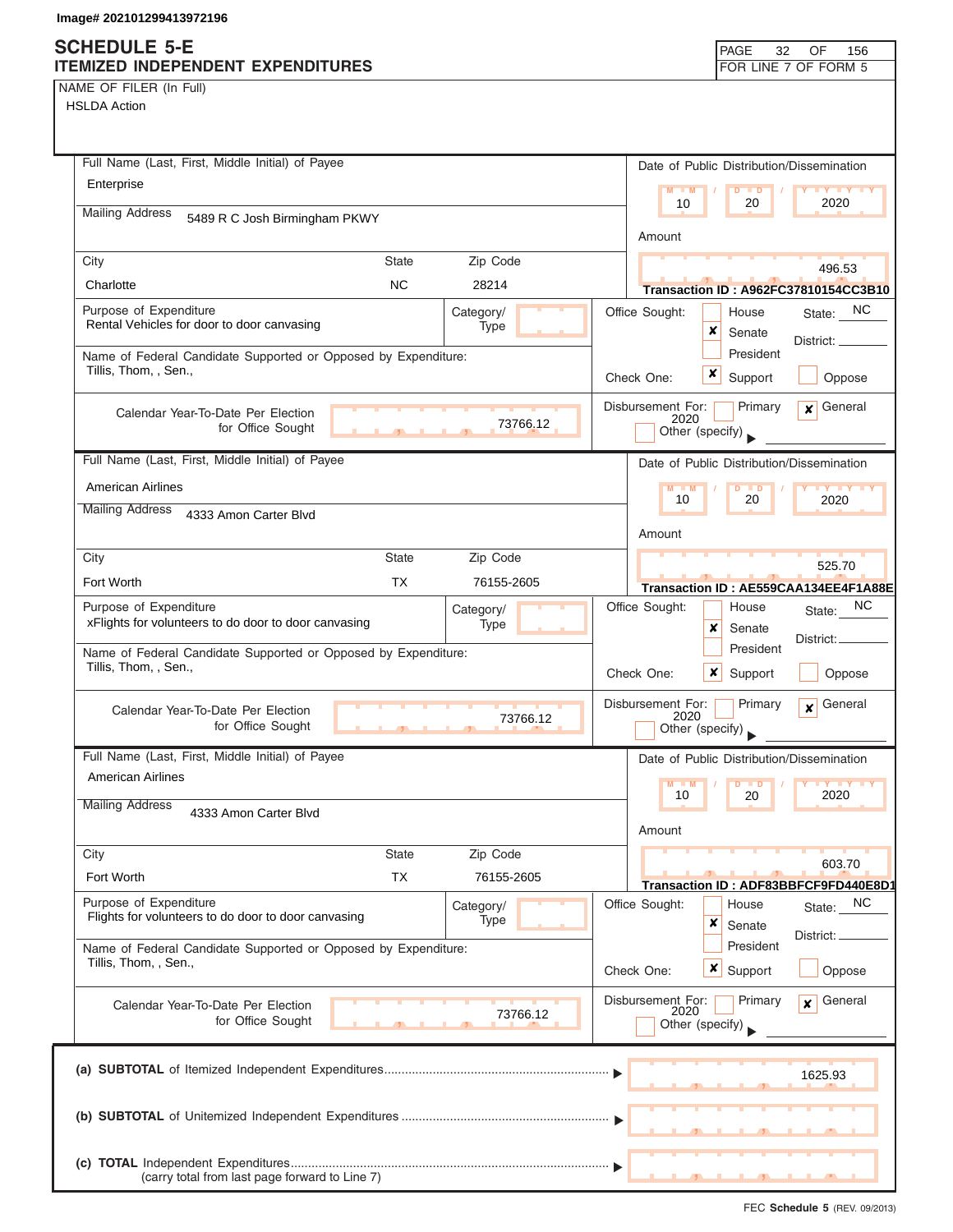Image# 202101299413972196

# SCHEDULE 5-E
## ITEMIZED INDEPENDENT EXPENDITURES

PAGE 32 OF 156
FOR LINE 7 OF FORM 5

NAME OF FILER (In Full)
HSLDA Action

---

**Full Name (Last, First, Middle Initial) of Payee:** Enterprise
**Mailing Address:** 5489 R C Josh Birmingham PKWY
**City:** Charlotte **State:** NC **Zip Code:** 28214
**Date of Public Distribution/Dissemination:** 10 / 20 / 2020
**Amount:** 496.53
**Transaction ID :** A962FC37810154CC3B10
**Purpose of Expenditure:** Rental Vehicles for door to door canvasing
**Category/Type:**
**Office Sought:** [ ] House [x] Senate [ ] President **State:** NC **District:**
**Name of Federal Candidate Supported or Opposed by Expenditure:** Tillis, Thom, , Sen.,
**Check One:** [x] Support [ ] Oppose
**Calendar Year-To-Date Per Election for Office Sought:** 73766.12
**Disbursement For:** [ ] Primary [x] General 2020 [ ] Other (specify)

---

**Full Name (Last, First, Middle Initial) of Payee:** American Airlines
**Mailing Address:** 4333 Amon Carter Blvd
**City:** Fort Worth **State:** TX **Zip Code:** 76155-2605
**Date of Public Distribution/Dissemination:** 10 / 20 / 2020
**Amount:** 525.70
**Transaction ID :** AE559CAA134EE4F1A88E
**Purpose of Expenditure:** xFlights for volunteers to do door to door canvasing
**Category/Type:**
**Office Sought:** [ ] House [x] Senate [ ] President **State:** NC **District:**
**Name of Federal Candidate Supported or Opposed by Expenditure:** Tillis, Thom, , Sen.,
**Check One:** [x] Support [ ] Oppose
**Calendar Year-To-Date Per Election for Office Sought:** 73766.12
**Disbursement For:** [ ] Primary [x] General 2020 [ ] Other (specify)

---

**Full Name (Last, First, Middle Initial) of Payee:** American Airlines
**Mailing Address:** 4333 Amon Carter Blvd
**City:** Fort Worth **State:** TX **Zip Code:** 76155-2605
**Date of Public Distribution/Dissemination:** 10 / 20 / 2020
**Amount:** 603.70
**Transaction ID :** ADF83BBFCF9FD440E8D1
**Purpose of Expenditure:** Flights for volunteers to do door to door canvasing
**Category/Type:**
**Office Sought:** [ ] House [x] Senate [ ] President **State:** NC **District:**
**Name of Federal Candidate Supported or Opposed by Expenditure:** Tillis, Thom, , Sen.,
**Check One:** [x] Support [ ] Oppose
**Calendar Year-To-Date Per Election for Office Sought:** 73766.12
**Disbursement For:** [ ] Primary [x] General 2020 [ ] Other (specify)

---

| | |
|---|---|
| (a) **SUBTOTAL** of Itemized Independent Expenditures | 1625.93 |
| (b) **SUBTOTAL** of Unitemized Independent Expenditures | |
| (c) **TOTAL** Independent Expenditures (carry total from last page forward to Line 7) | |

FEC **Schedule 5** (REV. 09/2013)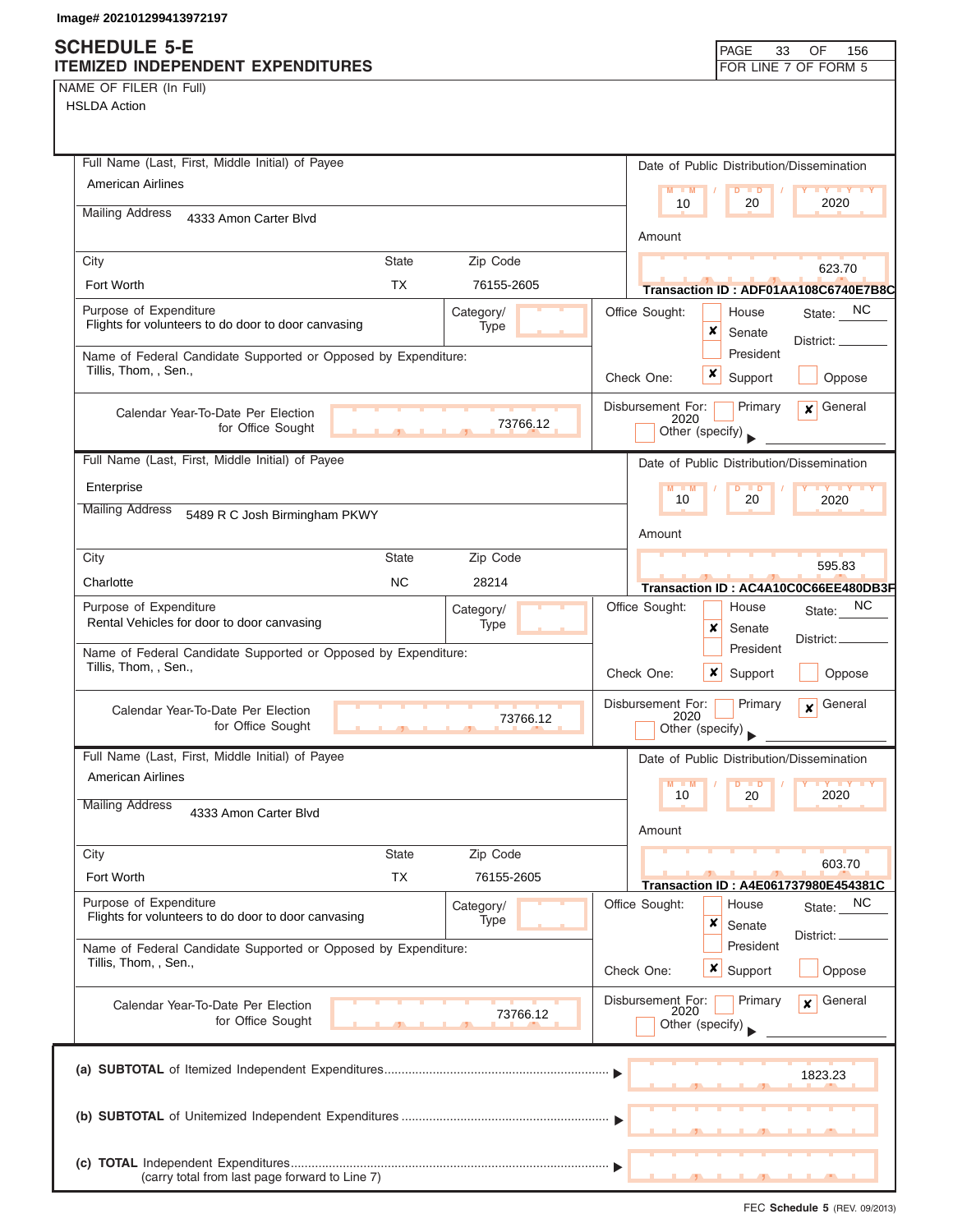Image# 202101299413972197

# SCHEDULE 5-E
## ITEMIZED INDEPENDENT EXPENDITURES

FOR LINE 7 OF FORM 5

NAME OF FILER (In Full)
HSLDA Action

---

**Full Name (Last, First, Middle Initial) of Payee:** American Airlines

**Mailing Address:** 4333 Amon Carter Blvd

| City | State | Zip Code |
|---|---|---|
| Fort Worth | TX | 76155-2605 |

**Date of Public Distribution/Dissemination:** 10 / 20 / 2020

**Amount:** 623.70

**Transaction ID : ADF01AA108C6740E7B8C**

**Purpose of Expenditure:** Flights for volunteers to do door to door canvasing

**Category/Type:**

**Office Sought:** [ ] House [x] Senate [ ] President — State: NC — District:

**Name of Federal Candidate Supported or Opposed by Expenditure:** Tillis, Thom, , Sen.,

**Check One:** [x] Support [ ] Oppose

**Calendar Year-To-Date Per Election for Office Sought:** 73766.12

**Disbursement For:** [ ] Primary [x] General 2020 [ ] Other (specify)

---

**Full Name (Last, First, Middle Initial) of Payee:** Enterprise

**Mailing Address:** 5489 R C Josh Birmingham PKWY

| City | State | Zip Code |
|---|---|---|
| Charlotte | NC | 28214 |

**Date of Public Distribution/Dissemination:** 10 / 20 / 2020

**Amount:** 595.83

**Transaction ID : AC4A10C0C66EE480DB3F**

**Purpose of Expenditure:** Rental Vehicles for door to door canvasing

**Category/Type:**

**Office Sought:** [ ] House [x] Senate [ ] President — State: NC — District:

**Name of Federal Candidate Supported or Opposed by Expenditure:** Tillis, Thom, , Sen.,

**Check One:** [x] Support [ ] Oppose

**Calendar Year-To-Date Per Election for Office Sought:** 73766.12

**Disbursement For:** [ ] Primary [x] General 2020 [ ] Other (specify)

---

**Full Name (Last, First, Middle Initial) of Payee:** American Airlines

**Mailing Address:** 4333 Amon Carter Blvd

| City | State | Zip Code |
|---|---|---|
| Fort Worth | TX | 76155-2605 |

**Date of Public Distribution/Dissemination:** 10 / 20 / 2020

**Amount:** 603.70

**Transaction ID : A4E061737980E454381C**

**Purpose of Expenditure:** Flights for volunteers to do door to door canvasing

**Category/Type:**

**Office Sought:** [ ] House [x] Senate [ ] President — State: NC — District:

**Name of Federal Candidate Supported or Opposed by Expenditure:** Tillis, Thom, , Sen.,

**Check One:** [x] Support [ ] Oppose

**Calendar Year-To-Date Per Election for Office Sought:** 73766.12

**Disbursement For:** [ ] Primary [x] General 2020 [ ] Other (specify)

---

| | |
|---|---|
| (a) **SUBTOTAL** of Itemized Independent Expenditures | 1823.23 |
| (b) **SUBTOTAL** of Unitemized Independent Expenditures | |
| (c) **TOTAL** Independent Expenditures (carry total from last page forward to Line 7) | |

FEC **Schedule 5** (REV. 09/2013)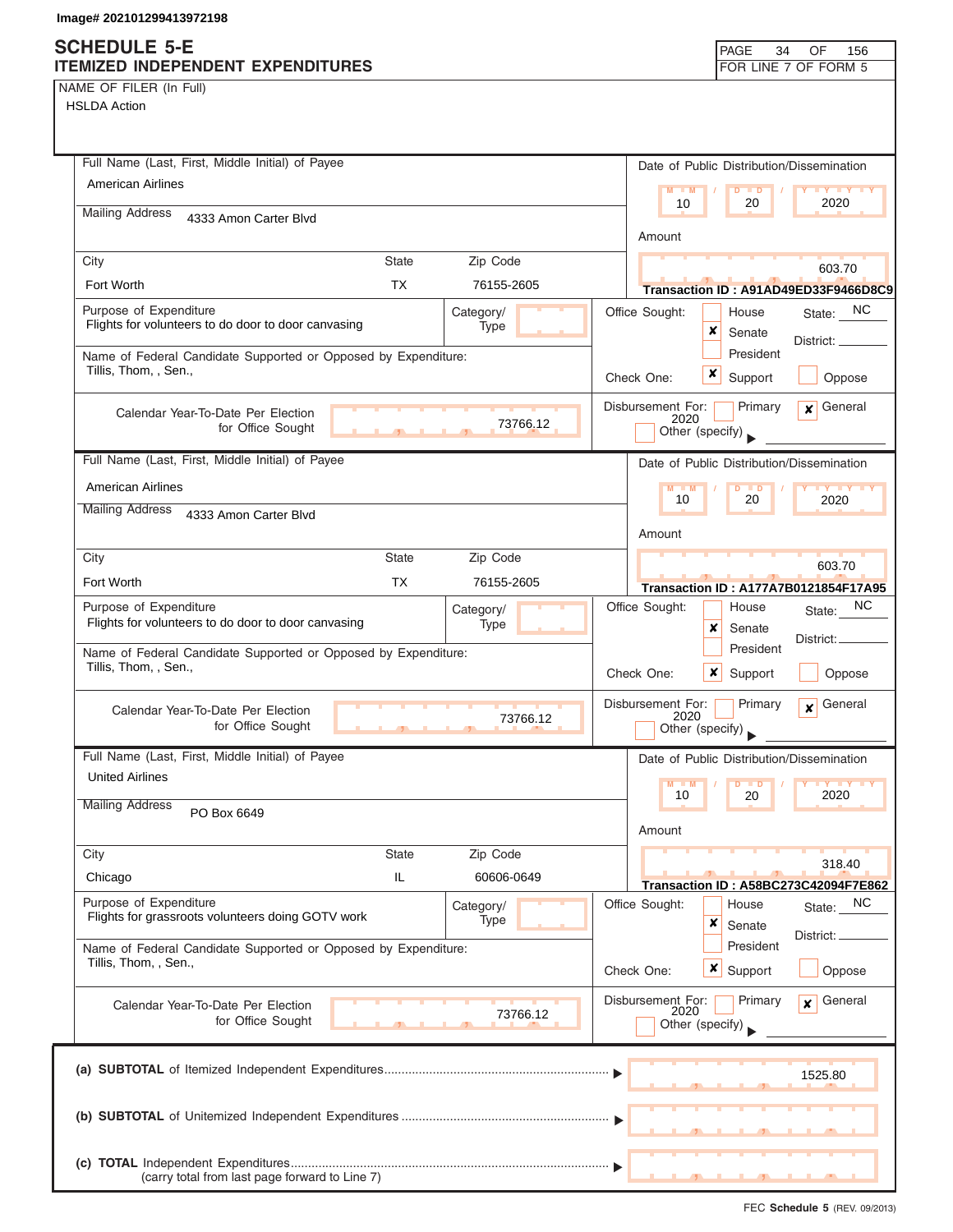Image# 202101299413972198

# SCHEDULE 5-E
## ITEMIZED INDEPENDENT EXPENDITURES

FOR LINE 7 OF FORM 5

NAME OF FILER (In Full)
HSLDA Action

---

**Full Name (Last, First, Middle Initial) of Payee:** American Airlines
**Mailing Address:** 4333 Amon Carter Blvd
**City:** Fort Worth **State:** TX **Zip Code:** 76155-2605
**Purpose of Expenditure:** Flights for volunteers to do door to door canvasing
**Category/Type:**
**Name of Federal Candidate Supported or Opposed by Expenditure:** Tillis, Thom, , Sen.,
**Calendar Year-To-Date Per Election for Office Sought:** 73766.12

**Date of Public Distribution/Dissemination:** 10 / 20 / 2020
**Amount:** 603.70
**Transaction ID : A91AD49ED33F9466D8C9**
**Office Sought:** ☐ House ☒ Senate ☐ President **State:** NC **District:**
**Check One:** ☒ Support ☐ Oppose
**Disbursement For:** ☐ Primary ☒ General 2020 ☐ Other (specify)

---

**Full Name (Last, First, Middle Initial) of Payee:** American Airlines
**Mailing Address:** 4333 Amon Carter Blvd
**City:** Fort Worth **State:** TX **Zip Code:** 76155-2605
**Purpose of Expenditure:** Flights for volunteers to do door to door canvasing
**Category/Type:**
**Name of Federal Candidate Supported or Opposed by Expenditure:** Tillis, Thom, , Sen.,
**Calendar Year-To-Date Per Election for Office Sought:** 73766.12

**Date of Public Distribution/Dissemination:** 10 / 20 / 2020
**Amount:** 603.70
**Transaction ID : A177A7B0121854F17A95**
**Office Sought:** ☐ House ☒ Senate ☐ President **State:** NC **District:**
**Check One:** ☒ Support ☐ Oppose
**Disbursement For:** ☐ Primary ☒ General 2020 ☐ Other (specify)

---

**Full Name (Last, First, Middle Initial) of Payee:** United Airlines
**Mailing Address:** PO Box 6649
**City:** Chicago **State:** IL **Zip Code:** 60606-0649
**Purpose of Expenditure:** Flights for grassroots volunteers doing GOTV work
**Category/Type:**
**Name of Federal Candidate Supported or Opposed by Expenditure:** Tillis, Thom, , Sen.,
**Calendar Year-To-Date Per Election for Office Sought:** 73766.12

**Date of Public Distribution/Dissemination:** 10 / 20 / 2020
**Amount:** 318.40
**Transaction ID : A58BC273C42094F7E862**
**Office Sought:** ☐ House ☒ Senate ☐ President **State:** NC **District:**
**Check One:** ☒ Support ☐ Oppose
**Disbursement For:** ☐ Primary ☒ General 2020 ☐ Other (specify)

---

| | |
|---|---|
| (a) **SUBTOTAL** of Itemized Independent Expenditures | 1525.80 |
| (b) **SUBTOTAL** of Unitemized Independent Expenditures | |
| (c) **TOTAL** Independent Expenditures (carry total from last page forward to Line 7) | |

FEC **Schedule 5** (REV. 09/2013)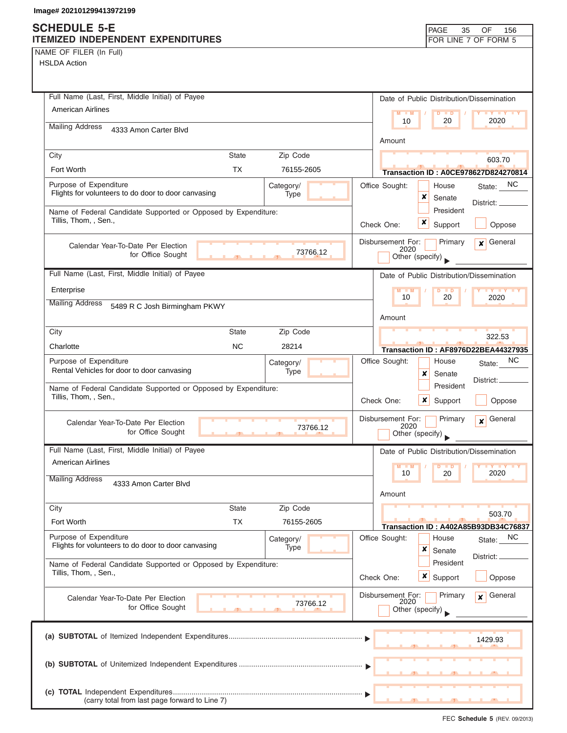Image# 202101299413972199

# SCHEDULE 5-E
## ITEMIZED INDEPENDENT EXPENDITURES

PAGE 35 OF 156
FOR LINE 7 OF FORM 5

NAME OF FILER (In Full)
HSLDA Action

---

**Full Name (Last, First, Middle Initial) of Payee:** American Airlines
**Mailing Address:** 4333 Amon Carter Blvd
**City:** Fort Worth **State:** TX **Zip Code:** 76155-2605

**Date of Public Distribution/Dissemination:** 10 / 20 / 2020
**Amount:** 603.70
**Transaction ID : A0CE978627D824270814**

**Purpose of Expenditure:** Flights for volunteers to do door to door canvasing
**Category/Type:**

**Office Sought:** House [ ] Senate [x] President [ ] **State:** NC **District:**

**Name of Federal Candidate Supported or Opposed by Expenditure:** Tillis, Thom, , Sen.,

**Check One:** [x] Support [ ] Oppose

**Calendar Year-To-Date Per Election for Office Sought:** 73766.12

**Disbursement For:** [ ] Primary [x] General 2020 [ ] Other (specify)

---

**Full Name (Last, First, Middle Initial) of Payee:** Enterprise
**Mailing Address:** 5489 R C Josh Birmingham PKWY
**City:** Charlotte **State:** NC **Zip Code:** 28214

**Date of Public Distribution/Dissemination:** 10 / 20 / 2020
**Amount:** 322.53
**Transaction ID : AF8976D22BEA44327935**

**Purpose of Expenditure:** Rental Vehicles for door to door canvasing
**Category/Type:**

**Office Sought:** House [ ] Senate [x] President [ ] **State:** NC **District:**

**Name of Federal Candidate Supported or Opposed by Expenditure:** Tillis, Thom, , Sen.,

**Check One:** [x] Support [ ] Oppose

**Calendar Year-To-Date Per Election for Office Sought:** 73766.12

**Disbursement For:** [ ] Primary [x] General 2020 [ ] Other (specify)

---

**Full Name (Last, First, Middle Initial) of Payee:** American Airlines
**Mailing Address:** 4333 Amon Carter Blvd
**City:** Fort Worth **State:** TX **Zip Code:** 76155-2605

**Date of Public Distribution/Dissemination:** 10 / 20 / 2020
**Amount:** 503.70
**Transaction ID : A402A85B93DB34C76837**

**Purpose of Expenditure:** Flights for volunteers to do door to door canvasing
**Category/Type:**

**Office Sought:** House [ ] Senate [x] President [ ] **State:** NC **District:**

**Name of Federal Candidate Supported or Opposed by Expenditure:** Tillis, Thom, , Sen.,

**Check One:** [x] Support [ ] Oppose

**Calendar Year-To-Date Per Election for Office Sought:** 73766.12

**Disbursement For:** [ ] Primary [x] General 2020 [ ] Other (specify)

---

(a) **SUBTOTAL** of Itemized Independent Expenditures ▶ 1429.93

(b) **SUBTOTAL** of Unitemized Independent Expenditures ▶

(c) **TOTAL** Independent Expenditures ▶
(carry total from last page forward to Line 7)

FEC **Schedule 5** (REV. 09/2013)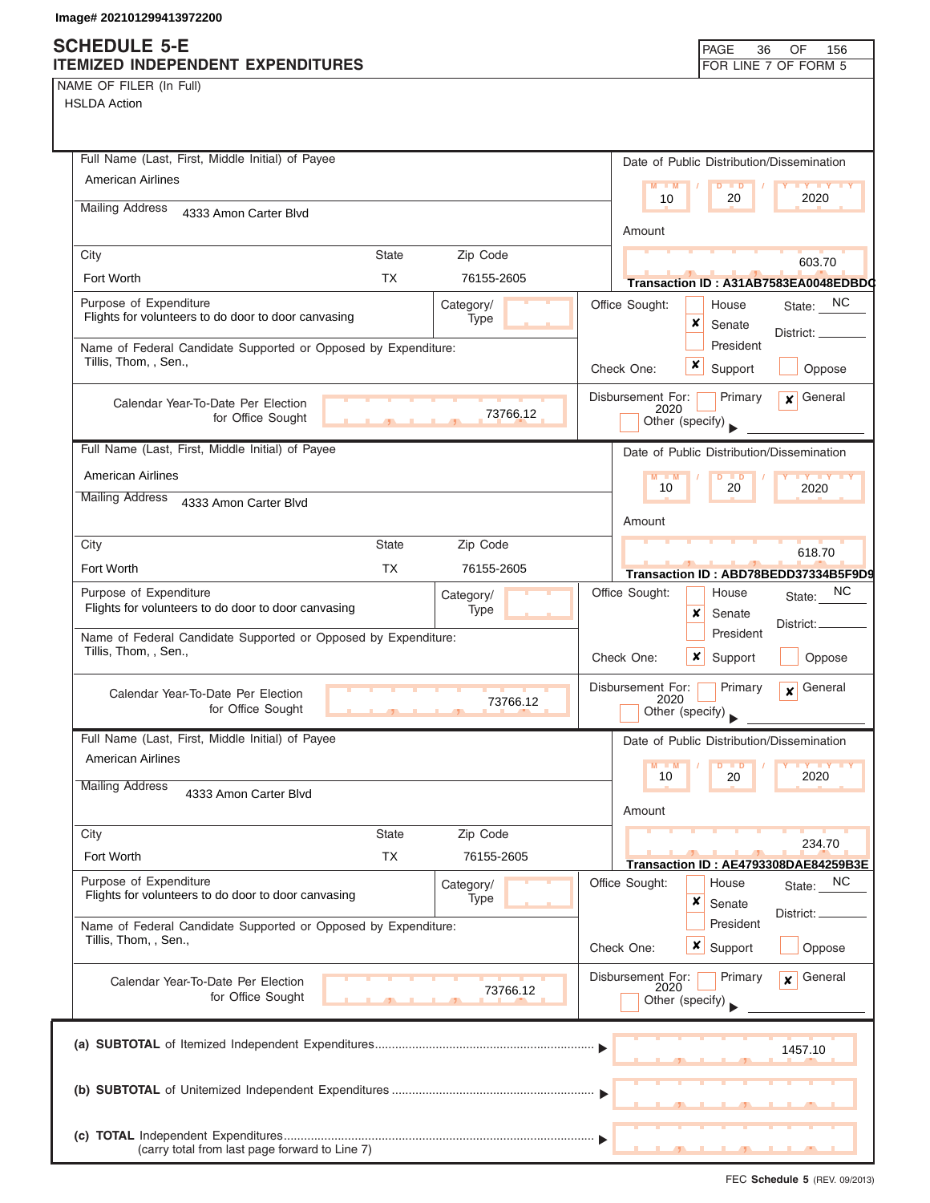Image# 202101299413972200

# SCHEDULE 5-E
## ITEMIZED INDEPENDENT EXPENDITURES

FOR LINE 7 OF FORM 5

NAME OF FILER (In Full)
HSLDA Action

---

**Full Name (Last, First, Middle Initial) of Payee:** American Airlines

**Mailing Address:** 4333 Amon Carter Blvd

| City | State | Zip Code |
|---|---|---|
| Fort Worth | TX | 76155-2605 |

**Date of Public Distribution/Dissemination:** 10 / 20 / 2020

**Amount:** 603.70

**Transaction ID : A31AB7583EA0048EDBDC**

**Purpose of Expenditure:** Flights for volunteers to do door to door canvasing

**Category/Type:**

**Office Sought:** [ ] House [x] Senate [ ] President — State: NC — District:

**Name of Federal Candidate Supported or Opposed by Expenditure:** Tillis, Thom, , Sen.,

**Check One:** [x] Support [ ] Oppose

**Calendar Year-To-Date Per Election for Office Sought:** 73766.12

**Disbursement For:** [ ] Primary [x] General 2020 [ ] Other (specify)

---

**Full Name (Last, First, Middle Initial) of Payee:** American Airlines

**Mailing Address:** 4333 Amon Carter Blvd

| City | State | Zip Code |
|---|---|---|
| Fort Worth | TX | 76155-2605 |

**Date of Public Distribution/Dissemination:** 10 / 20 / 2020

**Amount:** 618.70

**Transaction ID : ABD78BEDD37334B5F9D9**

**Purpose of Expenditure:** Flights for volunteers to do door to door canvasing

**Category/Type:**

**Office Sought:** [ ] House [x] Senate [ ] President — State: NC — District:

**Name of Federal Candidate Supported or Opposed by Expenditure:** Tillis, Thom, , Sen.,

**Check One:** [x] Support [ ] Oppose

**Calendar Year-To-Date Per Election for Office Sought:** 73766.12

**Disbursement For:** [ ] Primary [x] General 2020 [ ] Other (specify)

---

**Full Name (Last, First, Middle Initial) of Payee:** American Airlines

**Mailing Address:** 4333 Amon Carter Blvd

| City | State | Zip Code |
|---|---|---|
| Fort Worth | TX | 76155-2605 |

**Date of Public Distribution/Dissemination:** 10 / 20 / 2020

**Amount:** 234.70

**Transaction ID : AE4793308DAE84259B3E**

**Purpose of Expenditure:** Flights for volunteers to do door to door canvasing

**Category/Type:**

**Office Sought:** [ ] House [x] Senate [ ] President — State: NC — District:

**Name of Federal Candidate Supported or Opposed by Expenditure:** Tillis, Thom, , Sen.,

**Check One:** [x] Support [ ] Oppose

**Calendar Year-To-Date Per Election for Office Sought:** 73766.12

**Disbursement For:** [ ] Primary [x] General 2020 [ ] Other (specify)

---

(a) **SUBTOTAL** of Itemized Independent Expenditures ........ 1457.10

(b) **SUBTOTAL** of Unitemized Independent Expenditures ........

(c) **TOTAL** Independent Expenditures ........
(carry total from last page forward to Line 7)

FEC **Schedule 5** (REV. 09/2013)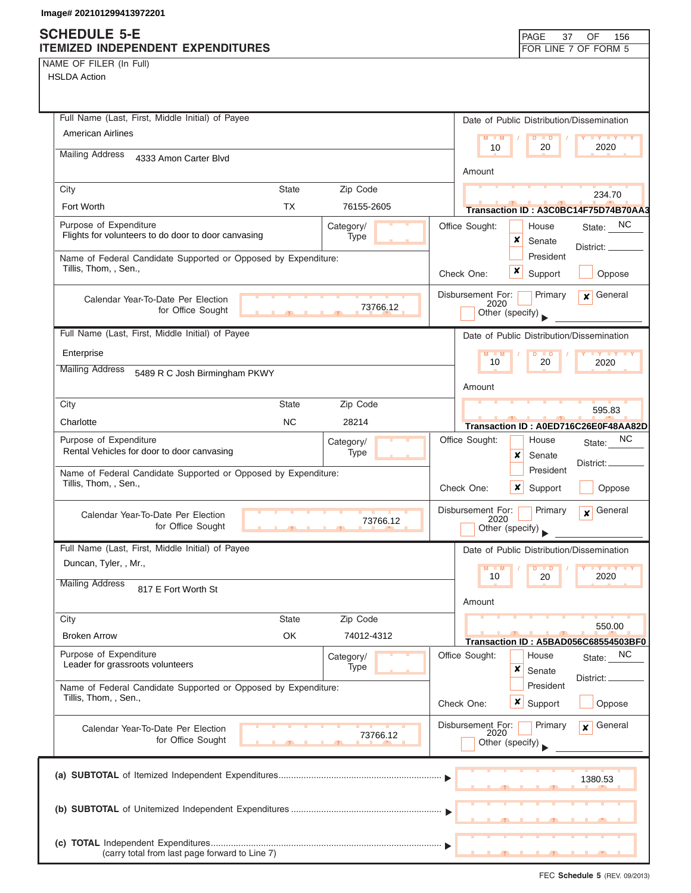Image# 202101299413972201

# SCHEDULE 5-E
## ITEMIZED INDEPENDENT EXPENDITURES

FOR LINE 7 OF FORM 5

NAME OF FILER (In Full)
HSLDA Action

---

**Full Name (Last, First, Middle Initial) of Payee:** American Airlines

**Mailing Address:** 4333 Amon Carter Blvd

**City:** Fort Worth | **State:** TX | **Zip Code:** 76155-2605

**Date of Public Distribution/Dissemination:** 10 / 20 / 2020

**Amount:** 234.70

**Transaction ID : A3C0BC14F75D74B70AA3**

**Purpose of Expenditure:** Flights for volunteers to do door to door canvasing

**Category/Type:**

**Office Sought:** [ ] House [x] Senate [ ] President — State: NC District:

**Name of Federal Candidate Supported or Opposed by Expenditure:** Tillis, Thom, , Sen.,

**Check One:** [x] Support [ ] Oppose

**Calendar Year-To-Date Per Election for Office Sought:** 73766.12

**Disbursement For:** [ ] Primary [x] General 2020 [ ] Other (specify)

---

**Full Name (Last, First, Middle Initial) of Payee:** Enterprise

**Mailing Address:** 5489 R C Josh Birmingham PKWY

**City:** Charlotte | **State:** NC | **Zip Code:** 28214

**Date of Public Distribution/Dissemination:** 10 / 20 / 2020

**Amount:** 595.83

**Transaction ID : A0ED716C26E0F48AA82D**

**Purpose of Expenditure:** Rental Vehicles for door to door canvasing

**Category/Type:**

**Office Sought:** [ ] House [x] Senate [ ] President — State: NC District:

**Name of Federal Candidate Supported or Opposed by Expenditure:** Tillis, Thom, , Sen.,

**Check One:** [x] Support [ ] Oppose

**Calendar Year-To-Date Per Election for Office Sought:** 73766.12

**Disbursement For:** [ ] Primary [x] General 2020 [ ] Other (specify)

---

**Full Name (Last, First, Middle Initial) of Payee:** Duncan, Tyler, , Mr.,

**Mailing Address:** 817 E Fort Worth St

**City:** Broken Arrow | **State:** OK | **Zip Code:** 74012-4312

**Date of Public Distribution/Dissemination:** 10 / 20 / 2020

**Amount:** 550.00

**Transaction ID : A5BAD056C68554503BF0**

**Purpose of Expenditure:** Leader for grassroots volunteers

**Category/Type:**

**Office Sought:** [ ] House [x] Senate [ ] President — State: NC District:

**Name of Federal Candidate Supported or Opposed by Expenditure:** Tillis, Thom, , Sen.,

**Check One:** [x] Support [ ] Oppose

**Calendar Year-To-Date Per Election for Office Sought:** 73766.12

**Disbursement For:** [ ] Primary [x] General 2020 [ ] Other (specify)

---

| | |
|---|---|
| (a) **SUBTOTAL** of Itemized Independent Expenditures | 1380.53 |
| (b) **SUBTOTAL** of Unitemized Independent Expenditures | |
| (c) **TOTAL** Independent Expenditures (carry total from last page forward to Line 7) | |

FEC **Schedule 5** (REV. 09/2013)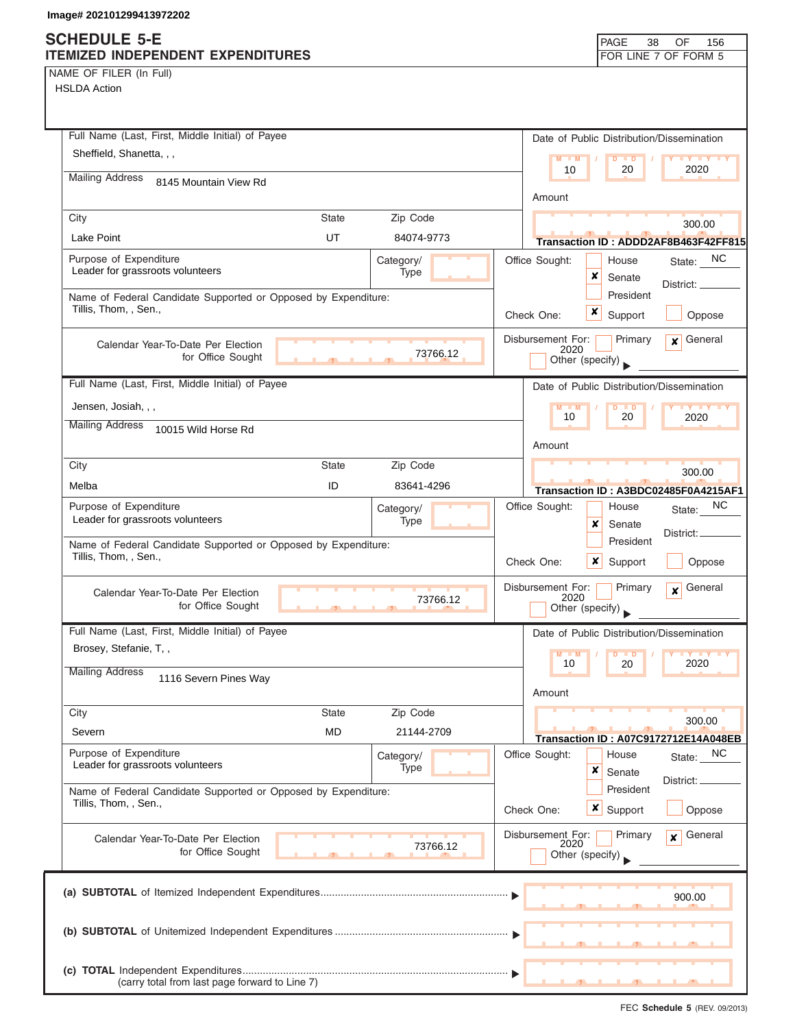Image# 202101299413972202

# SCHEDULE 5-E
## ITEMIZED INDEPENDENT EXPENDITURES

FOR LINE 7 OF FORM 5

NAME OF FILER (In Full)
HSLDA Action

---

**Full Name (Last, First, Middle Initial) of Payee:** Sheffield, Shanetta, , ,

**Mailing Address:** 8145 Mountain View Rd

| City | State | Zip Code |
|---|---|---|
| Lake Point | UT | 84074-9773 |

**Date of Public Distribution/Dissemination:** 10 / 20 / 2020

**Amount:** 300.00

**Transaction ID : ADDD2AF8B463F42FF815**

**Purpose of Expenditure:** Leader for grassroots volunteers

**Category/Type:**

**Office Sought:** [ ] House [x] Senate [ ] President — State: NC District:

**Name of Federal Candidate Supported or Opposed by Expenditure:** Tillis, Thom, , Sen.,

**Check One:** [x] Support [ ] Oppose

**Calendar Year-To-Date Per Election for Office Sought:** 73766.12

**Disbursement For:** [ ] Primary [x] General 2020 [ ] Other (specify)

---

**Full Name (Last, First, Middle Initial) of Payee:** Jensen, Josiah, , ,

**Mailing Address:** 10015 Wild Horse Rd

| City | State | Zip Code |
|---|---|---|
| Melba | ID | 83641-4296 |

**Date of Public Distribution/Dissemination:** 10 / 20 / 2020

**Amount:** 300.00

**Transaction ID : A3BDC02485F0A4215AF1**

**Purpose of Expenditure:** Leader for grassroots volunteers

**Category/Type:**

**Office Sought:** [ ] House [x] Senate [ ] President — State: NC District:

**Name of Federal Candidate Supported or Opposed by Expenditure:** Tillis, Thom, , Sen.,

**Check One:** [x] Support [ ] Oppose

**Calendar Year-To-Date Per Election for Office Sought:** 73766.12

**Disbursement For:** [ ] Primary [x] General 2020 [ ] Other (specify)

---

**Full Name (Last, First, Middle Initial) of Payee:** Brosey, Stefanie, T, ,

**Mailing Address:** 1116 Severn Pines Way

| City | State | Zip Code |
|---|---|---|
| Severn | MD | 21144-2709 |

**Date of Public Distribution/Dissemination:** 10 / 20 / 2020

**Amount:** 300.00

**Transaction ID : A07C9172712E14A048EB**

**Purpose of Expenditure:** Leader for grassroots volunteers

**Category/Type:**

**Office Sought:** [ ] House [x] Senate [ ] President — State: NC District:

**Name of Federal Candidate Supported or Opposed by Expenditure:** Tillis, Thom, , Sen.,

**Check One:** [x] Support [ ] Oppose

**Calendar Year-To-Date Per Election for Office Sought:** 73766.12

**Disbursement For:** [ ] Primary [x] General 2020 [ ] Other (specify)

---

| | |
|---|---|
| (a) **SUBTOTAL** of Itemized Independent Expenditures | 900.00 |
| (b) **SUBTOTAL** of Unitemized Independent Expenditures | |
| (c) **TOTAL** Independent Expenditures (carry total from last page forward to Line 7) | |

FEC **Schedule 5** (REV. 09/2013)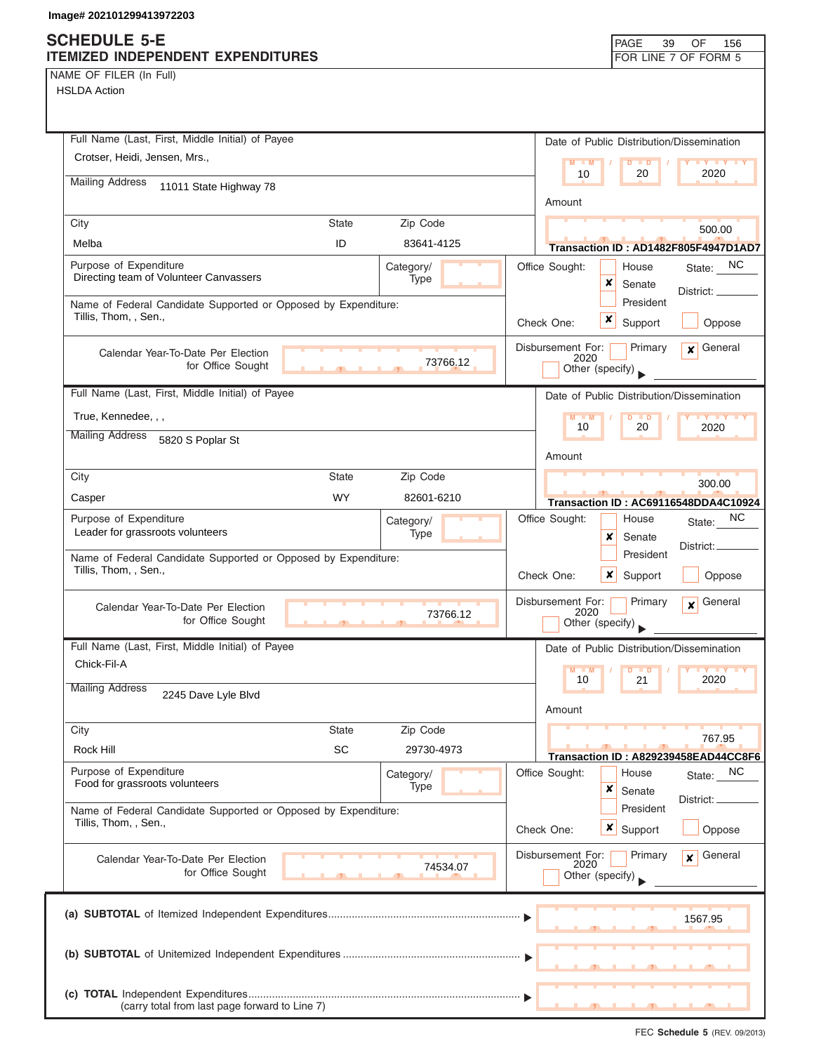Image# 202101299413972203

# SCHEDULE 5-E
## ITEMIZED INDEPENDENT EXPENDITURES

PAGE 39 OF 156
FOR LINE 7 OF FORM 5

NAME OF FILER (In Full)
HSLDA Action

---

**Full Name (Last, First, Middle Initial) of Payee:** Crotser, Heidi, Jensen, Mrs.,
**Mailing Address:** 11011 State Highway 78
**City:** Melba **State:** ID **Zip Code:** 83641-4125
**Date of Public Distribution/Dissemination:** 10 / 20 / 2020
**Amount:** 500.00
**Transaction ID : AD1482F805F4947D1AD7**
**Purpose of Expenditure:** Directing team of Volunteer Canvassers
**Category/Type:**
**Office Sought:** [ ] House [x] Senate [ ] President **State:** NC **District:**
**Name of Federal Candidate Supported or Opposed by Expenditure:** Tillis, Thom, , Sen.,
**Check One:** [x] Support [ ] Oppose
**Calendar Year-To-Date Per Election for Office Sought:** 73766.12
**Disbursement For:** [ ] Primary [x] General 2020 [ ] Other (specify)

---

**Full Name (Last, First, Middle Initial) of Payee:** True, Kennedee, , ,
**Mailing Address:** 5820 S Poplar St
**City:** Casper **State:** WY **Zip Code:** 82601-6210
**Date of Public Distribution/Dissemination:** 10 / 20 / 2020
**Amount:** 300.00
**Transaction ID : AC69116548DDA4C10924**
**Purpose of Expenditure:** Leader for grassroots volunteers
**Category/Type:**
**Office Sought:** [ ] House [x] Senate [ ] President **State:** NC **District:**
**Name of Federal Candidate Supported or Opposed by Expenditure:** Tillis, Thom, , Sen.,
**Check One:** [x] Support [ ] Oppose
**Calendar Year-To-Date Per Election for Office Sought:** 73766.12
**Disbursement For:** [ ] Primary [x] General 2020 [ ] Other (specify)

---

**Full Name (Last, First, Middle Initial) of Payee:** Chick-Fil-A
**Mailing Address:** 2245 Dave Lyle Blvd
**City:** Rock Hill **State:** SC **Zip Code:** 29730-4973
**Date of Public Distribution/Dissemination:** 10 / 21 / 2020
**Amount:** 767.95
**Transaction ID : A829239458EAD44CC8F6**
**Purpose of Expenditure:** Food for grassroots volunteers
**Category/Type:**
**Office Sought:** [ ] House [x] Senate [ ] President **State:** NC **District:**
**Name of Federal Candidate Supported or Opposed by Expenditure:** Tillis, Thom, , Sen.,
**Check One:** [x] Support [ ] Oppose
**Calendar Year-To-Date Per Election for Office Sought:** 74534.07
**Disbursement For:** [ ] Primary [x] General 2020 [ ] Other (specify)

---

| | |
|---|---|
| (a) **SUBTOTAL** of Itemized Independent Expenditures | 1567.95 |
| (b) **SUBTOTAL** of Unitemized Independent Expenditures | |
| (c) **TOTAL** Independent Expenditures (carry total from last page forward to Line 7) | |

FEC **Schedule 5** (REV. 09/2013)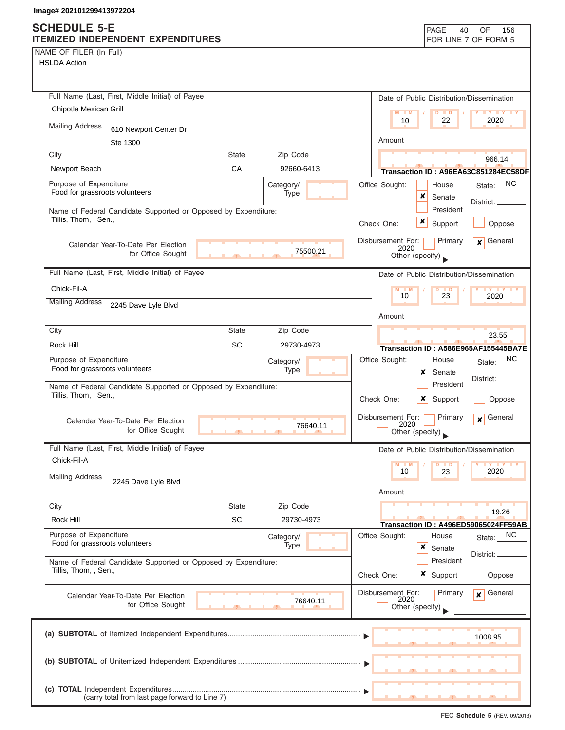Image# 202101299413972204

# SCHEDULE 5-E
## ITEMIZED INDEPENDENT EXPENDITURES

PAGE 40 OF 156
FOR LINE 7 OF FORM 5

NAME OF FILER (In Full)
HSLDA Action

---

**Full Name (Last, First, Middle Initial) of Payee:** Chipotle Mexican Grill

**Mailing Address:** 610 Newport Center Dr, Ste 1300

**City:** Newport Beach **State:** CA **Zip Code:** 92660-6413

**Date of Public Distribution/Dissemination:** 10 / 22 / 2020

**Amount:** 966.14

**Transaction ID : A96EA63C851284EC58DF**

**Purpose of Expenditure:** Food for grassroots volunteers

**Category/Type:**

**Office Sought:** ☐ House ☒ Senate ☐ President **State:** NC **District:**

**Name of Federal Candidate Supported or Opposed by Expenditure:** Tillis, Thom, , Sen.,

**Check One:** ☒ Support ☐ Oppose

**Calendar Year-To-Date Per Election for Office Sought:** 75500.21

**Disbursement For:** ☐ Primary ☒ General 2020 ☐ Other (specify)

---

**Full Name (Last, First, Middle Initial) of Payee:** Chick-Fil-A

**Mailing Address:** 2245 Dave Lyle Blvd

**City:** Rock Hill **State:** SC **Zip Code:** 29730-4973

**Date of Public Distribution/Dissemination:** 10 / 23 / 2020

**Amount:** 23.55

**Transaction ID : A586E965AF155445BA7E**

**Purpose of Expenditure:** Food for grassroots volunteers

**Category/Type:**

**Office Sought:** ☐ House ☒ Senate ☐ President **State:** NC **District:**

**Name of Federal Candidate Supported or Opposed by Expenditure:** Tillis, Thom, , Sen.,

**Check One:** ☒ Support ☐ Oppose

**Calendar Year-To-Date Per Election for Office Sought:** 76640.11

**Disbursement For:** ☐ Primary ☒ General 2020 ☐ Other (specify)

---

**Full Name (Last, First, Middle Initial) of Payee:** Chick-Fil-A

**Mailing Address:** 2245 Dave Lyle Blvd

**City:** Rock Hill **State:** SC **Zip Code:** 29730-4973

**Date of Public Distribution/Dissemination:** 10 / 23 / 2020

**Amount:** 19.26

**Transaction ID : A496ED59065024FF59AB**

**Purpose of Expenditure:** Food for grassroots volunteers

**Category/Type:**

**Office Sought:** ☐ House ☒ Senate ☐ President **State:** NC **District:**

**Name of Federal Candidate Supported or Opposed by Expenditure:** Tillis, Thom, , Sen.,

**Check One:** ☒ Support ☐ Oppose

**Calendar Year-To-Date Per Election for Office Sought:** 76640.11

**Disbursement For:** ☐ Primary ☒ General 2020 ☐ Other (specify)

---

**(a) SUBTOTAL** of Itemized Independent Expenditures ▶ 1008.95

**(b) SUBTOTAL** of Unitemized Independent Expenditures ▶

**(c) TOTAL** Independent Expenditures ▶
(carry total from last page forward to Line 7)

FEC **Schedule 5** (REV. 09/2013)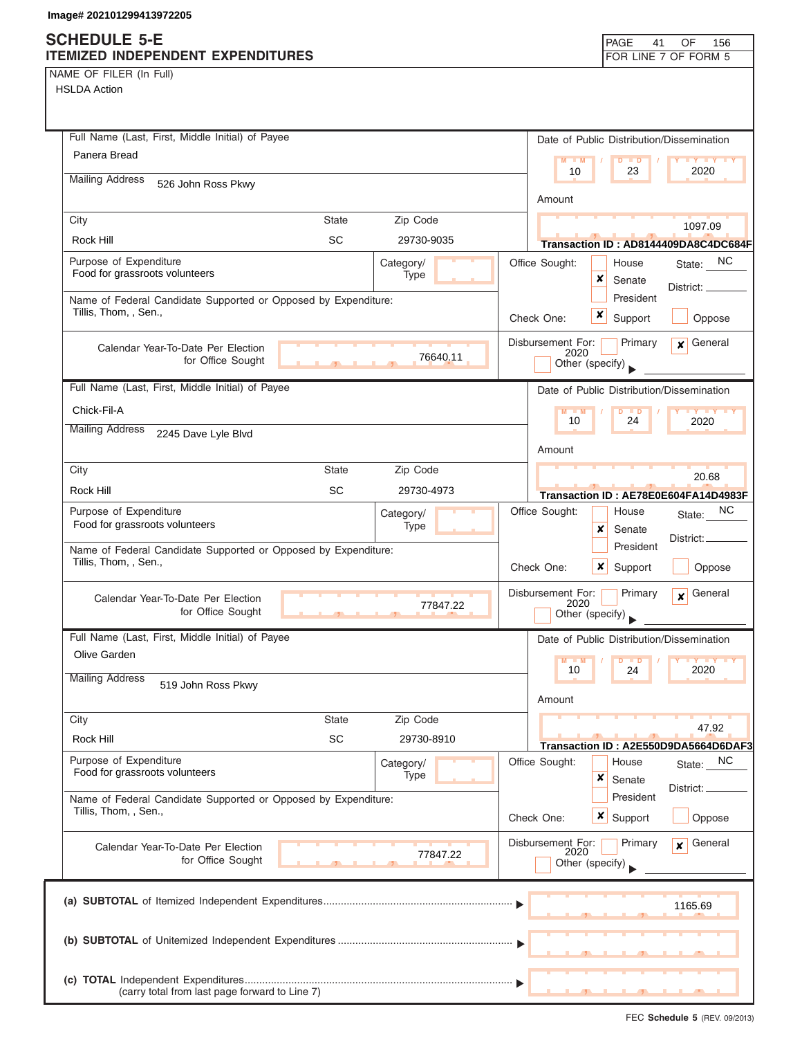Image# 202101299413972205

# SCHEDULE 5-E
## ITEMIZED INDEPENDENT EXPENDITURES

PAGE 41 OF 156
FOR LINE 7 OF FORM 5

NAME OF FILER (In Full)
HSLDA Action

---

**Full Name (Last, First, Middle Initial) of Payee:** Panera Bread

**Mailing Address:** 526 John Ross Pkwy

| City | State | Zip Code |
|---|---|---|
| Rock Hill | SC | 29730-9035 |

**Date of Public Distribution/Dissemination:** 10 / 23 / 2020

**Amount:** 1097.09

**Transaction ID : AD8144409DA8C4DC684F**

**Purpose of Expenditure:** Food for grassroots volunteers

**Category/Type:**

**Name of Federal Candidate Supported or Opposed by Expenditure:** Tillis, Thom, , Sen.,

**Office Sought:** [ ] House [x] Senate [ ] President — State: NC District:

**Check One:** [x] Support [ ] Oppose

**Calendar Year-To-Date Per Election for Office Sought:** 76640.11

**Disbursement For:** [ ] Primary [x] General 2020 [ ] Other (specify)

---

**Full Name (Last, First, Middle Initial) of Payee:** Chick-Fil-A

**Mailing Address:** 2245 Dave Lyle Blvd

| City | State | Zip Code |
|---|---|---|
| Rock Hill | SC | 29730-4973 |

**Date of Public Distribution/Dissemination:** 10 / 24 / 2020

**Amount:** 20.68

**Transaction ID : AE78E0E604FA14D4983F**

**Purpose of Expenditure:** Food for grassroots volunteers

**Category/Type:**

**Name of Federal Candidate Supported or Opposed by Expenditure:** Tillis, Thom, , Sen.,

**Office Sought:** [ ] House [x] Senate [ ] President — State: NC District:

**Check One:** [x] Support [ ] Oppose

**Calendar Year-To-Date Per Election for Office Sought:** 77847.22

**Disbursement For:** [ ] Primary [x] General 2020 [ ] Other (specify)

---

**Full Name (Last, First, Middle Initial) of Payee:** Olive Garden

**Mailing Address:** 519 John Ross Pkwy

| City | State | Zip Code |
|---|---|---|
| Rock Hill | SC | 29730-8910 |

**Date of Public Distribution/Dissemination:** 10 / 24 / 2020

**Amount:** 47.92

**Transaction ID : A2E550D9DA5664D6DAF3**

**Purpose of Expenditure:** Food for grassroots volunteers

**Category/Type:**

**Name of Federal Candidate Supported or Opposed by Expenditure:** Tillis, Thom, , Sen.,

**Office Sought:** [ ] House [x] Senate [ ] President — State: NC District:

**Check One:** [x] Support [ ] Oppose

**Calendar Year-To-Date Per Election for Office Sought:** 77847.22

**Disbursement For:** [ ] Primary [x] General 2020 [ ] Other (specify)

---

| | |
|---|---|
| (a) **SUBTOTAL** of Itemized Independent Expenditures | 1165.69 |
| (b) **SUBTOTAL** of Unitemized Independent Expenditures | |
| (c) **TOTAL** Independent Expenditures (carry total from last page forward to Line 7) | |

FEC **Schedule 5** (REV. 09/2013)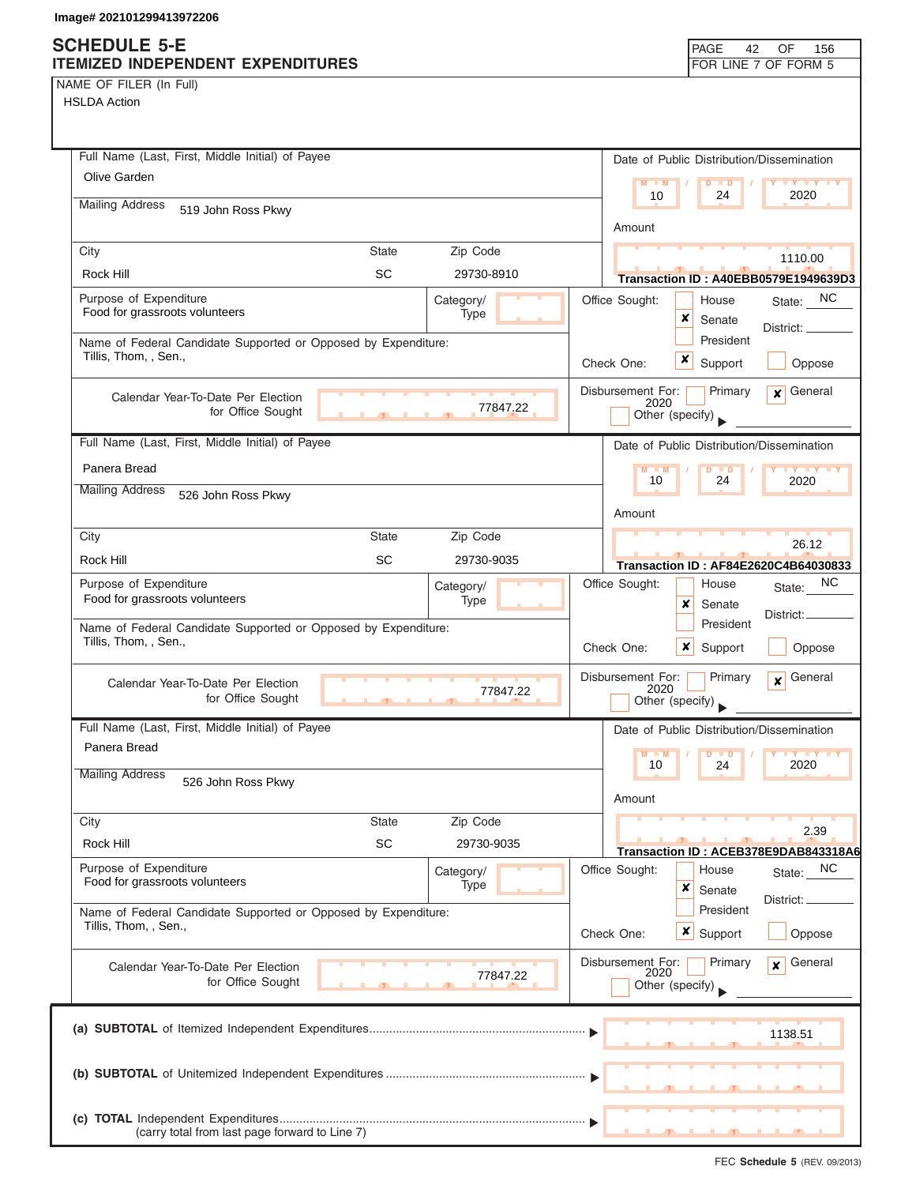Image# 202101299413972206

# SCHEDULE 5-E
## ITEMIZED INDEPENDENT EXPENDITURES

FOR LINE 7 OF FORM 5

NAME OF FILER (In Full)
HSLDA Action

---

**Full Name (Last, First, Middle Initial) of Payee:** Olive Garden

**Mailing Address:** 519 John Ross Pkwy

**City:** Rock Hill | **State:** SC | **Zip Code:** 29730-8910

**Date of Public Distribution/Dissemination:** 10 / 24 / 2020

**Amount:** 1110.00

**Transaction ID : A40EBB0579E1949639D3**

**Purpose of Expenditure:** Food for grassroots volunteers

**Category/Type:**

**Office Sought:** [ ] House [x] Senate [ ] President — **State:** NC **District:**

**Name of Federal Candidate Supported or Opposed by Expenditure:** Tillis, Thom, , Sen.,

**Check One:** [x] Support [ ] Oppose

**Calendar Year-To-Date Per Election for Office Sought:** 77847.22

**Disbursement For:** [ ] Primary [x] General 2020 [ ] Other (specify)

---

**Full Name (Last, First, Middle Initial) of Payee:** Panera Bread

**Mailing Address:** 526 John Ross Pkwy

**City:** Rock Hill | **State:** SC | **Zip Code:** 29730-9035

**Date of Public Distribution/Dissemination:** 10 / 24 / 2020

**Amount:** 26.12

**Transaction ID : AF84E2620C4B64030833**

**Purpose of Expenditure:** Food for grassroots volunteers

**Category/Type:**

**Office Sought:** [ ] House [x] Senate [ ] President — **State:** NC **District:**

**Name of Federal Candidate Supported or Opposed by Expenditure:** Tillis, Thom, , Sen.,

**Check One:** [x] Support [ ] Oppose

**Calendar Year-To-Date Per Election for Office Sought:** 77847.22

**Disbursement For:** [ ] Primary [x] General 2020 [ ] Other (specify)

---

**Full Name (Last, First, Middle Initial) of Payee:** Panera Bread

**Mailing Address:** 526 John Ross Pkwy

**City:** Rock Hill | **State:** SC | **Zip Code:** 29730-9035

**Date of Public Distribution/Dissemination:** 10 / 24 / 2020

**Amount:** 2.39

**Transaction ID : ACEB378E9DAB843318A6**

**Purpose of Expenditure:** Food for grassroots volunteers

**Category/Type:**

**Office Sought:** [ ] House [x] Senate [ ] President — **State:** NC **District:**

**Name of Federal Candidate Supported or Opposed by Expenditure:** Tillis, Thom, , Sen.,

**Check One:** [x] Support [ ] Oppose

**Calendar Year-To-Date Per Election for Office Sought:** 77847.22

**Disbursement For:** [ ] Primary [x] General 2020 [ ] Other (specify)

---

**(a) SUBTOTAL** of Itemized Independent Expenditures ▶ 1138.51

**(b) SUBTOTAL** of Unitemized Independent Expenditures ▶

**(c) TOTAL** Independent Expenditures ▶
(carry total from last page forward to Line 7)

FEC **Schedule 5** (REV. 09/2013)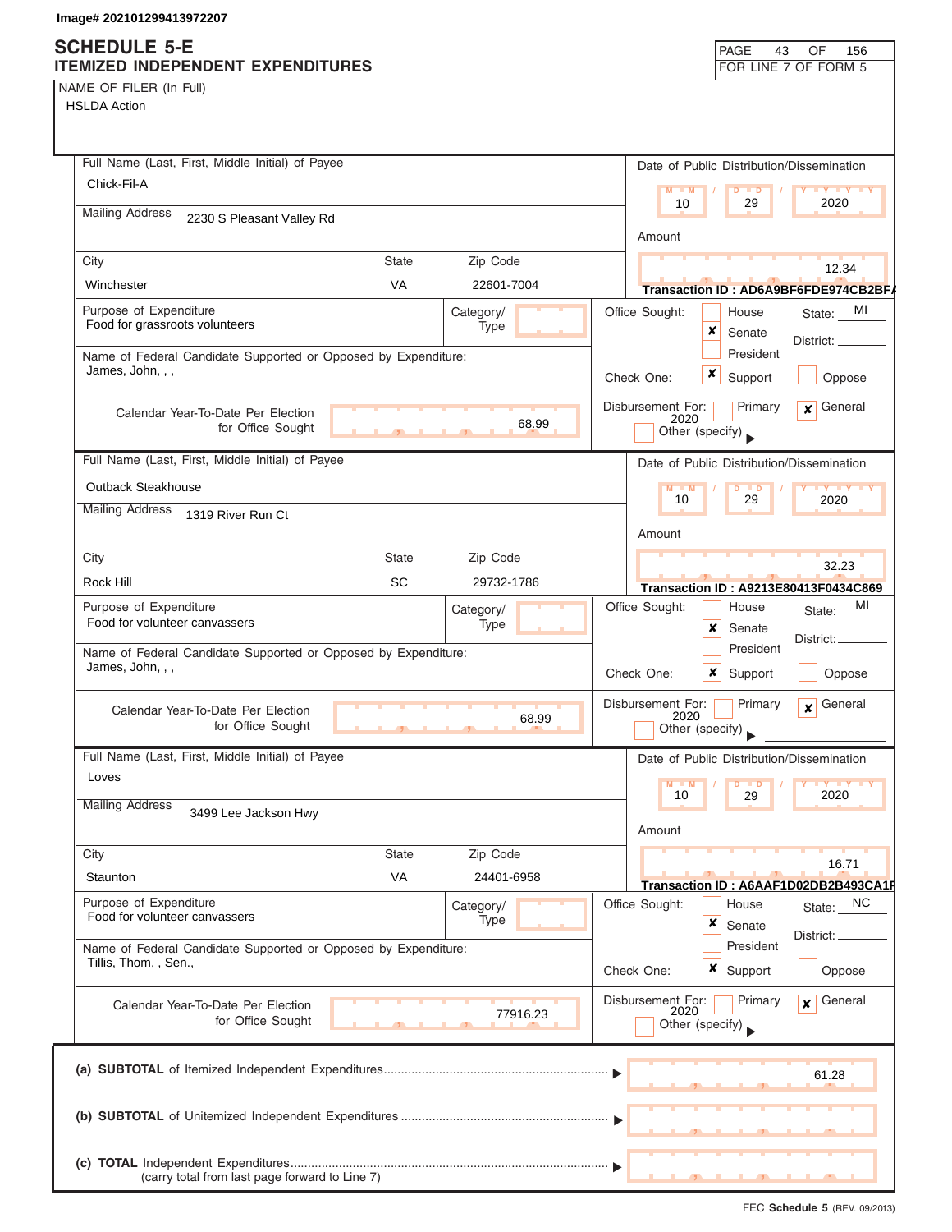Image# 202101299413972207

# SCHEDULE 5-E
## ITEMIZED INDEPENDENT EXPENDITURES

PAGE 43 OF 156
FOR LINE 7 OF FORM 5

NAME OF FILER (In Full)
HSLDA Action

---

**Full Name (Last, First, Middle Initial) of Payee:** Chick-Fil-A
**Mailing Address:** 2230 S Pleasant Valley Rd
**City:** Winchester **State:** VA **Zip Code:** 22601-7004
**Date of Public Distribution/Dissemination:** 10 / 29 / 2020
**Amount:** 12.34
**Transaction ID :** AD6A9BF6FDE974CB2BFA
**Purpose of Expenditure:** Food for grassroots volunteers
**Category/Type:**
**Office Sought:** ☐ House ☒ Senate ☐ President **State:** MI **District:**
**Name of Federal Candidate Supported or Opposed by Expenditure:** James, John, , ,
**Check One:** ☒ Support ☐ Oppose
**Calendar Year-To-Date Per Election for Office Sought:** 68.99
**Disbursement For:** ☐ Primary ☒ General 2020 ☐ Other (specify)

---

**Full Name (Last, First, Middle Initial) of Payee:** Outback Steakhouse
**Mailing Address:** 1319 River Run Ct
**City:** Rock Hill **State:** SC **Zip Code:** 29732-1786
**Date of Public Distribution/Dissemination:** 10 / 29 / 2020
**Amount:** 32.23
**Transaction ID :** A9213E80413F0434C869
**Purpose of Expenditure:** Food for volunteer canvassers
**Category/Type:**
**Office Sought:** ☐ House ☒ Senate ☐ President **State:** MI **District:**
**Name of Federal Candidate Supported or Opposed by Expenditure:** James, John, , ,
**Check One:** ☒ Support ☐ Oppose
**Calendar Year-To-Date Per Election for Office Sought:** 68.99
**Disbursement For:** ☐ Primary ☒ General 2020 ☐ Other (specify)

---

**Full Name (Last, First, Middle Initial) of Payee:** Loves
**Mailing Address:** 3499 Lee Jackson Hwy
**City:** Staunton **State:** VA **Zip Code:** 24401-6958
**Date of Public Distribution/Dissemination:** 10 / 29 / 2020
**Amount:** 16.71
**Transaction ID :** A6AAF1D02DB2B493CA1F
**Purpose of Expenditure:** Food for volunteer canvassers
**Category/Type:**
**Office Sought:** ☐ House ☒ Senate ☐ President **State:** NC **District:**
**Name of Federal Candidate Supported or Opposed by Expenditure:** Tillis, Thom, , Sen.,
**Check One:** ☒ Support ☐ Oppose
**Calendar Year-To-Date Per Election for Office Sought:** 77916.23
**Disbursement For:** ☐ Primary ☒ General 2020 ☐ Other (specify)

---

**(a) SUBTOTAL** of Itemized Independent Expenditures ▶ 61.28

**(b) SUBTOTAL** of Unitemized Independent Expenditures ▶

**(c) TOTAL** Independent Expenditures ▶
(carry total from last page forward to Line 7)

FEC **Schedule 5** (REV. 09/2013)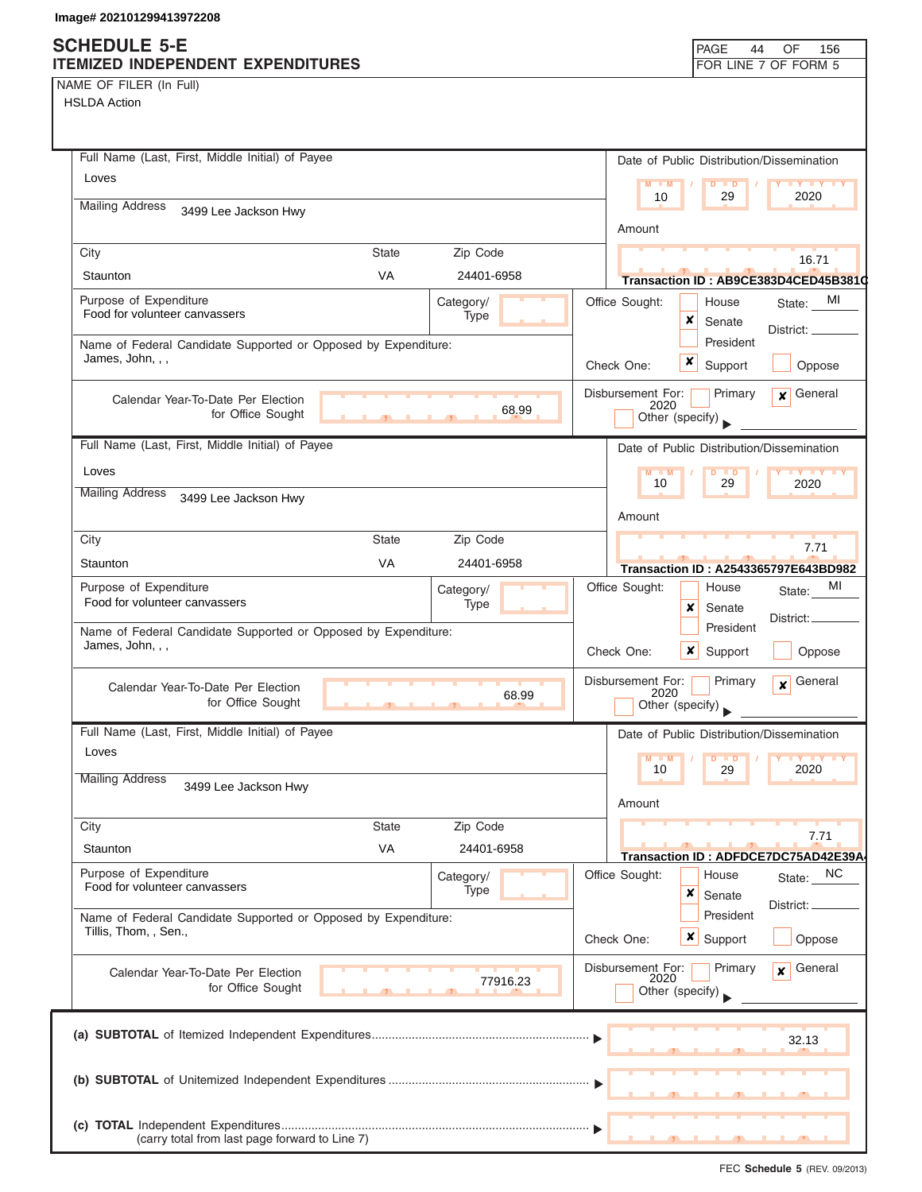Image# 202101299413972208

# SCHEDULE 5-E
## ITEMIZED INDEPENDENT EXPENDITURES

PAGE 44 OF 156
FOR LINE 7 OF FORM 5

NAME OF FILER (In Full)
HSLDA Action

---

**Full Name (Last, First, Middle Initial) of Payee**
Loves

**Mailing Address** 3499 Lee Jackson Hwy

| City | State | Zip Code |
|---|---|---|
| Staunton | VA | 24401-6958 |

**Date of Public Distribution/Dissemination:** 10 / 29 / 2020

**Amount:** 16.71

**Transaction ID : AB9CE383D4CED45B381C**

**Purpose of Expenditure:** Food for volunteer canvassers

**Category/Type:**

**Office Sought:** [ ] House [x] Senate [ ] President — State: MI District:

**Name of Federal Candidate Supported or Opposed by Expenditure:** James, John, , ,

**Check One:** [x] Support [ ] Oppose

**Calendar Year-To-Date Per Election for Office Sought:** 68.99

**Disbursement For:** [ ] Primary [x] General 2020 [ ] Other (specify)

---

**Full Name (Last, First, Middle Initial) of Payee**
Loves

**Mailing Address** 3499 Lee Jackson Hwy

| City | State | Zip Code |
|---|---|---|
| Staunton | VA | 24401-6958 |

**Date of Public Distribution/Dissemination:** 10 / 29 / 2020

**Amount:** 7.71

**Transaction ID : A2543365797E643BD982**

**Purpose of Expenditure:** Food for volunteer canvassers

**Category/Type:**

**Office Sought:** [ ] House [x] Senate [ ] President — State: MI District:

**Name of Federal Candidate Supported or Opposed by Expenditure:** James, John, , ,

**Check One:** [x] Support [ ] Oppose

**Calendar Year-To-Date Per Election for Office Sought:** 68.99

**Disbursement For:** [ ] Primary [x] General 2020 [ ] Other (specify)

---

**Full Name (Last, First, Middle Initial) of Payee**
Loves

**Mailing Address** 3499 Lee Jackson Hwy

| City | State | Zip Code |
|---|---|---|
| Staunton | VA | 24401-6958 |

**Date of Public Distribution/Dissemination:** 10 / 29 / 2020

**Amount:** 7.71

**Transaction ID : ADFDCE7DC75AD42E39A**

**Purpose of Expenditure:** Food for volunteer canvassers

**Category/Type:**

**Office Sought:** [ ] House [x] Senate [ ] President — State: NC District:

**Name of Federal Candidate Supported or Opposed by Expenditure:** Tillis, Thom, , Sen.,

**Check One:** [x] Support [ ] Oppose

**Calendar Year-To-Date Per Election for Office Sought:** 77916.23

**Disbursement For:** [ ] Primary [x] General 2020 [ ] Other (specify)

---

**(a) SUBTOTAL** of Itemized Independent Expenditures ▶ 32.13

**(b) SUBTOTAL** of Unitemized Independent Expenditures ▶

**(c) TOTAL** Independent Expenditures ▶
(carry total from last page forward to Line 7)

FEC **Schedule 5** (REV. 09/2013)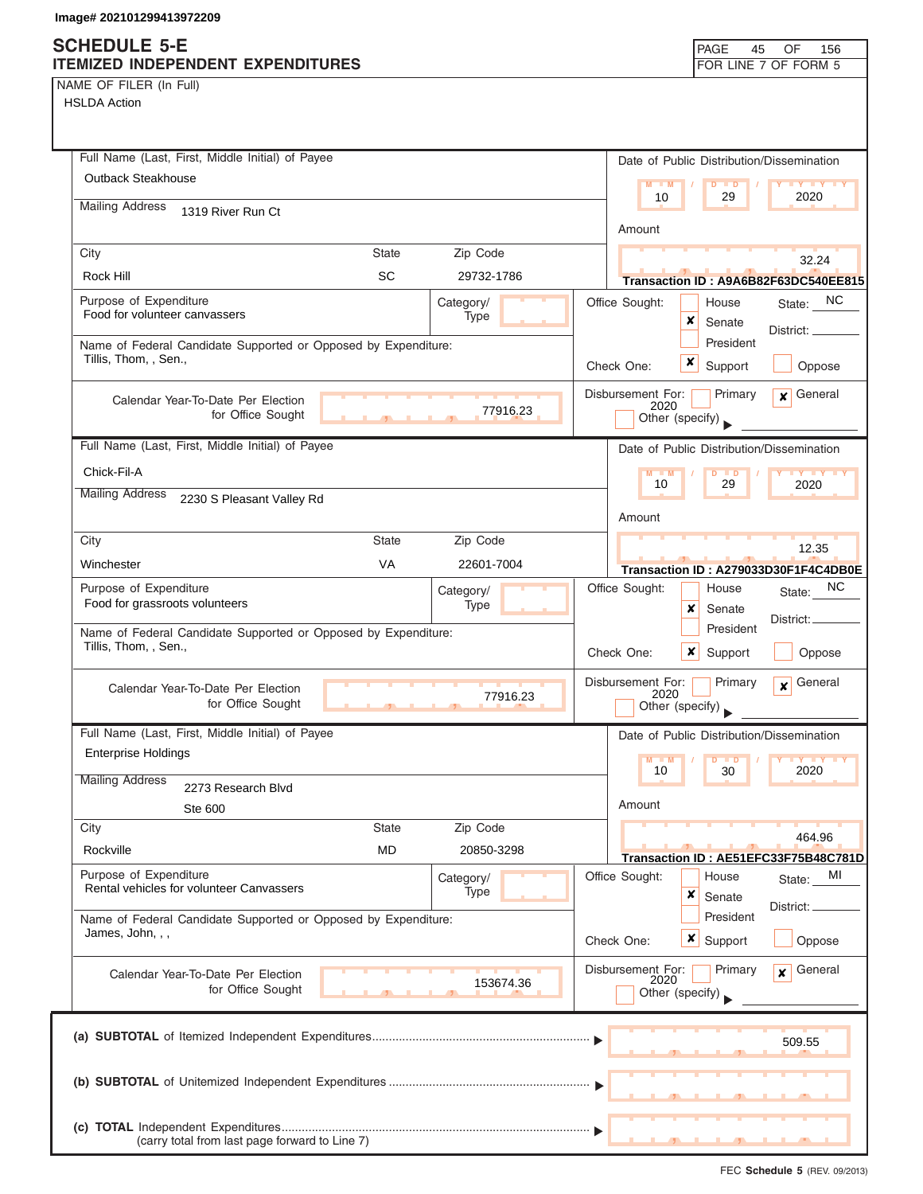Image# 202101299413972209

# SCHEDULE 5-E
## ITEMIZED INDEPENDENT EXPENDITURES

FOR LINE 7 OF FORM 5

NAME OF FILER (In Full)
HSLDA Action

---

**Full Name (Last, First, Middle Initial) of Payee:** Outback Steakhouse

**Mailing Address:** 1319 River Run Ct

**City:** Rock Hill **State:** SC **Zip Code:** 29732-1786

**Date of Public Distribution/Dissemination:** 10 / 29 / 2020

**Amount:** 32.24

**Transaction ID :** A9A6B82F63DC540EE815

**Purpose of Expenditure:** Food for volunteer canvassers

**Category/Type:**

**Office Sought:** [ ] House [x] Senate [ ] President **State:** NC **District:**

**Name of Federal Candidate Supported or Opposed by Expenditure:** Tillis, Thom, , Sen.,

**Check One:** [x] Support [ ] Oppose

**Calendar Year-To-Date Per Election for Office Sought:** 77916.23

**Disbursement For:** [ ] Primary [x] General 2020 [ ] Other (specify)

---

**Full Name (Last, First, Middle Initial) of Payee:** Chick-Fil-A

**Mailing Address:** 2230 S Pleasant Valley Rd

**City:** Winchester **State:** VA **Zip Code:** 22601-7004

**Date of Public Distribution/Dissemination:** 10 / 29 / 2020

**Amount:** 12.35

**Transaction ID :** A279033D30F1F4C4DB0E

**Purpose of Expenditure:** Food for grassroots volunteers

**Category/Type:**

**Office Sought:** [ ] House [x] Senate [ ] President **State:** NC **District:**

**Name of Federal Candidate Supported or Opposed by Expenditure:** Tillis, Thom, , Sen.,

**Check One:** [x] Support [ ] Oppose

**Calendar Year-To-Date Per Election for Office Sought:** 77916.23

**Disbursement For:** [ ] Primary [x] General 2020 [ ] Other (specify)

---

**Full Name (Last, First, Middle Initial) of Payee:** Enterprise Holdings

**Mailing Address:** 2273 Research Blvd
Ste 600

**City:** Rockville **State:** MD **Zip Code:** 20850-3298

**Date of Public Distribution/Dissemination:** 10 / 30 / 2020

**Amount:** 464.96

**Transaction ID :** AE51EFC33F75B48C781D

**Purpose of Expenditure:** Rental vehicles for volunteer Canvassers

**Category/Type:**

**Office Sought:** [ ] House [x] Senate [ ] President **State:** MI **District:**

**Name of Federal Candidate Supported or Opposed by Expenditure:** James, John, , ,

**Check One:** [x] Support [ ] Oppose

**Calendar Year-To-Date Per Election for Office Sought:** 153674.36

**Disbursement For:** [ ] Primary [x] General 2020 [ ] Other (specify)

---

| | |
|---|---|
| (a) **SUBTOTAL** of Itemized Independent Expenditures | 509.55 |
| (b) **SUBTOTAL** of Unitemized Independent Expenditures | |
| (c) **TOTAL** Independent Expenditures (carry total from last page forward to Line 7) | |

FEC **Schedule 5** (REV. 09/2013)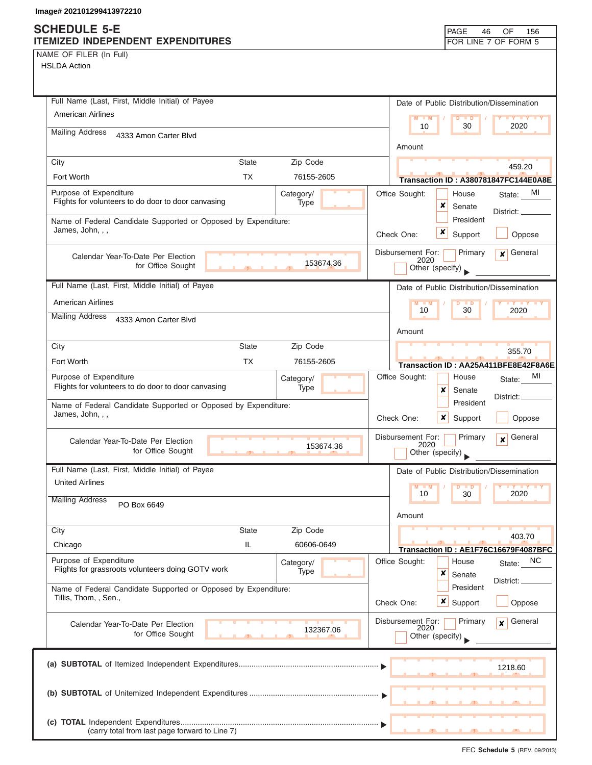Image# 202101299413972210

# SCHEDULE 5-E
## ITEMIZED INDEPENDENT EXPENDITURES

FOR LINE 7 OF FORM 5

**NAME OF FILER (In Full)**
HSLDA Action

---

**Full Name (Last, First, Middle Initial) of Payee:** American Airlines

**Mailing Address:** 4333 Amon Carter Blvd

**City:** Fort Worth | **State:** TX | **Zip Code:** 76155-2605

**Date of Public Distribution/Dissemination:** 10 / 30 / 2020

**Amount:** 459.20

**Transaction ID : A380781847FC144E0A8E**

**Purpose of Expenditure:** Flights for volunteers to do door to door canvasing

**Category/Type:**

**Office Sought:** ☐ House ☒ Senate ☐ President — State: MI District:

**Name of Federal Candidate Supported or Opposed by Expenditure:** James, John, , ,

**Check One:** ☒ Support ☐ Oppose

**Calendar Year-To-Date Per Election for Office Sought:** 153674.36

**Disbursement For:** ☐ Primary ☒ General 2020 ☐ Other (specify)

---

**Full Name (Last, First, Middle Initial) of Payee:** American Airlines

**Mailing Address:** 4333 Amon Carter Blvd

**City:** Fort Worth | **State:** TX | **Zip Code:** 76155-2605

**Date of Public Distribution/Dissemination:** 10 / 30 / 2020

**Amount:** 355.70

**Transaction ID : AA25A411BFE8E42F8A6E**

**Purpose of Expenditure:** Flights for volunteers to do door to door canvasing

**Category/Type:**

**Office Sought:** ☐ House ☒ Senate ☐ President — State: MI District:

**Name of Federal Candidate Supported or Opposed by Expenditure:** James, John, , ,

**Check One:** ☒ Support ☐ Oppose

**Calendar Year-To-Date Per Election for Office Sought:** 153674.36

**Disbursement For:** ☐ Primary ☒ General 2020 ☐ Other (specify)

---

**Full Name (Last, First, Middle Initial) of Payee:** United Airlines

**Mailing Address:** PO Box 6649

**City:** Chicago | **State:** IL | **Zip Code:** 60606-0649

**Date of Public Distribution/Dissemination:** 10 / 30 / 2020

**Amount:** 403.70

**Transaction ID : AE1F76C16679F4087BFC**

**Purpose of Expenditure:** Flights for grassroots volunteers doing GOTV work

**Category/Type:**

**Office Sought:** ☐ House ☒ Senate ☐ President — State: NC District:

**Name of Federal Candidate Supported or Opposed by Expenditure:** Tillis, Thom, , Sen.,

**Check One:** ☒ Support ☐ Oppose

**Calendar Year-To-Date Per Election for Office Sought:** 132367.06

**Disbursement For:** ☐ Primary ☒ General 2020 ☐ Other (specify)

---

**(a) SUBTOTAL** of Itemized Independent Expenditures ▶ 1218.60

**(b) SUBTOTAL** of Unitemized Independent Expenditures ▶

**(c) TOTAL** Independent Expenditures ▶
(carry total from last page forward to Line 7)

FEC **Schedule 5** (REV. 09/2013)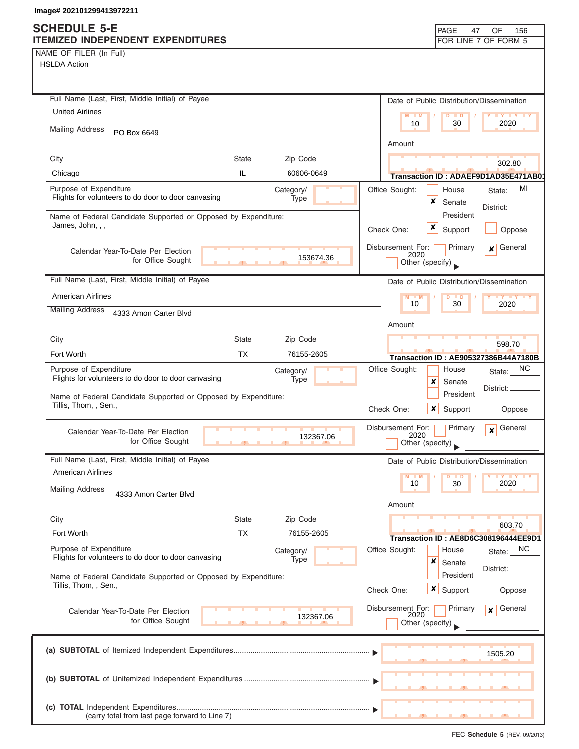Image# 202101299413972211

# SCHEDULE 5-E
## ITEMIZED INDEPENDENT EXPENDITURES

PAGE 47 OF 156
FOR LINE 7 OF FORM 5

NAME OF FILER (In Full)
HSLDA Action

---

**Full Name (Last, First, Middle Initial) of Payee**
United Airlines

**Mailing Address**
PO Box 6649

| City | State | Zip Code |
|---|---|---|
| Chicago | IL | 60606-0649 |

**Date of Public Distribution/Dissemination:** 10 / 30 / 2020

**Amount:** 302.80

Transaction ID : ADAEF9D1AD35E471AB01

**Purpose of Expenditure:** Flights for volunteers to do door to door canvasing

**Category/Type:**

**Office Sought:** ☐ House ☒ Senate ☐ President — State: MI — District:

**Name of Federal Candidate Supported or Opposed by Expenditure:** James, John, , ,

**Check One:** ☒ Support ☐ Oppose

**Calendar Year-To-Date Per Election for Office Sought:** 153674.36

**Disbursement For:** ☐ Primary ☒ General 2020 ☐ Other (specify)

---

**Full Name (Last, First, Middle Initial) of Payee**
American Airlines

**Mailing Address**
4333 Amon Carter Blvd

| City | State | Zip Code |
|---|---|---|
| Fort Worth | TX | 76155-2605 |

**Date of Public Distribution/Dissemination:** 10 / 30 / 2020

**Amount:** 598.70

Transaction ID : AE905327386B44A7180B

**Purpose of Expenditure:** Flights for volunteers to do door to door canvasing

**Category/Type:**

**Office Sought:** ☐ House ☒ Senate ☐ President — State: NC — District:

**Name of Federal Candidate Supported or Opposed by Expenditure:** Tillis, Thom, , Sen.,

**Check One:** ☒ Support ☐ Oppose

**Calendar Year-To-Date Per Election for Office Sought:** 132367.06

**Disbursement For:** ☐ Primary ☒ General 2020 ☐ Other (specify)

---

**Full Name (Last, First, Middle Initial) of Payee**
American Airlines

**Mailing Address**
4333 Amon Carter Blvd

| City | State | Zip Code |
|---|---|---|
| Fort Worth | TX | 76155-2605 |

**Date of Public Distribution/Dissemination:** 10 / 30 / 2020

**Amount:** 603.70

Transaction ID : AE8D6C308196444EE9D1

**Purpose of Expenditure:** Flights for volunteers to do door to door canvasing

**Category/Type:**

**Office Sought:** ☐ House ☒ Senate ☐ President — State: NC — District:

**Name of Federal Candidate Supported or Opposed by Expenditure:** Tillis, Thom, , Sen.,

**Check One:** ☒ Support ☐ Oppose

**Calendar Year-To-Date Per Election for Office Sought:** 132367.06

**Disbursement For:** ☐ Primary ☒ General 2020 ☐ Other (specify)

---

(a) **SUBTOTAL** of Itemized Independent Expenditures ▶ 1505.20

(b) **SUBTOTAL** of Unitemized Independent Expenditures ▶

(c) **TOTAL** Independent Expenditures ▶
(carry total from last page forward to Line 7)

FEC **Schedule 5** (REV. 09/2013)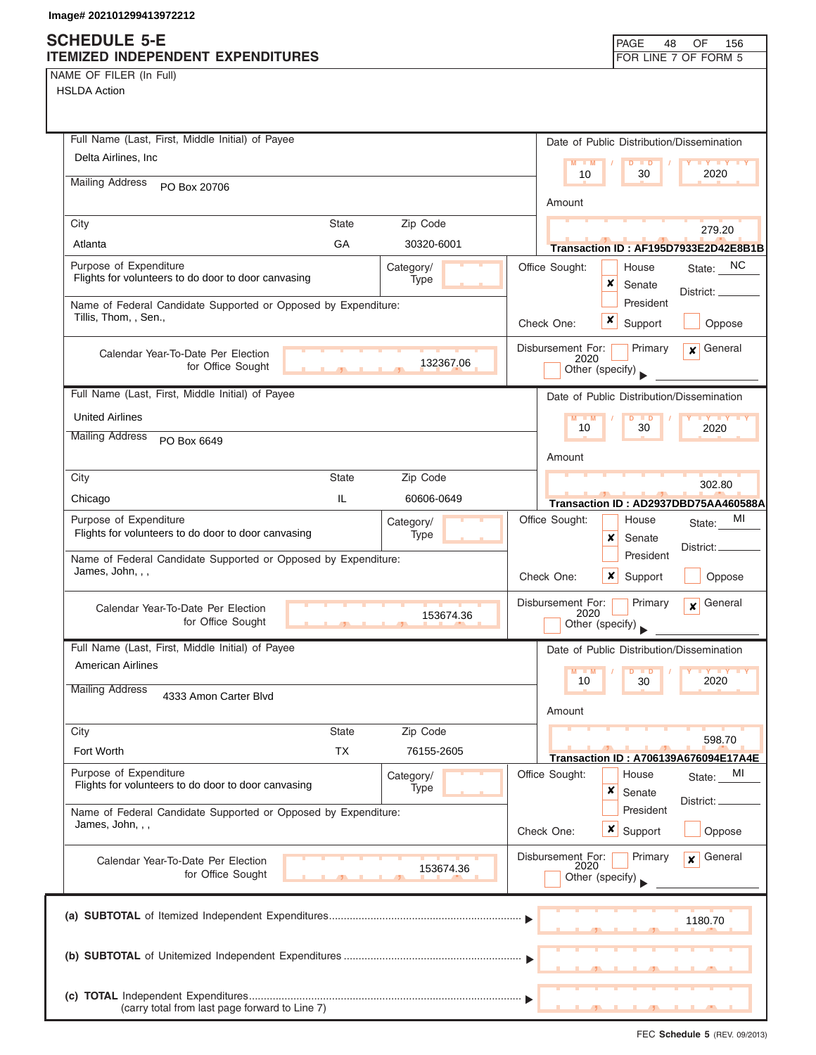Image# 202101299413972212

# SCHEDULE 5-E
## ITEMIZED INDEPENDENT EXPENDITURES

FOR LINE 7 OF FORM 5

NAME OF FILER (In Full)
HSLDA Action

---

**Full Name (Last, First, Middle Initial) of Payee:** Delta Airlines, Inc

**Mailing Address:** PO Box 20706

| City | State | Zip Code |
|---|---|---|
| Atlanta | GA | 30320-6001 |

**Date of Public Distribution/Dissemination:** 10 / 30 / 2020

**Amount:** 279.20

**Transaction ID : AF195D7933E2D42E8B1B**

**Purpose of Expenditure:** Flights for volunteers to do door to door canvasing

**Category/Type:**

**Office Sought:** [ ] House [x] Senate [ ] President — State: NC District:

**Name of Federal Candidate Supported or Opposed by Expenditure:** Tillis, Thom, , Sen.,

**Check One:** [x] Support [ ] Oppose

**Calendar Year-To-Date Per Election for Office Sought:** 132367.06

**Disbursement For:** [ ] Primary [x] General 2020 [ ] Other (specify)

---

**Full Name (Last, First, Middle Initial) of Payee:** United Airlines

**Mailing Address:** PO Box 6649

| City | State | Zip Code |
|---|---|---|
| Chicago | IL | 60606-0649 |

**Date of Public Distribution/Dissemination:** 10 / 30 / 2020

**Amount:** 302.80

**Transaction ID : AD2937DBD75AA460588A**

**Purpose of Expenditure:** Flights for volunteers to do door to door canvasing

**Category/Type:**

**Office Sought:** [ ] House [x] Senate [ ] President — State: MI District:

**Name of Federal Candidate Supported or Opposed by Expenditure:** James, John, , ,

**Check One:** [x] Support [ ] Oppose

**Calendar Year-To-Date Per Election for Office Sought:** 153674.36

**Disbursement For:** [ ] Primary [x] General 2020 [ ] Other (specify)

---

**Full Name (Last, First, Middle Initial) of Payee:** American Airlines

**Mailing Address:** 4333 Amon Carter Blvd

| City | State | Zip Code |
|---|---|---|
| Fort Worth | TX | 76155-2605 |

**Date of Public Distribution/Dissemination:** 10 / 30 / 2020

**Amount:** 598.70

**Transaction ID : A706139A676094E17A4E**

**Purpose of Expenditure:** Flights for volunteers to do door to door canvasing

**Category/Type:**

**Office Sought:** [ ] House [x] Senate [ ] President — State: MI District:

**Name of Federal Candidate Supported or Opposed by Expenditure:** James, John, , ,

**Check One:** [x] Support [ ] Oppose

**Calendar Year-To-Date Per Election for Office Sought:** 153674.36

**Disbursement For:** [ ] Primary [x] General 2020 [ ] Other (specify)

---

| | |
|---|---|
| (a) **SUBTOTAL** of Itemized Independent Expenditures | 1180.70 |
| (b) **SUBTOTAL** of Unitemized Independent Expenditures | |
| (c) **TOTAL** Independent Expenditures (carry total from last page forward to Line 7) | |

FEC **Schedule 5** (REV. 09/2013)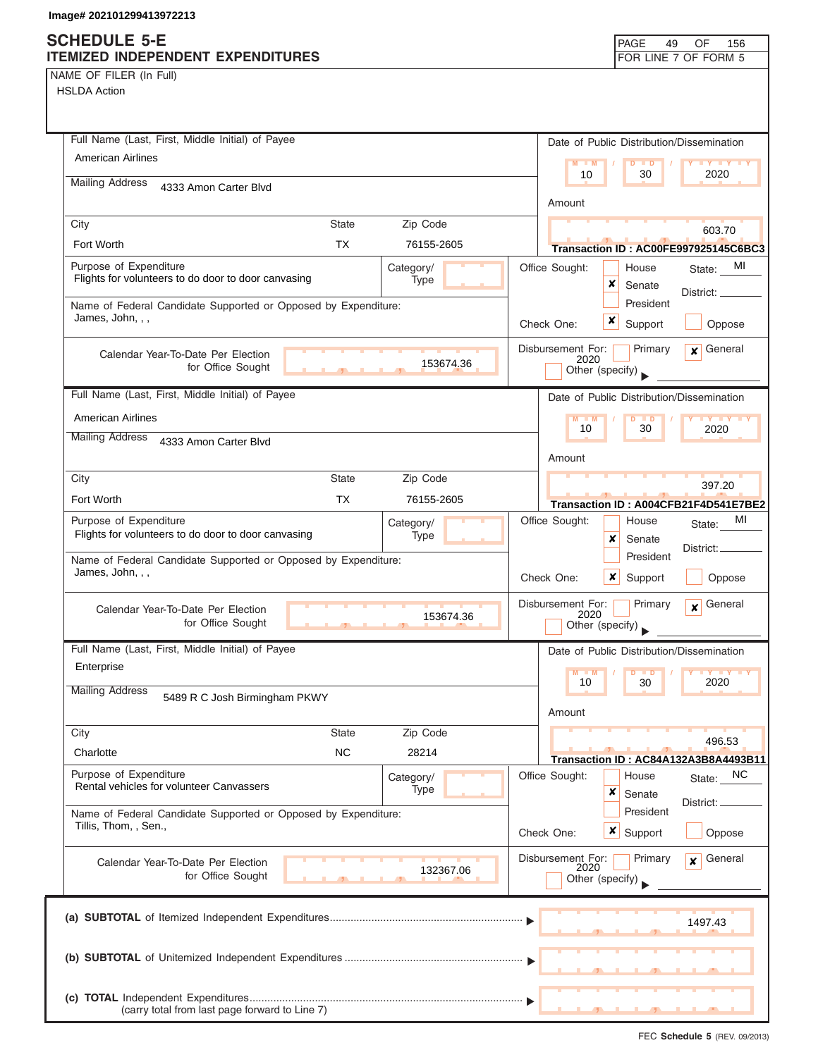Image# 202101299413972213

# SCHEDULE 5-E
## ITEMIZED INDEPENDENT EXPENDITURES

FOR LINE 7 OF FORM 5

NAME OF FILER (In Full)
HSLDA Action

---

**Full Name (Last, First, Middle Initial) of Payee:** American Airlines

**Mailing Address:** 4333 Amon Carter Blvd

| City | State | Zip Code |
|---|---|---|
| Fort Worth | TX | 76155-2605 |

**Date of Public Distribution/Dissemination:** 10 / 30 / 2020

**Amount:** 603.70

**Transaction ID : AC00FE997925145C6BC3**

**Purpose of Expenditure:** Flights for volunteers to do door to door canvasing

**Category/Type:**

**Office Sought:** [ ] House [x] Senate [ ] President — State: MI — District:

**Name of Federal Candidate Supported or Opposed by Expenditure:** James, John, , ,

**Check One:** [x] Support [ ] Oppose

**Calendar Year-To-Date Per Election for Office Sought:** 153674.36

**Disbursement For:** [ ] Primary [x] General 2020 [ ] Other (specify)

---

**Full Name (Last, First, Middle Initial) of Payee:** American Airlines

**Mailing Address:** 4333 Amon Carter Blvd

| City | State | Zip Code |
|---|---|---|
| Fort Worth | TX | 76155-2605 |

**Date of Public Distribution/Dissemination:** 10 / 30 / 2020

**Amount:** 397.20

**Transaction ID : A004CFB21F4D541E7BE2**

**Purpose of Expenditure:** Flights for volunteers to do door to door canvasing

**Category/Type:**

**Office Sought:** [ ] House [x] Senate [ ] President — State: MI — District:

**Name of Federal Candidate Supported or Opposed by Expenditure:** James, John, , ,

**Check One:** [x] Support [ ] Oppose

**Calendar Year-To-Date Per Election for Office Sought:** 153674.36

**Disbursement For:** [ ] Primary [x] General 2020 [ ] Other (specify)

---

**Full Name (Last, First, Middle Initial) of Payee:** Enterprise

**Mailing Address:** 5489 R C Josh Birmingham PKWY

| City | State | Zip Code |
|---|---|---|
| Charlotte | NC | 28214 |

**Date of Public Distribution/Dissemination:** 10 / 30 / 2020

**Amount:** 496.53

**Transaction ID : AC84A132A3B8A4493B11**

**Purpose of Expenditure:** Rental vehicles for volunteer Canvassers

**Category/Type:**

**Office Sought:** [ ] House [x] Senate [ ] President — State: NC — District:

**Name of Federal Candidate Supported or Opposed by Expenditure:** Tillis, Thom, , Sen.,

**Check One:** [x] Support [ ] Oppose

**Calendar Year-To-Date Per Election for Office Sought:** 132367.06

**Disbursement For:** [ ] Primary [x] General 2020 [ ] Other (specify)

---

(a) **SUBTOTAL** of Itemized Independent Expenditures ▶ 1497.43

(b) **SUBTOTAL** of Unitemized Independent Expenditures ▶

(c) **TOTAL** Independent Expenditures ▶
(carry total from last page forward to Line 7)

FEC **Schedule 5** (REV. 09/2013)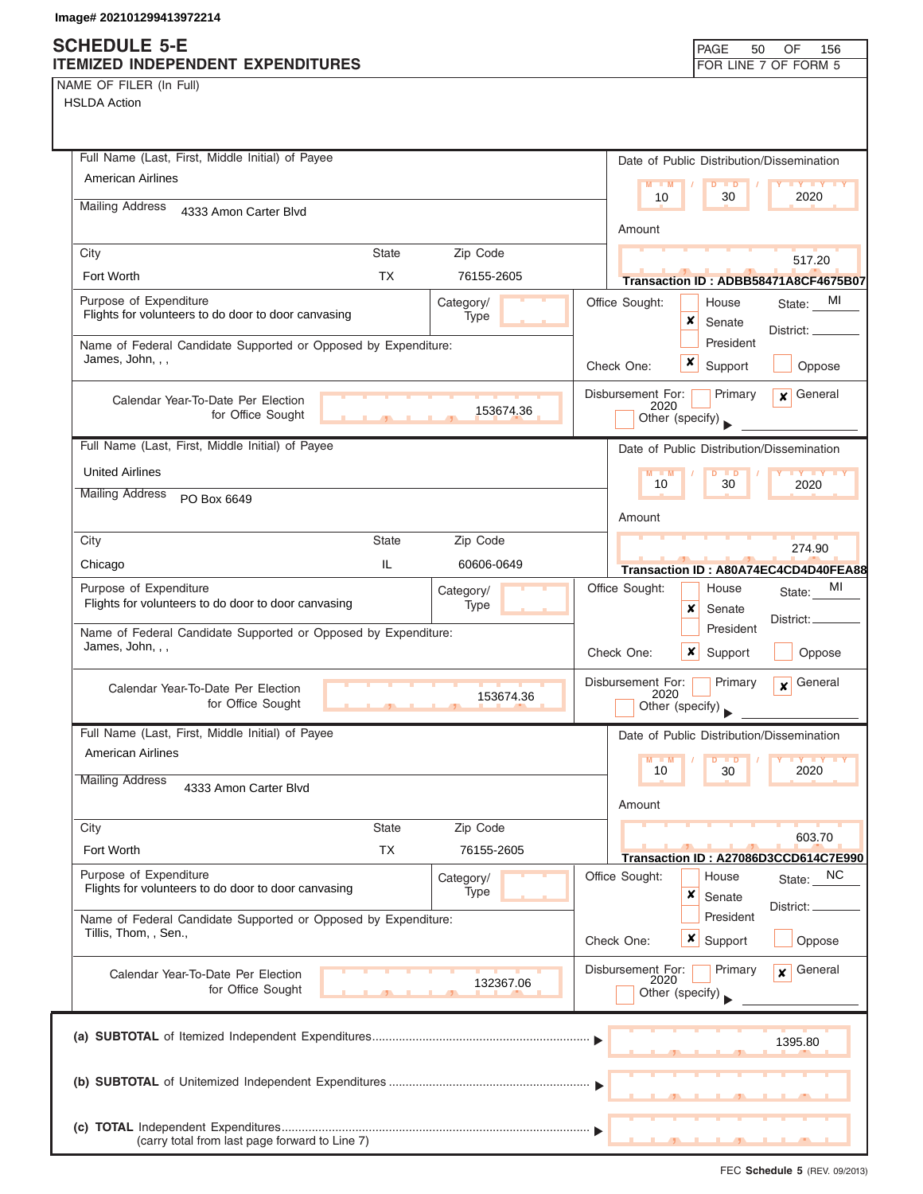Image# 202101299413972214

# SCHEDULE 5-E
## ITEMIZED INDEPENDENT EXPENDITURES

FOR LINE 7 OF FORM 5

NAME OF FILER (In Full)
HSLDA Action

---

**Full Name (Last, First, Middle Initial) of Payee:** American Airlines
**Mailing Address:** 4333 Amon Carter Blvd
**City:** Fort Worth **State:** TX **Zip Code:** 76155-2605
**Date of Public Distribution/Dissemination:** 10 / 30 / 2020
**Amount:** 517.20
**Transaction ID :** ADBB58471A8CF4675B07
**Purpose of Expenditure:** Flights for volunteers to do door to door canvasing
**Category/Type:**
**Office Sought:** [ ] House [x] Senate [ ] President **State:** MI **District:**
**Name of Federal Candidate Supported or Opposed by Expenditure:** James, John, , ,
**Check One:** [x] Support [ ] Oppose
**Calendar Year-To-Date Per Election for Office Sought:** 153674.36
**Disbursement For:** [ ] Primary [x] General 2020 [ ] Other (specify)

---

**Full Name (Last, First, Middle Initial) of Payee:** United Airlines
**Mailing Address:** PO Box 6649
**City:** Chicago **State:** IL **Zip Code:** 60606-0649
**Date of Public Distribution/Dissemination:** 10 / 30 / 2020
**Amount:** 274.90
**Transaction ID :** A80A74EC4CD4D40FEA88
**Purpose of Expenditure:** Flights for volunteers to do door to door canvasing
**Category/Type:**
**Office Sought:** [ ] House [x] Senate [ ] President **State:** MI **District:**
**Name of Federal Candidate Supported or Opposed by Expenditure:** James, John, , ,
**Check One:** [x] Support [ ] Oppose
**Calendar Year-To-Date Per Election for Office Sought:** 153674.36
**Disbursement For:** [ ] Primary [x] General 2020 [ ] Other (specify)

---

**Full Name (Last, First, Middle Initial) of Payee:** American Airlines
**Mailing Address:** 4333 Amon Carter Blvd
**City:** Fort Worth **State:** TX **Zip Code:** 76155-2605
**Date of Public Distribution/Dissemination:** 10 / 30 / 2020
**Amount:** 603.70
**Transaction ID :** A27086D3CCD614C7E990
**Purpose of Expenditure:** Flights for volunteers to do door to door canvasing
**Category/Type:**
**Office Sought:** [ ] House [x] Senate [ ] President **State:** NC **District:**
**Name of Federal Candidate Supported or Opposed by Expenditure:** Tillis, Thom, , Sen.,
**Check One:** [x] Support [ ] Oppose
**Calendar Year-To-Date Per Election for Office Sought:** 132367.06
**Disbursement For:** [ ] Primary [x] General 2020 [ ] Other (specify)

---

| | |
|---|---|
| (a) **SUBTOTAL** of Itemized Independent Expenditures | 1395.80 |
| (b) **SUBTOTAL** of Unitemized Independent Expenditures | |
| (c) **TOTAL** Independent Expenditures (carry total from last page forward to Line 7) | |

FEC **Schedule 5** (REV. 09/2013)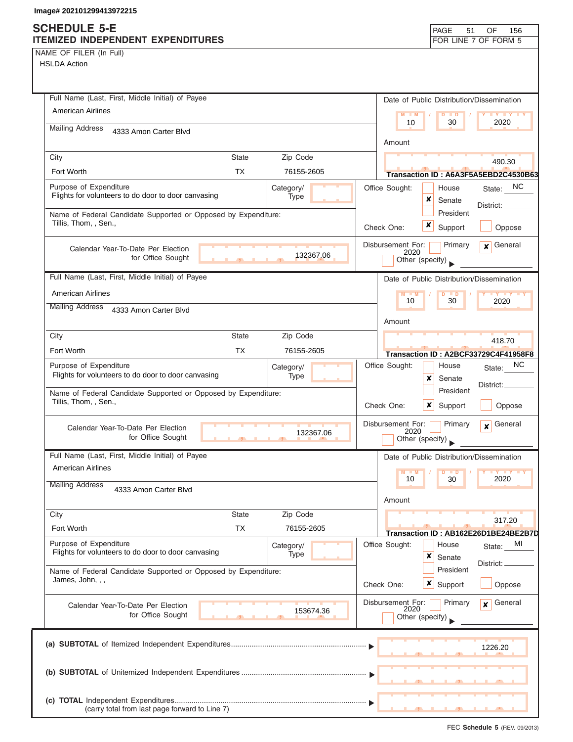Image# 202101299413972215

# SCHEDULE 5-E
## ITEMIZED INDEPENDENT EXPENDITURES

FOR LINE 7 OF FORM 5

NAME OF FILER (In Full)
HSLDA Action

---

**Full Name (Last, First, Middle Initial) of Payee:** American Airlines

**Mailing Address:** 4333 Amon Carter Blvd

| City | State | Zip Code |
|---|---|---|
| Fort Worth | TX | 76155-2605 |

**Date of Public Distribution/Dissemination:** 10 / 30 / 2020

**Amount:** 490.30

**Transaction ID : A6A3F5A5EBD2C4530B63**

**Purpose of Expenditure:** Flights for volunteers to do door to door canvasing

**Category/Type:**

**Name of Federal Candidate Supported or Opposed by Expenditure:** Tillis, Thom, , Sen.,

**Office Sought:** [ ] House [x] Senate [ ] President — State: NC District:

**Check One:** [x] Support [ ] Oppose

**Calendar Year-To-Date Per Election for Office Sought:** 132367.06

**Disbursement For:** [ ] Primary [x] General 2020 [ ] Other (specify)

---

**Full Name (Last, First, Middle Initial) of Payee:** American Airlines

**Mailing Address:** 4333 Amon Carter Blvd

| City | State | Zip Code |
|---|---|---|
| Fort Worth | TX | 76155-2605 |

**Date of Public Distribution/Dissemination:** 10 / 30 / 2020

**Amount:** 418.70

**Transaction ID : A2BCF33729C4F41958F8**

**Purpose of Expenditure:** Flights for volunteers to do door to door canvasing

**Category/Type:**

**Name of Federal Candidate Supported or Opposed by Expenditure:** Tillis, Thom, , Sen.,

**Office Sought:** [ ] House [x] Senate [ ] President — State: NC District:

**Check One:** [x] Support [ ] Oppose

**Calendar Year-To-Date Per Election for Office Sought:** 132367.06

**Disbursement For:** [ ] Primary [x] General 2020 [ ] Other (specify)

---

**Full Name (Last, First, Middle Initial) of Payee:** American Airlines

**Mailing Address:** 4333 Amon Carter Blvd

| City | State | Zip Code |
|---|---|---|
| Fort Worth | TX | 76155-2605 |

**Date of Public Distribution/Dissemination:** 10 / 30 / 2020

**Amount:** 317.20

**Transaction ID : AB162E26D1BE24BE2B7D**

**Purpose of Expenditure:** Flights for volunteers to do door to door canvasing

**Category/Type:**

**Name of Federal Candidate Supported or Opposed by Expenditure:** James, John, , ,

**Office Sought:** [ ] House [x] Senate [ ] President — State: MI District:

**Check One:** [x] Support [ ] Oppose

**Calendar Year-To-Date Per Election for Office Sought:** 153674.36

**Disbursement For:** [ ] Primary [x] General 2020 [ ] Other (specify)

---

| | |
|---|---|
| (a) **SUBTOTAL** of Itemized Independent Expenditures | 1226.20 |
| (b) **SUBTOTAL** of Unitemized Independent Expenditures | |
| (c) **TOTAL** Independent Expenditures (carry total from last page forward to Line 7) | |

FEC **Schedule 5** (REV. 09/2013)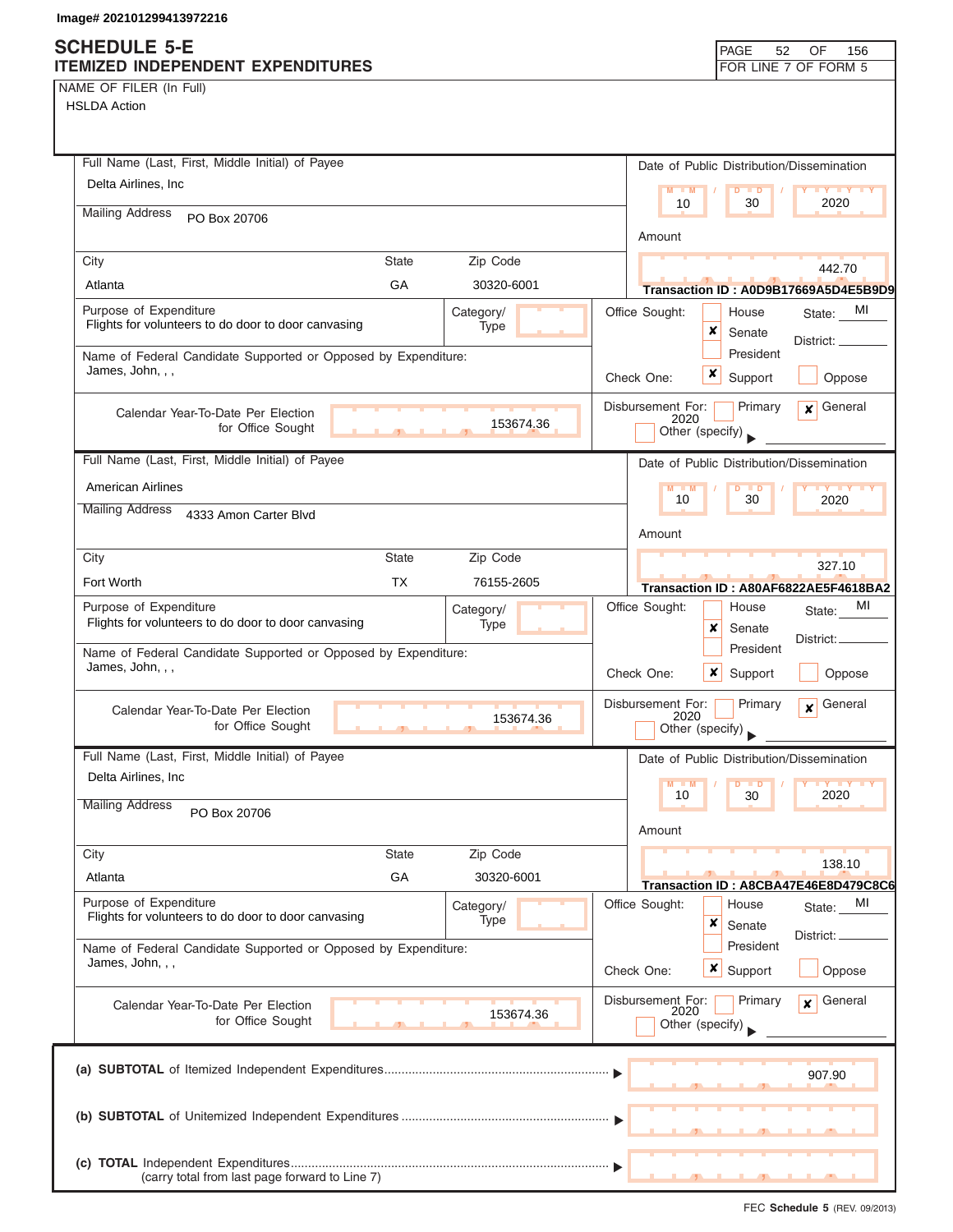Image# 202101299413972216

# SCHEDULE 5-E
## ITEMIZED INDEPENDENT EXPENDITURES

FOR LINE 7 OF FORM 5

NAME OF FILER (In Full)
HSLDA Action

---

**Full Name (Last, First, Middle Initial) of Payee:** Delta Airlines, Inc
**Mailing Address:** PO Box 20706
**City:** Atlanta **State:** GA **Zip Code:** 30320-6001
**Date of Public Distribution/Dissemination:** 10 / 30 / 2020
**Amount:** 442.70
**Transaction ID : A0D9B17669A5D4E5B9D9**
**Purpose of Expenditure:** Flights for volunteers to do door to door canvasing
**Category/Type:**
**Office Sought:** [ ] House [x] Senate [ ] President — State: MI District:
**Name of Federal Candidate Supported or Opposed by Expenditure:** James, John, , ,
**Check One:** [x] Support [ ] Oppose
**Calendar Year-To-Date Per Election for Office Sought:** 153674.36
**Disbursement For:** [ ] Primary [x] General 2020 [ ] Other (specify)

---

**Full Name (Last, First, Middle Initial) of Payee:** American Airlines
**Mailing Address:** 4333 Amon Carter Blvd
**City:** Fort Worth **State:** TX **Zip Code:** 76155-2605
**Date of Public Distribution/Dissemination:** 10 / 30 / 2020
**Amount:** 327.10
**Transaction ID : A80AF6822AE5F4618BA2**
**Purpose of Expenditure:** Flights for volunteers to do door to door canvasing
**Category/Type:**
**Office Sought:** [ ] House [x] Senate [ ] President — State: MI District:
**Name of Federal Candidate Supported or Opposed by Expenditure:** James, John, , ,
**Check One:** [x] Support [ ] Oppose
**Calendar Year-To-Date Per Election for Office Sought:** 153674.36
**Disbursement For:** [ ] Primary [x] General 2020 [ ] Other (specify)

---

**Full Name (Last, First, Middle Initial) of Payee:** Delta Airlines, Inc
**Mailing Address:** PO Box 20706
**City:** Atlanta **State:** GA **Zip Code:** 30320-6001
**Date of Public Distribution/Dissemination:** 10 / 30 / 2020
**Amount:** 138.10
**Transaction ID : A8CBA47E46E8D479C8C6**
**Purpose of Expenditure:** Flights for volunteers to do door to door canvasing
**Category/Type:**
**Office Sought:** [ ] House [x] Senate [ ] President — State: MI District:
**Name of Federal Candidate Supported or Opposed by Expenditure:** James, John, , ,
**Check One:** [x] Support [ ] Oppose
**Calendar Year-To-Date Per Election for Office Sought:** 153674.36
**Disbursement For:** [ ] Primary [x] General 2020 [ ] Other (specify)

---

| | |
|---|---|
| (a) **SUBTOTAL** of Itemized Independent Expenditures | 907.90 |
| (b) **SUBTOTAL** of Unitemized Independent Expenditures | |
| (c) **TOTAL** Independent Expenditures (carry total from last page forward to Line 7) | |

FEC **Schedule 5** (REV. 09/2013)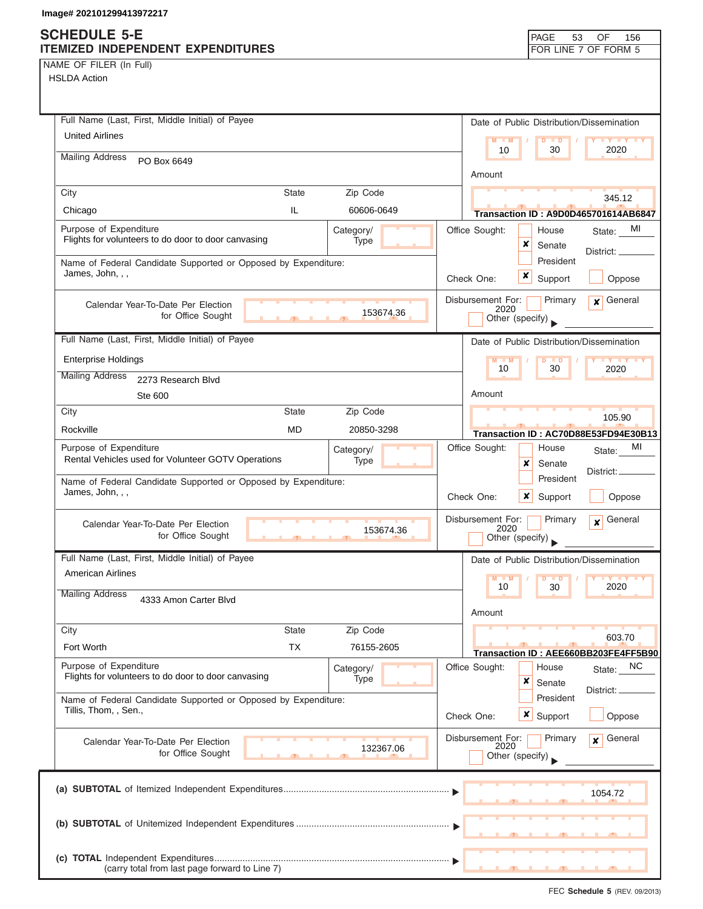Image# 202101299413972217

# SCHEDULE 5-E
## ITEMIZED INDEPENDENT EXPENDITURES

PAGE 53 OF 156
FOR LINE 7 OF FORM 5

NAME OF FILER (In Full)
HSLDA Action

---

**Full Name (Last, First, Middle Initial) of Payee:** United Airlines
**Mailing Address:** PO Box 6649
**City:** Chicago **State:** IL **Zip Code:** 60606-0649

**Date of Public Distribution/Dissemination:** 10 / 30 / 2020
**Amount:** 345.12
**Transaction ID : A9D0D465701614AB6847**

**Purpose of Expenditure:** Flights for volunteers to do door to door canvasing
**Category/Type:**

**Name of Federal Candidate Supported or Opposed by Expenditure:** James, John, , ,

**Office Sought:** ☐ House ☒ Senate ☐ President **State:** MI **District:**
**Check One:** ☒ Support ☐ Oppose

**Calendar Year-To-Date Per Election for Office Sought:** 153674.36
**Disbursement For:** ☐ Primary ☒ General 2020 ☐ Other (specify)

---

**Full Name (Last, First, Middle Initial) of Payee:** Enterprise Holdings
**Mailing Address:** 2273 Research Blvd, Ste 600
**City:** Rockville **State:** MD **Zip Code:** 20850-3298

**Date of Public Distribution/Dissemination:** 10 / 30 / 2020
**Amount:** 105.90
**Transaction ID : AC70D88E53FD94E30B13**

**Purpose of Expenditure:** Rental Vehicles used for Volunteer GOTV Operations
**Category/Type:**

**Name of Federal Candidate Supported or Opposed by Expenditure:** James, John, , ,

**Office Sought:** ☐ House ☒ Senate ☐ President **State:** MI **District:**
**Check One:** ☒ Support ☐ Oppose

**Calendar Year-To-Date Per Election for Office Sought:** 153674.36
**Disbursement For:** ☐ Primary ☒ General 2020 ☐ Other (specify)

---

**Full Name (Last, First, Middle Initial) of Payee:** American Airlines
**Mailing Address:** 4333 Amon Carter Blvd
**City:** Fort Worth **State:** TX **Zip Code:** 76155-2605

**Date of Public Distribution/Dissemination:** 10 / 30 / 2020
**Amount:** 603.70
**Transaction ID : AEE660BB203FE4FF5B90**

**Purpose of Expenditure:** Flights for volunteers to do door to door canvasing
**Category/Type:**

**Name of Federal Candidate Supported or Opposed by Expenditure:** Tillis, Thom, , Sen.,

**Office Sought:** ☐ House ☒ Senate ☐ President **State:** NC **District:**
**Check One:** ☒ Support ☐ Oppose

**Calendar Year-To-Date Per Election for Office Sought:** 132367.06
**Disbursement For:** ☐ Primary ☒ General 2020 ☐ Other (specify)

---

**(a) SUBTOTAL** of Itemized Independent Expenditures ▶ 1054.72

**(b) SUBTOTAL** of Unitemized Independent Expenditures ▶

**(c) TOTAL** Independent Expenditures ▶
(carry total from last page forward to Line 7)

FEC **Schedule 5** (REV. 09/2013)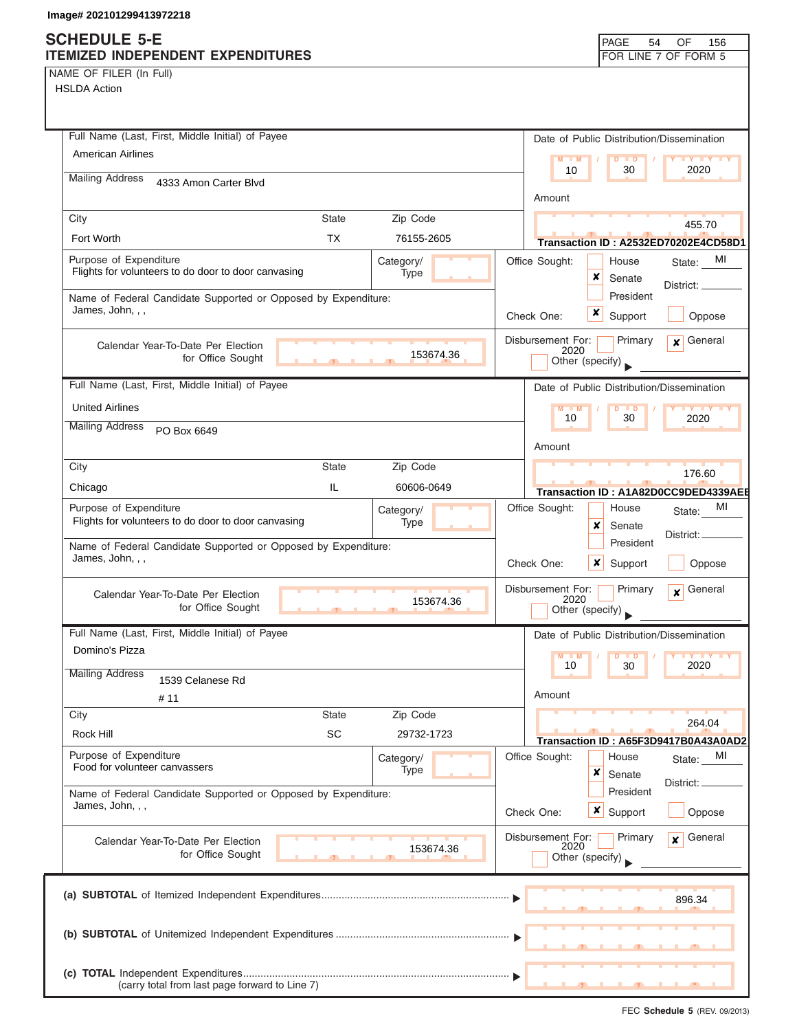Image# 202101299413972218

# SCHEDULE 5-E
## ITEMIZED INDEPENDENT EXPENDITURES

FOR LINE 7 OF FORM 5

NAME OF FILER (In Full)
HSLDA Action

---

**Full Name (Last, First, Middle Initial) of Payee:** American Airlines

**Mailing Address:** 4333 Amon Carter Blvd

**City:** Fort Worth | **State:** TX | **Zip Code:** 76155-2605

**Date of Public Distribution/Dissemination:** 10 / 30 / 2020

**Amount:** 455.70

**Transaction ID :** A2532ED70202E4CD58D1

**Purpose of Expenditure:** Flights for volunteers to do door to door canvasing

**Category/Type:**

**Office Sought:** [ ] House [x] Senate [ ] President — State: MI District:

**Name of Federal Candidate Supported or Opposed by Expenditure:** James, John, , ,

**Check One:** [x] Support [ ] Oppose

**Calendar Year-To-Date Per Election for Office Sought:** 153674.36

**Disbursement For:** [ ] Primary [x] General 2020 [ ] Other (specify)

---

**Full Name (Last, First, Middle Initial) of Payee:** United Airlines

**Mailing Address:** PO Box 6649

**City:** Chicago | **State:** IL | **Zip Code:** 60606-0649

**Date of Public Distribution/Dissemination:** 10 / 30 / 2020

**Amount:** 176.60

**Transaction ID :** A1A82D0CC9DED4339AEE

**Purpose of Expenditure:** Flights for volunteers to do door to door canvasing

**Category/Type:**

**Office Sought:** [ ] House [x] Senate [ ] President — State: MI District:

**Name of Federal Candidate Supported or Opposed by Expenditure:** James, John, , ,

**Check One:** [x] Support [ ] Oppose

**Calendar Year-To-Date Per Election for Office Sought:** 153674.36

**Disbursement For:** [ ] Primary [x] General 2020 [ ] Other (specify)

---

**Full Name (Last, First, Middle Initial) of Payee:** Domino's Pizza

**Mailing Address:** 1539 Celanese Rd # 11

**City:** Rock Hill | **State:** SC | **Zip Code:** 29732-1723

**Date of Public Distribution/Dissemination:** 10 / 30 / 2020

**Amount:** 264.04

**Transaction ID :** A65F3D9417B0A43A0AD2

**Purpose of Expenditure:** Food for volunteer canvassers

**Category/Type:**

**Office Sought:** [ ] House [x] Senate [ ] President — State: MI District:

**Name of Federal Candidate Supported or Opposed by Expenditure:** James, John, , ,

**Check One:** [x] Support [ ] Oppose

**Calendar Year-To-Date Per Election for Office Sought:** 153674.36

**Disbursement For:** [ ] Primary [x] General 2020 [ ] Other (specify)

---

| | |
|---|---|
| (a) **SUBTOTAL** of Itemized Independent Expenditures | 896.34 |
| (b) **SUBTOTAL** of Unitemized Independent Expenditures | |
| (c) **TOTAL** Independent Expenditures (carry total from last page forward to Line 7) | |

FEC **Schedule 5** (REV. 09/2013)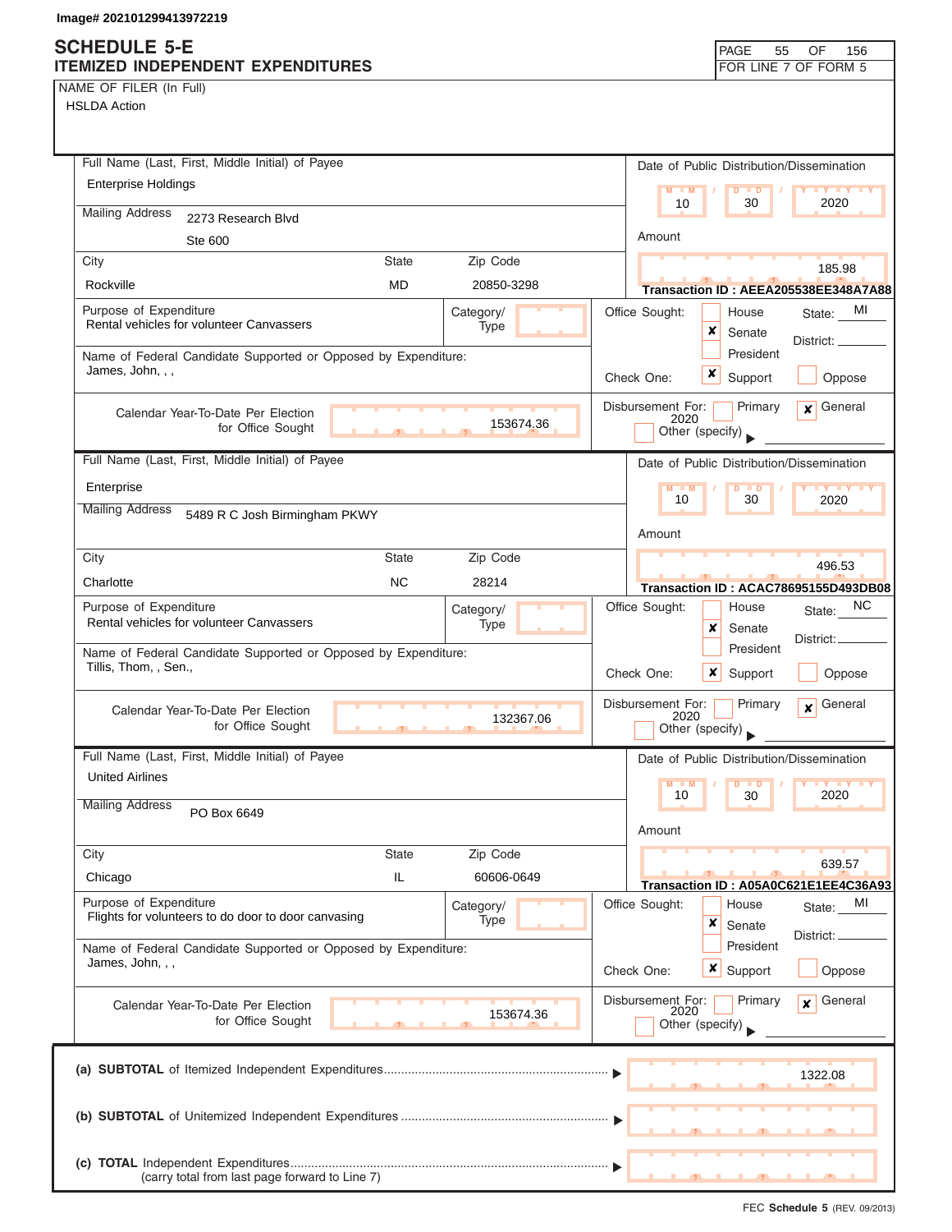Image# 202101299413972219

# SCHEDULE 5-E
## ITEMIZED INDEPENDENT EXPENDITURES

FOR LINE 7 OF FORM 5

NAME OF FILER (In Full)
HSLDA Action

---

**Full Name (Last, First, Middle Initial) of Payee:** Enterprise Holdings

**Mailing Address:** 2273 Research Blvd, Ste 600

**City:** Rockville **State:** MD **Zip Code:** 20850-3298

**Date of Public Distribution/Dissemination:** 10 / 30 / 2020

**Amount:** 185.98

**Transaction ID :** AEEA205538EE348A7A88

**Purpose of Expenditure:** Rental vehicles for volunteer Canvassers

**Category/Type:**

**Office Sought:** [ ] House [x] Senate [ ] President **State:** MI **District:**

**Name of Federal Candidate Supported or Opposed by Expenditure:** James, John, , ,

**Check One:** [x] Support [ ] Oppose

**Calendar Year-To-Date Per Election for Office Sought:** 153674.36

**Disbursement For:** [ ] Primary [x] General 2020 [ ] Other (specify)

---

**Full Name (Last, First, Middle Initial) of Payee:** Enterprise

**Mailing Address:** 5489 R C Josh Birmingham PKWY

**City:** Charlotte **State:** NC **Zip Code:** 28214

**Date of Public Distribution/Dissemination:** 10 / 30 / 2020

**Amount:** 496.53

**Transaction ID :** ACAC78695155D493DB08

**Purpose of Expenditure:** Rental vehicles for volunteer Canvassers

**Category/Type:**

**Office Sought:** [ ] House [x] Senate [ ] President **State:** NC **District:**

**Name of Federal Candidate Supported or Opposed by Expenditure:** Tillis, Thom, , Sen.,

**Check One:** [x] Support [ ] Oppose

**Calendar Year-To-Date Per Election for Office Sought:** 132367.06

**Disbursement For:** [ ] Primary [x] General 2020 [ ] Other (specify)

---

**Full Name (Last, First, Middle Initial) of Payee:** United Airlines

**Mailing Address:** PO Box 6649

**City:** Chicago **State:** IL **Zip Code:** 60606-0649

**Date of Public Distribution/Dissemination:** 10 / 30 / 2020

**Amount:** 639.57

**Transaction ID :** A05A0C621E1EE4C36A93

**Purpose of Expenditure:** Flights for volunteers to do door to door canvasing

**Category/Type:**

**Office Sought:** [ ] House [x] Senate [ ] President **State:** MI **District:**

**Name of Federal Candidate Supported or Opposed by Expenditure:** James, John, , ,

**Check One:** [x] Support [ ] Oppose

**Calendar Year-To-Date Per Election for Office Sought:** 153674.36

**Disbursement For:** [ ] Primary [x] General 2020 [ ] Other (specify)

---

**(a) SUBTOTAL** of Itemized Independent Expenditures ▶ 1322.08

**(b) SUBTOTAL** of Unitemized Independent Expenditures ▶

**(c) TOTAL** Independent Expenditures (carry total from last page forward to Line 7) ▶

FEC **Schedule 5** (REV. 09/2013)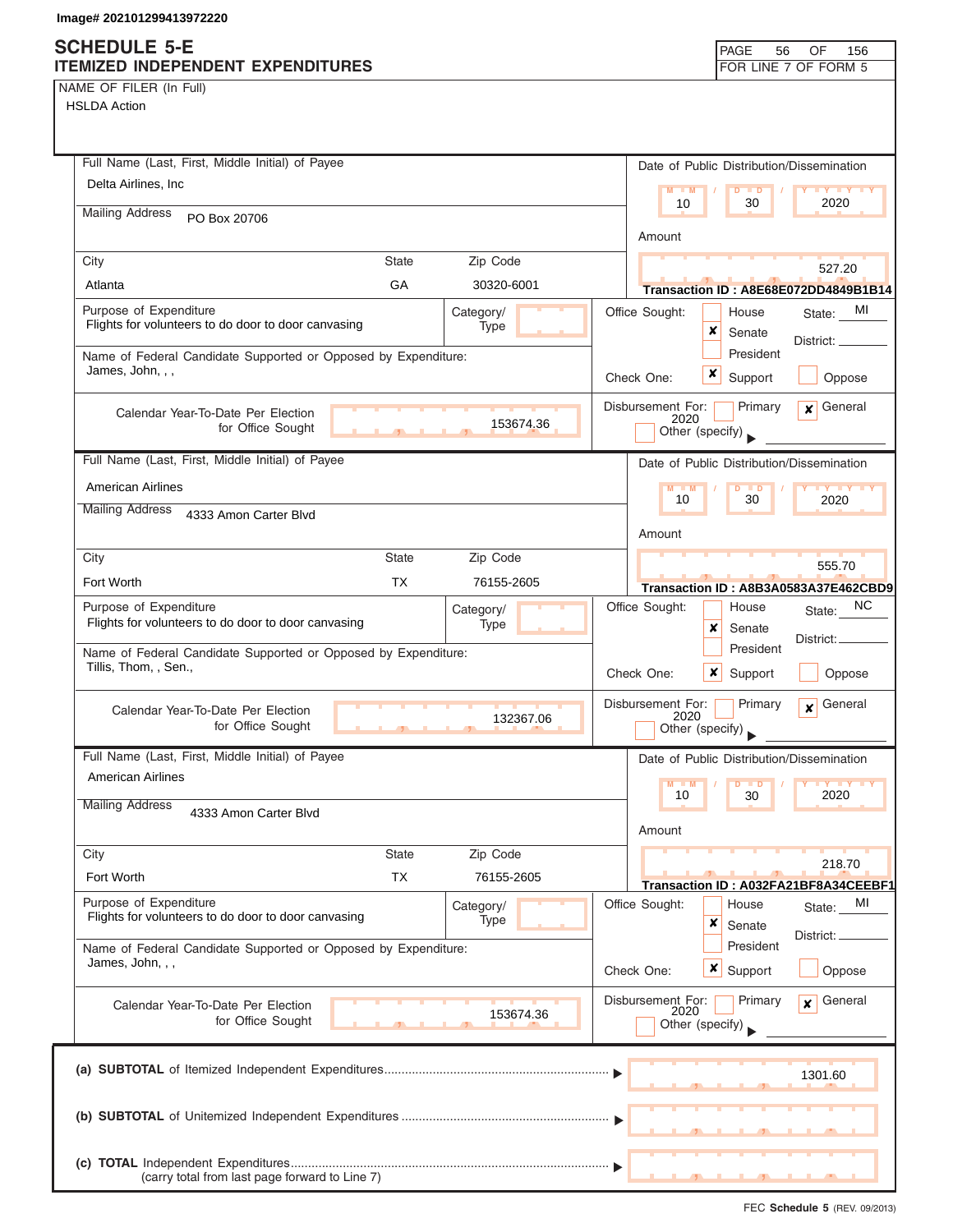Image# 202101299413972220

# SCHEDULE 5-E
## ITEMIZED INDEPENDENT EXPENDITURES

FOR LINE 7 OF FORM 5

NAME OF FILER (In Full)
HSLDA Action

---

**Full Name (Last, First, Middle Initial) of Payee:** Delta Airlines, Inc
**Mailing Address:** PO Box 20706
**City:** Atlanta **State:** GA **Zip Code:** 30320-6001
**Date of Public Distribution/Dissemination:** 10 / 30 / 2020
**Amount:** 527.20
**Transaction ID :** A8E68E072DD4849B1B14
**Purpose of Expenditure:** Flights for volunteers to do door to door canvasing
**Category/Type:**
**Office Sought:** [ ] House [x] Senate [ ] President **State:** MI **District:**
**Name of Federal Candidate Supported or Opposed by Expenditure:** James, John, , ,
**Check One:** [x] Support [ ] Oppose
**Calendar Year-To-Date Per Election for Office Sought:** 153674.36
**Disbursement For:** [ ] Primary [x] General 2020 [ ] Other (specify)

---

**Full Name (Last, First, Middle Initial) of Payee:** American Airlines
**Mailing Address:** 4333 Amon Carter Blvd
**City:** Fort Worth **State:** TX **Zip Code:** 76155-2605
**Date of Public Distribution/Dissemination:** 10 / 30 / 2020
**Amount:** 555.70
**Transaction ID :** A8B3A0583A37E462CBD9
**Purpose of Expenditure:** Flights for volunteers to do door to door canvasing
**Category/Type:**
**Office Sought:** [ ] House [x] Senate [ ] President **State:** NC **District:**
**Name of Federal Candidate Supported or Opposed by Expenditure:** Tillis, Thom, , Sen.,
**Check One:** [x] Support [ ] Oppose
**Calendar Year-To-Date Per Election for Office Sought:** 132367.06
**Disbursement For:** [ ] Primary [x] General 2020 [ ] Other (specify)

---

**Full Name (Last, First, Middle Initial) of Payee:** American Airlines
**Mailing Address:** 4333 Amon Carter Blvd
**City:** Fort Worth **State:** TX **Zip Code:** 76155-2605
**Date of Public Distribution/Dissemination:** 10 / 30 / 2020
**Amount:** 218.70
**Transaction ID :** A032FA21BF8A34CEEBF1
**Purpose of Expenditure:** Flights for volunteers to do door to door canvasing
**Category/Type:**
**Office Sought:** [ ] House [x] Senate [ ] President **State:** MI **District:**
**Name of Federal Candidate Supported or Opposed by Expenditure:** James, John, , ,
**Check One:** [x] Support [ ] Oppose
**Calendar Year-To-Date Per Election for Office Sought:** 153674.36
**Disbursement For:** [ ] Primary [x] General 2020 [ ] Other (specify)

---

(a) **SUBTOTAL** of Itemized Independent Expenditures ▶ 1301.60

(b) **SUBTOTAL** of Unitemized Independent Expenditures ▶

(c) **TOTAL** Independent Expenditures (carry total from last page forward to Line 7) ▶

FEC **Schedule 5** (REV. 09/2013)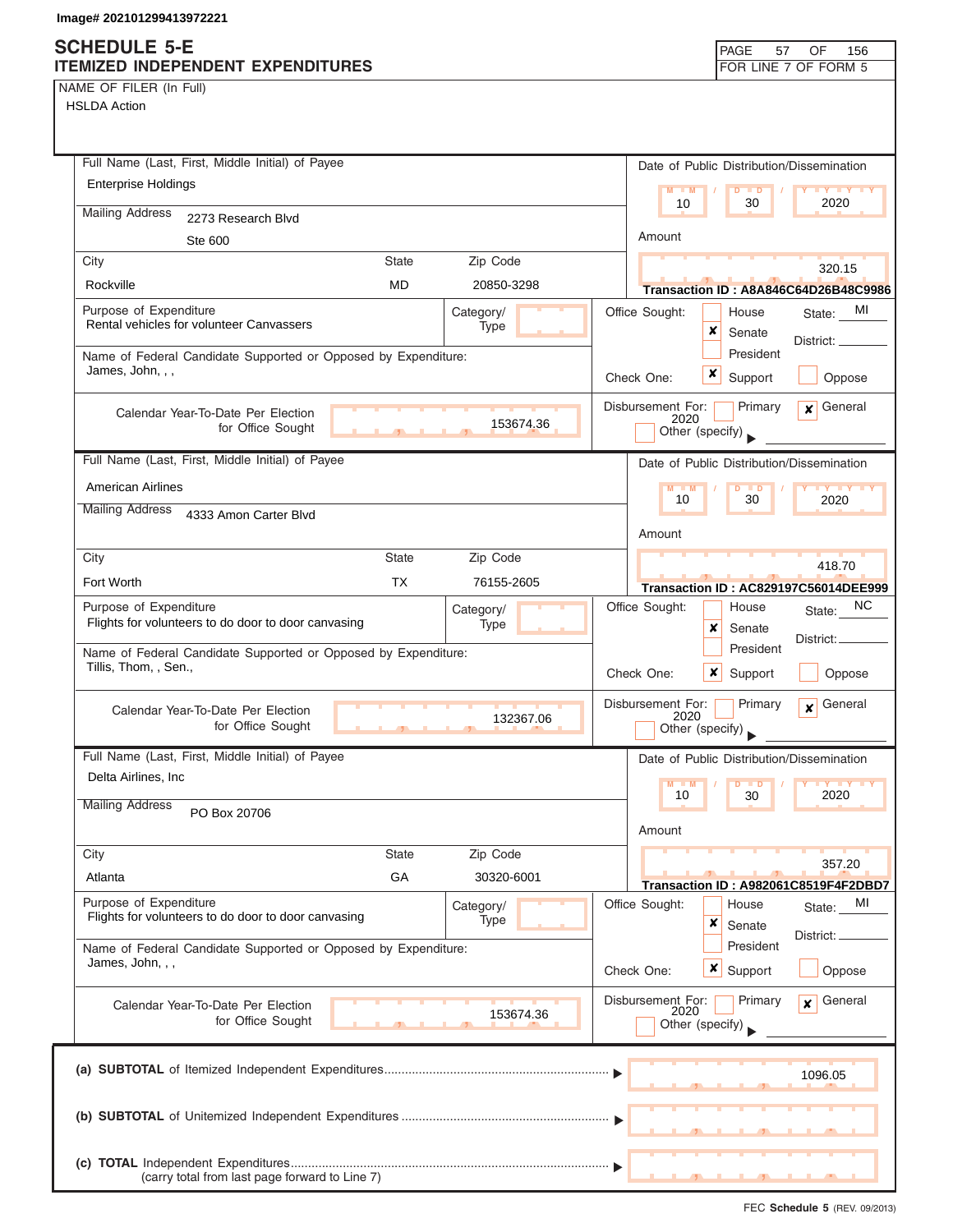Image# 202101299413972221

# SCHEDULE 5-E
## ITEMIZED INDEPENDENT EXPENDITURES

FOR LINE 7 OF FORM 5

NAME OF FILER (In Full)
HSLDA Action

---

**Full Name (Last, First, Middle Initial) of Payee:** Enterprise Holdings

**Mailing Address:** 2273 Research Blvd, Ste 600

**City:** Rockville **State:** MD **Zip Code:** 20850-3298

**Date of Public Distribution/Dissemination:** 10 / 30 / 2020

**Amount:** 320.15

**Transaction ID : A8A846C64D26B48C9986**

**Purpose of Expenditure:** Rental vehicles for volunteer Canvassers

**Category/Type:**

**Name of Federal Candidate Supported or Opposed by Expenditure:** James, John, , ,

**Office Sought:** ☐ House ☒ Senate ☐ President **State:** MI **District:**

**Check One:** ☒ Support ☐ Oppose

**Calendar Year-To-Date Per Election for Office Sought:** 153674.36

**Disbursement For:** ☐ Primary ☒ General 2020 ☐ Other (specify)

---

**Full Name (Last, First, Middle Initial) of Payee:** American Airlines

**Mailing Address:** 4333 Amon Carter Blvd

**City:** Fort Worth **State:** TX **Zip Code:** 76155-2605

**Date of Public Distribution/Dissemination:** 10 / 30 / 2020

**Amount:** 418.70

**Transaction ID : AC829197C56014DEE999**

**Purpose of Expenditure:** Flights for volunteers to do door to door canvasing

**Category/Type:**

**Name of Federal Candidate Supported or Opposed by Expenditure:** Tillis, Thom, , Sen.,

**Office Sought:** ☐ House ☒ Senate ☐ President **State:** NC **District:**

**Check One:** ☒ Support ☐ Oppose

**Calendar Year-To-Date Per Election for Office Sought:** 132367.06

**Disbursement For:** ☐ Primary ☒ General 2020 ☐ Other (specify)

---

**Full Name (Last, First, Middle Initial) of Payee:** Delta Airlines, Inc

**Mailing Address:** PO Box 20706

**City:** Atlanta **State:** GA **Zip Code:** 30320-6001

**Date of Public Distribution/Dissemination:** 10 / 30 / 2020

**Amount:** 357.20

**Transaction ID : A982061C8519F4F2DBD7**

**Purpose of Expenditure:** Flights for volunteers to do door to door canvasing

**Category/Type:**

**Name of Federal Candidate Supported or Opposed by Expenditure:** James, John, , ,

**Office Sought:** ☐ House ☒ Senate ☐ President **State:** MI **District:**

**Check One:** ☒ Support ☐ Oppose

**Calendar Year-To-Date Per Election for Office Sought:** 153674.36

**Disbursement For:** ☐ Primary ☒ General 2020 ☐ Other (specify)

---

| | |
|---|---|
| **(a) SUBTOTAL** of Itemized Independent Expenditures | 1096.05 |
| **(b) SUBTOTAL** of Unitemized Independent Expenditures | |
| **(c) TOTAL** Independent Expenditures (carry total from last page forward to Line 7) | |

FEC **Schedule 5** (REV. 09/2013)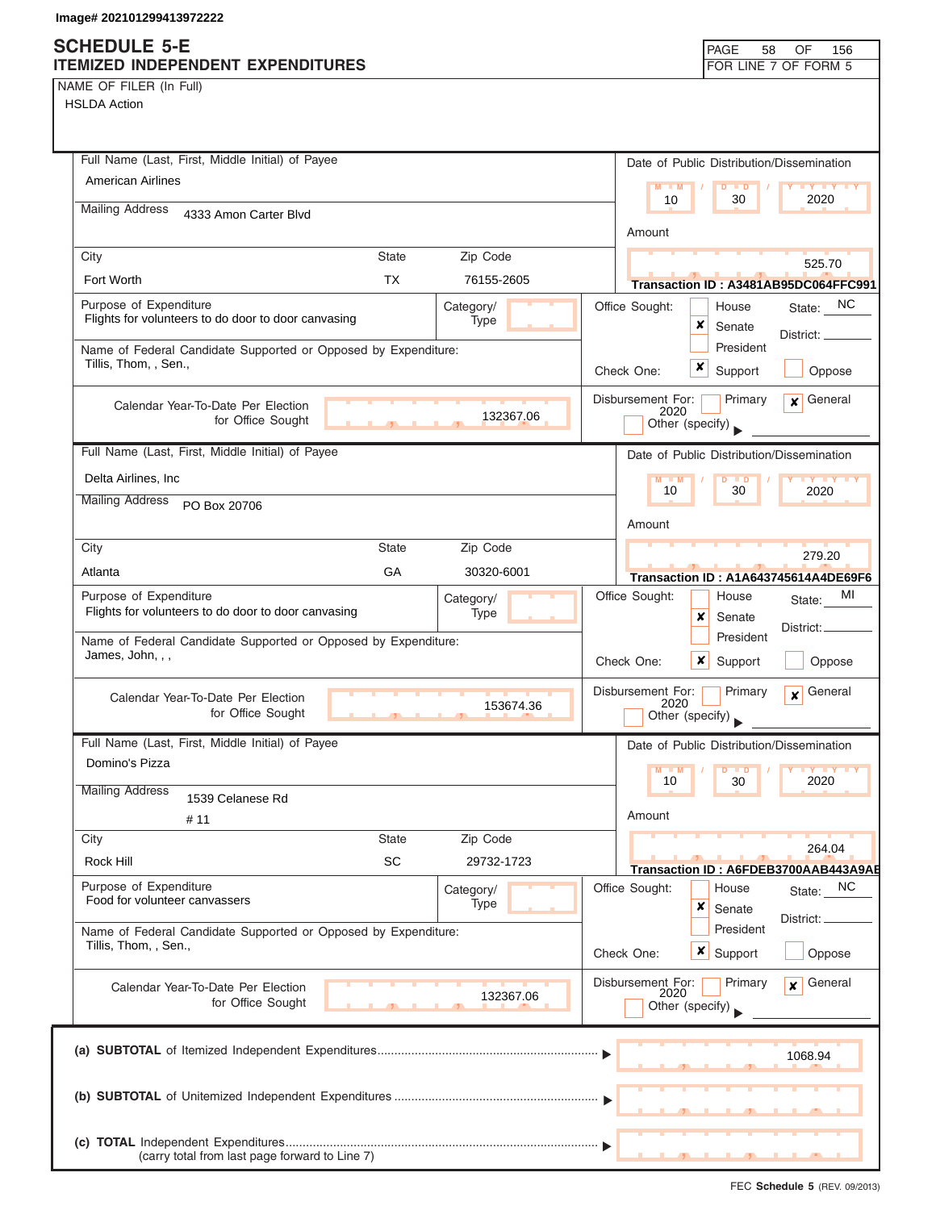Image# 202101299413972222

# SCHEDULE 5-E
## ITEMIZED INDEPENDENT EXPENDITURES

FOR LINE 7 OF FORM 5

NAME OF FILER (In Full)
HSLDA Action

---

**Full Name (Last, First, Middle Initial) of Payee:** American Airlines

**Mailing Address:** 4333 Amon Carter Blvd

**City:** Fort Worth | **State:** TX | **Zip Code:** 76155-2605

**Date of Public Distribution/Dissemination:** 10 / 30 / 2020

**Amount:** 525.70

**Transaction ID : A3481AB95DC064FFC991**

**Purpose of Expenditure:** Flights for volunteers to do door to door canvasing

**Category/Type:**

**Office Sought:** [ ] House [x] Senate [ ] President — State: NC — District:

**Name of Federal Candidate Supported or Opposed by Expenditure:** Tillis, Thom, , Sen.,

**Check One:** [x] Support [ ] Oppose

**Calendar Year-To-Date Per Election for Office Sought:** 132367.06

**Disbursement For:** [ ] Primary [x] General 2020 [ ] Other (specify)

---

**Full Name (Last, First, Middle Initial) of Payee:** Delta Airlines, Inc

**Mailing Address:** PO Box 20706

**City:** Atlanta | **State:** GA | **Zip Code:** 30320-6001

**Date of Public Distribution/Dissemination:** 10 / 30 / 2020

**Amount:** 279.20

**Transaction ID : A1A643745614A4DE69F6**

**Purpose of Expenditure:** Flights for volunteers to do door to door canvasing

**Category/Type:**

**Office Sought:** [ ] House [x] Senate [ ] President — State: MI — District:

**Name of Federal Candidate Supported or Opposed by Expenditure:** James, John, , ,

**Check One:** [x] Support [ ] Oppose

**Calendar Year-To-Date Per Election for Office Sought:** 153674.36

**Disbursement For:** [ ] Primary [x] General 2020 [ ] Other (specify)

---

**Full Name (Last, First, Middle Initial) of Payee:** Domino's Pizza

**Mailing Address:** 1539 Celanese Rd # 11

**City:** Rock Hill | **State:** SC | **Zip Code:** 29732-1723

**Date of Public Distribution/Dissemination:** 10 / 30 / 2020

**Amount:** 264.04

**Transaction ID : A6FDEB3700AAB443A9AE**

**Purpose of Expenditure:** Food for volunteer canvassers

**Category/Type:**

**Office Sought:** [ ] House [x] Senate [ ] President — State: NC — District:

**Name of Federal Candidate Supported or Opposed by Expenditure:** Tillis, Thom, , Sen.,

**Check One:** [x] Support [ ] Oppose

**Calendar Year-To-Date Per Election for Office Sought:** 132367.06

**Disbursement For:** [ ] Primary [x] General 2020 [ ] Other (specify)

---

| | |
|---|---|
| (a) **SUBTOTAL** of Itemized Independent Expenditures | 1068.94 |
| (b) **SUBTOTAL** of Unitemized Independent Expenditures | |
| (c) **TOTAL** Independent Expenditures (carry total from last page forward to Line 7) | |

FEC **Schedule 5** (REV. 09/2013)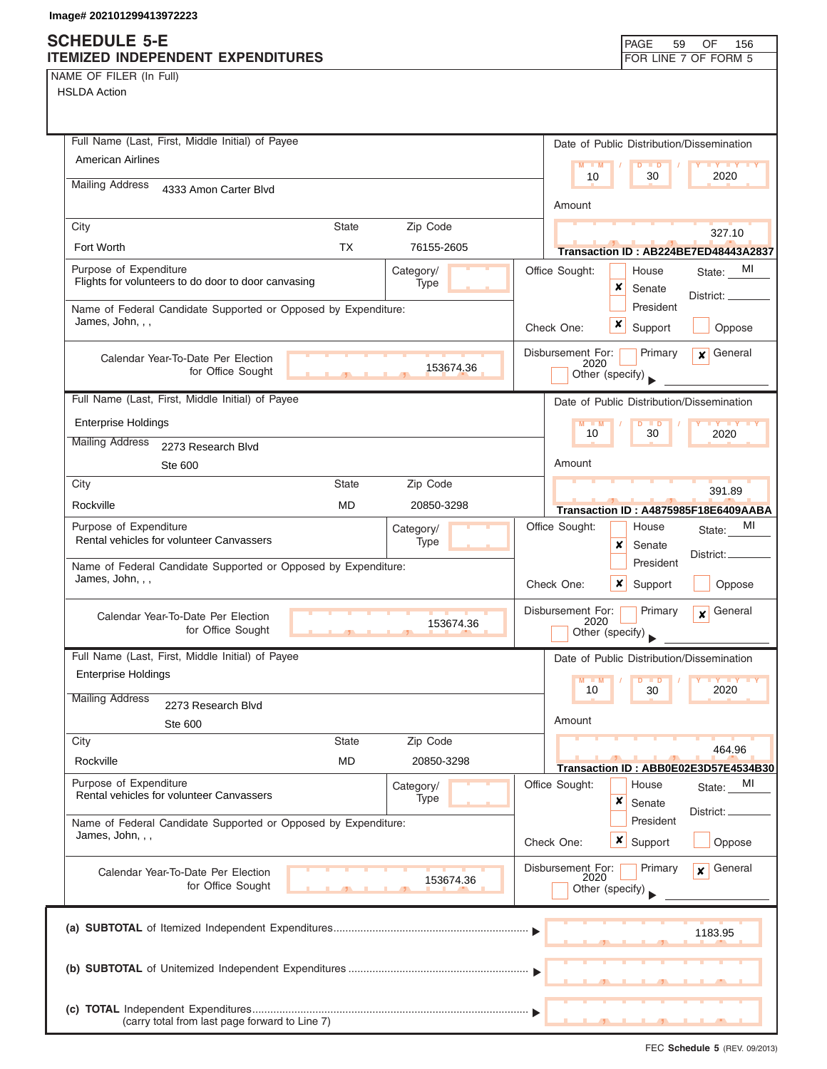Image# 202101299413972223

# SCHEDULE 5-E
## ITEMIZED INDEPENDENT EXPENDITURES

FOR LINE 7 OF FORM 5

NAME OF FILER (In Full)
HSLDA Action

---

**Full Name (Last, First, Middle Initial) of Payee:** American Airlines

**Mailing Address:** 4333 Amon Carter Blvd

**City:** Fort Worth **State:** TX **Zip Code:** 76155-2605

**Date of Public Distribution/Dissemination:** 10 / 30 / 2020

**Amount:** 327.10

**Transaction ID : AB224BE7ED48443A2837**

**Purpose of Expenditure:** Flights for volunteers to do door to door canvasing

**Category/Type:**

**Office Sought:** [ ] House [x] Senate [ ] President **State:** MI **District:**

**Name of Federal Candidate Supported or Opposed by Expenditure:** James, John, , ,

**Check One:** [x] Support [ ] Oppose

**Calendar Year-To-Date Per Election for Office Sought:** 153674.36

**Disbursement For:** [ ] Primary [x] General 2020 [ ] Other (specify)

---

**Full Name (Last, First, Middle Initial) of Payee:** Enterprise Holdings

**Mailing Address:** 2273 Research Blvd, Ste 600

**City:** Rockville **State:** MD **Zip Code:** 20850-3298

**Date of Public Distribution/Dissemination:** 10 / 30 / 2020

**Amount:** 391.89

**Transaction ID : A4875985F18E6409AABA**

**Purpose of Expenditure:** Rental vehicles for volunteer Canvassers

**Category/Type:**

**Office Sought:** [ ] House [x] Senate [ ] President **State:** MI **District:**

**Name of Federal Candidate Supported or Opposed by Expenditure:** James, John, , ,

**Check One:** [x] Support [ ] Oppose

**Calendar Year-To-Date Per Election for Office Sought:** 153674.36

**Disbursement For:** [ ] Primary [x] General 2020 [ ] Other (specify)

---

**Full Name (Last, First, Middle Initial) of Payee:** Enterprise Holdings

**Mailing Address:** 2273 Research Blvd, Ste 600

**City:** Rockville **State:** MD **Zip Code:** 20850-3298

**Date of Public Distribution/Dissemination:** 10 / 30 / 2020

**Amount:** 464.96

**Transaction ID : ABB0E02E3D57E4534B30**

**Purpose of Expenditure:** Rental vehicles for volunteer Canvassers

**Category/Type:**

**Office Sought:** [ ] House [x] Senate [ ] President **State:** MI **District:**

**Name of Federal Candidate Supported or Opposed by Expenditure:** James, John, , ,

**Check One:** [x] Support [ ] Oppose

**Calendar Year-To-Date Per Election for Office Sought:** 153674.36

**Disbursement For:** [ ] Primary [x] General 2020 [ ] Other (specify)

---

| | |
|---|---|
| (a) **SUBTOTAL** of Itemized Independent Expenditures | 1183.95 |
| (b) **SUBTOTAL** of Unitemized Independent Expenditures | |
| (c) **TOTAL** Independent Expenditures (carry total from last page forward to Line 7) | |

FEC **Schedule 5** (REV. 09/2013)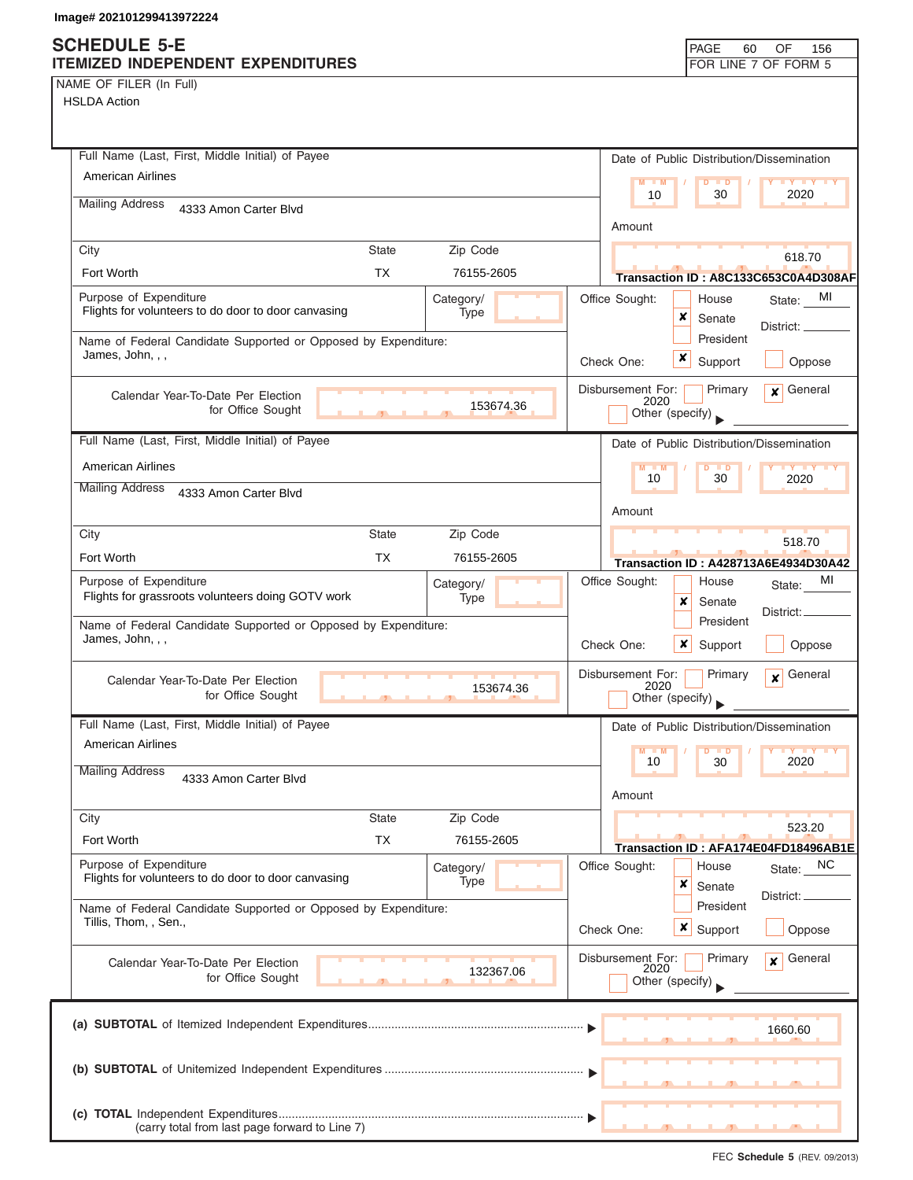Image# 202101299413972224

# SCHEDULE 5-E
## ITEMIZED INDEPENDENT EXPENDITURES

FOR LINE 7 OF FORM 5

NAME OF FILER (In Full)
HSLDA Action

---

**Full Name (Last, First, Middle Initial) of Payee:** American Airlines

**Mailing Address:** 4333 Amon Carter Blvd

| City | State | Zip Code |
|---|---|---|
| Fort Worth | TX | 76155-2605 |

**Date of Public Distribution/Dissemination:** 10 / 30 / 2020

**Amount:** 618.70

**Transaction ID :** A8C133C653C0A4D308AF

**Purpose of Expenditure:** Flights for volunteers to do door to door canvasing

**Category/Type:**

**Name of Federal Candidate Supported or Opposed by Expenditure:** James, John, , ,

**Office Sought:** [ ] House [x] Senate [ ] President — State: MI District:

**Check One:** [x] Support [ ] Oppose

**Calendar Year-To-Date Per Election for Office Sought:** 153674.36

**Disbursement For:** [ ] Primary [x] General 2020 [ ] Other (specify)

---

**Full Name (Last, First, Middle Initial) of Payee:** American Airlines

**Mailing Address:** 4333 Amon Carter Blvd

| City | State | Zip Code |
|---|---|---|
| Fort Worth | TX | 76155-2605 |

**Date of Public Distribution/Dissemination:** 10 / 30 / 2020

**Amount:** 518.70

**Transaction ID :** A428713A6E4934D30A42

**Purpose of Expenditure:** Flights for grassroots volunteers doing GOTV work

**Category/Type:**

**Name of Federal Candidate Supported or Opposed by Expenditure:** James, John, , ,

**Office Sought:** [ ] House [x] Senate [ ] President — State: MI District:

**Check One:** [x] Support [ ] Oppose

**Calendar Year-To-Date Per Election for Office Sought:** 153674.36

**Disbursement For:** [ ] Primary [x] General 2020 [ ] Other (specify)

---

**Full Name (Last, First, Middle Initial) of Payee:** American Airlines

**Mailing Address:** 4333 Amon Carter Blvd

| City | State | Zip Code |
|---|---|---|
| Fort Worth | TX | 76155-2605 |

**Date of Public Distribution/Dissemination:** 10 / 30 / 2020

**Amount:** 523.20

**Transaction ID :** AFA174E04FD18496AB1E

**Purpose of Expenditure:** Flights for volunteers to do door to door canvasing

**Category/Type:**

**Name of Federal Candidate Supported or Opposed by Expenditure:** Tillis, Thom, , Sen.,

**Office Sought:** [ ] House [x] Senate [ ] President — State: NC District:

**Check One:** [x] Support [ ] Oppose

**Calendar Year-To-Date Per Election for Office Sought:** 132367.06

**Disbursement For:** [ ] Primary [x] General 2020 [ ] Other (specify)

---

| | |
|---|---|
| (a) **SUBTOTAL** of Itemized Independent Expenditures | 1660.60 |
| (b) **SUBTOTAL** of Unitemized Independent Expenditures | |
| (c) **TOTAL** Independent Expenditures (carry total from last page forward to Line 7) | |

FEC **Schedule 5** (REV. 09/2013)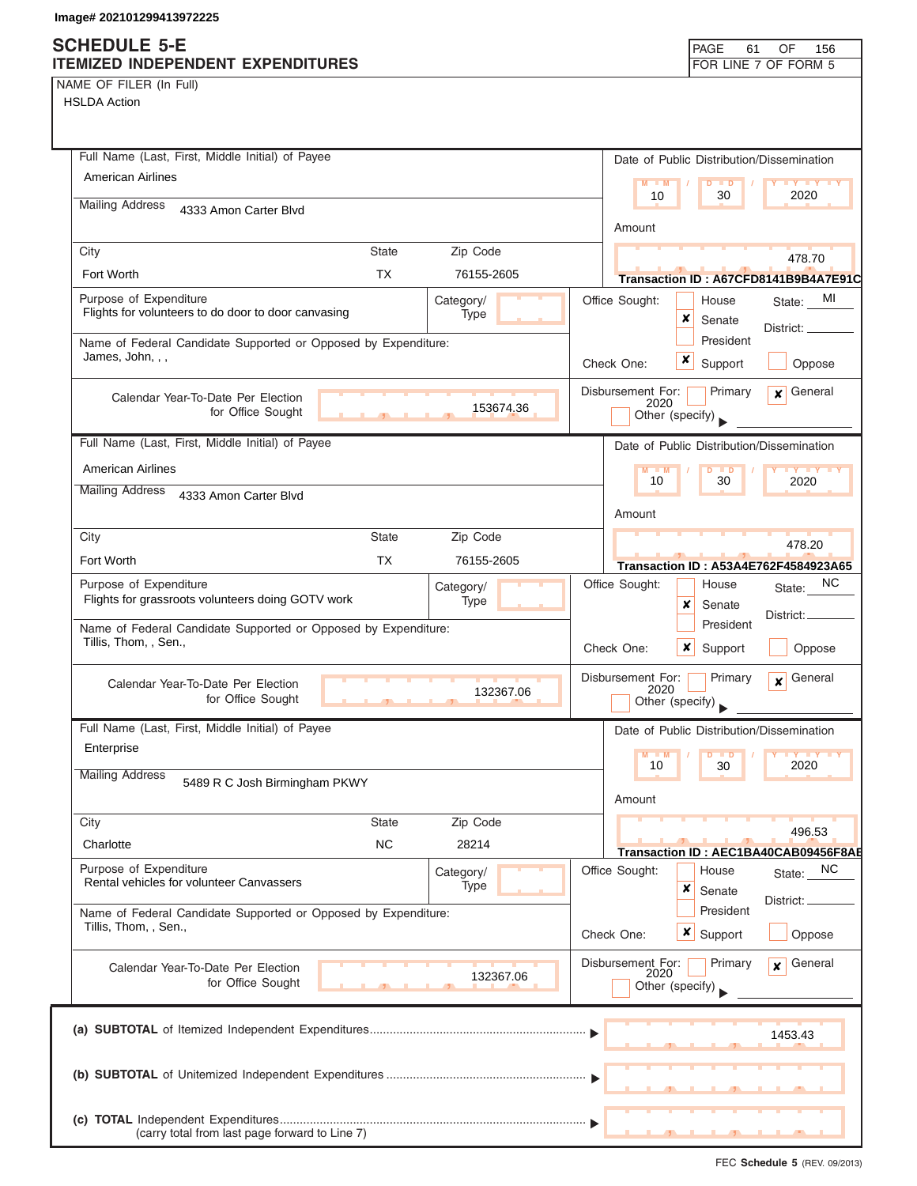Image# 202101299413972225

# SCHEDULE 5-E
## ITEMIZED INDEPENDENT EXPENDITURES

FOR LINE 7 OF FORM 5

NAME OF FILER (In Full)
HSLDA Action

---

**Full Name (Last, First, Middle Initial) of Payee:** American Airlines

**Mailing Address:** 4333 Amon Carter Blvd

| City | State | Zip Code |
|---|---|---|
| Fort Worth | TX | 76155-2605 |

**Date of Public Distribution/Dissemination:** 10 / 30 / 2020

**Amount:** 478.70

Transaction ID : A67CFD8141B9B4A7E91C

**Purpose of Expenditure:** Flights for volunteers to do door to door canvasing

Category/Type:

**Name of Federal Candidate Supported or Opposed by Expenditure:** James, John, , ,

**Office Sought:** ☐ House ☒ Senate ☐ President — State: MI District:

**Check One:** ☒ Support ☐ Oppose

**Calendar Year-To-Date Per Election for Office Sought:** 153674.36

**Disbursement For:** ☐ Primary ☒ General 2020 ☐ Other (specify)

---

**Full Name (Last, First, Middle Initial) of Payee:** American Airlines

**Mailing Address:** 4333 Amon Carter Blvd

| City | State | Zip Code |
|---|---|---|
| Fort Worth | TX | 76155-2605 |

**Date of Public Distribution/Dissemination:** 10 / 30 / 2020

**Amount:** 478.20

Transaction ID : A53A4E762F4584923A65

**Purpose of Expenditure:** Flights for grassroots volunteers doing GOTV work

Category/Type:

**Name of Federal Candidate Supported or Opposed by Expenditure:** Tillis, Thom, , Sen.,

**Office Sought:** ☐ House ☒ Senate ☐ President — State: NC District:

**Check One:** ☒ Support ☐ Oppose

**Calendar Year-To-Date Per Election for Office Sought:** 132367.06

**Disbursement For:** ☐ Primary ☒ General 2020 ☐ Other (specify)

---

**Full Name (Last, First, Middle Initial) of Payee:** Enterprise

**Mailing Address:** 5489 R C Josh Birmingham PKWY

| City | State | Zip Code |
|---|---|---|
| Charlotte | NC | 28214 |

**Date of Public Distribution/Dissemination:** 10 / 30 / 2020

**Amount:** 496.53

Transaction ID : AEC1BA40CAB09456F8AE

**Purpose of Expenditure:** Rental vehicles for volunteer Canvassers

Category/Type:

**Name of Federal Candidate Supported or Opposed by Expenditure:** Tillis, Thom, , Sen.,

**Office Sought:** ☐ House ☒ Senate ☐ President — State: NC District:

**Check One:** ☒ Support ☐ Oppose

**Calendar Year-To-Date Per Election for Office Sought:** 132367.06

**Disbursement For:** ☐ Primary ☒ General 2020 ☐ Other (specify)

---

| | |
|---|---|
| (a) **SUBTOTAL** of Itemized Independent Expenditures | 1453.43 |
| (b) **SUBTOTAL** of Unitemized Independent Expenditures | |
| (c) **TOTAL** Independent Expenditures (carry total from last page forward to Line 7) | |

FEC **Schedule 5** (REV. 09/2013)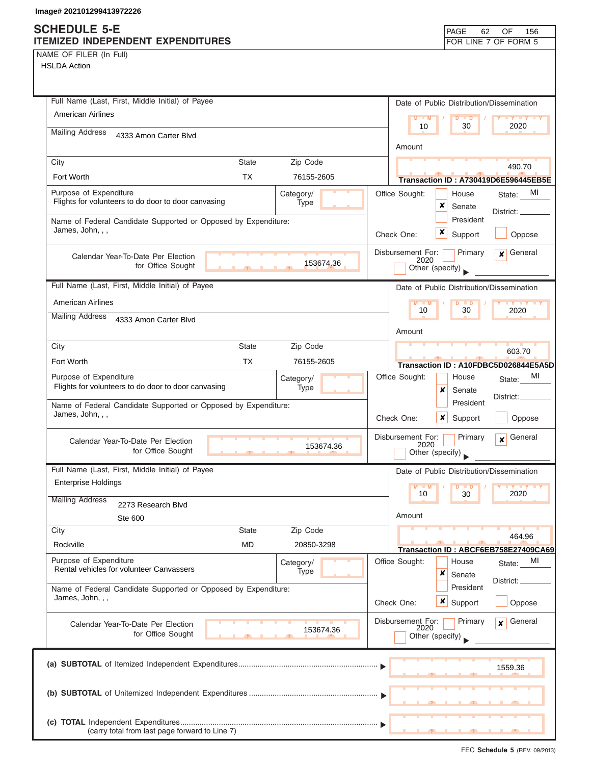Image# 202101299413972226

# SCHEDULE 5-E
## ITEMIZED INDEPENDENT EXPENDITURES

PAGE 62 OF 156
FOR LINE 7 OF FORM 5

NAME OF FILER (In Full)
HSLDA Action

---

**Full Name (Last, First, Middle Initial) of Payee:** American Airlines
**Mailing Address:** 4333 Amon Carter Blvd
**City:** Fort Worth **State:** TX **Zip Code:** 76155-2605

**Date of Public Distribution/Dissemination:** 10 / 30 / 2020
**Amount:** 490.70
**Transaction ID :** A730419D6E596445EB5E

**Purpose of Expenditure:** Flights for volunteers to do door to door canvasing
**Category/Type:**

**Office Sought:** ☐ House ☒ Senate ☐ President **State:** MI **District:**

**Name of Federal Candidate Supported or Opposed by Expenditure:** James, John, , ,

**Check One:** ☒ Support ☐ Oppose

**Calendar Year-To-Date Per Election for Office Sought:** 153674.36

**Disbursement For:** ☐ Primary ☒ General 2020 ☐ Other (specify)

---

**Full Name (Last, First, Middle Initial) of Payee:** American Airlines
**Mailing Address:** 4333 Amon Carter Blvd
**City:** Fort Worth **State:** TX **Zip Code:** 76155-2605

**Date of Public Distribution/Dissemination:** 10 / 30 / 2020
**Amount:** 603.70
**Transaction ID :** A10FDBC5D026844E5A5D

**Purpose of Expenditure:** Flights for volunteers to do door to door canvasing
**Category/Type:**

**Office Sought:** ☐ House ☒ Senate ☐ President **State:** MI **District:**

**Name of Federal Candidate Supported or Opposed by Expenditure:** James, John, , ,

**Check One:** ☒ Support ☐ Oppose

**Calendar Year-To-Date Per Election for Office Sought:** 153674.36

**Disbursement For:** ☐ Primary ☒ General 2020 ☐ Other (specify)

---

**Full Name (Last, First, Middle Initial) of Payee:** Enterprise Holdings
**Mailing Address:** 2273 Research Blvd Ste 600
**City:** Rockville **State:** MD **Zip Code:** 20850-3298

**Date of Public Distribution/Dissemination:** 10 / 30 / 2020
**Amount:** 464.96
**Transaction ID :** ABCF6EB758E27409CA69

**Purpose of Expenditure:** Rental vehicles for volunteer Canvassers
**Category/Type:**

**Office Sought:** ☐ House ☒ Senate ☐ President **State:** MI **District:**

**Name of Federal Candidate Supported or Opposed by Expenditure:** James, John, , ,

**Check One:** ☒ Support ☐ Oppose

**Calendar Year-To-Date Per Election for Office Sought:** 153674.36

**Disbursement For:** ☐ Primary ☒ General 2020 ☐ Other (specify)

---

| | |
|---|---|
| (a) **SUBTOTAL** of Itemized Independent Expenditures | 1559.36 |
| (b) **SUBTOTAL** of Unitemized Independent Expenditures | |
| (c) **TOTAL** Independent Expenditures (carry total from last page forward to Line 7) | |

FEC **Schedule 5** (REV. 09/2013)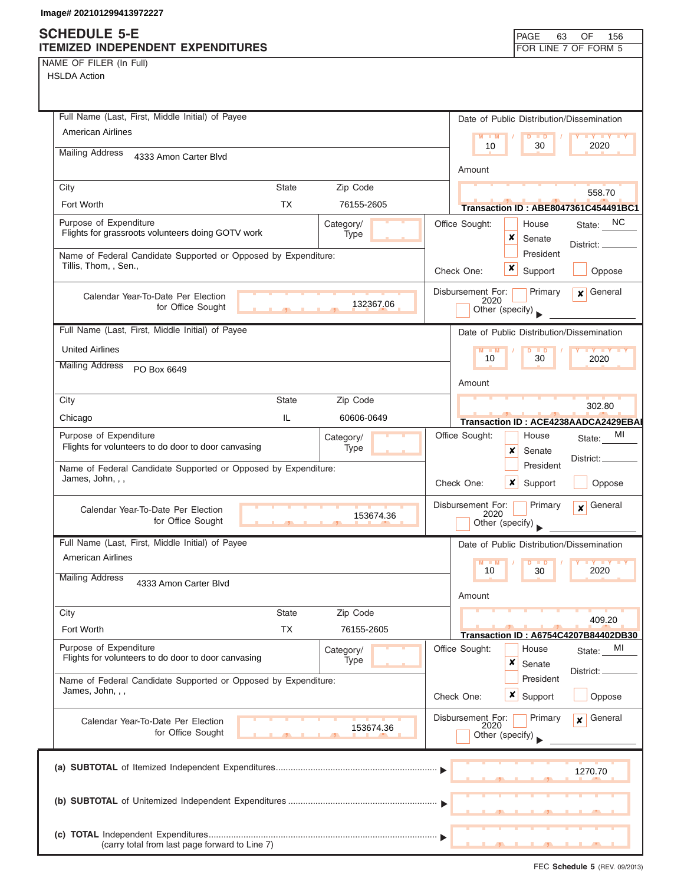Image# 202101299413972227

# SCHEDULE 5-E
## ITEMIZED INDEPENDENT EXPENDITURES

PAGE 63 OF 156
FOR LINE 7 OF FORM 5

NAME OF FILER (In Full)
HSLDA Action

---

**Full Name (Last, First, Middle Initial) of Payee:** American Airlines
**Mailing Address:** 4333 Amon Carter Blvd
**City:** Fort Worth **State:** TX **Zip Code:** 76155-2605

**Date of Public Distribution/Dissemination:** 10 / 30 / 2020
**Amount:** 558.70
**Transaction ID :** ABE8047361C454491BC1

**Purpose of Expenditure:** Flights for grassroots volunteers doing GOTV work
**Category/Type:**

**Name of Federal Candidate Supported or Opposed by Expenditure:** Tillis, Thom, , Sen.,

**Office Sought:** ☐ House ☒ Senate ☐ President **State:** NC **District:**
**Check One:** ☒ Support ☐ Oppose

**Calendar Year-To-Date Per Election for Office Sought:** 132367.06
**Disbursement For:** ☐ Primary ☒ General 2020 ☐ Other (specify)

---

**Full Name (Last, First, Middle Initial) of Payee:** United Airlines
**Mailing Address:** PO Box 6649
**City:** Chicago **State:** IL **Zip Code:** 60606-0649

**Date of Public Distribution/Dissemination:** 10 / 30 / 2020
**Amount:** 302.80
**Transaction ID :** ACE4238AADCA2429EBAI

**Purpose of Expenditure:** Flights for volunteers to do door to door canvasing
**Category/Type:**

**Name of Federal Candidate Supported or Opposed by Expenditure:** James, John, , ,

**Office Sought:** ☐ House ☒ Senate ☐ President **State:** MI **District:**
**Check One:** ☒ Support ☐ Oppose

**Calendar Year-To-Date Per Election for Office Sought:** 153674.36
**Disbursement For:** ☐ Primary ☒ General 2020 ☐ Other (specify)

---

**Full Name (Last, First, Middle Initial) of Payee:** American Airlines
**Mailing Address:** 4333 Amon Carter Blvd
**City:** Fort Worth **State:** TX **Zip Code:** 76155-2605

**Date of Public Distribution/Dissemination:** 10 / 30 / 2020
**Amount:** 409.20
**Transaction ID :** A6754C4207B84402DB30

**Purpose of Expenditure:** Flights for volunteers to do door to door canvasing
**Category/Type:**

**Name of Federal Candidate Supported or Opposed by Expenditure:** James, John, , ,

**Office Sought:** ☐ House ☒ Senate ☐ President **State:** MI **District:**
**Check One:** ☒ Support ☐ Oppose

**Calendar Year-To-Date Per Election for Office Sought:** 153674.36
**Disbursement For:** ☐ Primary ☒ General 2020 ☐ Other (specify)

---

(a) **SUBTOTAL** of Itemized Independent Expenditures ▶ 1270.70

(b) **SUBTOTAL** of Unitemized Independent Expenditures ▶

(c) **TOTAL** Independent Expenditures ▶
(carry total from last page forward to Line 7)

FEC **Schedule 5** (REV. 09/2013)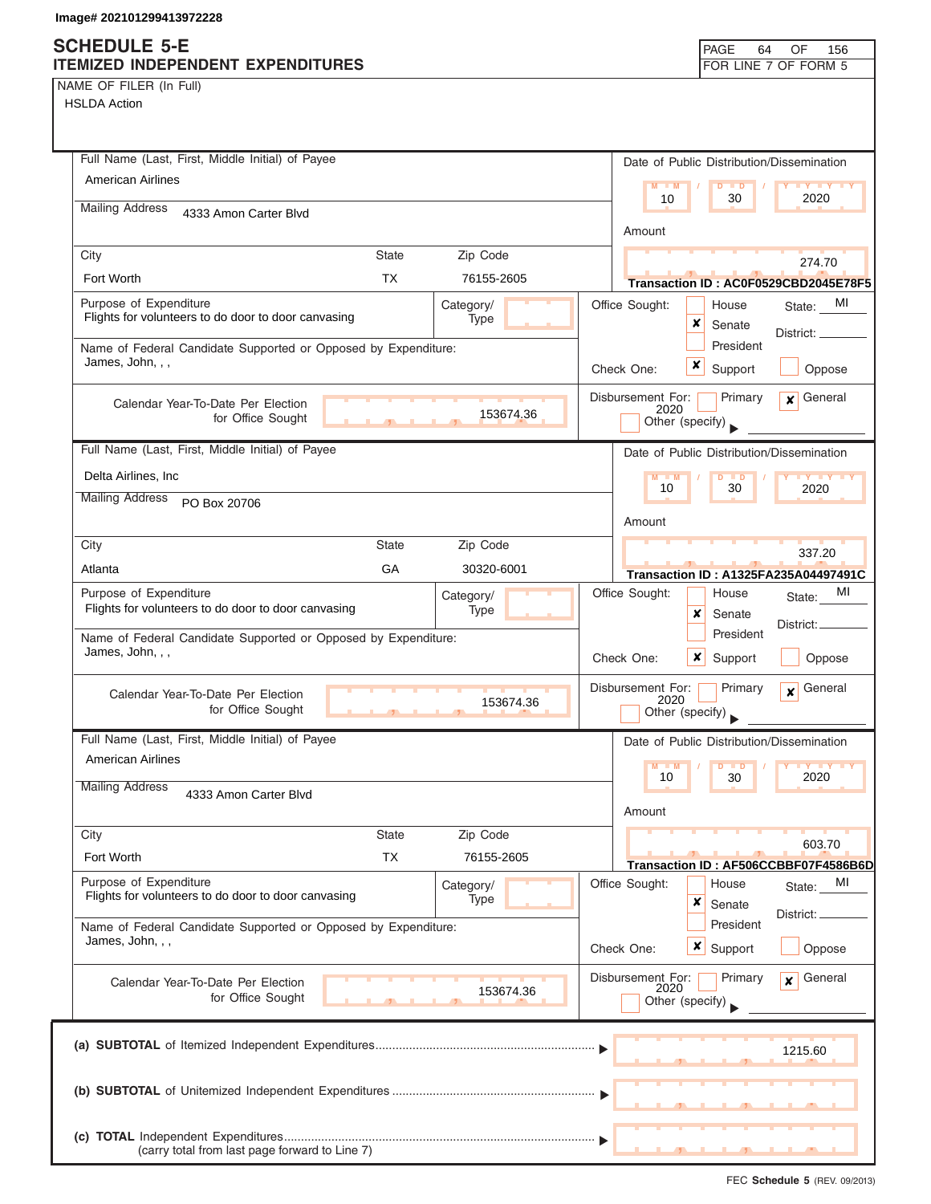Image# 202101299413972228

# SCHEDULE 5-E
## ITEMIZED INDEPENDENT EXPENDITURES

FOR LINE 7 OF FORM 5

NAME OF FILER (In Full)
HSLDA Action

---

**Full Name (Last, First, Middle Initial) of Payee:** American Airlines

**Mailing Address:** 4333 Amon Carter Blvd

| City | State | Zip Code |
|---|---|---|
| Fort Worth | TX | 76155-2605 |

**Date of Public Distribution/Dissemination:** 10 / 30 / 2020

**Amount:** 274.70

**Transaction ID : AC0F0529CBD2045E78F5**

**Purpose of Expenditure:** Flights for volunteers to do door to door canvasing

**Category/Type:**

**Name of Federal Candidate Supported or Opposed by Expenditure:** James, John, , ,

**Office Sought:** ☐ House ☒ Senate ☐ President — State: MI District:

**Check One:** ☒ Support ☐ Oppose

**Calendar Year-To-Date Per Election for Office Sought:** 153674.36

**Disbursement For:** ☐ Primary ☒ General 2020 ☐ Other (specify)

---

**Full Name (Last, First, Middle Initial) of Payee:** Delta Airlines, Inc

**Mailing Address:** PO Box 20706

| City | State | Zip Code |
|---|---|---|
| Atlanta | GA | 30320-6001 |

**Date of Public Distribution/Dissemination:** 10 / 30 / 2020

**Amount:** 337.20

**Transaction ID : A1325FA235A04497491C**

**Purpose of Expenditure:** Flights for volunteers to do door to door canvasing

**Category/Type:**

**Name of Federal Candidate Supported or Opposed by Expenditure:** James, John, , ,

**Office Sought:** ☐ House ☒ Senate ☐ President — State: MI District:

**Check One:** ☒ Support ☐ Oppose

**Calendar Year-To-Date Per Election for Office Sought:** 153674.36

**Disbursement For:** ☐ Primary ☒ General 2020 ☐ Other (specify)

---

**Full Name (Last, First, Middle Initial) of Payee:** American Airlines

**Mailing Address:** 4333 Amon Carter Blvd

| City | State | Zip Code |
|---|---|---|
| Fort Worth | TX | 76155-2605 |

**Date of Public Distribution/Dissemination:** 10 / 30 / 2020

**Amount:** 603.70

**Transaction ID : AF506CCBBF07F4586B6D**

**Purpose of Expenditure:** Flights for volunteers to do door to door canvasing

**Category/Type:**

**Name of Federal Candidate Supported or Opposed by Expenditure:** James, John, , ,

**Office Sought:** ☐ House ☒ Senate ☐ President — State: MI District:

**Check One:** ☒ Support ☐ Oppose

**Calendar Year-To-Date Per Election for Office Sought:** 153674.36

**Disbursement For:** ☐ Primary ☒ General 2020 ☐ Other (specify)

---

(a) **SUBTOTAL** of Itemized Independent Expenditures ▶ 1215.60

(b) **SUBTOTAL** of Unitemized Independent Expenditures ▶

(c) **TOTAL** Independent Expenditures ▶
(carry total from last page forward to Line 7)

FEC **Schedule 5** (REV. 09/2013)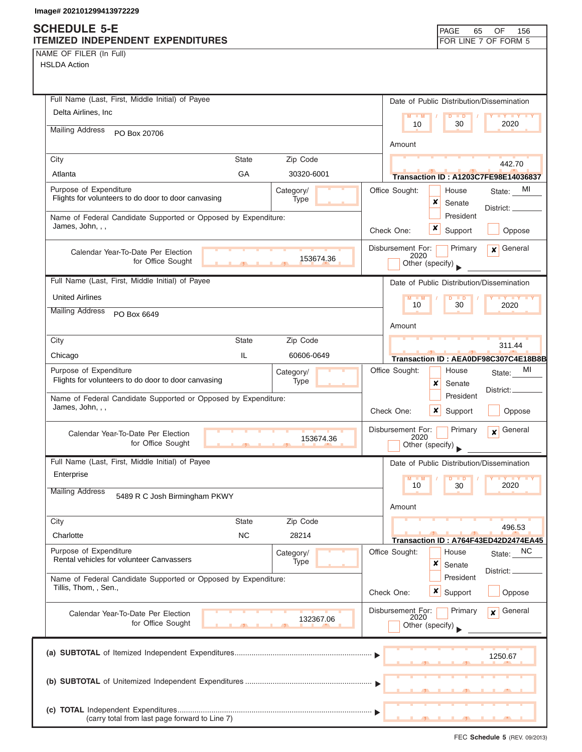Image# 202101299413972229

# SCHEDULE 5-E
## ITEMIZED INDEPENDENT EXPENDITURES

FOR LINE 7 OF FORM 5

NAME OF FILER (In Full)
HSLDA Action

---

**Full Name (Last, First, Middle Initial) of Payee:** Delta Airlines, Inc
**Mailing Address:** PO Box 20706
**City:** Atlanta | **State:** GA | **Zip Code:** 30320-6001

**Date of Public Distribution/Dissemination:** 10 / 30 / 2020
**Amount:** 442.70
**Transaction ID : A1203C7FE98E14036837**

**Purpose of Expenditure:** Flights for volunteers to do door to door canvasing
**Category/Type:**

**Name of Federal Candidate Supported or Opposed by Expenditure:** James, John, , ,

**Office Sought:** [ ] House [x] Senate [ ] President
**State:** MI **District:**
**Check One:** [x] Support [ ] Oppose

**Calendar Year-To-Date Per Election for Office Sought:** 153674.36

**Disbursement For:** [ ] Primary [x] General 2020 [ ] Other (specify)

---

**Full Name (Last, First, Middle Initial) of Payee:** United Airlines
**Mailing Address:** PO Box 6649
**City:** Chicago | **State:** IL | **Zip Code:** 60606-0649

**Date of Public Distribution/Dissemination:** 10 / 30 / 2020
**Amount:** 311.44
**Transaction ID : AEA0DF98C307C4E18B8B**

**Purpose of Expenditure:** Flights for volunteers to do door to door canvasing
**Category/Type:**

**Name of Federal Candidate Supported or Opposed by Expenditure:** James, John, , ,

**Office Sought:** [ ] House [x] Senate [ ] President
**State:** MI **District:**
**Check One:** [x] Support [ ] Oppose

**Calendar Year-To-Date Per Election for Office Sought:** 153674.36

**Disbursement For:** [ ] Primary [x] General 2020 [ ] Other (specify)

---

**Full Name (Last, First, Middle Initial) of Payee:** Enterprise
**Mailing Address:** 5489 R C Josh Birmingham PKWY
**City:** Charlotte | **State:** NC | **Zip Code:** 28214

**Date of Public Distribution/Dissemination:** 10 / 30 / 2020
**Amount:** 496.53
**Transaction ID : A764F43ED42D2474EA45**

**Purpose of Expenditure:** Rental vehicles for volunteer Canvassers
**Category/Type:**

**Name of Federal Candidate Supported or Opposed by Expenditure:** Tillis, Thom, , Sen.,

**Office Sought:** [ ] House [x] Senate [ ] President
**State:** NC **District:**
**Check One:** [x] Support [ ] Oppose

**Calendar Year-To-Date Per Election for Office Sought:** 132367.06

**Disbursement For:** [ ] Primary [x] General 2020 [ ] Other (specify)

---

(a) **SUBTOTAL** of Itemized Independent Expenditures ▶ 1250.67

(b) **SUBTOTAL** of Unitemized Independent Expenditures ▶

(c) **TOTAL** Independent Expenditures ▶
(carry total from last page forward to Line 7)

FEC **Schedule 5** (REV. 09/2013)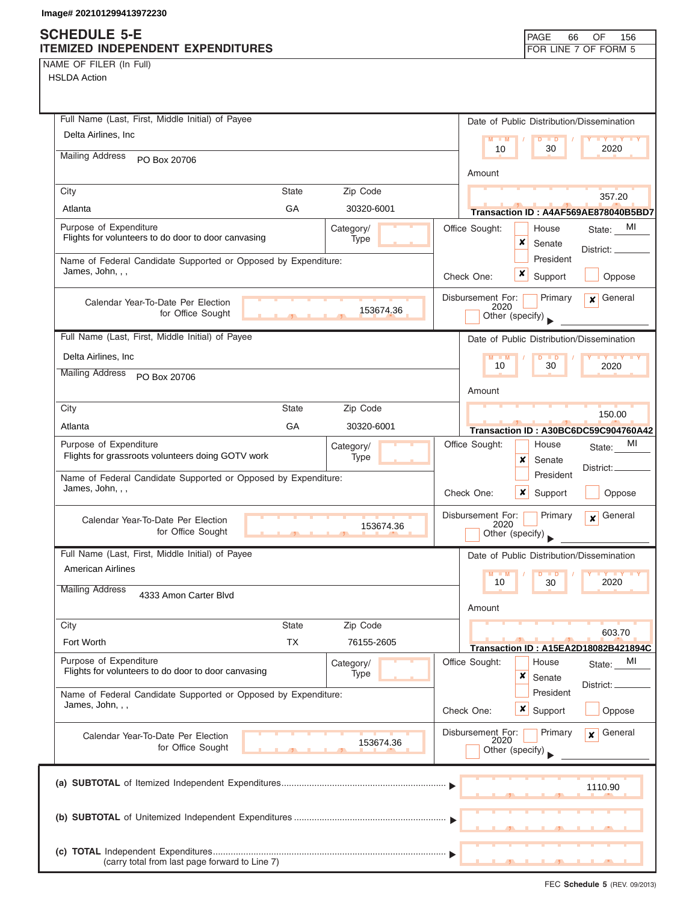Image# 202101299413972230

# SCHEDULE 5-E
## ITEMIZED INDEPENDENT EXPENDITURES

FOR LINE 7 OF FORM 5

**NAME OF FILER (In Full)**
HSLDA Action

---

**Full Name (Last, First, Middle Initial) of Payee:** Delta Airlines, Inc

**Mailing Address:** PO Box 20706

**City:** Atlanta | **State:** GA | **Zip Code:** 30320-6001

**Date of Public Distribution/Dissemination:** 10 / 30 / 2020

**Amount:** 357.20

**Transaction ID : A4AF569AE878040B5BD7**

**Purpose of Expenditure:** Flights for volunteers to do door to door canvasing

**Category/Type:**

**Office Sought:** [ ] House [x] Senate [ ] President — State: MI — District:

**Name of Federal Candidate Supported or Opposed by Expenditure:** James, John, , ,

**Check One:** [x] Support [ ] Oppose

**Calendar Year-To-Date Per Election for Office Sought:** 153674.36

**Disbursement For:** [ ] Primary [x] General 2020 [ ] Other (specify)

---

**Full Name (Last, First, Middle Initial) of Payee:** Delta Airlines, Inc

**Mailing Address:** PO Box 20706

**City:** Atlanta | **State:** GA | **Zip Code:** 30320-6001

**Date of Public Distribution/Dissemination:** 10 / 30 / 2020

**Amount:** 150.00

**Transaction ID : A30BC6DC59C904760A42**

**Purpose of Expenditure:** Flights for grassroots volunteers doing GOTV work

**Category/Type:**

**Office Sought:** [ ] House [x] Senate [ ] President — State: MI — District:

**Name of Federal Candidate Supported or Opposed by Expenditure:** James, John, , ,

**Check One:** [x] Support [ ] Oppose

**Calendar Year-To-Date Per Election for Office Sought:** 153674.36

**Disbursement For:** [ ] Primary [x] General 2020 [ ] Other (specify)

---

**Full Name (Last, First, Middle Initial) of Payee:** American Airlines

**Mailing Address:** 4333 Amon Carter Blvd

**City:** Fort Worth | **State:** TX | **Zip Code:** 76155-2605

**Date of Public Distribution/Dissemination:** 10 / 30 / 2020

**Amount:** 603.70

**Transaction ID : A15EA2D18082B421894C**

**Purpose of Expenditure:** Flights for volunteers to do door to door canvasing

**Category/Type:**

**Office Sought:** [ ] House [x] Senate [ ] President — State: MI — District:

**Name of Federal Candidate Supported or Opposed by Expenditure:** James, John, , ,

**Check One:** [x] Support [ ] Oppose

**Calendar Year-To-Date Per Election for Office Sought:** 153674.36

**Disbursement For:** [ ] Primary [x] General 2020 [ ] Other (specify)

---

| | |
|---|---|
| (a) **SUBTOTAL** of Itemized Independent Expenditures | 1110.90 |
| (b) **SUBTOTAL** of Unitemized Independent Expenditures | |
| (c) **TOTAL** Independent Expenditures (carry total from last page forward to Line 7) | |

FEC **Schedule 5** (REV. 09/2013)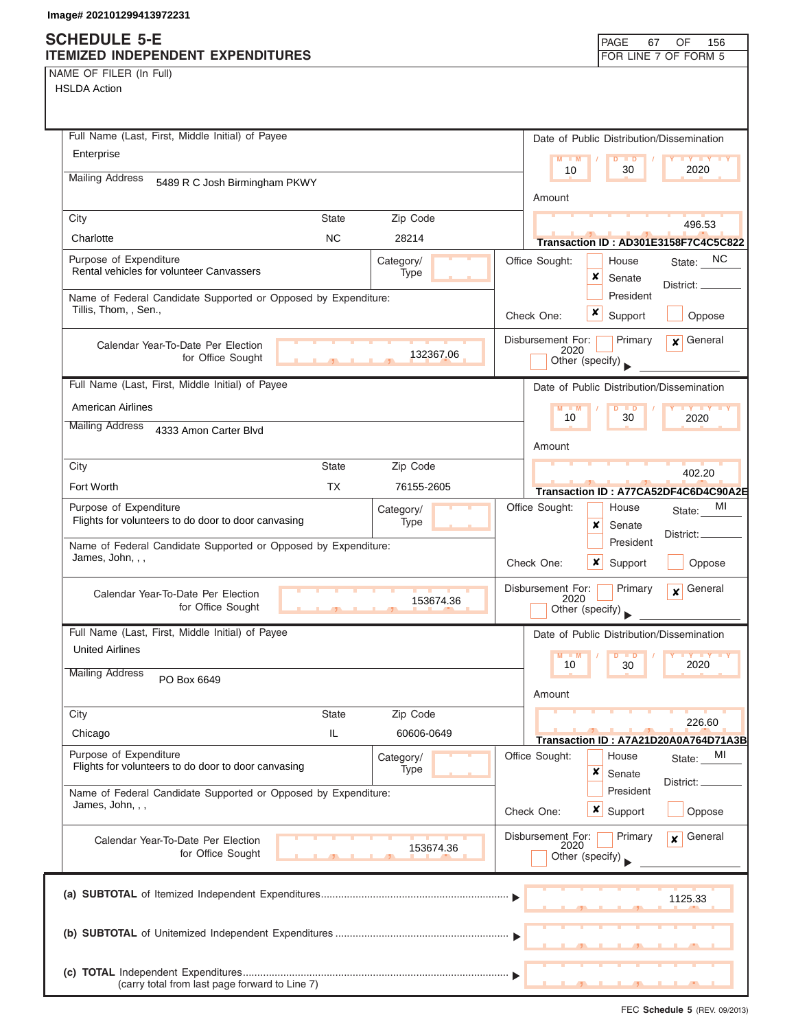Image# 202101299413972231

# SCHEDULE 5-E
## ITEMIZED INDEPENDENT EXPENDITURES

FOR LINE 7 OF FORM 5

NAME OF FILER (In Full)
HSLDA Action

---

**Full Name (Last, First, Middle Initial) of Payee:** Enterprise
**Mailing Address:** 5489 R C Josh Birmingham PKWY
**City:** Charlotte **State:** NC **Zip Code:** 28214

**Date of Public Distribution/Dissemination:** 10 / 30 / 2020
**Amount:** 496.53
**Transaction ID : AD301E3158F7C4C5C822**

**Purpose of Expenditure:** Rental vehicles for volunteer Canvassers
**Category/Type:**

**Office Sought:** [ ] House [x] Senate [ ] President **State:** NC **District:**

**Name of Federal Candidate Supported or Opposed by Expenditure:** Tillis, Thom, , Sen.,

**Check One:** [x] Support [ ] Oppose

**Calendar Year-To-Date Per Election for Office Sought:** 132367.06

**Disbursement For:** [ ] Primary [x] General 2020 [ ] Other (specify)

---

**Full Name (Last, First, Middle Initial) of Payee:** American Airlines
**Mailing Address:** 4333 Amon Carter Blvd
**City:** Fort Worth **State:** TX **Zip Code:** 76155-2605

**Date of Public Distribution/Dissemination:** 10 / 30 / 2020
**Amount:** 402.20
**Transaction ID : A77CA52DF4C6D4C90A2E**

**Purpose of Expenditure:** Flights for volunteers to do door to door canvasing
**Category/Type:**

**Office Sought:** [ ] House [x] Senate [ ] President **State:** MI **District:**

**Name of Federal Candidate Supported or Opposed by Expenditure:** James, John, , ,

**Check One:** [x] Support [ ] Oppose

**Calendar Year-To-Date Per Election for Office Sought:** 153674.36

**Disbursement For:** [ ] Primary [x] General 2020 [ ] Other (specify)

---

**Full Name (Last, First, Middle Initial) of Payee:** United Airlines
**Mailing Address:** PO Box 6649
**City:** Chicago **State:** IL **Zip Code:** 60606-0649

**Date of Public Distribution/Dissemination:** 10 / 30 / 2020
**Amount:** 226.60
**Transaction ID : A7A21D20A0A764D71A3B**

**Purpose of Expenditure:** Flights for volunteers to do door to door canvasing
**Category/Type:**

**Office Sought:** [ ] House [x] Senate [ ] President **State:** MI **District:**

**Name of Federal Candidate Supported or Opposed by Expenditure:** James, John, , ,

**Check One:** [x] Support [ ] Oppose

**Calendar Year-To-Date Per Election for Office Sought:** 153674.36

**Disbursement For:** [ ] Primary [x] General 2020 [ ] Other (specify)

---

| | |
|---|---|
| **(a) SUBTOTAL** of Itemized Independent Expenditures | 1125.33 |
| **(b) SUBTOTAL** of Unitemized Independent Expenditures | |
| **(c) TOTAL** Independent Expenditures (carry total from last page forward to Line 7) | |

FEC **Schedule 5** (REV. 09/2013)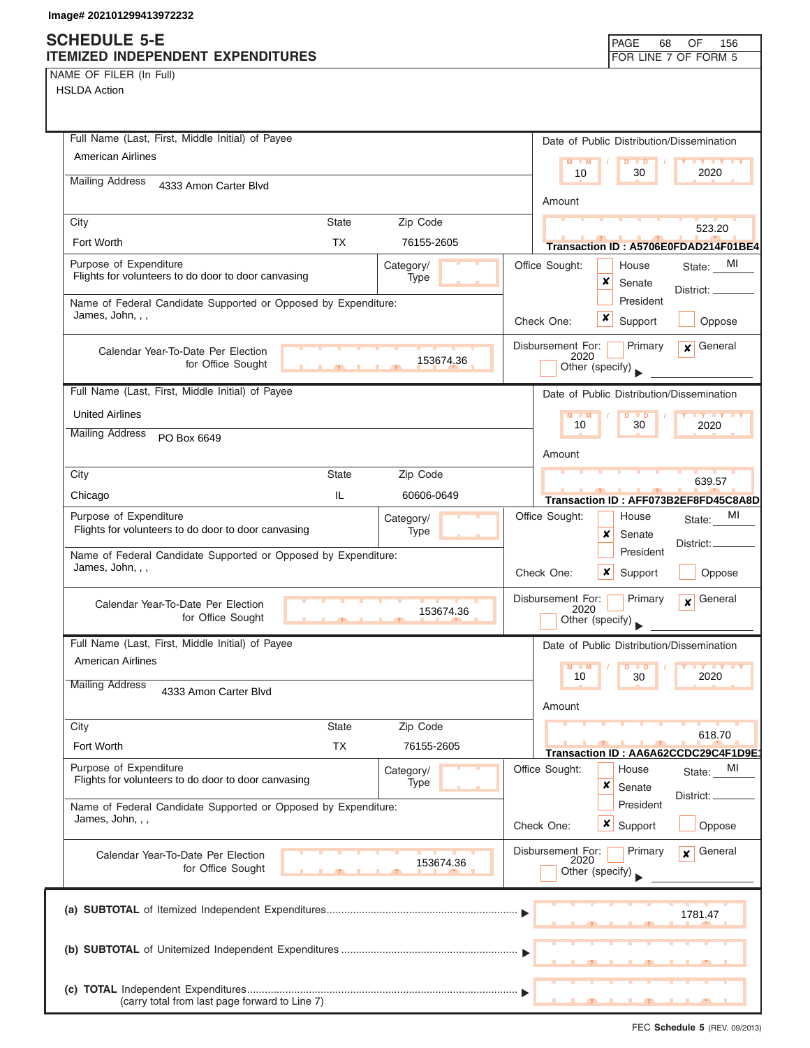Image# 202101299413972232

# SCHEDULE 5-E
## ITEMIZED INDEPENDENT EXPENDITURES

PAGE 68 OF 156
FOR LINE 7 OF FORM 5

NAME OF FILER (In Full)
HSLDA Action

---

**Full Name (Last, First, Middle Initial) of Payee:** American Airlines

**Mailing Address:** 4333 Amon Carter Blvd

| City | State | Zip Code |
|---|---|---|
| Fort Worth | TX | 76155-2605 |

**Date of Public Distribution/Dissemination:** 10 / 30 / 2020

**Amount:** 523.20

**Transaction ID : A5706E0FDAD214F01BE4**

**Purpose of Expenditure:** Flights for volunteers to do door to door canvasing

**Category/Type:**

**Name of Federal Candidate Supported or Opposed by Expenditure:** James, John, , ,

**Office Sought:** [ ] House [x] Senate [ ] President — State: MI District:

**Check One:** [x] Support [ ] Oppose

**Calendar Year-To-Date Per Election for Office Sought:** 153674.36

**Disbursement For:** [ ] Primary [x] General 2020 [ ] Other (specify)

---

**Full Name (Last, First, Middle Initial) of Payee:** United Airlines

**Mailing Address:** PO Box 6649

| City | State | Zip Code |
|---|---|---|
| Chicago | IL | 60606-0649 |

**Date of Public Distribution/Dissemination:** 10 / 30 / 2020

**Amount:** 639.57

**Transaction ID : AFF073B2EF8FD45C8A8D**

**Purpose of Expenditure:** Flights for volunteers to do door to door canvasing

**Category/Type:**

**Name of Federal Candidate Supported or Opposed by Expenditure:** James, John, , ,

**Office Sought:** [ ] House [x] Senate [ ] President — State: MI District:

**Check One:** [x] Support [ ] Oppose

**Calendar Year-To-Date Per Election for Office Sought:** 153674.36

**Disbursement For:** [ ] Primary [x] General 2020 [ ] Other (specify)

---

**Full Name (Last, First, Middle Initial) of Payee:** American Airlines

**Mailing Address:** 4333 Amon Carter Blvd

| City | State | Zip Code |
|---|---|---|
| Fort Worth | TX | 76155-2605 |

**Date of Public Distribution/Dissemination:** 10 / 30 / 2020

**Amount:** 618.70

**Transaction ID : AA6A62CCDC29C4F1D9E1**

**Purpose of Expenditure:** Flights for volunteers to do door to door canvasing

**Category/Type:**

**Name of Federal Candidate Supported or Opposed by Expenditure:** James, John, , ,

**Office Sought:** [ ] House [x] Senate [ ] President — State: MI District:

**Check One:** [x] Support [ ] Oppose

**Calendar Year-To-Date Per Election for Office Sought:** 153674.36

**Disbursement For:** [ ] Primary [x] General 2020 [ ] Other (specify)

---

| | |
|---|---|
| **(a) SUBTOTAL** of Itemized Independent Expenditures | 1781.47 |
| **(b) SUBTOTAL** of Unitemized Independent Expenditures | |
| **(c) TOTAL** Independent Expenditures (carry total from last page forward to Line 7) | |

FEC **Schedule 5** (REV. 09/2013)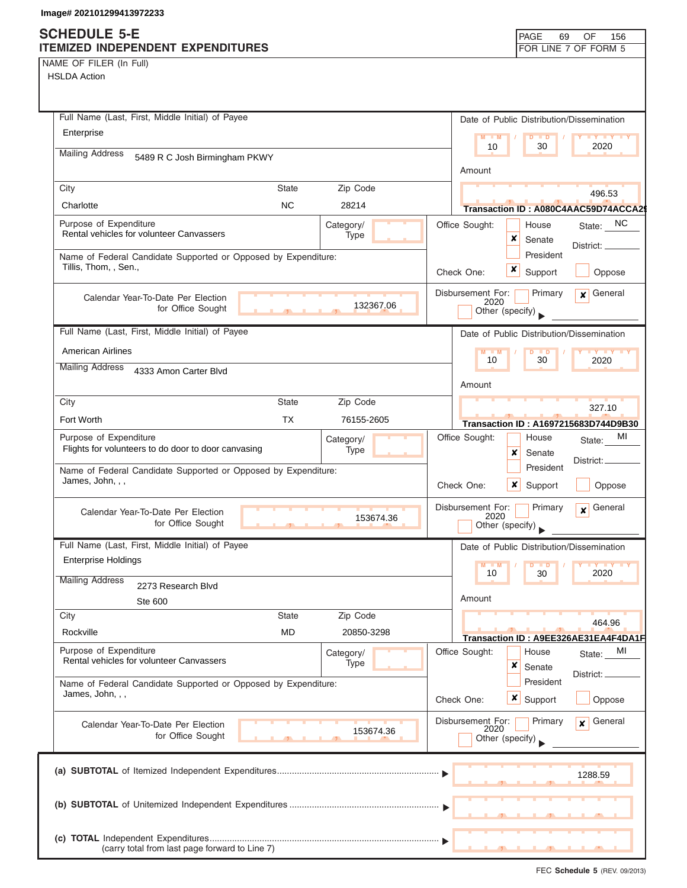Image# 202101299413972233

# SCHEDULE 5-E
## ITEMIZED INDEPENDENT EXPENDITURES

FOR LINE 7 OF FORM 5

NAME OF FILER (In Full)
HSLDA Action

---

**Full Name (Last, First, Middle Initial) of Payee:** Enterprise

**Mailing Address:** 5489 R C Josh Birmingham PKWY

**City:** Charlotte **State:** NC **Zip Code:** 28214

**Date of Public Distribution/Dissemination:** 10 / 30 / 2020

**Amount:** 496.53

**Transaction ID : A080C4AAC59D74ACCA2**

**Purpose of Expenditure:** Rental vehicles for volunteer Canvassers

**Category/Type:**

**Office Sought:** Senate **State:** NC **District:**

**Name of Federal Candidate Supported or Opposed by Expenditure:** Tillis, Thom, , Sen.,

**Check One:** ☒ Support ☐ Oppose

**Calendar Year-To-Date Per Election for Office Sought:** 132367.06

**Disbursement For:** ☐ Primary ☒ General 2020 ☐ Other (specify)

---

**Full Name (Last, First, Middle Initial) of Payee:** American Airlines

**Mailing Address:** 4333 Amon Carter Blvd

**City:** Fort Worth **State:** TX **Zip Code:** 76155-2605

**Date of Public Distribution/Dissemination:** 10 / 30 / 2020

**Amount:** 327.10

**Transaction ID : A1697215683D744D9B30**

**Purpose of Expenditure:** Flights for volunteers to do door to door canvasing

**Category/Type:**

**Office Sought:** Senate **State:** MI **District:**

**Name of Federal Candidate Supported or Opposed by Expenditure:** James, John, , ,

**Check One:** ☒ Support ☐ Oppose

**Calendar Year-To-Date Per Election for Office Sought:** 153674.36

**Disbursement For:** ☐ Primary ☒ General 2020 ☐ Other (specify)

---

**Full Name (Last, First, Middle Initial) of Payee:** Enterprise Holdings

**Mailing Address:** 2273 Research Blvd Ste 600

**City:** Rockville **State:** MD **Zip Code:** 20850-3298

**Date of Public Distribution/Dissemination:** 10 / 30 / 2020

**Amount:** 464.96

**Transaction ID : A9EE326AE31EA4F4DA1F**

**Purpose of Expenditure:** Rental vehicles for volunteer Canvassers

**Category/Type:**

**Office Sought:** Senate **State:** MI **District:**

**Name of Federal Candidate Supported or Opposed by Expenditure:** James, John, , ,

**Check One:** ☒ Support ☐ Oppose

**Calendar Year-To-Date Per Election for Office Sought:** 153674.36

**Disbursement For:** ☐ Primary ☒ General 2020 ☐ Other (specify)

---

| | |
|---|---|
| (a) **SUBTOTAL** of Itemized Independent Expenditures | 1288.59 |
| (b) **SUBTOTAL** of Unitemized Independent Expenditures | |
| (c) **TOTAL** Independent Expenditures (carry total from last page forward to Line 7) | |

FEC **Schedule 5** (REV. 09/2013)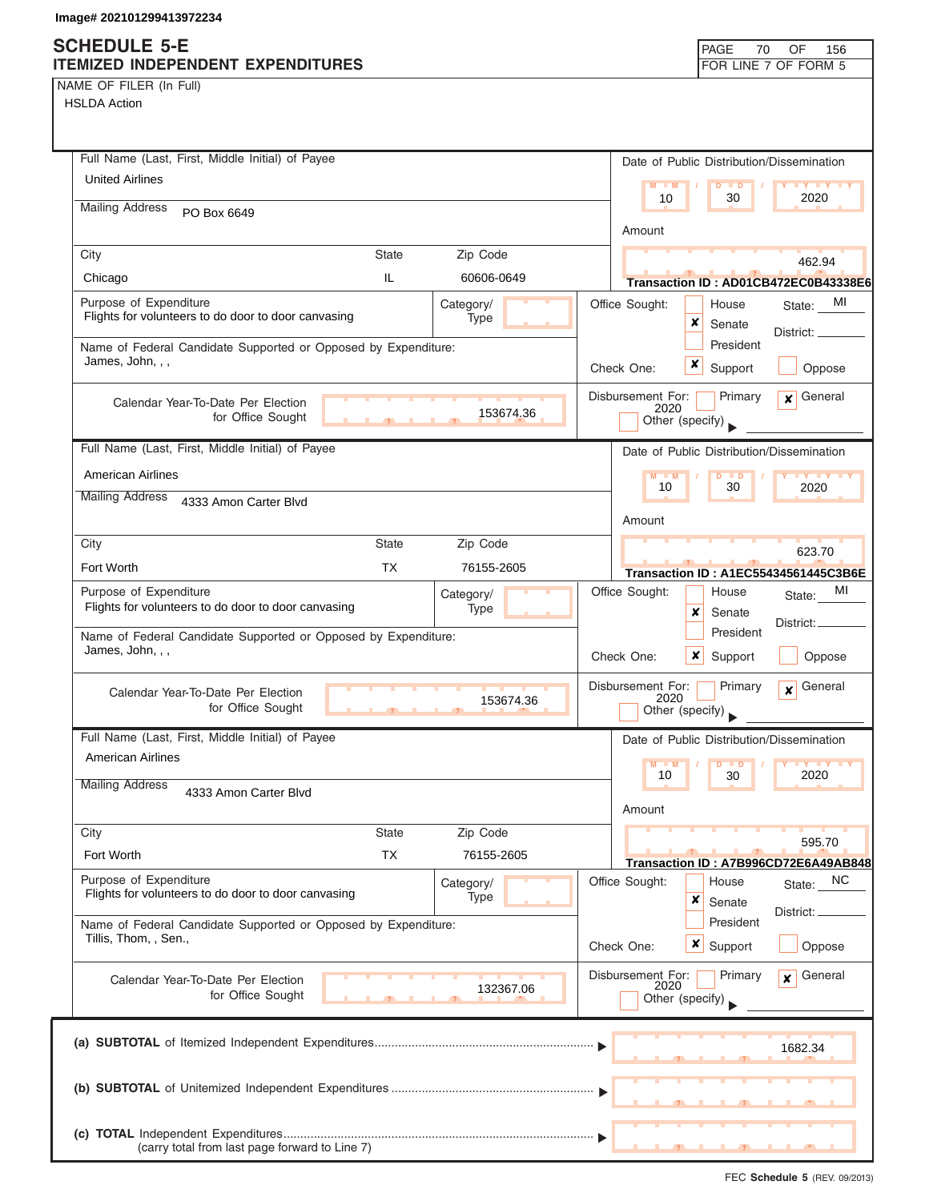Image# 202101299413972234

# SCHEDULE 5-E
## ITEMIZED INDEPENDENT EXPENDITURES

PAGE 70 OF 156
FOR LINE 7 OF FORM 5

NAME OF FILER (In Full)
HSLDA Action

---

**Full Name (Last, First, Middle Initial) of Payee:** United Airlines

**Mailing Address:** PO Box 6649

**City:** Chicago **State:** IL **Zip Code:** 60606-0649

**Date of Public Distribution/Dissemination:** 10 / 30 / 2020

**Amount:** 462.94

**Transaction ID : AD01CB472EC0B43338E6**

**Purpose of Expenditure:** Flights for volunteers to do door to door canvasing

**Category/Type:**

**Office Sought:** [ ] House [x] Senate [ ] President **State:** MI **District:**

**Name of Federal Candidate Supported or Opposed by Expenditure:** James, John, , ,

**Check One:** [x] Support [ ] Oppose

**Calendar Year-To-Date Per Election for Office Sought:** 153674.36

**Disbursement For:** [ ] Primary [x] General 2020 [ ] Other (specify)

---

**Full Name (Last, First, Middle Initial) of Payee:** American Airlines

**Mailing Address:** 4333 Amon Carter Blvd

**City:** Fort Worth **State:** TX **Zip Code:** 76155-2605

**Date of Public Distribution/Dissemination:** 10 / 30 / 2020

**Amount:** 623.70

**Transaction ID : A1EC55434561445C3B6E**

**Purpose of Expenditure:** Flights for volunteers to do door to door canvasing

**Category/Type:**

**Office Sought:** [ ] House [x] Senate [ ] President **State:** MI **District:**

**Name of Federal Candidate Supported or Opposed by Expenditure:** James, John, , ,

**Check One:** [x] Support [ ] Oppose

**Calendar Year-To-Date Per Election for Office Sought:** 153674.36

**Disbursement For:** [ ] Primary [x] General 2020 [ ] Other (specify)

---

**Full Name (Last, First, Middle Initial) of Payee:** American Airlines

**Mailing Address:** 4333 Amon Carter Blvd

**City:** Fort Worth **State:** TX **Zip Code:** 76155-2605

**Date of Public Distribution/Dissemination:** 10 / 30 / 2020

**Amount:** 595.70

**Transaction ID : A7B996CD72E6A49AB848**

**Purpose of Expenditure:** Flights for volunteers to do door to door canvasing

**Category/Type:**

**Office Sought:** [ ] House [x] Senate [ ] President **State:** NC **District:**

**Name of Federal Candidate Supported or Opposed by Expenditure:** Tillis, Thom, , Sen.,

**Check One:** [x] Support [ ] Oppose

**Calendar Year-To-Date Per Election for Office Sought:** 132367.06

**Disbursement For:** [ ] Primary [x] General 2020 [ ] Other (specify)

---

| | |
|---|---|
| (a) **SUBTOTAL** of Itemized Independent Expenditures | 1682.34 |
| (b) **SUBTOTAL** of Unitemized Independent Expenditures | |
| (c) **TOTAL** Independent Expenditures (carry total from last page forward to Line 7) | |

FEC **Schedule 5** (REV. 09/2013)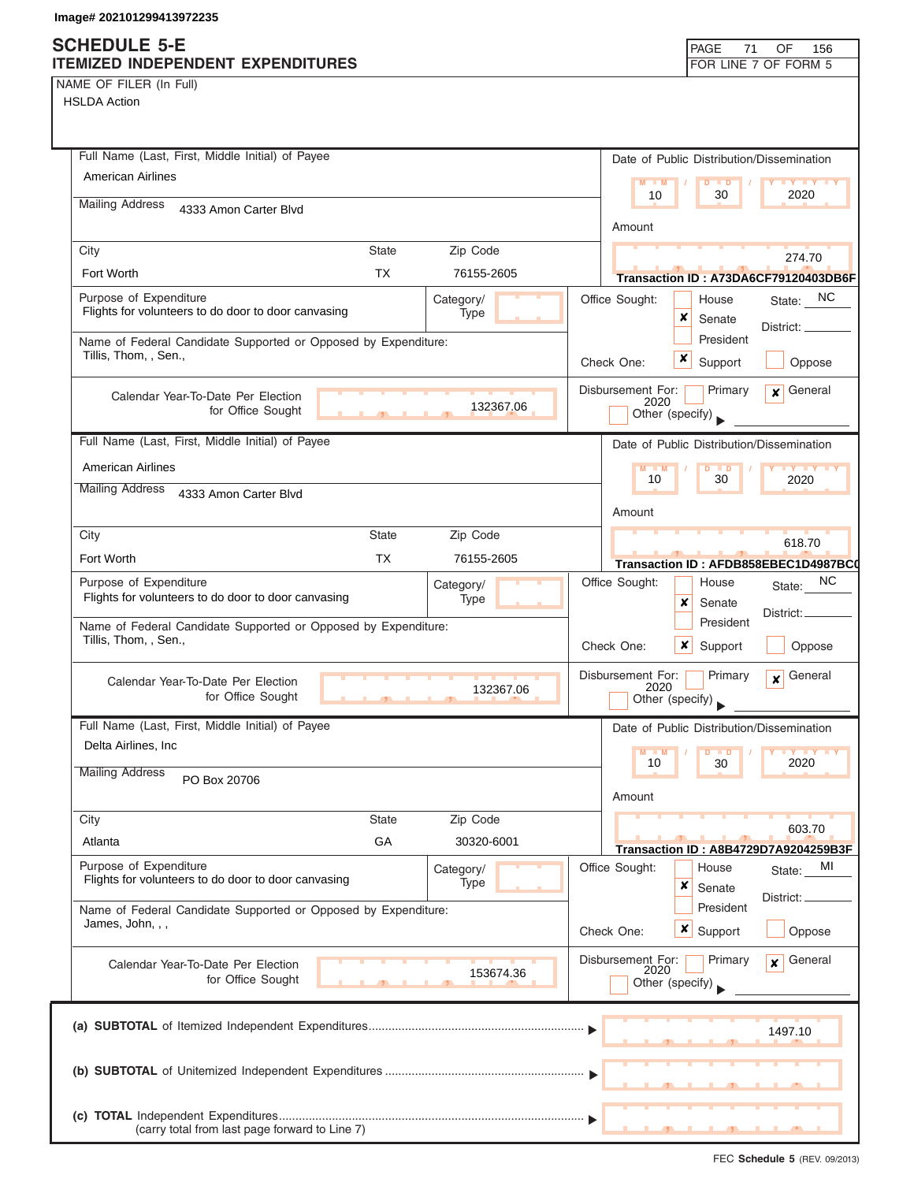Image# 202101299413972235

# SCHEDULE 5-E
## ITEMIZED INDEPENDENT EXPENDITURES

FOR LINE 7 OF FORM 5

NAME OF FILER (In Full)
HSLDA Action

---

**Full Name (Last, First, Middle Initial) of Payee:** American Airlines

**Mailing Address:** 4333 Amon Carter Blvd

**City:** Fort Worth **State:** TX **Zip Code:** 76155-2605

**Date of Public Distribution/Dissemination:** 10 / 30 / 2020

**Amount:** 274.70

**Transaction ID : A73DA6CF79120403DB6F**

**Purpose of Expenditure:** Flights for volunteers to do door to door canvasing

**Category/Type:**

**Office Sought:** ☐ House ☒ Senate ☐ President **State:** NC **District:**

**Name of Federal Candidate Supported or Opposed by Expenditure:** Tillis, Thom, , Sen.,

**Check One:** ☒ Support ☐ Oppose

**Calendar Year-To-Date Per Election for Office Sought:** 132367.06

**Disbursement For:** ☐ Primary ☒ General 2020 ☐ Other (specify)

---

**Full Name (Last, First, Middle Initial) of Payee:** American Airlines

**Mailing Address:** 4333 Amon Carter Blvd

**City:** Fort Worth **State:** TX **Zip Code:** 76155-2605

**Date of Public Distribution/Dissemination:** 10 / 30 / 2020

**Amount:** 618.70

**Transaction ID : AFDB858EBEC1D4987BC0**

**Purpose of Expenditure:** Flights for volunteers to do door to door canvasing

**Category/Type:**

**Office Sought:** ☐ House ☒ Senate ☐ President **State:** NC **District:**

**Name of Federal Candidate Supported or Opposed by Expenditure:** Tillis, Thom, , Sen.,

**Check One:** ☒ Support ☐ Oppose

**Calendar Year-To-Date Per Election for Office Sought:** 132367.06

**Disbursement For:** ☐ Primary ☒ General 2020 ☐ Other (specify)

---

**Full Name (Last, First, Middle Initial) of Payee:** Delta Airlines, Inc

**Mailing Address:** PO Box 20706

**City:** Atlanta **State:** GA **Zip Code:** 30320-6001

**Date of Public Distribution/Dissemination:** 10 / 30 / 2020

**Amount:** 603.70

**Transaction ID : A8B4729D7A9204259B3F**

**Purpose of Expenditure:** Flights for volunteers to do door to door canvasing

**Category/Type:**

**Office Sought:** ☐ House ☒ Senate ☐ President **State:** MI **District:**

**Name of Federal Candidate Supported or Opposed by Expenditure:** James, John, , ,

**Check One:** ☒ Support ☐ Oppose

**Calendar Year-To-Date Per Election for Office Sought:** 153674.36

**Disbursement For:** ☐ Primary ☒ General 2020 ☐ Other (specify)

---

(a) **SUBTOTAL** of Itemized Independent Expenditures ▶ 1497.10

(b) **SUBTOTAL** of Unitemized Independent Expenditures ▶

(c) **TOTAL** Independent Expenditures ▶
(carry total from last page forward to Line 7)

FEC **Schedule 5** (REV. 09/2013)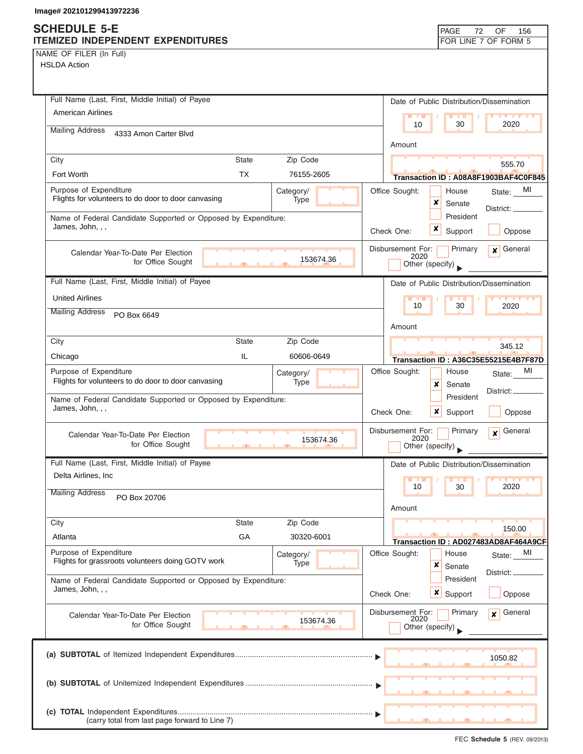Image# 202101299413972236

# SCHEDULE 5-E
## ITEMIZED INDEPENDENT EXPENDITURES

PAGE 72 OF 156
FOR LINE 7 OF FORM 5

NAME OF FILER (In Full)
HSLDA Action

---

**Full Name (Last, First, Middle Initial) of Payee:** American Airlines
**Mailing Address:** 4333 Amon Carter Blvd
**City:** Fort Worth **State:** TX **Zip Code:** 76155-2605

**Date of Public Distribution/Dissemination:** 10 / 30 / 2020
**Amount:** 555.70
**Transaction ID : A08A8F1903BAF4C0F845**

**Purpose of Expenditure:** Flights for volunteers to do door to door canvasing
**Category/Type:**

**Office Sought:** [ ] House [x] Senate [ ] President **State:** MI **District:**

**Name of Federal Candidate Supported or Opposed by Expenditure:** James, John, , ,

**Check One:** [x] Support [ ] Oppose

**Calendar Year-To-Date Per Election for Office Sought:** 153674.36

**Disbursement For:** [ ] Primary [x] General 2020 [ ] Other (specify)

---

**Full Name (Last, First, Middle Initial) of Payee:** United Airlines
**Mailing Address:** PO Box 6649
**City:** Chicago **State:** IL **Zip Code:** 60606-0649

**Date of Public Distribution/Dissemination:** 10 / 30 / 2020
**Amount:** 345.12
**Transaction ID : A36C35E55215E4B7F87D**

**Purpose of Expenditure:** Flights for volunteers to do door to door canvasing
**Category/Type:**

**Office Sought:** [ ] House [x] Senate [ ] President **State:** MI **District:**

**Name of Federal Candidate Supported or Opposed by Expenditure:** James, John, , ,

**Check One:** [x] Support [ ] Oppose

**Calendar Year-To-Date Per Election for Office Sought:** 153674.36

**Disbursement For:** [ ] Primary [x] General 2020 [ ] Other (specify)

---

**Full Name (Last, First, Middle Initial) of Payee:** Delta Airlines, Inc
**Mailing Address:** PO Box 20706
**City:** Atlanta **State:** GA **Zip Code:** 30320-6001

**Date of Public Distribution/Dissemination:** 10 / 30 / 2020
**Amount:** 150.00
**Transaction ID : AD027483AD8AF464A9CF**

**Purpose of Expenditure:** Flights for grassroots volunteers doing GOTV work
**Category/Type:**

**Office Sought:** [ ] House [x] Senate [ ] President **State:** MI **District:**

**Name of Federal Candidate Supported or Opposed by Expenditure:** James, John, , ,

**Check One:** [x] Support [ ] Oppose

**Calendar Year-To-Date Per Election for Office Sought:** 153674.36

**Disbursement For:** [ ] Primary [x] General 2020 [ ] Other (specify)

---

| | |
|---|---|
| **(a) SUBTOTAL** of Itemized Independent Expenditures | 1050.82 |
| **(b) SUBTOTAL** of Unitemized Independent Expenditures | |
| **(c) TOTAL** Independent Expenditures (carry total from last page forward to Line 7) | |

FEC **Schedule 5** (REV. 09/2013)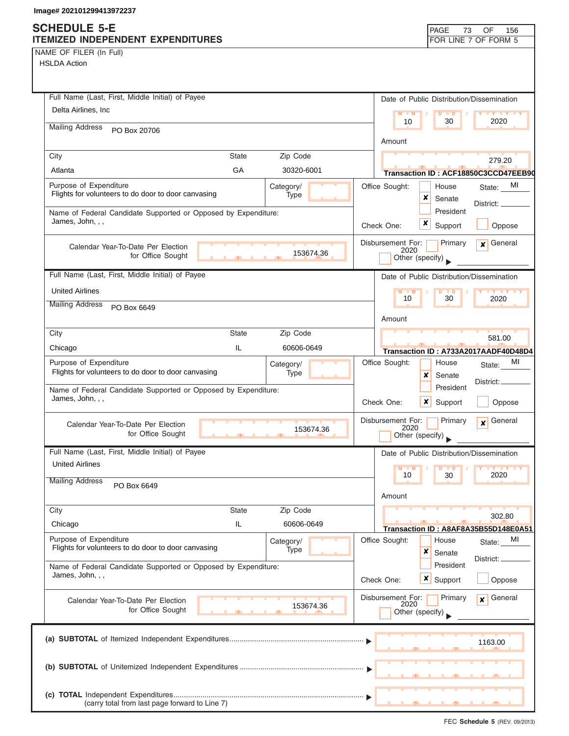Image# 202101299413972237

# SCHEDULE 5-E
## ITEMIZED INDEPENDENT EXPENDITURES

FOR LINE 7 OF FORM 5

NAME OF FILER (In Full)
HSLDA Action

---

**Full Name (Last, First, Middle Initial) of Payee:** Delta Airlines, Inc

**Mailing Address:** PO Box 20706

**City:** Atlanta **State:** GA **Zip Code:** 30320-6001

**Date of Public Distribution/Dissemination:** 10 / 30 / 2020

**Amount:** 279.20

**Transaction ID :** ACF18850C3CCD47EEB90

**Purpose of Expenditure:** Flights for volunteers to do door to door canvasing

**Category/Type:**

**Office Sought:** ☐ House ☒ Senate ☐ President **State:** MI **District:**

**Name of Federal Candidate Supported or Opposed by Expenditure:** James, John, , ,

**Check One:** ☒ Support ☐ Oppose

**Calendar Year-To-Date Per Election for Office Sought:** 153674.36

**Disbursement For:** ☐ Primary ☒ General 2020 ☐ Other (specify)

---

**Full Name (Last, First, Middle Initial) of Payee:** United Airlines

**Mailing Address:** PO Box 6649

**City:** Chicago **State:** IL **Zip Code:** 60606-0649

**Date of Public Distribution/Dissemination:** 10 / 30 / 2020

**Amount:** 581.00

**Transaction ID :** A733A2017AADF40D48D4

**Purpose of Expenditure:** Flights for volunteers to do door to door canvasing

**Category/Type:**

**Office Sought:** ☐ House ☒ Senate ☐ President **State:** MI **District:**

**Name of Federal Candidate Supported or Opposed by Expenditure:** James, John, , ,

**Check One:** ☒ Support ☐ Oppose

**Calendar Year-To-Date Per Election for Office Sought:** 153674.36

**Disbursement For:** ☐ Primary ☒ General 2020 ☐ Other (specify)

---

**Full Name (Last, First, Middle Initial) of Payee:** United Airlines

**Mailing Address:** PO Box 6649

**City:** Chicago **State:** IL **Zip Code:** 60606-0649

**Date of Public Distribution/Dissemination:** 10 / 30 / 2020

**Amount:** 302.80

**Transaction ID :** A8AF8A35B55D148E0A51

**Purpose of Expenditure:** Flights for volunteers to do door to door canvasing

**Category/Type:**

**Office Sought:** ☐ House ☒ Senate ☐ President **State:** MI **District:**

**Name of Federal Candidate Supported or Opposed by Expenditure:** James, John, , ,

**Check One:** ☒ Support ☐ Oppose

**Calendar Year-To-Date Per Election for Office Sought:** 153674.36

**Disbursement For:** ☐ Primary ☒ General 2020 ☐ Other (specify)

---

**(a) SUBTOTAL** of Itemized Independent Expenditures ▶ 1163.00

**(b) SUBTOTAL** of Unitemized Independent Expenditures ▶

**(c) TOTAL** Independent Expenditures ▶
(carry total from last page forward to Line 7)

FEC Schedule 5 (REV. 09/2013)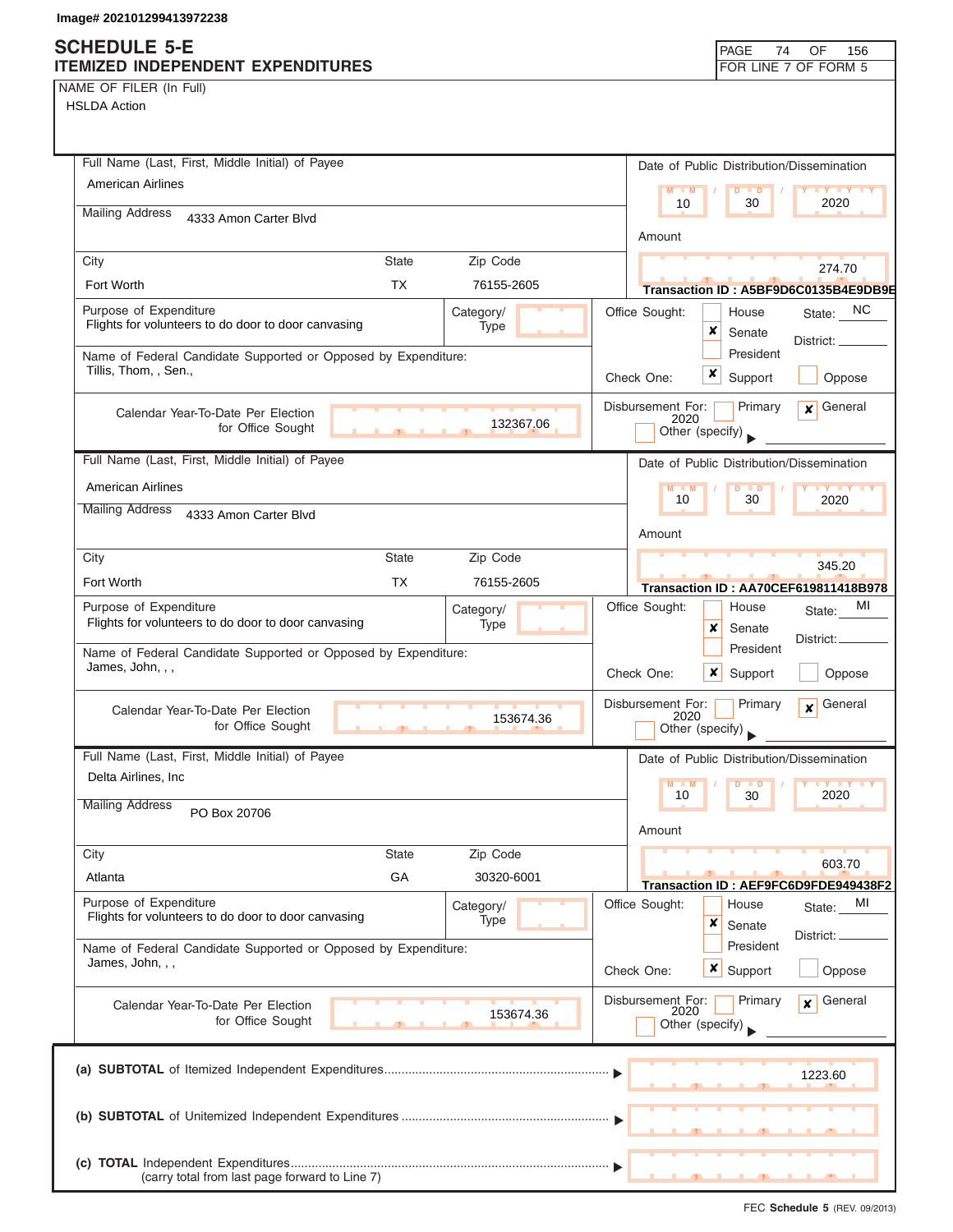Image# 202101299413972238

# SCHEDULE 5-E
## ITEMIZED INDEPENDENT EXPENDITURES

PAGE 74 OF 156
FOR LINE 7 OF FORM 5

NAME OF FILER (In Full)
HSLDA Action

---

**Full Name (Last, First, Middle Initial) of Payee:** American Airlines

**Mailing Address:** 4333 Amon Carter Blvd

| City | State | Zip Code |
|---|---|---|
| Fort Worth | TX | 76155-2605 |

**Date of Public Distribution/Dissemination:** 10 / 30 / 2020

**Amount:** 274.70

**Transaction ID : A5BF9D6C0135B4E9DB9E**

**Purpose of Expenditure:** Flights for volunteers to do door to door canvasing

**Category/Type:**

**Office Sought:** [ ] House [x] Senate [ ] President — State: NC District:

**Name of Federal Candidate Supported or Opposed by Expenditure:** Tillis, Thom, , Sen.,

**Check One:** [x] Support [ ] Oppose

**Calendar Year-To-Date Per Election for Office Sought:** 132367.06

**Disbursement For:** [ ] Primary [x] General 2020 [ ] Other (specify)

---

**Full Name (Last, First, Middle Initial) of Payee:** American Airlines

**Mailing Address:** 4333 Amon Carter Blvd

| City | State | Zip Code |
|---|---|---|
| Fort Worth | TX | 76155-2605 |

**Date of Public Distribution/Dissemination:** 10 / 30 / 2020

**Amount:** 345.20

**Transaction ID : AA70CEF619811418B978**

**Purpose of Expenditure:** Flights for volunteers to do door to door canvasing

**Category/Type:**

**Office Sought:** [ ] House [x] Senate [ ] President — State: MI District:

**Name of Federal Candidate Supported or Opposed by Expenditure:** James, John, , ,

**Check One:** [x] Support [ ] Oppose

**Calendar Year-To-Date Per Election for Office Sought:** 153674.36

**Disbursement For:** [ ] Primary [x] General 2020 [ ] Other (specify)

---

**Full Name (Last, First, Middle Initial) of Payee:** Delta Airlines, Inc

**Mailing Address:** PO Box 20706

| City | State | Zip Code |
|---|---|---|
| Atlanta | GA | 30320-6001 |

**Date of Public Distribution/Dissemination:** 10 / 30 / 2020

**Amount:** 603.70

**Transaction ID : AEF9FC6D9FDE949438F2**

**Purpose of Expenditure:** Flights for volunteers to do door to door canvasing

**Category/Type:**

**Office Sought:** [ ] House [x] Senate [ ] President — State: MI District:

**Name of Federal Candidate Supported or Opposed by Expenditure:** James, John, , ,

**Check One:** [x] Support [ ] Oppose

**Calendar Year-To-Date Per Election for Office Sought:** 153674.36

**Disbursement For:** [ ] Primary [x] General 2020 [ ] Other (specify)

---

| | |
|---|---|
| (a) **SUBTOTAL** of Itemized Independent Expenditures | 1223.60 |
| (b) **SUBTOTAL** of Unitemized Independent Expenditures | |
| (c) **TOTAL** Independent Expenditures (carry total from last page forward to Line 7) | |

FEC **Schedule 5** (REV. 09/2013)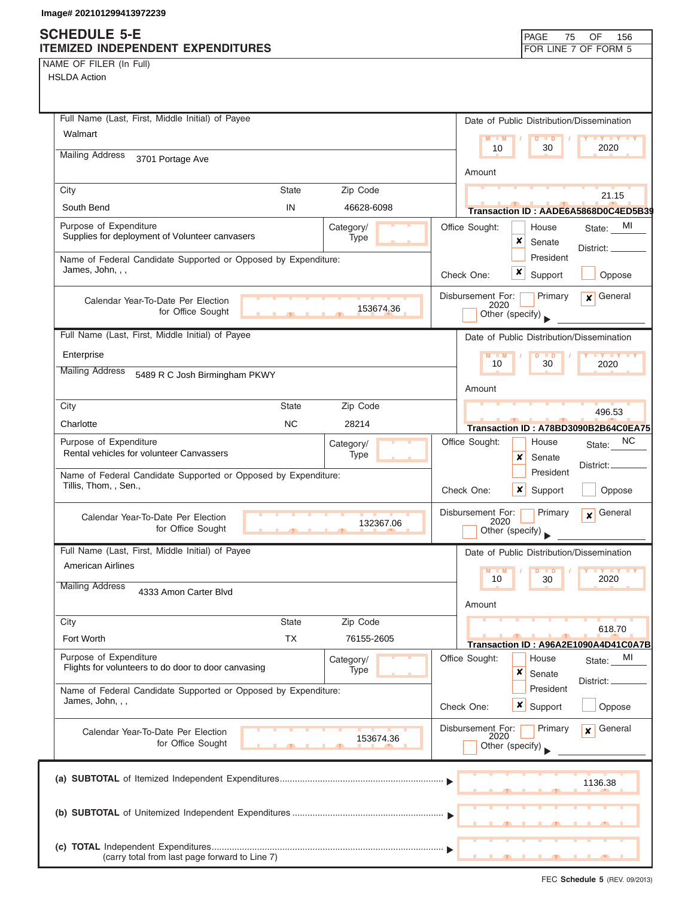Image# 202101299413972239

# SCHEDULE 5-E
## ITEMIZED INDEPENDENT EXPENDITURES

FOR LINE 7 OF FORM 5

NAME OF FILER (In Full)
HSLDA Action

---

**Full Name (Last, First, Middle Initial) of Payee:** Walmart

**Mailing Address:** 3701 Portage Ave

| City | State | Zip Code |
|---|---|---|
| South Bend | IN | 46628-6098 |

**Date of Public Distribution/Dissemination:** 10 / 30 / 2020

**Amount:** 21.15

Transaction ID : AADE6A5868D0C4ED5B39

**Purpose of Expenditure:** Supplies for deployment of Volunteer canvasers

**Category/Type:**

**Name of Federal Candidate Supported or Opposed by Expenditure:** James, John, , ,

**Office Sought:** ☐ House ☒ Senate ☐ President — State: MI District:

**Check One:** ☒ Support ☐ Oppose

**Calendar Year-To-Date Per Election for Office Sought:** 153674.36

**Disbursement For:** ☐ Primary ☒ General 2020 ☐ Other (specify)

---

**Full Name (Last, First, Middle Initial) of Payee:** Enterprise

**Mailing Address:** 5489 R C Josh Birmingham PKWY

| City | State | Zip Code |
|---|---|---|
| Charlotte | NC | 28214 |

**Date of Public Distribution/Dissemination:** 10 / 30 / 2020

**Amount:** 496.53

Transaction ID : A78BD3090B2B64C0EA75

**Purpose of Expenditure:** Rental vehicles for volunteer Canvassers

**Category/Type:**

**Name of Federal Candidate Supported or Opposed by Expenditure:** Tillis, Thom, , Sen.,

**Office Sought:** ☐ House ☒ Senate ☐ President — State: NC District:

**Check One:** ☒ Support ☐ Oppose

**Calendar Year-To-Date Per Election for Office Sought:** 132367.06

**Disbursement For:** ☐ Primary ☒ General 2020 ☐ Other (specify)

---

**Full Name (Last, First, Middle Initial) of Payee:** American Airlines

**Mailing Address:** 4333 Amon Carter Blvd

| City | State | Zip Code |
|---|---|---|
| Fort Worth | TX | 76155-2605 |

**Date of Public Distribution/Dissemination:** 10 / 30 / 2020

**Amount:** 618.70

Transaction ID : A96A2E1090A4D41C0A7B

**Purpose of Expenditure:** Flights for volunteers to do door to door canvasing

**Category/Type:**

**Name of Federal Candidate Supported or Opposed by Expenditure:** James, John, , ,

**Office Sought:** ☐ House ☒ Senate ☐ President — State: MI District:

**Check One:** ☒ Support ☐ Oppose

**Calendar Year-To-Date Per Election for Office Sought:** 153674.36

**Disbursement For:** ☐ Primary ☒ General 2020 ☐ Other (specify)

---

| | |
|---|---|
| (a) **SUBTOTAL** of Itemized Independent Expenditures | 1136.38 |
| (b) **SUBTOTAL** of Unitemized Independent Expenditures | |
| (c) **TOTAL** Independent Expenditures (carry total from last page forward to Line 7) | |

FEC **Schedule 5** (REV. 09/2013)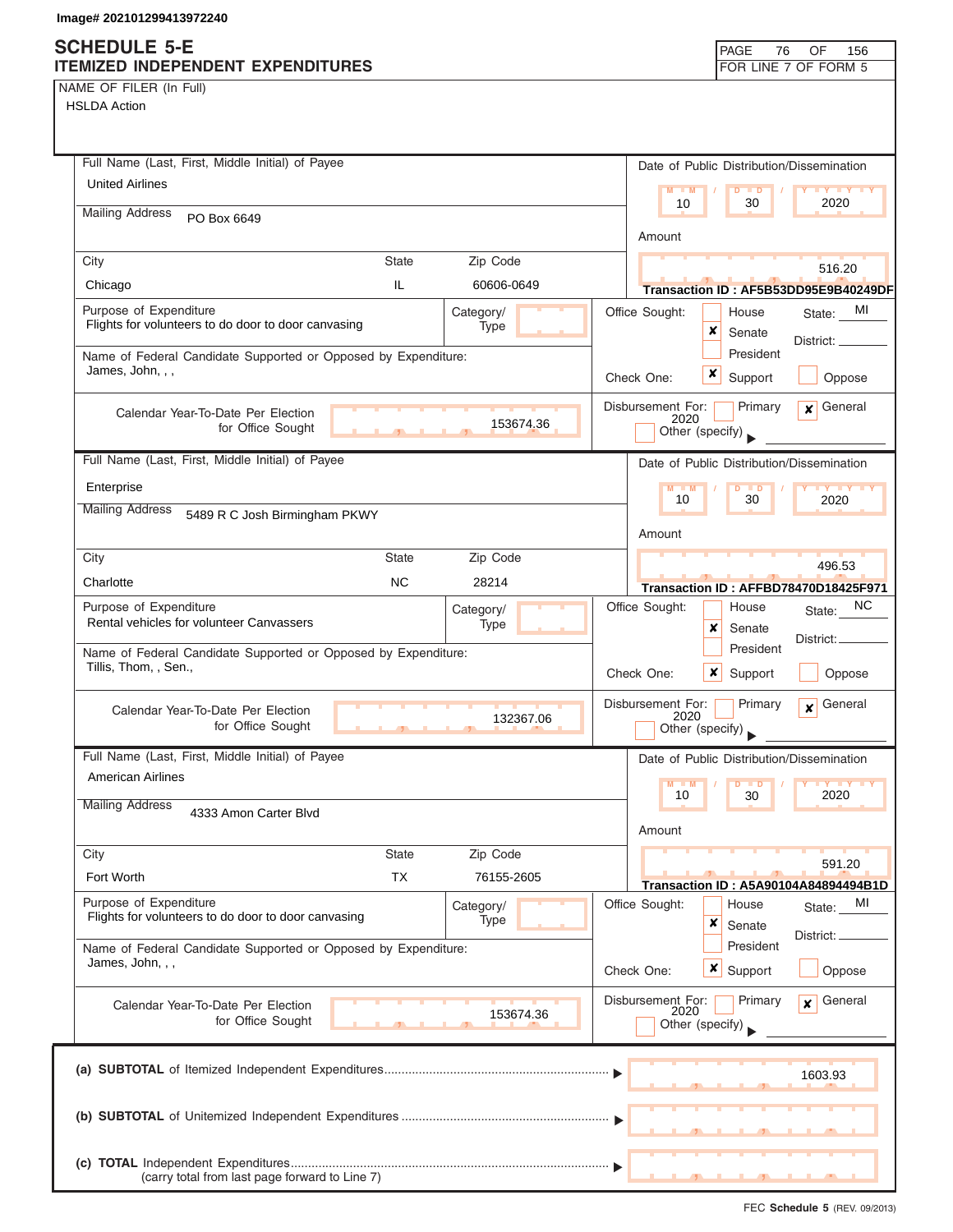Image# 202101299413972240

# SCHEDULE 5-E
## ITEMIZED INDEPENDENT EXPENDITURES

FOR LINE 7 OF FORM 5

NAME OF FILER (In Full)
HSLDA Action

---

**Full Name (Last, First, Middle Initial) of Payee:** United Airlines

**Mailing Address:** PO Box 6649

| City | State | Zip Code |
|---|---|---|
| Chicago | IL | 60606-0649 |

**Date of Public Distribution/Dissemination:** 10 / 30 / 2020

**Amount:** 516.20

**Transaction ID :** AF5B53DD95E9B40249DF

**Purpose of Expenditure:** Flights for volunteers to do door to door canvasing

**Category/Type:**

**Name of Federal Candidate Supported or Opposed by Expenditure:** James, John, , ,

**Office Sought:** Senate — **State:** MI — **District:**

**Check One:** ✘ Support

**Calendar Year-To-Date Per Election for Office Sought:** 153674.36

**Disbursement For:** ✘ General 2020

---

**Full Name (Last, First, Middle Initial) of Payee:** Enterprise

**Mailing Address:** 5489 R C Josh Birmingham PKWY

| City | State | Zip Code |
|---|---|---|
| Charlotte | NC | 28214 |

**Date of Public Distribution/Dissemination:** 10 / 30 / 2020

**Amount:** 496.53

**Transaction ID :** AFFBD78470D18425F971

**Purpose of Expenditure:** Rental vehicles for volunteer Canvassers

**Category/Type:**

**Name of Federal Candidate Supported or Opposed by Expenditure:** Tillis, Thom, , Sen.,

**Office Sought:** Senate — **State:** NC — **District:**

**Check One:** ✘ Support

**Calendar Year-To-Date Per Election for Office Sought:** 132367.06

**Disbursement For:** ✘ General 2020

---

**Full Name (Last, First, Middle Initial) of Payee:** American Airlines

**Mailing Address:** 4333 Amon Carter Blvd

| City | State | Zip Code |
|---|---|---|
| Fort Worth | TX | 76155-2605 |

**Date of Public Distribution/Dissemination:** 10 / 30 / 2020

**Amount:** 591.20

**Transaction ID :** A5A90104A84894494B1D

**Purpose of Expenditure:** Flights for volunteers to do door to door canvasing

**Category/Type:**

**Name of Federal Candidate Supported or Opposed by Expenditure:** James, John, , ,

**Office Sought:** Senate — **State:** MI — **District:**

**Check One:** ✘ Support

**Calendar Year-To-Date Per Election for Office Sought:** 153674.36

**Disbursement For:** ✘ General 2020

---

| | |
|---|---|
| (a) **SUBTOTAL** of Itemized Independent Expenditures | 1603.93 |
| (b) **SUBTOTAL** of Unitemized Independent Expenditures | |
| (c) **TOTAL** Independent Expenditures (carry total from last page forward to Line 7) | |

FEC **Schedule 5** (REV. 09/2013)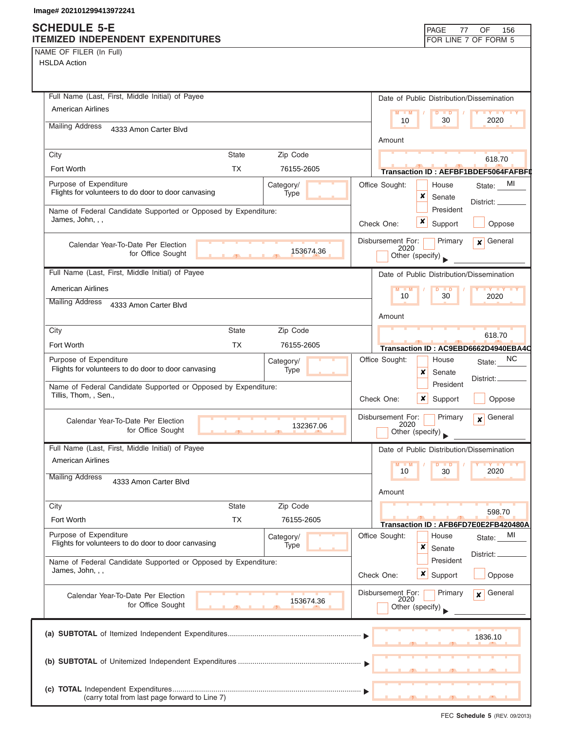Image# 202101299413972241

# SCHEDULE 5-E
## ITEMIZED INDEPENDENT EXPENDITURES

FOR LINE 7 OF FORM 5

NAME OF FILER (In Full)
HSLDA Action

---

**Full Name (Last, First, Middle Initial) of Payee:** American Airlines
**Mailing Address:** 4333 Amon Carter Blvd
**City:** Fort Worth | **State:** TX | **Zip Code:** 76155-2605
**Date of Public Distribution/Dissemination:** 10 / 30 / 2020
**Amount:** 618.70
**Transaction ID :** AEFBF1BDEF5064FAFBFD
**Purpose of Expenditure:** Flights for volunteers to do door to door canvasing
**Category/Type:**
**Office Sought:** ☐ House ☒ Senate ☐ President — State: MI District:
**Name of Federal Candidate Supported or Opposed by Expenditure:** James, John, , ,
**Check One:** ☒ Support ☐ Oppose
**Calendar Year-To-Date Per Election for Office Sought:** 153674.36
**Disbursement For:** ☐ Primary ☒ General 2020 ☐ Other (specify)

---

**Full Name (Last, First, Middle Initial) of Payee:** American Airlines
**Mailing Address:** 4333 Amon Carter Blvd
**City:** Fort Worth | **State:** TX | **Zip Code:** 76155-2605
**Date of Public Distribution/Dissemination:** 10 / 30 / 2020
**Amount:** 618.70
**Transaction ID :** AC9EBD6662D4940EBA4C
**Purpose of Expenditure:** Flights for volunteers to do door to door canvasing
**Category/Type:**
**Office Sought:** ☐ House ☒ Senate ☐ President — State: NC District:
**Name of Federal Candidate Supported or Opposed by Expenditure:** Tillis, Thom, , Sen.,
**Check One:** ☒ Support ☐ Oppose
**Calendar Year-To-Date Per Election for Office Sought:** 132367.06
**Disbursement For:** ☐ Primary ☒ General 2020 ☐ Other (specify)

---

**Full Name (Last, First, Middle Initial) of Payee:** American Airlines
**Mailing Address:** 4333 Amon Carter Blvd
**City:** Fort Worth | **State:** TX | **Zip Code:** 76155-2605
**Date of Public Distribution/Dissemination:** 10 / 30 / 2020
**Amount:** 598.70
**Transaction ID :** AFB6FD7E0E2FB420480A
**Purpose of Expenditure:** Flights for volunteers to do door to door canvasing
**Category/Type:**
**Office Sought:** ☐ House ☒ Senate ☐ President — State: MI District:
**Name of Federal Candidate Supported or Opposed by Expenditure:** James, John, , ,
**Check One:** ☒ Support ☐ Oppose
**Calendar Year-To-Date Per Election for Office Sought:** 153674.36
**Disbursement For:** ☐ Primary ☒ General 2020 ☐ Other (specify)

---

(a) **SUBTOTAL** of Itemized Independent Expenditures ▶ 1836.10

(b) **SUBTOTAL** of Unitemized Independent Expenditures ▶

(c) **TOTAL** Independent Expenditures ▶
(carry total from last page forward to Line 7)

FEC **Schedule 5** (REV. 09/2013)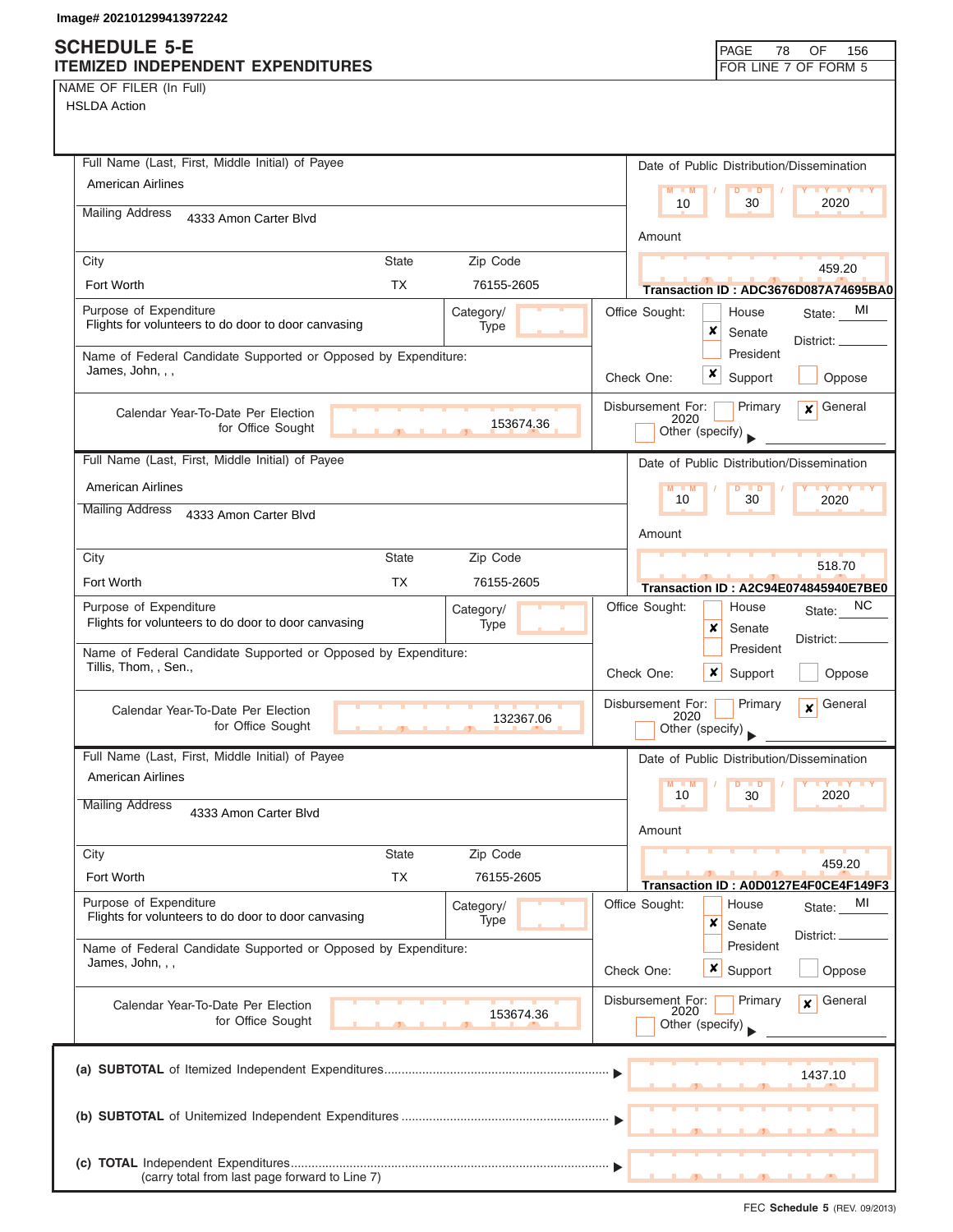Image# 202101299413972242

# SCHEDULE 5-E
## ITEMIZED INDEPENDENT EXPENDITURES

PAGE 78 OF 156
FOR LINE 7 OF FORM 5

NAME OF FILER (In Full)
HSLDA Action

---

**Full Name (Last, First, Middle Initial) of Payee:** American Airlines
**Mailing Address:** 4333 Amon Carter Blvd
**City:** Fort Worth **State:** TX **Zip Code:** 76155-2605

**Date of Public Distribution/Dissemination:** 10 / 30 / 2020
**Amount:** 459.20
**Transaction ID :** ADC3676D087A74695BA0

**Purpose of Expenditure:** Flights for volunteers to do door to door canvasing
**Category/Type:**

**Office Sought:** ☐ House ☒ Senate ☐ President **State:** MI **District:**

**Name of Federal Candidate Supported or Opposed by Expenditure:** James, John, , ,

**Check One:** ☒ Support ☐ Oppose

**Calendar Year-To-Date Per Election for Office Sought:** 153674.36

**Disbursement For:** ☐ Primary ☒ General 2020 ☐ Other (specify)

---

**Full Name (Last, First, Middle Initial) of Payee:** American Airlines
**Mailing Address:** 4333 Amon Carter Blvd
**City:** Fort Worth **State:** TX **Zip Code:** 76155-2605

**Date of Public Distribution/Dissemination:** 10 / 30 / 2020
**Amount:** 518.70
**Transaction ID :** A2C94E074845940E7BE0

**Purpose of Expenditure:** Flights for volunteers to do door to door canvasing
**Category/Type:**

**Office Sought:** ☐ House ☒ Senate ☐ President **State:** NC **District:**

**Name of Federal Candidate Supported or Opposed by Expenditure:** Tillis, Thom, , Sen.,

**Check One:** ☒ Support ☐ Oppose

**Calendar Year-To-Date Per Election for Office Sought:** 132367.06

**Disbursement For:** ☐ Primary ☒ General 2020 ☐ Other (specify)

---

**Full Name (Last, First, Middle Initial) of Payee:** American Airlines
**Mailing Address:** 4333 Amon Carter Blvd
**City:** Fort Worth **State:** TX **Zip Code:** 76155-2605

**Date of Public Distribution/Dissemination:** 10 / 30 / 2020
**Amount:** 459.20
**Transaction ID :** A0D0127E4F0CE4F149F3

**Purpose of Expenditure:** Flights for volunteers to do door to door canvasing
**Category/Type:**

**Office Sought:** ☐ House ☒ Senate ☐ President **State:** MI **District:**

**Name of Federal Candidate Supported or Opposed by Expenditure:** James, John, , ,

**Check One:** ☒ Support ☐ Oppose

**Calendar Year-To-Date Per Election for Office Sought:** 153674.36

**Disbursement For:** ☐ Primary ☒ General 2020 ☐ Other (specify)

---

(a) **SUBTOTAL** of Itemized Independent Expenditures ▶ 1437.10

(b) **SUBTOTAL** of Unitemized Independent Expenditures ▶

(c) **TOTAL** Independent Expenditures ▶
(carry total from last page forward to Line 7)

FEC **Schedule 5** (REV. 09/2013)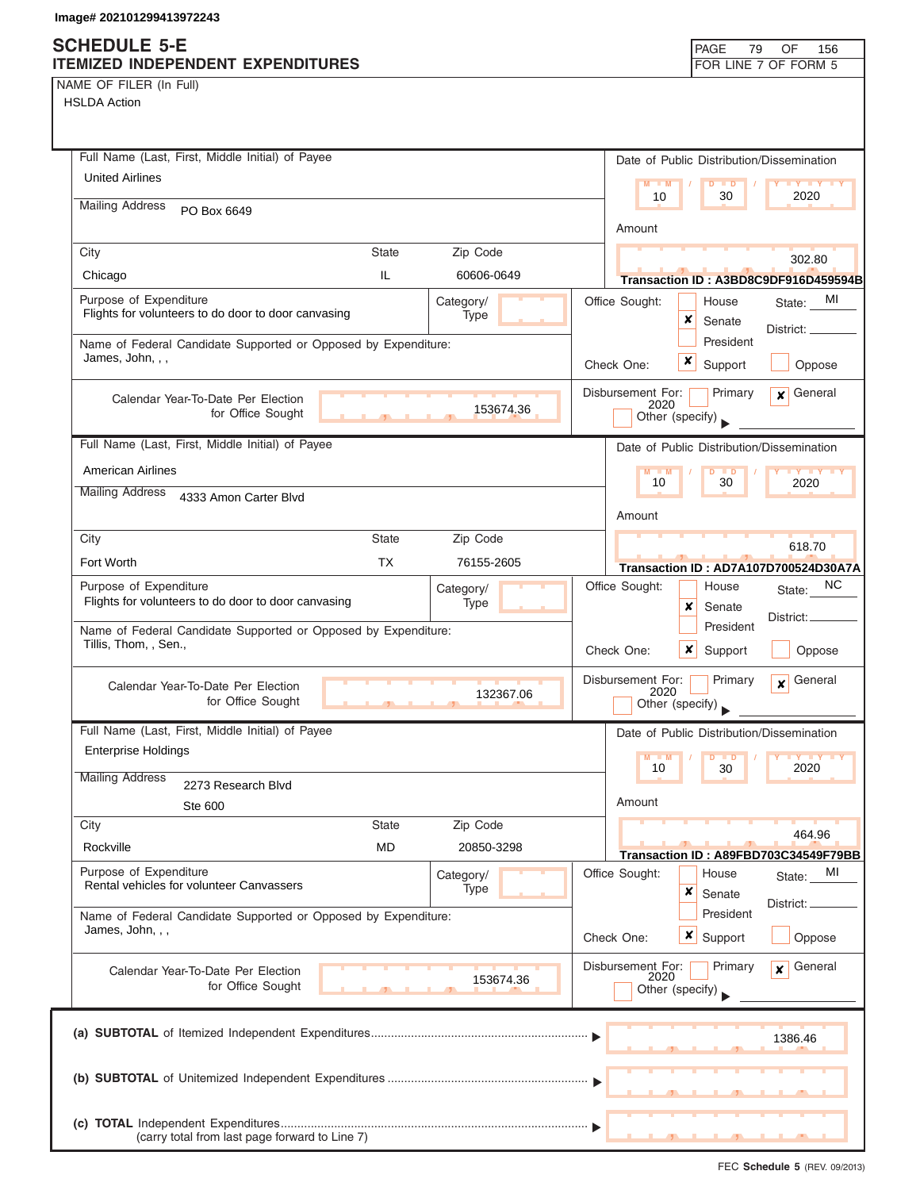Image# 202101299413972243

# SCHEDULE 5-E
## ITEMIZED INDEPENDENT EXPENDITURES

PAGE 79 OF 156
FOR LINE 7 OF FORM 5

NAME OF FILER (In Full)
HSLDA Action

---

**Full Name (Last, First, Middle Initial) of Payee:** United Airlines

**Mailing Address:** PO Box 6649

**City:** Chicago | **State:** IL | **Zip Code:** 60606-0649

**Date of Public Distribution/Dissemination:** 10 / 30 / 2020

**Amount:** 302.80

**Transaction ID : A3BD8C9DF916D459594B**

**Purpose of Expenditure:** Flights for volunteers to do door to door canvasing

**Category/Type:**

**Name of Federal Candidate Supported or Opposed by Expenditure:** James, John, , ,

**Office Sought:** ☐ House ☒ Senate ☐ President — State: MI District:

**Check One:** ☒ Support ☐ Oppose

**Calendar Year-To-Date Per Election for Office Sought:** 153674.36

**Disbursement For:** ☐ Primary ☒ General 2020 ☐ Other (specify)

---

**Full Name (Last, First, Middle Initial) of Payee:** American Airlines

**Mailing Address:** 4333 Amon Carter Blvd

**City:** Fort Worth | **State:** TX | **Zip Code:** 76155-2605

**Date of Public Distribution/Dissemination:** 10 / 30 / 2020

**Amount:** 618.70

**Transaction ID : AD7A107D700524D30A7A**

**Purpose of Expenditure:** Flights for volunteers to do door to door canvasing

**Category/Type:**

**Name of Federal Candidate Supported or Opposed by Expenditure:** Tillis, Thom, , Sen.,

**Office Sought:** ☐ House ☒ Senate ☐ President — State: NC District:

**Check One:** ☒ Support ☐ Oppose

**Calendar Year-To-Date Per Election for Office Sought:** 132367.06

**Disbursement For:** ☐ Primary ☒ General 2020 ☐ Other (specify)

---

**Full Name (Last, First, Middle Initial) of Payee:** Enterprise Holdings

**Mailing Address:** 2273 Research Blvd, Ste 600

**City:** Rockville | **State:** MD | **Zip Code:** 20850-3298

**Date of Public Distribution/Dissemination:** 10 / 30 / 2020

**Amount:** 464.96

**Transaction ID : A89FBD703C34549F79BB**

**Purpose of Expenditure:** Rental vehicles for volunteer Canvassers

**Category/Type:**

**Name of Federal Candidate Supported or Opposed by Expenditure:** James, John, , ,

**Office Sought:** ☐ House ☒ Senate ☐ President — State: MI District:

**Check One:** ☒ Support ☐ Oppose

**Calendar Year-To-Date Per Election for Office Sought:** 153674.36

**Disbursement For:** ☐ Primary ☒ General 2020 ☐ Other (specify)

---

**(a) SUBTOTAL** of Itemized Independent Expenditures ▶ 1386.46

**(b) SUBTOTAL** of Unitemized Independent Expenditures ▶

**(c) TOTAL** Independent Expenditures ▶
(carry total from last page forward to Line 7)

FEC Schedule 5 (REV. 09/2013)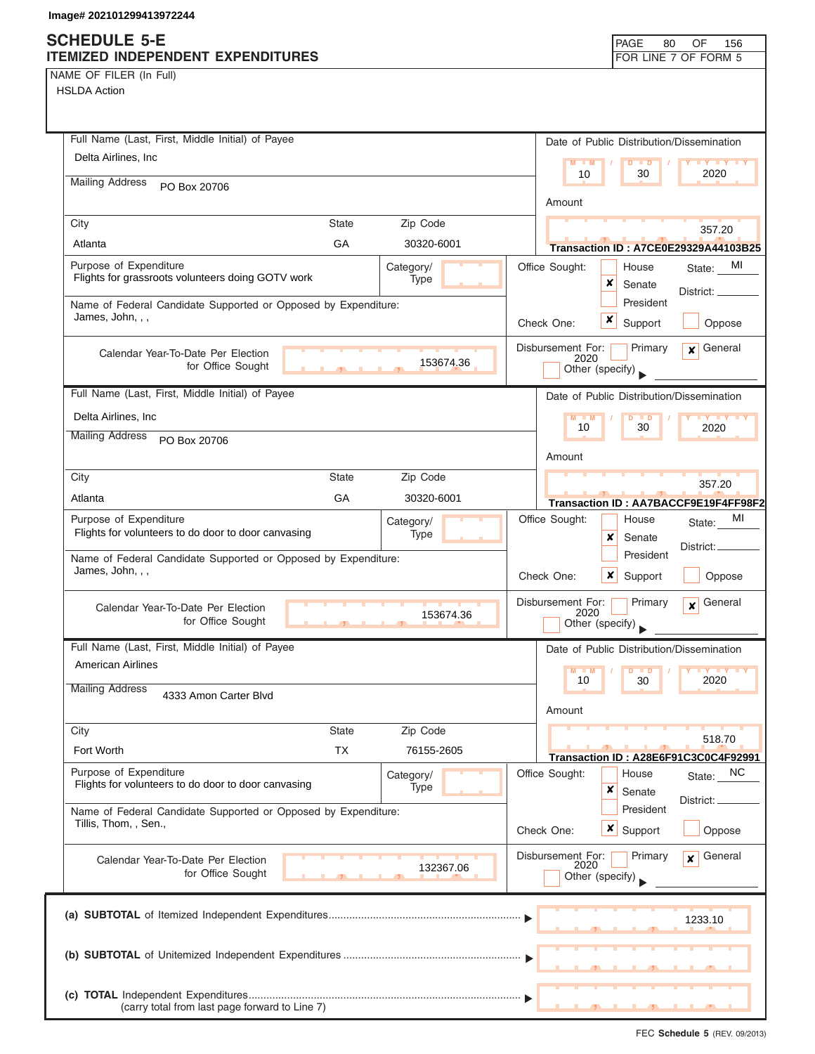Image# 202101299413972244

# SCHEDULE 5-E
## ITEMIZED INDEPENDENT EXPENDITURES

PAGE 80 OF 156
FOR LINE 7 OF FORM 5

NAME OF FILER (In Full)
HSLDA Action

---

**Full Name (Last, First, Middle Initial) of Payee:** Delta Airlines, Inc
**Mailing Address:** PO Box 20706
**City:** Atlanta **State:** GA **Zip Code:** 30320-6001
**Date of Public Distribution/Dissemination:** 10 / 30 / 2020
**Amount:** 357.20
**Transaction ID :** A7CE0E29329A44103B25
**Purpose of Expenditure:** Flights for grassroots volunteers doing GOTV work
**Category/Type:**
**Office Sought:** [ ] House [x] Senate [ ] President **State:** MI **District:**
**Name of Federal Candidate Supported or Opposed by Expenditure:** James, John, , ,
**Check One:** [x] Support [ ] Oppose
**Calendar Year-To-Date Per Election for Office Sought:** 153674.36
**Disbursement For:** [ ] Primary [x] General 2020 [ ] Other (specify)

---

**Full Name (Last, First, Middle Initial) of Payee:** Delta Airlines, Inc
**Mailing Address:** PO Box 20706
**City:** Atlanta **State:** GA **Zip Code:** 30320-6001
**Date of Public Distribution/Dissemination:** 10 / 30 / 2020
**Amount:** 357.20
**Transaction ID :** AA7BACCF9E19F4FF98F2
**Purpose of Expenditure:** Flights for volunteers to do door to door canvasing
**Category/Type:**
**Office Sought:** [ ] House [x] Senate [ ] President **State:** MI **District:**
**Name of Federal Candidate Supported or Opposed by Expenditure:** James, John, , ,
**Check One:** [x] Support [ ] Oppose
**Calendar Year-To-Date Per Election for Office Sought:** 153674.36
**Disbursement For:** [ ] Primary [x] General 2020 [ ] Other (specify)

---

**Full Name (Last, First, Middle Initial) of Payee:** American Airlines
**Mailing Address:** 4333 Amon Carter Blvd
**City:** Fort Worth **State:** TX **Zip Code:** 76155-2605
**Date of Public Distribution/Dissemination:** 10 / 30 / 2020
**Amount:** 518.70
**Transaction ID :** A28E6F91C3C0C4F92991
**Purpose of Expenditure:** Flights for volunteers to do door to door canvasing
**Category/Type:**
**Office Sought:** [ ] House [x] Senate [ ] President **State:** NC **District:**
**Name of Federal Candidate Supported or Opposed by Expenditure:** Tillis, Thom, , Sen.,
**Check One:** [x] Support [ ] Oppose
**Calendar Year-To-Date Per Election for Office Sought:** 132367.06
**Disbursement For:** [ ] Primary [x] General 2020 [ ] Other (specify)

---

| | |
|---|---|
| **(a) SUBTOTAL** of Itemized Independent Expenditures | 1233.10 |
| **(b) SUBTOTAL** of Unitemized Independent Expenditures | |
| **(c) TOTAL** Independent Expenditures (carry total from last page forward to Line 7) | |

FEC **Schedule 5** (REV. 09/2013)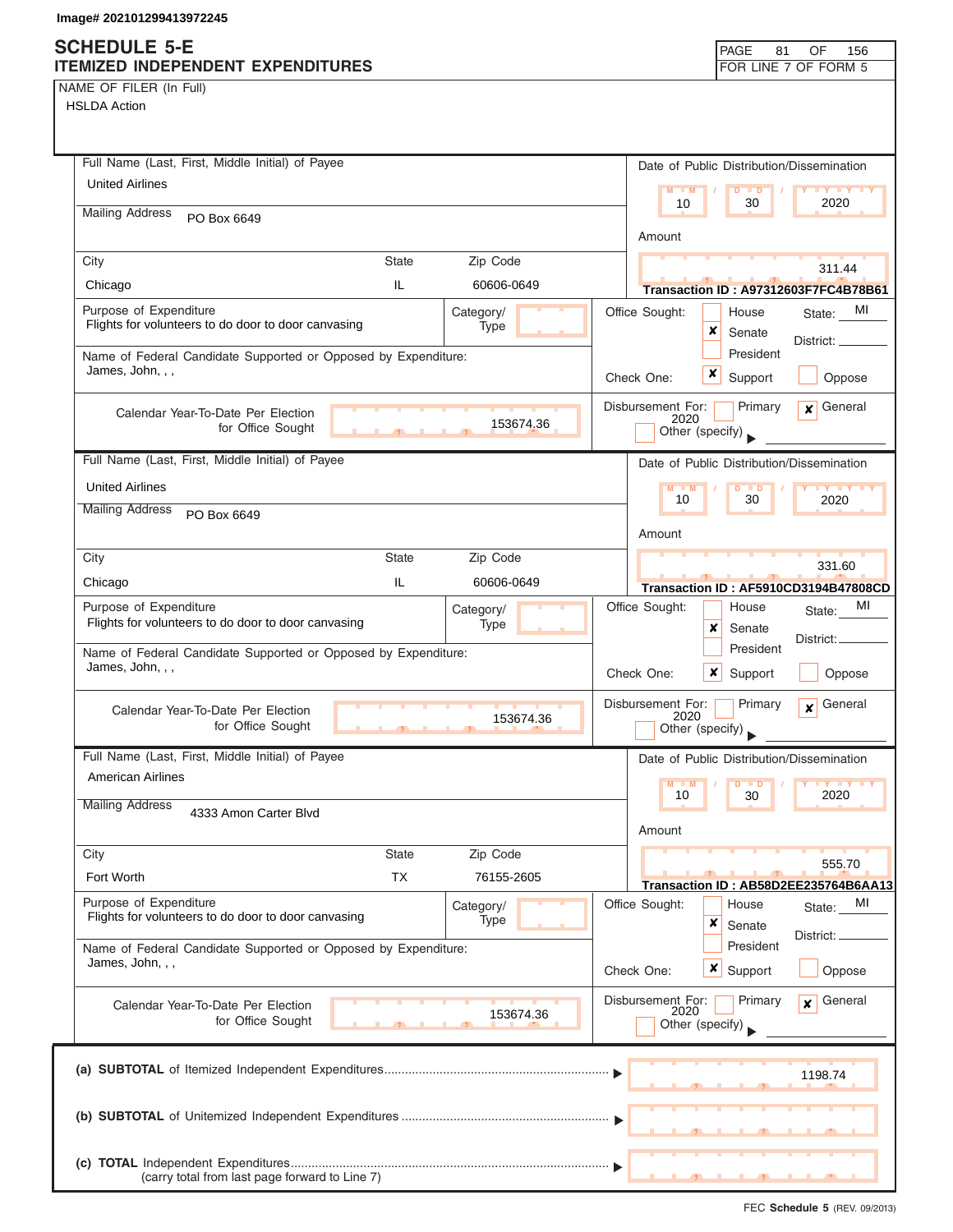Image# 202101299413972245

# SCHEDULE 5-E
## ITEMIZED INDEPENDENT EXPENDITURES

FOR LINE 7 OF FORM 5

NAME OF FILER (In Full)
HSLDA Action

---

**Full Name (Last, First, Middle Initial) of Payee:** United Airlines
**Mailing Address:** PO Box 6649
**City:** Chicago **State:** IL **Zip Code:** 60606-0649
**Date of Public Distribution/Dissemination:** 10 / 30 / 2020
**Amount:** 311.44
**Transaction ID :** A97312603F7FC4B78B61
**Purpose of Expenditure:** Flights for volunteers to do door to door canvasing
**Category/Type:**
**Office Sought:** [ ] House [x] Senate [ ] President **State:** MI **District:**
**Name of Federal Candidate Supported or Opposed by Expenditure:** James, John, , ,
**Check One:** [x] Support [ ] Oppose
**Calendar Year-To-Date Per Election for Office Sought:** 153674.36
**Disbursement For:** [ ] Primary [x] General 2020 [ ] Other (specify)

---

**Full Name (Last, First, Middle Initial) of Payee:** United Airlines
**Mailing Address:** PO Box 6649
**City:** Chicago **State:** IL **Zip Code:** 60606-0649
**Date of Public Distribution/Dissemination:** 10 / 30 / 2020
**Amount:** 331.60
**Transaction ID :** AF5910CD3194B47808CD
**Purpose of Expenditure:** Flights for volunteers to do door to door canvasing
**Category/Type:**
**Office Sought:** [ ] House [x] Senate [ ] President **State:** MI **District:**
**Name of Federal Candidate Supported or Opposed by Expenditure:** James, John, , ,
**Check One:** [x] Support [ ] Oppose
**Calendar Year-To-Date Per Election for Office Sought:** 153674.36
**Disbursement For:** [ ] Primary [x] General 2020 [ ] Other (specify)

---

**Full Name (Last, First, Middle Initial) of Payee:** American Airlines
**Mailing Address:** 4333 Amon Carter Blvd
**City:** Fort Worth **State:** TX **Zip Code:** 76155-2605
**Date of Public Distribution/Dissemination:** 10 / 30 / 2020
**Amount:** 555.70
**Transaction ID :** AB58D2EE235764B6AA13
**Purpose of Expenditure:** Flights for volunteers to do door to door canvasing
**Category/Type:**
**Office Sought:** [ ] House [x] Senate [ ] President **State:** MI **District:**
**Name of Federal Candidate Supported or Opposed by Expenditure:** James, John, , ,
**Check One:** [x] Support [ ] Oppose
**Calendar Year-To-Date Per Election for Office Sought:** 153674.36
**Disbursement For:** [ ] Primary [x] General 2020 [ ] Other (specify)

---

(a) **SUBTOTAL** of Itemized Independent Expenditures ▶ 1198.74

(b) **SUBTOTAL** of Unitemized Independent Expenditures ▶

(c) **TOTAL** Independent Expenditures (carry total from last page forward to Line 7) ▶

FEC **Schedule 5** (REV. 09/2013)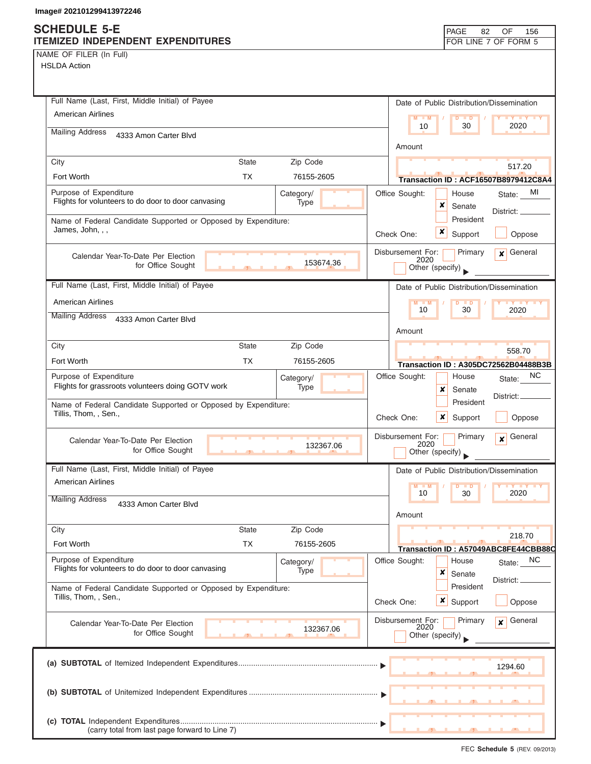Image# 202101299413972246

# SCHEDULE 5-E
## ITEMIZED INDEPENDENT EXPENDITURES

PAGE 82 OF 156
FOR LINE 7 OF FORM 5

NAME OF FILER (In Full)
HSLDA Action

---

**Full Name (Last, First, Middle Initial) of Payee**
American Airlines

**Mailing Address** 4333 Amon Carter Blvd

| City | State | Zip Code |
|---|---|---|
| Fort Worth | TX | 76155-2605 |

**Date of Public Distribution/Dissemination:** 10 / 30 / 2020

**Amount:** 517.20

**Transaction ID : ACF16507B8979412C8A4**

**Purpose of Expenditure:** Flights for volunteers to do door to door canvasing

**Category/Type:**

**Name of Federal Candidate Supported or Opposed by Expenditure:** James, John, , ,

**Office Sought:** [ ] House [x] Senate [ ] President — State: MI District:

**Check One:** [x] Support [ ] Oppose

**Calendar Year-To-Date Per Election for Office Sought:** 153674.36

**Disbursement For:** [ ] Primary [x] General 2020 [ ] Other (specify)

---

**Full Name (Last, First, Middle Initial) of Payee**
American Airlines

**Mailing Address** 4333 Amon Carter Blvd

| City | State | Zip Code |
|---|---|---|
| Fort Worth | TX | 76155-2605 |

**Date of Public Distribution/Dissemination:** 10 / 30 / 2020

**Amount:** 558.70

**Transaction ID : A305DC72562B04488B3B**

**Purpose of Expenditure:** Flights for grassroots volunteers doing GOTV work

**Category/Type:**

**Name of Federal Candidate Supported or Opposed by Expenditure:** Tillis, Thom, , Sen.,

**Office Sought:** [ ] House [x] Senate [ ] President — State: NC District:

**Check One:** [x] Support [ ] Oppose

**Calendar Year-To-Date Per Election for Office Sought:** 132367.06

**Disbursement For:** [ ] Primary [x] General 2020 [ ] Other (specify)

---

**Full Name (Last, First, Middle Initial) of Payee**
American Airlines

**Mailing Address** 4333 Amon Carter Blvd

| City | State | Zip Code |
|---|---|---|
| Fort Worth | TX | 76155-2605 |

**Date of Public Distribution/Dissemination:** 10 / 30 / 2020

**Amount:** 218.70

**Transaction ID : A57049ABC8FE44CBB88C**

**Purpose of Expenditure:** Flights for volunteers to do door to door canvasing

**Category/Type:**

**Name of Federal Candidate Supported or Opposed by Expenditure:** Tillis, Thom, , Sen.,

**Office Sought:** [ ] House [x] Senate [ ] President — State: NC District:

**Check One:** [x] Support [ ] Oppose

**Calendar Year-To-Date Per Election for Office Sought:** 132367.06

**Disbursement For:** [ ] Primary [x] General 2020 [ ] Other (specify)

---

**(a) SUBTOTAL** of Itemized Independent Expenditures ▶ 1294.60

**(b) SUBTOTAL** of Unitemized Independent Expenditures ▶

**(c) TOTAL** Independent Expenditures ▶
(carry total from last page forward to Line 7)

FEC Schedule 5 (REV. 09/2013)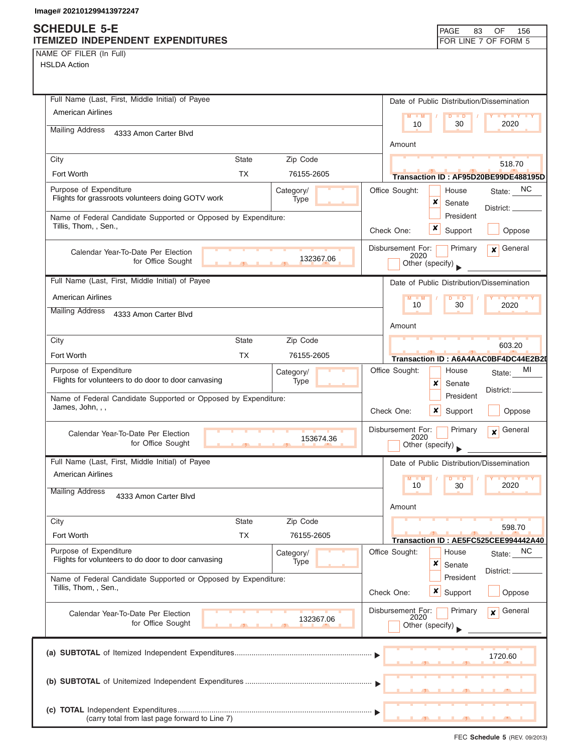Image# 202101299413972247

# SCHEDULE 5-E
## ITEMIZED INDEPENDENT EXPENDITURES

PAGE 83 OF 156
FOR LINE 7 OF FORM 5

NAME OF FILER (In Full)
HSLDA Action

---

**Full Name (Last, First, Middle Initial) of Payee**
American Airlines

**Mailing Address**
4333 Amon Carter Blvd

| City | State | Zip Code |
|---|---|---|
| Fort Worth | TX | 76155-2605 |

**Date of Public Distribution/Dissemination:** 10 / 30 / 2020

**Amount:** 518.70

**Transaction ID : AF95D20BE99DE488195D**

**Purpose of Expenditure:** Flights for grassroots volunteers doing GOTV work

**Category/Type:**

**Office Sought:** ☐ House ☒ Senate ☐ President — State: NC — District:

**Name of Federal Candidate Supported or Opposed by Expenditure:**
Tillis, Thom, , Sen.,

**Check One:** ☒ Support ☐ Oppose

**Calendar Year-To-Date Per Election for Office Sought:** 132367.06

**Disbursement For:** ☐ Primary ☒ General 2020 ☐ Other (specify)

---

**Full Name (Last, First, Middle Initial) of Payee**
American Airlines

**Mailing Address**
4333 Amon Carter Blvd

| City | State | Zip Code |
|---|---|---|
| Fort Worth | TX | 76155-2605 |

**Date of Public Distribution/Dissemination:** 10 / 30 / 2020

**Amount:** 603.20

**Transaction ID : A6A4AAC0BF4DC44E2B2I**

**Purpose of Expenditure:** Flights for volunteers to do door to door canvasing

**Category/Type:**

**Office Sought:** ☐ House ☒ Senate ☐ President — State: MI — District:

**Name of Federal Candidate Supported or Opposed by Expenditure:**
James, John, , ,

**Check One:** ☒ Support ☐ Oppose

**Calendar Year-To-Date Per Election for Office Sought:** 153674.36

**Disbursement For:** ☐ Primary ☒ General 2020 ☐ Other (specify)

---

**Full Name (Last, First, Middle Initial) of Payee**
American Airlines

**Mailing Address**
4333 Amon Carter Blvd

| City | State | Zip Code |
|---|---|---|
| Fort Worth | TX | 76155-2605 |

**Date of Public Distribution/Dissemination:** 10 / 30 / 2020

**Amount:** 598.70

**Transaction ID : AE5FC525CEE994442A40**

**Purpose of Expenditure:** Flights for volunteers to do door to door canvasing

**Category/Type:**

**Office Sought:** ☐ House ☒ Senate ☐ President — State: NC — District:

**Name of Federal Candidate Supported or Opposed by Expenditure:**
Tillis, Thom, , Sen.,

**Check One:** ☒ Support ☐ Oppose

**Calendar Year-To-Date Per Election for Office Sought:** 132367.06

**Disbursement For:** ☐ Primary ☒ General 2020 ☐ Other (specify)

---

| | |
|---|---|
| (a) **SUBTOTAL** of Itemized Independent Expenditures | 1720.60 |
| (b) **SUBTOTAL** of Unitemized Independent Expenditures | |
| (c) **TOTAL** Independent Expenditures (carry total from last page forward to Line 7) | |

FEC **Schedule 5** (REV. 09/2013)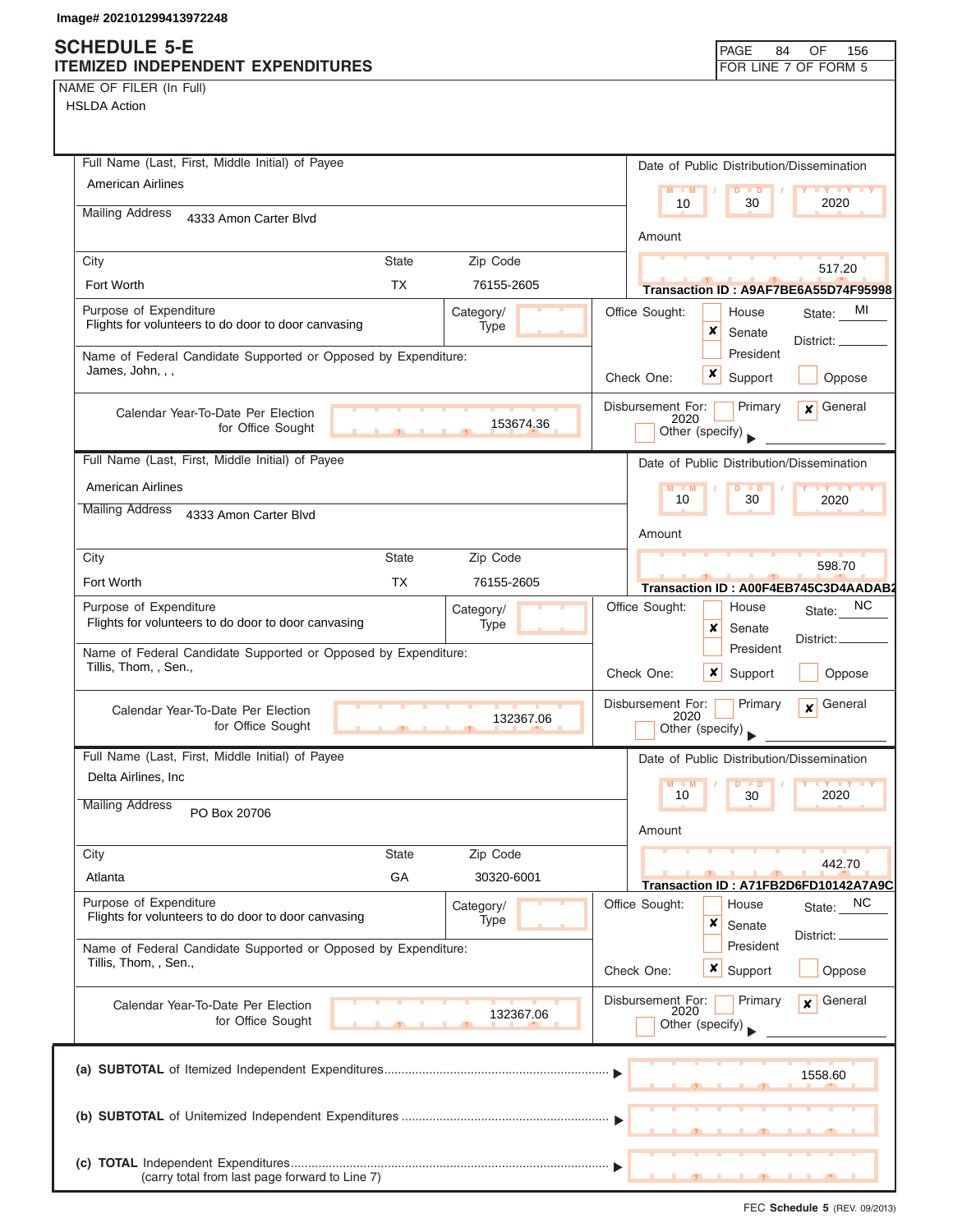Image# 202101299413972248

# SCHEDULE 5-E
## ITEMIZED INDEPENDENT EXPENDITURES

PAGE 84 OF 156
FOR LINE 7 OF FORM 5

NAME OF FILER (In Full)
HSLDA Action

---

**Full Name (Last, First, Middle Initial) of Payee:** American Airlines
**Mailing Address:** 4333 Amon Carter Blvd
**City:** Fort Worth **State:** TX **Zip Code:** 76155-2605

**Date of Public Distribution/Dissemination:** 10 / 30 / 2020
**Amount:** 517.20
**Transaction ID :** A9AF7BE6A55D74F95998

**Purpose of Expenditure:** Flights for volunteers to do door to door canvasing
**Category/Type:**

**Office Sought:** [ ] House [x] Senate [ ] President **State:** MI **District:**

**Name of Federal Candidate Supported or Opposed by Expenditure:** James, John, , ,
**Check One:** [x] Support [ ] Oppose

**Calendar Year-To-Date Per Election for Office Sought:** 153674.36
**Disbursement For:** [ ] Primary [x] General 2020 [ ] Other (specify)

---

**Full Name (Last, First, Middle Initial) of Payee:** American Airlines
**Mailing Address:** 4333 Amon Carter Blvd
**City:** Fort Worth **State:** TX **Zip Code:** 76155-2605

**Date of Public Distribution/Dissemination:** 10 / 30 / 2020
**Amount:** 598.70
**Transaction ID :** A00F4EB745C3D4AADAB2

**Purpose of Expenditure:** Flights for volunteers to do door to door canvasing
**Category/Type:**

**Office Sought:** [ ] House [x] Senate [ ] President **State:** NC **District:**

**Name of Federal Candidate Supported or Opposed by Expenditure:** Tillis, Thom, , Sen.,
**Check One:** [x] Support [ ] Oppose

**Calendar Year-To-Date Per Election for Office Sought:** 132367.06
**Disbursement For:** [ ] Primary [x] General 2020 [ ] Other (specify)

---

**Full Name (Last, First, Middle Initial) of Payee:** Delta Airlines, Inc
**Mailing Address:** PO Box 20706
**City:** Atlanta **State:** GA **Zip Code:** 30320-6001

**Date of Public Distribution/Dissemination:** 10 / 30 / 2020
**Amount:** 442.70
**Transaction ID :** A71FB2D6FD10142A7A9C

**Purpose of Expenditure:** Flights for volunteers to do door to door canvasing
**Category/Type:**

**Office Sought:** [ ] House [x] Senate [ ] President **State:** NC **District:**

**Name of Federal Candidate Supported or Opposed by Expenditure:** Tillis, Thom, , Sen.,
**Check One:** [x] Support [ ] Oppose

**Calendar Year-To-Date Per Election for Office Sought:** 132367.06
**Disbursement For:** [ ] Primary [x] General 2020 [ ] Other (specify)

---

| | |
|---|---|
| (a) **SUBTOTAL** of Itemized Independent Expenditures | 1558.60 |
| (b) **SUBTOTAL** of Unitemized Independent Expenditures | |
| (c) **TOTAL** Independent Expenditures (carry total from last page forward to Line 7) | |

FEC **Schedule 5** (REV. 09/2013)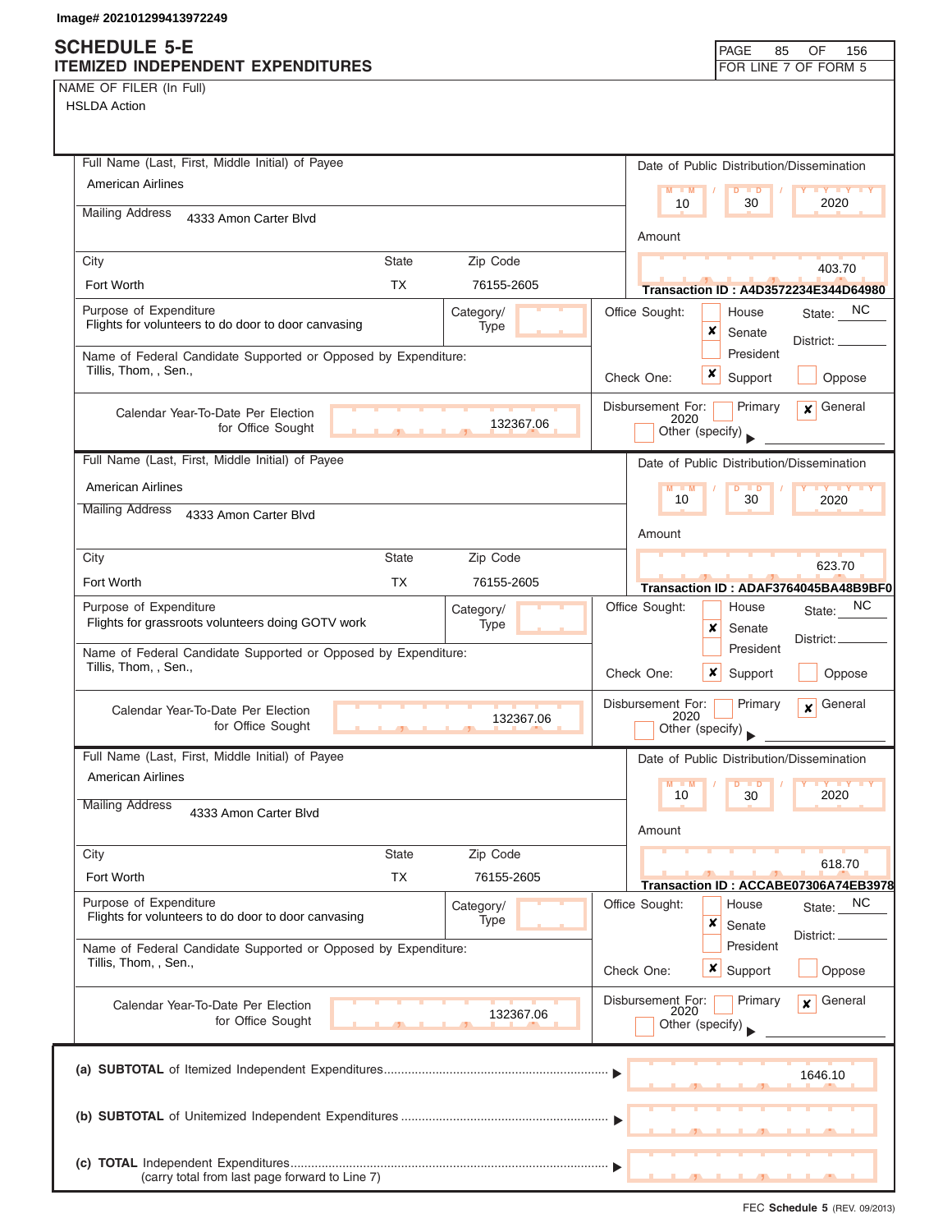Image# 202101299413972249

# SCHEDULE 5-E
## ITEMIZED INDEPENDENT EXPENDITURES

FOR LINE 7 OF FORM 5

NAME OF FILER (In Full)
HSLDA Action

---

**Full Name (Last, First, Middle Initial) of Payee**
American Airlines

**Mailing Address** 4333 Amon Carter Blvd

| City | State | Zip Code |
|---|---|---|
| Fort Worth | TX | 76155-2605 |

**Date of Public Distribution/Dissemination:** 10 / 30 / 2020

**Amount:** 403.70

**Transaction ID : A4D3572234E344D64980**

**Purpose of Expenditure:** Flights for volunteers to do door to door canvasing

**Category/Type:**

**Name of Federal Candidate Supported or Opposed by Expenditure:** Tillis, Thom, , Sen.,

**Office Sought:** [ ] House [x] Senate [ ] President — State: NC District:

**Check One:** [x] Support [ ] Oppose

**Calendar Year-To-Date Per Election for Office Sought:** 132367.06

**Disbursement For:** [ ] Primary [x] General 2020 [ ] Other (specify)

---

**Full Name (Last, First, Middle Initial) of Payee**
American Airlines

**Mailing Address** 4333 Amon Carter Blvd

| City | State | Zip Code |
|---|---|---|
| Fort Worth | TX | 76155-2605 |

**Date of Public Distribution/Dissemination:** 10 / 30 / 2020

**Amount:** 623.70

**Transaction ID : ADAF3764045BA48B9BF0**

**Purpose of Expenditure:** Flights for grassroots volunteers doing GOTV work

**Category/Type:**

**Name of Federal Candidate Supported or Opposed by Expenditure:** Tillis, Thom, , Sen.,

**Office Sought:** [ ] House [x] Senate [ ] President — State: NC District:

**Check One:** [x] Support [ ] Oppose

**Calendar Year-To-Date Per Election for Office Sought:** 132367.06

**Disbursement For:** [ ] Primary [x] General 2020 [ ] Other (specify)

---

**Full Name (Last, First, Middle Initial) of Payee**
American Airlines

**Mailing Address** 4333 Amon Carter Blvd

| City | State | Zip Code |
|---|---|---|
| Fort Worth | TX | 76155-2605 |

**Date of Public Distribution/Dissemination:** 10 / 30 / 2020

**Amount:** 618.70

**Transaction ID : ACCABE07306A74EB3978**

**Purpose of Expenditure:** Flights for volunteers to do door to door canvasing

**Category/Type:**

**Name of Federal Candidate Supported or Opposed by Expenditure:** Tillis, Thom, , Sen.,

**Office Sought:** [ ] House [x] Senate [ ] President — State: NC District:

**Check One:** [x] Support [ ] Oppose

**Calendar Year-To-Date Per Election for Office Sought:** 132367.06

**Disbursement For:** [ ] Primary [x] General 2020 [ ] Other (specify)

---

| | |
|---|---|
| (a) **SUBTOTAL** of Itemized Independent Expenditures | 1646.10 |
| (b) **SUBTOTAL** of Unitemized Independent Expenditures | |
| (c) **TOTAL** Independent Expenditures (carry total from last page forward to Line 7) | |

FEC **Schedule 5** (REV. 09/2013)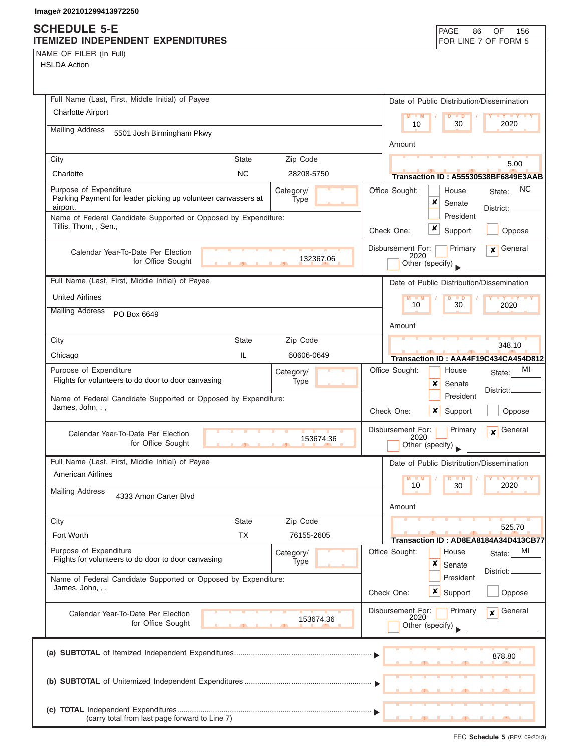Image# 202101299413972250

# SCHEDULE 5-E
## ITEMIZED INDEPENDENT EXPENDITURES

FOR LINE 7 OF FORM 5

NAME OF FILER (In Full)
HSLDA Action

---

**Full Name (Last, First, Middle Initial) of Payee:** Charlotte Airport
**Mailing Address:** 5501 Josh Birmingham Pkwy
**City:** Charlotte **State:** NC **Zip Code:** 28208-5750

**Date of Public Distribution/Dissemination:** 10 / 30 / 2020
**Amount:** 5.00
**Transaction ID :** A55530538BF6849E3AAB

**Purpose of Expenditure:** Parking Payment for leader picking up volunteer canvassers at airport.
**Category/Type:**

**Name of Federal Candidate Supported or Opposed by Expenditure:** Tillis, Thom, , Sen.,

**Office Sought:** [ ] House [x] Senate [ ] President **State:** NC **District:**
**Check One:** [x] Support [ ] Oppose

**Calendar Year-To-Date Per Election for Office Sought:** 132367.06
**Disbursement For:** [ ] Primary [x] General 2020 [ ] Other (specify)

---

**Full Name (Last, First, Middle Initial) of Payee:** United Airlines
**Mailing Address:** PO Box 6649
**City:** Chicago **State:** IL **Zip Code:** 60606-0649

**Date of Public Distribution/Dissemination:** 10 / 30 / 2020
**Amount:** 348.10
**Transaction ID :** AAA4F19C434CA454D812

**Purpose of Expenditure:** Flights for volunteers to do door to door canvasing
**Category/Type:**

**Name of Federal Candidate Supported or Opposed by Expenditure:** James, John, , ,

**Office Sought:** [ ] House [x] Senate [ ] President **State:** MI **District:**
**Check One:** [x] Support [ ] Oppose

**Calendar Year-To-Date Per Election for Office Sought:** 153674.36
**Disbursement For:** [ ] Primary [x] General 2020 [ ] Other (specify)

---

**Full Name (Last, First, Middle Initial) of Payee:** American Airlines
**Mailing Address:** 4333 Amon Carter Blvd
**City:** Fort Worth **State:** TX **Zip Code:** 76155-2605

**Date of Public Distribution/Dissemination:** 10 / 30 / 2020
**Amount:** 525.70
**Transaction ID :** AD8EA8184A34D413CB77

**Purpose of Expenditure:** Flights for volunteers to do door to door canvasing
**Category/Type:**

**Name of Federal Candidate Supported or Opposed by Expenditure:** James, John, , ,

**Office Sought:** [ ] House [x] Senate [ ] President **State:** MI **District:**
**Check One:** [x] Support [ ] Oppose

**Calendar Year-To-Date Per Election for Office Sought:** 153674.36
**Disbursement For:** [ ] Primary [x] General 2020 [ ] Other (specify)

---

**(a) SUBTOTAL** of Itemized Independent Expenditures ........ ▶ 878.80

**(b) SUBTOTAL** of Unitemized Independent Expenditures ........ ▶

**(c) TOTAL** Independent Expenditures ........ ▶
(carry total from last page forward to Line 7)

FEC Schedule 5 (REV. 09/2013)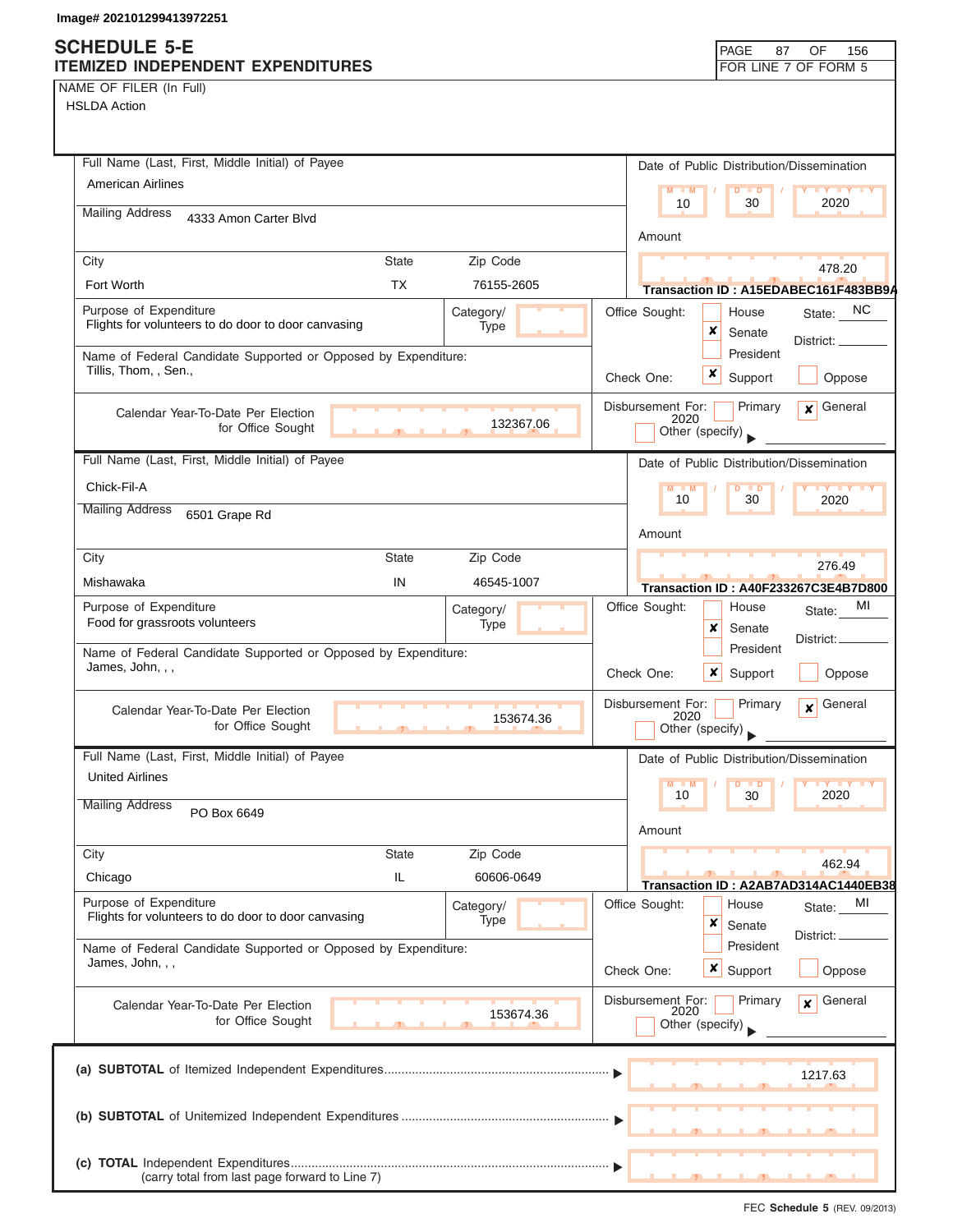Image# 202101299413972251

# SCHEDULE 5-E
## ITEMIZED INDEPENDENT EXPENDITURES

PAGE 87 OF 156
FOR LINE 7 OF FORM 5

NAME OF FILER (In Full)
HSLDA Action

---

**Full Name (Last, First, Middle Initial) of Payee:** American Airlines

**Mailing Address:** 4333 Amon Carter Blvd

| City | State | Zip Code |
|---|---|---|
| Fort Worth | TX | 76155-2605 |

**Date of Public Distribution/Dissemination:** 10 / 30 / 2020

**Amount:** 478.20

**Transaction ID : A15EDABEC161F483BB9A**

**Purpose of Expenditure:** Flights for volunteers to do door to door canvasing

**Category/Type:**

**Name of Federal Candidate Supported or Opposed by Expenditure:** Tillis, Thom, , Sen.,

**Office Sought:** [ ] House [x] Senate [ ] President — State: NC District:

**Check One:** [x] Support [ ] Oppose

**Calendar Year-To-Date Per Election for Office Sought:** 132367.06

**Disbursement For:** [ ] Primary [x] General 2020 [ ] Other (specify)

---

**Full Name (Last, First, Middle Initial) of Payee:** Chick-Fil-A

**Mailing Address:** 6501 Grape Rd

| City | State | Zip Code |
|---|---|---|
| Mishawaka | IN | 46545-1007 |

**Date of Public Distribution/Dissemination:** 10 / 30 / 2020

**Amount:** 276.49

**Transaction ID : A40F233267C3E4B7D800**

**Purpose of Expenditure:** Food for grassroots volunteers

**Category/Type:**

**Name of Federal Candidate Supported or Opposed by Expenditure:** James, John, , ,

**Office Sought:** [ ] House [x] Senate [ ] President — State: MI District:

**Check One:** [x] Support [ ] Oppose

**Calendar Year-To-Date Per Election for Office Sought:** 153674.36

**Disbursement For:** [ ] Primary [x] General 2020 [ ] Other (specify)

---

**Full Name (Last, First, Middle Initial) of Payee:** United Airlines

**Mailing Address:** PO Box 6649

| City | State | Zip Code |
|---|---|---|
| Chicago | IL | 60606-0649 |

**Date of Public Distribution/Dissemination:** 10 / 30 / 2020

**Amount:** 462.94

**Transaction ID : A2AB7AD314AC1440EB38**

**Purpose of Expenditure:** Flights for volunteers to do door to door canvasing

**Category/Type:**

**Name of Federal Candidate Supported or Opposed by Expenditure:** James, John, , ,

**Office Sought:** [ ] House [x] Senate [ ] President — State: MI District:

**Check One:** [x] Support [ ] Oppose

**Calendar Year-To-Date Per Election for Office Sought:** 153674.36

**Disbursement For:** [ ] Primary [x] General 2020 [ ] Other (specify)

---

| | |
|---|---|
| (a) **SUBTOTAL** of Itemized Independent Expenditures | 1217.63 |
| (b) **SUBTOTAL** of Unitemized Independent Expenditures | |
| (c) **TOTAL** Independent Expenditures (carry total from last page forward to Line 7) | |

FEC **Schedule 5** (REV. 09/2013)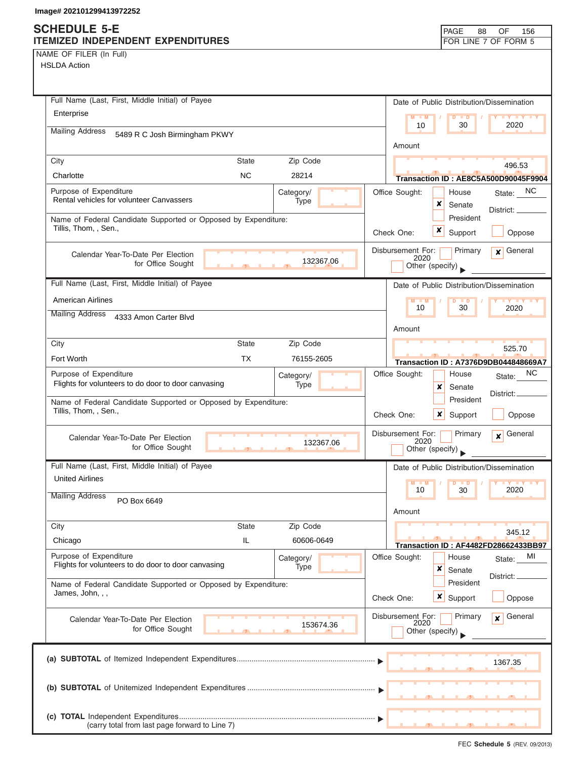Image# 202101299413972252

# SCHEDULE 5-E
## ITEMIZED INDEPENDENT EXPENDITURES

PAGE 88 OF 156
FOR LINE 7 OF FORM 5

NAME OF FILER (In Full)
HSLDA Action

---

**Full Name (Last, First, Middle Initial) of Payee:** Enterprise

**Mailing Address:** 5489 R C Josh Birmingham PKWY

| City | State | Zip Code |
|---|---|---|
| Charlotte | NC | 28214 |

**Date of Public Distribution/Dissemination:** 10 / 30 / 2020

**Amount:** 496.53

**Transaction ID : AE8C5A500D90045F9904**

**Purpose of Expenditure:** Rental vehicles for volunteer Canvassers

**Category/Type:**

**Office Sought:** ☐ House ☒ Senate ☐ President — State: NC District:

**Name of Federal Candidate Supported or Opposed by Expenditure:** Tillis, Thom, , Sen.,

**Check One:** ☒ Support ☐ Oppose

**Calendar Year-To-Date Per Election for Office Sought:** 132367.06

**Disbursement For:** ☐ Primary ☒ General 2020 ☐ Other (specify)

---

**Full Name (Last, First, Middle Initial) of Payee:** American Airlines

**Mailing Address:** 4333 Amon Carter Blvd

| City | State | Zip Code |
|---|---|---|
| Fort Worth | TX | 76155-2605 |

**Date of Public Distribution/Dissemination:** 10 / 30 / 2020

**Amount:** 525.70

**Transaction ID : A7376D9DB044848669A7**

**Purpose of Expenditure:** Flights for volunteers to do door to door canvasing

**Category/Type:**

**Office Sought:** ☐ House ☒ Senate ☐ President — State: NC District:

**Name of Federal Candidate Supported or Opposed by Expenditure:** Tillis, Thom, , Sen.,

**Check One:** ☒ Support ☐ Oppose

**Calendar Year-To-Date Per Election for Office Sought:** 132367.06

**Disbursement For:** ☐ Primary ☒ General 2020 ☐ Other (specify)

---

**Full Name (Last, First, Middle Initial) of Payee:** United Airlines

**Mailing Address:** PO Box 6649

| City | State | Zip Code |
|---|---|---|
| Chicago | IL | 60606-0649 |

**Date of Public Distribution/Dissemination:** 10 / 30 / 2020

**Amount:** 345.12

**Transaction ID : AF4482FD28662433BB97**

**Purpose of Expenditure:** Flights for volunteers to do door to door canvasing

**Category/Type:**

**Office Sought:** ☐ House ☒ Senate ☐ President — State: MI District:

**Name of Federal Candidate Supported or Opposed by Expenditure:** James, John, , ,

**Check One:** ☒ Support ☐ Oppose

**Calendar Year-To-Date Per Election for Office Sought:** 153674.36

**Disbursement For:** ☐ Primary ☒ General 2020 ☐ Other (specify)

---

(a) **SUBTOTAL** of Itemized Independent Expenditures ▶ 1367.35

(b) **SUBTOTAL** of Unitemized Independent Expenditures ▶

(c) **TOTAL** Independent Expenditures ▶
(carry total from last page forward to Line 7)

FEC **Schedule 5** (REV. 09/2013)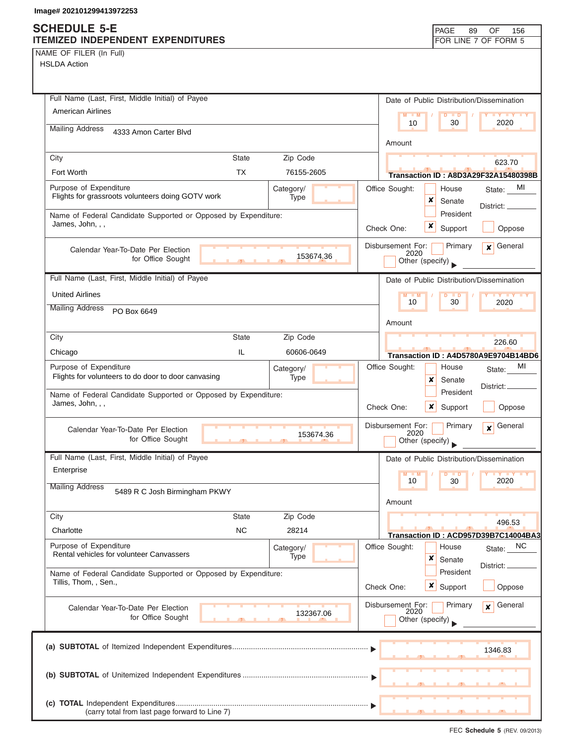Image# 202101299413972253

# SCHEDULE 5-E
## ITEMIZED INDEPENDENT EXPENDITURES

PAGE 89 OF 156
FOR LINE 7 OF FORM 5

NAME OF FILER (In Full)
HSLDA Action

---

**Full Name (Last, First, Middle Initial) of Payee:** American Airlines

**Mailing Address:** 4333 Amon Carter Blvd

**City:** Fort Worth **State:** TX **Zip Code:** 76155-2605

**Date of Public Distribution/Dissemination:** 10 / 30 / 2020

**Amount:** 623.70

**Transaction ID : A8D3A29F32A15480398B**

**Purpose of Expenditure:** Flights for grassroots volunteers doing GOTV work

**Category/Type:**

**Office Sought:** ☐ House ☒ Senate ☐ President **State:** MI **District:**

**Name of Federal Candidate Supported or Opposed by Expenditure:** James, John, , ,

**Check One:** ☒ Support ☐ Oppose

**Calendar Year-To-Date Per Election for Office Sought:** 153674.36

**Disbursement For:** ☐ Primary ☒ General 2020 ☐ Other (specify)

---

**Full Name (Last, First, Middle Initial) of Payee:** United Airlines

**Mailing Address:** PO Box 6649

**City:** Chicago **State:** IL **Zip Code:** 60606-0649

**Date of Public Distribution/Dissemination:** 10 / 30 / 2020

**Amount:** 226.60

**Transaction ID : A4D5780A9E9704B14BD6**

**Purpose of Expenditure:** Flights for volunteers to do door to door canvasing

**Category/Type:**

**Office Sought:** ☐ House ☒ Senate ☐ President **State:** MI **District:**

**Name of Federal Candidate Supported or Opposed by Expenditure:** James, John, , ,

**Check One:** ☒ Support ☐ Oppose

**Calendar Year-To-Date Per Election for Office Sought:** 153674.36

**Disbursement For:** ☐ Primary ☒ General 2020 ☐ Other (specify)

---

**Full Name (Last, First, Middle Initial) of Payee:** Enterprise

**Mailing Address:** 5489 R C Josh Birmingham PKWY

**City:** Charlotte **State:** NC **Zip Code:** 28214

**Date of Public Distribution/Dissemination:** 10 / 30 / 2020

**Amount:** 496.53

**Transaction ID : ACD957D39B7C14004BA3**

**Purpose of Expenditure:** Rental vehicles for volunteer Canvassers

**Category/Type:**

**Office Sought:** ☐ House ☒ Senate ☐ President **State:** NC **District:**

**Name of Federal Candidate Supported or Opposed by Expenditure:** Tillis, Thom, , Sen.,

**Check One:** ☒ Support ☐ Oppose

**Calendar Year-To-Date Per Election for Office Sought:** 132367.06

**Disbursement For:** ☐ Primary ☒ General 2020 ☐ Other (specify)

---

**(a) SUBTOTAL** of Itemized Independent Expenditures ▶ 1346.83

**(b) SUBTOTAL** of Unitemized Independent Expenditures ▶

**(c) TOTAL** Independent Expenditures ▶
(carry total from last page forward to Line 7)

FEC **Schedule 5** (REV. 09/2013)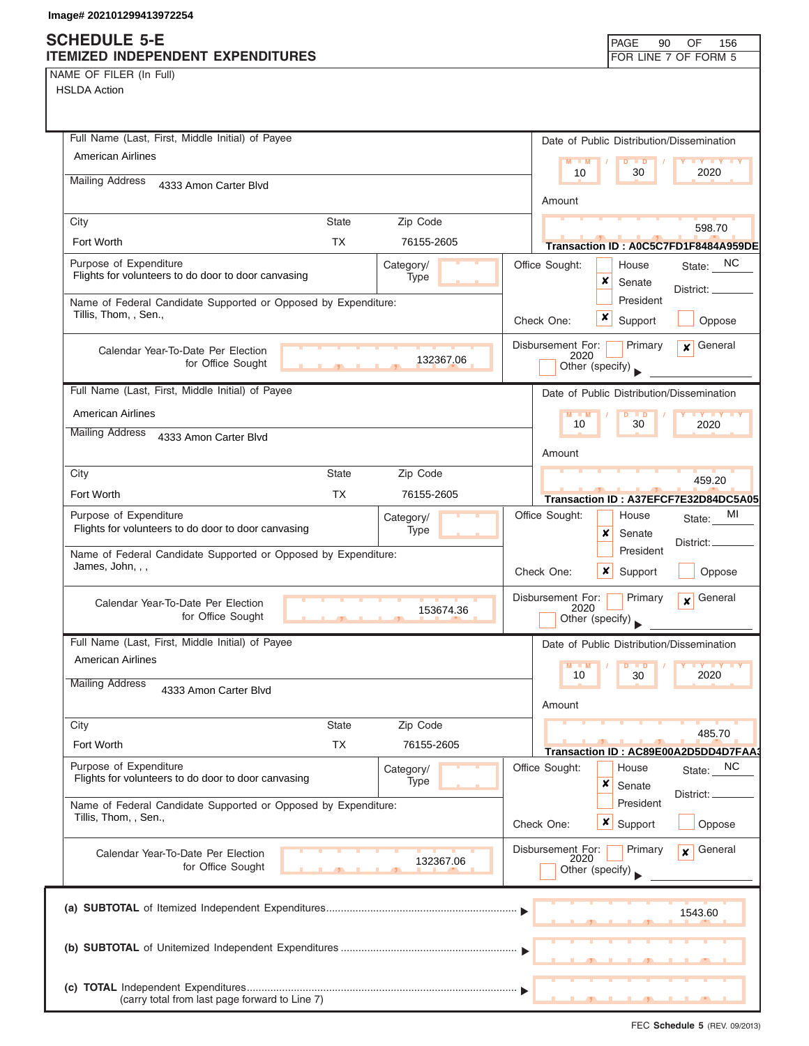Image# 202101299413972254

# SCHEDULE 5-E
## ITEMIZED INDEPENDENT EXPENDITURES

FOR LINE 7 OF FORM 5

NAME OF FILER (In Full)
HSLDA Action

---

**Full Name (Last, First, Middle Initial) of Payee:** American Airlines

**Mailing Address:** 4333 Amon Carter Blvd

| City | State | Zip Code |
|---|---|---|
| Fort Worth | TX | 76155-2605 |

**Date of Public Distribution/Dissemination:** 10 / 30 / 2020

**Amount:** 598.70

**Transaction ID : A0C5C7FD1F8484A959DE**

**Purpose of Expenditure:** Flights for volunteers to do door to door canvasing

**Category/Type:**

**Office Sought:** ☐ House ☒ Senate ☐ President — State: NC District:

**Name of Federal Candidate Supported or Opposed by Expenditure:** Tillis, Thom, , Sen.,

**Check One:** ☒ Support ☐ Oppose

**Calendar Year-To-Date Per Election for Office Sought:** 132367.06

**Disbursement For:** ☐ Primary ☒ General 2020 ☐ Other (specify)

---

**Full Name (Last, First, Middle Initial) of Payee:** American Airlines

**Mailing Address:** 4333 Amon Carter Blvd

| City | State | Zip Code |
|---|---|---|
| Fort Worth | TX | 76155-2605 |

**Date of Public Distribution/Dissemination:** 10 / 30 / 2020

**Amount:** 459.20

**Transaction ID : A37EFCF7E32D84DC5A05**

**Purpose of Expenditure:** Flights for volunteers to do door to door canvasing

**Category/Type:**

**Office Sought:** ☐ House ☒ Senate ☐ President — State: MI District:

**Name of Federal Candidate Supported or Opposed by Expenditure:** James, John, , ,

**Check One:** ☒ Support ☐ Oppose

**Calendar Year-To-Date Per Election for Office Sought:** 153674.36

**Disbursement For:** ☐ Primary ☒ General 2020 ☐ Other (specify)

---

**Full Name (Last, First, Middle Initial) of Payee:** American Airlines

**Mailing Address:** 4333 Amon Carter Blvd

| City | State | Zip Code |
|---|---|---|
| Fort Worth | TX | 76155-2605 |

**Date of Public Distribution/Dissemination:** 10 / 30 / 2020

**Amount:** 485.70

**Transaction ID : AC89E00A2D5DD4D7FAA3**

**Purpose of Expenditure:** Flights for volunteers to do door to door canvasing

**Category/Type:**

**Office Sought:** ☐ House ☒ Senate ☐ President — State: NC District:

**Name of Federal Candidate Supported or Opposed by Expenditure:** Tillis, Thom, , Sen.,

**Check One:** ☒ Support ☐ Oppose

**Calendar Year-To-Date Per Election for Office Sought:** 132367.06

**Disbursement For:** ☐ Primary ☒ General 2020 ☐ Other (specify)

---

**(a) SUBTOTAL** of Itemized Independent Expenditures ▶ 1543.60

**(b) SUBTOTAL** of Unitemized Independent Expenditures ▶

**(c) TOTAL** Independent Expenditures ▶
(carry total from last page forward to Line 7)

FEC Schedule 5 (REV. 09/2013)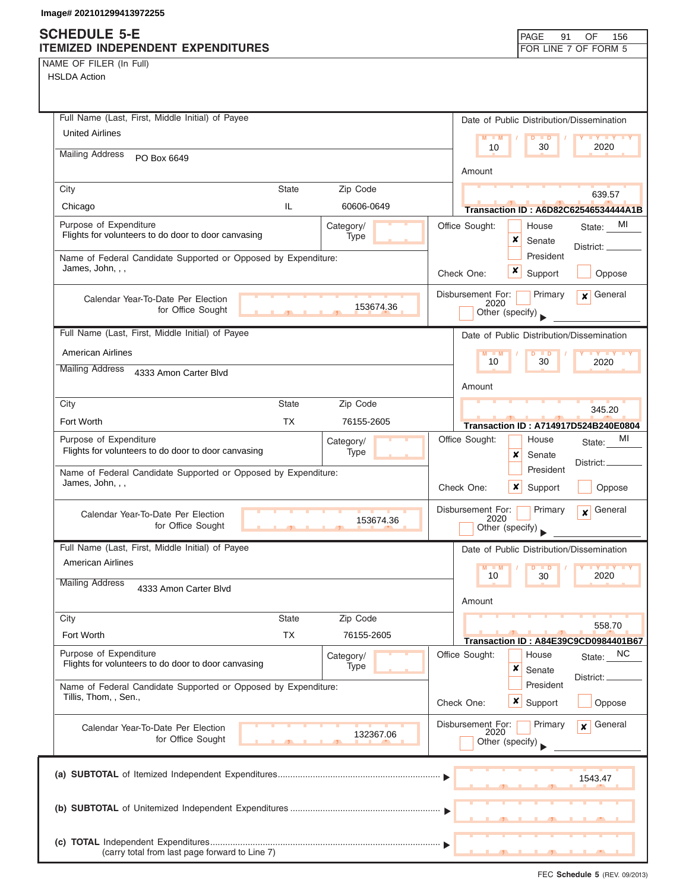Image# 202101299413972255

# SCHEDULE 5-E
## ITEMIZED INDEPENDENT EXPENDITURES

PAGE 91 OF 156
FOR LINE 7 OF FORM 5

NAME OF FILER (In Full)
HSLDA Action

---

**Full Name (Last, First, Middle Initial) of Payee:** United Airlines
**Mailing Address:** PO Box 6649
**City:** Chicago **State:** IL **Zip Code:** 60606-0649

**Date of Public Distribution/Dissemination:** 10 / 30 / 2020
**Amount:** 639.57
**Transaction ID : A6D82C62546534444A1B**

**Purpose of Expenditure:** Flights for volunteers to do door to door canvasing
**Category/Type:**

**Office Sought:** [ ] House [x] Senate [ ] President **State:** MI **District:**

**Name of Federal Candidate Supported or Opposed by Expenditure:** James, John, , ,
**Check One:** [x] Support [ ] Oppose

**Calendar Year-To-Date Per Election for Office Sought:** 153674.36
**Disbursement For:** [ ] Primary [x] General 2020 [ ] Other (specify)

---

**Full Name (Last, First, Middle Initial) of Payee:** American Airlines
**Mailing Address:** 4333 Amon Carter Blvd
**City:** Fort Worth **State:** TX **Zip Code:** 76155-2605

**Date of Public Distribution/Dissemination:** 10 / 30 / 2020
**Amount:** 345.20
**Transaction ID : A714917D524B240E0804**

**Purpose of Expenditure:** Flights for volunteers to do door to door canvasing
**Category/Type:**

**Office Sought:** [ ] House [x] Senate [ ] President **State:** MI **District:**

**Name of Federal Candidate Supported or Opposed by Expenditure:** James, John, , ,
**Check One:** [x] Support [ ] Oppose

**Calendar Year-To-Date Per Election for Office Sought:** 153674.36
**Disbursement For:** [ ] Primary [x] General 2020 [ ] Other (specify)

---

**Full Name (Last, First, Middle Initial) of Payee:** American Airlines
**Mailing Address:** 4333 Amon Carter Blvd
**City:** Fort Worth **State:** TX **Zip Code:** 76155-2605

**Date of Public Distribution/Dissemination:** 10 / 30 / 2020
**Amount:** 558.70
**Transaction ID : A84E39C9CD0984401B67**

**Purpose of Expenditure:** Flights for volunteers to do door to door canvasing
**Category/Type:**

**Office Sought:** [ ] House [x] Senate [ ] President **State:** NC **District:**

**Name of Federal Candidate Supported or Opposed by Expenditure:** Tillis, Thom, , Sen.,
**Check One:** [x] Support [ ] Oppose

**Calendar Year-To-Date Per Election for Office Sought:** 132367.06
**Disbursement For:** [ ] Primary [x] General 2020 [ ] Other (specify)

---

(a) **SUBTOTAL** of Itemized Independent Expenditures ▶ 1543.47

(b) **SUBTOTAL** of Unitemized Independent Expenditures ▶

(c) **TOTAL** Independent Expenditures ▶
(carry total from last page forward to Line 7)

FEC **Schedule 5** (REV. 09/2013)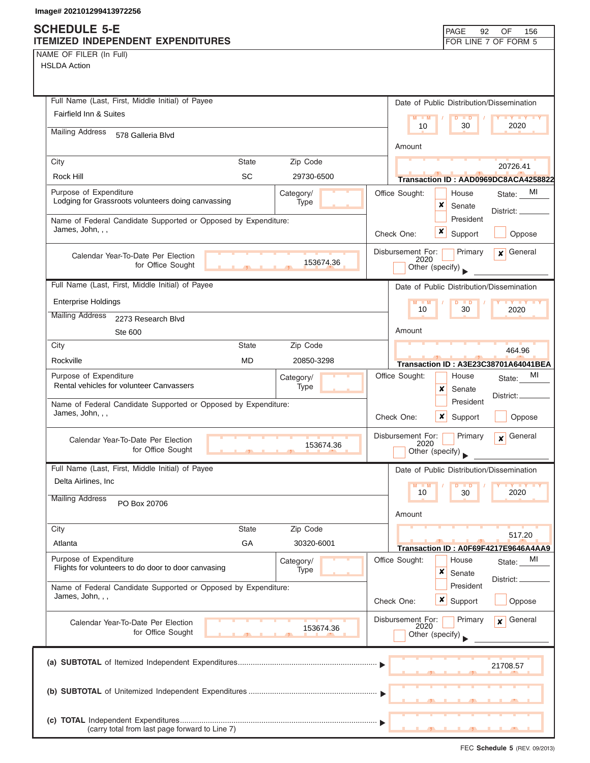Image# 202101299413972256

# SCHEDULE 5-E
## ITEMIZED INDEPENDENT EXPENDITURES

FOR LINE 7 OF FORM 5

NAME OF FILER (In Full)
HSLDA Action

---

**Full Name (Last, First, Middle Initial) of Payee:** Fairfield Inn & Suites

**Mailing Address:** 578 Galleria Blvd

**City:** Rock Hill | **State:** SC | **Zip Code:** 29730-6500

**Date of Public Distribution/Dissemination:** 10 / 30 / 2020

**Amount:** 20726.41

**Transaction ID :** AAD0969DC8ACA4258822

**Purpose of Expenditure:** Lodging for Grassroots volunteers doing canvassing

**Category/Type:**

**Office Sought:** [ ] House [x] Senate [ ] President — State: MI — District:

**Name of Federal Candidate Supported or Opposed by Expenditure:** James, John, , ,

**Check One:** [x] Support [ ] Oppose

**Calendar Year-To-Date Per Election for Office Sought:** 153674.36

**Disbursement For:** [ ] Primary [x] General 2020 [ ] Other (specify)

---

**Full Name (Last, First, Middle Initial) of Payee:** Enterprise Holdings

**Mailing Address:** 2273 Research Blvd, Ste 600

**City:** Rockville | **State:** MD | **Zip Code:** 20850-3298

**Date of Public Distribution/Dissemination:** 10 / 30 / 2020

**Amount:** 464.96

**Transaction ID :** A3E23C38701A64041BEA

**Purpose of Expenditure:** Rental vehicles for volunteer Canvassers

**Category/Type:**

**Office Sought:** [ ] House [x] Senate [ ] President — State: MI — District:

**Name of Federal Candidate Supported or Opposed by Expenditure:** James, John, , ,

**Check One:** [x] Support [ ] Oppose

**Calendar Year-To-Date Per Election for Office Sought:** 153674.36

**Disbursement For:** [ ] Primary [x] General 2020 [ ] Other (specify)

---

**Full Name (Last, First, Middle Initial) of Payee:** Delta Airlines, Inc

**Mailing Address:** PO Box 20706

**City:** Atlanta | **State:** GA | **Zip Code:** 30320-6001

**Date of Public Distribution/Dissemination:** 10 / 30 / 2020

**Amount:** 517.20

**Transaction ID :** A0F69F4217E9646A4AA9

**Purpose of Expenditure:** Flights for volunteers to do door to door canvasing

**Category/Type:**

**Office Sought:** [ ] House [x] Senate [ ] President — State: MI — District:

**Name of Federal Candidate Supported or Opposed by Expenditure:** James, John, , ,

**Check One:** [x] Support [ ] Oppose

**Calendar Year-To-Date Per Election for Office Sought:** 153674.36

**Disbursement For:** [ ] Primary [x] General 2020 [ ] Other (specify)

---

(a) **SUBTOTAL** of Itemized Independent Expenditures ▶ 21708.57

(b) **SUBTOTAL** of Unitemized Independent Expenditures ▶

(c) **TOTAL** Independent Expenditures (carry total from last page forward to Line 7) ▶

FEC **Schedule 5** (REV. 09/2013)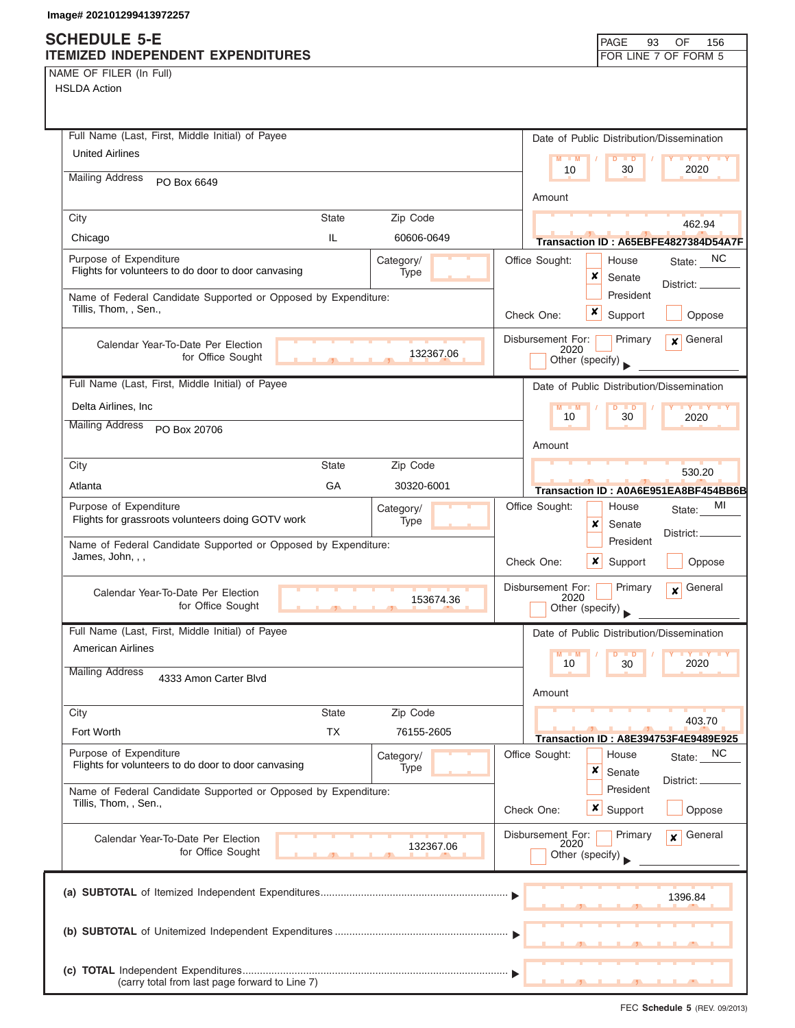Image# 202101299413972257

# SCHEDULE 5-E
## ITEMIZED INDEPENDENT EXPENDITURES

FOR LINE 7 OF FORM 5

NAME OF FILER (In Full)
HSLDA Action

---

**Full Name (Last, First, Middle Initial) of Payee:** United Airlines

**Mailing Address:** PO Box 6649

| City | State | Zip Code |
|---|---|---|
| Chicago | IL | 60606-0649 |

**Date of Public Distribution/Dissemination:** 10 / 30 / 2020

**Amount:** 462.94

**Transaction ID : A65EBFE4827384D54A7F**

**Purpose of Expenditure:** Flights for volunteers to do door to door canvasing

**Category/Type:**

**Name of Federal Candidate Supported or Opposed by Expenditure:** Tillis, Thom, , Sen.,

**Office Sought:** [ ] House [x] Senate [ ] President — State: NC District:

**Check One:** [x] Support [ ] Oppose

**Calendar Year-To-Date Per Election for Office Sought:** 132367.06

**Disbursement For:** [ ] Primary [x] General 2020 [ ] Other (specify)

---

**Full Name (Last, First, Middle Initial) of Payee:** Delta Airlines, Inc

**Mailing Address:** PO Box 20706

| City | State | Zip Code |
|---|---|---|
| Atlanta | GA | 30320-6001 |

**Date of Public Distribution/Dissemination:** 10 / 30 / 2020

**Amount:** 530.20

**Transaction ID : A0A6E951EA8BF454BB6B**

**Purpose of Expenditure:** Flights for grassroots volunteers doing GOTV work

**Category/Type:**

**Name of Federal Candidate Supported or Opposed by Expenditure:** James, John, , ,

**Office Sought:** [ ] House [x] Senate [ ] President — State: MI District:

**Check One:** [x] Support [ ] Oppose

**Calendar Year-To-Date Per Election for Office Sought:** 153674.36

**Disbursement For:** [ ] Primary [x] General 2020 [ ] Other (specify)

---

**Full Name (Last, First, Middle Initial) of Payee:** American Airlines

**Mailing Address:** 4333 Amon Carter Blvd

| City | State | Zip Code |
|---|---|---|
| Fort Worth | TX | 76155-2605 |

**Date of Public Distribution/Dissemination:** 10 / 30 / 2020

**Amount:** 403.70

**Transaction ID : A8E394753F4E9489E925**

**Purpose of Expenditure:** Flights for volunteers to do door to door canvasing

**Category/Type:**

**Name of Federal Candidate Supported or Opposed by Expenditure:** Tillis, Thom, , Sen.,

**Office Sought:** [ ] House [x] Senate [ ] President — State: NC District:

**Check One:** [x] Support [ ] Oppose

**Calendar Year-To-Date Per Election for Office Sought:** 132367.06

**Disbursement For:** [ ] Primary [x] General 2020 [ ] Other (specify)

---

| | |
|---|---|
| (a) **SUBTOTAL** of Itemized Independent Expenditures | 1396.84 |
| (b) **SUBTOTAL** of Unitemized Independent Expenditures | |
| (c) **TOTAL** Independent Expenditures (carry total from last page forward to Line 7) | |

FEC **Schedule 5** (REV. 09/2013)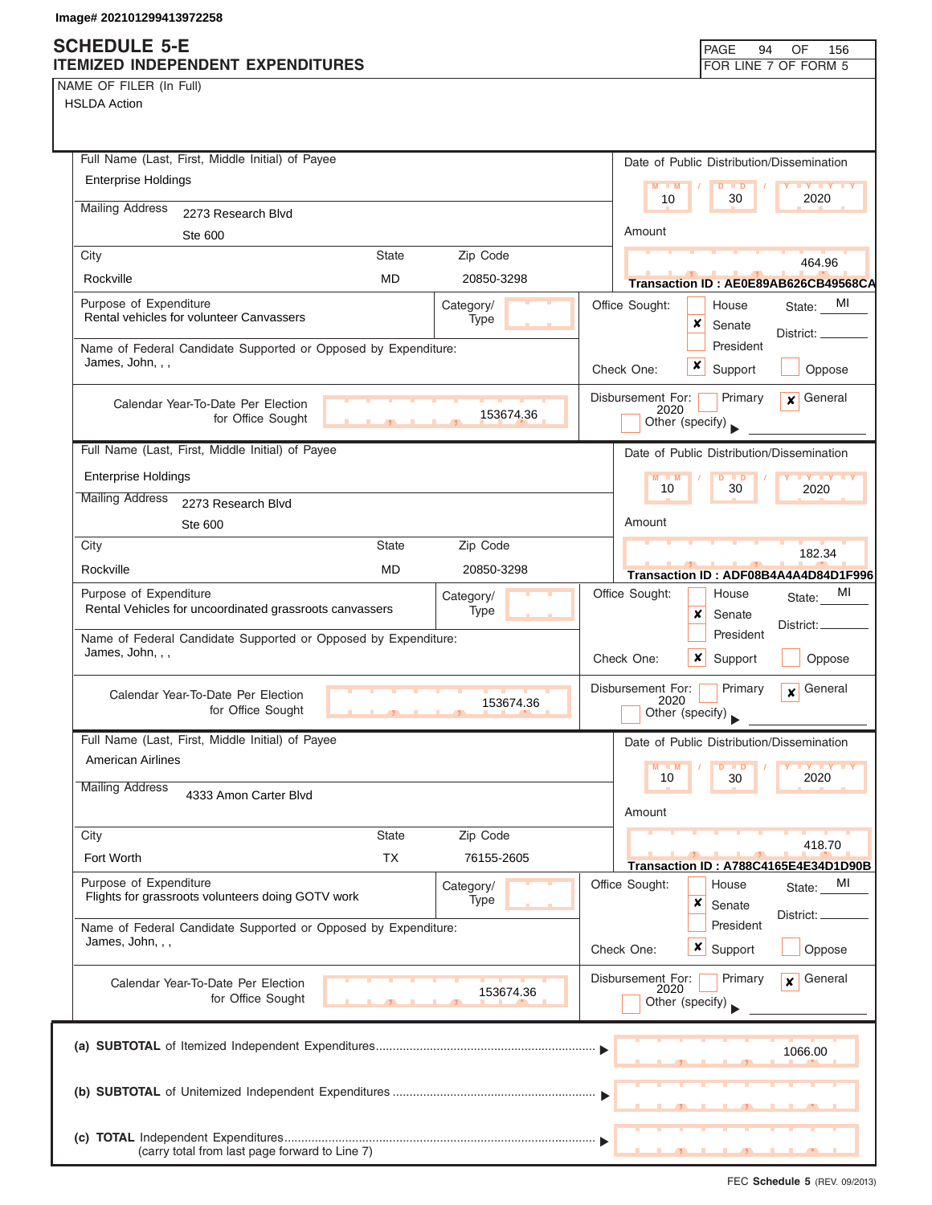Image# 202101299413972258

# SCHEDULE 5-E
## ITEMIZED INDEPENDENT EXPENDITURES

PAGE 94 OF 156
FOR LINE 7 OF FORM 5

NAME OF FILER (In Full)
HSLDA Action

---

**Full Name (Last, First, Middle Initial) of Payee:** Enterprise Holdings

**Mailing Address:** 2273 Research Blvd, Ste 600

**City:** Rockville | **State:** MD | **Zip Code:** 20850-3298

**Date of Public Distribution/Dissemination:** 10 / 30 / 2020

**Amount:** 464.96

**Transaction ID :** AE0E89AB626CB49568CA

**Purpose of Expenditure:** Rental vehicles for volunteer Canvassers

**Category/Type:**

**Office Sought:** [ ] House [x] Senate [ ] President — State: MI — District:

**Name of Federal Candidate Supported or Opposed by Expenditure:** James, John, , ,

**Check One:** [x] Support [ ] Oppose

**Calendar Year-To-Date Per Election for Office Sought:** 153674.36

**Disbursement For:** [ ] Primary [x] General 2020 [ ] Other (specify)

---

**Full Name (Last, First, Middle Initial) of Payee:** Enterprise Holdings

**Mailing Address:** 2273 Research Blvd, Ste 600

**City:** Rockville | **State:** MD | **Zip Code:** 20850-3298

**Date of Public Distribution/Dissemination:** 10 / 30 / 2020

**Amount:** 182.34

**Transaction ID :** ADF08B4A4A4D84D1F996

**Purpose of Expenditure:** Rental Vehicles for uncoordinated grassroots canvassers

**Category/Type:**

**Office Sought:** [ ] House [x] Senate [ ] President — State: MI — District:

**Name of Federal Candidate Supported or Opposed by Expenditure:** James, John, , ,

**Check One:** [x] Support [ ] Oppose

**Calendar Year-To-Date Per Election for Office Sought:** 153674.36

**Disbursement For:** [ ] Primary [x] General 2020 [ ] Other (specify)

---

**Full Name (Last, First, Middle Initial) of Payee:** American Airlines

**Mailing Address:** 4333 Amon Carter Blvd

**City:** Fort Worth | **State:** TX | **Zip Code:** 76155-2605

**Date of Public Distribution/Dissemination:** 10 / 30 / 2020

**Amount:** 418.70

**Transaction ID :** A788C4165E4E34D1D90B

**Purpose of Expenditure:** Flights for grassroots volunteers doing GOTV work

**Category/Type:**

**Office Sought:** [ ] House [x] Senate [ ] President — State: MI — District:

**Name of Federal Candidate Supported or Opposed by Expenditure:** James, John, , ,

**Check One:** [x] Support [ ] Oppose

**Calendar Year-To-Date Per Election for Office Sought:** 153674.36

**Disbursement For:** [ ] Primary [x] General 2020 [ ] Other (specify)

---

**(a) SUBTOTAL** of Itemized Independent Expenditures ........ ▶ 1066.00

**(b) SUBTOTAL** of Unitemized Independent Expenditures ........ ▶

**(c) TOTAL** Independent Expenditures ........ ▶
(carry total from last page forward to Line 7)

FEC **Schedule 5** (REV. 09/2013)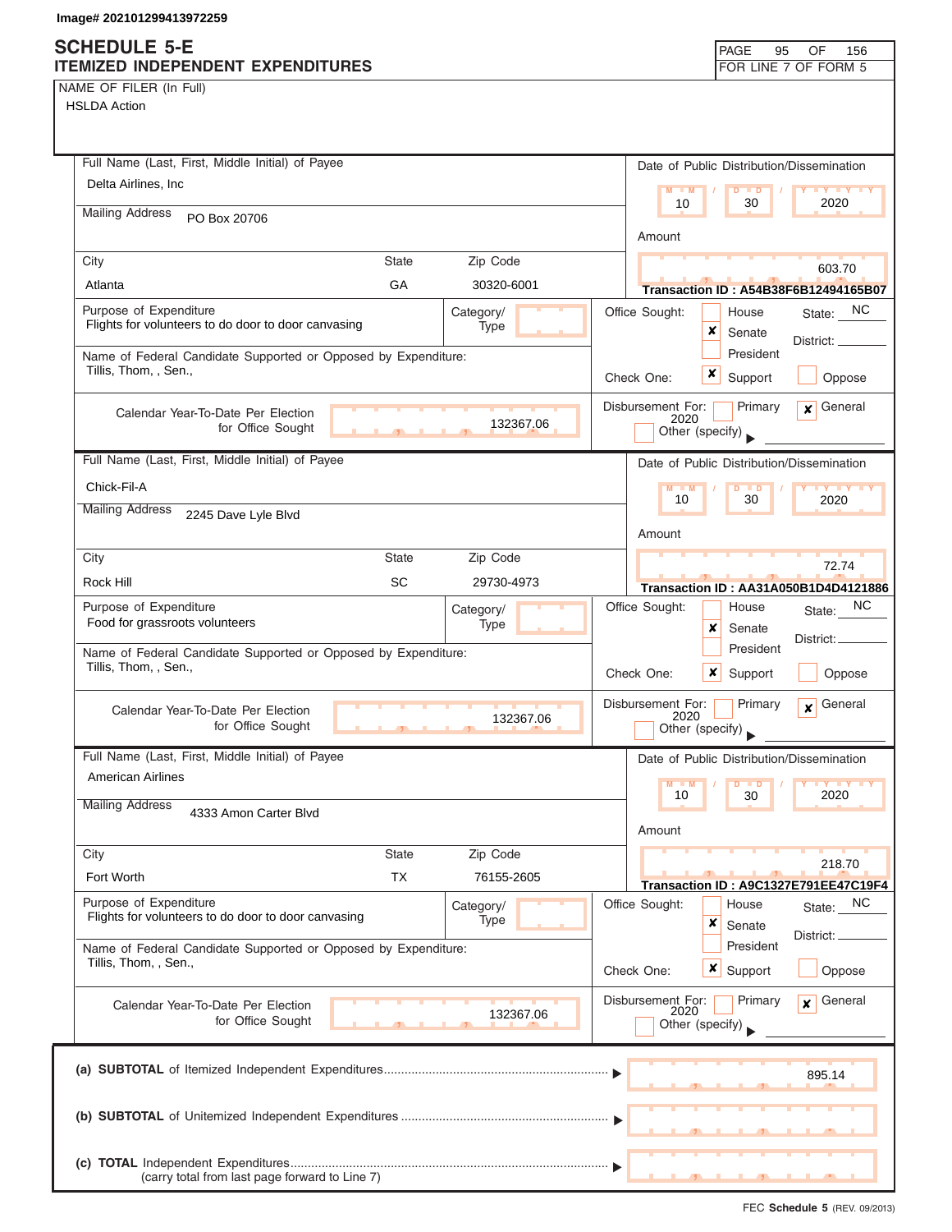Image# 202101299413972259

# SCHEDULE 5-E
## ITEMIZED INDEPENDENT EXPENDITURES

FOR LINE 7 OF FORM 5

NAME OF FILER (In Full)
HSLDA Action

---

Full Name (Last, First, Middle Initial) of Payee: Delta Airlines, Inc

Mailing Address: PO Box 20706

City: Atlanta | State: GA | Zip Code: 30320-6001

Date of Public Distribution/Dissemination: 10 / 30 / 2020

Amount: 603.70

Transaction ID : A54B38F6B12494165B07

Purpose of Expenditure: Flights for volunteers to do door to door canvasing

Category/Type:

Office Sought: [ ] House [x] Senate [ ] President — State: NC District:

Name of Federal Candidate Supported or Opposed by Expenditure: Tillis, Thom, , Sen.,

Check One: [x] Support [ ] Oppose

Calendar Year-To-Date Per Election for Office Sought: 132367.06

Disbursement For: [ ] Primary [x] General 2020 [ ] Other (specify)

---

Full Name (Last, First, Middle Initial) of Payee: Chick-Fil-A

Mailing Address: 2245 Dave Lyle Blvd

City: Rock Hill | State: SC | Zip Code: 29730-4973

Date of Public Distribution/Dissemination: 10 / 30 / 2020

Amount: 72.74

Transaction ID : AA31A050B1D4D4121886

Purpose of Expenditure: Food for grassroots volunteers

Category/Type:

Office Sought: [ ] House [x] Senate [ ] President — State: NC District:

Name of Federal Candidate Supported or Opposed by Expenditure: Tillis, Thom, , Sen.,

Check One: [x] Support [ ] Oppose

Calendar Year-To-Date Per Election for Office Sought: 132367.06

Disbursement For: [ ] Primary [x] General 2020 [ ] Other (specify)

---

Full Name (Last, First, Middle Initial) of Payee: American Airlines

Mailing Address: 4333 Amon Carter Blvd

City: Fort Worth | State: TX | Zip Code: 76155-2605

Date of Public Distribution/Dissemination: 10 / 30 / 2020

Amount: 218.70

Transaction ID : A9C1327E791EE47C19F4

Purpose of Expenditure: Flights for volunteers to do door to door canvasing

Category/Type:

Office Sought: [ ] House [x] Senate [ ] President — State: NC District:

Name of Federal Candidate Supported or Opposed by Expenditure: Tillis, Thom, , Sen.,

Check One: [x] Support [ ] Oppose

Calendar Year-To-Date Per Election for Office Sought: 132367.06

Disbursement For: [ ] Primary [x] General 2020 [ ] Other (specify)

---

(a) **SUBTOTAL** of Itemized Independent Expenditures ▶ 895.14

(b) **SUBTOTAL** of Unitemized Independent Expenditures ▶

(c) **TOTAL** Independent Expenditures ▶
(carry total from last page forward to Line 7)

FEC **Schedule 5** (REV. 09/2013)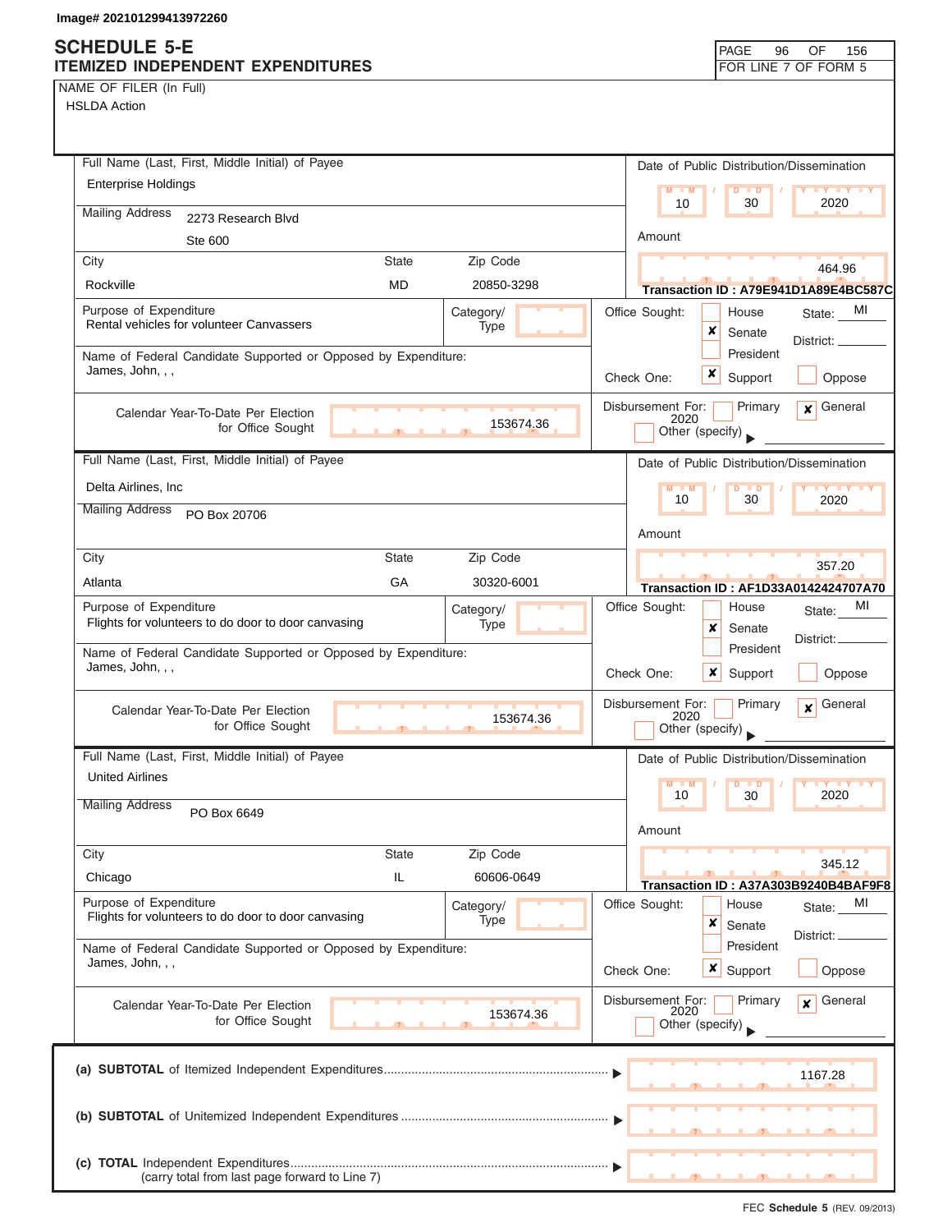Image# 202101299413972260

# SCHEDULE 5-E
## ITEMIZED INDEPENDENT EXPENDITURES

PAGE 96 OF 156
FOR LINE 7 OF FORM 5

NAME OF FILER (In Full)
HSLDA Action

---

**Full Name (Last, First, Middle Initial) of Payee:** Enterprise Holdings

**Mailing Address:** 2273 Research Blvd, Ste 600

**City:** Rockville **State:** MD **Zip Code:** 20850-3298

**Date of Public Distribution/Dissemination:** 10 / 30 / 2020

**Amount:** 464.96

Transaction ID : A79E941D1A89E4BC587C

**Purpose of Expenditure:** Rental vehicles for volunteer Canvassers

**Category/Type:**

**Office Sought:** Senate [x] **State:** MI **District:**

**Name of Federal Candidate Supported or Opposed by Expenditure:** James, John, , ,

**Check One:** Support [x]

**Calendar Year-To-Date Per Election for Office Sought:** 153674.36

**Disbursement For:** General [x] 2020

---

**Full Name (Last, First, Middle Initial) of Payee:** Delta Airlines, Inc

**Mailing Address:** PO Box 20706

**City:** Atlanta **State:** GA **Zip Code:** 30320-6001

**Date of Public Distribution/Dissemination:** 10 / 30 / 2020

**Amount:** 357.20

Transaction ID : AF1D33A0142424707A70

**Purpose of Expenditure:** Flights for volunteers to do door to door canvasing

**Category/Type:**

**Office Sought:** Senate [x] **State:** MI **District:**

**Name of Federal Candidate Supported or Opposed by Expenditure:** James, John, , ,

**Check One:** Support [x]

**Calendar Year-To-Date Per Election for Office Sought:** 153674.36

**Disbursement For:** General [x] 2020

---

**Full Name (Last, First, Middle Initial) of Payee:** United Airlines

**Mailing Address:** PO Box 6649

**City:** Chicago **State:** IL **Zip Code:** 60606-0649

**Date of Public Distribution/Dissemination:** 10 / 30 / 2020

**Amount:** 345.12

Transaction ID : A37A303B9240B4BAF9F8

**Purpose of Expenditure:** Flights for volunteers to do door to door canvasing

**Category/Type:**

**Office Sought:** Senate [x] **State:** MI **District:**

**Name of Federal Candidate Supported or Opposed by Expenditure:** James, John, , ,

**Check One:** Support [x]

**Calendar Year-To-Date Per Election for Office Sought:** 153674.36

**Disbursement For:** General [x] 2020

---

**(a) SUBTOTAL** of Itemized Independent Expenditures ▶ 1167.28

**(b) SUBTOTAL** of Unitemized Independent Expenditures ▶

**(c) TOTAL** Independent Expenditures ▶
(carry total from last page forward to Line 7)

FEC **Schedule 5** (REV. 09/2013)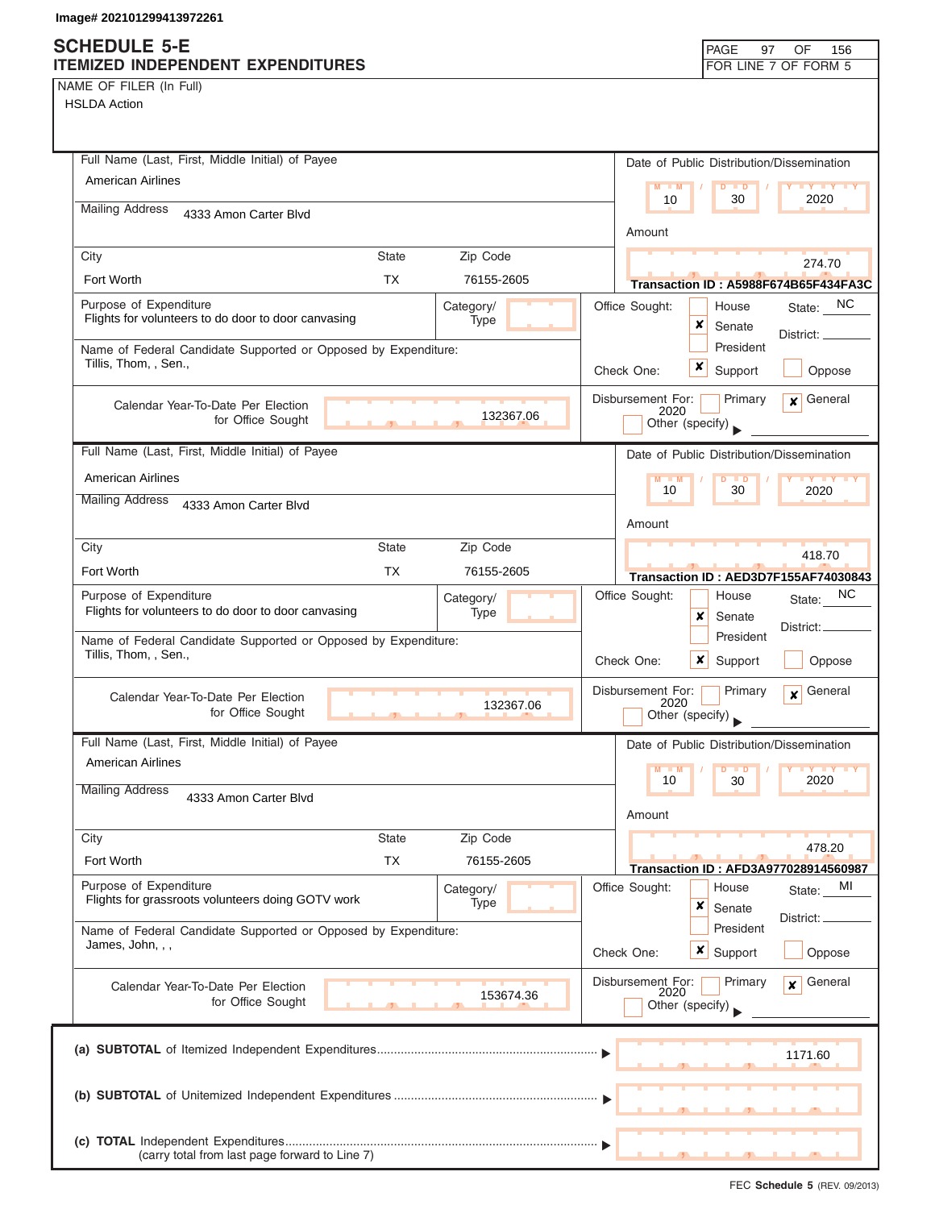Image# 202101299413972261

# SCHEDULE 5-E
## ITEMIZED INDEPENDENT EXPENDITURES

PAGE 97 OF 156
FOR LINE 7 OF FORM 5

NAME OF FILER (In Full)
HSLDA Action

---

**Full Name (Last, First, Middle Initial) of Payee:** American Airlines
**Mailing Address:** 4333 Amon Carter Blvd
**City:** Fort Worth **State:** TX **Zip Code:** 76155-2605
**Date of Public Distribution/Dissemination:** 10 / 30 / 2020
**Amount:** 274.70
**Transaction ID : A5988F674B65F434FA3C**
**Purpose of Expenditure:** Flights for volunteers to do door to door canvasing
**Category/Type:**
**Office Sought:** [ ] House [x] Senate [ ] President **State:** NC **District:**
**Name of Federal Candidate Supported or Opposed by Expenditure:** Tillis, Thom, , Sen.,
**Check One:** [x] Support [ ] Oppose
**Calendar Year-To-Date Per Election for Office Sought:** 132367.06
**Disbursement For:** [ ] Primary [x] General 2020 [ ] Other (specify)

---

**Full Name (Last, First, Middle Initial) of Payee:** American Airlines
**Mailing Address:** 4333 Amon Carter Blvd
**City:** Fort Worth **State:** TX **Zip Code:** 76155-2605
**Date of Public Distribution/Dissemination:** 10 / 30 / 2020
**Amount:** 418.70
**Transaction ID : AED3D7F155AF74030843**
**Purpose of Expenditure:** Flights for volunteers to do door to door canvasing
**Category/Type:**
**Office Sought:** [ ] House [x] Senate [ ] President **State:** NC **District:**
**Name of Federal Candidate Supported or Opposed by Expenditure:** Tillis, Thom, , Sen.,
**Check One:** [x] Support [ ] Oppose
**Calendar Year-To-Date Per Election for Office Sought:** 132367.06
**Disbursement For:** [ ] Primary [x] General 2020 [ ] Other (specify)

---

**Full Name (Last, First, Middle Initial) of Payee:** American Airlines
**Mailing Address:** 4333 Amon Carter Blvd
**City:** Fort Worth **State:** TX **Zip Code:** 76155-2605
**Date of Public Distribution/Dissemination:** 10 / 30 / 2020
**Amount:** 478.20
**Transaction ID : AFD3A977028914560987**
**Purpose of Expenditure:** Flights for grassroots volunteers doing GOTV work
**Category/Type:**
**Office Sought:** [ ] House [x] Senate [ ] President **State:** MI **District:**
**Name of Federal Candidate Supported or Opposed by Expenditure:** James, John, , ,
**Check One:** [x] Support [ ] Oppose
**Calendar Year-To-Date Per Election for Office Sought:** 153674.36
**Disbursement For:** [ ] Primary [x] General 2020 [ ] Other (specify)

---

| | |
|---|---|
| **(a) SUBTOTAL** of Itemized Independent Expenditures | 1171.60 |
| **(b) SUBTOTAL** of Unitemized Independent Expenditures | |
| **(c) TOTAL** Independent Expenditures (carry total from last page forward to Line 7) | |

FEC **Schedule 5** (REV. 09/2013)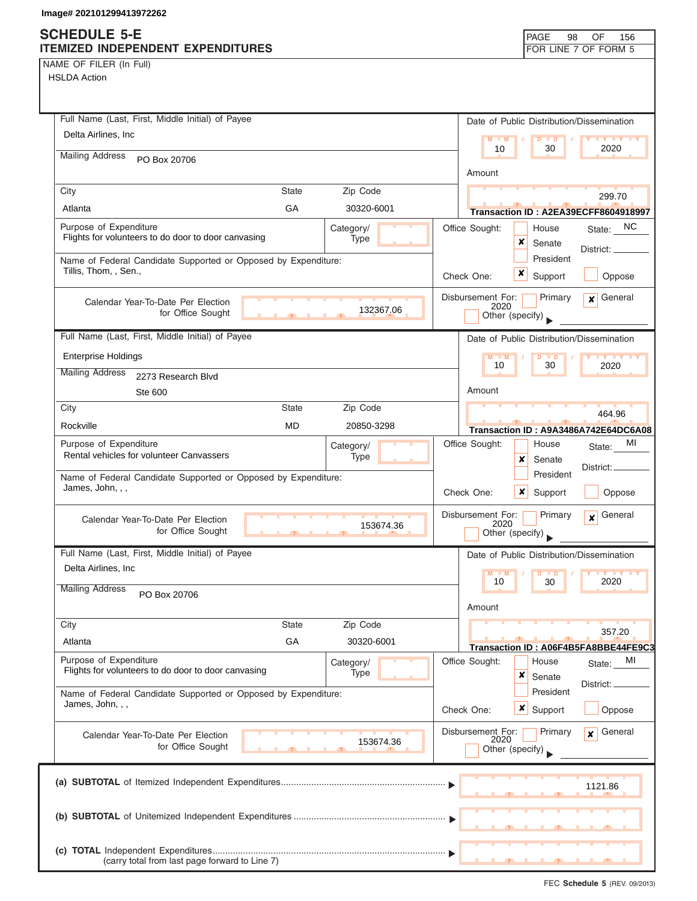Image# 202101299413972262

# SCHEDULE 5-E
## ITEMIZED INDEPENDENT EXPENDITURES

FOR LINE 7 OF FORM 5

NAME OF FILER (In Full)
HSLDA Action

---

**Full Name (Last, First, Middle Initial) of Payee:** Delta Airlines, Inc

**Mailing Address:** PO Box 20706

| City | State | Zip Code |
|---|---|---|
| Atlanta | GA | 30320-6001 |

**Date of Public Distribution/Dissemination:** 10 / 30 / 2020

**Amount:** 299.70

**Transaction ID : A2EA39ECFF8604918997**

**Purpose of Expenditure:** Flights for volunteers to do door to door canvasing

**Category/Type:**

**Name of Federal Candidate Supported or Opposed by Expenditure:** Tillis, Thom, , Sen.,

**Office Sought:** ☐ House ☒ Senate ☐ President — State: NC District:

**Check One:** ☒ Support ☐ Oppose

**Calendar Year-To-Date Per Election for Office Sought:** 132367.06

**Disbursement For:** ☐ Primary ☒ General 2020 ☐ Other (specify)

---

**Full Name (Last, First, Middle Initial) of Payee:** Enterprise Holdings

**Mailing Address:** 2273 Research Blvd, Ste 600

| City | State | Zip Code |
|---|---|---|
| Rockville | MD | 20850-3298 |

**Date of Public Distribution/Dissemination:** 10 / 30 / 2020

**Amount:** 464.96

**Transaction ID : A9A3486A742E64DC6A08**

**Purpose of Expenditure:** Rental vehicles for volunteer Canvassers

**Category/Type:**

**Name of Federal Candidate Supported or Opposed by Expenditure:** James, John, , ,

**Office Sought:** ☐ House ☒ Senate ☐ President — State: MI District:

**Check One:** ☒ Support ☐ Oppose

**Calendar Year-To-Date Per Election for Office Sought:** 153674.36

**Disbursement For:** ☐ Primary ☒ General 2020 ☐ Other (specify)

---

**Full Name (Last, First, Middle Initial) of Payee:** Delta Airlines, Inc

**Mailing Address:** PO Box 20706

| City | State | Zip Code |
|---|---|---|
| Atlanta | GA | 30320-6001 |

**Date of Public Distribution/Dissemination:** 10 / 30 / 2020

**Amount:** 357.20

**Transaction ID : A06F4B5FA8BBE44FE9C3**

**Purpose of Expenditure:** Flights for volunteers to do door to door canvasing

**Category/Type:**

**Name of Federal Candidate Supported or Opposed by Expenditure:** James, John, , ,

**Office Sought:** ☐ House ☒ Senate ☐ President — State: MI District:

**Check One:** ☒ Support ☐ Oppose

**Calendar Year-To-Date Per Election for Office Sought:** 153674.36

**Disbursement For:** ☐ Primary ☒ General 2020 ☐ Other (specify)

---

| | |
|---|---|
| (a) **SUBTOTAL** of Itemized Independent Expenditures | 1121.86 |
| (b) **SUBTOTAL** of Unitemized Independent Expenditures | |
| (c) **TOTAL** Independent Expenditures (carry total from last page forward to Line 7) | |

FEC **Schedule 5** (REV. 09/2013)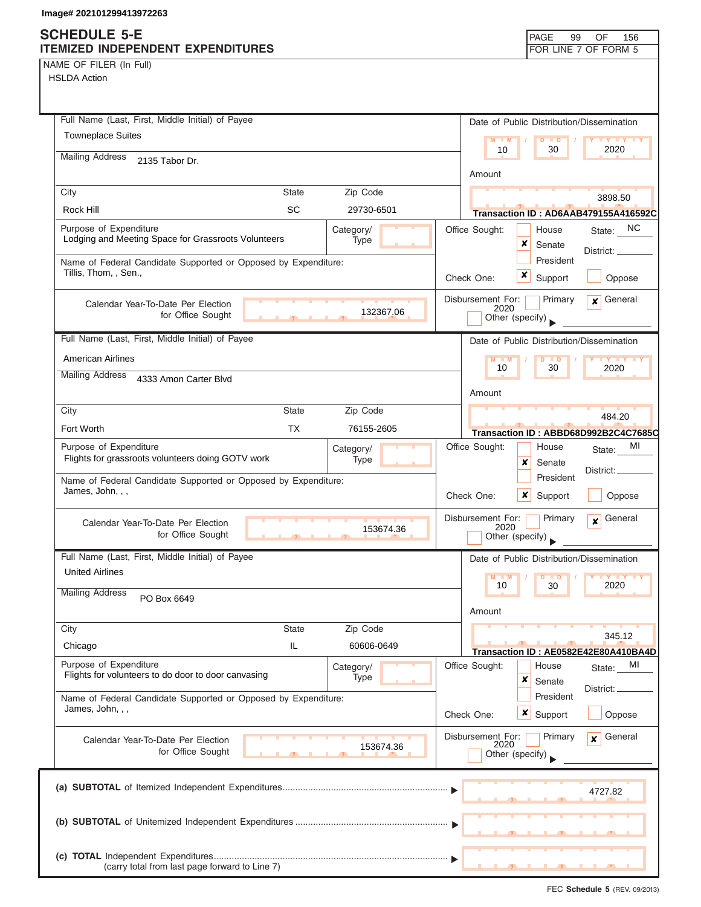Image# 202101299413972263

# SCHEDULE 5-E
## ITEMIZED INDEPENDENT EXPENDITURES

FOR LINE 7 OF FORM 5

NAME OF FILER (In Full)
HSLDA Action

---

**Full Name (Last, First, Middle Initial) of Payee:** Towneplace Suites

**Mailing Address:** 2135 Tabor Dr.

**City:** Rock Hill **State:** SC **Zip Code:** 29730-6501

**Date of Public Distribution/Dissemination:** 10 / 30 / 2020

**Amount:** 3898.50

**Transaction ID : AD6AAB479155A416592C**

**Purpose of Expenditure:** Lodging and Meeting Space for Grassroots Volunteers

**Category/Type:**

**Name of Federal Candidate Supported or Opposed by Expenditure:** Tillis, Thom, , Sen.,

**Office Sought:** Senate **State:** NC **District:**

**Check One:** Support

**Calendar Year-To-Date Per Election for Office Sought:** 132367.06

**Disbursement For:** General 2020

---

**Full Name (Last, First, Middle Initial) of Payee:** American Airlines

**Mailing Address:** 4333 Amon Carter Blvd

**City:** Fort Worth **State:** TX **Zip Code:** 76155-2605

**Date of Public Distribution/Dissemination:** 10 / 30 / 2020

**Amount:** 484.20

**Transaction ID : ABBD68D992B2C4C7685C**

**Purpose of Expenditure:** Flights for grassroots volunteers doing GOTV work

**Category/Type:**

**Name of Federal Candidate Supported or Opposed by Expenditure:** James, John, , ,

**Office Sought:** Senate **State:** MI **District:**

**Check One:** Support

**Calendar Year-To-Date Per Election for Office Sought:** 153674.36

**Disbursement For:** General 2020

---

**Full Name (Last, First, Middle Initial) of Payee:** United Airlines

**Mailing Address:** PO Box 6649

**City:** Chicago **State:** IL **Zip Code:** 60606-0649

**Date of Public Distribution/Dissemination:** 10 / 30 / 2020

**Amount:** 345.12

**Transaction ID : AE0582E42E80A410BA4D**

**Purpose of Expenditure:** Flights for volunteers to do door to door canvasing

**Category/Type:**

**Name of Federal Candidate Supported or Opposed by Expenditure:** James, John, , ,

**Office Sought:** Senate **State:** MI **District:**

**Check One:** Support

**Calendar Year-To-Date Per Election for Office Sought:** 153674.36

**Disbursement For:** General 2020

---

**(a) SUBTOTAL** of Itemized Independent Expenditures ▶ 4727.82

**(b) SUBTOTAL** of Unitemized Independent Expenditures ▶

**(c) TOTAL** Independent Expenditures ▶
(carry total from last page forward to Line 7)

FEC **Schedule 5** (REV. 09/2013)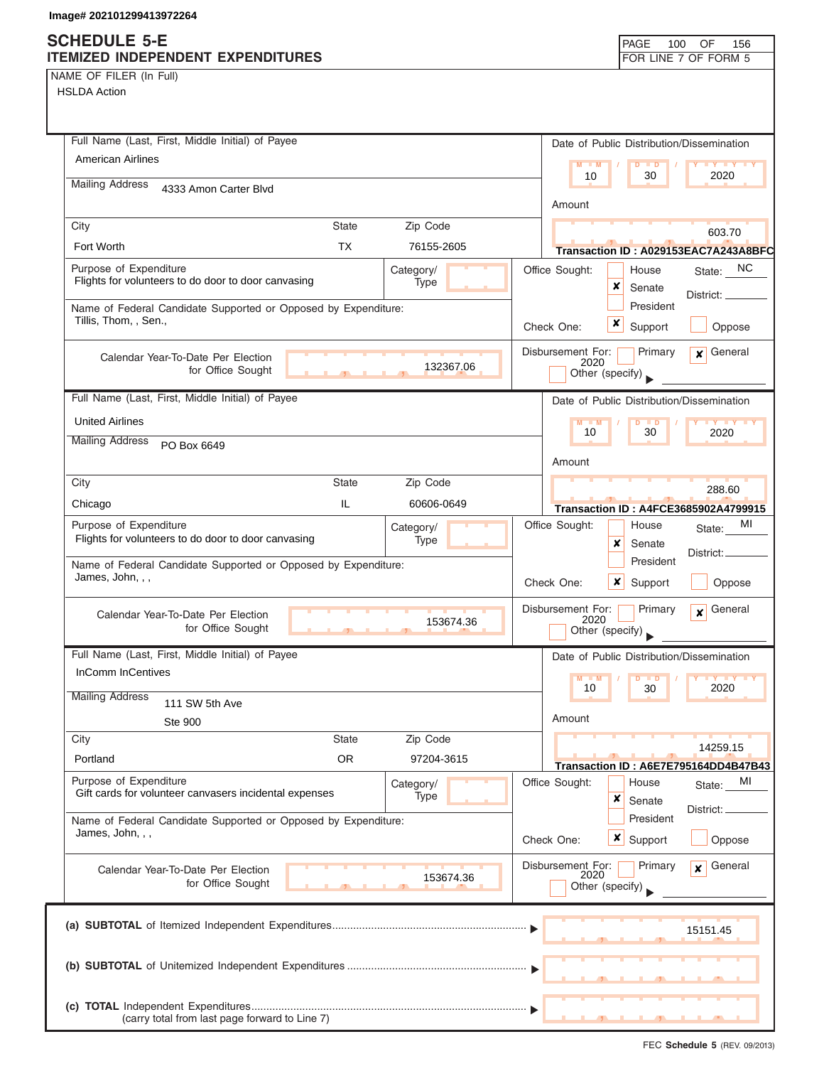Image# 202101299413972264

# SCHEDULE 5-E
## ITEMIZED INDEPENDENT EXPENDITURES

FOR LINE 7 OF FORM 5

NAME OF FILER (In Full)
HSLDA Action

---

**Full Name (Last, First, Middle Initial) of Payee**
American Airlines

**Mailing Address**
4333 Amon Carter Blvd

| City | State | Zip Code |
|---|---|---|
| Fort Worth | TX | 76155-2605 |

**Date of Public Distribution/Dissemination:** 10 / 30 / 2020

**Amount:** 603.70

**Transaction ID : A029153EAC7A243A8BFC**

**Purpose of Expenditure:** Flights for volunteers to do door to door canvasing

**Category/Type:**

**Office Sought:** ☐ House ☒ Senate ☐ President — State: NC District:

**Name of Federal Candidate Supported or Opposed by Expenditure:** Tillis, Thom, , Sen.,

**Check One:** ☒ Support ☐ Oppose

**Calendar Year-To-Date Per Election for Office Sought:** 132367.06

**Disbursement For:** ☐ Primary ☒ General 2020 ☐ Other (specify)

---

**Full Name (Last, First, Middle Initial) of Payee**
United Airlines

**Mailing Address**
PO Box 6649

| City | State | Zip Code |
|---|---|---|
| Chicago | IL | 60606-0649 |

**Date of Public Distribution/Dissemination:** 10 / 30 / 2020

**Amount:** 288.60

**Transaction ID : A4FCE3685902A4799915**

**Purpose of Expenditure:** Flights for volunteers to do door to door canvasing

**Category/Type:**

**Office Sought:** ☐ House ☒ Senate ☐ President — State: MI District:

**Name of Federal Candidate Supported or Opposed by Expenditure:** James, John, , ,

**Check One:** ☒ Support ☐ Oppose

**Calendar Year-To-Date Per Election for Office Sought:** 153674.36

**Disbursement For:** ☐ Primary ☒ General 2020 ☐ Other (specify)

---

**Full Name (Last, First, Middle Initial) of Payee**
InComm InCentives

**Mailing Address**
111 SW 5th Ave
Ste 900

| City | State | Zip Code |
|---|---|---|
| Portland | OR | 97204-3615 |

**Date of Public Distribution/Dissemination:** 10 / 30 / 2020

**Amount:** 14259.15

**Transaction ID : A6E7E795164DD4B47B43**

**Purpose of Expenditure:** Gift cards for volunteer canvasers incidental expenses

**Category/Type:**

**Office Sought:** ☐ House ☒ Senate ☐ President — State: MI District:

**Name of Federal Candidate Supported or Opposed by Expenditure:** James, John, , ,

**Check One:** ☒ Support ☐ Oppose

**Calendar Year-To-Date Per Election for Office Sought:** 153674.36

**Disbursement For:** ☐ Primary ☒ General 2020 ☐ Other (specify)

---

| | |
|---|---|
| (a) **SUBTOTAL** of Itemized Independent Expenditures | 15151.45 |
| (b) **SUBTOTAL** of Unitemized Independent Expenditures | |
| (c) **TOTAL** Independent Expenditures (carry total from last page forward to Line 7) | |

FEC **Schedule 5** (REV. 09/2013)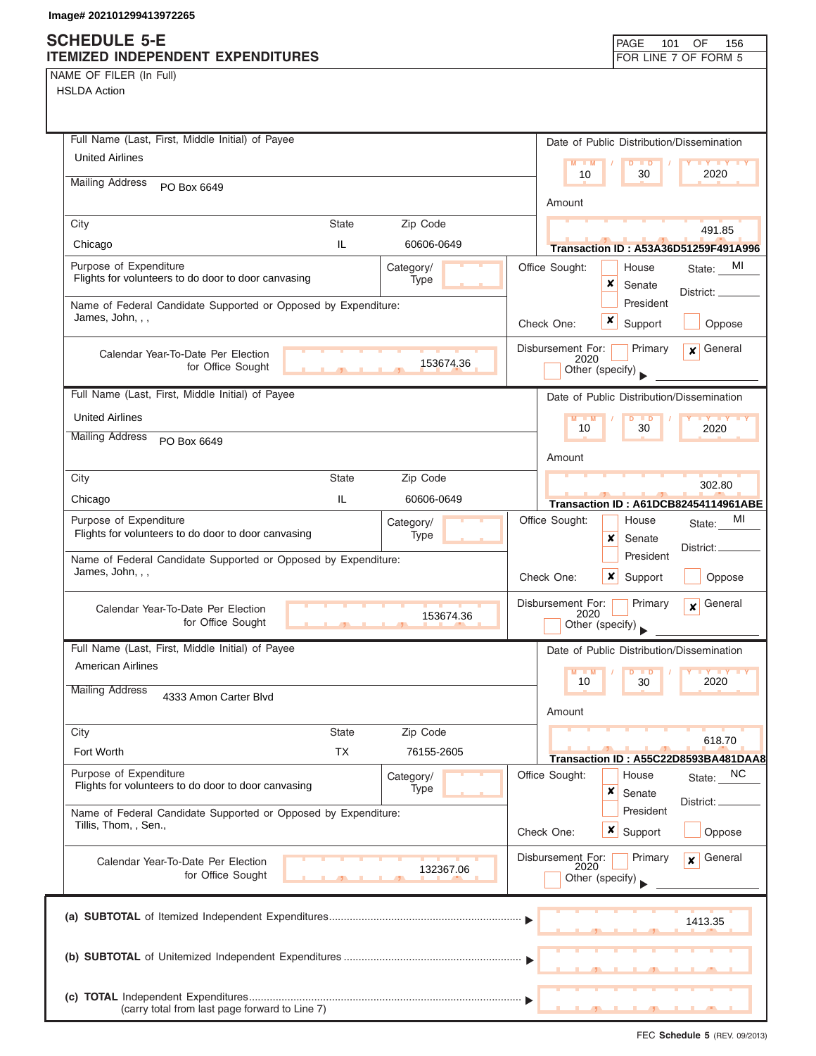Image# 202101299413972265

# SCHEDULE 5-E
## ITEMIZED INDEPENDENT EXPENDITURES

PAGE 101 OF 156
FOR LINE 7 OF FORM 5

NAME OF FILER (In Full)
HSLDA Action

---

Full Name (Last, First, Middle Initial) of Payee: United Airlines
Mailing Address: PO Box 6649
City: Chicago | State: IL | Zip Code: 60606-0649

Date of Public Distribution/Dissemination: 10 / 30 / 2020
Amount: 491.85
Transaction ID : A53A36D51259F491A996

Purpose of Expenditure: Flights for volunteers to do door to door canvasing
Category/Type:

Office Sought: [ ] House [x] Senate [ ] President
State: MI
District:

Name of Federal Candidate Supported or Opposed by Expenditure: James, John, , ,
Check One: [x] Support [ ] Oppose

Calendar Year-To-Date Per Election for Office Sought: 153674.36
Disbursement For: [ ] Primary [x] General 2020 [ ] Other (specify)

---

Full Name (Last, First, Middle Initial) of Payee: United Airlines
Mailing Address: PO Box 6649
City: Chicago | State: IL | Zip Code: 60606-0649

Date of Public Distribution/Dissemination: 10 / 30 / 2020
Amount: 302.80
Transaction ID : A61DCB82454114961ABE

Purpose of Expenditure: Flights for volunteers to do door to door canvasing
Category/Type:

Office Sought: [ ] House [x] Senate [ ] President
State: MI
District:

Name of Federal Candidate Supported or Opposed by Expenditure: James, John, , ,
Check One: [x] Support [ ] Oppose

Calendar Year-To-Date Per Election for Office Sought: 153674.36
Disbursement For: [ ] Primary [x] General 2020 [ ] Other (specify)

---

Full Name (Last, First, Middle Initial) of Payee: American Airlines
Mailing Address: 4333 Amon Carter Blvd
City: Fort Worth | State: TX | Zip Code: 76155-2605

Date of Public Distribution/Dissemination: 10 / 30 / 2020
Amount: 618.70
Transaction ID : A55C22D8593BA481DAA8

Purpose of Expenditure: Flights for volunteers to do door to door canvasing
Category/Type:

Office Sought: [ ] House [x] Senate [ ] President
State: NC
District:

Name of Federal Candidate Supported or Opposed by Expenditure: Tillis, Thom, , Sen.,
Check One: [x] Support [ ] Oppose

Calendar Year-To-Date Per Election for Office Sought: 132367.06
Disbursement For: [ ] Primary [x] General 2020 [ ] Other (specify)

---

(a) **SUBTOTAL** of Itemized Independent Expenditures ▶ 1413.35

(b) **SUBTOTAL** of Unitemized Independent Expenditures ▶

(c) **TOTAL** Independent Expenditures (carry total from last page forward to Line 7) ▶

FEC **Schedule 5** (REV. 09/2013)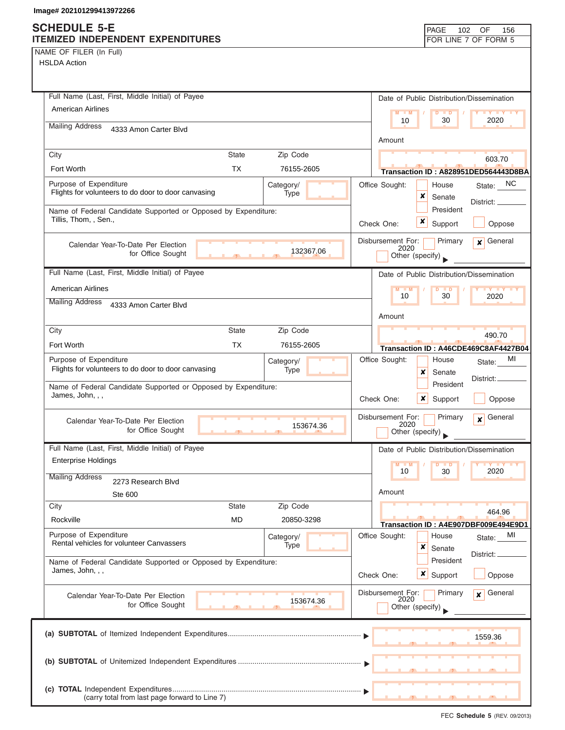Image# 202101299413972266

# SCHEDULE 5-E
## ITEMIZED INDEPENDENT EXPENDITURES

PAGE 102 OF 156
FOR LINE 7 OF FORM 5

NAME OF FILER (In Full)
HSLDA Action

---

**Full Name (Last, First, Middle Initial) of Payee:** American Airlines
**Mailing Address:** 4333 Amon Carter Blvd
**City:** Fort Worth **State:** TX **Zip Code:** 76155-2605

**Date of Public Distribution/Dissemination:** 10 / 30 / 2020
**Amount:** 603.70
**Transaction ID : A828951DED564443D8BA**

**Purpose of Expenditure:** Flights for volunteers to do door to door canvasing
**Category/Type:**

**Office Sought:** [ ] House [x] Senate [ ] President — State: NC District:

**Name of Federal Candidate Supported or Opposed by Expenditure:** Tillis, Thom, , Sen.,

**Check One:** [x] Support [ ] Oppose

**Calendar Year-To-Date Per Election for Office Sought:** 132367.06

**Disbursement For:** [ ] Primary [x] General 2020 [ ] Other (specify)

---

**Full Name (Last, First, Middle Initial) of Payee:** American Airlines
**Mailing Address:** 4333 Amon Carter Blvd
**City:** Fort Worth **State:** TX **Zip Code:** 76155-2605

**Date of Public Distribution/Dissemination:** 10 / 30 / 2020
**Amount:** 490.70
**Transaction ID : A46CDE469C8AF4427B04**

**Purpose of Expenditure:** Flights for volunteers to do door to door canvasing
**Category/Type:**

**Office Sought:** [ ] House [x] Senate [ ] President — State: MI District:

**Name of Federal Candidate Supported or Opposed by Expenditure:** James, John, , ,

**Check One:** [x] Support [ ] Oppose

**Calendar Year-To-Date Per Election for Office Sought:** 153674.36

**Disbursement For:** [ ] Primary [x] General 2020 [ ] Other (specify)

---

**Full Name (Last, First, Middle Initial) of Payee:** Enterprise Holdings
**Mailing Address:** 2273 Research Blvd Ste 600
**City:** Rockville **State:** MD **Zip Code:** 20850-3298

**Date of Public Distribution/Dissemination:** 10 / 30 / 2020
**Amount:** 464.96
**Transaction ID : A4E907DBF009E494E9D1**

**Purpose of Expenditure:** Rental vehicles for volunteer Canvassers
**Category/Type:**

**Office Sought:** [ ] House [x] Senate [ ] President — State: MI District:

**Name of Federal Candidate Supported or Opposed by Expenditure:** James, John, , ,

**Check One:** [x] Support [ ] Oppose

**Calendar Year-To-Date Per Election for Office Sought:** 153674.36

**Disbursement For:** [ ] Primary [x] General 2020 [ ] Other (specify)

---

(a) **SUBTOTAL** of Itemized Independent Expenditures ▶ 1559.36

(b) **SUBTOTAL** of Unitemized Independent Expenditures ▶

(c) **TOTAL** Independent Expenditures ▶
(carry total from last page forward to Line 7)

FEC **Schedule 5** (REV. 09/2013)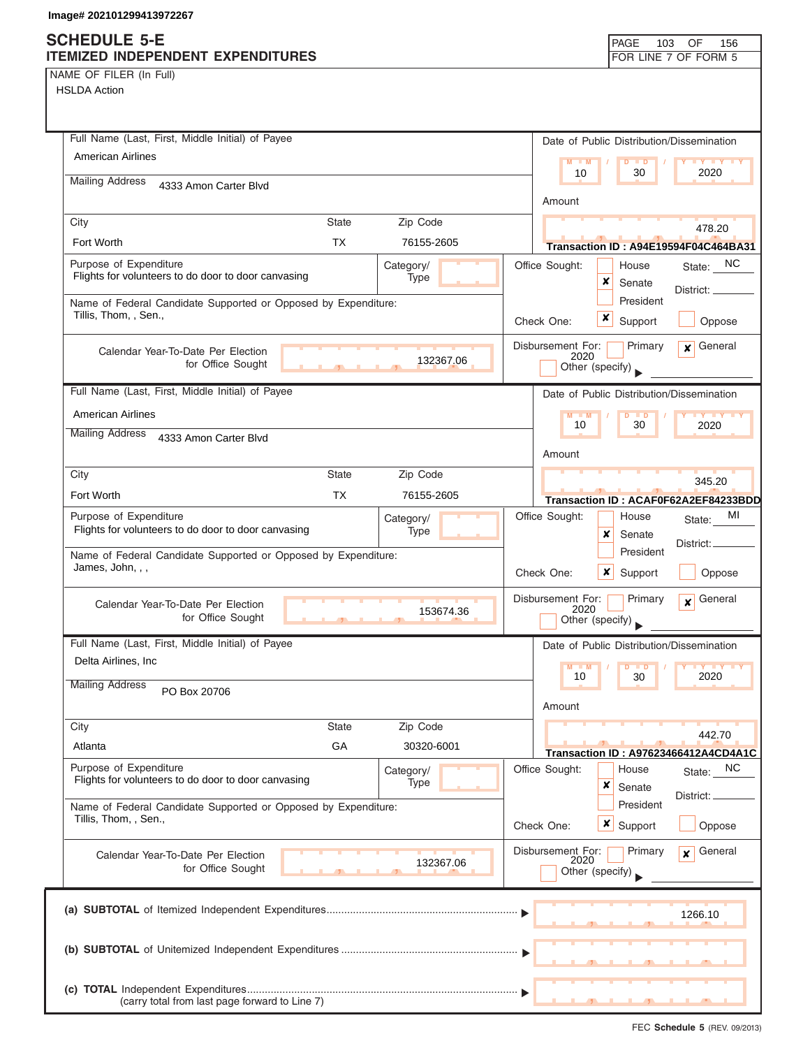Image# 202101299413972267

# SCHEDULE 5-E
## ITEMIZED INDEPENDENT EXPENDITURES

FOR LINE 7 OF FORM 5

NAME OF FILER (In Full)
HSLDA Action

---

**Full Name (Last, First, Middle Initial) of Payee:** American Airlines

**Mailing Address:** 4333 Amon Carter Blvd

**City:** Fort Worth | **State:** TX | **Zip Code:** 76155-2605

**Date of Public Distribution/Dissemination:** 10 / 30 / 2020

**Amount:** 478.20

**Transaction ID : A94E19594F04C464BA31**

**Purpose of Expenditure:** Flights for volunteers to do door to door canvasing

**Category/Type:**

**Office Sought:** ☐ House ☒ Senate ☐ President — **State:** NC **District:**

**Name of Federal Candidate Supported or Opposed by Expenditure:** Tillis, Thom, , Sen.,

**Check One:** ☒ Support ☐ Oppose

**Calendar Year-To-Date Per Election for Office Sought:** 132367.06

**Disbursement For:** ☐ Primary ☒ General 2020 ☐ Other (specify)

---

**Full Name (Last, First, Middle Initial) of Payee:** American Airlines

**Mailing Address:** 4333 Amon Carter Blvd

**City:** Fort Worth | **State:** TX | **Zip Code:** 76155-2605

**Date of Public Distribution/Dissemination:** 10 / 30 / 2020

**Amount:** 345.20

**Transaction ID : ACAF0F62A2EF84233BDD**

**Purpose of Expenditure:** Flights for volunteers to do door to door canvasing

**Category/Type:**

**Office Sought:** ☐ House ☒ Senate ☐ President — **State:** MI **District:**

**Name of Federal Candidate Supported or Opposed by Expenditure:** James, John, , ,

**Check One:** ☒ Support ☐ Oppose

**Calendar Year-To-Date Per Election for Office Sought:** 153674.36

**Disbursement For:** ☐ Primary ☒ General 2020 ☐ Other (specify)

---

**Full Name (Last, First, Middle Initial) of Payee:** Delta Airlines, Inc

**Mailing Address:** PO Box 20706

**City:** Atlanta | **State:** GA | **Zip Code:** 30320-6001

**Date of Public Distribution/Dissemination:** 10 / 30 / 2020

**Amount:** 442.70

**Transaction ID : A97623466412A4CD4A1C**

**Purpose of Expenditure:** Flights for volunteers to do door to door canvasing

**Category/Type:**

**Office Sought:** ☐ House ☒ Senate ☐ President — **State:** NC **District:**

**Name of Federal Candidate Supported or Opposed by Expenditure:** Tillis, Thom, , Sen.,

**Check One:** ☒ Support ☐ Oppose

**Calendar Year-To-Date Per Election for Office Sought:** 132367.06

**Disbursement For:** ☐ Primary ☒ General 2020 ☐ Other (specify)

---

| | |
|---|---|
| (a) **SUBTOTAL** of Itemized Independent Expenditures | 1266.10 |
| (b) **SUBTOTAL** of Unitemized Independent Expenditures | |
| (c) **TOTAL** Independent Expenditures (carry total from last page forward to Line 7) | |

FEC **Schedule 5** (REV. 09/2013)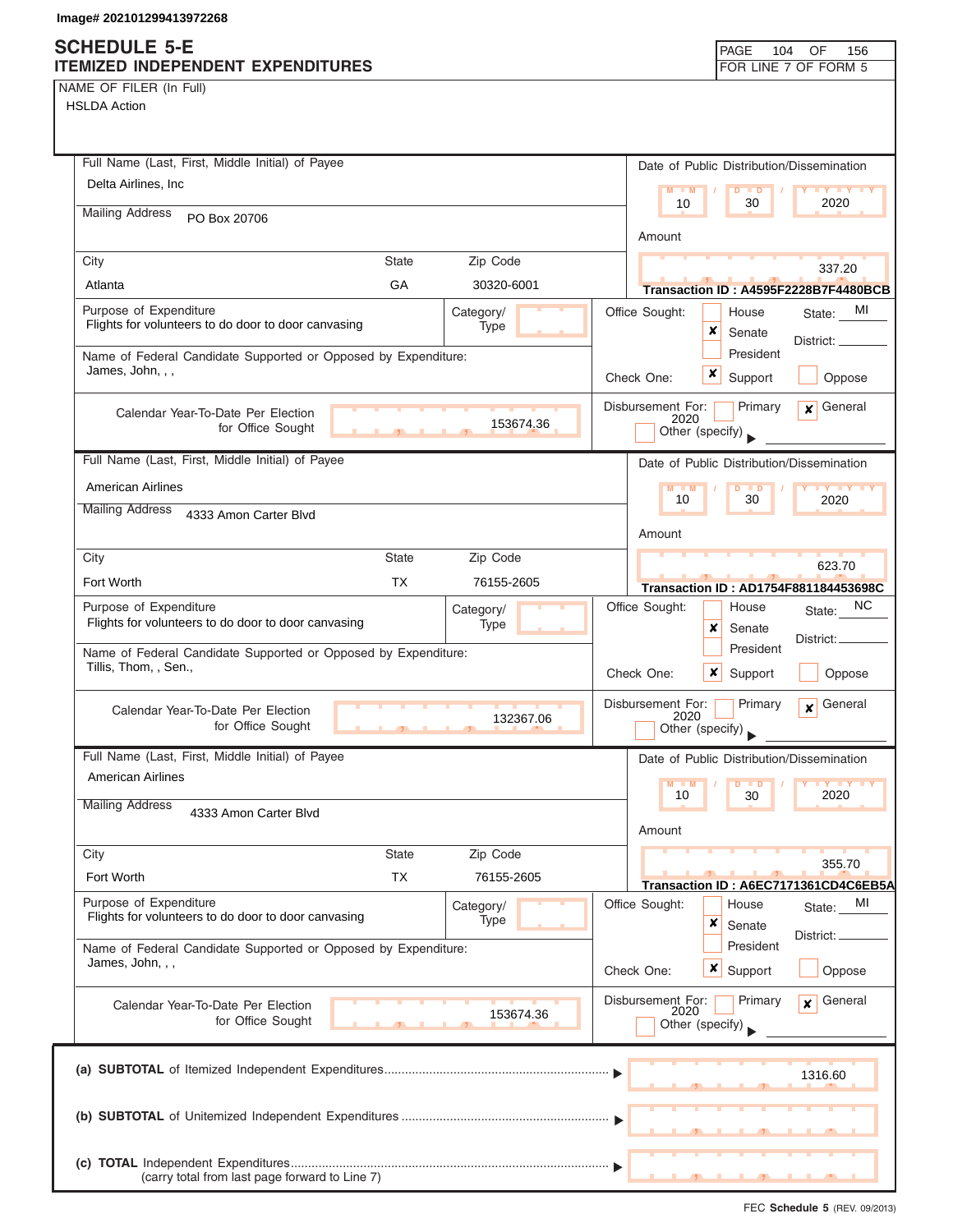Image# 202101299413972268

# SCHEDULE 5-E
## ITEMIZED INDEPENDENT EXPENDITURES

FOR LINE 7 OF FORM 5

NAME OF FILER (In Full)
HSLDA Action

---

**Full Name (Last, First, Middle Initial) of Payee:** Delta Airlines, Inc
**Mailing Address:** PO Box 20706
**City:** Atlanta **State:** GA **Zip Code:** 30320-6001

**Date of Public Distribution/Dissemination:** 10 / 30 / 2020
**Amount:** 337.20
**Transaction ID : A4595F2228B7F4480BCB**

**Purpose of Expenditure:** Flights for volunteers to do door to door canvasing
**Category/Type:**

**Office Sought:** [ ] House [x] Senate [ ] President — **State:** MI **District:**

**Name of Federal Candidate Supported or Opposed by Expenditure:** James, John, , ,

**Check One:** [x] Support [ ] Oppose

**Calendar Year-To-Date Per Election for Office Sought:** 153674.36

**Disbursement For:** [ ] Primary [x] General 2020 [ ] Other (specify)

---

**Full Name (Last, First, Middle Initial) of Payee:** American Airlines
**Mailing Address:** 4333 Amon Carter Blvd
**City:** Fort Worth **State:** TX **Zip Code:** 76155-2605

**Date of Public Distribution/Dissemination:** 10 / 30 / 2020
**Amount:** 623.70
**Transaction ID : AD1754F881184453698C**

**Purpose of Expenditure:** Flights for volunteers to do door to door canvasing
**Category/Type:**

**Office Sought:** [ ] House [x] Senate [ ] President — **State:** NC **District:**

**Name of Federal Candidate Supported or Opposed by Expenditure:** Tillis, Thom, , Sen.,

**Check One:** [x] Support [ ] Oppose

**Calendar Year-To-Date Per Election for Office Sought:** 132367.06

**Disbursement For:** [ ] Primary [x] General 2020 [ ] Other (specify)

---

**Full Name (Last, First, Middle Initial) of Payee:** American Airlines
**Mailing Address:** 4333 Amon Carter Blvd
**City:** Fort Worth **State:** TX **Zip Code:** 76155-2605

**Date of Public Distribution/Dissemination:** 10 / 30 / 2020
**Amount:** 355.70
**Transaction ID : A6EC7171361CD4C6EB5A**

**Purpose of Expenditure:** Flights for volunteers to do door to door canvasing
**Category/Type:**

**Office Sought:** [ ] House [x] Senate [ ] President — **State:** MI **District:**

**Name of Federal Candidate Supported or Opposed by Expenditure:** James, John, , ,

**Check One:** [x] Support [ ] Oppose

**Calendar Year-To-Date Per Election for Office Sought:** 153674.36

**Disbursement For:** [ ] Primary [x] General 2020 [ ] Other (specify)

---

(a) **SUBTOTAL** of Itemized Independent Expenditures ▶ 1316.60

(b) **SUBTOTAL** of Unitemized Independent Expenditures ▶

(c) **TOTAL** Independent Expenditures ▶
(carry total from last page forward to Line 7)

FEC **Schedule 5** (REV. 09/2013)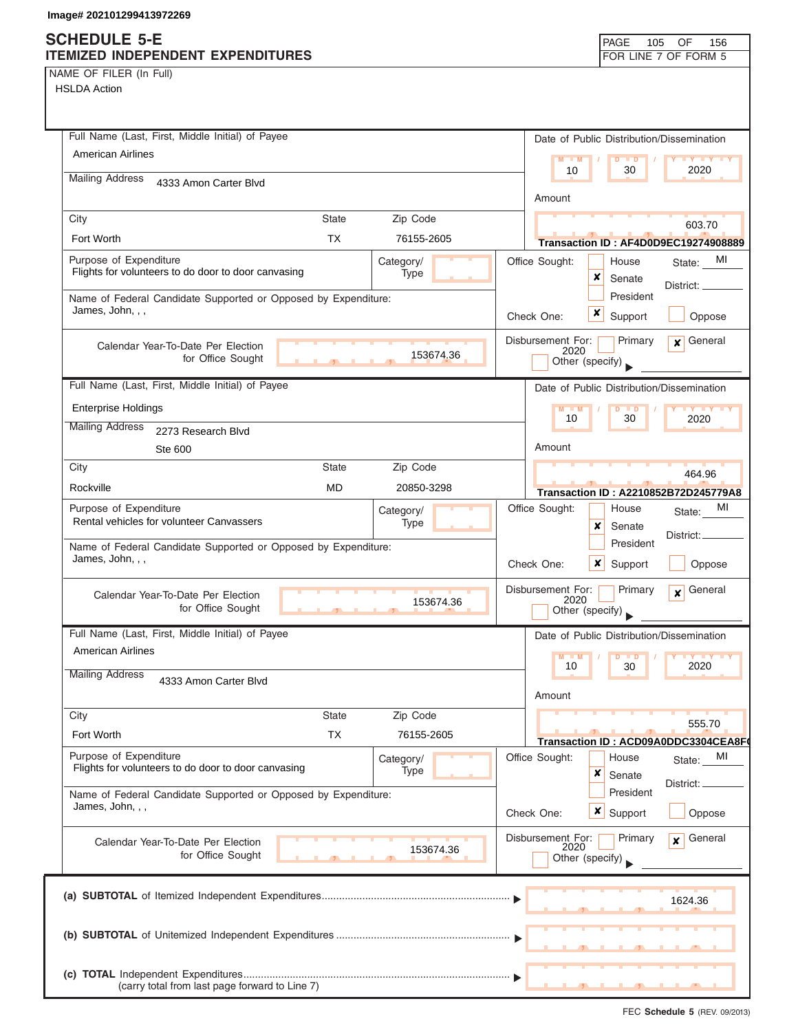Image# 202101299413972269

# SCHEDULE 5-E
## ITEMIZED INDEPENDENT EXPENDITURES

FOR LINE 7 OF FORM 5

NAME OF FILER (In Full)
HSLDA Action

---

**Full Name (Last, First, Middle Initial) of Payee:** American Airlines

**Mailing Address:** 4333 Amon Carter Blvd

**City:** Fort Worth | **State:** TX | **Zip Code:** 76155-2605

**Date of Public Distribution/Dissemination:** 10 / 30 / 2020

**Amount:** 603.70

**Transaction ID : AF4D0D9EC19274908889**

**Purpose of Expenditure:** Flights for volunteers to do door to door canvasing

**Category/Type:**

**Office Sought:** ☐ House ☒ Senate ☐ President — **State:** MI **District:**

**Name of Federal Candidate Supported or Opposed by Expenditure:** James, John, , ,

**Check One:** ☒ Support ☐ Oppose

**Calendar Year-To-Date Per Election for Office Sought:** 153674.36

**Disbursement For:** ☐ Primary ☒ General 2020 ☐ Other (specify)

---

**Full Name (Last, First, Middle Initial) of Payee:** Enterprise Holdings

**Mailing Address:** 2273 Research Blvd, Ste 600

**City:** Rockville | **State:** MD | **Zip Code:** 20850-3298

**Date of Public Distribution/Dissemination:** 10 / 30 / 2020

**Amount:** 464.96

**Transaction ID : A2210852B72D245779A8**

**Purpose of Expenditure:** Rental vehicles for volunteer Canvassers

**Category/Type:**

**Office Sought:** ☐ House ☒ Senate ☐ President — **State:** MI **District:**

**Name of Federal Candidate Supported or Opposed by Expenditure:** James, John, , ,

**Check One:** ☒ Support ☐ Oppose

**Calendar Year-To-Date Per Election for Office Sought:** 153674.36

**Disbursement For:** ☐ Primary ☒ General 2020 ☐ Other (specify)

---

**Full Name (Last, First, Middle Initial) of Payee:** American Airlines

**Mailing Address:** 4333 Amon Carter Blvd

**City:** Fort Worth | **State:** TX | **Zip Code:** 76155-2605

**Date of Public Distribution/Dissemination:** 10 / 30 / 2020

**Amount:** 555.70

**Transaction ID : ACD09A0DDC3304CEA8F**

**Purpose of Expenditure:** Flights for volunteers to do door to door canvasing

**Category/Type:**

**Office Sought:** ☐ House ☒ Senate ☐ President — **State:** MI **District:**

**Name of Federal Candidate Supported or Opposed by Expenditure:** James, John, , ,

**Check One:** ☒ Support ☐ Oppose

**Calendar Year-To-Date Per Election for Office Sought:** 153674.36

**Disbursement For:** ☐ Primary ☒ General 2020 ☐ Other (specify)

---

**(a) SUBTOTAL** of Itemized Independent Expenditures ▶ 1624.36

**(b) SUBTOTAL** of Unitemized Independent Expenditures ▶

**(c) TOTAL** Independent Expenditures (carry total from last page forward to Line 7) ▶

FEC **Schedule 5** (REV. 09/2013)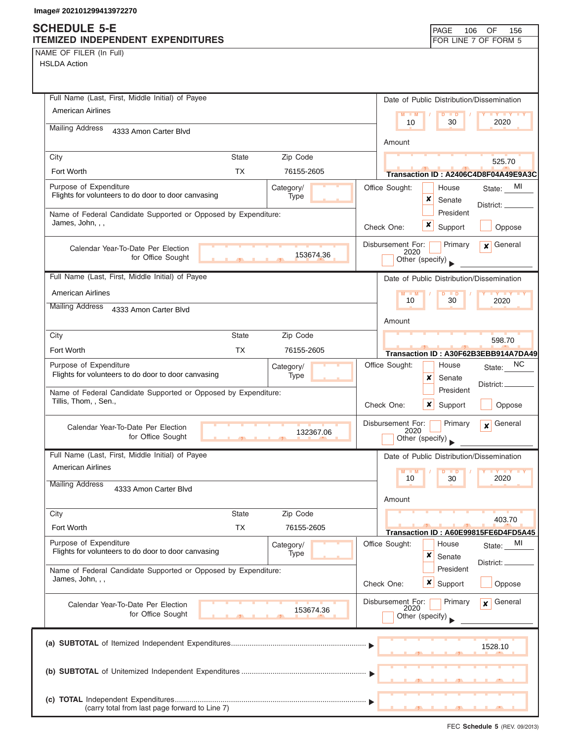Image# 202101299413972270

# SCHEDULE 5-E
## ITEMIZED INDEPENDENT EXPENDITURES

FOR LINE 7 OF FORM 5

NAME OF FILER (In Full)
HSLDA Action

---

**Full Name (Last, First, Middle Initial) of Payee:** American Airlines
**Mailing Address:** 4333 Amon Carter Blvd
**City:** Fort Worth **State:** TX **Zip Code:** 76155-2605

**Date of Public Distribution/Dissemination:** 10 / 30 / 2020
**Amount:** 525.70
**Transaction ID : A2406C4D8F04A49E9A3C**

**Purpose of Expenditure:** Flights for volunteers to do door to door canvasing
**Category/Type:**

**Office Sought:** House [ ] Senate [x] President [ ] **State:** MI **District:**

**Name of Federal Candidate Supported or Opposed by Expenditure:** James, John, , ,
**Check One:** [x] Support [ ] Oppose

**Calendar Year-To-Date Per Election for Office Sought:** 153674.36
**Disbursement For:** [ ] Primary [x] General 2020 [ ] Other (specify)

---

**Full Name (Last, First, Middle Initial) of Payee:** American Airlines
**Mailing Address:** 4333 Amon Carter Blvd
**City:** Fort Worth **State:** TX **Zip Code:** 76155-2605

**Date of Public Distribution/Dissemination:** 10 / 30 / 2020
**Amount:** 598.70
**Transaction ID : A30F62B3EBB914A7DA49**

**Purpose of Expenditure:** Flights for volunteers to do door to door canvasing
**Category/Type:**

**Office Sought:** House [ ] Senate [x] President [ ] **State:** NC **District:**

**Name of Federal Candidate Supported or Opposed by Expenditure:** Tillis, Thom, , Sen.,
**Check One:** [x] Support [ ] Oppose

**Calendar Year-To-Date Per Election for Office Sought:** 132367.06
**Disbursement For:** [ ] Primary [x] General 2020 [ ] Other (specify)

---

**Full Name (Last, First, Middle Initial) of Payee:** American Airlines
**Mailing Address:** 4333 Amon Carter Blvd
**City:** Fort Worth **State:** TX **Zip Code:** 76155-2605

**Date of Public Distribution/Dissemination:** 10 / 30 / 2020
**Amount:** 403.70
**Transaction ID : A60E99815FE6D4FD5A45**

**Purpose of Expenditure:** Flights for volunteers to do door to door canvasing
**Category/Type:**

**Office Sought:** House [ ] Senate [x] President [ ] **State:** MI **District:**

**Name of Federal Candidate Supported or Opposed by Expenditure:** James, John, , ,
**Check One:** [x] Support [ ] Oppose

**Calendar Year-To-Date Per Election for Office Sought:** 153674.36
**Disbursement For:** [ ] Primary [x] General 2020 [ ] Other (specify)

---

| | |
|---|---|
| (a) **SUBTOTAL** of Itemized Independent Expenditures | 1528.10 |
| (b) **SUBTOTAL** of Unitemized Independent Expenditures | |
| (c) **TOTAL** Independent Expenditures (carry total from last page forward to Line 7) | |

FEC **Schedule 5** (REV. 09/2013)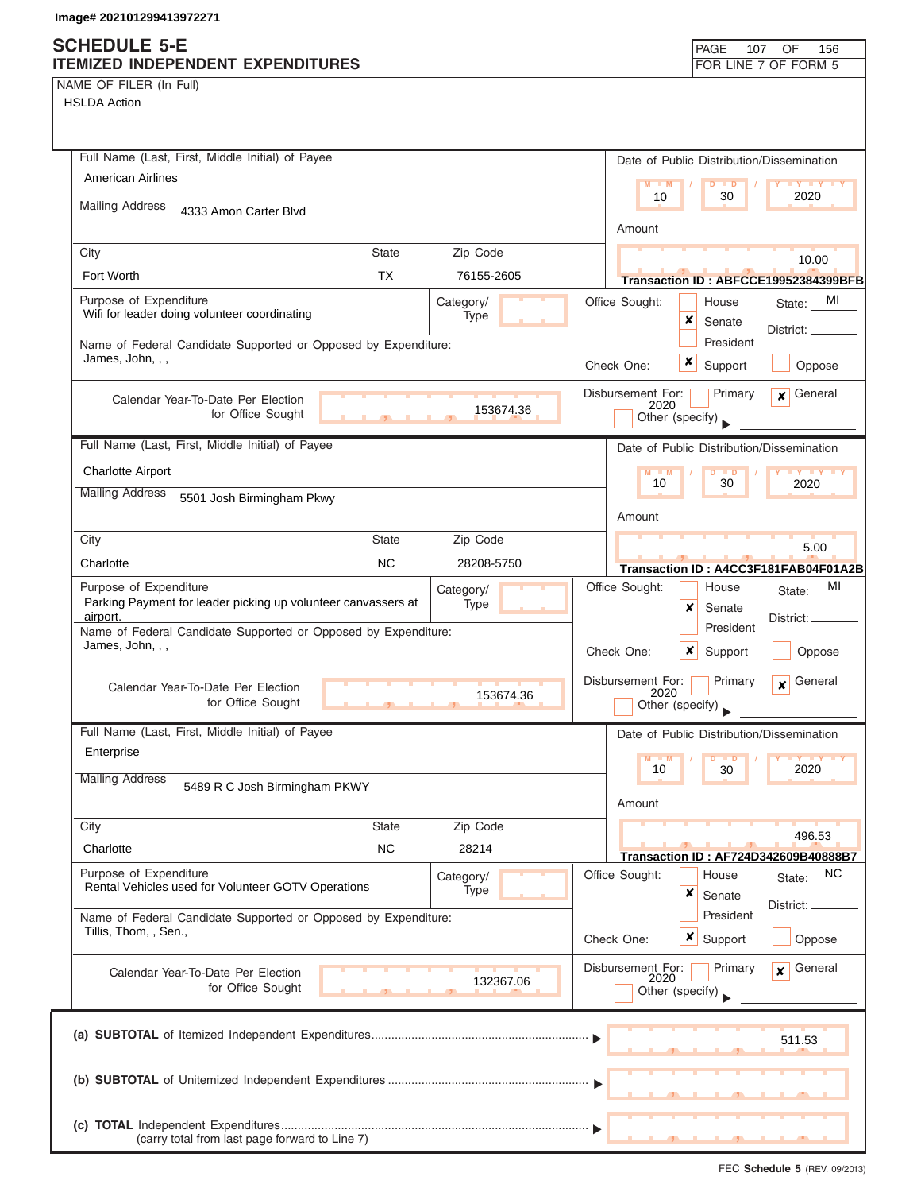Image# 202101299413972271

# SCHEDULE 5-E
## ITEMIZED INDEPENDENT EXPENDITURES

FOR LINE 7 OF FORM 5

NAME OF FILER (In Full)
HSLDA Action

---

**Full Name (Last, First, Middle Initial) of Payee:** American Airlines

**Mailing Address:** 4333 Amon Carter Blvd

| City | State | Zip Code |
|---|---|---|
| Fort Worth | TX | 76155-2605 |

**Date of Public Distribution/Dissemination:** 10 / 30 / 2020

**Amount:** 10.00

**Transaction ID :** ABFCCE19952384399BFB

**Purpose of Expenditure:** Wifi for leader doing volunteer coordinating

**Category/Type:**

**Office Sought:** [ ] House [x] Senate [ ] President — State: MI District:

**Name of Federal Candidate Supported or Opposed by Expenditure:** James, John, , ,

**Check One:** [x] Support [ ] Oppose

**Calendar Year-To-Date Per Election for Office Sought:** 153674.36

**Disbursement For:** [ ] Primary [x] General 2020 [ ] Other (specify)

---

**Full Name (Last, First, Middle Initial) of Payee:** Charlotte Airport

**Mailing Address:** 5501 Josh Birmingham Pkwy

| City | State | Zip Code |
|---|---|---|
| Charlotte | NC | 28208-5750 |

**Date of Public Distribution/Dissemination:** 10 / 30 / 2020

**Amount:** 5.00

**Transaction ID :** A4CC3F181FAB04F01A2B

**Purpose of Expenditure:** Parking Payment for leader picking up volunteer canvassers at airport.

**Category/Type:**

**Office Sought:** [ ] House [x] Senate [ ] President — State: MI District:

**Name of Federal Candidate Supported or Opposed by Expenditure:** James, John, , ,

**Check One:** [x] Support [ ] Oppose

**Calendar Year-To-Date Per Election for Office Sought:** 153674.36

**Disbursement For:** [ ] Primary [x] General 2020 [ ] Other (specify)

---

**Full Name (Last, First, Middle Initial) of Payee:** Enterprise

**Mailing Address:** 5489 R C Josh Birmingham PKWY

| City | State | Zip Code |
|---|---|---|
| Charlotte | NC | 28214 |

**Date of Public Distribution/Dissemination:** 10 / 30 / 2020

**Amount:** 496.53

**Transaction ID :** AF724D342609B40888B7

**Purpose of Expenditure:** Rental Vehicles used for Volunteer GOTV Operations

**Category/Type:**

**Office Sought:** [ ] House [x] Senate [ ] President — State: NC District:

**Name of Federal Candidate Supported or Opposed by Expenditure:** Tillis, Thom, , Sen.,

**Check One:** [x] Support [ ] Oppose

**Calendar Year-To-Date Per Election for Office Sought:** 132367.06

**Disbursement For:** [ ] Primary [x] General 2020 [ ] Other (specify)

---

**(a) SUBTOTAL** of Itemized Independent Expenditures ▶ 511.53

**(b) SUBTOTAL** of Unitemized Independent Expenditures ▶

**(c) TOTAL** Independent Expenditures ▶
(carry total from last page forward to Line 7)

FEC Schedule 5 (REV. 09/2013)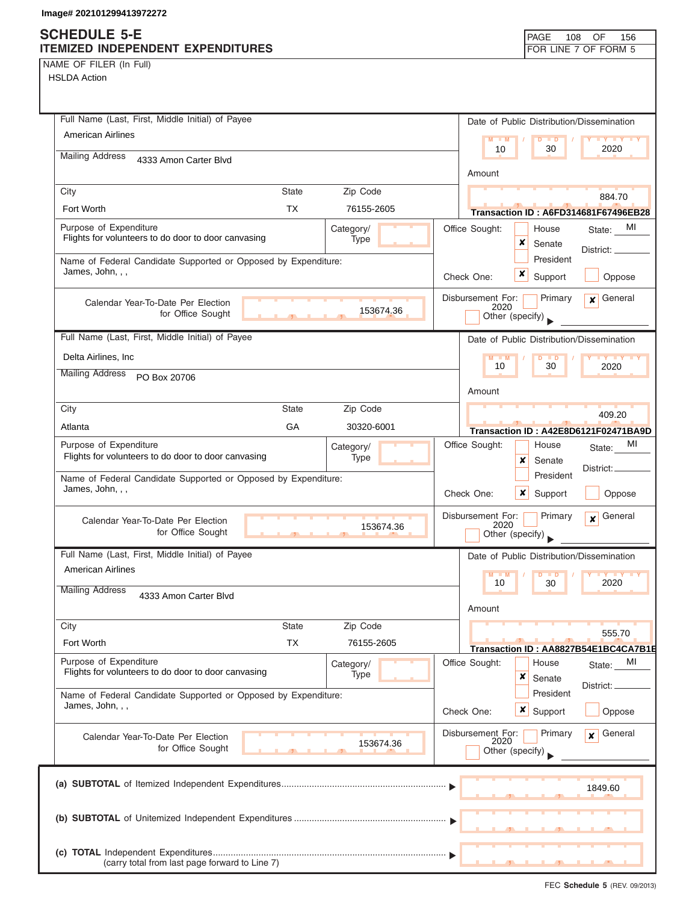Image# 202101299413972272

# SCHEDULE 5-E
## ITEMIZED INDEPENDENT EXPENDITURES

FOR LINE 7 OF FORM 5

**NAME OF FILER (In Full)**
HSLDA Action

---

**Full Name (Last, First, Middle Initial) of Payee:** American Airlines
**Mailing Address:** 4333 Amon Carter Blvd
**City:** Fort Worth | **State:** TX | **Zip Code:** 76155-2605

**Date of Public Distribution/Dissemination:** 10 / 30 / 2020
**Amount:** 884.70
**Transaction ID : A6FD314681F67496EB28**

**Purpose of Expenditure:** Flights for volunteers to do door to door canvasing
**Category/Type:**

**Office Sought:** [ ] House [x] Senate [ ] President — **State:** MI — **District:**

**Name of Federal Candidate Supported or Opposed by Expenditure:** James, John, , ,

**Check One:** [x] Support [ ] Oppose

**Calendar Year-To-Date Per Election for Office Sought:** 153674.36

**Disbursement For:** [ ] Primary [x] General 2020 [ ] Other (specify)

---

**Full Name (Last, First, Middle Initial) of Payee:** Delta Airlines, Inc
**Mailing Address:** PO Box 20706
**City:** Atlanta | **State:** GA | **Zip Code:** 30320-6001

**Date of Public Distribution/Dissemination:** 10 / 30 / 2020
**Amount:** 409.20
**Transaction ID : A42E8D6121F02471BA9D**

**Purpose of Expenditure:** Flights for volunteers to do door to door canvasing
**Category/Type:**

**Office Sought:** [ ] House [x] Senate [ ] President — **State:** MI — **District:**

**Name of Federal Candidate Supported or Opposed by Expenditure:** James, John, , ,

**Check One:** [x] Support [ ] Oppose

**Calendar Year-To-Date Per Election for Office Sought:** 153674.36

**Disbursement For:** [ ] Primary [x] General 2020 [ ] Other (specify)

---

**Full Name (Last, First, Middle Initial) of Payee:** American Airlines
**Mailing Address:** 4333 Amon Carter Blvd
**City:** Fort Worth | **State:** TX | **Zip Code:** 76155-2605

**Date of Public Distribution/Dissemination:** 10 / 30 / 2020
**Amount:** 555.70
**Transaction ID : AA8827B54E1BC4CA7B1E**

**Purpose of Expenditure:** Flights for volunteers to do door to door canvasing
**Category/Type:**

**Office Sought:** [ ] House [x] Senate [ ] President — **State:** MI — **District:**

**Name of Federal Candidate Supported or Opposed by Expenditure:** James, John, , ,

**Check One:** [x] Support [ ] Oppose

**Calendar Year-To-Date Per Election for Office Sought:** 153674.36

**Disbursement For:** [ ] Primary [x] General 2020 [ ] Other (specify)

---

| | |
|---|---|
| **(a) SUBTOTAL** of Itemized Independent Expenditures | 1849.60 |
| **(b) SUBTOTAL** of Unitemized Independent Expenditures | |
| **(c) TOTAL** Independent Expenditures (carry total from last page forward to Line 7) | |

FEC **Schedule 5** (REV. 09/2013)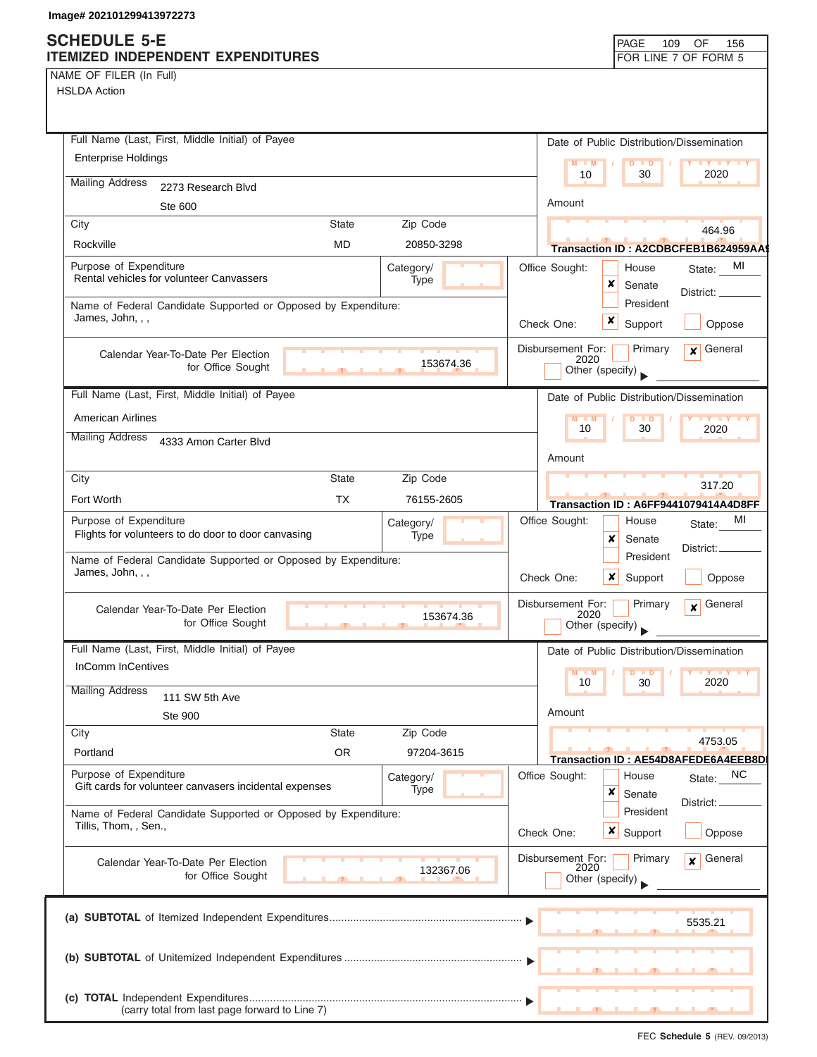Image# 202101299413972273

# SCHEDULE 5-E
## ITEMIZED INDEPENDENT EXPENDITURES

PAGE 109 OF 156
FOR LINE 7 OF FORM 5

NAME OF FILER (In Full)
HSLDA Action

---

**Full Name (Last, First, Middle Initial) of Payee:** Enterprise Holdings

**Mailing Address:** 2273 Research Blvd, Ste 600

**City:** Rockville **State:** MD **Zip Code:** 20850-3298

**Date of Public Distribution/Dissemination:** 10 / 30 / 2020

**Amount:** 464.96

**Transaction ID : A2CDBCFEB1B624959AA$**

**Purpose of Expenditure:** Rental vehicles for volunteer Canvassers

**Category/Type:**

**Office Sought:** [ ] House [x] Senate [ ] President **State:** MI **District:**

**Name of Federal Candidate Supported or Opposed by Expenditure:** James, John, , ,

**Check One:** [x] Support [ ] Oppose

**Calendar Year-To-Date Per Election for Office Sought:** 153674.36

**Disbursement For:** [ ] Primary [x] General 2020 [ ] Other (specify)

---

**Full Name (Last, First, Middle Initial) of Payee:** American Airlines

**Mailing Address:** 4333 Amon Carter Blvd

**City:** Fort Worth **State:** TX **Zip Code:** 76155-2605

**Date of Public Distribution/Dissemination:** 10 / 30 / 2020

**Amount:** 317.20

**Transaction ID : A6FF9441079414A4D8FF**

**Purpose of Expenditure:** Flights for volunteers to do door to door canvasing

**Category/Type:**

**Office Sought:** [ ] House [x] Senate [ ] President **State:** MI **District:**

**Name of Federal Candidate Supported or Opposed by Expenditure:** James, John, , ,

**Check One:** [x] Support [ ] Oppose

**Calendar Year-To-Date Per Election for Office Sought:** 153674.36

**Disbursement For:** [ ] Primary [x] General 2020 [ ] Other (specify)

---

**Full Name (Last, First, Middle Initial) of Payee:** InComm InCentives

**Mailing Address:** 111 SW 5th Ave, Ste 900

**City:** Portland **State:** OR **Zip Code:** 97204-3615

**Date of Public Distribution/Dissemination:** 10 / 30 / 2020

**Amount:** 4753.05

**Transaction ID : AE54D8AFEDE6A4EEB8DI**

**Purpose of Expenditure:** Gift cards for volunteer canvasers incidental expenses

**Category/Type:**

**Office Sought:** [ ] House [x] Senate [ ] President **State:** NC **District:**

**Name of Federal Candidate Supported or Opposed by Expenditure:** Tillis, Thom, , Sen.,

**Check One:** [x] Support [ ] Oppose

**Calendar Year-To-Date Per Election for Office Sought:** 132367.06

**Disbursement For:** [ ] Primary [x] General 2020 [ ] Other (specify)

---

| | |
|---|---|
| **(a) SUBTOTAL** of Itemized Independent Expenditures | 5535.21 |
| **(b) SUBTOTAL** of Unitemized Independent Expenditures | |
| **(c) TOTAL** Independent Expenditures (carry total from last page forward to Line 7) | |

FEC **Schedule 5** (REV. 09/2013)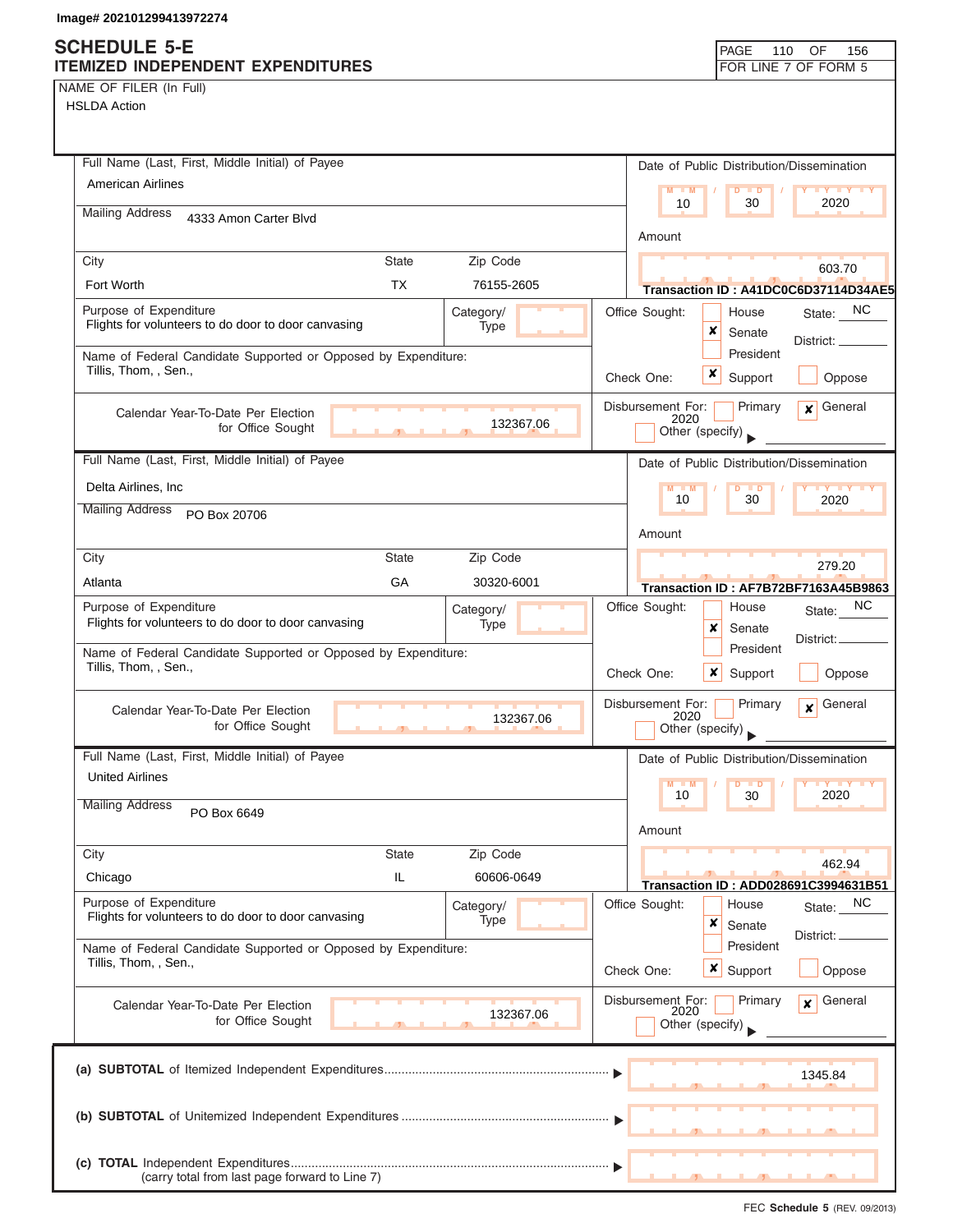Image# 202101299413972274

# SCHEDULE 5-E
## ITEMIZED INDEPENDENT EXPENDITURES

PAGE 110 OF 156
FOR LINE 7 OF FORM 5

NAME OF FILER (In Full)
HSLDA Action

---

**Full Name (Last, First, Middle Initial) of Payee**
American Airlines

**Mailing Address** 4333 Amon Carter Blvd

| City | State | Zip Code |
|---|---|---|
| Fort Worth | TX | 76155-2605 |

**Date of Public Distribution/Dissemination:** 10 / 30 / 2020

**Amount:** 603.70

Transaction ID : A41DC0C6D37114D34AE5

**Purpose of Expenditure:** Flights for volunteers to do door to door canvasing

**Category/Type:**

**Name of Federal Candidate Supported or Opposed by Expenditure:** Tillis, Thom, , Sen.,

**Office Sought:** [ ] House [x] Senate [ ] President — State: NC District:

**Check One:** [x] Support [ ] Oppose

**Calendar Year-To-Date Per Election for Office Sought:** 132367.06

**Disbursement For:** [ ] Primary [x] General 2020 [ ] Other (specify)

---

**Full Name (Last, First, Middle Initial) of Payee**
Delta Airlines, Inc

**Mailing Address** PO Box 20706

| City | State | Zip Code |
|---|---|---|
| Atlanta | GA | 30320-6001 |

**Date of Public Distribution/Dissemination:** 10 / 30 / 2020

**Amount:** 279.20

Transaction ID : AF7B72BF7163A45B9863

**Purpose of Expenditure:** Flights for volunteers to do door to door canvasing

**Category/Type:**

**Name of Federal Candidate Supported or Opposed by Expenditure:** Tillis, Thom, , Sen.,

**Office Sought:** [ ] House [x] Senate [ ] President — State: NC District:

**Check One:** [x] Support [ ] Oppose

**Calendar Year-To-Date Per Election for Office Sought:** 132367.06

**Disbursement For:** [ ] Primary [x] General 2020 [ ] Other (specify)

---

**Full Name (Last, First, Middle Initial) of Payee**
United Airlines

**Mailing Address** PO Box 6649

| City | State | Zip Code |
|---|---|---|
| Chicago | IL | 60606-0649 |

**Date of Public Distribution/Dissemination:** 10 / 30 / 2020

**Amount:** 462.94

Transaction ID : ADD028691C3994631B51

**Purpose of Expenditure:** Flights for volunteers to do door to door canvasing

**Category/Type:**

**Name of Federal Candidate Supported or Opposed by Expenditure:** Tillis, Thom, , Sen.,

**Office Sought:** [ ] House [x] Senate [ ] President — State: NC District:

**Check One:** [x] Support [ ] Oppose

**Calendar Year-To-Date Per Election for Office Sought:** 132367.06

**Disbursement For:** [ ] Primary [x] General 2020 [ ] Other (specify)

---

(a) **SUBTOTAL** of Itemized Independent Expenditures ▶ 1345.84

(b) **SUBTOTAL** of Unitemized Independent Expenditures ▶

(c) **TOTAL** Independent Expenditures ▶
(carry total from last page forward to Line 7)

FEC **Schedule 5** (REV. 09/2013)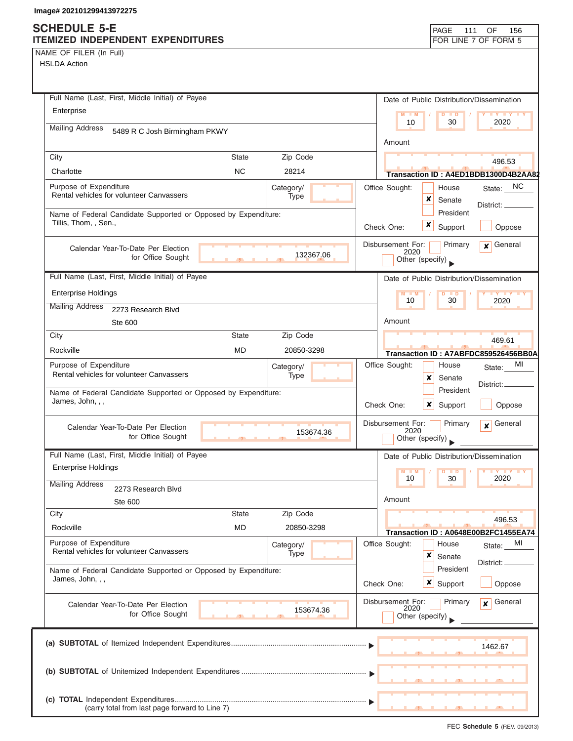Image# 202101299413972275

# SCHEDULE 5-E
## ITEMIZED INDEPENDENT EXPENDITURES

FOR LINE 7 OF FORM 5

NAME OF FILER (In Full)
HSLDA Action

---

**Full Name (Last, First, Middle Initial) of Payee:** Enterprise

**Mailing Address:** 5489 R C Josh Birmingham PKWY

**City:** Charlotte | **State:** NC | **Zip Code:** 28214

**Date of Public Distribution/Dissemination:** 10 / 30 / 2020

**Amount:** 496.53

**Transaction ID : A4ED1BDB1300D4B2AA82**

**Purpose of Expenditure:** Rental vehicles for volunteer Canvassers

**Category/Type:**

**Office Sought:** Senate (X) | **State:** NC | **District:**

**Name of Federal Candidate Supported or Opposed by Expenditure:** Tillis, Thom, , Sen.,

**Check One:** Support (X)

**Calendar Year-To-Date Per Election for Office Sought:** 132367.06

**Disbursement For:** General (X) 2020

---

**Full Name (Last, First, Middle Initial) of Payee:** Enterprise Holdings

**Mailing Address:** 2273 Research Blvd, Ste 600

**City:** Rockville | **State:** MD | **Zip Code:** 20850-3298

**Date of Public Distribution/Dissemination:** 10 / 30 / 2020

**Amount:** 469.61

**Transaction ID : A7ABFDC859526456BB0A**

**Purpose of Expenditure:** Rental vehicles for volunteer Canvassers

**Category/Type:**

**Office Sought:** Senate (X) | **State:** MI | **District:**

**Name of Federal Candidate Supported or Opposed by Expenditure:** James, John, , ,

**Check One:** Support (X)

**Calendar Year-To-Date Per Election for Office Sought:** 153674.36

**Disbursement For:** General (X) 2020

---

**Full Name (Last, First, Middle Initial) of Payee:** Enterprise Holdings

**Mailing Address:** 2273 Research Blvd, Ste 600

**City:** Rockville | **State:** MD | **Zip Code:** 20850-3298

**Date of Public Distribution/Dissemination:** 10 / 30 / 2020

**Amount:** 496.53

**Transaction ID : A0648E00B2FC1455EA74**

**Purpose of Expenditure:** Rental vehicles for volunteer Canvassers

**Category/Type:**

**Office Sought:** Senate (X) | **State:** MI | **District:**

**Name of Federal Candidate Supported or Opposed by Expenditure:** James, John, , ,

**Check One:** Support (X)

**Calendar Year-To-Date Per Election for Office Sought:** 153674.36

**Disbursement For:** General (X) 2020

---

(a) **SUBTOTAL** of Itemized Independent Expenditures ▶ 1462.67

(b) **SUBTOTAL** of Unitemized Independent Expenditures ▶

(c) **TOTAL** Independent Expenditures ▶
(carry total from last page forward to Line 7)

FEC **Schedule 5** (REV. 09/2013)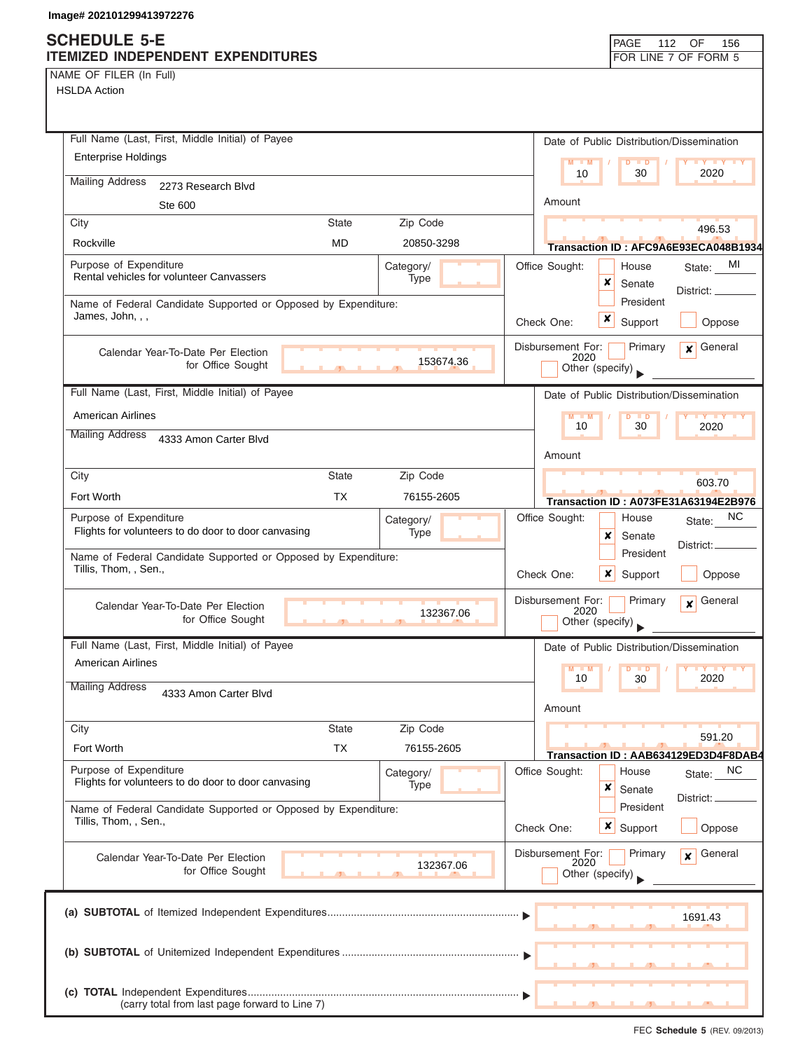Image# 202101299413972276

# SCHEDULE 5-E
## ITEMIZED INDEPENDENT EXPENDITURES

PAGE 112 OF 156
FOR LINE 7 OF FORM 5

NAME OF FILER (In Full)
HSLDA Action

---

**Full Name (Last, First, Middle Initial) of Payee:** Enterprise Holdings

**Mailing Address:** 2273 Research Blvd, Ste 600

| City | State | Zip Code |
|---|---|---|
| Rockville | MD | 20850-3298 |

**Date of Public Distribution/Dissemination:** 10 / 30 / 2020

**Amount:** 496.53

**Transaction ID : AFC9A6E93ECA048B1934**

**Purpose of Expenditure:** Rental vehicles for volunteer Canvassers

**Category/Type:**

**Office Sought:** House [ ] Senate [X] President [ ] State: MI District:

**Name of Federal Candidate Supported or Opposed by Expenditure:** James, John, , ,

**Check One:** Support [X] Oppose [ ]

**Calendar Year-To-Date Per Election for Office Sought:** 153674.36

**Disbursement For:** Primary [ ] General [X] 2020 Other (specify) [ ]

---

**Full Name (Last, First, Middle Initial) of Payee:** American Airlines

**Mailing Address:** 4333 Amon Carter Blvd

| City | State | Zip Code |
|---|---|---|
| Fort Worth | TX | 76155-2605 |

**Date of Public Distribution/Dissemination:** 10 / 30 / 2020

**Amount:** 603.70

**Transaction ID : A073FE31A63194E2B976**

**Purpose of Expenditure:** Flights for volunteers to do door to door canvasing

**Category/Type:**

**Office Sought:** House [ ] Senate [X] President [ ] State: NC District:

**Name of Federal Candidate Supported or Opposed by Expenditure:** Tillis, Thom, , Sen.,

**Check One:** Support [X] Oppose [ ]

**Calendar Year-To-Date Per Election for Office Sought:** 132367.06

**Disbursement For:** Primary [ ] General [X] 2020 Other (specify) [ ]

---

**Full Name (Last, First, Middle Initial) of Payee:** American Airlines

**Mailing Address:** 4333 Amon Carter Blvd

| City | State | Zip Code |
|---|---|---|
| Fort Worth | TX | 76155-2605 |

**Date of Public Distribution/Dissemination:** 10 / 30 / 2020

**Amount:** 591.20

**Transaction ID : AAB634129ED3D4F8DAB4**

**Purpose of Expenditure:** Flights for volunteers to do door to door canvasing

**Category/Type:**

**Office Sought:** House [ ] Senate [X] President [ ] State: NC District:

**Name of Federal Candidate Supported or Opposed by Expenditure:** Tillis, Thom, , Sen.,

**Check One:** Support [X] Oppose [ ]

**Calendar Year-To-Date Per Election for Office Sought:** 132367.06

**Disbursement For:** Primary [ ] General [X] 2020 Other (specify) [ ]

---

**(a) SUBTOTAL** of Itemized Independent Expenditures ▶ 1691.43

**(b) SUBTOTAL** of Unitemized Independent Expenditures ▶

**(c) TOTAL** Independent Expenditures ▶
(carry total from last page forward to Line 7)

FEC **Schedule 5** (REV. 09/2013)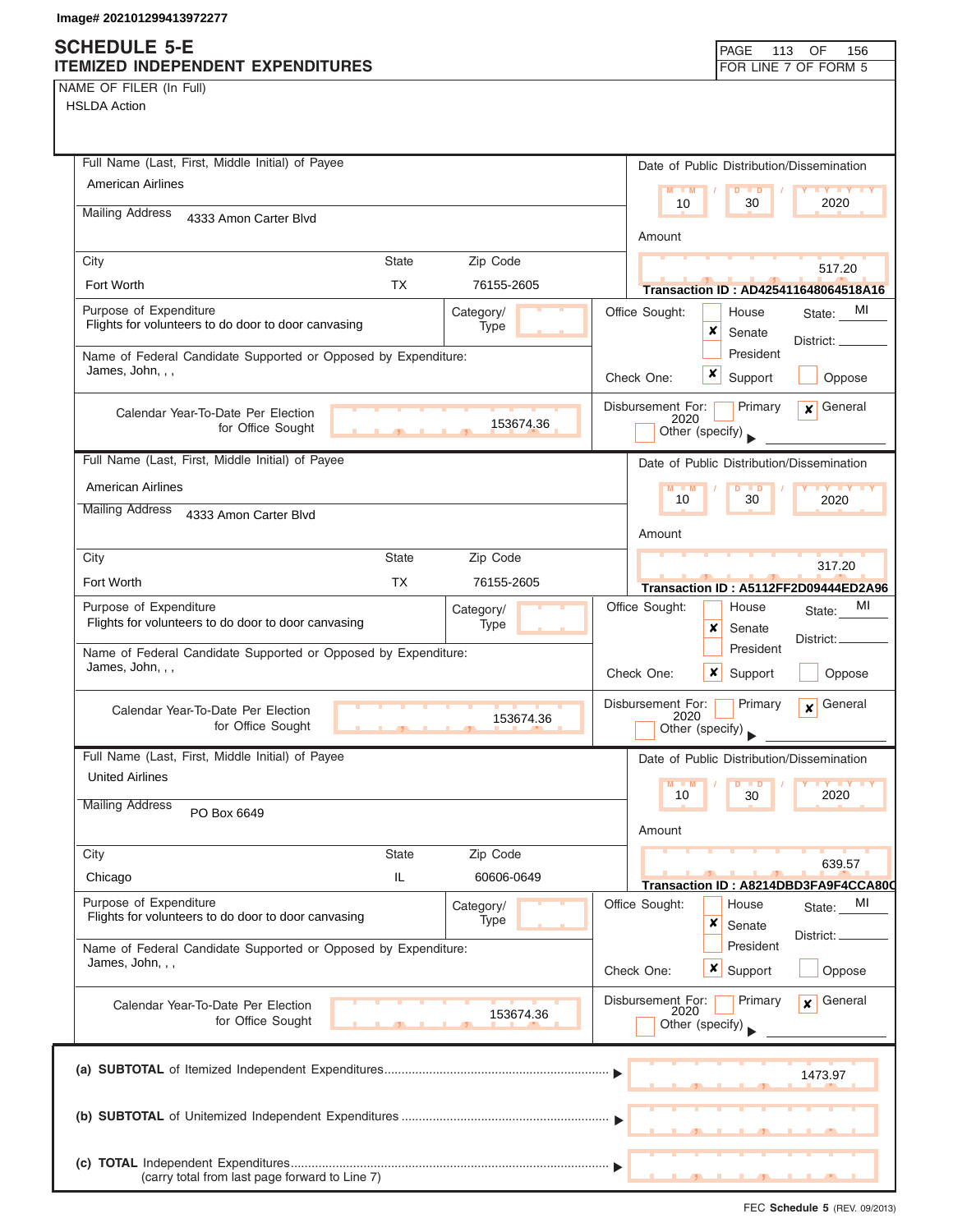Image# 202101299413972277

# SCHEDULE 5-E
## ITEMIZED INDEPENDENT EXPENDITURES

FOR LINE 7 OF FORM 5

NAME OF FILER (In Full)
HSLDA Action

---

**Full Name (Last, First, Middle Initial) of Payee:** American Airlines

**Mailing Address:** 4333 Amon Carter Blvd

| City | State | Zip Code |
|---|---|---|
| Fort Worth | TX | 76155-2605 |

**Date of Public Distribution/Dissemination:** 10 / 30 / 2020

**Amount:** 517.20

**Transaction ID : AD425411648064518A16**

**Purpose of Expenditure:** Flights for volunteers to do door to door canvasing

**Category/Type:**

**Office Sought:** [ ] House [x] Senate [ ] President — State: MI — District:

**Name of Federal Candidate Supported or Opposed by Expenditure:** James, John, , ,

**Check One:** [x] Support [ ] Oppose

**Calendar Year-To-Date Per Election for Office Sought:** 153674.36

**Disbursement For:** [ ] Primary [x] General 2020 [ ] Other (specify)

---

**Full Name (Last, First, Middle Initial) of Payee:** American Airlines

**Mailing Address:** 4333 Amon Carter Blvd

| City | State | Zip Code |
|---|---|---|
| Fort Worth | TX | 76155-2605 |

**Date of Public Distribution/Dissemination:** 10 / 30 / 2020

**Amount:** 317.20

**Transaction ID : A5112FF2D09444ED2A96**

**Purpose of Expenditure:** Flights for volunteers to do door to door canvasing

**Category/Type:**

**Office Sought:** [ ] House [x] Senate [ ] President — State: MI — District:

**Name of Federal Candidate Supported or Opposed by Expenditure:** James, John, , ,

**Check One:** [x] Support [ ] Oppose

**Calendar Year-To-Date Per Election for Office Sought:** 153674.36

**Disbursement For:** [ ] Primary [x] General 2020 [ ] Other (specify)

---

**Full Name (Last, First, Middle Initial) of Payee:** United Airlines

**Mailing Address:** PO Box 6649

| City | State | Zip Code |
|---|---|---|
| Chicago | IL | 60606-0649 |

**Date of Public Distribution/Dissemination:** 10 / 30 / 2020

**Amount:** 639.57

**Transaction ID : A8214DBD3FA9F4CCA80C**

**Purpose of Expenditure:** Flights for volunteers to do door to door canvasing

**Category/Type:**

**Office Sought:** [ ] House [x] Senate [ ] President — State: MI — District:

**Name of Federal Candidate Supported or Opposed by Expenditure:** James, John, , ,

**Check One:** [x] Support [ ] Oppose

**Calendar Year-To-Date Per Election for Office Sought:** 153674.36

**Disbursement For:** [ ] Primary [x] General 2020 [ ] Other (specify)

---

| | |
|---|---|
| (a) **SUBTOTAL** of Itemized Independent Expenditures | 1473.97 |
| (b) **SUBTOTAL** of Unitemized Independent Expenditures | |
| (c) **TOTAL** Independent Expenditures (carry total from last page forward to Line 7) | |

FEC **Schedule 5** (REV. 09/2013)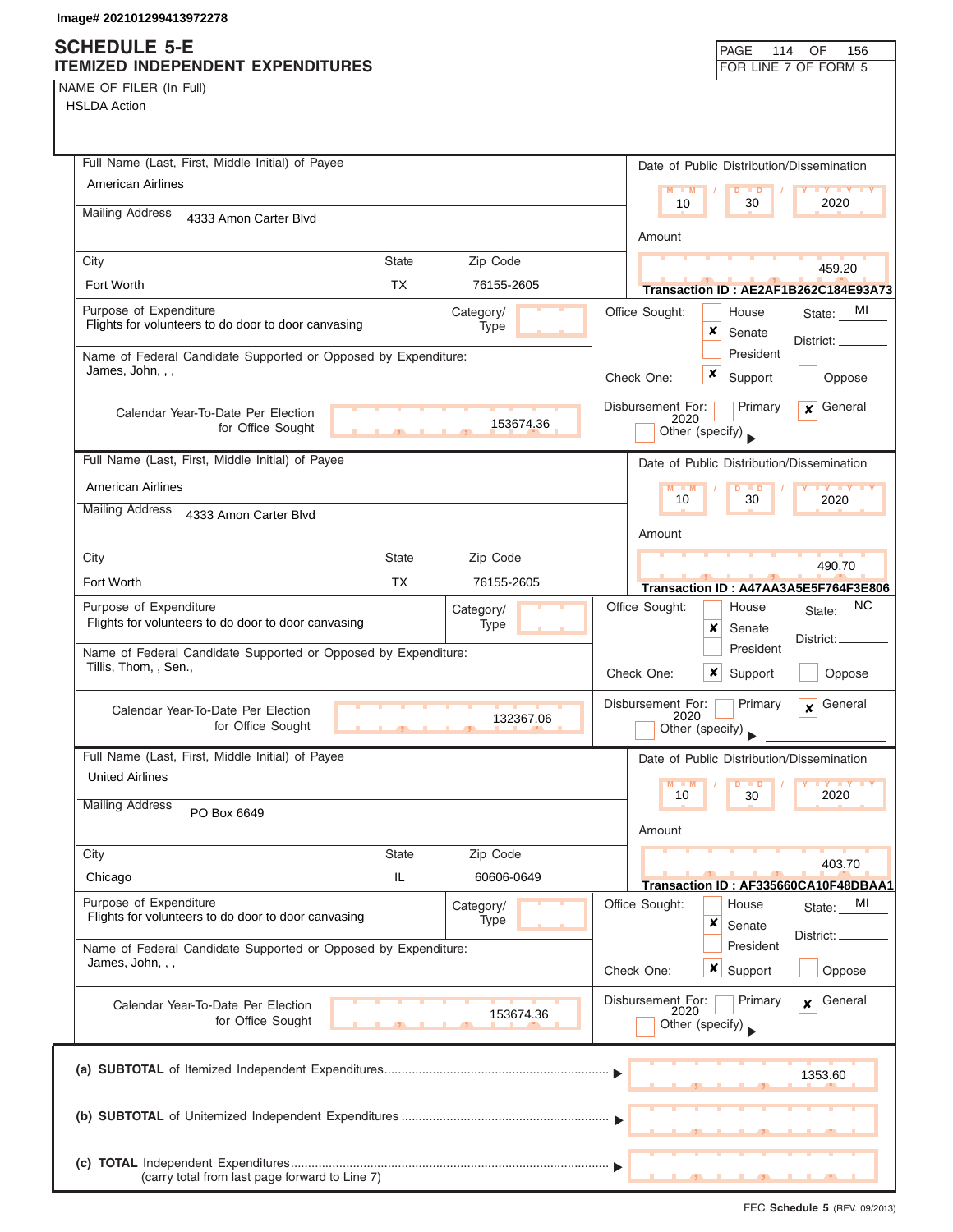Image# 202101299413972278

# SCHEDULE 5-E
## ITEMIZED INDEPENDENT EXPENDITURES

FOR LINE 7 OF FORM 5

NAME OF FILER (In Full)
HSLDA Action

---

**Full Name (Last, First, Middle Initial) of Payee:** American Airlines

**Mailing Address:** 4333 Amon Carter Blvd

**City:** Fort Worth | **State:** TX | **Zip Code:** 76155-2605

**Date of Public Distribution/Dissemination:** 10 / 30 / 2020

**Amount:** 459.20

**Transaction ID : AE2AF1B262C184E93A73**

**Purpose of Expenditure:** Flights for volunteers to do door to door canvasing

**Category/Type:**

**Office Sought:** [ ] House [x] Senate [ ] President — State: MI District:

**Name of Federal Candidate Supported or Opposed by Expenditure:** James, John, , ,

**Check One:** [x] Support [ ] Oppose

**Calendar Year-To-Date Per Election for Office Sought:** 153674.36

**Disbursement For:** [ ] Primary [x] General 2020 [ ] Other (specify)

---

**Full Name (Last, First, Middle Initial) of Payee:** American Airlines

**Mailing Address:** 4333 Amon Carter Blvd

**City:** Fort Worth | **State:** TX | **Zip Code:** 76155-2605

**Date of Public Distribution/Dissemination:** 10 / 30 / 2020

**Amount:** 490.70

**Transaction ID : A47AA3A5E5F764F3E806**

**Purpose of Expenditure:** Flights for volunteers to do door to door canvasing

**Category/Type:**

**Office Sought:** [ ] House [x] Senate [ ] President — State: NC District:

**Name of Federal Candidate Supported or Opposed by Expenditure:** Tillis, Thom, , Sen.,

**Check One:** [x] Support [ ] Oppose

**Calendar Year-To-Date Per Election for Office Sought:** 132367.06

**Disbursement For:** [ ] Primary [x] General 2020 [ ] Other (specify)

---

**Full Name (Last, First, Middle Initial) of Payee:** United Airlines

**Mailing Address:** PO Box 6649

**City:** Chicago | **State:** IL | **Zip Code:** 60606-0649

**Date of Public Distribution/Dissemination:** 10 / 30 / 2020

**Amount:** 403.70

**Transaction ID : AF335660CA10F48DBAA1**

**Purpose of Expenditure:** Flights for volunteers to do door to door canvasing

**Category/Type:**

**Office Sought:** [ ] House [x] Senate [ ] President — State: MI District:

**Name of Federal Candidate Supported or Opposed by Expenditure:** James, John, , ,

**Check One:** [x] Support [ ] Oppose

**Calendar Year-To-Date Per Election for Office Sought:** 153674.36

**Disbursement For:** [ ] Primary [x] General 2020 [ ] Other (specify)

---

| | |
|---|---|
| (a) **SUBTOTAL** of Itemized Independent Expenditures | 1353.60 |
| (b) **SUBTOTAL** of Unitemized Independent Expenditures | |
| (c) **TOTAL** Independent Expenditures (carry total from last page forward to Line 7) | |

FEC **Schedule 5** (REV. 09/2013)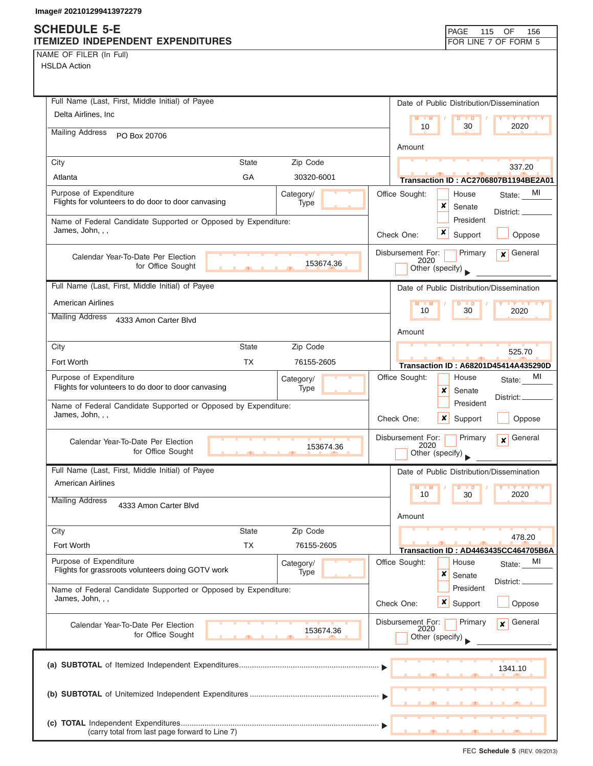Image# 202101299413972279

# SCHEDULE 5-E
## ITEMIZED INDEPENDENT EXPENDITURES

PAGE 115 OF 156
FOR LINE 7 OF FORM 5

NAME OF FILER (In Full)
HSLDA Action

---

**Full Name (Last, First, Middle Initial) of Payee**
Delta Airlines, Inc

**Mailing Address**
PO Box 20706

| City | State | Zip Code |
|---|---|---|
| Atlanta | GA | 30320-6001 |

**Date of Public Distribution/Dissemination:** 10 / 30 / 2020

**Amount:** 337.20

**Transaction ID : AC2706807B1194BE2A01**

**Purpose of Expenditure:** Flights for volunteers to do door to door canvasing

**Category/Type:**

**Name of Federal Candidate Supported or Opposed by Expenditure:** James, John, , ,

**Office Sought:** [ ] House [x] Senate [ ] President — State: MI — District:

**Check One:** [x] Support [ ] Oppose

**Calendar Year-To-Date Per Election for Office Sought:** 153674.36

**Disbursement For:** [ ] Primary [x] General 2020 [ ] Other (specify)

---

**Full Name (Last, First, Middle Initial) of Payee**
American Airlines

**Mailing Address**
4333 Amon Carter Blvd

| City | State | Zip Code |
|---|---|---|
| Fort Worth | TX | 76155-2605 |

**Date of Public Distribution/Dissemination:** 10 / 30 / 2020

**Amount:** 525.70

**Transaction ID : A68201D45414A435290D**

**Purpose of Expenditure:** Flights for volunteers to do door to door canvasing

**Category/Type:**

**Name of Federal Candidate Supported or Opposed by Expenditure:** James, John, , ,

**Office Sought:** [ ] House [x] Senate [ ] President — State: MI — District:

**Check One:** [x] Support [ ] Oppose

**Calendar Year-To-Date Per Election for Office Sought:** 153674.36

**Disbursement For:** [ ] Primary [x] General 2020 [ ] Other (specify)

---

**Full Name (Last, First, Middle Initial) of Payee**
American Airlines

**Mailing Address**
4333 Amon Carter Blvd

| City | State | Zip Code |
|---|---|---|
| Fort Worth | TX | 76155-2605 |

**Date of Public Distribution/Dissemination:** 10 / 30 / 2020

**Amount:** 478.20

**Transaction ID : AD4463435CC464705B6A**

**Purpose of Expenditure:** Flights for grassroots volunteers doing GOTV work

**Category/Type:**

**Name of Federal Candidate Supported or Opposed by Expenditure:** James, John, , ,

**Office Sought:** [ ] House [x] Senate [ ] President — State: MI — District:

**Check One:** [x] Support [ ] Oppose

**Calendar Year-To-Date Per Election for Office Sought:** 153674.36

**Disbursement For:** [ ] Primary [x] General 2020 [ ] Other (specify)

---

(a) **SUBTOTAL** of Itemized Independent Expenditures ▶ 1341.10

(b) **SUBTOTAL** of Unitemized Independent Expenditures ▶

(c) **TOTAL** Independent Expenditures ▶
(carry total from last page forward to Line 7)

FEC **Schedule 5** (REV. 09/2013)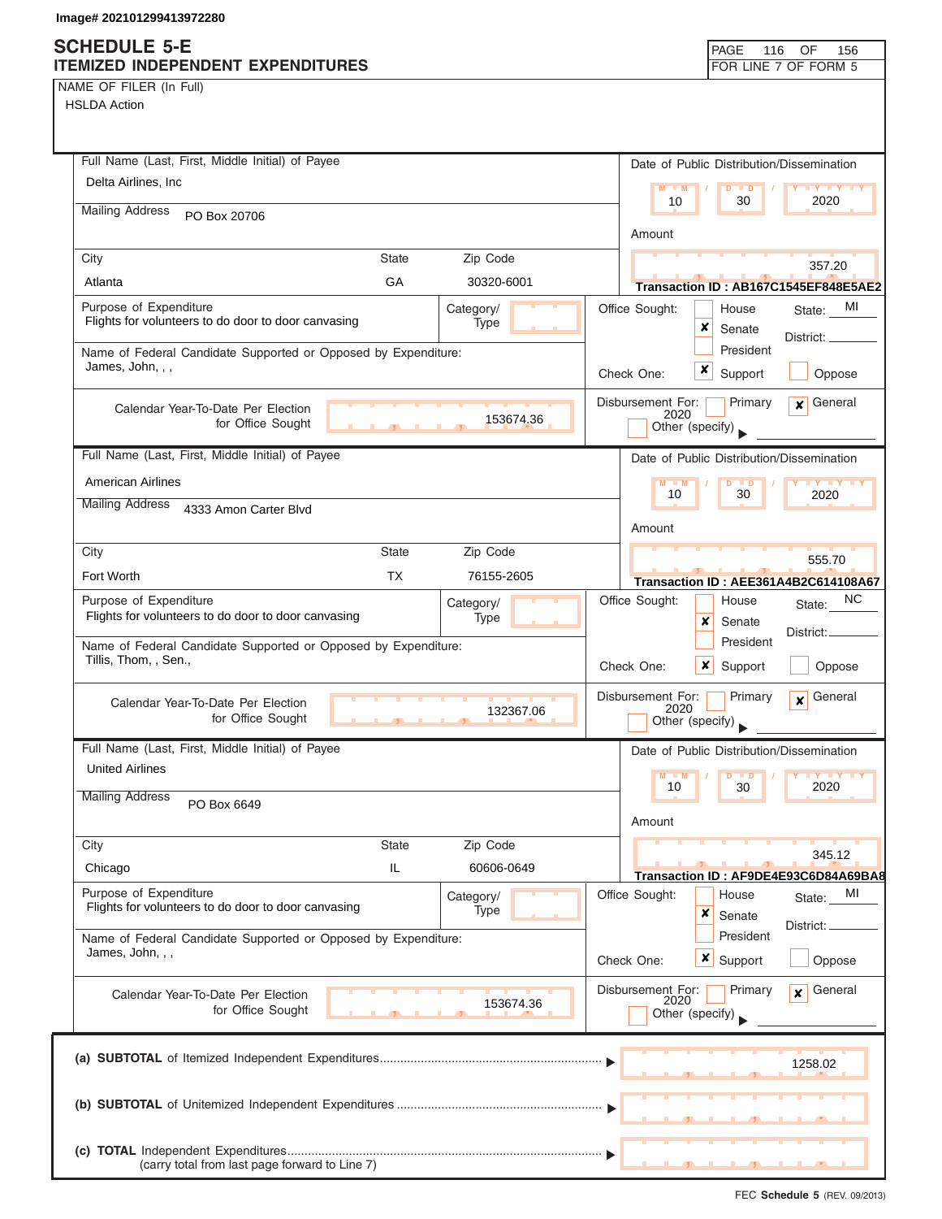Image# 202101299413972280

# SCHEDULE 5-E
## ITEMIZED INDEPENDENT EXPENDITURES

FOR LINE 7 OF FORM 5

NAME OF FILER (In Full)
HSLDA Action

---

**Full Name (Last, First, Middle Initial) of Payee**
Delta Airlines, Inc

**Mailing Address**
PO Box 20706

| City | State | Zip Code |
|---|---|---|
| Atlanta | GA | 30320-6001 |

**Date of Public Distribution/Dissemination:** 10 / 30 / 2020

**Amount:** 357.20

Transaction ID : AB167C1545EF848E5AE2

**Purpose of Expenditure:** Flights for volunteers to do door to door canvasing

Category/Type:

**Office Sought:** House [ ] Senate [x] President [ ] — State: MI — District:

**Name of Federal Candidate Supported or Opposed by Expenditure:** James, John, , ,

**Check One:** Support [x] Oppose [ ]

**Calendar Year-To-Date Per Election for Office Sought:** 153674.36

**Disbursement For:** Primary [ ] General [x] 2020 Other (specify) [ ]

---

**Full Name (Last, First, Middle Initial) of Payee**
American Airlines

**Mailing Address**
4333 Amon Carter Blvd

| City | State | Zip Code |
|---|---|---|
| Fort Worth | TX | 76155-2605 |

**Date of Public Distribution/Dissemination:** 10 / 30 / 2020

**Amount:** 555.70

Transaction ID : AEE361A4B2C614108A67

**Purpose of Expenditure:** Flights for volunteers to do door to door canvasing

Category/Type:

**Office Sought:** House [ ] Senate [x] President [ ] — State: NC — District:

**Name of Federal Candidate Supported or Opposed by Expenditure:** Tillis, Thom, , Sen.,

**Check One:** Support [x] Oppose [ ]

**Calendar Year-To-Date Per Election for Office Sought:** 132367.06

**Disbursement For:** Primary [ ] General [x] 2020 Other (specify) [ ]

---

**Full Name (Last, First, Middle Initial) of Payee**
United Airlines

**Mailing Address**
PO Box 6649

| City | State | Zip Code |
|---|---|---|
| Chicago | IL | 60606-0649 |

**Date of Public Distribution/Dissemination:** 10 / 30 / 2020

**Amount:** 345.12

Transaction ID : AF9DE4E93C6D84A69BA8

**Purpose of Expenditure:** Flights for volunteers to do door to door canvasing

Category/Type:

**Office Sought:** House [ ] Senate [x] President [ ] — State: MI — District:

**Name of Federal Candidate Supported or Opposed by Expenditure:** James, John, , ,

**Check One:** Support [x] Oppose [ ]

**Calendar Year-To-Date Per Election for Office Sought:** 153674.36

**Disbursement For:** Primary [ ] General [x] 2020 Other (specify) [ ]

---

**(a) SUBTOTAL** of Itemized Independent Expenditures ........ ▶ 1258.02

**(b) SUBTOTAL** of Unitemized Independent Expenditures ........ ▶

**(c) TOTAL** Independent Expenditures ........ ▶
(carry total from last page forward to Line 7)

FEC **Schedule 5** (REV. 09/2013)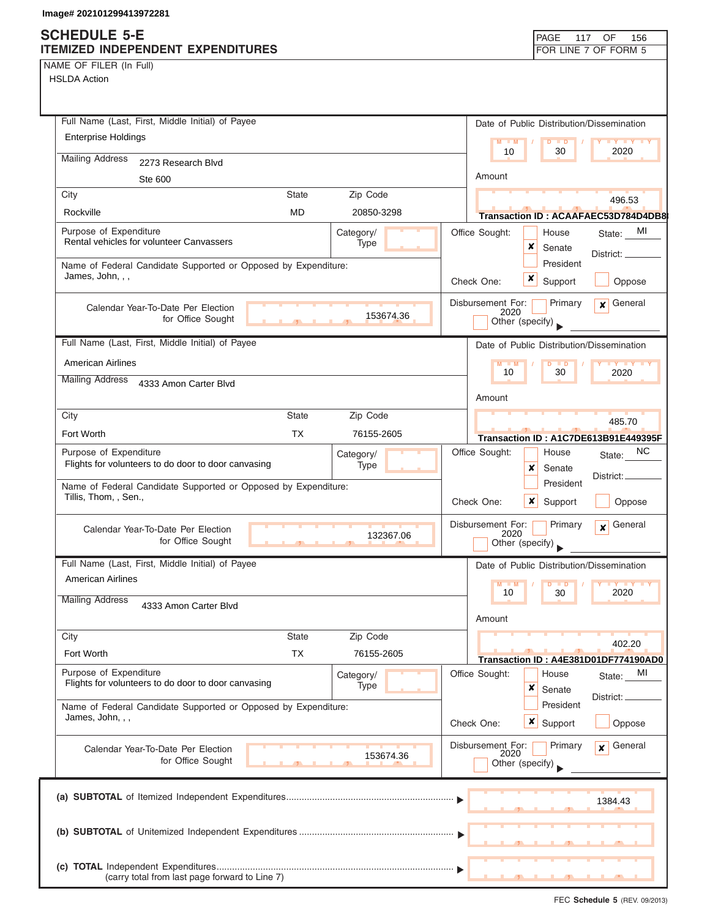Image# 202101299413972281

# SCHEDULE 5-E
## ITEMIZED INDEPENDENT EXPENDITURES

PAGE 117 OF 156
FOR LINE 7 OF FORM 5

NAME OF FILER (In Full)
HSLDA Action

---

**Full Name (Last, First, Middle Initial) of Payee:** Enterprise Holdings

**Mailing Address:** 2273 Research Blvd, Ste 600

| City | State | Zip Code |
|---|---|---|
| Rockville | MD | 20850-3298 |

**Date of Public Distribution/Dissemination:** 10 / 30 / 2020

**Amount:** 496.53

**Transaction ID :** ACAAFAEC53D784D4DB8

**Purpose of Expenditure:** Rental vehicles for volunteer Canvassers

**Category/Type:**

**Office Sought:** [ ] House [x] Senate [ ] President — State: MI — District:

**Name of Federal Candidate Supported or Opposed by Expenditure:** James, John, , ,

**Check One:** [x] Support [ ] Oppose

**Calendar Year-To-Date Per Election for Office Sought:** 153674.36

**Disbursement For:** [ ] Primary [x] General 2020 [ ] Other (specify)

---

**Full Name (Last, First, Middle Initial) of Payee:** American Airlines

**Mailing Address:** 4333 Amon Carter Blvd

| City | State | Zip Code |
|---|---|---|
| Fort Worth | TX | 76155-2605 |

**Date of Public Distribution/Dissemination:** 10 / 30 / 2020

**Amount:** 485.70

**Transaction ID :** A1C7DE613B91E449395F

**Purpose of Expenditure:** Flights for volunteers to do door to door canvasing

**Category/Type:**

**Office Sought:** [ ] House [x] Senate [ ] President — State: NC — District:

**Name of Federal Candidate Supported or Opposed by Expenditure:** Tillis, Thom, , Sen.,

**Check One:** [x] Support [ ] Oppose

**Calendar Year-To-Date Per Election for Office Sought:** 132367.06

**Disbursement For:** [ ] Primary [x] General 2020 [ ] Other (specify)

---

**Full Name (Last, First, Middle Initial) of Payee:** American Airlines

**Mailing Address:** 4333 Amon Carter Blvd

| City | State | Zip Code |
|---|---|---|
| Fort Worth | TX | 76155-2605 |

**Date of Public Distribution/Dissemination:** 10 / 30 / 2020

**Amount:** 402.20

**Transaction ID :** A4E381D01DF774190AD0

**Purpose of Expenditure:** Flights for volunteers to do door to door canvasing

**Category/Type:**

**Office Sought:** [ ] House [x] Senate [ ] President — State: MI — District:

**Name of Federal Candidate Supported or Opposed by Expenditure:** James, John, , ,

**Check One:** [x] Support [ ] Oppose

**Calendar Year-To-Date Per Election for Office Sought:** 153674.36

**Disbursement For:** [ ] Primary [x] General 2020 [ ] Other (specify)

---

| | |
|---|---|
| (a) **SUBTOTAL** of Itemized Independent Expenditures | 1384.43 |
| (b) **SUBTOTAL** of Unitemized Independent Expenditures | |
| (c) **TOTAL** Independent Expenditures (carry total from last page forward to Line 7) | |

FEC **Schedule 5** (REV. 09/2013)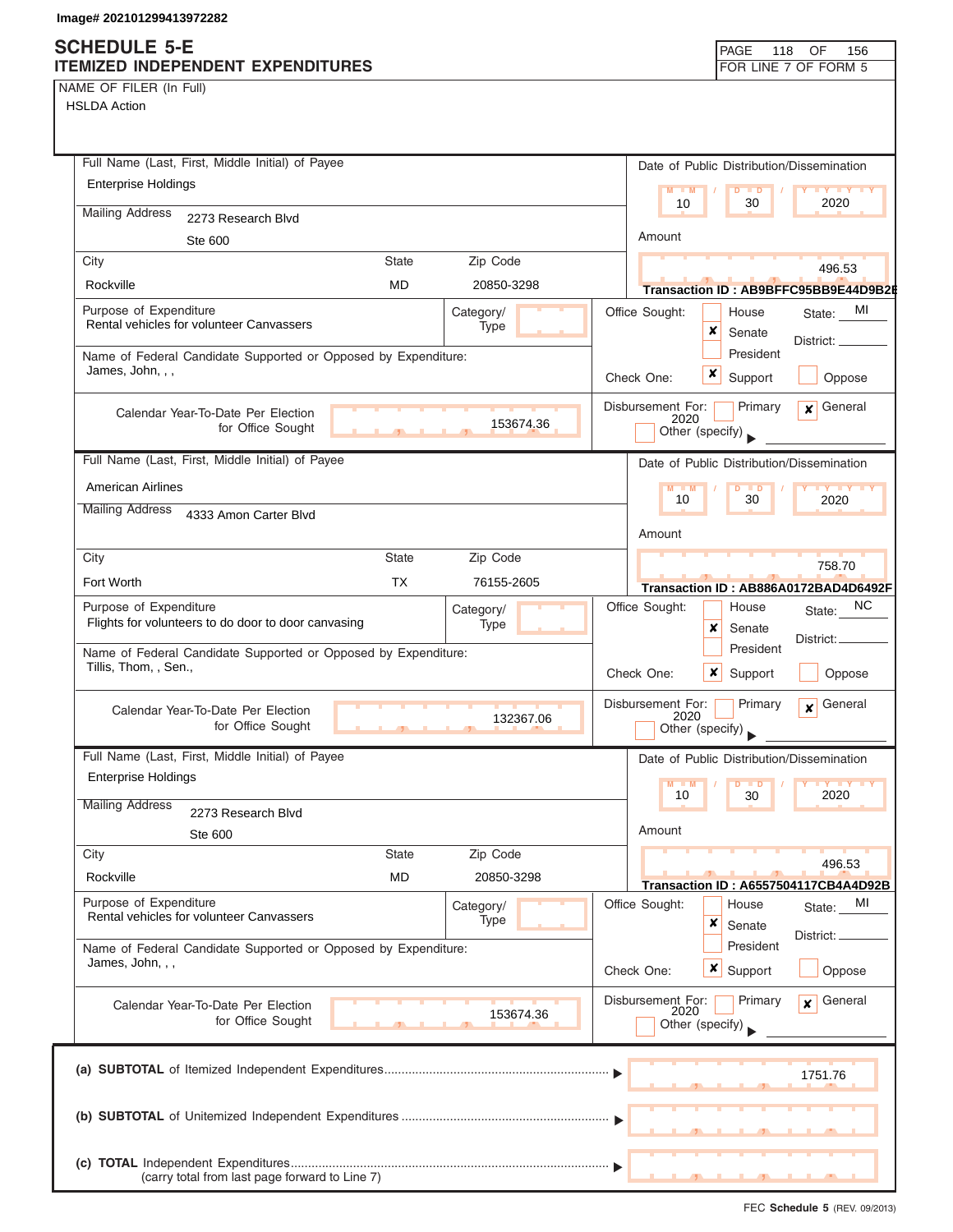Image# 202101299413972282

# SCHEDULE 5-E
## ITEMIZED INDEPENDENT EXPENDITURES

PAGE 118 OF 156
FOR LINE 7 OF FORM 5

NAME OF FILER (In Full)
HSLDA Action

---

**Full Name (Last, First, Middle Initial) of Payee**
Enterprise Holdings

**Mailing Address**
2273 Research Blvd
Ste 600

| City | State | Zip Code |
|---|---|---|
| Rockville | MD | 20850-3298 |

**Date of Public Distribution/Dissemination:** 10 / 30 / 2020

**Amount:** 496.53

**Transaction ID : AB9BFFC95BB9E44D9B2E**

**Purpose of Expenditure:** Rental vehicles for volunteer Canvassers

**Category/Type:**

**Office Sought:** ☐ House ☒ Senate ☐ President — State: MI — District:

**Name of Federal Candidate Supported or Opposed by Expenditure:**
James, John, , ,

**Check One:** ☒ Support ☐ Oppose

**Calendar Year-To-Date Per Election for Office Sought:** 153674.36

**Disbursement For:** ☐ Primary ☒ General 2020 ☐ Other (specify)

---

**Full Name (Last, First, Middle Initial) of Payee**
American Airlines

**Mailing Address**
4333 Amon Carter Blvd

| City | State | Zip Code |
|---|---|---|
| Fort Worth | TX | 76155-2605 |

**Date of Public Distribution/Dissemination:** 10 / 30 / 2020

**Amount:** 758.70

**Transaction ID : AB886A0172BAD4D6492F**

**Purpose of Expenditure:** Flights for volunteers to do door to door canvasing

**Category/Type:**

**Office Sought:** ☐ House ☒ Senate ☐ President — State: NC — District:

**Name of Federal Candidate Supported or Opposed by Expenditure:**
Tillis, Thom, , Sen.,

**Check One:** ☒ Support ☐ Oppose

**Calendar Year-To-Date Per Election for Office Sought:** 132367.06

**Disbursement For:** ☐ Primary ☒ General 2020 ☐ Other (specify)

---

**Full Name (Last, First, Middle Initial) of Payee**
Enterprise Holdings

**Mailing Address**
2273 Research Blvd
Ste 600

| City | State | Zip Code |
|---|---|---|
| Rockville | MD | 20850-3298 |

**Date of Public Distribution/Dissemination:** 10 / 30 / 2020

**Amount:** 496.53

**Transaction ID : A6557504117CB4A4D92B**

**Purpose of Expenditure:** Rental vehicles for volunteer Canvassers

**Category/Type:**

**Office Sought:** ☐ House ☒ Senate ☐ President — State: MI — District:

**Name of Federal Candidate Supported or Opposed by Expenditure:**
James, John, , ,

**Check One:** ☒ Support ☐ Oppose

**Calendar Year-To-Date Per Election for Office Sought:** 153674.36

**Disbursement For:** ☐ Primary ☒ General 2020 ☐ Other (specify)

---

| | |
|---|---|
| (a) **SUBTOTAL** of Itemized Independent Expenditures | 1751.76 |
| (b) **SUBTOTAL** of Unitemized Independent Expenditures | |
| (c) **TOTAL** Independent Expenditures (carry total from last page forward to Line 7) | |

FEC **Schedule 5** (REV. 09/2013)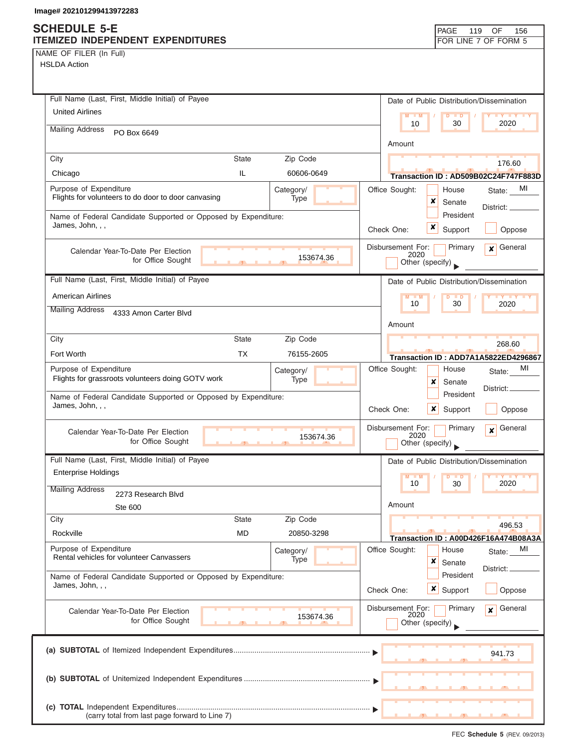Image# 202101299413972283

# SCHEDULE 5-E
## ITEMIZED INDEPENDENT EXPENDITURES

PAGE 119 OF 156
FOR LINE 7 OF FORM 5

NAME OF FILER (In Full)
HSLDA Action

---

**Full Name (Last, First, Middle Initial) of Payee:** United Airlines
**Mailing Address:** PO Box 6649
**City:** Chicago **State:** IL **Zip Code:** 60606-0649
**Date of Public Distribution/Dissemination:** 10 / 30 / 2020
**Amount:** 176.60
**Transaction ID : AD509B02C24F747F883D**
**Purpose of Expenditure:** Flights for volunteers to do door to door canvasing
**Category/Type:**
**Office Sought:** Senate [x] House [ ] President [ ] **State:** MI **District:**
**Name of Federal Candidate Supported or Opposed by Expenditure:** James, John, , ,
**Check One:** Support [x] Oppose [ ]
**Calendar Year-To-Date Per Election for Office Sought:** 153674.36
**Disbursement For:** Primary [ ] General [x] 2020 Other (specify) [ ]

---

**Full Name (Last, First, Middle Initial) of Payee:** American Airlines
**Mailing Address:** 4333 Amon Carter Blvd
**City:** Fort Worth **State:** TX **Zip Code:** 76155-2605
**Date of Public Distribution/Dissemination:** 10 / 30 / 2020
**Amount:** 268.60
**Transaction ID : ADD7A1A5822ED4296867**
**Purpose of Expenditure:** Flights for grassroots volunteers doing GOTV work
**Category/Type:**
**Office Sought:** Senate [x] House [ ] President [ ] **State:** MI **District:**
**Name of Federal Candidate Supported or Opposed by Expenditure:** James, John, , ,
**Check One:** Support [x] Oppose [ ]
**Calendar Year-To-Date Per Election for Office Sought:** 153674.36
**Disbursement For:** Primary [ ] General [x] 2020 Other (specify) [ ]

---

**Full Name (Last, First, Middle Initial) of Payee:** Enterprise Holdings
**Mailing Address:** 2273 Research Blvd Ste 600
**City:** Rockville **State:** MD **Zip Code:** 20850-3298
**Date of Public Distribution/Dissemination:** 10 / 30 / 2020
**Amount:** 496.53
**Transaction ID : A00D426F16A474B08A3A**
**Purpose of Expenditure:** Rental vehicles for volunteer Canvassers
**Category/Type:**
**Office Sought:** Senate [x] House [ ] President [ ] **State:** MI **District:**
**Name of Federal Candidate Supported or Opposed by Expenditure:** James, John, , ,
**Check One:** Support [x] Oppose [ ]
**Calendar Year-To-Date Per Election for Office Sought:** 153674.36
**Disbursement For:** Primary [ ] General [x] 2020 Other (specify) [ ]

---

**(a) SUBTOTAL** of Itemized Independent Expenditures ▶ 941.73

**(b) SUBTOTAL** of Unitemized Independent Expenditures ▶

**(c) TOTAL** Independent Expenditures ▶
(carry total from last page forward to Line 7)

FEC **Schedule 5** (REV. 09/2013)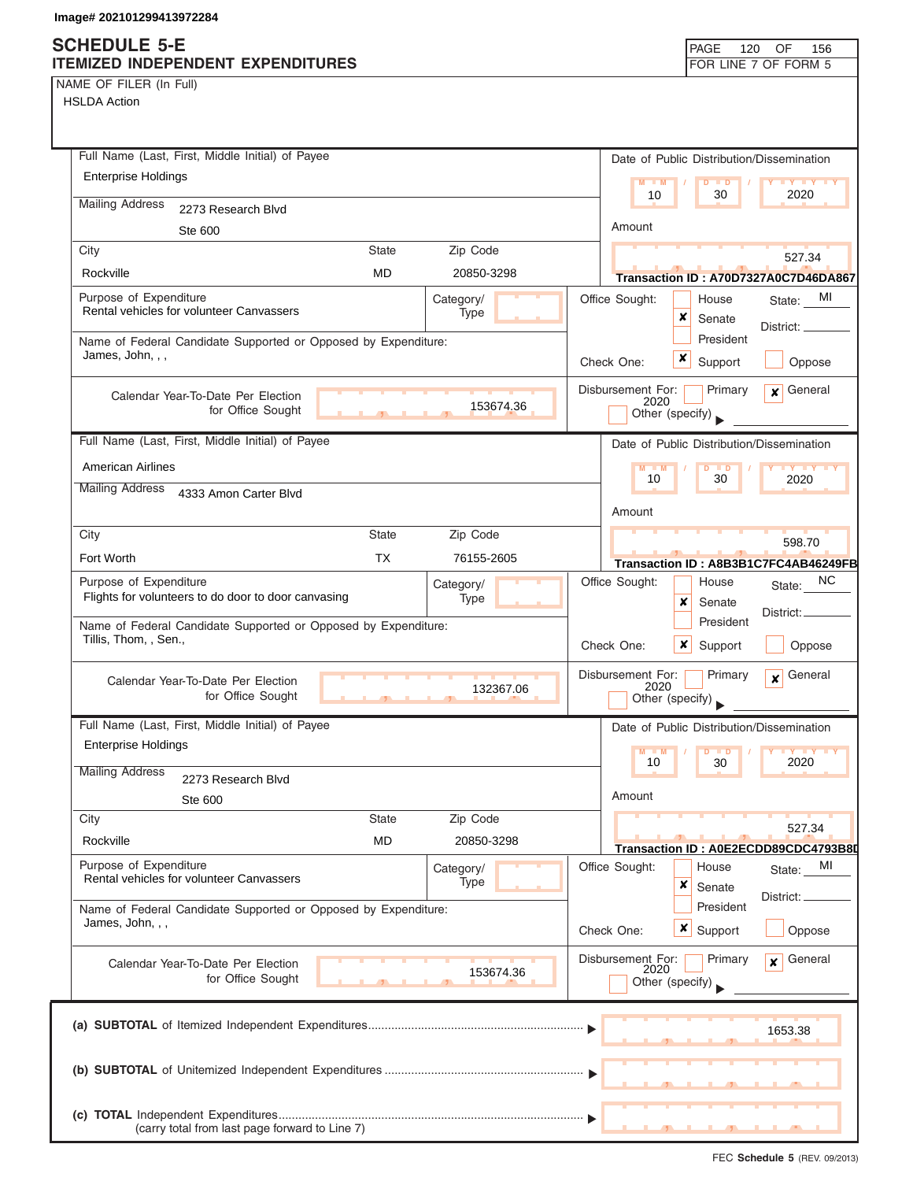Image# 202101299413972284

# SCHEDULE 5-E
## ITEMIZED INDEPENDENT EXPENDITURES

PAGE 120 OF 156
FOR LINE 7 OF FORM 5

NAME OF FILER (In Full)
HSLDA Action

---

**Full Name (Last, First, Middle Initial) of Payee**
Enterprise Holdings

**Mailing Address**
2273 Research Blvd
Ste 600

| City | State | Zip Code |
|---|---|---|
| Rockville | MD | 20850-3298 |

**Date of Public Distribution/Dissemination:** 10 / 30 / 2020

**Amount:** 527.34

**Transaction ID : A70D7327A0C7D46DA867**

**Purpose of Expenditure:** Rental vehicles for volunteer Canvassers

**Category/Type:**

**Name of Federal Candidate Supported or Opposed by Expenditure:** James, John, , ,

**Office Sought:** ☐ House ☒ Senate ☐ President — State: MI District:

**Check One:** ☒ Support ☐ Oppose

**Calendar Year-To-Date Per Election for Office Sought:** 153674.36

**Disbursement For:** ☐ Primary ☒ General 2020 ☐ Other (specify)

---

**Full Name (Last, First, Middle Initial) of Payee**
American Airlines

**Mailing Address**
4333 Amon Carter Blvd

| City | State | Zip Code |
|---|---|---|
| Fort Worth | TX | 76155-2605 |

**Date of Public Distribution/Dissemination:** 10 / 30 / 2020

**Amount:** 598.70

**Transaction ID : A8B3B1C7FC4AB46249FB**

**Purpose of Expenditure:** Flights for volunteers to do door to door canvasing

**Category/Type:**

**Name of Federal Candidate Supported or Opposed by Expenditure:** Tillis, Thom, , Sen.,

**Office Sought:** ☐ House ☒ Senate ☐ President — State: NC District:

**Check One:** ☒ Support ☐ Oppose

**Calendar Year-To-Date Per Election for Office Sought:** 132367.06

**Disbursement For:** ☐ Primary ☒ General 2020 ☐ Other (specify)

---

**Full Name (Last, First, Middle Initial) of Payee**
Enterprise Holdings

**Mailing Address**
2273 Research Blvd
Ste 600

| City | State | Zip Code |
|---|---|---|
| Rockville | MD | 20850-3298 |

**Date of Public Distribution/Dissemination:** 10 / 30 / 2020

**Amount:** 527.34

**Transaction ID : A0E2ECDD89CDC4793B8D**

**Purpose of Expenditure:** Rental vehicles for volunteer Canvassers

**Category/Type:**

**Name of Federal Candidate Supported or Opposed by Expenditure:** James, John, , ,

**Office Sought:** ☐ House ☒ Senate ☐ President — State: MI District:

**Check One:** ☒ Support ☐ Oppose

**Calendar Year-To-Date Per Election for Office Sought:** 153674.36

**Disbursement For:** ☐ Primary ☒ General 2020 ☐ Other (specify)

---

| | |
|---|---|
| (a) **SUBTOTAL** of Itemized Independent Expenditures | 1653.38 |
| (b) **SUBTOTAL** of Unitemized Independent Expenditures | |
| (c) **TOTAL** Independent Expenditures (carry total from last page forward to Line 7) | |

FEC **Schedule 5** (REV. 09/2013)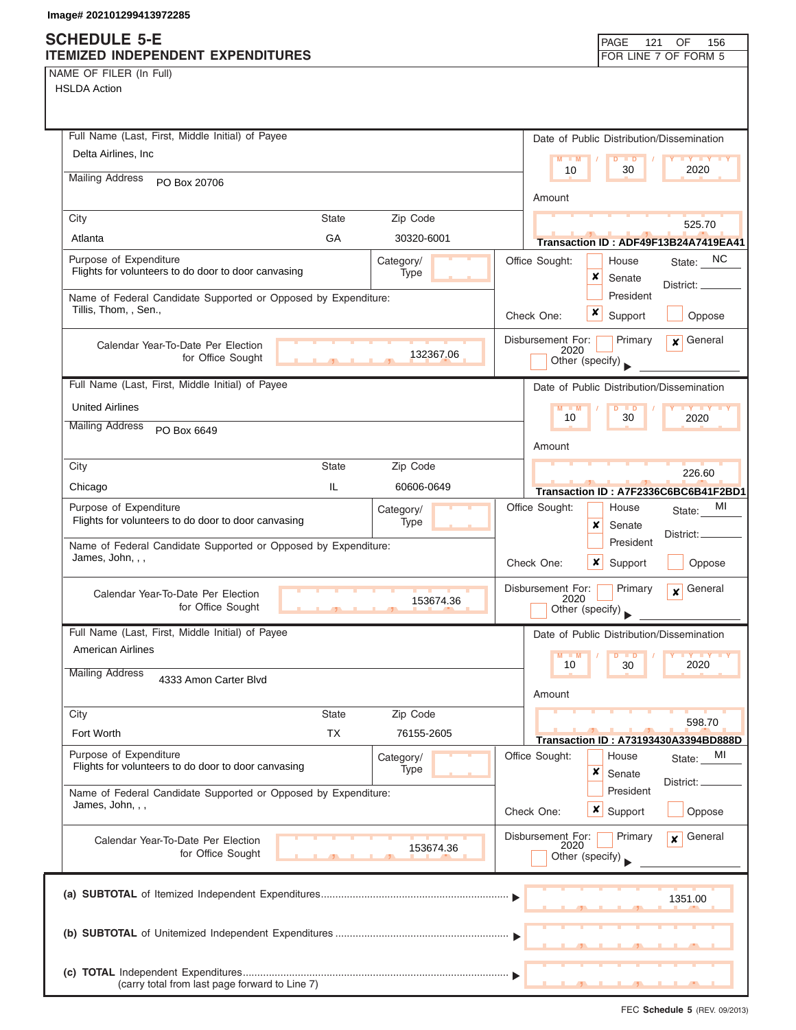Image# 202101299413972285

# SCHEDULE 5-E
## ITEMIZED INDEPENDENT EXPENDITURES

PAGE 121 OF 156
FOR LINE 7 OF FORM 5

NAME OF FILER (In Full)
HSLDA Action

---

**Full Name (Last, First, Middle Initial) of Payee**
Delta Airlines, Inc

**Mailing Address**
PO Box 20706

| City | State | Zip Code |
|---|---|---|
| Atlanta | GA | 30320-6001 |

**Date of Public Distribution/Dissemination:** 10 / 30 / 2020

**Amount:** 525.70

**Transaction ID : ADF49F13B24A7419EA41**

**Purpose of Expenditure:** Flights for volunteers to do door to door canvasing

**Category/Type:**

**Name of Federal Candidate Supported or Opposed by Expenditure:** Tillis, Thom, , Sen.,

**Office Sought:** [ ] House [x] Senate [ ] President — State: NC District:

**Check One:** [x] Support [ ] Oppose

**Calendar Year-To-Date Per Election for Office Sought:** 132367.06

**Disbursement For:** [ ] Primary [x] General 2020 [ ] Other (specify)

---

**Full Name (Last, First, Middle Initial) of Payee**
United Airlines

**Mailing Address**
PO Box 6649

| City | State | Zip Code |
|---|---|---|
| Chicago | IL | 60606-0649 |

**Date of Public Distribution/Dissemination:** 10 / 30 / 2020

**Amount:** 226.60

**Transaction ID : A7F2336C6BC6B41F2BD1**

**Purpose of Expenditure:** Flights for volunteers to do door to door canvasing

**Category/Type:**

**Name of Federal Candidate Supported or Opposed by Expenditure:** James, John, , ,

**Office Sought:** [ ] House [x] Senate [ ] President — State: MI District:

**Check One:** [x] Support [ ] Oppose

**Calendar Year-To-Date Per Election for Office Sought:** 153674.36

**Disbursement For:** [ ] Primary [x] General 2020 [ ] Other (specify)

---

**Full Name (Last, First, Middle Initial) of Payee**
American Airlines

**Mailing Address**
4333 Amon Carter Blvd

| City | State | Zip Code |
|---|---|---|
| Fort Worth | TX | 76155-2605 |

**Date of Public Distribution/Dissemination:** 10 / 30 / 2020

**Amount:** 598.70

**Transaction ID : A73193430A3394BD888D**

**Purpose of Expenditure:** Flights for volunteers to do door to door canvasing

**Category/Type:**

**Name of Federal Candidate Supported or Opposed by Expenditure:** James, John, , ,

**Office Sought:** [ ] House [x] Senate [ ] President — State: MI District:

**Check One:** [x] Support [ ] Oppose

**Calendar Year-To-Date Per Election for Office Sought:** 153674.36

**Disbursement For:** [ ] Primary [x] General 2020 [ ] Other (specify)

---

| | |
|---|---|
| **(a) SUBTOTAL** of Itemized Independent Expenditures | 1351.00 |
| **(b) SUBTOTAL** of Unitemized Independent Expenditures | |
| **(c) TOTAL** Independent Expenditures (carry total from last page forward to Line 7) | |

FEC **Schedule 5** (REV. 09/2013)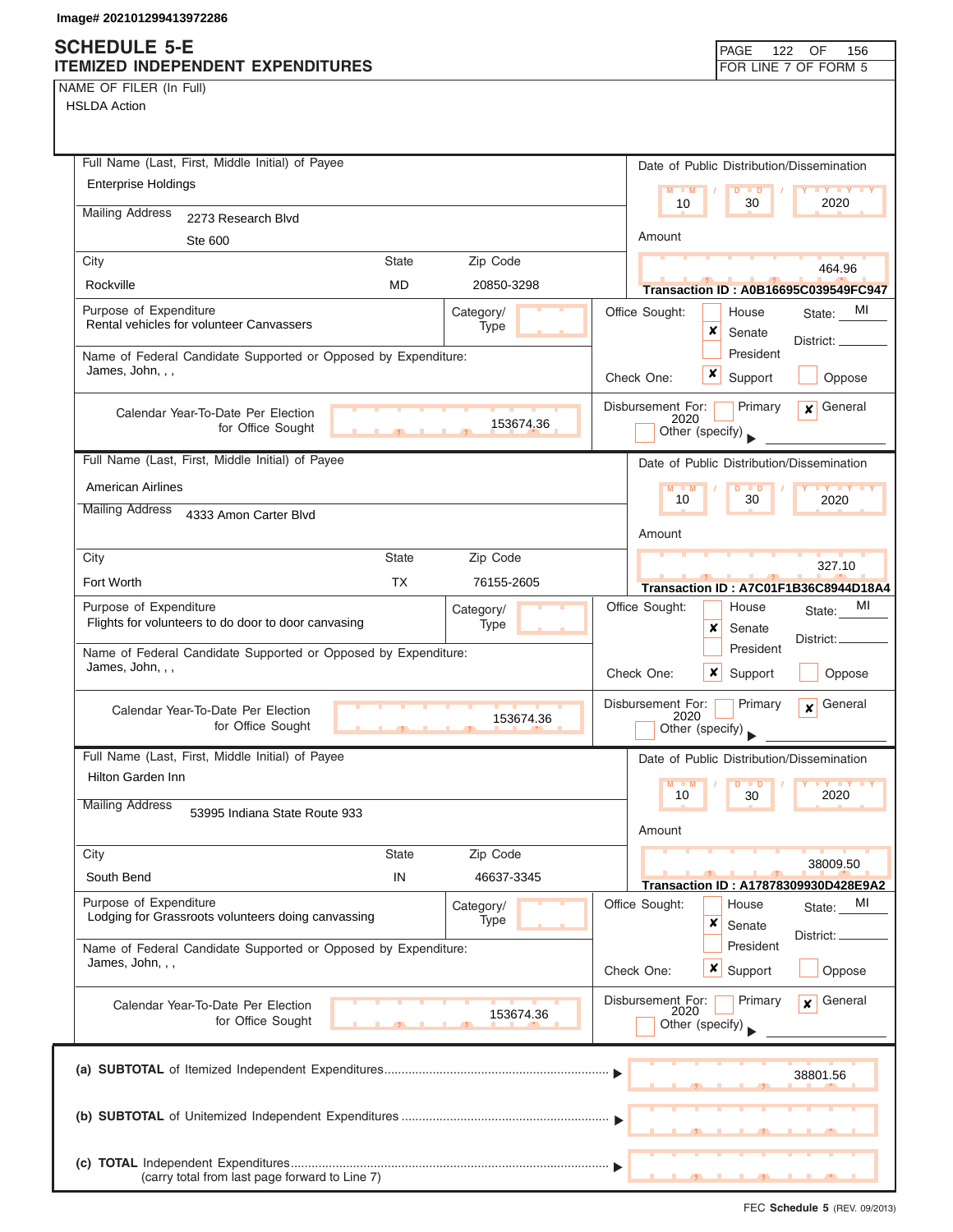Image# 202101299413972286

# SCHEDULE 5-E
## ITEMIZED INDEPENDENT EXPENDITURES

PAGE 122 OF 156
FOR LINE 7 OF FORM 5

NAME OF FILER (In Full)
HSLDA Action

---

**Full Name (Last, First, Middle Initial) of Payee**
Enterprise Holdings

**Mailing Address**
2273 Research Blvd
Ste 600

| City | State | Zip Code |
|---|---|---|
| Rockville | MD | 20850-3298 |

**Date of Public Distribution/Dissemination:** 10 / 30 / 2020

**Amount:** 464.96

**Transaction ID : A0B16695C039549FC947**

**Purpose of Expenditure:** Rental vehicles for volunteer Canvassers

**Category/Type:**

**Office Sought:** [ ] House [x] Senate [ ] President — State: MI District:

**Name of Federal Candidate Supported or Opposed by Expenditure:**
James, John, , ,

**Check One:** [x] Support [ ] Oppose

**Calendar Year-To-Date Per Election for Office Sought:** 153674.36

**Disbursement For:** [ ] Primary [x] General 2020 [ ] Other (specify)

---

**Full Name (Last, First, Middle Initial) of Payee**
American Airlines

**Mailing Address**
4333 Amon Carter Blvd

| City | State | Zip Code |
|---|---|---|
| Fort Worth | TX | 76155-2605 |

**Date of Public Distribution/Dissemination:** 10 / 30 / 2020

**Amount:** 327.10

**Transaction ID : A7C01F1B36C8944D18A4**

**Purpose of Expenditure:** Flights for volunteers to do door to door canvasing

**Category/Type:**

**Office Sought:** [ ] House [x] Senate [ ] President — State: MI District:

**Name of Federal Candidate Supported or Opposed by Expenditure:**
James, John, , ,

**Check One:** [x] Support [ ] Oppose

**Calendar Year-To-Date Per Election for Office Sought:** 153674.36

**Disbursement For:** [ ] Primary [x] General 2020 [ ] Other (specify)

---

**Full Name (Last, First, Middle Initial) of Payee**
Hilton Garden Inn

**Mailing Address**
53995 Indiana State Route 933

| City | State | Zip Code |
|---|---|---|
| South Bend | IN | 46637-3345 |

**Date of Public Distribution/Dissemination:** 10 / 30 / 2020

**Amount:** 38009.50

**Transaction ID : A17878309930D428E9A2**

**Purpose of Expenditure:** Lodging for Grassroots volunteers doing canvassing

**Category/Type:**

**Office Sought:** [ ] House [x] Senate [ ] President — State: MI District:

**Name of Federal Candidate Supported or Opposed by Expenditure:**
James, John, , ,

**Check One:** [x] Support [ ] Oppose

**Calendar Year-To-Date Per Election for Office Sought:** 153674.36

**Disbursement For:** [ ] Primary [x] General 2020 [ ] Other (specify)

---

**(a) SUBTOTAL** of Itemized Independent Expenditures ........ 38801.56

**(b) SUBTOTAL** of Unitemized Independent Expenditures ........

**(c) TOTAL** Independent Expenditures ........
(carry total from last page forward to Line 7)

FEC **Schedule 5** (REV. 09/2013)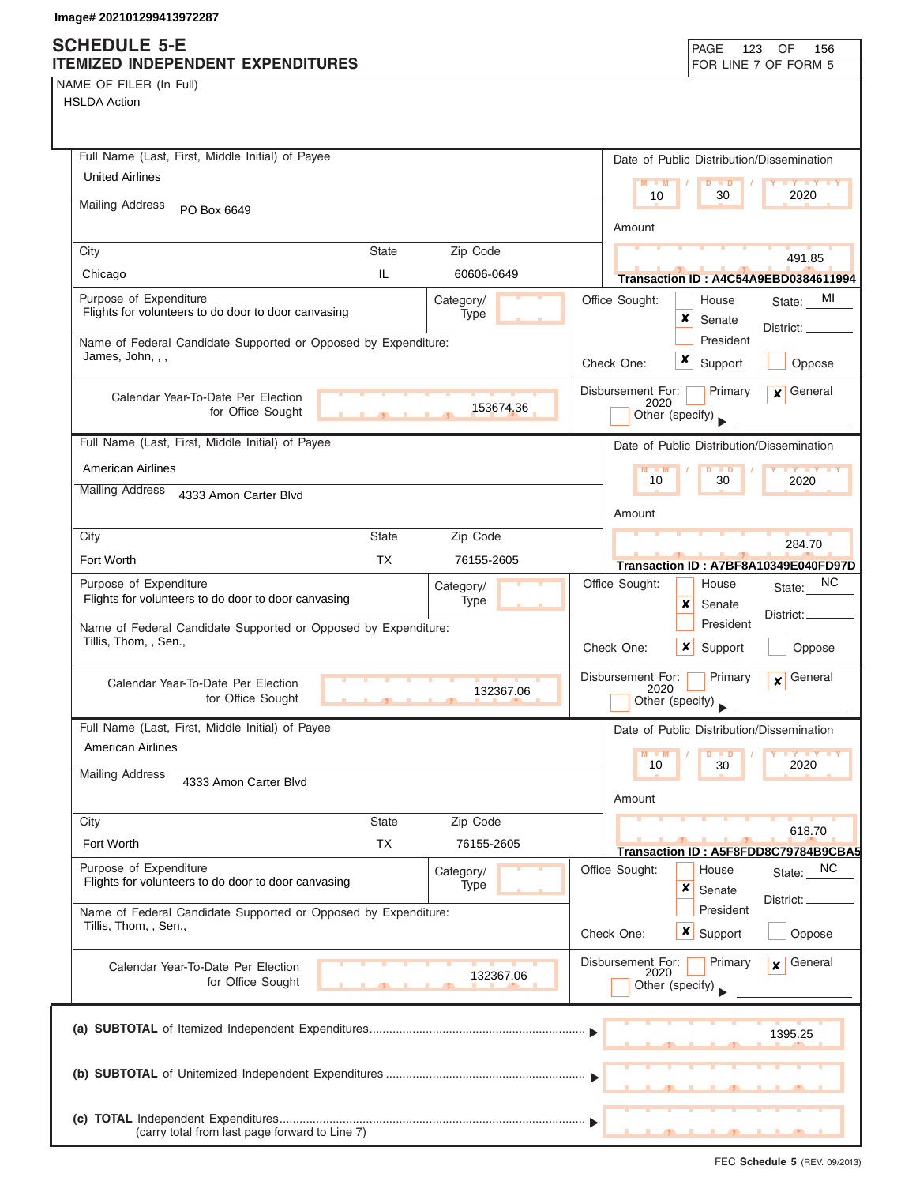Image# 202101299413972287

# SCHEDULE 5-E
## ITEMIZED INDEPENDENT EXPENDITURES

PAGE 123 OF 156
FOR LINE 7 OF FORM 5

NAME OF FILER (In Full)
HSLDA Action

---

Full Name (Last, First, Middle Initial) of Payee
United Airlines

Mailing Address: PO Box 6649

| City | State | Zip Code |
|---|---|---|
| Chicago | IL | 60606-0649 |

Date of Public Distribution/Dissemination: 10 / 30 / 2020

Amount: 491.85

Transaction ID : A4C54A9EBD0384611994

Purpose of Expenditure: Flights for volunteers to do door to door canvasing

Category/Type:

Name of Federal Candidate Supported or Opposed by Expenditure: James, John, , ,

Office Sought: [ ] House [x] Senate [ ] President — State: MI District:

Check One: [x] Support [ ] Oppose

Calendar Year-To-Date Per Election for Office Sought: 153674.36

Disbursement For: [ ] Primary [x] General 2020 [ ] Other (specify)

---

Full Name (Last, First, Middle Initial) of Payee
American Airlines

Mailing Address: 4333 Amon Carter Blvd

| City | State | Zip Code |
|---|---|---|
| Fort Worth | TX | 76155-2605 |

Date of Public Distribution/Dissemination: 10 / 30 / 2020

Amount: 284.70

Transaction ID : A7BF8A10349E040FD97D

Purpose of Expenditure: Flights for volunteers to do door to door canvasing

Category/Type:

Name of Federal Candidate Supported or Opposed by Expenditure: Tillis, Thom, , Sen.,

Office Sought: [ ] House [x] Senate [ ] President — State: NC District:

Check One: [x] Support [ ] Oppose

Calendar Year-To-Date Per Election for Office Sought: 132367.06

Disbursement For: [ ] Primary [x] General 2020 [ ] Other (specify)

---

Full Name (Last, First, Middle Initial) of Payee
American Airlines

Mailing Address: 4333 Amon Carter Blvd

| City | State | Zip Code |
|---|---|---|
| Fort Worth | TX | 76155-2605 |

Date of Public Distribution/Dissemination: 10 / 30 / 2020

Amount: 618.70

Transaction ID : A5F8FDD8C79784B9CBA5

Purpose of Expenditure: Flights for volunteers to do door to door canvasing

Category/Type:

Name of Federal Candidate Supported or Opposed by Expenditure: Tillis, Thom, , Sen.,

Office Sought: [ ] House [x] Senate [ ] President — State: NC District:

Check One: [x] Support [ ] Oppose

Calendar Year-To-Date Per Election for Office Sought: 132367.06

Disbursement For: [ ] Primary [x] General 2020 [ ] Other (specify)

---

(a) **SUBTOTAL** of Itemized Independent Expenditures ........ 1395.25

(b) **SUBTOTAL** of Unitemized Independent Expenditures ........

(c) **TOTAL** Independent Expenditures ........ (carry total from last page forward to Line 7)

FEC **Schedule 5** (REV. 09/2013)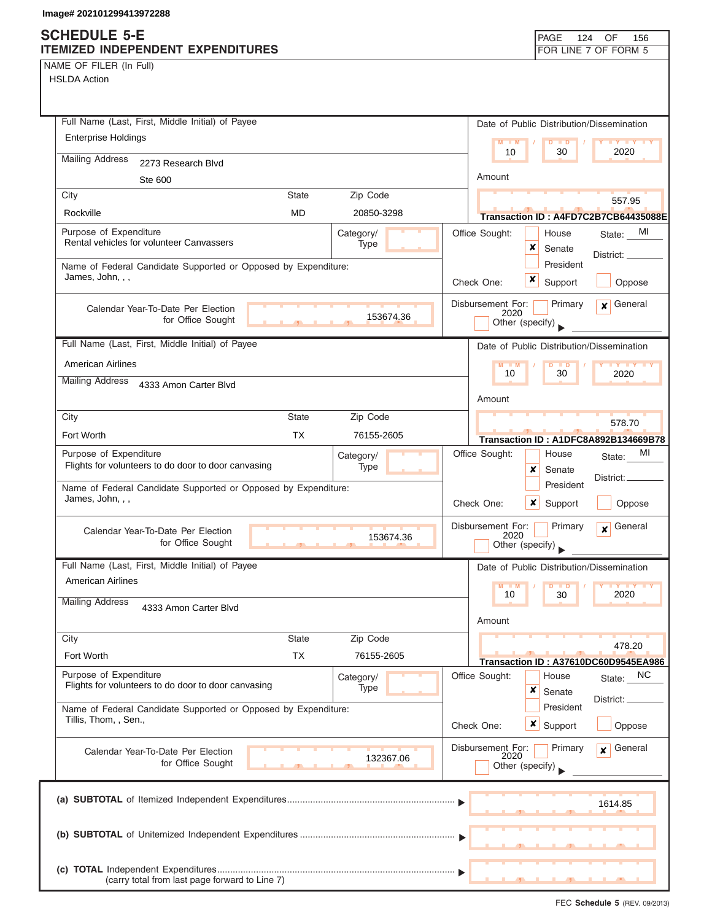Image# 202101299413972288

# SCHEDULE 5-E
## ITEMIZED INDEPENDENT EXPENDITURES

FOR LINE 7 OF FORM 5

NAME OF FILER (In Full)
HSLDA Action

---

**Full Name (Last, First, Middle Initial) of Payee:** Enterprise Holdings

**Mailing Address:** 2273 Research Blvd, Ste 600

**City:** Rockville | **State:** MD | **Zip Code:** 20850-3298

**Date of Public Distribution/Dissemination:** 10 / 30 / 2020

**Amount:** 557.95

**Transaction ID : A4FD7C2B7CB64435088E**

**Purpose of Expenditure:** Rental vehicles for volunteer Canvassers

**Category/Type:**

**Name of Federal Candidate Supported or Opposed by Expenditure:** James, John, , ,

**Office Sought:** [ ] House [x] Senate [ ] President — State: MI District:

**Check One:** [x] Support [ ] Oppose

**Calendar Year-To-Date Per Election for Office Sought:** 153674.36

**Disbursement For:** [ ] Primary [x] General 2020 [ ] Other (specify)

---

**Full Name (Last, First, Middle Initial) of Payee:** American Airlines

**Mailing Address:** 4333 Amon Carter Blvd

**City:** Fort Worth | **State:** TX | **Zip Code:** 76155-2605

**Date of Public Distribution/Dissemination:** 10 / 30 / 2020

**Amount:** 578.70

**Transaction ID : A1DFC8A892B134669B78**

**Purpose of Expenditure:** Flights for volunteers to do door to door canvasing

**Category/Type:**

**Name of Federal Candidate Supported or Opposed by Expenditure:** James, John, , ,

**Office Sought:** [ ] House [x] Senate [ ] President — State: MI District:

**Check One:** [x] Support [ ] Oppose

**Calendar Year-To-Date Per Election for Office Sought:** 153674.36

**Disbursement For:** [ ] Primary [x] General 2020 [ ] Other (specify)

---

**Full Name (Last, First, Middle Initial) of Payee:** American Airlines

**Mailing Address:** 4333 Amon Carter Blvd

**City:** Fort Worth | **State:** TX | **Zip Code:** 76155-2605

**Date of Public Distribution/Dissemination:** 10 / 30 / 2020

**Amount:** 478.20

**Transaction ID : A37610DC60D9545EA986**

**Purpose of Expenditure:** Flights for volunteers to do door to door canvasing

**Category/Type:**

**Name of Federal Candidate Supported or Opposed by Expenditure:** Tillis, Thom, , Sen.,

**Office Sought:** [ ] House [x] Senate [ ] President — State: NC District:

**Check One:** [x] Support [ ] Oppose

**Calendar Year-To-Date Per Election for Office Sought:** 132367.06

**Disbursement For:** [ ] Primary [x] General 2020 [ ] Other (specify)

---

(a) **SUBTOTAL** of Itemized Independent Expenditures ▶ 1614.85

(b) **SUBTOTAL** of Unitemized Independent Expenditures ▶

(c) **TOTAL** Independent Expenditures (carry total from last page forward to Line 7) ▶

FEC **Schedule 5** (REV. 09/2013)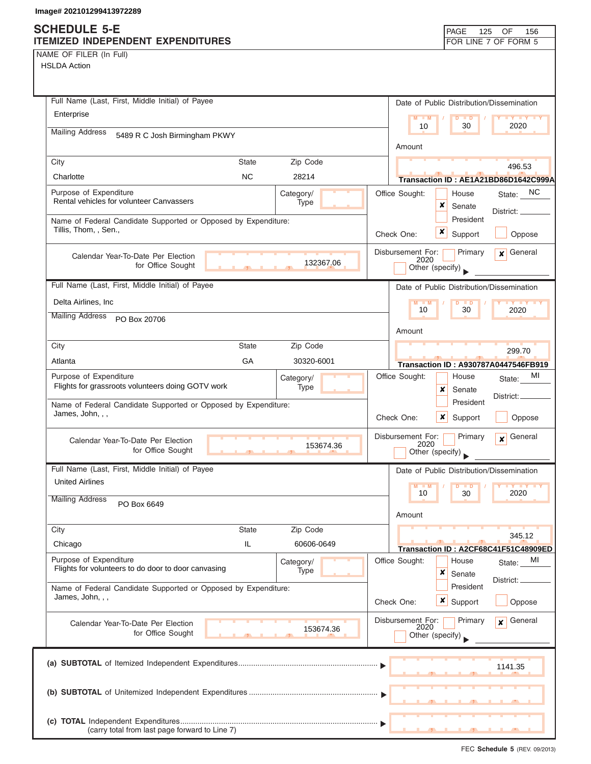Image# 202101299413972289

# SCHEDULE 5-E
## ITEMIZED INDEPENDENT EXPENDITURES

FOR LINE 7 OF FORM 5

NAME OF FILER (In Full)
HSLDA Action

---

**Full Name (Last, First, Middle Initial) of Payee:** Enterprise

**Mailing Address:** 5489 R C Josh Birmingham PKWY

**City:** Charlotte | **State:** NC | **Zip Code:** 28214

**Date of Public Distribution/Dissemination:** 10 / 30 / 2020

**Amount:** 496.53

**Transaction ID : AE1A21BD86D1642C999A**

**Purpose of Expenditure:** Rental vehicles for volunteer Canvassers

**Category/Type:**

**Office Sought:** [ ] House [x] Senate [ ] President — State: NC District:

**Name of Federal Candidate Supported or Opposed by Expenditure:** Tillis, Thom, , Sen.,

**Check One:** [x] Support [ ] Oppose

**Calendar Year-To-Date Per Election for Office Sought:** 132367.06

**Disbursement For:** [ ] Primary [x] General 2020 [ ] Other (specify)

---

**Full Name (Last, First, Middle Initial) of Payee:** Delta Airlines, Inc

**Mailing Address:** PO Box 20706

**City:** Atlanta | **State:** GA | **Zip Code:** 30320-6001

**Date of Public Distribution/Dissemination:** 10 / 30 / 2020

**Amount:** 299.70

**Transaction ID : A930787A0447546FB919**

**Purpose of Expenditure:** Flights for grassroots volunteers doing GOTV work

**Category/Type:**

**Office Sought:** [ ] House [x] Senate [ ] President — State: MI District:

**Name of Federal Candidate Supported or Opposed by Expenditure:** James, John, , ,

**Check One:** [x] Support [ ] Oppose

**Calendar Year-To-Date Per Election for Office Sought:** 153674.36

**Disbursement For:** [ ] Primary [x] General 2020 [ ] Other (specify)

---

**Full Name (Last, First, Middle Initial) of Payee:** United Airlines

**Mailing Address:** PO Box 6649

**City:** Chicago | **State:** IL | **Zip Code:** 60606-0649

**Date of Public Distribution/Dissemination:** 10 / 30 / 2020

**Amount:** 345.12

**Transaction ID : A2CF68C41F51C48909ED**

**Purpose of Expenditure:** Flights for volunteers to do door to door canvasing

**Category/Type:**

**Office Sought:** [ ] House [x] Senate [ ] President — State: MI District:

**Name of Federal Candidate Supported or Opposed by Expenditure:** James, John, , ,

**Check One:** [x] Support [ ] Oppose

**Calendar Year-To-Date Per Election for Office Sought:** 153674.36

**Disbursement For:** [ ] Primary [x] General 2020 [ ] Other (specify)

---

(a) **SUBTOTAL** of Itemized Independent Expenditures ........ ▶ 1141.35

(b) **SUBTOTAL** of Unitemized Independent Expenditures ........ ▶

(c) **TOTAL** Independent Expenditures ........ ▶
(carry total from last page forward to Line 7)

FEC **Schedule 5** (REV. 09/2013)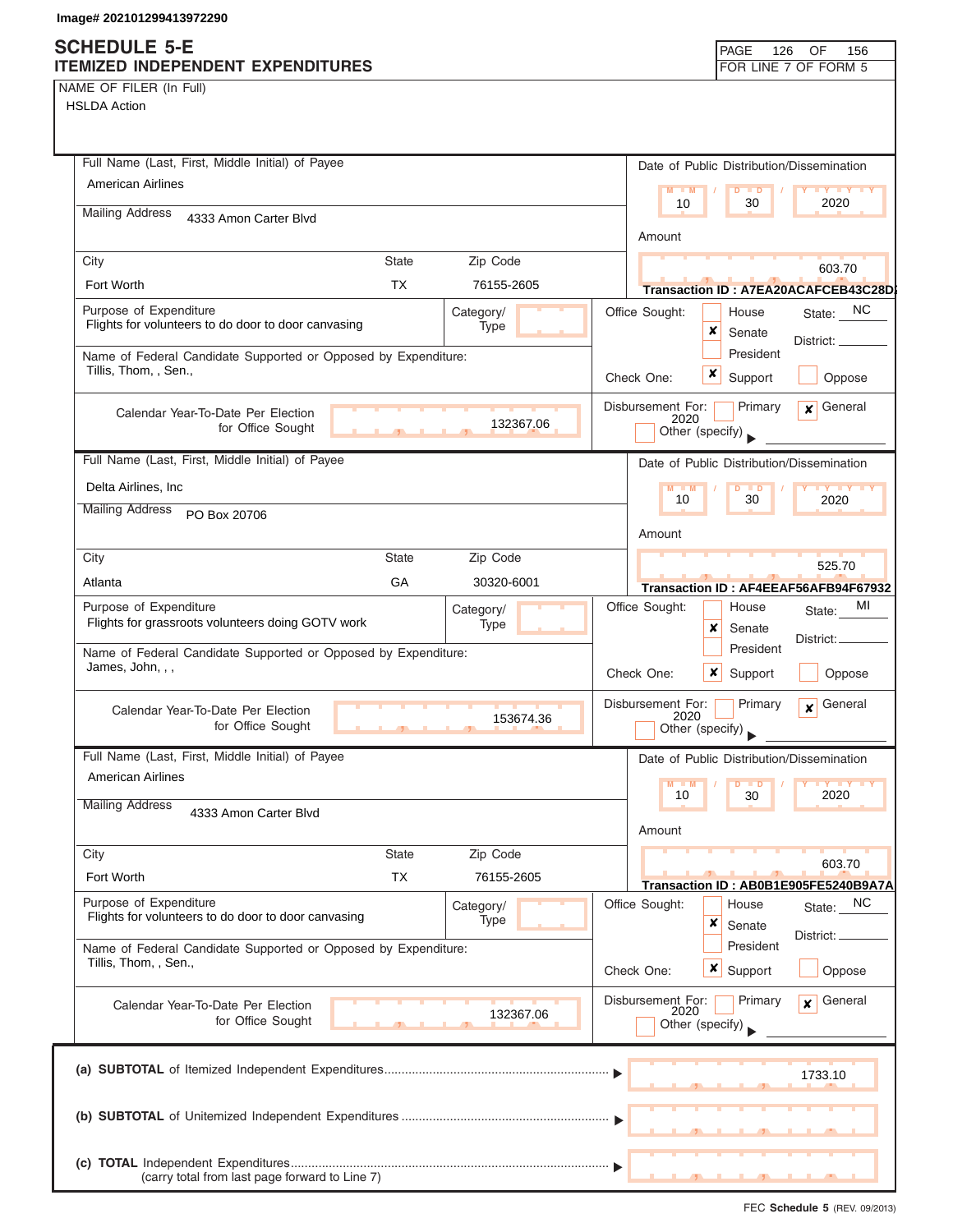Image# 202101299413972290

# SCHEDULE 5-E
## ITEMIZED INDEPENDENT EXPENDITURES

PAGE 126 OF 156
FOR LINE 7 OF FORM 5

NAME OF FILER (In Full)
HSLDA Action

---

**Full Name (Last, First, Middle Initial) of Payee:** American Airlines

**Mailing Address:** 4333 Amon Carter Blvd

| City | State | Zip Code |
|---|---|---|
| Fort Worth | TX | 76155-2605 |

**Date of Public Distribution/Dissemination:** 10 / 30 / 2020

**Amount:** 603.70

**Transaction ID : A7EA20ACAFCEB43C28D**

**Purpose of Expenditure:** Flights for volunteers to do door to door canvasing

**Category/Type:**

**Name of Federal Candidate Supported or Opposed by Expenditure:** Tillis, Thom, , Sen.,

**Office Sought:** [ ] House [x] Senate [ ] President — State: NC District:

**Check One:** [x] Support [ ] Oppose

**Calendar Year-To-Date Per Election for Office Sought:** 132367.06

**Disbursement For:** [ ] Primary [x] General 2020 [ ] Other (specify)

---

**Full Name (Last, First, Middle Initial) of Payee:** Delta Airlines, Inc

**Mailing Address:** PO Box 20706

| City | State | Zip Code |
|---|---|---|
| Atlanta | GA | 30320-6001 |

**Date of Public Distribution/Dissemination:** 10 / 30 / 2020

**Amount:** 525.70

**Transaction ID : AF4EEAF56AFB94F67932**

**Purpose of Expenditure:** Flights for grassroots volunteers doing GOTV work

**Category/Type:**

**Name of Federal Candidate Supported or Opposed by Expenditure:** James, John, , ,

**Office Sought:** [ ] House [x] Senate [ ] President — State: MI District:

**Check One:** [x] Support [ ] Oppose

**Calendar Year-To-Date Per Election for Office Sought:** 153674.36

**Disbursement For:** [ ] Primary [x] General 2020 [ ] Other (specify)

---

**Full Name (Last, First, Middle Initial) of Payee:** American Airlines

**Mailing Address:** 4333 Amon Carter Blvd

| City | State | Zip Code |
|---|---|---|
| Fort Worth | TX | 76155-2605 |

**Date of Public Distribution/Dissemination:** 10 / 30 / 2020

**Amount:** 603.70

**Transaction ID : AB0B1E905FE5240B9A7A**

**Purpose of Expenditure:** Flights for volunteers to do door to door canvasing

**Category/Type:**

**Name of Federal Candidate Supported or Opposed by Expenditure:** Tillis, Thom, , Sen.,

**Office Sought:** [ ] House [x] Senate [ ] President — State: NC District:

**Check One:** [x] Support [ ] Oppose

**Calendar Year-To-Date Per Election for Office Sought:** 132367.06

**Disbursement For:** [ ] Primary [x] General 2020 [ ] Other (specify)

---

(a) **SUBTOTAL** of Itemized Independent Expenditures ........ 1733.10

(b) **SUBTOTAL** of Unitemized Independent Expenditures ........

(c) **TOTAL** Independent Expenditures ........
(carry total from last page forward to Line 7)

FEC **Schedule 5** (REV. 09/2013)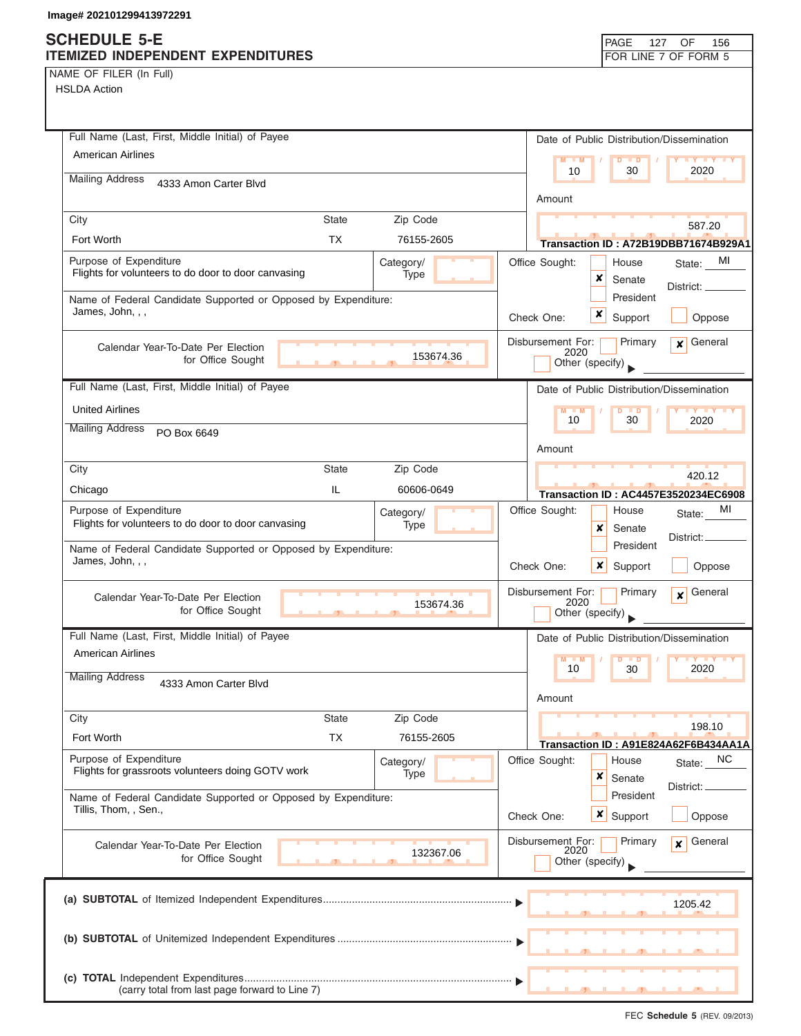Image# 202101299413972291

# SCHEDULE 5-E
## ITEMIZED INDEPENDENT EXPENDITURES

FOR LINE 7 OF FORM 5

NAME OF FILER (In Full)
HSLDA Action

---

**Full Name (Last, First, Middle Initial) of Payee:** American Airlines

**Mailing Address:** 4333 Amon Carter Blvd

| City | State | Zip Code |
|---|---|---|
| Fort Worth | TX | 76155-2605 |

**Date of Public Distribution/Dissemination:** 10 / 30 / 2020

**Amount:** 587.20

**Transaction ID : A72B19DBB71674B929A1**

**Purpose of Expenditure:** Flights for volunteers to do door to door canvasing

**Category/Type:**

**Office Sought:** [ ] House [x] Senate [ ] President — State: MI District:

**Name of Federal Candidate Supported or Opposed by Expenditure:** James, John, , ,

**Check One:** [x] Support [ ] Oppose

**Calendar Year-To-Date Per Election for Office Sought:** 153674.36

**Disbursement For:** [ ] Primary [x] General 2020 [ ] Other (specify)

---

**Full Name (Last, First, Middle Initial) of Payee:** United Airlines

**Mailing Address:** PO Box 6649

| City | State | Zip Code |
|---|---|---|
| Chicago | IL | 60606-0649 |

**Date of Public Distribution/Dissemination:** 10 / 30 / 2020

**Amount:** 420.12

**Transaction ID : AC4457E3520234EC6908**

**Purpose of Expenditure:** Flights for volunteers to do door to door canvasing

**Category/Type:**

**Office Sought:** [ ] House [x] Senate [ ] President — State: MI District:

**Name of Federal Candidate Supported or Opposed by Expenditure:** James, John, , ,

**Check One:** [x] Support [ ] Oppose

**Calendar Year-To-Date Per Election for Office Sought:** 153674.36

**Disbursement For:** [ ] Primary [x] General 2020 [ ] Other (specify)

---

**Full Name (Last, First, Middle Initial) of Payee:** American Airlines

**Mailing Address:** 4333 Amon Carter Blvd

| City | State | Zip Code |
|---|---|---|
| Fort Worth | TX | 76155-2605 |

**Date of Public Distribution/Dissemination:** 10 / 30 / 2020

**Amount:** 198.10

**Transaction ID : A91E824A62F6B434AA1A**

**Purpose of Expenditure:** Flights for grassroots volunteers doing GOTV work

**Category/Type:**

**Office Sought:** [ ] House [x] Senate [ ] President — State: NC District:

**Name of Federal Candidate Supported or Opposed by Expenditure:** Tillis, Thom, , Sen.,

**Check One:** [x] Support [ ] Oppose

**Calendar Year-To-Date Per Election for Office Sought:** 132367.06

**Disbursement For:** [ ] Primary [x] General 2020 [ ] Other (specify)

---

| | |
|---|---|
| **(a) SUBTOTAL** of Itemized Independent Expenditures | 1205.42 |
| **(b) SUBTOTAL** of Unitemized Independent Expenditures | |
| **(c) TOTAL** Independent Expenditures (carry total from last page forward to Line 7) | |

FEC **Schedule 5** (REV. 09/2013)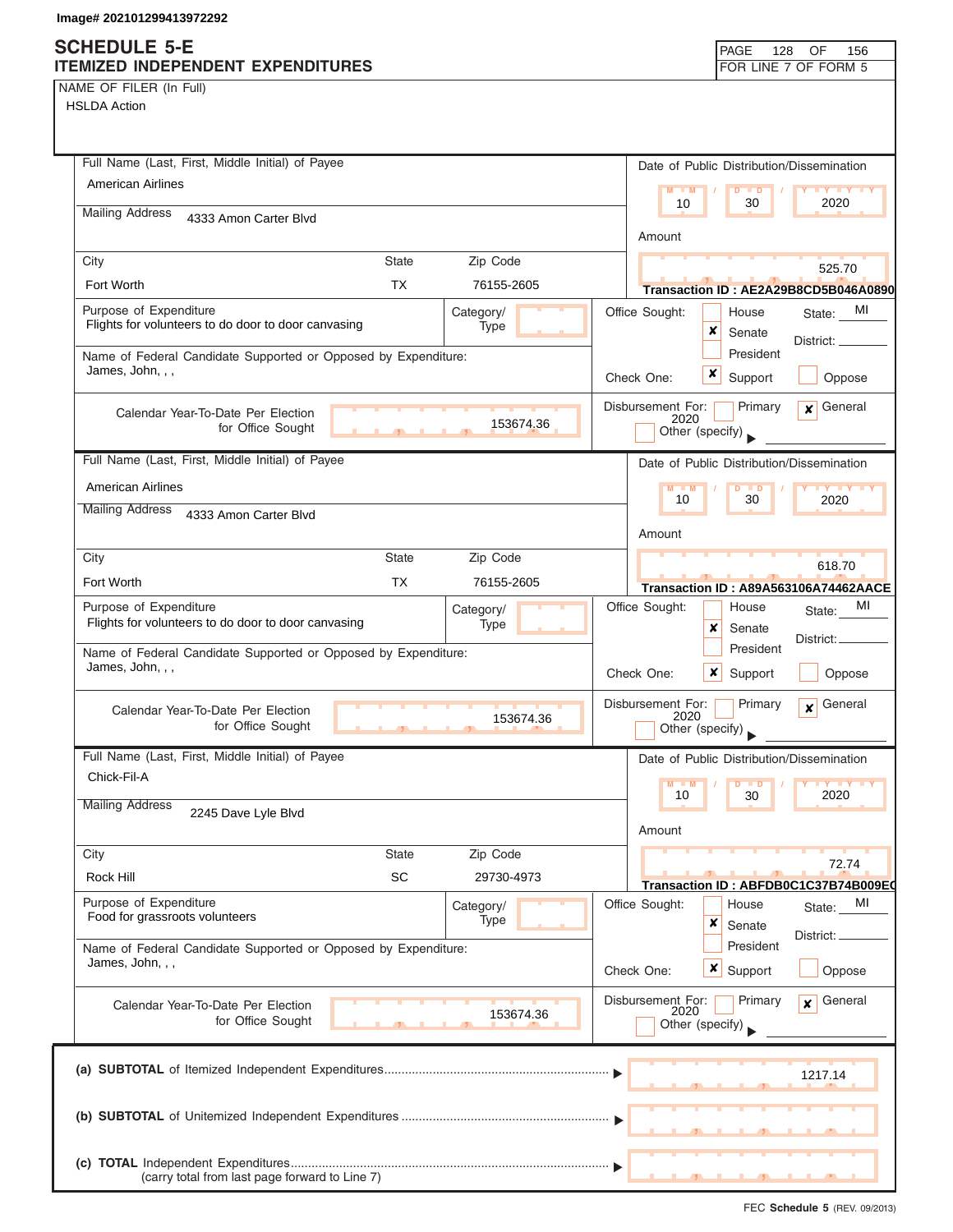Image# 202101299413972292

# SCHEDULE 5-E
## ITEMIZED INDEPENDENT EXPENDITURES

FOR LINE 7 OF FORM 5

NAME OF FILER (In Full)
HSLDA Action

---

**Full Name (Last, First, Middle Initial) of Payee:** American Airlines
**Mailing Address:** 4333 Amon Carter Blvd
**City:** Fort Worth **State:** TX **Zip Code:** 76155-2605
**Date of Public Distribution/Dissemination:** 10 / 30 / 2020
**Amount:** 525.70
**Transaction ID : AE2A29B8CD5B046A0890**
**Purpose of Expenditure:** Flights for volunteers to do door to door canvasing
**Category/Type:**
**Office Sought:** [ ] House [x] Senate [ ] President **State:** MI **District:**
**Name of Federal Candidate Supported or Opposed by Expenditure:** James, John, , ,
**Check One:** [x] Support [ ] Oppose
**Disbursement For:** [ ] Primary [x] General 2020 [ ] Other (specify)
**Calendar Year-To-Date Per Election for Office Sought:** 153674.36

---

**Full Name (Last, First, Middle Initial) of Payee:** American Airlines
**Mailing Address:** 4333 Amon Carter Blvd
**City:** Fort Worth **State:** TX **Zip Code:** 76155-2605
**Date of Public Distribution/Dissemination:** 10 / 30 / 2020
**Amount:** 618.70
**Transaction ID : A89A563106A74462AACE**
**Purpose of Expenditure:** Flights for volunteers to do door to door canvasing
**Category/Type:**
**Office Sought:** [ ] House [x] Senate [ ] President **State:** MI **District:**
**Name of Federal Candidate Supported or Opposed by Expenditure:** James, John, , ,
**Check One:** [x] Support [ ] Oppose
**Disbursement For:** [ ] Primary [x] General 2020 [ ] Other (specify)
**Calendar Year-To-Date Per Election for Office Sought:** 153674.36

---

**Full Name (Last, First, Middle Initial) of Payee:** Chick-Fil-A
**Mailing Address:** 2245 Dave Lyle Blvd
**City:** Rock Hill **State:** SC **Zip Code:** 29730-4973
**Date of Public Distribution/Dissemination:** 10 / 30 / 2020
**Amount:** 72.74
**Transaction ID : ABFDB0C1C37B74B009EC**
**Purpose of Expenditure:** Food for grassroots volunteers
**Category/Type:**
**Office Sought:** [ ] House [x] Senate [ ] President **State:** MI **District:**
**Name of Federal Candidate Supported or Opposed by Expenditure:** James, John, , ,
**Check One:** [x] Support [ ] Oppose
**Disbursement For:** [ ] Primary [x] General 2020 [ ] Other (specify)
**Calendar Year-To-Date Per Election for Office Sought:** 153674.36

---

(a) **SUBTOTAL** of Itemized Independent Expenditures ▶ 1217.14

(b) **SUBTOTAL** of Unitemized Independent Expenditures ▶

(c) **TOTAL** Independent Expenditures ▶
(carry total from last page forward to Line 7)

FEC **Schedule 5** (REV. 09/2013)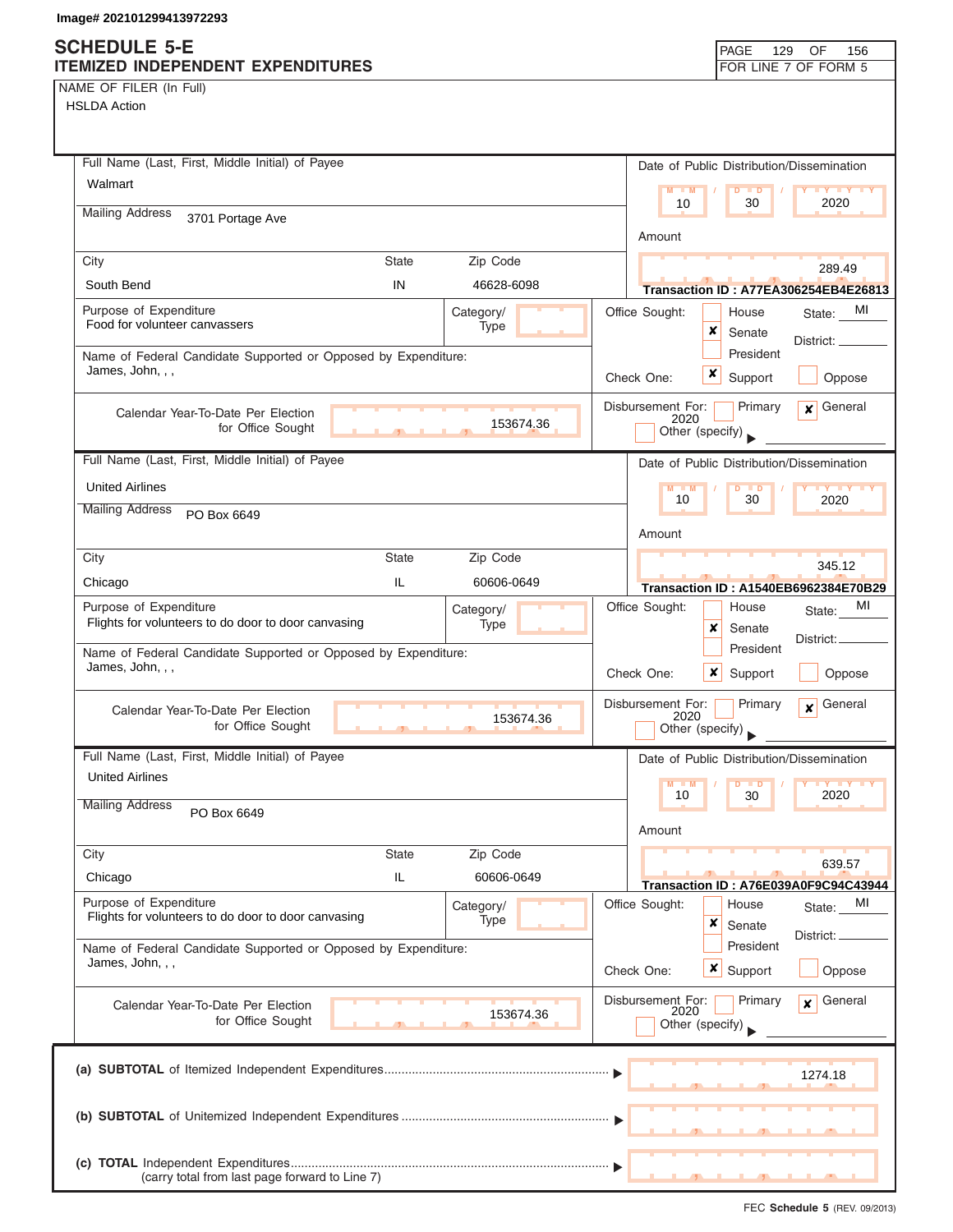Image# 202101299413972293

# SCHEDULE 5-E
## ITEMIZED INDEPENDENT EXPENDITURES

FOR LINE 7 OF FORM 5

**NAME OF FILER (In Full)**
HSLDA Action

---

**Full Name (Last, First, Middle Initial) of Payee:** Walmart
**Mailing Address:** 3701 Portage Ave
**City:** South Bend **State:** IN **Zip Code:** 46628-6098
**Date of Public Distribution/Dissemination:** 10 / 30 / 2020
**Amount:** 289.49
**Transaction ID :** A77EA306254EB4E26813
**Purpose of Expenditure:** Food for volunteer canvassers
**Category/Type:**
**Office Sought:** [ ] House [x] Senate [ ] President — **State:** MI **District:**
**Name of Federal Candidate Supported or Opposed by Expenditure:** James, John, , ,
**Check One:** [x] Support [ ] Oppose
**Calendar Year-To-Date Per Election for Office Sought:** 153674.36
**Disbursement For:** [ ] Primary [x] General 2020 [ ] Other (specify)

---

**Full Name (Last, First, Middle Initial) of Payee:** United Airlines
**Mailing Address:** PO Box 6649
**City:** Chicago **State:** IL **Zip Code:** 60606-0649
**Date of Public Distribution/Dissemination:** 10 / 30 / 2020
**Amount:** 345.12
**Transaction ID :** A1540EB6962384E70B29
**Purpose of Expenditure:** Flights for volunteers to do door to door canvasing
**Category/Type:**
**Office Sought:** [ ] House [x] Senate [ ] President — **State:** MI **District:**
**Name of Federal Candidate Supported or Opposed by Expenditure:** James, John, , ,
**Check One:** [x] Support [ ] Oppose
**Calendar Year-To-Date Per Election for Office Sought:** 153674.36
**Disbursement For:** [ ] Primary [x] General 2020 [ ] Other (specify)

---

**Full Name (Last, First, Middle Initial) of Payee:** United Airlines
**Mailing Address:** PO Box 6649
**City:** Chicago **State:** IL **Zip Code:** 60606-0649
**Date of Public Distribution/Dissemination:** 10 / 30 / 2020
**Amount:** 639.57
**Transaction ID :** A76E039A0F9C94C43944
**Purpose of Expenditure:** Flights for volunteers to do door to door canvasing
**Category/Type:**
**Office Sought:** [ ] House [x] Senate [ ] President — **State:** MI **District:**
**Name of Federal Candidate Supported or Opposed by Expenditure:** James, John, , ,
**Check One:** [x] Support [ ] Oppose
**Calendar Year-To-Date Per Election for Office Sought:** 153674.36
**Disbursement For:** [ ] Primary [x] General 2020 [ ] Other (specify)

---

| | |
|---|---|
| (a) **SUBTOTAL** of Itemized Independent Expenditures | 1274.18 |
| (b) **SUBTOTAL** of Unitemized Independent Expenditures | |
| (c) **TOTAL** Independent Expenditures (carry total from last page forward to Line 7) | |

FEC **Schedule 5** (REV. 09/2013)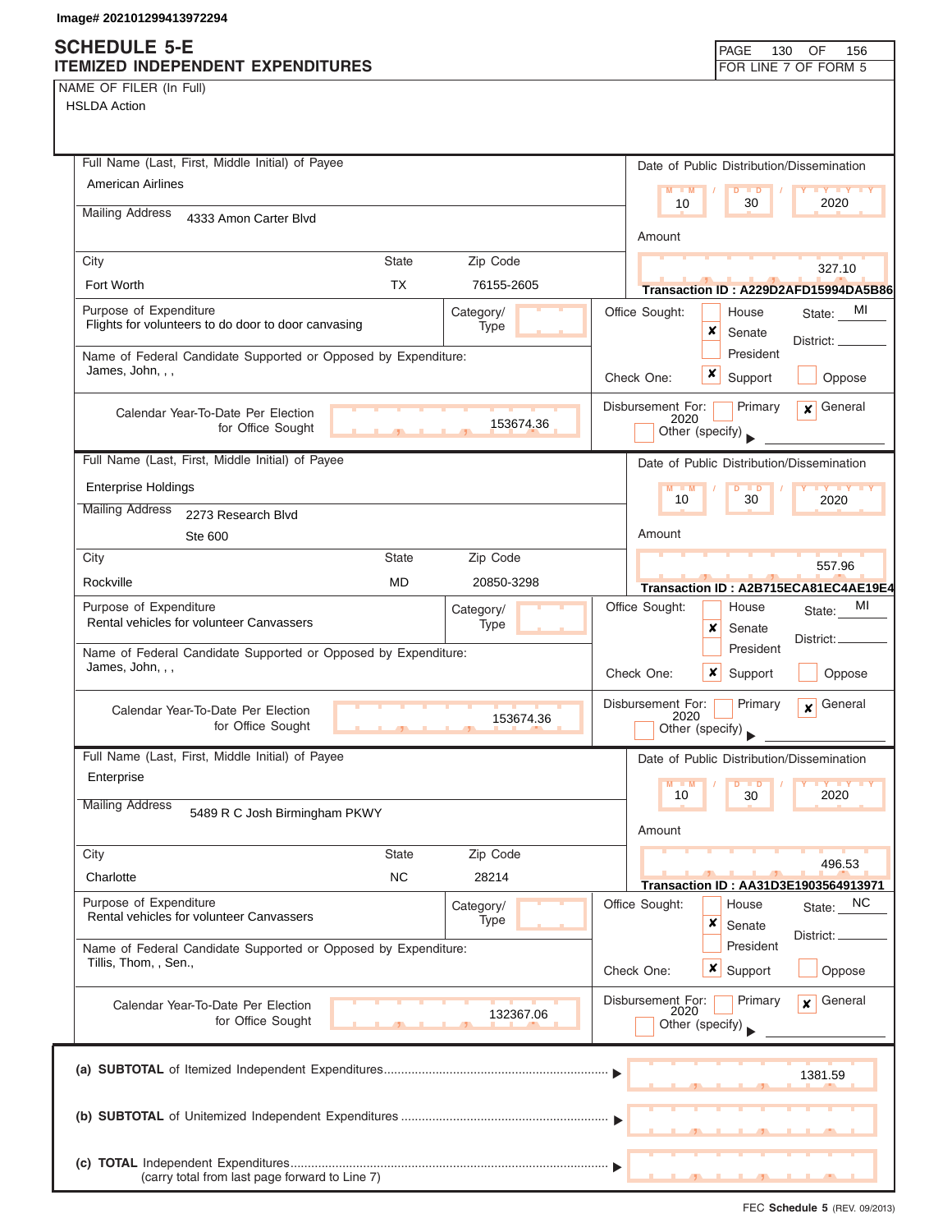Image# 202101299413972294

# SCHEDULE 5-E
## ITEMIZED INDEPENDENT EXPENDITURES

FOR LINE 7 OF FORM 5

NAME OF FILER (In Full)
HSLDA Action

---

**Full Name (Last, First, Middle Initial) of Payee:** American Airlines

**Mailing Address:** 4333 Amon Carter Blvd

| City | State | Zip Code |
|---|---|---|
| Fort Worth | TX | 76155-2605 |

**Date of Public Distribution/Dissemination:** 10 / 30 / 2020

**Amount:** 327.10

**Transaction ID :** A229D2AFD15994DA5B86

**Purpose of Expenditure:** Flights for volunteers to do door to door canvasing

**Category/Type:**

**Office Sought:** ☐ House ☒ Senate ☐ President — State: MI District:

**Name of Federal Candidate Supported or Opposed by Expenditure:** James, John, , ,

**Check One:** ☒ Support ☐ Oppose

**Calendar Year-To-Date Per Election for Office Sought:** 153674.36

**Disbursement For:** ☐ Primary ☒ General 2020 ☐ Other (specify)

---

**Full Name (Last, First, Middle Initial) of Payee:** Enterprise Holdings

**Mailing Address:** 2273 Research Blvd, Ste 600

| City | State | Zip Code |
|---|---|---|
| Rockville | MD | 20850-3298 |

**Date of Public Distribution/Dissemination:** 10 / 30 / 2020

**Amount:** 557.96

**Transaction ID :** A2B715ECA81EC4AE19E4

**Purpose of Expenditure:** Rental vehicles for volunteer Canvassers

**Category/Type:**

**Office Sought:** ☐ House ☒ Senate ☐ President — State: MI District:

**Name of Federal Candidate Supported or Opposed by Expenditure:** James, John, , ,

**Check One:** ☒ Support ☐ Oppose

**Calendar Year-To-Date Per Election for Office Sought:** 153674.36

**Disbursement For:** ☐ Primary ☒ General 2020 ☐ Other (specify)

---

**Full Name (Last, First, Middle Initial) of Payee:** Enterprise

**Mailing Address:** 5489 R C Josh Birmingham PKWY

| City | State | Zip Code |
|---|---|---|
| Charlotte | NC | 28214 |

**Date of Public Distribution/Dissemination:** 10 / 30 / 2020

**Amount:** 496.53

**Transaction ID :** AA31D3E1903564913971

**Purpose of Expenditure:** Rental vehicles for volunteer Canvassers

**Category/Type:**

**Office Sought:** ☐ House ☒ Senate ☐ President — State: NC District:

**Name of Federal Candidate Supported or Opposed by Expenditure:** Tillis, Thom, , Sen.,

**Check One:** ☒ Support ☐ Oppose

**Calendar Year-To-Date Per Election for Office Sought:** 132367.06

**Disbursement For:** ☐ Primary ☒ General 2020 ☐ Other (specify)

---

| | |
|---|---|
| **(a) SUBTOTAL** of Itemized Independent Expenditures | 1381.59 |
| **(b) SUBTOTAL** of Unitemized Independent Expenditures | |
| **(c) TOTAL** Independent Expenditures (carry total from last page forward to Line 7) | |

FEC **Schedule 5** (REV. 09/2013)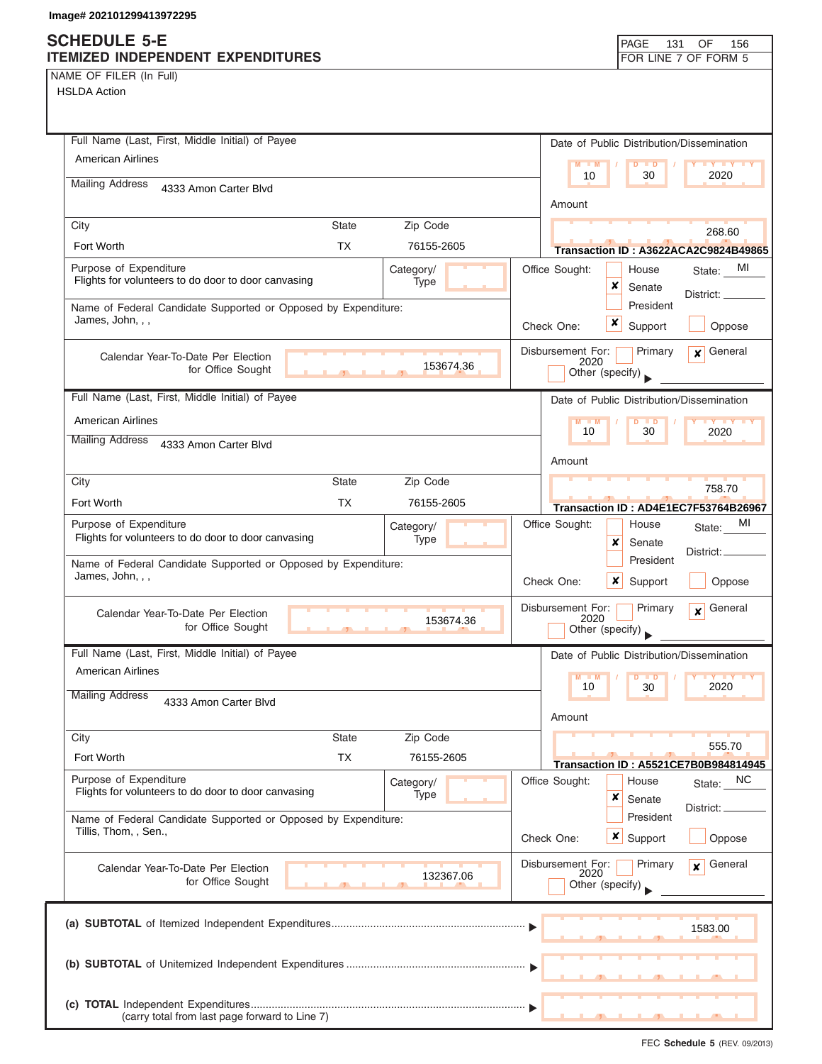Image# 202101299413972295

# SCHEDULE 5-E
## ITEMIZED INDEPENDENT EXPENDITURES

FOR LINE 7 OF FORM 5

NAME OF FILER (In Full)
HSLDA Action

---

**Full Name (Last, First, Middle Initial) of Payee:** American Airlines

**Mailing Address:** 4333 Amon Carter Blvd

**City:** Fort Worth | **State:** TX | **Zip Code:** 76155-2605

**Date of Public Distribution/Dissemination:** 10 / 30 / 2020

**Amount:** 268.60

**Transaction ID : A3622ACA2C9824B49865**

**Purpose of Expenditure:** Flights for volunteers to do door to door canvasing

**Category/Type:**

**Office Sought:** [ ] House [x] Senate [ ] President — **State:** MI **District:**

**Name of Federal Candidate Supported or Opposed by Expenditure:** James, John, , ,

**Check One:** [x] Support [ ] Oppose

**Calendar Year-To-Date Per Election for Office Sought:** 153674.36

**Disbursement For:** [ ] Primary [x] General 2020 [ ] Other (specify)

---

**Full Name (Last, First, Middle Initial) of Payee:** American Airlines

**Mailing Address:** 4333 Amon Carter Blvd

**City:** Fort Worth | **State:** TX | **Zip Code:** 76155-2605

**Date of Public Distribution/Dissemination:** 10 / 30 / 2020

**Amount:** 758.70

**Transaction ID : AD4E1EC7F53764B26967**

**Purpose of Expenditure:** Flights for volunteers to do door to door canvasing

**Category/Type:**

**Office Sought:** [ ] House [x] Senate [ ] President — **State:** MI **District:**

**Name of Federal Candidate Supported or Opposed by Expenditure:** James, John, , ,

**Check One:** [x] Support [ ] Oppose

**Calendar Year-To-Date Per Election for Office Sought:** 153674.36

**Disbursement For:** [ ] Primary [x] General 2020 [ ] Other (specify)

---

**Full Name (Last, First, Middle Initial) of Payee:** American Airlines

**Mailing Address:** 4333 Amon Carter Blvd

**City:** Fort Worth | **State:** TX | **Zip Code:** 76155-2605

**Date of Public Distribution/Dissemination:** 10 / 30 / 2020

**Amount:** 555.70

**Transaction ID : A5521CE7B0B984814945**

**Purpose of Expenditure:** Flights for volunteers to do door to door canvasing

**Category/Type:**

**Office Sought:** [ ] House [x] Senate [ ] President — **State:** NC **District:**

**Name of Federal Candidate Supported or Opposed by Expenditure:** Tillis, Thom, , Sen.,

**Check One:** [x] Support [ ] Oppose

**Calendar Year-To-Date Per Election for Office Sought:** 132367.06

**Disbursement For:** [ ] Primary [x] General 2020 [ ] Other (specify)

---

| | |
|---|---|
| (a) **SUBTOTAL** of Itemized Independent Expenditures | 1583.00 |
| (b) **SUBTOTAL** of Unitemized Independent Expenditures | |
| (c) **TOTAL** Independent Expenditures (carry total from last page forward to Line 7) | |

FEC **Schedule 5** (REV. 09/2013)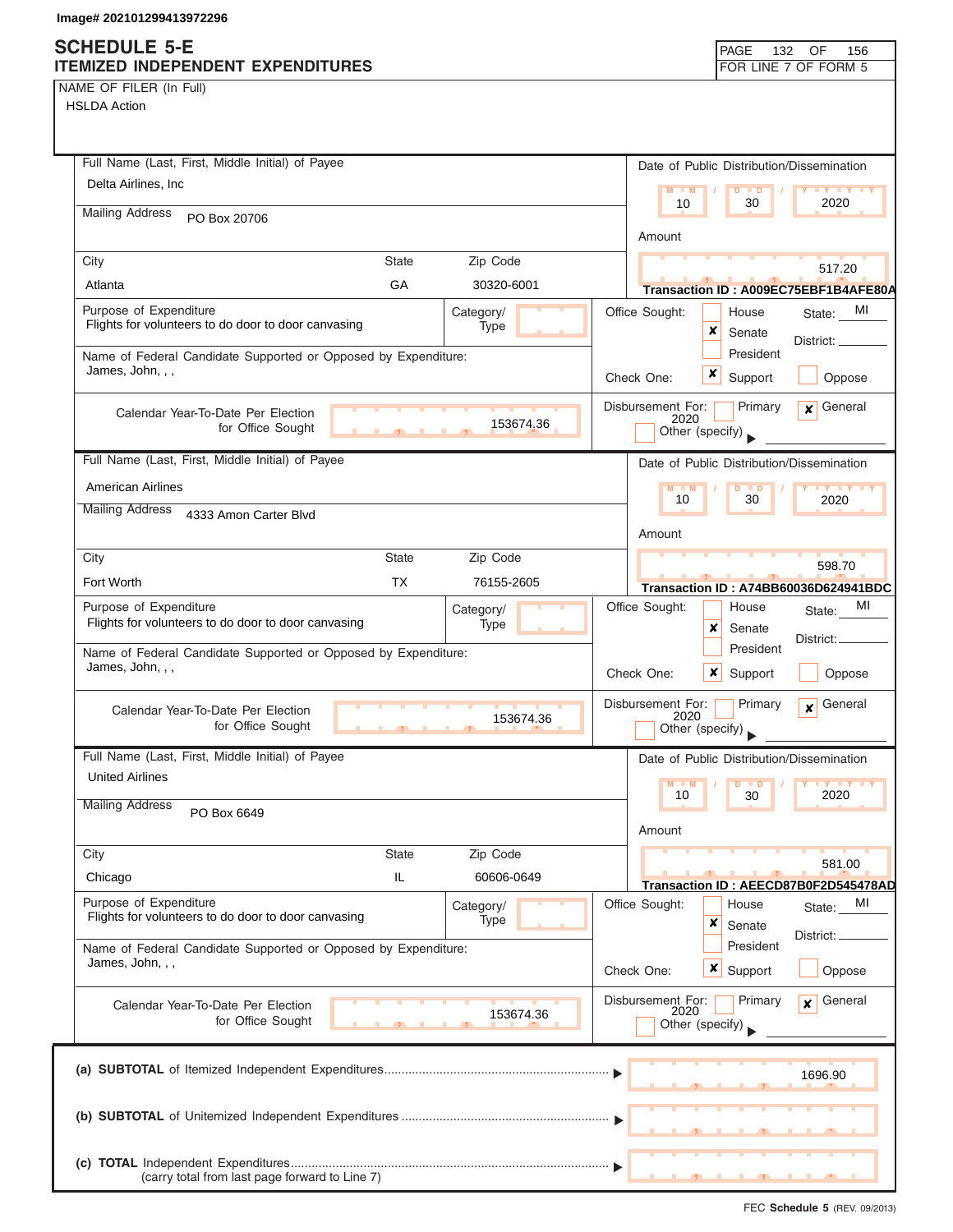Image# 202101299413972296

# SCHEDULE 5-E
## ITEMIZED INDEPENDENT EXPENDITURES

FOR LINE 7 OF FORM 5

NAME OF FILER (In Full)
HSLDA Action

---

**Full Name (Last, First, Middle Initial) of Payee:** Delta Airlines, Inc
**Mailing Address:** PO Box 20706
**City:** Atlanta **State:** GA **Zip Code:** 30320-6001

**Date of Public Distribution/Dissemination:** 10 / 30 / 2020
**Amount:** 517.20
**Transaction ID : A009EC75EBF1B4AFE80A**

**Purpose of Expenditure:** Flights for volunteers to do door to door canvasing
**Category/Type:**

**Office Sought:** ☐ House ☒ Senate ☐ President **State:** MI **District:**

**Name of Federal Candidate Supported or Opposed by Expenditure:** James, John, , ,

**Check One:** ☒ Support ☐ Oppose

**Calendar Year-To-Date Per Election for Office Sought:** 153674.36

**Disbursement For:** ☐ Primary ☒ General 2020 ☐ Other (specify)

---

**Full Name (Last, First, Middle Initial) of Payee:** American Airlines
**Mailing Address:** 4333 Amon Carter Blvd
**City:** Fort Worth **State:** TX **Zip Code:** 76155-2605

**Date of Public Distribution/Dissemination:** 10 / 30 / 2020
**Amount:** 598.70
**Transaction ID : A74BB60036D624941BDC**

**Purpose of Expenditure:** Flights for volunteers to do door to door canvasing
**Category/Type:**

**Office Sought:** ☐ House ☒ Senate ☐ President **State:** MI **District:**

**Name of Federal Candidate Supported or Opposed by Expenditure:** James, John, , ,

**Check One:** ☒ Support ☐ Oppose

**Calendar Year-To-Date Per Election for Office Sought:** 153674.36

**Disbursement For:** ☐ Primary ☒ General 2020 ☐ Other (specify)

---

**Full Name (Last, First, Middle Initial) of Payee:** United Airlines
**Mailing Address:** PO Box 6649
**City:** Chicago **State:** IL **Zip Code:** 60606-0649

**Date of Public Distribution/Dissemination:** 10 / 30 / 2020
**Amount:** 581.00
**Transaction ID : AEECD87B0F2D545478AD**

**Purpose of Expenditure:** Flights for volunteers to do door to door canvasing
**Category/Type:**

**Office Sought:** ☐ House ☒ Senate ☐ President **State:** MI **District:**

**Name of Federal Candidate Supported or Opposed by Expenditure:** James, John, , ,

**Check One:** ☒ Support ☐ Oppose

**Calendar Year-To-Date Per Election for Office Sought:** 153674.36

**Disbursement For:** ☐ Primary ☒ General 2020 ☐ Other (specify)

---

(a) **SUBTOTAL** of Itemized Independent Expenditures ▶ 1696.90

(b) **SUBTOTAL** of Unitemized Independent Expenditures ▶

(c) **TOTAL** Independent Expenditures ▶
(carry total from last page forward to Line 7)

FEC **Schedule 5** (REV. 09/2013)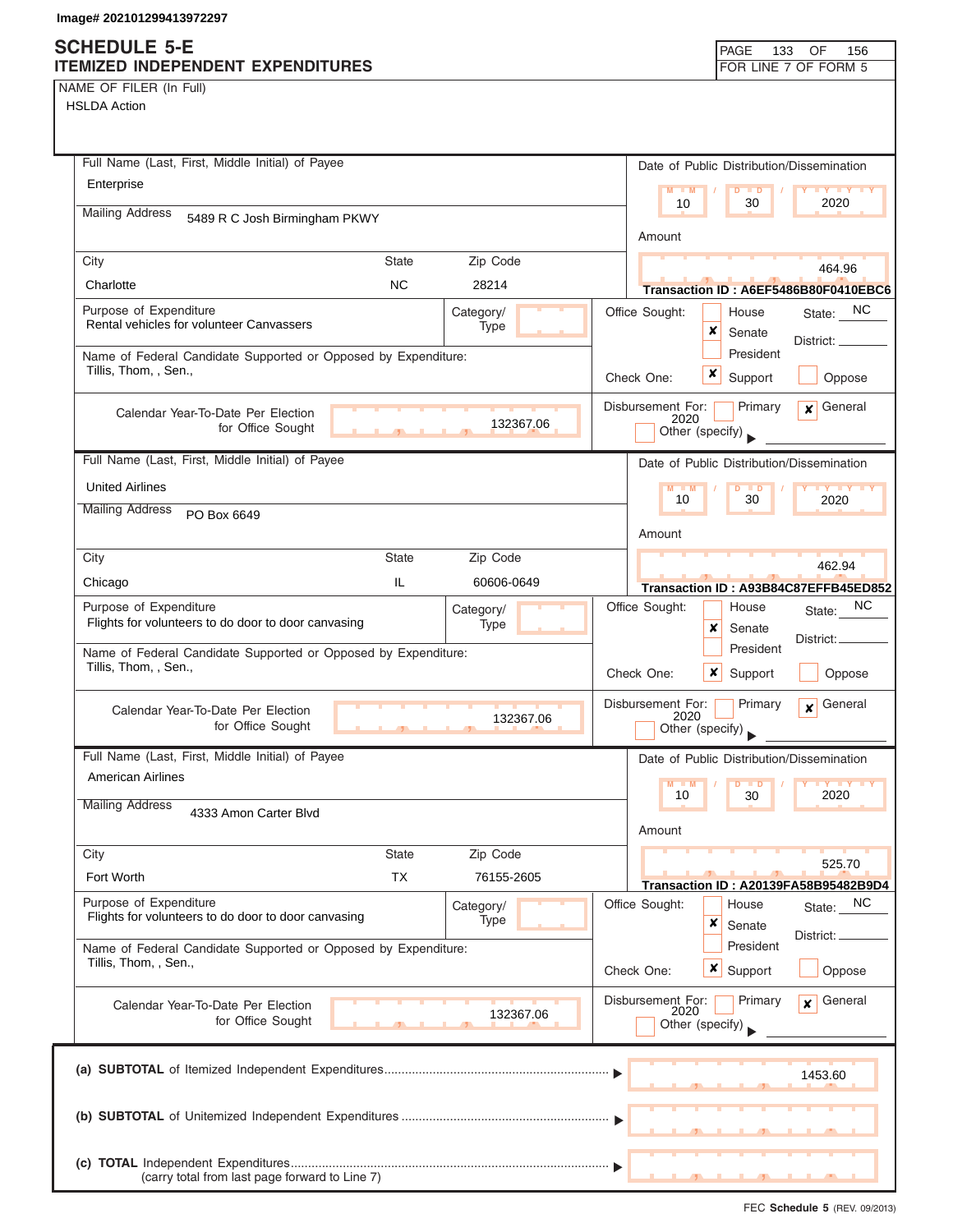Image# 202101299413972297

# SCHEDULE 5-E
## ITEMIZED INDEPENDENT EXPENDITURES

PAGE 133 OF 156
FOR LINE 7 OF FORM 5

NAME OF FILER (In Full)
HSLDA Action

---

**Full Name (Last, First, Middle Initial) of Payee:** Enterprise

**Mailing Address:** 5489 R C Josh Birmingham PKWY

**City:** Charlotte | **State:** NC | **Zip Code:** 28214

**Date of Public Distribution/Dissemination:** 10 / 30 / 2020

**Amount:** 464.96

**Transaction ID : A6EF5486B80F0410EBC6**

**Purpose of Expenditure:** Rental vehicles for volunteer Canvassers

**Category/Type:**

**Name of Federal Candidate Supported or Opposed by Expenditure:** Tillis, Thom, , Sen.,

**Office Sought:** ☐ House ☒ Senate ☐ President — State: NC District:

**Check One:** ☒ Support ☐ Oppose

**Calendar Year-To-Date Per Election for Office Sought:** 132367.06

**Disbursement For:** ☐ Primary ☒ General 2020 ☐ Other (specify)

---

**Full Name (Last, First, Middle Initial) of Payee:** United Airlines

**Mailing Address:** PO Box 6649

**City:** Chicago | **State:** IL | **Zip Code:** 60606-0649

**Date of Public Distribution/Dissemination:** 10 / 30 / 2020

**Amount:** 462.94

**Transaction ID : A93B84C87EFFB45ED852**

**Purpose of Expenditure:** Flights for volunteers to do door to door canvasing

**Category/Type:**

**Name of Federal Candidate Supported or Opposed by Expenditure:** Tillis, Thom, , Sen.,

**Office Sought:** ☐ House ☒ Senate ☐ President — State: NC District:

**Check One:** ☒ Support ☐ Oppose

**Calendar Year-To-Date Per Election for Office Sought:** 132367.06

**Disbursement For:** ☐ Primary ☒ General 2020 ☐ Other (specify)

---

**Full Name (Last, First, Middle Initial) of Payee:** American Airlines

**Mailing Address:** 4333 Amon Carter Blvd

**City:** Fort Worth | **State:** TX | **Zip Code:** 76155-2605

**Date of Public Distribution/Dissemination:** 10 / 30 / 2020

**Amount:** 525.70

**Transaction ID : A20139FA58B95482B9D4**

**Purpose of Expenditure:** Flights for volunteers to do door to door canvasing

**Category/Type:**

**Name of Federal Candidate Supported or Opposed by Expenditure:** Tillis, Thom, , Sen.,

**Office Sought:** ☐ House ☒ Senate ☐ President — State: NC District:

**Check One:** ☒ Support ☐ Oppose

**Calendar Year-To-Date Per Election for Office Sought:** 132367.06

**Disbursement For:** ☐ Primary ☒ General 2020 ☐ Other (specify)

---

**(a) SUBTOTAL** of Itemized Independent Expenditures ▶ 1453.60

**(b) SUBTOTAL** of Unitemized Independent Expenditures ▶

**(c) TOTAL** Independent Expenditures ▶
(carry total from last page forward to Line 7)

FEC **Schedule 5** (REV. 09/2013)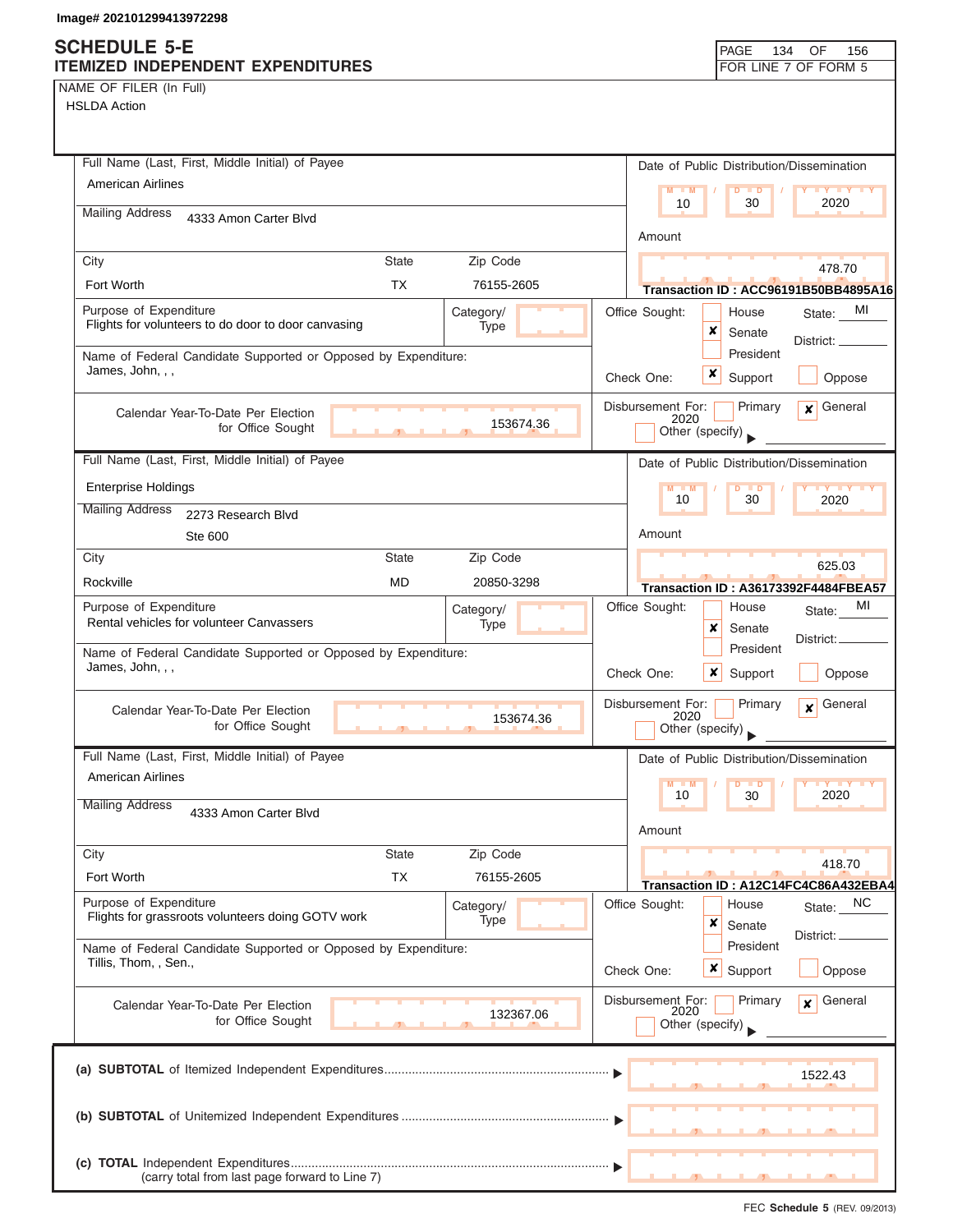Image# 202101299413972298

# SCHEDULE 5-E
## ITEMIZED INDEPENDENT EXPENDITURES

FOR LINE 7 OF FORM 5

**NAME OF FILER (In Full)**
HSLDA Action

---

**Full Name (Last, First, Middle Initial) of Payee:** American Airlines
**Mailing Address:** 4333 Amon Carter Blvd
**City:** Fort Worth **State:** TX **Zip Code:** 76155-2605
**Date of Public Distribution/Dissemination:** 10 / 30 / 2020
**Amount:** 478.70
**Transaction ID :** ACC96191B50BB4895A16
**Purpose of Expenditure:** Flights for volunteers to do door to door canvasing
**Category/Type:**
**Office Sought:** [ ] House [x] Senate [ ] President **State:** MI **District:**
**Name of Federal Candidate Supported or Opposed by Expenditure:** James, John, , ,
**Check One:** [x] Support [ ] Oppose
**Calendar Year-To-Date Per Election for Office Sought:** 153674.36
**Disbursement For:** [ ] Primary [x] General 2020 [ ] Other (specify)

---

**Full Name (Last, First, Middle Initial) of Payee:** Enterprise Holdings
**Mailing Address:** 2273 Research Blvd, Ste 600
**City:** Rockville **State:** MD **Zip Code:** 20850-3298
**Date of Public Distribution/Dissemination:** 10 / 30 / 2020
**Amount:** 625.03
**Transaction ID :** A36173392F4484FBEA57
**Purpose of Expenditure:** Rental vehicles for volunteer Canvassers
**Category/Type:**
**Office Sought:** [ ] House [x] Senate [ ] President **State:** MI **District:**
**Name of Federal Candidate Supported or Opposed by Expenditure:** James, John, , ,
**Check One:** [x] Support [ ] Oppose
**Calendar Year-To-Date Per Election for Office Sought:** 153674.36
**Disbursement For:** [ ] Primary [x] General 2020 [ ] Other (specify)

---

**Full Name (Last, First, Middle Initial) of Payee:** American Airlines
**Mailing Address:** 4333 Amon Carter Blvd
**City:** Fort Worth **State:** TX **Zip Code:** 76155-2605
**Date of Public Distribution/Dissemination:** 10 / 30 / 2020
**Amount:** 418.70
**Transaction ID :** A12C14FC4C86A432EBA4
**Purpose of Expenditure:** Flights for grassroots volunteers doing GOTV work
**Category/Type:**
**Office Sought:** [ ] House [x] Senate [ ] President **State:** NC **District:**
**Name of Federal Candidate Supported or Opposed by Expenditure:** Tillis, Thom, , Sen.,
**Check One:** [x] Support [ ] Oppose
**Calendar Year-To-Date Per Election for Office Sought:** 132367.06
**Disbursement For:** [ ] Primary [x] General 2020 [ ] Other (specify)

---

**(a) SUBTOTAL** of Itemized Independent Expenditures ▶ 1522.43

**(b) SUBTOTAL** of Unitemized Independent Expenditures ▶

**(c) TOTAL** Independent Expenditures (carry total from last page forward to Line 7) ▶

FEC **Schedule 5** (REV. 09/2013)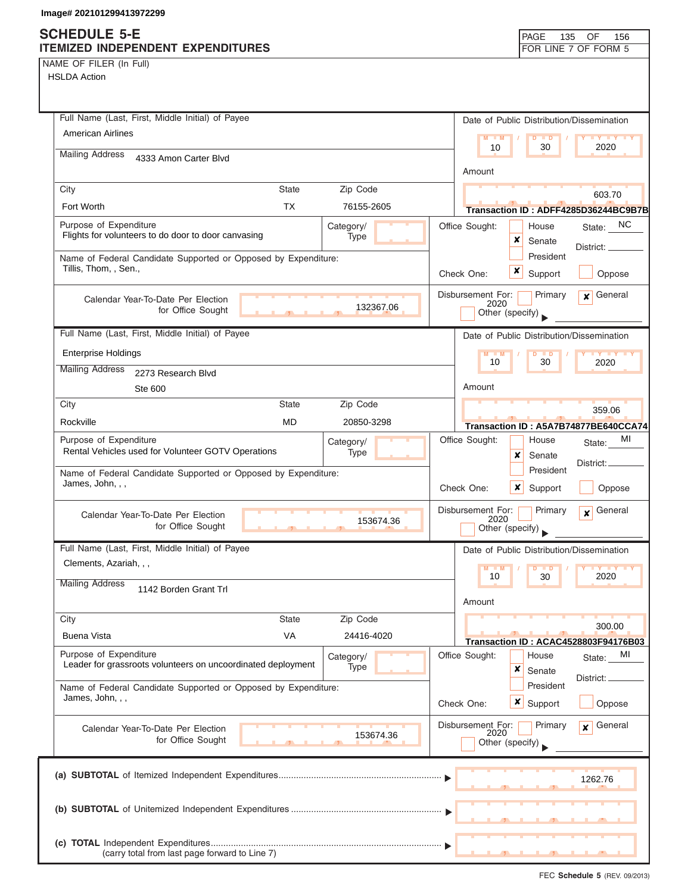Image# 202101299413972299

# SCHEDULE 5-E
## ITEMIZED INDEPENDENT EXPENDITURES

PAGE 135 OF 156
FOR LINE 7 OF FORM 5

NAME OF FILER (In Full)
HSLDA Action

---

**Full Name (Last, First, Middle Initial) of Payee:** American Airlines

**Mailing Address:** 4333 Amon Carter Blvd

| City | State | Zip Code |
|---|---|---|
| Fort Worth | TX | 76155-2605 |

**Date of Public Distribution/Dissemination:** 10 / 30 / 2020

**Amount:** 603.70

Transaction ID : ADFF4285D36244BC9B7B

**Purpose of Expenditure:** Flights for volunteers to do door to door canvasing

**Category/Type:**

**Office Sought:** Senate [X] — State: NC — District:

**Name of Federal Candidate Supported or Opposed by Expenditure:** Tillis, Thom, , Sen.,

**Check One:** Support [X]

**Calendar Year-To-Date Per Election for Office Sought:** 132367.06

**Disbursement For:** General [X] 2020

---

**Full Name (Last, First, Middle Initial) of Payee:** Enterprise Holdings

**Mailing Address:** 2273 Research Blvd
Ste 600

| City | State | Zip Code |
|---|---|---|
| Rockville | MD | 20850-3298 |

**Date of Public Distribution/Dissemination:** 10 / 30 / 2020

**Amount:** 359.06

Transaction ID : A5A7B74877BE640CCA74

**Purpose of Expenditure:** Rental Vehicles used for Volunteer GOTV Operations

**Category/Type:**

**Office Sought:** Senate [X] — State: MI — District:

**Name of Federal Candidate Supported or Opposed by Expenditure:** James, John, , ,

**Check One:** Support [X]

**Calendar Year-To-Date Per Election for Office Sought:** 153674.36

**Disbursement For:** General [X] 2020

---

**Full Name (Last, First, Middle Initial) of Payee:** Clements, Azariah, , ,

**Mailing Address:** 1142 Borden Grant Trl

| City | State | Zip Code |
|---|---|---|
| Buena Vista | VA | 24416-4020 |

**Date of Public Distribution/Dissemination:** 10 / 30 / 2020

**Amount:** 300.00

Transaction ID : ACAC4528803F94176B03

**Purpose of Expenditure:** Leader for grassroots volunteers on uncoordinated deployment

**Category/Type:**

**Office Sought:** Senate [X] — State: MI — District:

**Name of Federal Candidate Supported or Opposed by Expenditure:** James, John, , ,

**Check One:** Support [X]

**Calendar Year-To-Date Per Election for Office Sought:** 153674.36

**Disbursement For:** General [X] 2020

---

(a) **SUBTOTAL** of Itemized Independent Expenditures ▶ 1262.76

(b) **SUBTOTAL** of Unitemized Independent Expenditures ▶

(c) **TOTAL** Independent Expenditures ▶
(carry total from last page forward to Line 7)

FEC **Schedule 5** (REV. 09/2013)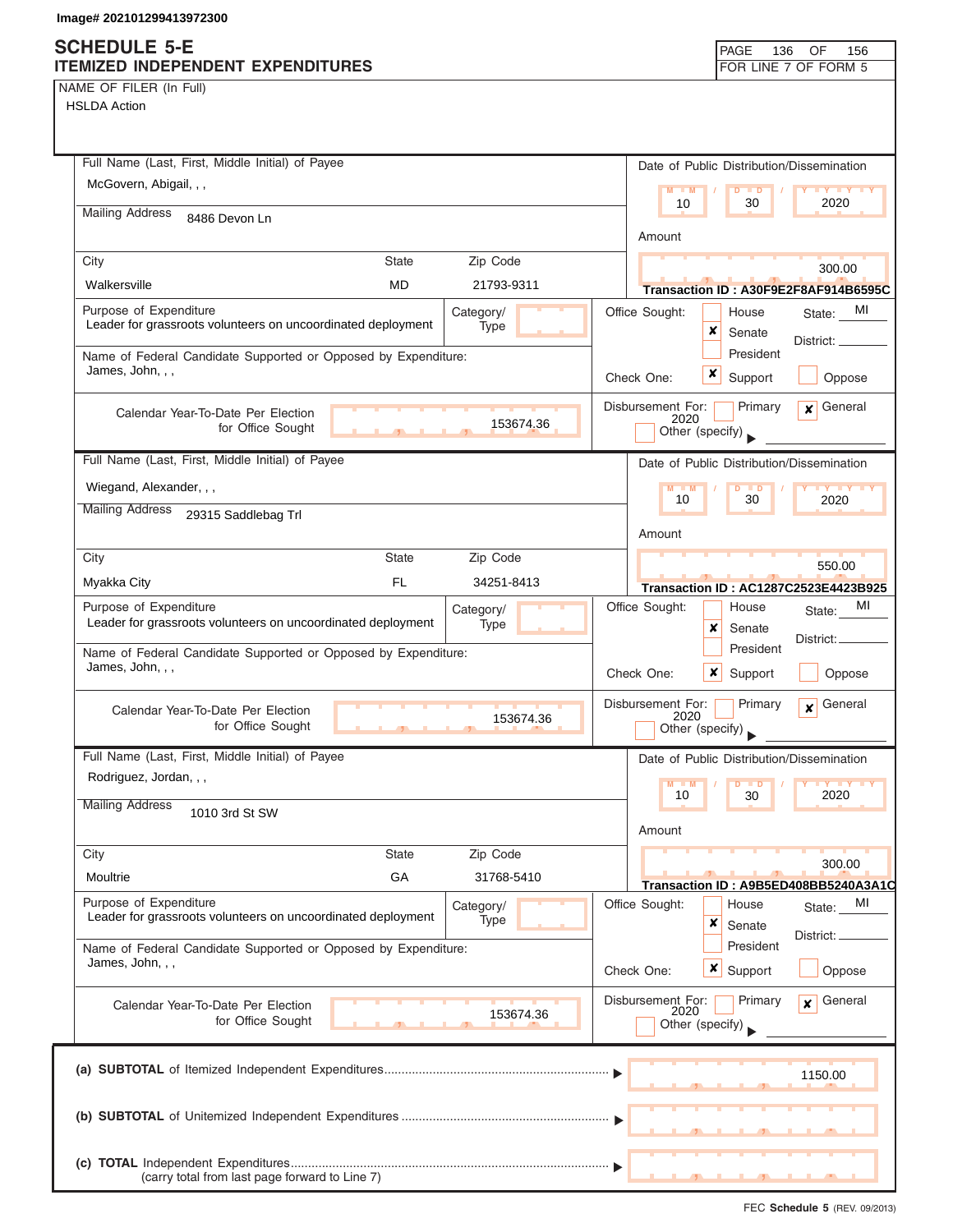Image# 202101299413972300

# SCHEDULE 5-E
## ITEMIZED INDEPENDENT EXPENDITURES

PAGE 136 OF 156
FOR LINE 7 OF FORM 5

NAME OF FILER (In Full)
HSLDA Action

---

**Full Name (Last, First, Middle Initial) of Payee:** McGovern, Abigail, , ,

**Mailing Address:** 8486 Devon Ln

**City:** Walkersville **State:** MD **Zip Code:** 21793-9311

**Date of Public Distribution/Dissemination:** 10 / 30 / 2020

**Amount:** 300.00

**Transaction ID : A30F9E2F8AF914B6595C**

**Purpose of Expenditure:** Leader for grassroots volunteers on uncoordinated deployment

**Category/Type:**

**Office Sought:** [ ] House [x] Senate [ ] President **State:** MI **District:**

**Name of Federal Candidate Supported or Opposed by Expenditure:** James, John, , ,

**Check One:** [x] Support [ ] Oppose

**Calendar Year-To-Date Per Election for Office Sought:** 153674.36

**Disbursement For:** [ ] Primary [x] General 2020 [ ] Other (specify)

---

**Full Name (Last, First, Middle Initial) of Payee:** Wiegand, Alexander, , ,

**Mailing Address:** 29315 Saddlebag Trl

**City:** Myakka City **State:** FL **Zip Code:** 34251-8413

**Date of Public Distribution/Dissemination:** 10 / 30 / 2020

**Amount:** 550.00

**Transaction ID : AC1287C2523E4423B925**

**Purpose of Expenditure:** Leader for grassroots volunteers on uncoordinated deployment

**Category/Type:**

**Office Sought:** [ ] House [x] Senate [ ] President **State:** MI **District:**

**Name of Federal Candidate Supported or Opposed by Expenditure:** James, John, , ,

**Check One:** [x] Support [ ] Oppose

**Calendar Year-To-Date Per Election for Office Sought:** 153674.36

**Disbursement For:** [ ] Primary [x] General 2020 [ ] Other (specify)

---

**Full Name (Last, First, Middle Initial) of Payee:** Rodriguez, Jordan, , ,

**Mailing Address:** 1010 3rd St SW

**City:** Moultrie **State:** GA **Zip Code:** 31768-5410

**Date of Public Distribution/Dissemination:** 10 / 30 / 2020

**Amount:** 300.00

**Transaction ID : A9B5ED408BB5240A3A1C**

**Purpose of Expenditure:** Leader for grassroots volunteers on uncoordinated deployment

**Category/Type:**

**Office Sought:** [ ] House [x] Senate [ ] President **State:** MI **District:**

**Name of Federal Candidate Supported or Opposed by Expenditure:** James, John, , ,

**Check One:** [x] Support [ ] Oppose

**Calendar Year-To-Date Per Election for Office Sought:** 153674.36

**Disbursement For:** [ ] Primary [x] General 2020 [ ] Other (specify)

---

(a) **SUBTOTAL** of Itemized Independent Expenditures ▶ 1150.00

(b) **SUBTOTAL** of Unitemized Independent Expenditures ▶

(c) **TOTAL** Independent Expenditures ▶
(carry total from last page forward to Line 7)

FEC **Schedule 5** (REV. 09/2013)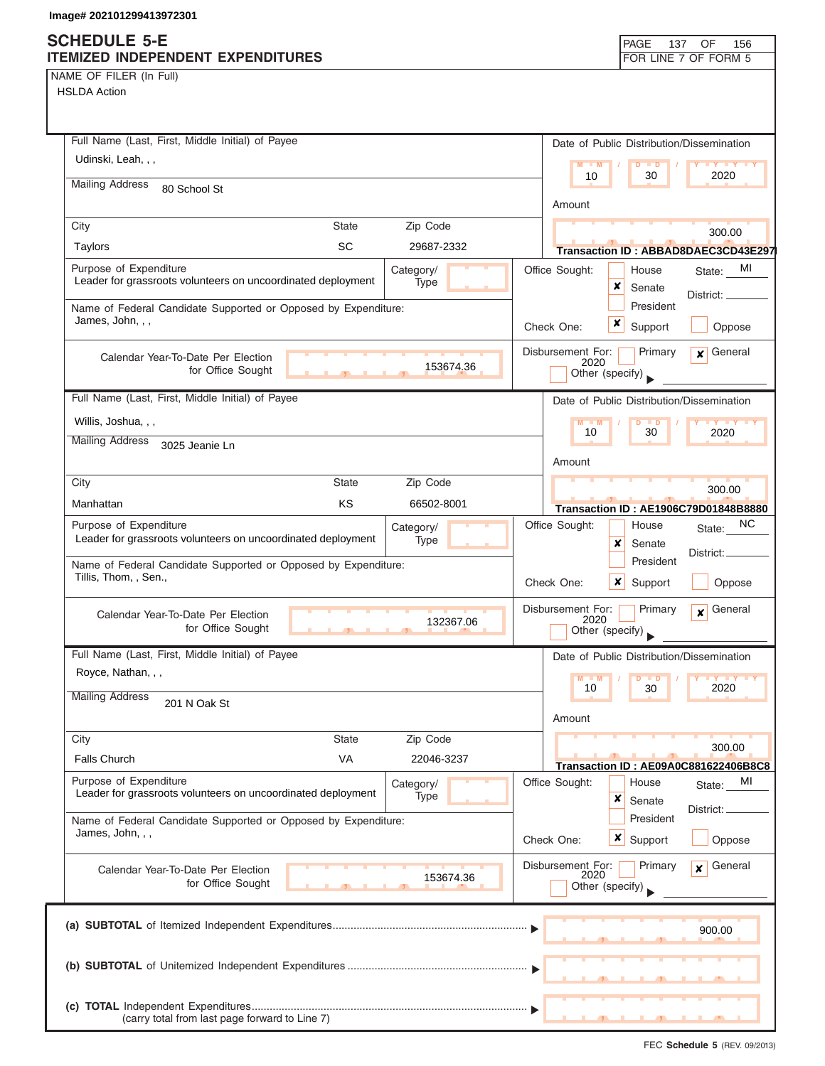Image# 202101299413972301

# SCHEDULE 5-E
## ITEMIZED INDEPENDENT EXPENDITURES

PAGE 137 OF 156
FOR LINE 7 OF FORM 5

NAME OF FILER (In Full)
HSLDA Action

---

**Full Name (Last, First, Middle Initial) of Payee:** Udinski, Leah, , ,
**Mailing Address:** 80 School St
**City:** Taylors **State:** SC **Zip Code:** 29687-2332

**Date of Public Distribution/Dissemination:** 10 / 30 / 2020
**Amount:** 300.00
**Transaction ID :** ABBAD8DAEC3CD43E297

**Purpose of Expenditure:** Leader for grassroots volunteers on uncoordinated deployment
**Category/Type:**

**Name of Federal Candidate Supported or Opposed by Expenditure:** James, John, , ,

**Office Sought:** [ ] House [x] Senate [ ] President **State:** MI **District:**
**Check One:** [x] Support [ ] Oppose

**Calendar Year-To-Date Per Election for Office Sought:** 153674.36
**Disbursement For:** [ ] Primary [x] General 2020 [ ] Other (specify)

---

**Full Name (Last, First, Middle Initial) of Payee:** Willis, Joshua, , ,
**Mailing Address:** 3025 Jeanie Ln
**City:** Manhattan **State:** KS **Zip Code:** 66502-8001

**Date of Public Distribution/Dissemination:** 10 / 30 / 2020
**Amount:** 300.00
**Transaction ID :** AE1906C79D01848B8880

**Purpose of Expenditure:** Leader for grassroots volunteers on uncoordinated deployment
**Category/Type:**

**Name of Federal Candidate Supported or Opposed by Expenditure:** Tillis, Thom, , Sen.,

**Office Sought:** [ ] House [x] Senate [ ] President **State:** NC **District:**
**Check One:** [x] Support [ ] Oppose

**Calendar Year-To-Date Per Election for Office Sought:** 132367.06
**Disbursement For:** [ ] Primary [x] General 2020 [ ] Other (specify)

---

**Full Name (Last, First, Middle Initial) of Payee:** Royce, Nathan, , ,
**Mailing Address:** 201 N Oak St
**City:** Falls Church **State:** VA **Zip Code:** 22046-3237

**Date of Public Distribution/Dissemination:** 10 / 30 / 2020
**Amount:** 300.00
**Transaction ID :** AE09A0C881622406B8C8

**Purpose of Expenditure:** Leader for grassroots volunteers on uncoordinated deployment
**Category/Type:**

**Name of Federal Candidate Supported or Opposed by Expenditure:** James, John, , ,

**Office Sought:** [ ] House [x] Senate [ ] President **State:** MI **District:**
**Check One:** [x] Support [ ] Oppose

**Calendar Year-To-Date Per Election for Office Sought:** 153674.36
**Disbursement For:** [ ] Primary [x] General 2020 [ ] Other (specify)

---

| | |
|---|---|
| **(a) SUBTOTAL** of Itemized Independent Expenditures | 900.00 |
| **(b) SUBTOTAL** of Unitemized Independent Expenditures | |
| **(c) TOTAL** Independent Expenditures (carry total from last page forward to Line 7) | |

FEC **Schedule 5** (REV. 09/2013)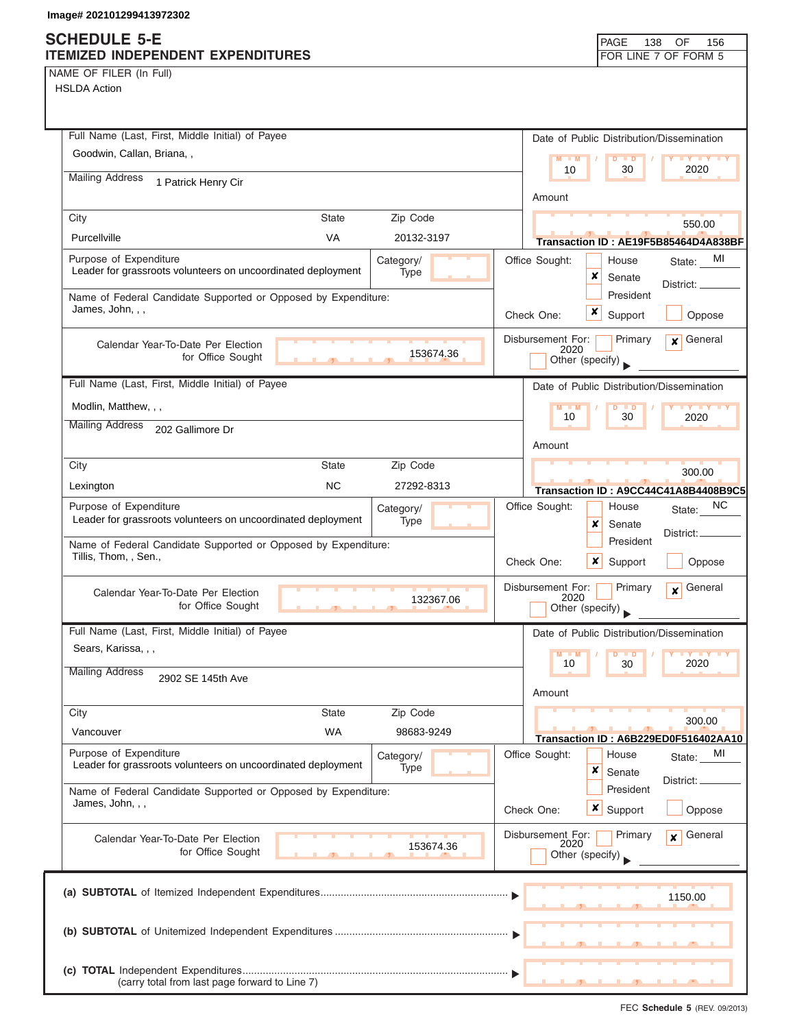Image# 202101299413972302

# SCHEDULE 5-E
## ITEMIZED INDEPENDENT EXPENDITURES

PAGE 138 OF 156
FOR LINE 7 OF FORM 5

NAME OF FILER (In Full)
HSLDA Action

---

**Full Name (Last, First, Middle Initial) of Payee**
Goodwin, Callan, Briana, ,

**Mailing Address** 1 Patrick Henry Cir

| City | State | Zip Code |
|---|---|---|
| Purcellville | VA | 20132-3197 |

**Date of Public Distribution/Dissemination:** 10 / 30 / 2020

**Amount:** 550.00

**Transaction ID : AE19F5B85464D4A838BF**

**Purpose of Expenditure:** Leader for grassroots volunteers on uncoordinated deployment

**Category/Type:**

**Office Sought:** [ ] House [x] Senate [ ] President — State: MI — District:

**Name of Federal Candidate Supported or Opposed by Expenditure:** James, John, , ,

**Check One:** [x] Support [ ] Oppose

**Calendar Year-To-Date Per Election for Office Sought:** 153674.36

**Disbursement For:** [ ] Primary [x] General 2020 [ ] Other (specify)

---

**Full Name (Last, First, Middle Initial) of Payee**
Modlin, Matthew, , ,

**Mailing Address** 202 Gallimore Dr

| City | State | Zip Code |
|---|---|---|
| Lexington | NC | 27292-8313 |

**Date of Public Distribution/Dissemination:** 10 / 30 / 2020

**Amount:** 300.00

**Transaction ID : A9CC44C41A8B4408B9C5**

**Purpose of Expenditure:** Leader for grassroots volunteers on uncoordinated deployment

**Category/Type:**

**Office Sought:** [ ] House [x] Senate [ ] President — State: NC — District:

**Name of Federal Candidate Supported or Opposed by Expenditure:** Tillis, Thom, , Sen.,

**Check One:** [x] Support [ ] Oppose

**Calendar Year-To-Date Per Election for Office Sought:** 132367.06

**Disbursement For:** [ ] Primary [x] General 2020 [ ] Other (specify)

---

**Full Name (Last, First, Middle Initial) of Payee**
Sears, Karissa, , ,

**Mailing Address** 2902 SE 145th Ave

| City | State | Zip Code |
|---|---|---|
| Vancouver | WA | 98683-9249 |

**Date of Public Distribution/Dissemination:** 10 / 30 / 2020

**Amount:** 300.00

**Transaction ID : A6B229ED0F516402AA10**

**Purpose of Expenditure:** Leader for grassroots volunteers on uncoordinated deployment

**Category/Type:**

**Office Sought:** [ ] House [x] Senate [ ] President — State: MI — District:

**Name of Federal Candidate Supported or Opposed by Expenditure:** James, John, , ,

**Check One:** [x] Support [ ] Oppose

**Calendar Year-To-Date Per Election for Office Sought:** 153674.36

**Disbursement For:** [ ] Primary [x] General 2020 [ ] Other (specify)

---

**(a) SUBTOTAL** of Itemized Independent Expenditures ▶ 1150.00

**(b) SUBTOTAL** of Unitemized Independent Expenditures ▶

**(c) TOTAL** Independent Expenditures (carry total from last page forward to Line 7) ▶

FEC Schedule 5 (REV. 09/2013)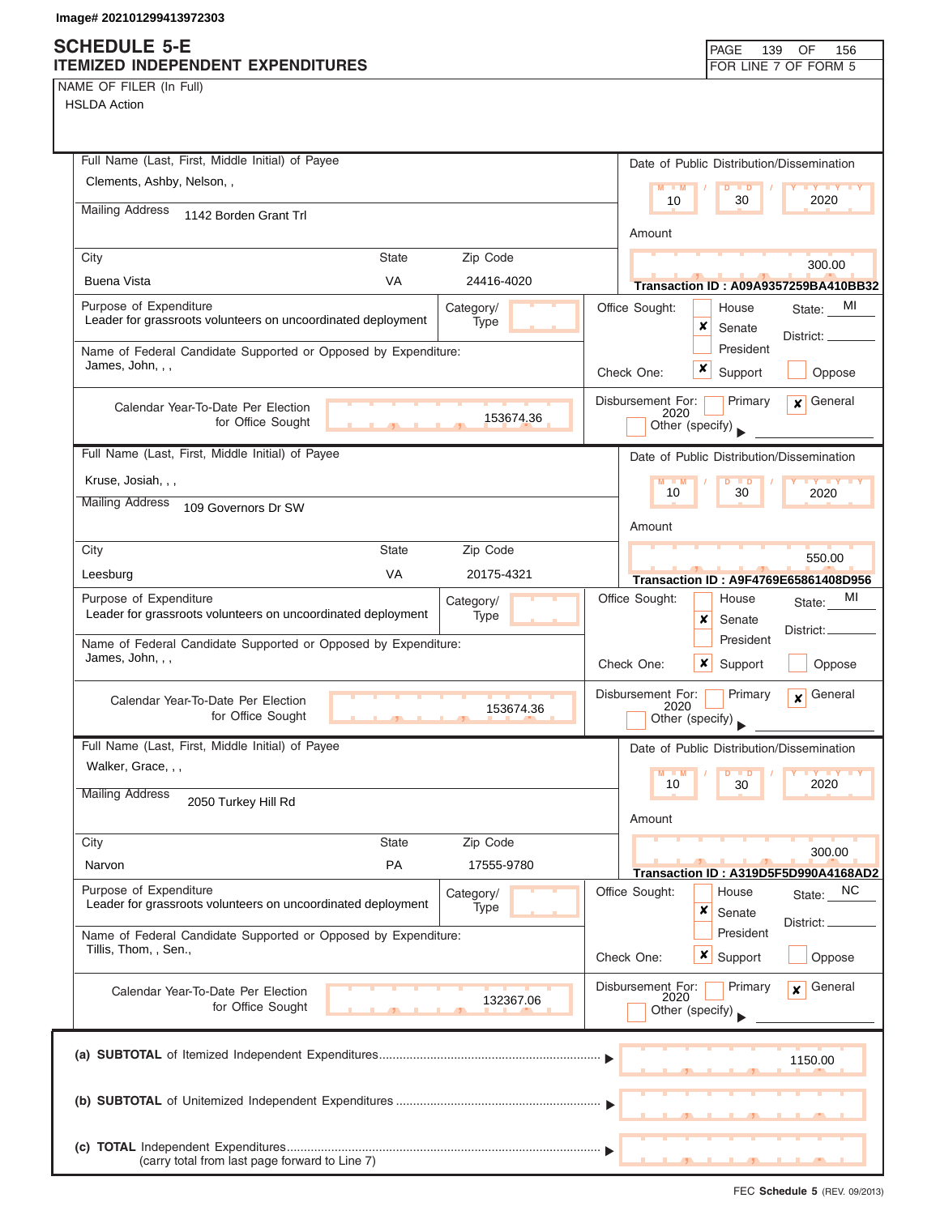Image# 202101299413972303

# SCHEDULE 5-E
## ITEMIZED INDEPENDENT EXPENDITURES

FOR LINE 7 OF FORM 5

NAME OF FILER (In Full)
HSLDA Action

---

**Full Name (Last, First, Middle Initial) of Payee:** Clements, Ashby, Nelson, ,

**Mailing Address:** 1142 Borden Grant Trl

| City | State | Zip Code |
|---|---|---|
| Buena Vista | VA | 24416-4020 |

**Date of Public Distribution/Dissemination:** 10 / 30 / 2020

**Amount:** 300.00

**Transaction ID : A09A9357259BA410BB32**

**Purpose of Expenditure:** Leader for grassroots volunteers on uncoordinated deployment

**Category/Type:**

**Office Sought:** [ ] House [x] Senate [ ] President — State: MI District:

**Name of Federal Candidate Supported or Opposed by Expenditure:** James, John, , ,

**Check One:** [x] Support [ ] Oppose

**Calendar Year-To-Date Per Election for Office Sought:** 153674.36

**Disbursement For:** [ ] Primary [x] General 2020 [ ] Other (specify)

---

**Full Name (Last, First, Middle Initial) of Payee:** Kruse, Josiah, , ,

**Mailing Address:** 109 Governors Dr SW

| City | State | Zip Code |
|---|---|---|
| Leesburg | VA | 20175-4321 |

**Date of Public Distribution/Dissemination:** 10 / 30 / 2020

**Amount:** 550.00

**Transaction ID : A9F4769E65861408D956**

**Purpose of Expenditure:** Leader for grassroots volunteers on uncoordinated deployment

**Category/Type:**

**Office Sought:** [ ] House [x] Senate [ ] President — State: MI District:

**Name of Federal Candidate Supported or Opposed by Expenditure:** James, John, , ,

**Check One:** [x] Support [ ] Oppose

**Calendar Year-To-Date Per Election for Office Sought:** 153674.36

**Disbursement For:** [ ] Primary [x] General 2020 [ ] Other (specify)

---

**Full Name (Last, First, Middle Initial) of Payee:** Walker, Grace, , ,

**Mailing Address:** 2050 Turkey Hill Rd

| City | State | Zip Code |
|---|---|---|
| Narvon | PA | 17555-9780 |

**Date of Public Distribution/Dissemination:** 10 / 30 / 2020

**Amount:** 300.00

**Transaction ID : A319D5F5D990A4168AD2**

**Purpose of Expenditure:** Leader for grassroots volunteers on uncoordinated deployment

**Category/Type:**

**Office Sought:** [ ] House [x] Senate [ ] President — State: NC District:

**Name of Federal Candidate Supported or Opposed by Expenditure:** Tillis, Thom, , Sen.,

**Check One:** [x] Support [ ] Oppose

**Calendar Year-To-Date Per Election for Office Sought:** 132367.06

**Disbursement For:** [ ] Primary [x] General 2020 [ ] Other (specify)

---

| | |
|---|---|
| **(a) SUBTOTAL** of Itemized Independent Expenditures | 1150.00 |
| **(b) SUBTOTAL** of Unitemized Independent Expenditures | |
| **(c) TOTAL** Independent Expenditures (carry total from last page forward to Line 7) | |

FEC **Schedule 5** (REV. 09/2013)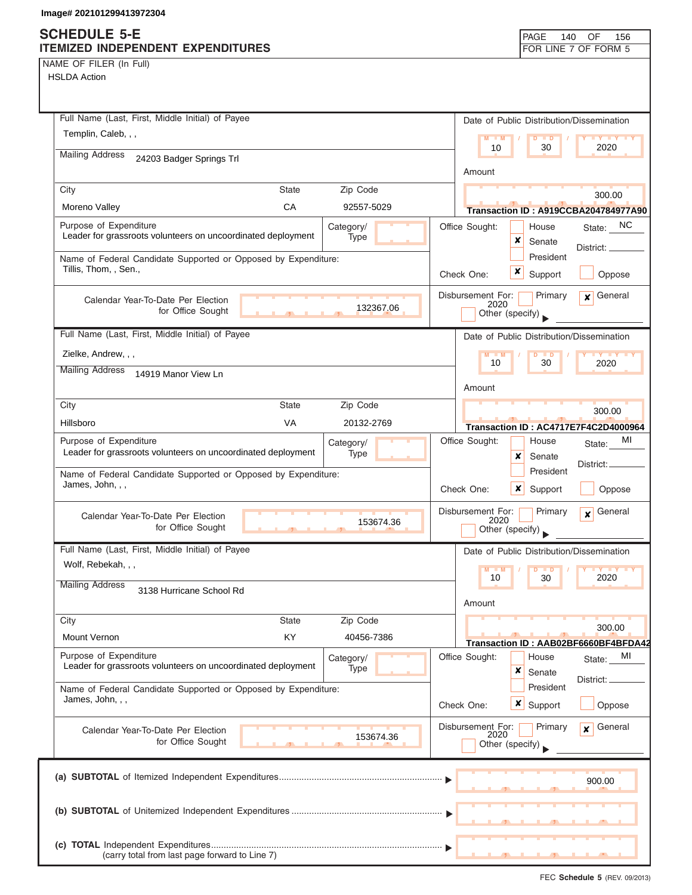Image# 202101299413972304

# SCHEDULE 5-E
## ITEMIZED INDEPENDENT EXPENDITURES

PAGE 140 OF 156
FOR LINE 7 OF FORM 5

NAME OF FILER (In Full)
HSLDA Action

---

**Full Name (Last, First, Middle Initial) of Payee:** Templin, Caleb, , ,

**Mailing Address:** 24203 Badger Springs Trl

| City | State | Zip Code |
|---|---|---|
| Moreno Valley | CA | 92557-5029 |

**Date of Public Distribution/Dissemination:** 10 / 30 / 2020

**Amount:** 300.00

**Transaction ID : A919CCBA204784977A90**

**Purpose of Expenditure:** Leader for grassroots volunteers on uncoordinated deployment

**Category/Type:**

**Name of Federal Candidate Supported or Opposed by Expenditure:** Tillis, Thom, , Sen.,

**Office Sought:** House [ ] Senate [X] President [ ] State: NC District:

**Check One:** Support [X] Oppose [ ]

**Calendar Year-To-Date Per Election for Office Sought:** 132367.06

**Disbursement For:** Primary [ ] General [X] 2020 Other (specify) [ ]

---

**Full Name (Last, First, Middle Initial) of Payee:** Zielke, Andrew, , ,

**Mailing Address:** 14919 Manor View Ln

| City | State | Zip Code |
|---|---|---|
| Hillsboro | VA | 20132-2769 |

**Date of Public Distribution/Dissemination:** 10 / 30 / 2020

**Amount:** 300.00

**Transaction ID : AC4717E7F4C2D4000964**

**Purpose of Expenditure:** Leader for grassroots volunteers on uncoordinated deployment

**Category/Type:**

**Name of Federal Candidate Supported or Opposed by Expenditure:** James, John, , ,

**Office Sought:** House [ ] Senate [X] President [ ] State: MI District:

**Check One:** Support [X] Oppose [ ]

**Calendar Year-To-Date Per Election for Office Sought:** 153674.36

**Disbursement For:** Primary [ ] General [X] 2020 Other (specify) [ ]

---

**Full Name (Last, First, Middle Initial) of Payee:** Wolf, Rebekah, , ,

**Mailing Address:** 3138 Hurricane School Rd

| City | State | Zip Code |
|---|---|---|
| Mount Vernon | KY | 40456-7386 |

**Date of Public Distribution/Dissemination:** 10 / 30 / 2020

**Amount:** 300.00

**Transaction ID : AAB02BF6660BF4BFDA42**

**Purpose of Expenditure:** Leader for grassroots volunteers on uncoordinated deployment

**Category/Type:**

**Name of Federal Candidate Supported or Opposed by Expenditure:** James, John, , ,

**Office Sought:** House [ ] Senate [X] President [ ] State: MI District:

**Check One:** Support [X] Oppose [ ]

**Calendar Year-To-Date Per Election for Office Sought:** 153674.36

**Disbursement For:** Primary [ ] General [X] 2020 Other (specify) [ ]

---

| | |
|---|---|
| (a) **SUBTOTAL** of Itemized Independent Expenditures | 900.00 |
| (b) **SUBTOTAL** of Unitemized Independent Expenditures | |
| (c) **TOTAL** Independent Expenditures (carry total from last page forward to Line 7) | |

FEC **Schedule 5** (REV. 09/2013)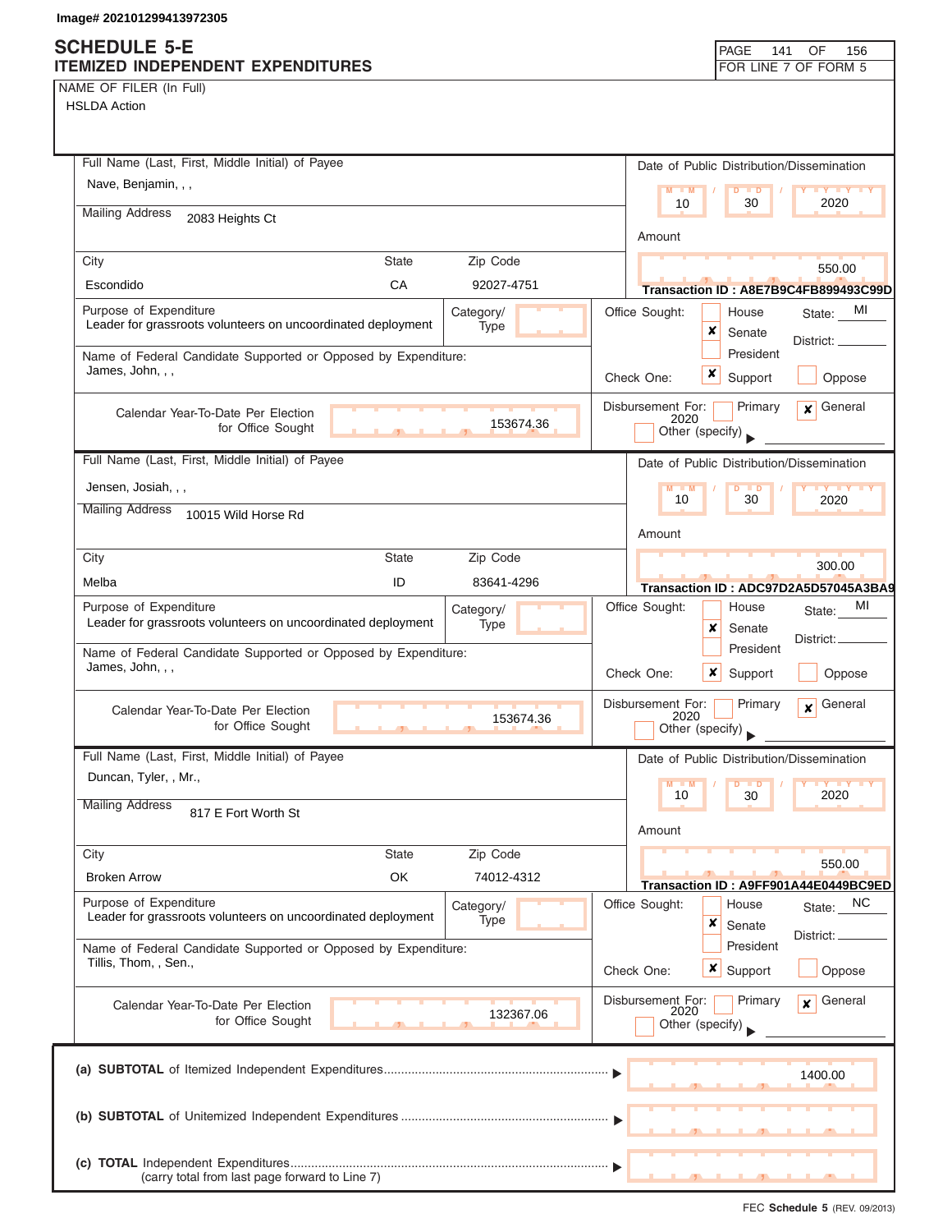Image# 202101299413972305

# SCHEDULE 5-E
## ITEMIZED INDEPENDENT EXPENDITURES

FOR LINE 7 OF FORM 5

NAME OF FILER (In Full)
HSLDA Action

---

**Full Name (Last, First, Middle Initial) of Payee:** Nave, Benjamin, , ,

**Mailing Address:** 2083 Heights Ct

**City:** Escondido **State:** CA **Zip Code:** 92027-4751

**Date of Public Distribution/Dissemination:** 10 / 30 / 2020

**Amount:** 550.00

**Transaction ID : A8E7B9C4FB899493C99D**

**Purpose of Expenditure:** Leader for grassroots volunteers on uncoordinated deployment

**Category/Type:**

**Office Sought:** Senate (X) **State:** MI **District:**

**Name of Federal Candidate Supported or Opposed by Expenditure:** James, John, , ,

**Check One:** Support (X)

**Calendar Year-To-Date Per Election for Office Sought:** 153674.36

**Disbursement For:** General (X) 2020

---

**Full Name (Last, First, Middle Initial) of Payee:** Jensen, Josiah, , ,

**Mailing Address:** 10015 Wild Horse Rd

**City:** Melba **State:** ID **Zip Code:** 83641-4296

**Date of Public Distribution/Dissemination:** 10 / 30 / 2020

**Amount:** 300.00

**Transaction ID : ADC97D2A5D57045A3BA9**

**Purpose of Expenditure:** Leader for grassroots volunteers on uncoordinated deployment

**Category/Type:**

**Office Sought:** Senate (X) **State:** MI **District:**

**Name of Federal Candidate Supported or Opposed by Expenditure:** James, John, , ,

**Check One:** Support (X)

**Calendar Year-To-Date Per Election for Office Sought:** 153674.36

**Disbursement For:** General (X) 2020

---

**Full Name (Last, First, Middle Initial) of Payee:** Duncan, Tyler, , Mr.,

**Mailing Address:** 817 E Fort Worth St

**City:** Broken Arrow **State:** OK **Zip Code:** 74012-4312

**Date of Public Distribution/Dissemination:** 10 / 30 / 2020

**Amount:** 550.00

**Transaction ID : A9FF901A44E0449BC9ED**

**Purpose of Expenditure:** Leader for grassroots volunteers on uncoordinated deployment

**Category/Type:**

**Office Sought:** Senate (X) **State:** NC **District:**

**Name of Federal Candidate Supported or Opposed by Expenditure:** Tillis, Thom, , Sen.,

**Check One:** Support (X)

**Calendar Year-To-Date Per Election for Office Sought:** 132367.06

**Disbursement For:** General (X) 2020

---

(a) **SUBTOTAL** of Itemized Independent Expenditures: 1400.00

(b) **SUBTOTAL** of Unitemized Independent Expenditures:

(c) **TOTAL** Independent Expenditures (carry total from last page forward to Line 7):

FEC **Schedule 5** (REV. 09/2013)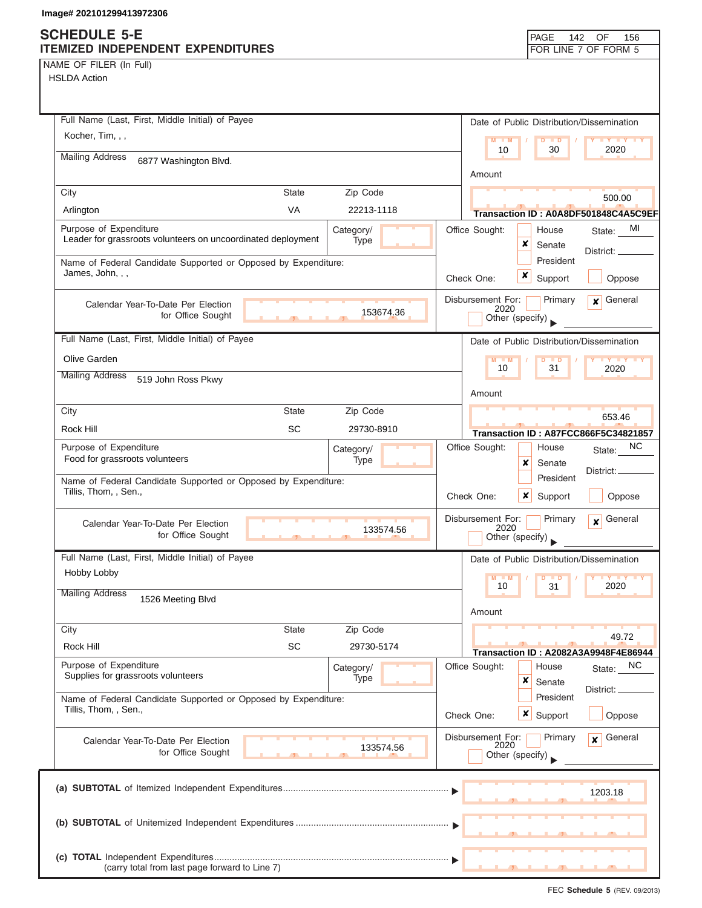Image# 202101299413972306

# SCHEDULE 5-E
## ITEMIZED INDEPENDENT EXPENDITURES

FOR LINE 7 OF FORM 5

NAME OF FILER (In Full)
HSLDA Action

---

**Full Name (Last, First, Middle Initial) of Payee:** Kocher, Tim, , ,

**Mailing Address:** 6877 Washington Blvd.

**City:** Arlington  **State:** VA  **Zip Code:** 22213-1118

**Date of Public Distribution/Dissemination:** 10 / 30 / 2020

**Amount:** 500.00

**Transaction ID : A0A8DF501848C4A5C9EF**

**Purpose of Expenditure:** Leader for grassroots volunteers on uncoordinated deployment

**Category/Type:**

**Name of Federal Candidate Supported or Opposed by Expenditure:** James, John, , ,

**Office Sought:** [ ] House [x] Senate [ ] President  **State:** MI  **District:**

**Check One:** [x] Support [ ] Oppose

**Calendar Year-To-Date Per Election for Office Sought:** 153674.36

**Disbursement For:** [ ] Primary [x] General 2020 [ ] Other (specify)

---

**Full Name (Last, First, Middle Initial) of Payee:** Olive Garden

**Mailing Address:** 519 John Ross Pkwy

**City:** Rock Hill  **State:** SC  **Zip Code:** 29730-8910

**Date of Public Distribution/Dissemination:** 10 / 31 / 2020

**Amount:** 653.46

**Transaction ID : A87FCC866F5C34821857**

**Purpose of Expenditure:** Food for grassroots volunteers

**Category/Type:**

**Name of Federal Candidate Supported or Opposed by Expenditure:** Tillis, Thom, , Sen.,

**Office Sought:** [ ] House [x] Senate [ ] President  **State:** NC  **District:**

**Check One:** [x] Support [ ] Oppose

**Calendar Year-To-Date Per Election for Office Sought:** 133574.56

**Disbursement For:** [ ] Primary [x] General 2020 [ ] Other (specify)

---

**Full Name (Last, First, Middle Initial) of Payee:** Hobby Lobby

**Mailing Address:** 1526 Meeting Blvd

**City:** Rock Hill  **State:** SC  **Zip Code:** 29730-5174

**Date of Public Distribution/Dissemination:** 10 / 31 / 2020

**Amount:** 49.72

**Transaction ID : A2082A3A9948F4E86944**

**Purpose of Expenditure:** Supplies for grassroots volunteers

**Category/Type:**

**Name of Federal Candidate Supported or Opposed by Expenditure:** Tillis, Thom, , Sen.,

**Office Sought:** [ ] House [x] Senate [ ] President  **State:** NC  **District:**

**Check One:** [x] Support [ ] Oppose

**Calendar Year-To-Date Per Election for Office Sought:** 133574.56

**Disbursement For:** [ ] Primary [x] General 2020 [ ] Other (specify)

---

| | |
|---|---|
| **(a) SUBTOTAL** of Itemized Independent Expenditures | 1203.18 |
| **(b) SUBTOTAL** of Unitemized Independent Expenditures | |
| **(c) TOTAL** Independent Expenditures (carry total from last page forward to Line 7) | |

FEC **Schedule 5** (REV. 09/2013)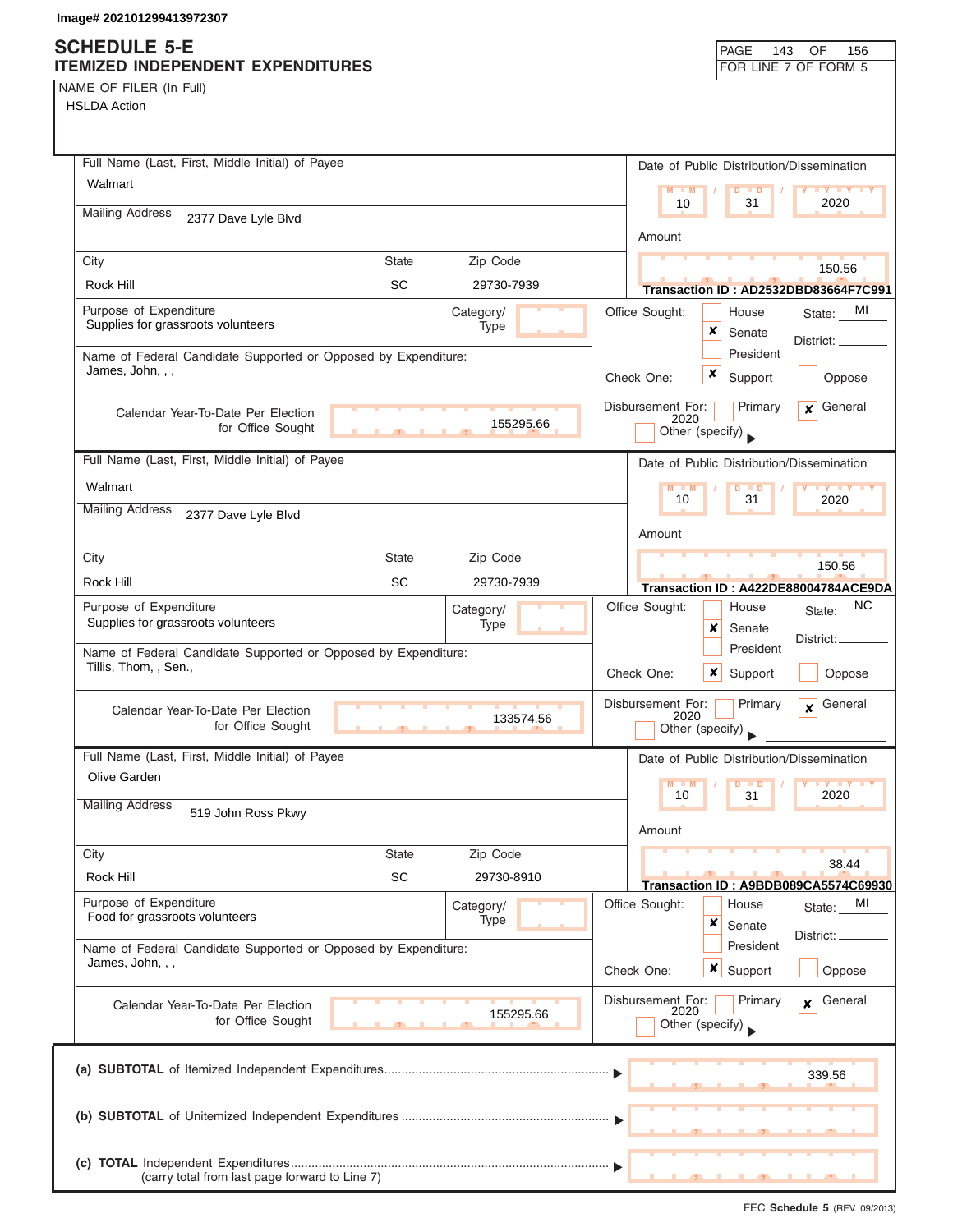Image# 202101299413972307

# SCHEDULE 5-E
## ITEMIZED INDEPENDENT EXPENDITURES

PAGE 143 OF 156
FOR LINE 7 OF FORM 5

NAME OF FILER (In Full)
HSLDA Action

---

**Full Name (Last, First, Middle Initial) of Payee:** Walmart
**Mailing Address:** 2377 Dave Lyle Blvd
**City:** Rock Hill **State:** SC **Zip Code:** 29730-7939

**Date of Public Distribution/Dissemination:** 10 / 31 / 2020
**Amount:** 150.56
**Transaction ID :** AD2532DBD83664F7C991

**Purpose of Expenditure:** Supplies for grassroots volunteers
**Category/Type:**

**Office Sought:** Senate [x] **State:** MI **District:**

**Name of Federal Candidate Supported or Opposed by Expenditure:** James, John, , ,
**Check One:** Support [x]

**Calendar Year-To-Date Per Election for Office Sought:** 155295.66
**Disbursement For:** General [x] 2020

---

**Full Name (Last, First, Middle Initial) of Payee:** Walmart
**Mailing Address:** 2377 Dave Lyle Blvd
**City:** Rock Hill **State:** SC **Zip Code:** 29730-7939

**Date of Public Distribution/Dissemination:** 10 / 31 / 2020
**Amount:** 150.56
**Transaction ID :** A422DE88004784ACE9DA

**Purpose of Expenditure:** Supplies for grassroots volunteers
**Category/Type:**

**Office Sought:** Senate [x] **State:** NC **District:**

**Name of Federal Candidate Supported or Opposed by Expenditure:** Tillis, Thom, , Sen.,
**Check One:** Support [x]

**Calendar Year-To-Date Per Election for Office Sought:** 133574.56
**Disbursement For:** General [x] 2020

---

**Full Name (Last, First, Middle Initial) of Payee:** Olive Garden
**Mailing Address:** 519 John Ross Pkwy
**City:** Rock Hill **State:** SC **Zip Code:** 29730-8910

**Date of Public Distribution/Dissemination:** 10 / 31 / 2020
**Amount:** 38.44
**Transaction ID :** A9BDB089CA5574C69930

**Purpose of Expenditure:** Food for grassroots volunteers
**Category/Type:**

**Office Sought:** Senate [x] **State:** MI **District:**

**Name of Federal Candidate Supported or Opposed by Expenditure:** James, John, , ,
**Check One:** Support [x]

**Calendar Year-To-Date Per Election for Office Sought:** 155295.66
**Disbursement For:** General [x] 2020

---

(a) **SUBTOTAL** of Itemized Independent Expenditures ▶ 339.56

(b) **SUBTOTAL** of Unitemized Independent Expenditures ▶

(c) **TOTAL** Independent Expenditures ▶
(carry total from last page forward to Line 7)

FEC **Schedule 5** (REV. 09/2013)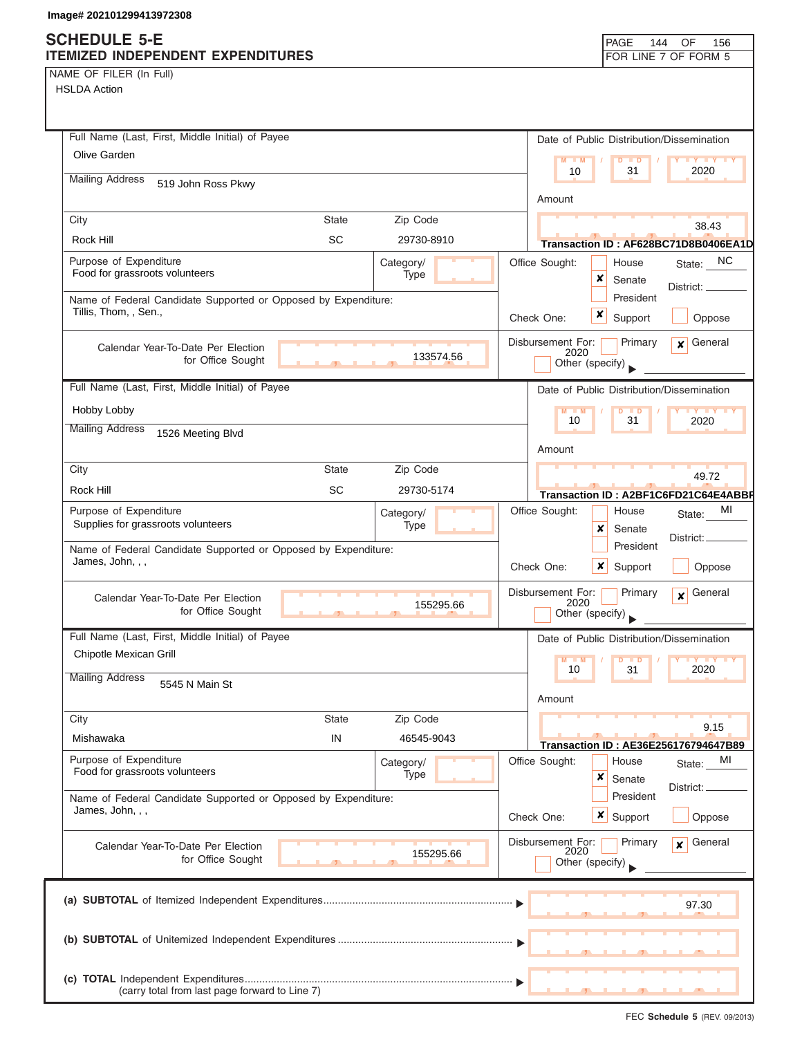Image# 202101299413972308

# SCHEDULE 5-E
## ITEMIZED INDEPENDENT EXPENDITURES

PAGE 144 OF 156
FOR LINE 7 OF FORM 5

NAME OF FILER (In Full)
HSLDA Action

---

**Full Name (Last, First, Middle Initial) of Payee:** Olive Garden

**Mailing Address:** 519 John Ross Pkwy

**City:** Rock Hill **State:** SC **Zip Code:** 29730-8910

**Date of Public Distribution/Dissemination:** 10 / 31 / 2020

**Amount:** 38.43

**Transaction ID : AF628BC71D8B0406EA1D**

**Purpose of Expenditure:** Food for grassroots volunteers

**Category/Type:**

**Office Sought:** [ ] House [x] Senate [ ] President **State:** NC **District:**

**Name of Federal Candidate Supported or Opposed by Expenditure:** Tillis, Thom, , Sen.,

**Check One:** [x] Support [ ] Oppose

**Calendar Year-To-Date Per Election for Office Sought:** 133574.56

**Disbursement For:** [ ] Primary [x] General 2020 [ ] Other (specify)

---

**Full Name (Last, First, Middle Initial) of Payee:** Hobby Lobby

**Mailing Address:** 1526 Meeting Blvd

**City:** Rock Hill **State:** SC **Zip Code:** 29730-5174

**Date of Public Distribution/Dissemination:** 10 / 31 / 2020

**Amount:** 49.72

**Transaction ID : A2BF1C6FD21C64E4ABBF**

**Purpose of Expenditure:** Supplies for grassroots volunteers

**Category/Type:**

**Office Sought:** [ ] House [x] Senate [ ] President **State:** MI **District:**

**Name of Federal Candidate Supported or Opposed by Expenditure:** James, John, , ,

**Check One:** [x] Support [ ] Oppose

**Calendar Year-To-Date Per Election for Office Sought:** 155295.66

**Disbursement For:** [ ] Primary [x] General 2020 [ ] Other (specify)

---

**Full Name (Last, First, Middle Initial) of Payee:** Chipotle Mexican Grill

**Mailing Address:** 5545 N Main St

**City:** Mishawaka **State:** IN **Zip Code:** 46545-9043

**Date of Public Distribution/Dissemination:** 10 / 31 / 2020

**Amount:** 9.15

**Transaction ID : AE36E256176794647B89**

**Purpose of Expenditure:** Food for grassroots volunteers

**Category/Type:**

**Office Sought:** [ ] House [x] Senate [ ] President **State:** MI **District:**

**Name of Federal Candidate Supported or Opposed by Expenditure:** James, John, , ,

**Check One:** [x] Support [ ] Oppose

**Calendar Year-To-Date Per Election for Office Sought:** 155295.66

**Disbursement For:** [ ] Primary [x] General 2020 [ ] Other (specify)

---

| | |
|---|---|
| **(a) SUBTOTAL** of Itemized Independent Expenditures | 97.30 |
| **(b) SUBTOTAL** of Unitemized Independent Expenditures | |
| **(c) TOTAL** Independent Expenditures (carry total from last page forward to Line 7) | |

FEC **Schedule 5** (REV. 09/2013)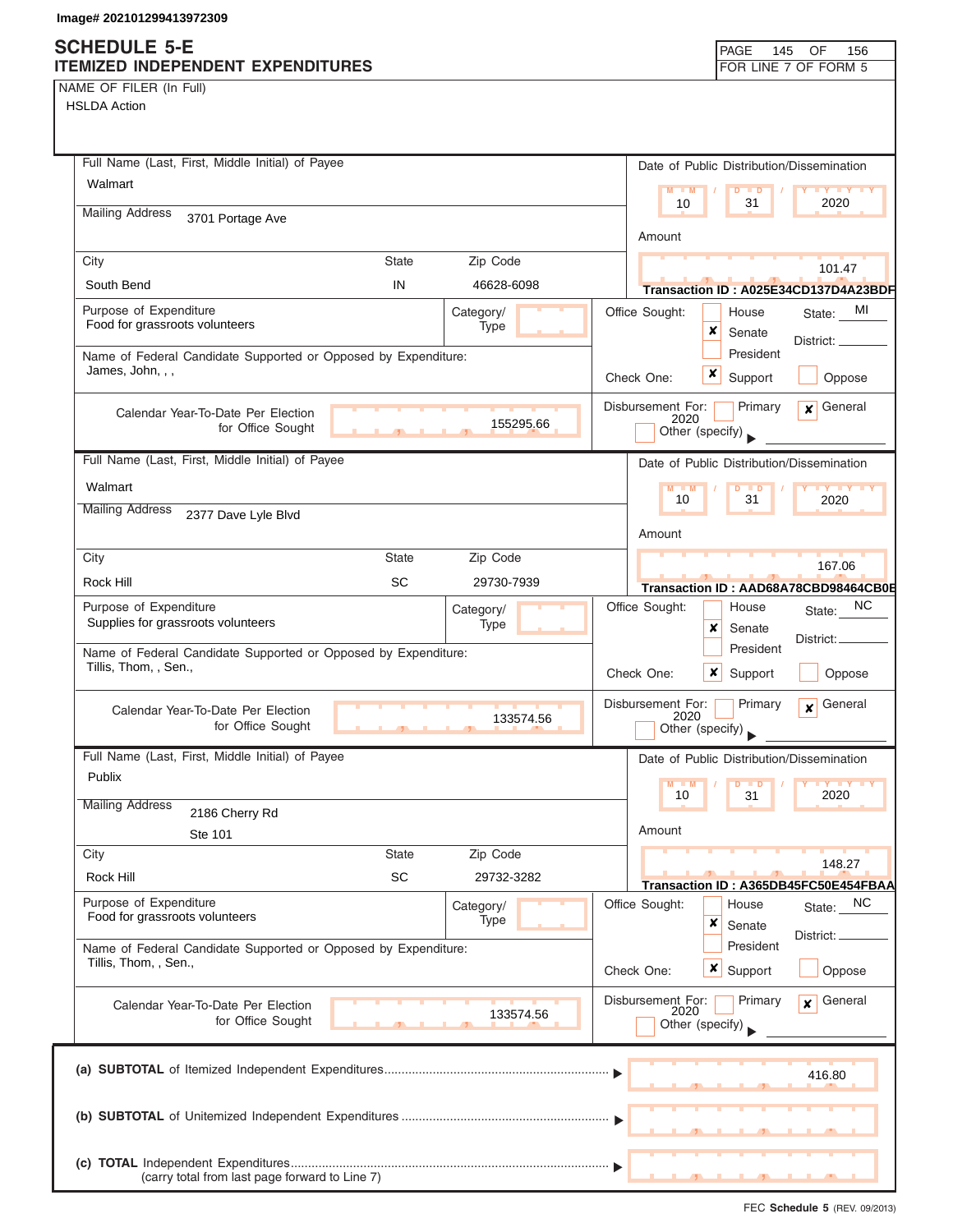Image# 202101299413972309

# SCHEDULE 5-E
## ITEMIZED INDEPENDENT EXPENDITURES

PAGE 145 OF 156
FOR LINE 7 OF FORM 5

NAME OF FILER (In Full)
HSLDA Action

---

**Full Name (Last, First, Middle Initial) of Payee:** Walmart
**Mailing Address:** 3701 Portage Ave
**City:** South Bend **State:** IN **Zip Code:** 46628-6098

**Date of Public Distribution/Dissemination:** 10 / 31 / 2020
**Amount:** 101.47
**Transaction ID :** A025E34CD137D4A23BDF

**Purpose of Expenditure:** Food for grassroots volunteers
**Category/Type:**

**Office Sought:** [ ] House [x] Senate [ ] President **State:** MI **District:**

**Name of Federal Candidate Supported or Opposed by Expenditure:** James, John, , ,

**Check One:** [x] Support [ ] Oppose

**Calendar Year-To-Date Per Election for Office Sought:** 155295.66

**Disbursement For:** [ ] Primary [x] General 2020 [ ] Other (specify)

---

**Full Name (Last, First, Middle Initial) of Payee:** Walmart
**Mailing Address:** 2377 Dave Lyle Blvd
**City:** Rock Hill **State:** SC **Zip Code:** 29730-7939

**Date of Public Distribution/Dissemination:** 10 / 31 / 2020
**Amount:** 167.06
**Transaction ID :** AAD68A78CBD98464CB0E

**Purpose of Expenditure:** Supplies for grassroots volunteers
**Category/Type:**

**Office Sought:** [ ] House [x] Senate [ ] President **State:** NC **District:**

**Name of Federal Candidate Supported or Opposed by Expenditure:** Tillis, Thom, , Sen.,

**Check One:** [x] Support [ ] Oppose

**Calendar Year-To-Date Per Election for Office Sought:** 133574.56

**Disbursement For:** [ ] Primary [x] General 2020 [ ] Other (specify)

---

**Full Name (Last, First, Middle Initial) of Payee:** Publix
**Mailing Address:** 2186 Cherry Rd, Ste 101
**City:** Rock Hill **State:** SC **Zip Code:** 29732-3282

**Date of Public Distribution/Dissemination:** 10 / 31 / 2020
**Amount:** 148.27
**Transaction ID :** A365DB45FC50E454FBAA

**Purpose of Expenditure:** Food for grassroots volunteers
**Category/Type:**

**Office Sought:** [ ] House [x] Senate [ ] President **State:** NC **District:**

**Name of Federal Candidate Supported or Opposed by Expenditure:** Tillis, Thom, , Sen.,

**Check One:** [x] Support [ ] Oppose

**Calendar Year-To-Date Per Election for Office Sought:** 133574.56

**Disbursement For:** [ ] Primary [x] General 2020 [ ] Other (specify)

---

**(a) SUBTOTAL** of Itemized Independent Expenditures ........ 416.80

**(b) SUBTOTAL** of Unitemized Independent Expenditures ........

**(c) TOTAL** Independent Expenditures ........
(carry total from last page forward to Line 7)

FEC **Schedule 5** (REV. 09/2013)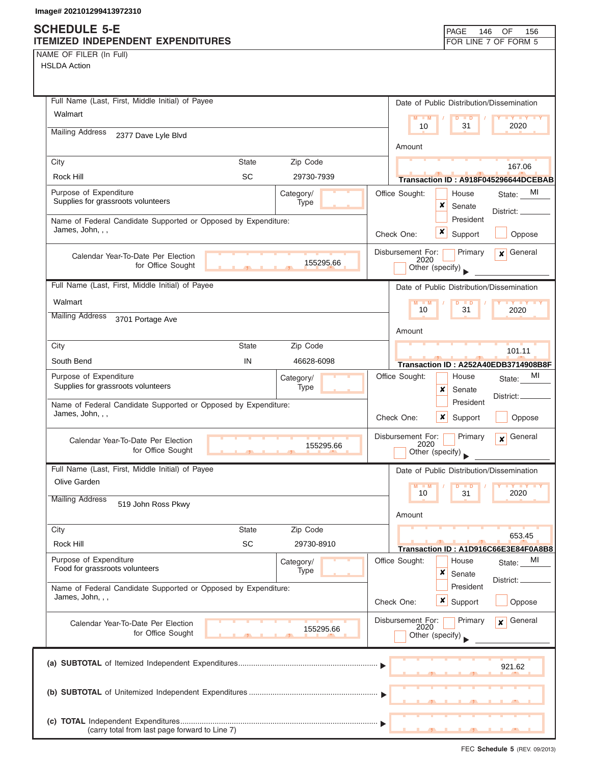Image# 202101299413972310

# SCHEDULE 5-E
## ITEMIZED INDEPENDENT EXPENDITURES

PAGE 146 OF 156
FOR LINE 7 OF FORM 5

NAME OF FILER (In Full)
HSLDA Action

---

**Full Name (Last, First, Middle Initial) of Payee:** Walmart

**Mailing Address:** 2377 Dave Lyle Blvd

| City | State | Zip Code |
|---|---|---|
| Rock Hill | SC | 29730-7939 |

**Date of Public Distribution/Dissemination:** 10 / 31 / 2020

**Amount:** 167.06

**Transaction ID : A918F045296644DCEBAB**

**Purpose of Expenditure:** Supplies for grassroots volunteers

**Category/Type:**

**Office Sought:** ☐ House ☒ Senate ☐ President — State: MI District:

**Name of Federal Candidate Supported or Opposed by Expenditure:** James, John, , ,

**Check One:** ☒ Support ☐ Oppose

**Calendar Year-To-Date Per Election for Office Sought:** 155295.66

**Disbursement For:** ☐ Primary ☒ General 2020 ☐ Other (specify)

---

**Full Name (Last, First, Middle Initial) of Payee:** Walmart

**Mailing Address:** 3701 Portage Ave

| City | State | Zip Code |
|---|---|---|
| South Bend | IN | 46628-6098 |

**Date of Public Distribution/Dissemination:** 10 / 31 / 2020

**Amount:** 101.11

**Transaction ID : A252A40EDB3714908B8F**

**Purpose of Expenditure:** Supplies for grassroots volunteers

**Category/Type:**

**Office Sought:** ☐ House ☒ Senate ☐ President — State: MI District:

**Name of Federal Candidate Supported or Opposed by Expenditure:** James, John, , ,

**Check One:** ☒ Support ☐ Oppose

**Calendar Year-To-Date Per Election for Office Sought:** 155295.66

**Disbursement For:** ☐ Primary ☒ General 2020 ☐ Other (specify)

---

**Full Name (Last, First, Middle Initial) of Payee:** Olive Garden

**Mailing Address:** 519 John Ross Pkwy

| City | State | Zip Code |
|---|---|---|
| Rock Hill | SC | 29730-8910 |

**Date of Public Distribution/Dissemination:** 10 / 31 / 2020

**Amount:** 653.45

**Transaction ID : A1D916C66E3E84F0A8B8**

**Purpose of Expenditure:** Food for grassroots volunteers

**Category/Type:**

**Office Sought:** ☐ House ☒ Senate ☐ President — State: MI District:

**Name of Federal Candidate Supported or Opposed by Expenditure:** James, John, , ,

**Check One:** ☒ Support ☐ Oppose

**Calendar Year-To-Date Per Election for Office Sought:** 155295.66

**Disbursement For:** ☐ Primary ☒ General 2020 ☐ Other (specify)

---

| | |
|---|---|
| **(a) SUBTOTAL** of Itemized Independent Expenditures | 921.62 |
| **(b) SUBTOTAL** of Unitemized Independent Expenditures | |
| **(c) TOTAL** Independent Expenditures (carry total from last page forward to Line 7) | |

FEC **Schedule 5** (REV. 09/2013)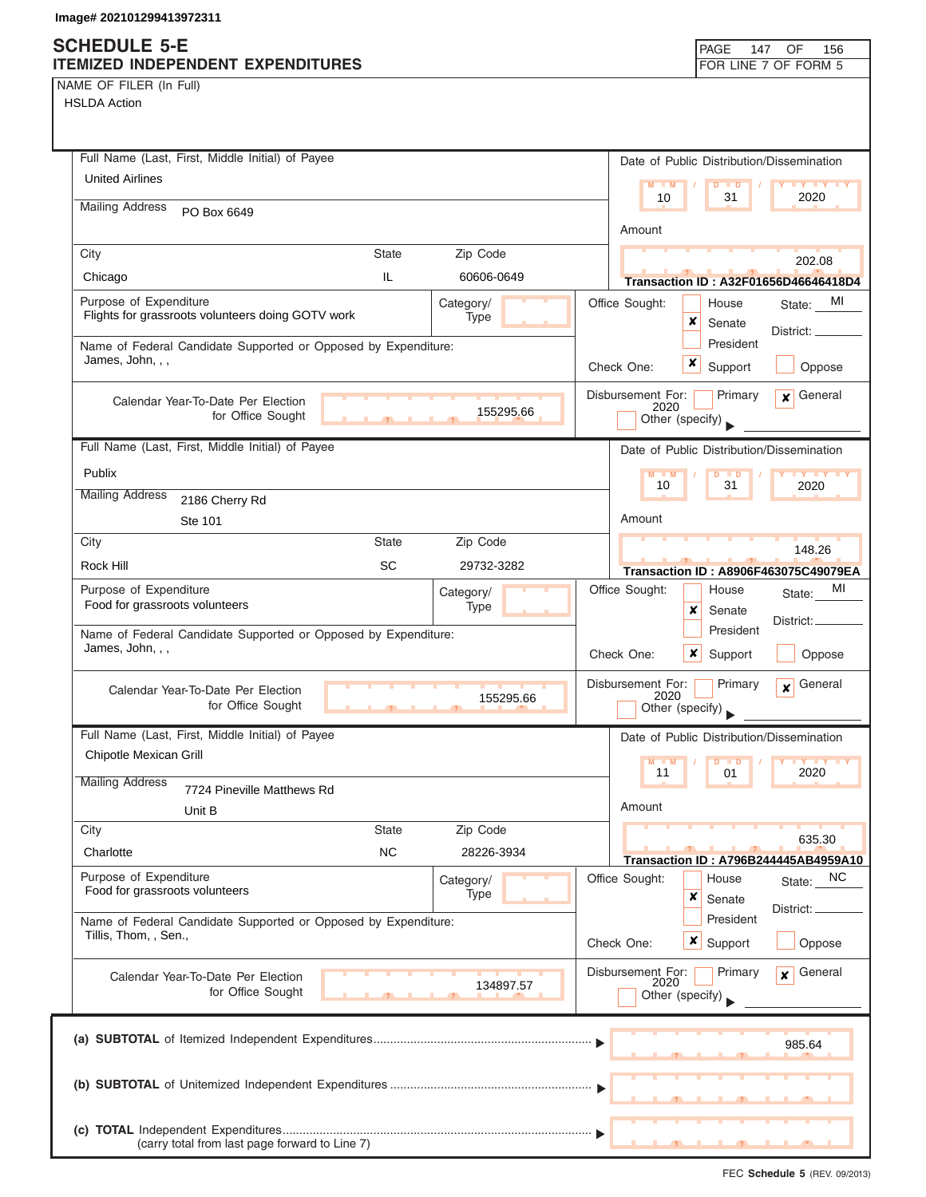Image# 202101299413972311

# SCHEDULE 5-E
## ITEMIZED INDEPENDENT EXPENDITURES

FOR LINE 7 OF FORM 5

NAME OF FILER (In Full)
HSLDA Action

---

**Full Name (Last, First, Middle Initial) of Payee:** United Airlines

**Mailing Address:** PO Box 6649

| City | State | Zip Code |
|---|---|---|
| Chicago | IL | 60606-0649 |

**Date of Public Distribution/Dissemination:** 10 / 31 / 2020

**Amount:** 202.08

**Transaction ID : A32F01656D46646418D4**

**Purpose of Expenditure:** Flights for grassroots volunteers doing GOTV work

**Category/Type:**

**Office Sought:** [ ] House [x] Senate [ ] President — State: MI District:

**Name of Federal Candidate Supported or Opposed by Expenditure:** James, John, , ,

**Check One:** [x] Support [ ] Oppose

**Calendar Year-To-Date Per Election for Office Sought:** 155295.66

**Disbursement For:** [ ] Primary [x] General 2020 [ ] Other (specify)

---

**Full Name (Last, First, Middle Initial) of Payee:** Publix

**Mailing Address:** 2186 Cherry Rd, Ste 101

| City | State | Zip Code |
|---|---|---|
| Rock Hill | SC | 29732-3282 |

**Date of Public Distribution/Dissemination:** 10 / 31 / 2020

**Amount:** 148.26

**Transaction ID : A8906F463075C49079EA**

**Purpose of Expenditure:** Food for grassroots volunteers

**Category/Type:**

**Office Sought:** [ ] House [x] Senate [ ] President — State: MI District:

**Name of Federal Candidate Supported or Opposed by Expenditure:** James, John, , ,

**Check One:** [x] Support [ ] Oppose

**Calendar Year-To-Date Per Election for Office Sought:** 155295.66

**Disbursement For:** [ ] Primary [x] General 2020 [ ] Other (specify)

---

**Full Name (Last, First, Middle Initial) of Payee:** Chipotle Mexican Grill

**Mailing Address:** 7724 Pineville Matthews Rd, Unit B

| City | State | Zip Code |
|---|---|---|
| Charlotte | NC | 28226-3934 |

**Date of Public Distribution/Dissemination:** 11 / 01 / 2020

**Amount:** 635.30

**Transaction ID : A796B244445AB4959A10**

**Purpose of Expenditure:** Food for grassroots volunteers

**Category/Type:**

**Office Sought:** [ ] House [x] Senate [ ] President — State: NC District:

**Name of Federal Candidate Supported or Opposed by Expenditure:** Tillis, Thom, , Sen.,

**Check One:** [x] Support [ ] Oppose

**Calendar Year-To-Date Per Election for Office Sought:** 134897.57

**Disbursement For:** [ ] Primary [x] General 2020 [ ] Other (specify)

---

| | |
|---|---|
| (a) **SUBTOTAL** of Itemized Independent Expenditures | 985.64 |
| (b) **SUBTOTAL** of Unitemized Independent Expenditures | |
| (c) **TOTAL** Independent Expenditures (carry total from last page forward to Line 7) | |

FEC **Schedule 5** (REV. 09/2013)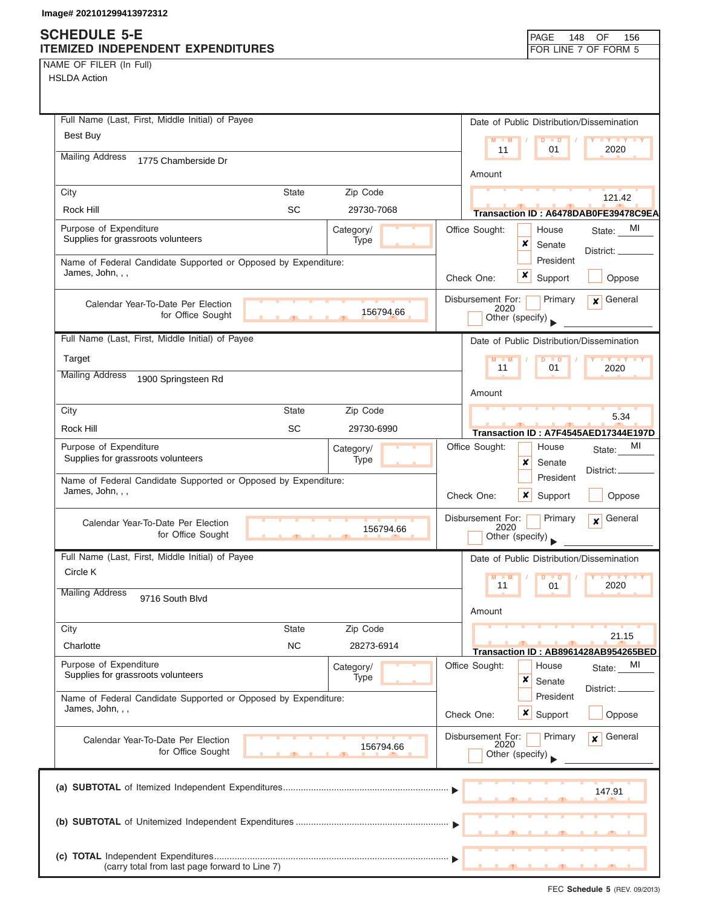Image# 202101299413972312

# SCHEDULE 5-E
## ITEMIZED INDEPENDENT EXPENDITURES

PAGE 148 OF 156
FOR LINE 7 OF FORM 5

NAME OF FILER (In Full)
HSLDA Action

---

**Full Name (Last, First, Middle Initial) of Payee:** Best Buy

**Mailing Address:** 1775 Chamberside Dr

| City | State | Zip Code |
|---|---|---|
| Rock Hill | SC | 29730-7068 |

**Date of Public Distribution/Dissemination:** 11 / 01 / 2020

**Amount:** 121.42

**Transaction ID : A6478DAB0FE39478C9EA**

**Purpose of Expenditure:** Supplies for grassroots volunteers

**Category/Type:**

**Office Sought:** [ ] House [x] Senate [ ] President — State: MI — District:

**Name of Federal Candidate Supported or Opposed by Expenditure:** James, John, , ,

**Check One:** [x] Support [ ] Oppose

**Calendar Year-To-Date Per Election for Office Sought:** 156794.66

**Disbursement For:** [ ] Primary [x] General 2020 [ ] Other (specify)

---

**Full Name (Last, First, Middle Initial) of Payee:** Target

**Mailing Address:** 1900 Springsteen Rd

| City | State | Zip Code |
|---|---|---|
| Rock Hill | SC | 29730-6990 |

**Date of Public Distribution/Dissemination:** 11 / 01 / 2020

**Amount:** 5.34

**Transaction ID : A7F4545AED17344E197D**

**Purpose of Expenditure:** Supplies for grassroots volunteers

**Category/Type:**

**Office Sought:** [ ] House [x] Senate [ ] President — State: MI — District:

**Name of Federal Candidate Supported or Opposed by Expenditure:** James, John, , ,

**Check One:** [x] Support [ ] Oppose

**Calendar Year-To-Date Per Election for Office Sought:** 156794.66

**Disbursement For:** [ ] Primary [x] General 2020 [ ] Other (specify)

---

**Full Name (Last, First, Middle Initial) of Payee:** Circle K

**Mailing Address:** 9716 South Blvd

| City | State | Zip Code |
|---|---|---|
| Charlotte | NC | 28273-6914 |

**Date of Public Distribution/Dissemination:** 11 / 01 / 2020

**Amount:** 21.15

**Transaction ID : AB8961428AB954265BED**

**Purpose of Expenditure:** Supplies for grassroots volunteers

**Category/Type:**

**Office Sought:** [ ] House [x] Senate [ ] President — State: MI — District:

**Name of Federal Candidate Supported or Opposed by Expenditure:** James, John, , ,

**Check One:** [x] Support [ ] Oppose

**Calendar Year-To-Date Per Election for Office Sought:** 156794.66

**Disbursement For:** [ ] Primary [x] General 2020 [ ] Other (specify)

---

**(a) SUBTOTAL** of Itemized Independent Expenditures ▶ 147.91

**(b) SUBTOTAL** of Unitemized Independent Expenditures ▶

**(c) TOTAL** Independent Expenditures ▶
(carry total from last page forward to Line 7)

FEC **Schedule 5** (REV. 09/2013)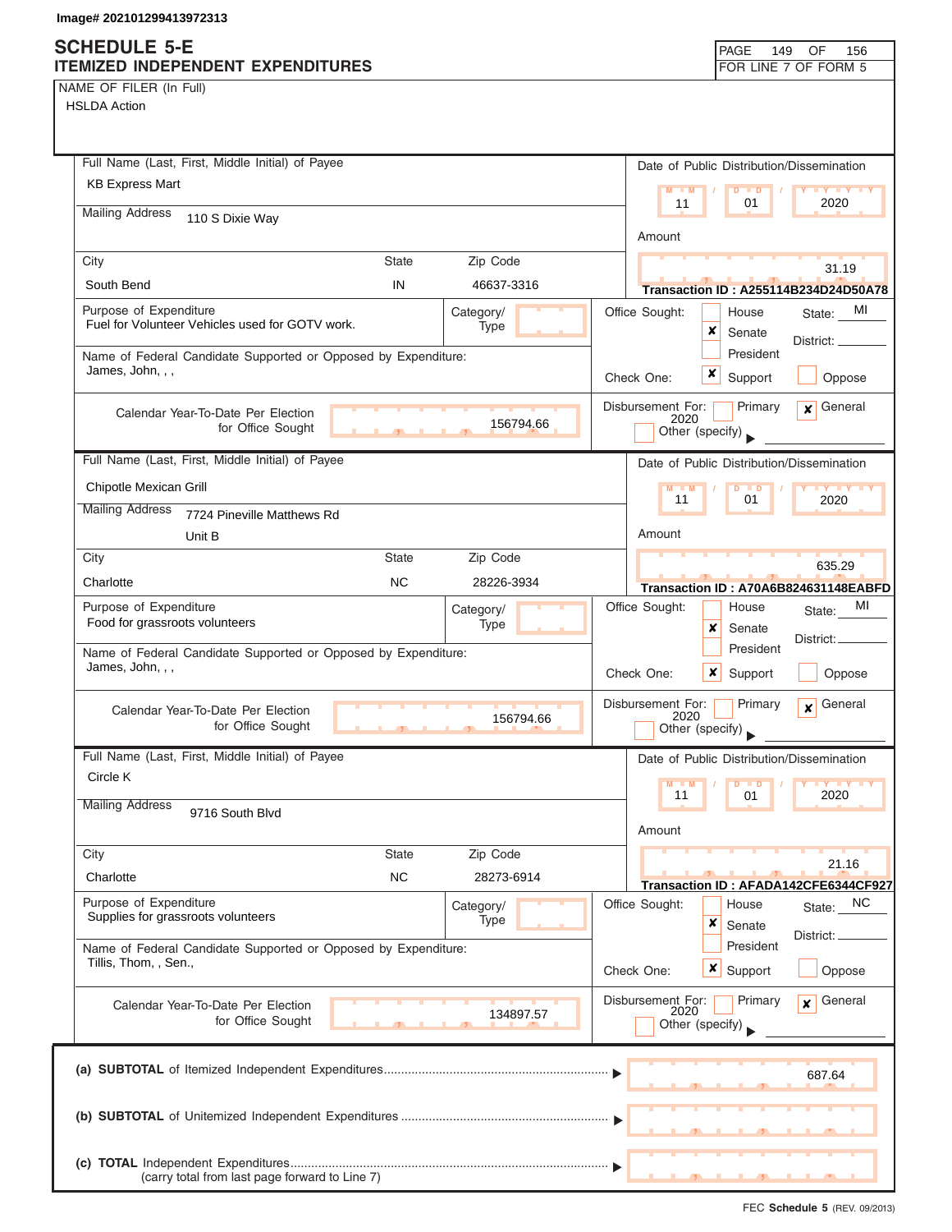Image# 202101299413972313

# SCHEDULE 5-E
## ITEMIZED INDEPENDENT EXPENDITURES

PAGE 149 OF 156
FOR LINE 7 OF FORM 5

NAME OF FILER (In Full)
HSLDA Action

---

**Full Name (Last, First, Middle Initial) of Payee:** KB Express Mart

**Mailing Address:** 110 S Dixie Way

**City:** South Bend **State:** IN **Zip Code:** 46637-3316

**Date of Public Distribution/Dissemination:** 11 / 01 / 2020

**Amount:** 31.19

**Transaction ID : A255114B234D24D50A78**

**Purpose of Expenditure:** Fuel for Volunteer Vehicles used for GOTV work.

**Category/Type:**

**Office Sought:** [ ] House [x] Senate [ ] President **State:** MI **District:**

**Name of Federal Candidate Supported or Opposed by Expenditure:** James, John, , ,

**Check One:** [x] Support [ ] Oppose

**Calendar Year-To-Date Per Election for Office Sought:** 156794.66

**Disbursement For:** [ ] Primary [x] General 2020 [ ] Other (specify)

---

**Full Name (Last, First, Middle Initial) of Payee:** Chipotle Mexican Grill

**Mailing Address:** 7724 Pineville Matthews Rd, Unit B

**City:** Charlotte **State:** NC **Zip Code:** 28226-3934

**Date of Public Distribution/Dissemination:** 11 / 01 / 2020

**Amount:** 635.29

**Transaction ID : A70A6B824631148EABFD**

**Purpose of Expenditure:** Food for grassroots volunteers

**Category/Type:**

**Office Sought:** [ ] House [x] Senate [ ] President **State:** MI **District:**

**Name of Federal Candidate Supported or Opposed by Expenditure:** James, John, , ,

**Check One:** [x] Support [ ] Oppose

**Calendar Year-To-Date Per Election for Office Sought:** 156794.66

**Disbursement For:** [ ] Primary [x] General 2020 [ ] Other (specify)

---

**Full Name (Last, First, Middle Initial) of Payee:** Circle K

**Mailing Address:** 9716 South Blvd

**City:** Charlotte **State:** NC **Zip Code:** 28273-6914

**Date of Public Distribution/Dissemination:** 11 / 01 / 2020

**Amount:** 21.16

**Transaction ID : AFADA142CFE6344CF927**

**Purpose of Expenditure:** Supplies for grassroots volunteers

**Category/Type:**

**Office Sought:** [ ] House [x] Senate [ ] President **State:** NC **District:**

**Name of Federal Candidate Supported or Opposed by Expenditure:** Tillis, Thom, , Sen.,

**Check One:** [x] Support [ ] Oppose

**Calendar Year-To-Date Per Election for Office Sought:** 134897.57

**Disbursement For:** [ ] Primary [x] General 2020 [ ] Other (specify)

---

| | |
|---|---|
| (a) **SUBTOTAL** of Itemized Independent Expenditures | 687.64 |
| (b) **SUBTOTAL** of Unitemized Independent Expenditures | |
| (c) **TOTAL** Independent Expenditures (carry total from last page forward to Line 7) | |

FEC **Schedule 5** (REV. 09/2013)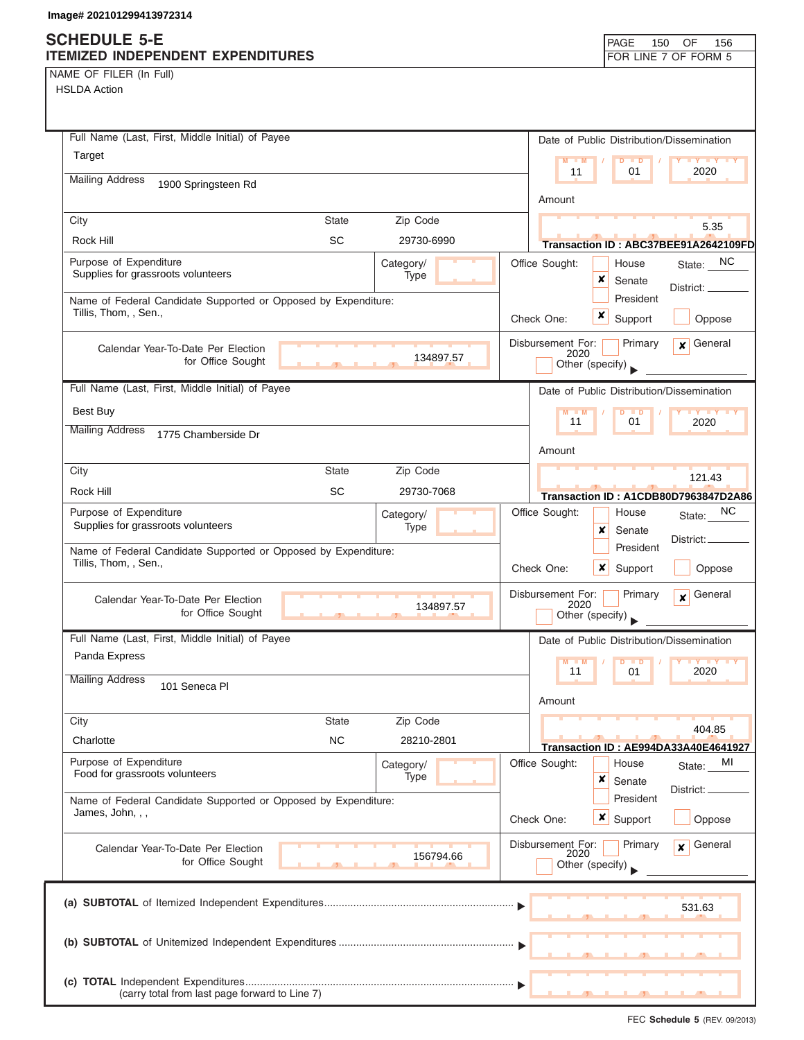Image# 202101299413972314

# SCHEDULE 5-E
## ITEMIZED INDEPENDENT EXPENDITURES

FOR LINE 7 OF FORM 5

**NAME OF FILER (In Full)**
HSLDA Action

---

**Full Name (Last, First, Middle Initial) of Payee:** Target
**Mailing Address:** 1900 Springsteen Rd
**City:** Rock Hill | **State:** SC | **Zip Code:** 29730-6990

**Date of Public Distribution/Dissemination:** 11 / 01 / 2020
**Amount:** 5.35
**Transaction ID :** ABC37BEE91A2642109FD

**Purpose of Expenditure:** Supplies for grassroots volunteers
**Category/Type:**

**Office Sought:** ☐ House ☒ Senate ☐ President — **State:** NC **District:**

**Name of Federal Candidate Supported or Opposed by Expenditure:** Tillis, Thom, , Sen.,
**Check One:** ☒ Support ☐ Oppose

**Calendar Year-To-Date Per Election for Office Sought:** 134897.57
**Disbursement For:** ☐ Primary ☒ General 2020 ☐ Other (specify)

---

**Full Name (Last, First, Middle Initial) of Payee:** Best Buy
**Mailing Address:** 1775 Chamberside Dr
**City:** Rock Hill | **State:** SC | **Zip Code:** 29730-7068

**Date of Public Distribution/Dissemination:** 11 / 01 / 2020
**Amount:** 121.43
**Transaction ID :** A1CDB80D7963847D2A86

**Purpose of Expenditure:** Supplies for grassroots volunteers
**Category/Type:**

**Office Sought:** ☐ House ☒ Senate ☐ President — **State:** NC **District:**

**Name of Federal Candidate Supported or Opposed by Expenditure:** Tillis, Thom, , Sen.,
**Check One:** ☒ Support ☐ Oppose

**Calendar Year-To-Date Per Election for Office Sought:** 134897.57
**Disbursement For:** ☐ Primary ☒ General 2020 ☐ Other (specify)

---

**Full Name (Last, First, Middle Initial) of Payee:** Panda Express
**Mailing Address:** 101 Seneca Pl
**City:** Charlotte | **State:** NC | **Zip Code:** 28210-2801

**Date of Public Distribution/Dissemination:** 11 / 01 / 2020
**Amount:** 404.85
**Transaction ID :** AE994DA33A40E4641927

**Purpose of Expenditure:** Food for grassroots volunteers
**Category/Type:**

**Office Sought:** ☐ House ☒ Senate ☐ President — **State:** MI **District:**

**Name of Federal Candidate Supported or Opposed by Expenditure:** James, John, , ,
**Check One:** ☒ Support ☐ Oppose

**Calendar Year-To-Date Per Election for Office Sought:** 156794.66
**Disbursement For:** ☐ Primary ☒ General 2020 ☐ Other (specify)

---

| | |
|---|---|
| **(a) SUBTOTAL** of Itemized Independent Expenditures | 531.63 |
| **(b) SUBTOTAL** of Unitemized Independent Expenditures | |
| **(c) TOTAL** Independent Expenditures (carry total from last page forward to Line 7) | |

FEC **Schedule 5** (REV. 09/2013)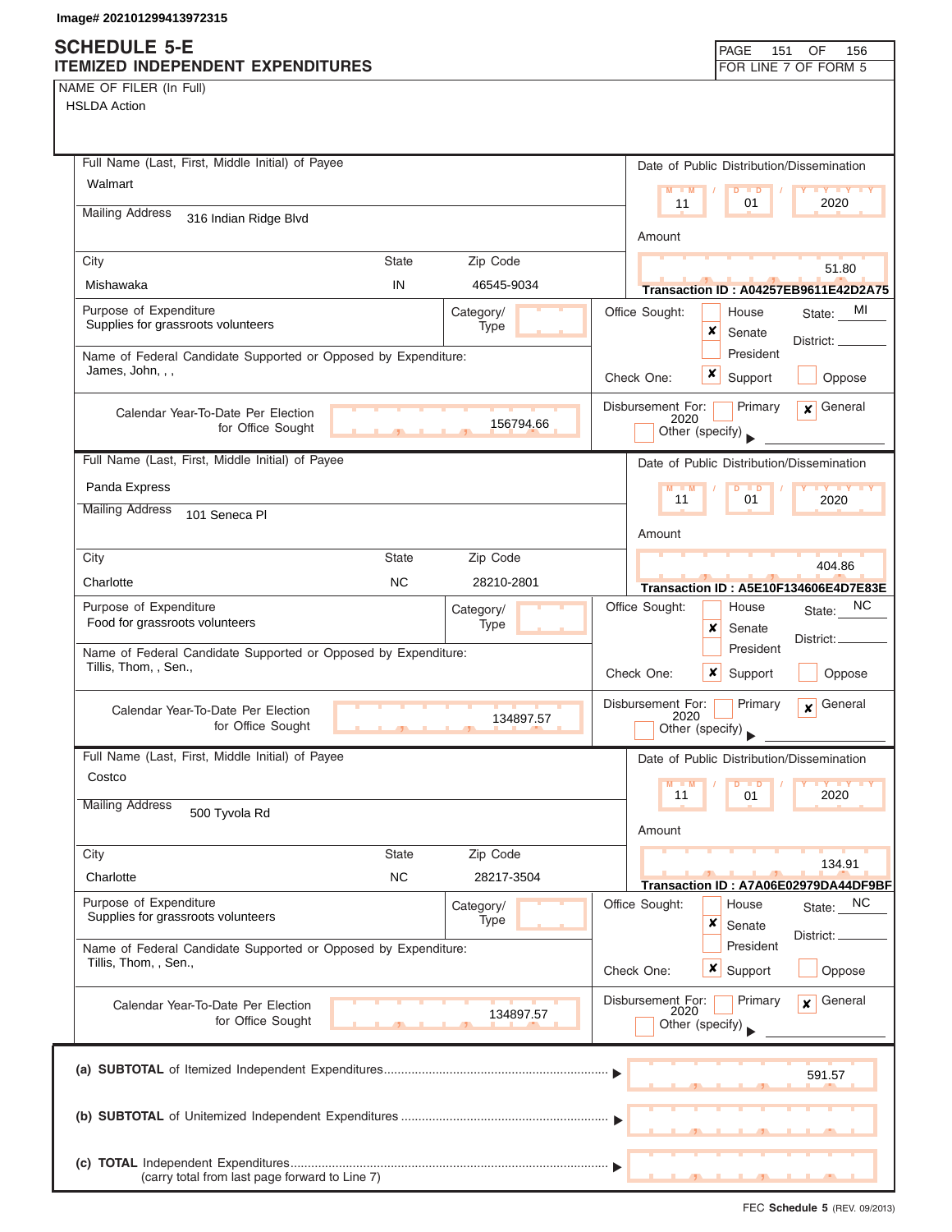Image# 202101299413972315

# SCHEDULE 5-E
## ITEMIZED INDEPENDENT EXPENDITURES

FOR LINE 7 OF FORM 5

NAME OF FILER (In Full)
HSLDA Action

---

**Full Name (Last, First, Middle Initial) of Payee:** Walmart

**Mailing Address:** 316 Indian Ridge Blvd

| City | State | Zip Code |
|---|---|---|
| Mishawaka | IN | 46545-9034 |

**Date of Public Distribution/Dissemination:** 11 / 01 / 2020

**Amount:** 51.80

**Transaction ID : A04257EB9611E42D2A75**

**Purpose of Expenditure:** Supplies for grassroots volunteers

**Category/Type:**

**Name of Federal Candidate Supported or Opposed by Expenditure:** James, John, , ,

**Office Sought:** [ ] House [x] Senate [ ] President — State: MI District:

**Check One:** [x] Support [ ] Oppose

**Calendar Year-To-Date Per Election for Office Sought:** 156794.66

**Disbursement For:** [ ] Primary [x] General 2020 [ ] Other (specify)

---

**Full Name (Last, First, Middle Initial) of Payee:** Panda Express

**Mailing Address:** 101 Seneca Pl

| City | State | Zip Code |
|---|---|---|
| Charlotte | NC | 28210-2801 |

**Date of Public Distribution/Dissemination:** 11 / 01 / 2020

**Amount:** 404.86

**Transaction ID : A5E10F134606E4D7E83E**

**Purpose of Expenditure:** Food for grassroots volunteers

**Category/Type:**

**Name of Federal Candidate Supported or Opposed by Expenditure:** Tillis, Thom, , Sen.,

**Office Sought:** [ ] House [x] Senate [ ] President — State: NC District:

**Check One:** [x] Support [ ] Oppose

**Calendar Year-To-Date Per Election for Office Sought:** 134897.57

**Disbursement For:** [ ] Primary [x] General 2020 [ ] Other (specify)

---

**Full Name (Last, First, Middle Initial) of Payee:** Costco

**Mailing Address:** 500 Tyvola Rd

| City | State | Zip Code |
|---|---|---|
| Charlotte | NC | 28217-3504 |

**Date of Public Distribution/Dissemination:** 11 / 01 / 2020

**Amount:** 134.91

**Transaction ID : A7A06E02979DA44DF9BF**

**Purpose of Expenditure:** Supplies for grassroots volunteers

**Category/Type:**

**Name of Federal Candidate Supported or Opposed by Expenditure:** Tillis, Thom, , Sen.,

**Office Sought:** [ ] House [x] Senate [ ] President — State: NC District:

**Check One:** [x] Support [ ] Oppose

**Calendar Year-To-Date Per Election for Office Sought:** 134897.57

**Disbursement For:** [ ] Primary [x] General 2020 [ ] Other (specify)

---

| | |
|---|---|
| **(a) SUBTOTAL** of Itemized Independent Expenditures | 591.57 |
| **(b) SUBTOTAL** of Unitemized Independent Expenditures | |
| **(c) TOTAL** Independent Expenditures (carry total from last page forward to Line 7) | |

FEC **Schedule 5** (REV. 09/2013)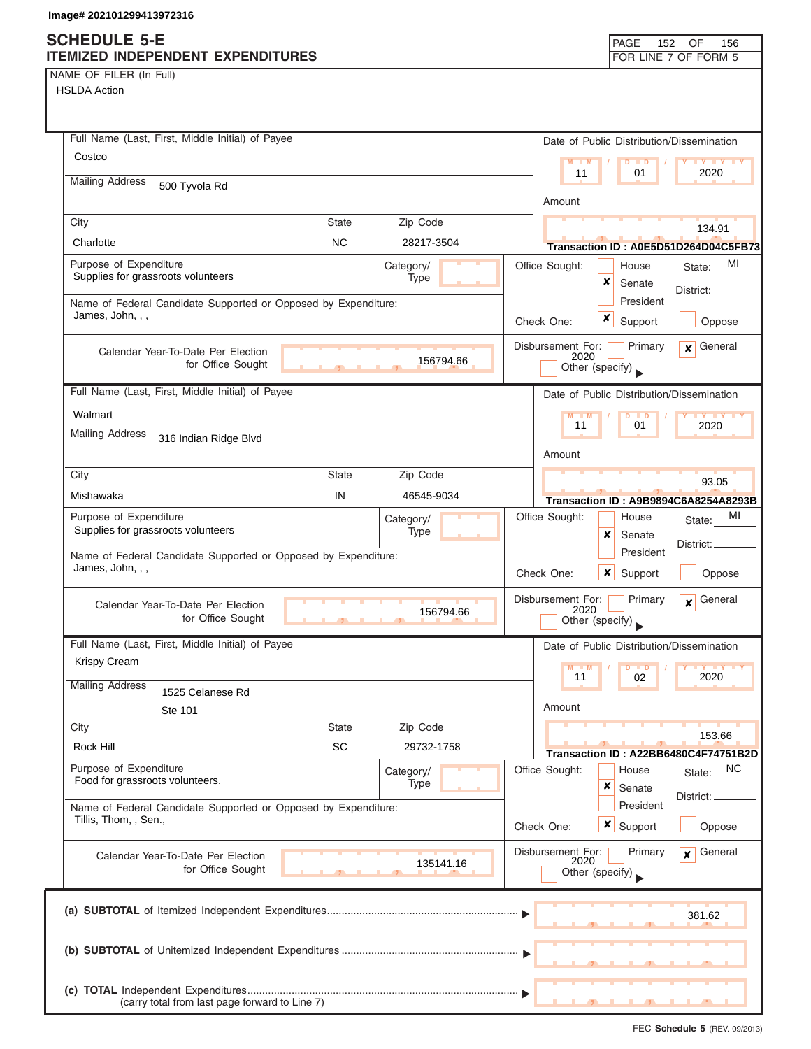Image# 202101299413972316

# SCHEDULE 5-E
## ITEMIZED INDEPENDENT EXPENDITURES

FOR LINE 7 OF FORM 5

NAME OF FILER (In Full)
HSLDA Action

---

**Full Name (Last, First, Middle Initial) of Payee:** Costco

**Mailing Address:** 500 Tyvola Rd

**City:** Charlotte **State:** NC **Zip Code:** 28217-3504

**Date of Public Distribution/Dissemination:** 11 / 01 / 2020

**Amount:** 134.91

**Transaction ID : A0E5D51D264D04C5FB73**

**Purpose of Expenditure:** Supplies for grassroots volunteers

**Category/Type:**

**Office Sought:** ☐ House ☒ Senate ☐ President **State:** MI **District:**

**Name of Federal Candidate Supported or Opposed by Expenditure:** James, John, , ,

**Check One:** ☒ Support ☐ Oppose

**Calendar Year-To-Date Per Election for Office Sought:** 156794.66

**Disbursement For:** ☐ Primary ☒ General 2020 ☐ Other (specify)

---

**Full Name (Last, First, Middle Initial) of Payee:** Walmart

**Mailing Address:** 316 Indian Ridge Blvd

**City:** Mishawaka **State:** IN **Zip Code:** 46545-9034

**Date of Public Distribution/Dissemination:** 11 / 01 / 2020

**Amount:** 93.05

**Transaction ID : A9B9894C6A8254A8293B**

**Purpose of Expenditure:** Supplies for grassroots volunteers

**Category/Type:**

**Office Sought:** ☐ House ☒ Senate ☐ President **State:** MI **District:**

**Name of Federal Candidate Supported or Opposed by Expenditure:** James, John, , ,

**Check One:** ☒ Support ☐ Oppose

**Calendar Year-To-Date Per Election for Office Sought:** 156794.66

**Disbursement For:** ☐ Primary ☒ General 2020 ☐ Other (specify)

---

**Full Name (Last, First, Middle Initial) of Payee:** Krispy Cream

**Mailing Address:** 1525 Celanese Rd, Ste 101

**City:** Rock Hill **State:** SC **Zip Code:** 29732-1758

**Date of Public Distribution/Dissemination:** 11 / 02 / 2020

**Amount:** 153.66

**Transaction ID : A22BB6480C4F74751B2D**

**Purpose of Expenditure:** Food for grassroots volunteers.

**Category/Type:**

**Office Sought:** ☐ House ☒ Senate ☐ President **State:** NC **District:**

**Name of Federal Candidate Supported or Opposed by Expenditure:** Tillis, Thom, , Sen.,

**Check One:** ☒ Support ☐ Oppose

**Calendar Year-To-Date Per Election for Office Sought:** 135141.16

**Disbursement For:** ☐ Primary ☒ General 2020 ☐ Other (specify)

---

| | |
|---|---|
| **(a) SUBTOTAL** of Itemized Independent Expenditures | 381.62 |
| **(b) SUBTOTAL** of Unitemized Independent Expenditures | |
| **(c) TOTAL** Independent Expenditures (carry total from last page forward to Line 7) | |

FEC **Schedule 5** (REV. 09/2013)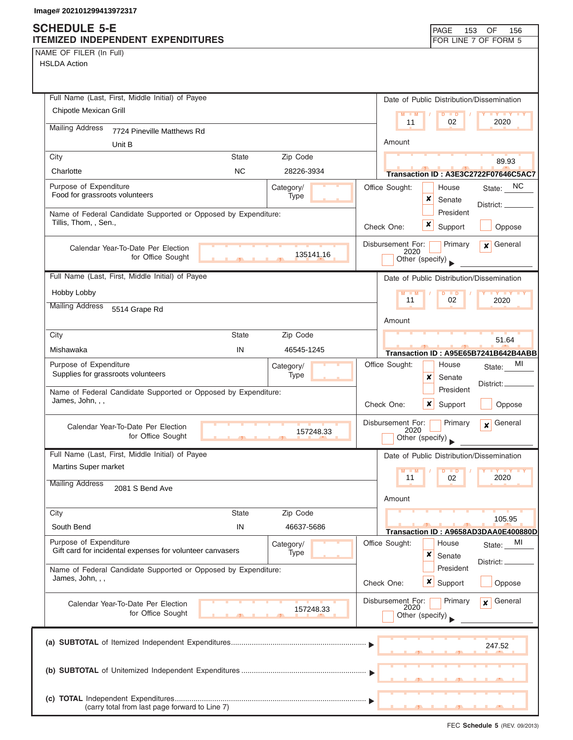Image# 202101299413972317

# SCHEDULE 5-E
## ITEMIZED INDEPENDENT EXPENDITURES

PAGE 153 OF 156
FOR LINE 7 OF FORM 5

NAME OF FILER (In Full)
HSLDA Action

---

**Full Name (Last, First, Middle Initial) of Payee:** Chipotle Mexican Grill

**Mailing Address:** 7724 Pineville Matthews Rd, Unit B

| City | State | Zip Code |
|---|---|---|
| Charlotte | NC | 28226-3934 |

**Date of Public Distribution/Dissemination:** 11 / 02 / 2020

**Amount:** 89.93

**Transaction ID : A3E3C2722F07646C5AC7**

**Purpose of Expenditure:** Food for grassroots volunteers

**Category/Type:**

**Office Sought:** ☐ House ☒ Senate ☐ President — State: NC District:

**Name of Federal Candidate Supported or Opposed by Expenditure:** Tillis, Thom, , Sen.,

**Check One:** ☒ Support ☐ Oppose

**Calendar Year-To-Date Per Election for Office Sought:** 135141.16

**Disbursement For:** ☐ Primary ☒ General 2020 ☐ Other (specify)

---

**Full Name (Last, First, Middle Initial) of Payee:** Hobby Lobby

**Mailing Address:** 5514 Grape Rd

| City | State | Zip Code |
|---|---|---|
| Mishawaka | IN | 46545-1245 |

**Date of Public Distribution/Dissemination:** 11 / 02 / 2020

**Amount:** 51.64

**Transaction ID : A95E65B7241B642B4ABB**

**Purpose of Expenditure:** Supplies for grassroots volunteers

**Category/Type:**

**Office Sought:** ☐ House ☒ Senate ☐ President — State: MI District:

**Name of Federal Candidate Supported or Opposed by Expenditure:** James, John, , ,

**Check One:** ☒ Support ☐ Oppose

**Calendar Year-To-Date Per Election for Office Sought:** 157248.33

**Disbursement For:** ☐ Primary ☒ General 2020 ☐ Other (specify)

---

**Full Name (Last, First, Middle Initial) of Payee:** Martins Super market

**Mailing Address:** 2081 S Bend Ave

| City | State | Zip Code |
|---|---|---|
| South Bend | IN | 46637-5686 |

**Date of Public Distribution/Dissemination:** 11 / 02 / 2020

**Amount:** 105.95

**Transaction ID : A9658AD3DAA0E400880D**

**Purpose of Expenditure:** Gift card for incidental expenses for volunteer canvasers

**Category/Type:**

**Office Sought:** ☐ House ☒ Senate ☐ President — State: MI District:

**Name of Federal Candidate Supported or Opposed by Expenditure:** James, John, , ,

**Check One:** ☒ Support ☐ Oppose

**Calendar Year-To-Date Per Election for Office Sought:** 157248.33

**Disbursement For:** ☐ Primary ☒ General 2020 ☐ Other (specify)

---

(a) **SUBTOTAL** of Itemized Independent Expenditures ▶ 247.52

(b) **SUBTOTAL** of Unitemized Independent Expenditures ▶

(c) **TOTAL** Independent Expenditures ▶
(carry total from last page forward to Line 7)

FEC **Schedule 5** (REV. 09/2013)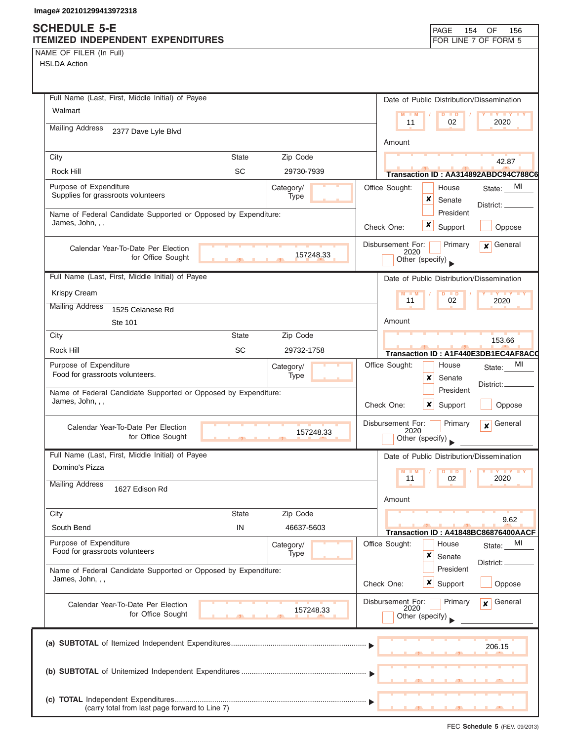Image# 202101299413972318

# SCHEDULE 5-E
## ITEMIZED INDEPENDENT EXPENDITURES

FOR LINE 7 OF FORM 5

NAME OF FILER (In Full)
HSLDA Action

---

**Full Name (Last, First, Middle Initial) of Payee:** Walmart

**Mailing Address:** 2377 Dave Lyle Blvd

| City | State | Zip Code |
|---|---|---|
| Rock Hill | SC | 29730-7939 |

**Date of Public Distribution/Dissemination:** 11 / 02 / 2020

**Amount:** 42.87

**Transaction ID : AA314892ABDC94C788C6**

**Purpose of Expenditure:** Supplies for grassroots volunteers

**Category/Type:**

**Name of Federal Candidate Supported or Opposed by Expenditure:** James, John, , ,

**Office Sought:** [ ] House [x] Senate [ ] President — State: MI — District:

**Check One:** [x] Support [ ] Oppose

**Calendar Year-To-Date Per Election for Office Sought:** 157248.33

**Disbursement For:** [ ] Primary [x] General 2020 [ ] Other (specify)

---

**Full Name (Last, First, Middle Initial) of Payee:** Krispy Cream

**Mailing Address:** 1525 Celanese Rd
Ste 101

| City | State | Zip Code |
|---|---|---|
| Rock Hill | SC | 29732-1758 |

**Date of Public Distribution/Dissemination:** 11 / 02 / 2020

**Amount:** 153.66

**Transaction ID : A1F440E3DB1EC4AF8ACC**

**Purpose of Expenditure:** Food for grassroots volunteers.

**Category/Type:**

**Name of Federal Candidate Supported or Opposed by Expenditure:** James, John, , ,

**Office Sought:** [ ] House [x] Senate [ ] President — State: MI — District:

**Check One:** [x] Support [ ] Oppose

**Calendar Year-To-Date Per Election for Office Sought:** 157248.33

**Disbursement For:** [ ] Primary [x] General 2020 [ ] Other (specify)

---

**Full Name (Last, First, Middle Initial) of Payee:** Domino's Pizza

**Mailing Address:** 1627 Edison Rd

| City | State | Zip Code |
|---|---|---|
| South Bend | IN | 46637-5603 |

**Date of Public Distribution/Dissemination:** 11 / 02 / 2020

**Amount:** 9.62

**Transaction ID : A41848BC86876400AACF**

**Purpose of Expenditure:** Food for grassroots volunteers

**Category/Type:**

**Name of Federal Candidate Supported or Opposed by Expenditure:** James, John, , ,

**Office Sought:** [ ] House [x] Senate [ ] President — State: MI — District:

**Check One:** [x] Support [ ] Oppose

**Calendar Year-To-Date Per Election for Office Sought:** 157248.33

**Disbursement For:** [ ] Primary [x] General 2020 [ ] Other (specify)

---

| | |
|---|---|
| (a) **SUBTOTAL** of Itemized Independent Expenditures | 206.15 |
| (b) **SUBTOTAL** of Unitemized Independent Expenditures | |
| (c) **TOTAL** Independent Expenditures (carry total from last page forward to Line 7) | |

FEC Schedule 5 (REV. 09/2013)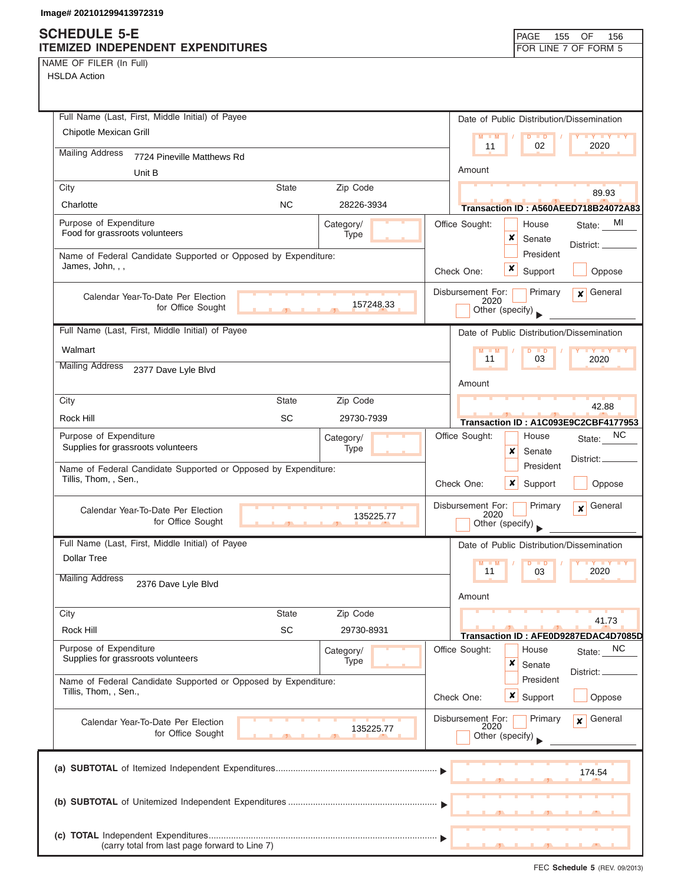Image# 202101299413972319

# SCHEDULE 5-E
## ITEMIZED INDEPENDENT EXPENDITURES

FOR LINE 7 OF FORM 5

NAME OF FILER (In Full)
HSLDA Action

---

**Full Name (Last, First, Middle Initial) of Payee:** Chipotle Mexican Grill

**Mailing Address:** 7724 Pineville Matthews Rd, Unit B

**City:** Charlotte | **State:** NC | **Zip Code:** 28226-3934

**Date of Public Distribution/Dissemination:** 11 / 02 / 2020

**Amount:** 89.93

**Transaction ID : A560AEED718B24072A83**

**Purpose of Expenditure:** Food for grassroots volunteers

**Category/Type:**

**Name of Federal Candidate Supported or Opposed by Expenditure:** James, John, , ,

**Office Sought:** Senate (X) | **State:** MI | **District:**

**Check One:** Support (X)

**Calendar Year-To-Date Per Election for Office Sought:** 157248.33

**Disbursement For:** General (X) 2020 | Other (specify):

---

**Full Name (Last, First, Middle Initial) of Payee:** Walmart

**Mailing Address:** 2377 Dave Lyle Blvd

**City:** Rock Hill | **State:** SC | **Zip Code:** 29730-7939

**Date of Public Distribution/Dissemination:** 11 / 03 / 2020

**Amount:** 42.88

**Transaction ID : A1C093E9C2CBF4177953**

**Purpose of Expenditure:** Supplies for grassroots volunteers

**Category/Type:**

**Name of Federal Candidate Supported or Opposed by Expenditure:** Tillis, Thom, , Sen.,

**Office Sought:** Senate (X) | **State:** NC | **District:**

**Check One:** Support (X)

**Calendar Year-To-Date Per Election for Office Sought:** 135225.77

**Disbursement For:** General (X) 2020 | Other (specify):

---

**Full Name (Last, First, Middle Initial) of Payee:** Dollar Tree

**Mailing Address:** 2376 Dave Lyle Blvd

**City:** Rock Hill | **State:** SC | **Zip Code:** 29730-8931

**Date of Public Distribution/Dissemination:** 11 / 03 / 2020

**Amount:** 41.73

**Transaction ID : AFE0D9287EDAC4D7085D**

**Purpose of Expenditure:** Supplies for grassroots volunteers

**Category/Type:**

**Name of Federal Candidate Supported or Opposed by Expenditure:** Tillis, Thom, , Sen.,

**Office Sought:** Senate (X) | **State:** NC | **District:**

**Check One:** Support (X)

**Calendar Year-To-Date Per Election for Office Sought:** 135225.77

**Disbursement For:** General (X) 2020 | Other (specify):

---

| | |
|---|---|
| (a) **SUBTOTAL** of Itemized Independent Expenditures | 174.54 |
| (b) **SUBTOTAL** of Unitemized Independent Expenditures | |
| (c) **TOTAL** Independent Expenditures (carry total from last page forward to Line 7) | |

FEC **Schedule 5** (REV. 09/2013)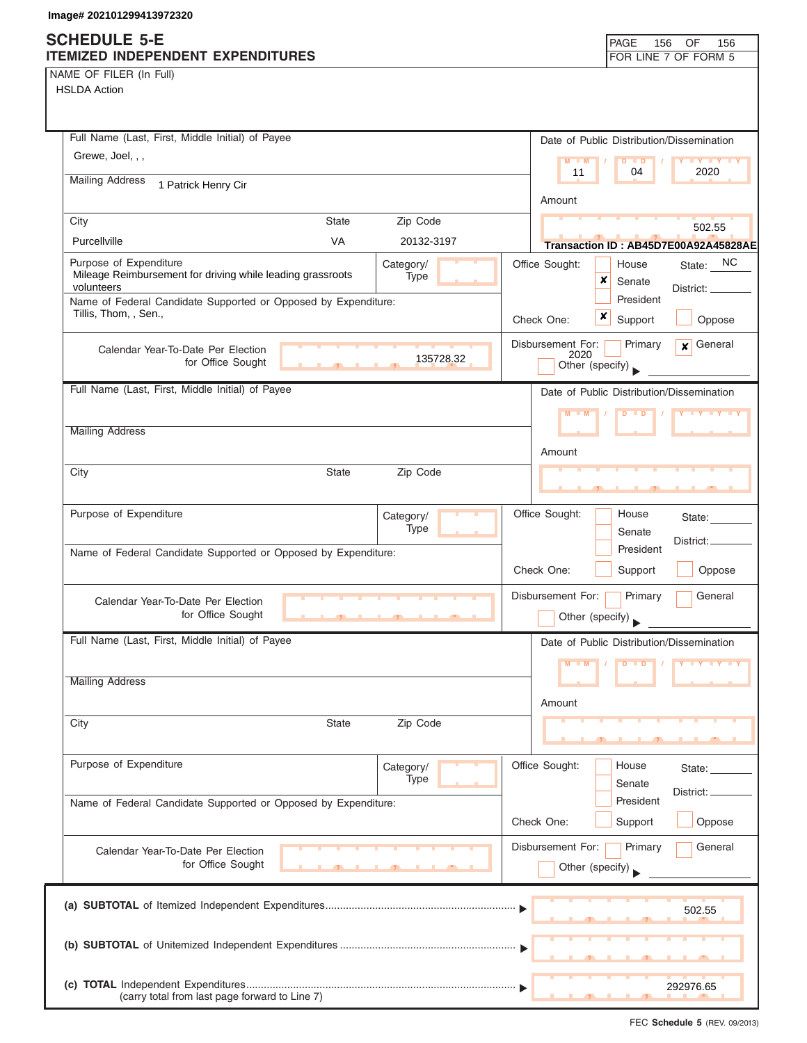Image# 202101299413972320

# SCHEDULE 5-E
## ITEMIZED INDEPENDENT EXPENDITURES

FOR LINE 7 OF FORM 5

**NAME OF FILER (In Full)**
HSLDA Action

---

**Full Name (Last, First, Middle Initial) of Payee:** Grewe, Joel, , ,

**Mailing Address:** 1 Patrick Henry Cir

| City | State | Zip Code |
|---|---|---|
| Purcellville | VA | 20132-3197 |

**Date of Public Distribution/Dissemination:** 11 / 04 / 2020

**Amount:** 502.55

Transaction ID : AB45D7E00A92A45828AE

**Purpose of Expenditure:** Mileage Reimbursement for driving while leading grassroots volunteers

**Category/Type:**

**Name of Federal Candidate Supported or Opposed by Expenditure:** Tillis, Thom, , Sen.,

**Office Sought:** [ ] House [x] Senate [ ] President — State: NC District:

**Check One:** [x] Support [ ] Oppose

**Disbursement For:** [ ] Primary [x] General 2020 [ ] Other (specify)

**Calendar Year-To-Date Per Election for Office Sought:** 135728.32

---

**Full Name (Last, First, Middle Initial) of Payee:**

**Mailing Address:**

| City | State | Zip Code |
|---|---|---|
| | | |

**Date of Public Distribution/Dissemination:**

**Amount:**

**Purpose of Expenditure:**

**Category/Type:**

**Name of Federal Candidate Supported or Opposed by Expenditure:**

**Office Sought:** [ ] House [ ] Senate [ ] President — State: District:

**Check One:** [ ] Support [ ] Oppose

**Disbursement For:** [ ] Primary [ ] General [ ] Other (specify)

**Calendar Year-To-Date Per Election for Office Sought:**

---

**Full Name (Last, First, Middle Initial) of Payee:**

**Mailing Address:**

| City | State | Zip Code |
|---|---|---|
| | | |

**Date of Public Distribution/Dissemination:**

**Amount:**

**Purpose of Expenditure:**

**Category/Type:**

**Name of Federal Candidate Supported or Opposed by Expenditure:**

**Office Sought:** [ ] House [ ] Senate [ ] President — State: District:

**Check One:** [ ] Support [ ] Oppose

**Disbursement For:** [ ] Primary [ ] General [ ] Other (specify)

**Calendar Year-To-Date Per Election for Office Sought:**

---

| | |
|---|---|
| (a) **SUBTOTAL** of Itemized Independent Expenditures | 502.55 |
| (b) **SUBTOTAL** of Unitemized Independent Expenditures | |
| (c) **TOTAL** Independent Expenditures (carry total from last page forward to Line 7) | 292976.65 |

FEC **Schedule 5** (REV. 09/2013)